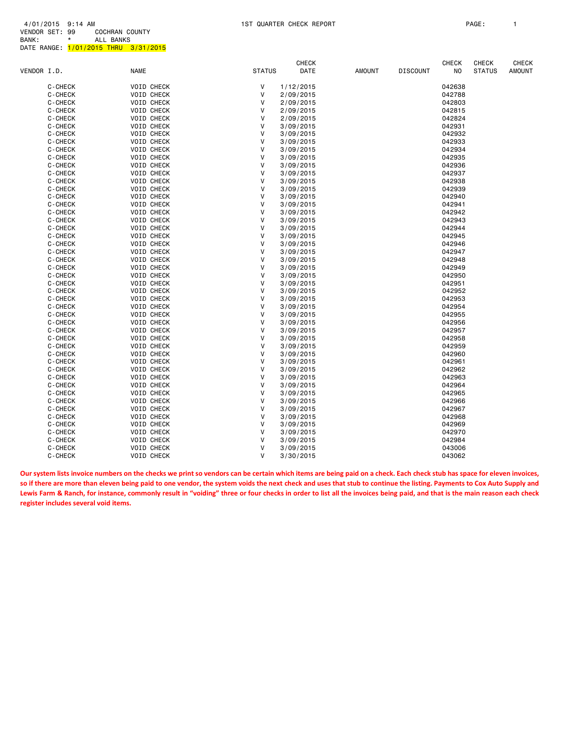4/01/2015 9:14 AM 1ST QUARTER CHECK REPORT PAGE: 1

VENDOR SET: 99 COCHRAN COUNTY

BANK: * ALL BANKS

DATE RANGE: 1/01/2015 THRU 3/31/2015

| VENDOR I.D. | NAME | STATUS | CHECK DATE | AMOUNT | DISCOUNT | CHECK NO | CHECK STATUS | CHECK AMOUNT |
|---|---|---|---|---|---|---|---|---|
| C-CHECK | VOID CHECK | V | 1/12/2015 | | | 042638 | | |
| C-CHECK | VOID CHECK | V | 2/09/2015 | | | 042788 | | |
| C-CHECK | VOID CHECK | V | 2/09/2015 | | | 042803 | | |
| C-CHECK | VOID CHECK | V | 2/09/2015 | | | 042815 | | |
| C-CHECK | VOID CHECK | V | 2/09/2015 | | | 042824 | | |
| C-CHECK | VOID CHECK | V | 3/09/2015 | | | 042931 | | |
| C-CHECK | VOID CHECK | V | 3/09/2015 | | | 042932 | | |
| C-CHECK | VOID CHECK | V | 3/09/2015 | | | 042933 | | |
| C-CHECK | VOID CHECK | V | 3/09/2015 | | | 042934 | | |
| C-CHECK | VOID CHECK | V | 3/09/2015 | | | 042935 | | |
| C-CHECK | VOID CHECK | V | 3/09/2015 | | | 042936 | | |
| C-CHECK | VOID CHECK | V | 3/09/2015 | | | 042937 | | |
| C-CHECK | VOID CHECK | V | 3/09/2015 | | | 042938 | | |
| C-CHECK | VOID CHECK | V | 3/09/2015 | | | 042939 | | |
| C-CHECK | VOID CHECK | V | 3/09/2015 | | | 042940 | | |
| C-CHECK | VOID CHECK | V | 3/09/2015 | | | 042941 | | |
| C-CHECK | VOID CHECK | V | 3/09/2015 | | | 042942 | | |
| C-CHECK | VOID CHECK | V | 3/09/2015 | | | 042943 | | |
| C-CHECK | VOID CHECK | V | 3/09/2015 | | | 042944 | | |
| C-CHECK | VOID CHECK | V | 3/09/2015 | | | 042945 | | |
| C-CHECK | VOID CHECK | V | 3/09/2015 | | | 042946 | | |
| C-CHECK | VOID CHECK | V | 3/09/2015 | | | 042947 | | |
| C-CHECK | VOID CHECK | V | 3/09/2015 | | | 042948 | | |
| C-CHECK | VOID CHECK | V | 3/09/2015 | | | 042949 | | |
| C-CHECK | VOID CHECK | V | 3/09/2015 | | | 042950 | | |
| C-CHECK | VOID CHECK | V | 3/09/2015 | | | 042951 | | |
| C-CHECK | VOID CHECK | V | 3/09/2015 | | | 042952 | | |
| C-CHECK | VOID CHECK | V | 3/09/2015 | | | 042953 | | |
| C-CHECK | VOID CHECK | V | 3/09/2015 | | | 042954 | | |
| C-CHECK | VOID CHECK | V | 3/09/2015 | | | 042955 | | |
| C-CHECK | VOID CHECK | V | 3/09/2015 | | | 042956 | | |
| C-CHECK | VOID CHECK | V | 3/09/2015 | | | 042957 | | |
| C-CHECK | VOID CHECK | V | 3/09/2015 | | | 042958 | | |
| C-CHECK | VOID CHECK | V | 3/09/2015 | | | 042959 | | |
| C-CHECK | VOID CHECK | V | 3/09/2015 | | | 042960 | | |
| C-CHECK | VOID CHECK | V | 3/09/2015 | | | 042961 | | |
| C-CHECK | VOID CHECK | V | 3/09/2015 | | | 042962 | | |
| C-CHECK | VOID CHECK | V | 3/09/2015 | | | 042963 | | |
| C-CHECK | VOID CHECK | V | 3/09/2015 | | | 042964 | | |
| C-CHECK | VOID CHECK | V | 3/09/2015 | | | 042965 | | |
| C-CHECK | VOID CHECK | V | 3/09/2015 | | | 042966 | | |
| C-CHECK | VOID CHECK | V | 3/09/2015 | | | 042967 | | |
| C-CHECK | VOID CHECK | V | 3/09/2015 | | | 042968 | | |
| C-CHECK | VOID CHECK | V | 3/09/2015 | | | 042969 | | |
| C-CHECK | VOID CHECK | V | 3/09/2015 | | | 042970 | | |
| C-CHECK | VOID CHECK | V | 3/09/2015 | | | 042984 | | |
| C-CHECK | VOID CHECK | V | 3/09/2015 | | | 043006 | | |
| C-CHECK | VOID CHECK | V | 3/30/2015 | | | 043062 | | |

**Our system lists invoice numbers on the checks we print so vendors can be certain which items are being paid on a check. Each check stub has space for eleven invoices, so if there are more than eleven being paid to one vendor, the system voids the next check and uses that stub to continue the listing. Payments to Cox Auto Supply and Lewis Farm & Ranch, for instance, commonly result in "voiding" three or four checks in order to list all the invoices being paid, and that is the main reason each check register includes several void items.**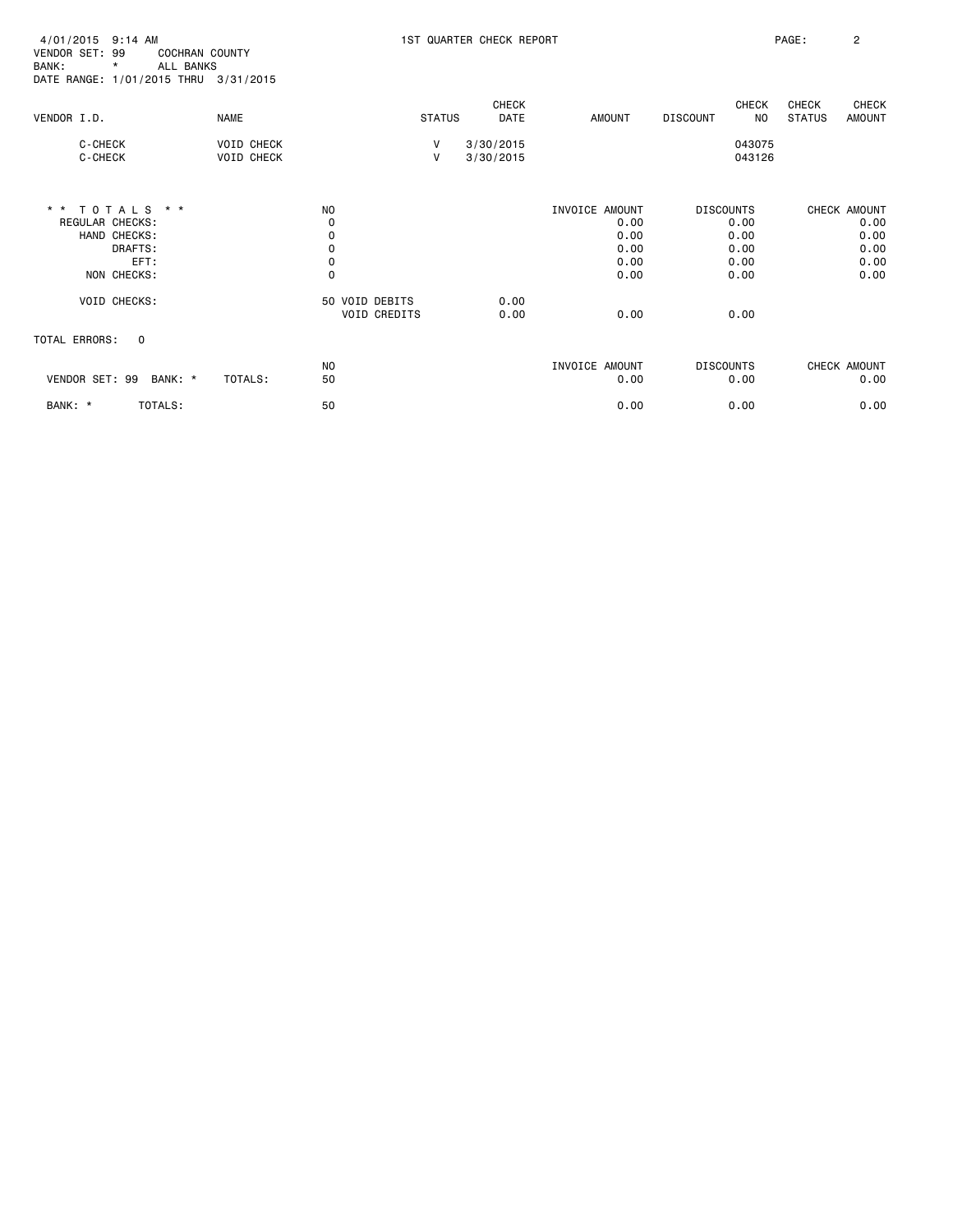4/01/2015 9:14 AM  1ST QUARTER CHECK REPORT
VENDOR SET: 99  COCHRAN COUNTY
BANK: *  ALL BANKS
DATE RANGE: 1/01/2015 THRU 3/31/2015

| VENDOR I.D. | NAME | STATUS | CHECK DATE | AMOUNT | DISCOUNT | CHECK NO | CHECK STATUS | CHECK AMOUNT |
|---|---|---|---|---|---|---|---|---|
| C-CHECK | VOID CHECK | V | 3/30/2015 | | | 043075 | | |
| C-CHECK | VOID CHECK | V | 3/30/2015 | | | 043126 | | |

| * * TOTALS * * | NO | | | INVOICE AMOUNT | DISCOUNTS | CHECK AMOUNT |
|---|---|---|---|---|---|---|
| REGULAR CHECKS: | 0 | | | 0.00 | 0.00 | 0.00 |
| HAND CHECKS: | 0 | | | 0.00 | 0.00 | 0.00 |
| DRAFTS: | 0 | | | 0.00 | 0.00 | 0.00 |
| EFT: | 0 | | | 0.00 | 0.00 | 0.00 |
| NON CHECKS: | 0 | | | 0.00 | 0.00 | 0.00 |
| VOID CHECKS: | 50 | VOID DEBITS | 0.00 | | | |
| | | VOID CREDITS | 0.00 | 0.00 | 0.00 | |

TOTAL ERRORS: 0

| | | NO | INVOICE AMOUNT | DISCOUNTS | CHECK AMOUNT |
|---|---|---|---|---|---|
| VENDOR SET: 99 BANK: * | TOTALS: | 50 | 0.00 | 0.00 | 0.00 |
| BANK: * | TOTALS: | 50 | 0.00 | 0.00 | 0.00 |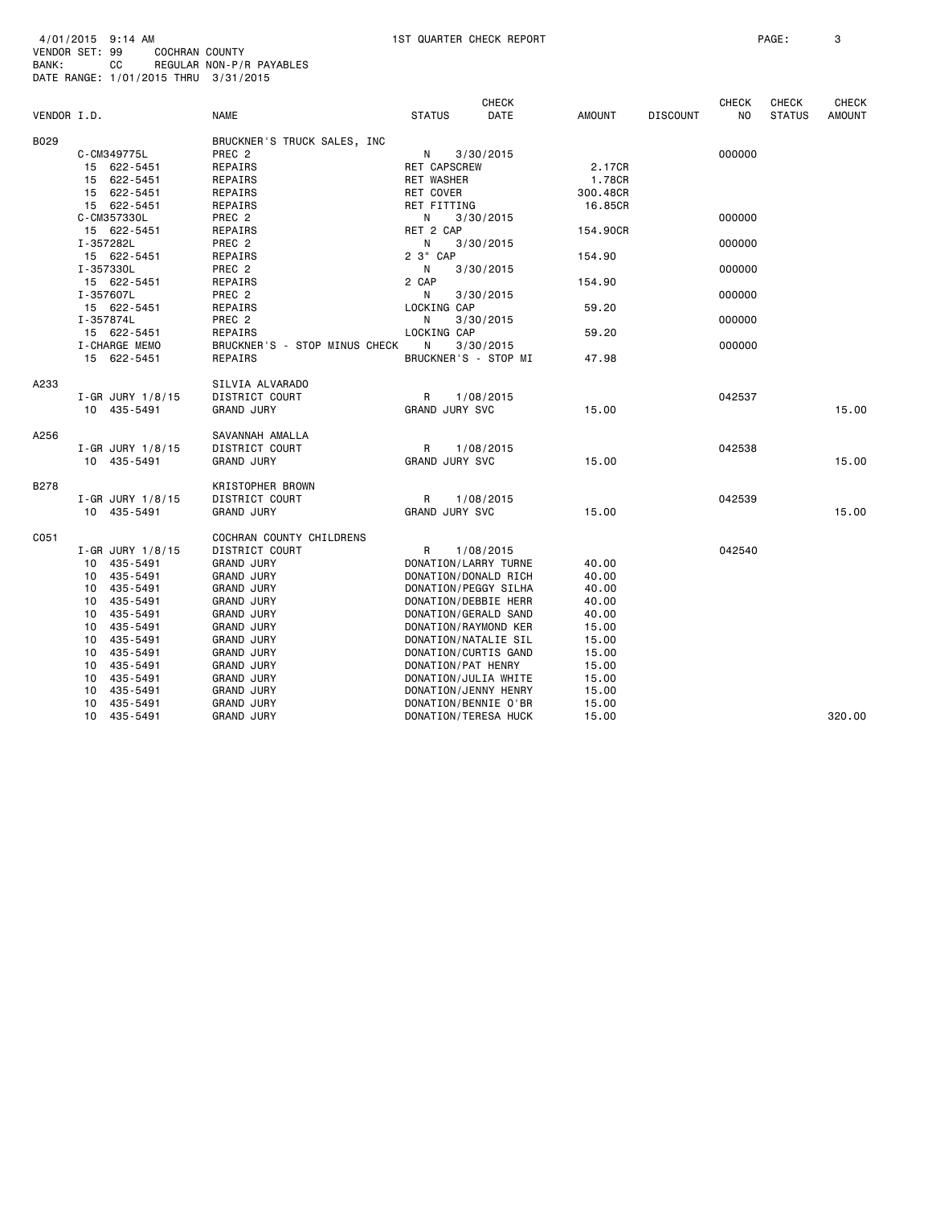4/01/2015 9:14 AM — 1ST QUARTER CHECK REPORT
VENDOR SET: 99 COCHRAN COUNTY
BANK: CC REGULAR NON-P/R PAYABLES
DATE RANGE: 1/01/2015 THRU 3/31/2015

| VENDOR I.D. | | NAME | STATUS | CHECK DATE | AMOUNT | DISCOUNT | CHECK NO | CHECK STATUS | CHECK AMOUNT |
|---|---|---|---|---|---|---|---|---|---|
| B029 | | BRUCKNER'S TRUCK SALES, INC | | | | | | | |
| | C-CM349775L | PREC 2 | N | 3/30/2015 | | | 000000 | | |
| | 15 622-5451 | REPAIRS | RET CAPSCREW | | 2.17CR | | | | |
| | 15 622-5451 | REPAIRS | RET WASHER | | 1.78CR | | | | |
| | 15 622-5451 | REPAIRS | RET COVER | | 300.48CR | | | | |
| | 15 622-5451 | REPAIRS | RET FITTING | | 16.85CR | | | | |
| | C-CM357330L | PREC 2 | N | 3/30/2015 | | | 000000 | | |
| | 15 622-5451 | REPAIRS | RET 2 CAP | | 154.90CR | | | | |
| | I-357282L | PREC 2 | N | 3/30/2015 | | | 000000 | | |
| | 15 622-5451 | REPAIRS | 2 3" CAP | | 154.90 | | | | |
| | I-357330L | PREC 2 | N | 3/30/2015 | | | 000000 | | |
| | 15 622-5451 | REPAIRS | 2 CAP | | 154.90 | | | | |
| | I-357607L | PREC 2 | N | 3/30/2015 | | | 000000 | | |
| | 15 622-5451 | REPAIRS | LOCKING CAP | | 59.20 | | | | |
| | I-357874L | PREC 2 | N | 3/30/2015 | | | 000000 | | |
| | 15 622-5451 | REPAIRS | LOCKING CAP | | 59.20 | | | | |
| | I-CHARGE MEMO | BRUCKNER'S - STOP MINUS CHECK | N | 3/30/2015 | | | 000000 | | |
| | 15 622-5451 | REPAIRS | BRUCKNER'S - STOP MI | | 47.98 | | | | |
| A233 | | SILVIA ALVARADO | | | | | | | |
| | I-GR JURY 1/8/15 | DISTRICT COURT | R | 1/08/2015 | | | 042537 | | |
| | 10 435-5491 | GRAND JURY | GRAND JURY SVC | | 15.00 | | | | 15.00 |
| A256 | | SAVANNAH AMALLA | | | | | | | |
| | I-GR JURY 1/8/15 | DISTRICT COURT | R | 1/08/2015 | | | 042538 | | |
| | 10 435-5491 | GRAND JURY | GRAND JURY SVC | | 15.00 | | | | 15.00 |
| B278 | | KRISTOPHER BROWN | | | | | | | |
| | I-GR JURY 1/8/15 | DISTRICT COURT | R | 1/08/2015 | | | 042539 | | |
| | 10 435-5491 | GRAND JURY | GRAND JURY SVC | | 15.00 | | | | 15.00 |
| C051 | | COCHRAN COUNTY CHILDRENS | | | | | | | |
| | I-GR JURY 1/8/15 | DISTRICT COURT | R | 1/08/2015 | | | 042540 | | |
| | 10 435-5491 | GRAND JURY | DONATION/LARRY TURNE | | 40.00 | | | | |
| | 10 435-5491 | GRAND JURY | DONATION/DONALD RICH | | 40.00 | | | | |
| | 10 435-5491 | GRAND JURY | DONATION/PEGGY SILHA | | 40.00 | | | | |
| | 10 435-5491 | GRAND JURY | DONATION/DEBBIE HERR | | 40.00 | | | | |
| | 10 435-5491 | GRAND JURY | DONATION/GERALD SAND | | 40.00 | | | | |
| | 10 435-5491 | GRAND JURY | DONATION/RAYMOND KER | | 15.00 | | | | |
| | 10 435-5491 | GRAND JURY | DONATION/NATALIE SIL | | 15.00 | | | | |
| | 10 435-5491 | GRAND JURY | DONATION/CURTIS GAND | | 15.00 | | | | |
| | 10 435-5491 | GRAND JURY | DONATION/PAT HENRY | | 15.00 | | | | |
| | 10 435-5491 | GRAND JURY | DONATION/JULIA WHITE | | 15.00 | | | | |
| | 10 435-5491 | GRAND JURY | DONATION/JENNY HENRY | | 15.00 | | | | |
| | 10 435-5491 | GRAND JURY | DONATION/BENNIE O'BR | | 15.00 | | | | |
| | 10 435-5491 | GRAND JURY | DONATION/TERESA HUCK | | 15.00 | | | | 320.00 |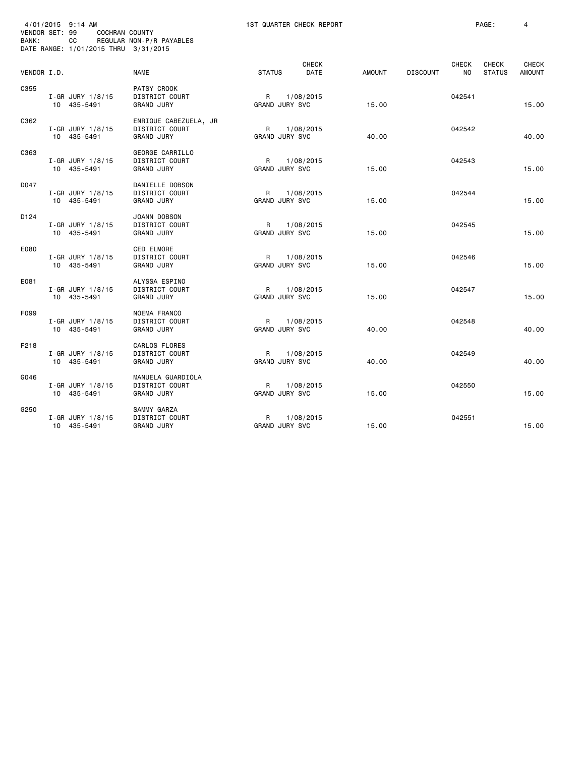4/01/2015 9:14 AM 1ST QUARTER CHECK REPORT
VENDOR SET: 99 COCHRAN COUNTY
BANK: CC REGULAR NON-P/R PAYABLES
DATE RANGE: 1/01/2015 THRU 3/31/2015

| VENDOR I.D. | NAME | STATUS | CHECK DATE | AMOUNT | DISCOUNT | CHECK NO | CHECK STATUS | CHECK AMOUNT |
|---|---|---|---|---|---|---|---|---|
| C355 | PATSY CROOK | | | | | | | |
| I-GR JURY 1/8/15 | DISTRICT COURT | R | 1/08/2015 | | | 042541 | | 15.00 |
| 10 435-5491 | GRAND JURY | GRAND JURY SVC | | 15.00 | | | | |
| C362 | ENRIQUE CABEZUELA, JR | | | | | | | |
| I-GR JURY 1/8/15 | DISTRICT COURT | R | 1/08/2015 | | | 042542 | | 40.00 |
| 10 435-5491 | GRAND JURY | GRAND JURY SVC | | 40.00 | | | | |
| C363 | GEORGE CARRILLO | | | | | | | |
| I-GR JURY 1/8/15 | DISTRICT COURT | R | 1/08/2015 | | | 042543 | | 15.00 |
| 10 435-5491 | GRAND JURY | GRAND JURY SVC | | 15.00 | | | | |
| D047 | DANIELLE DOBSON | | | | | | | |
| I-GR JURY 1/8/15 | DISTRICT COURT | R | 1/08/2015 | | | 042544 | | 15.00 |
| 10 435-5491 | GRAND JURY | GRAND JURY SVC | | 15.00 | | | | |
| D124 | JOANN DOBSON | | | | | | | |
| I-GR JURY 1/8/15 | DISTRICT COURT | R | 1/08/2015 | | | 042545 | | 15.00 |
| 10 435-5491 | GRAND JURY | GRAND JURY SVC | | 15.00 | | | | |
| E080 | CED ELMORE | | | | | | | |
| I-GR JURY 1/8/15 | DISTRICT COURT | R | 1/08/2015 | | | 042546 | | 15.00 |
| 10 435-5491 | GRAND JURY | GRAND JURY SVC | | 15.00 | | | | |
| E081 | ALYSSA ESPINO | | | | | | | |
| I-GR JURY 1/8/15 | DISTRICT COURT | R | 1/08/2015 | | | 042547 | | 15.00 |
| 10 435-5491 | GRAND JURY | GRAND JURY SVC | | 15.00 | | | | |
| F099 | NOEMA FRANCO | | | | | | | |
| I-GR JURY 1/8/15 | DISTRICT COURT | R | 1/08/2015 | | | 042548 | | 40.00 |
| 10 435-5491 | GRAND JURY | GRAND JURY SVC | | 40.00 | | | | |
| F218 | CARLOS FLORES | | | | | | | |
| I-GR JURY 1/8/15 | DISTRICT COURT | R | 1/08/2015 | | | 042549 | | 40.00 |
| 10 435-5491 | GRAND JURY | GRAND JURY SVC | | 40.00 | | | | |
| G046 | MANUELA GUARDIOLA | | | | | | | |
| I-GR JURY 1/8/15 | DISTRICT COURT | R | 1/08/2015 | | | 042550 | | 15.00 |
| 10 435-5491 | GRAND JURY | GRAND JURY SVC | | 15.00 | | | | |
| G250 | SAMMY GARZA | | | | | | | |
| I-GR JURY 1/8/15 | DISTRICT COURT | R | 1/08/2015 | | | 042551 | | 15.00 |
| 10 435-5491 | GRAND JURY | GRAND JURY SVC | | 15.00 | | | | |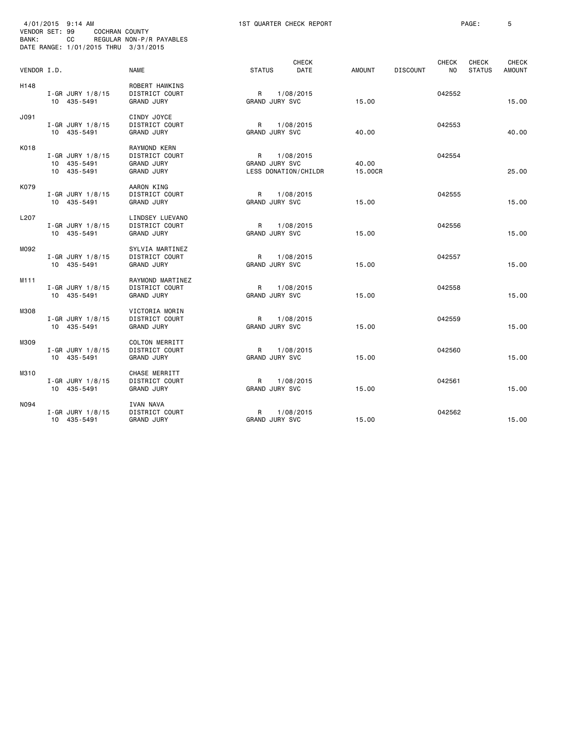4/01/2015 9:14 AM — 1ST QUARTER CHECK REPORT

VENDOR SET: 99 COCHRAN COUNTY
BANK: CC REGULAR NON-P/R PAYABLES
DATE RANGE: 1/01/2015 THRU 3/31/2015

| VENDOR I.D. | NAME | STATUS | CHECK DATE | AMOUNT | DISCOUNT | CHECK NO | CHECK STATUS | CHECK AMOUNT |
|---|---|---|---|---|---|---|---|---|
| H148 | ROBERT HAWKINS | | | | | | | |
| I-GR JURY 1/8/15 | DISTRICT COURT | R | 1/08/2015 | | | 042552 | | |
| 10 435-5491 | GRAND JURY | GRAND JURY SVC | | 15.00 | | | | 15.00 |
| J091 | CINDY JOYCE | | | | | | | |
| I-GR JURY 1/8/15 | DISTRICT COURT | R | 1/08/2015 | | | 042553 | | |
| 10 435-5491 | GRAND JURY | GRAND JURY SVC | | 40.00 | | | | 40.00 |
| K018 | RAYMOND KERN | | | | | | | |
| I-GR JURY 1/8/15 | DISTRICT COURT | R | 1/08/2015 | | | 042554 | | |
| 10 435-5491 | GRAND JURY | GRAND JURY SVC | | 40.00 | | | | |
| 10 435-5491 | GRAND JURY | LESS DONATION/CHILDR | | 15.00CR | | | | 25.00 |
| K079 | AARON KING | | | | | | | |
| I-GR JURY 1/8/15 | DISTRICT COURT | R | 1/08/2015 | | | 042555 | | |
| 10 435-5491 | GRAND JURY | GRAND JURY SVC | | 15.00 | | | | 15.00 |
| L207 | LINDSEY LUEVANO | | | | | | | |
| I-GR JURY 1/8/15 | DISTRICT COURT | R | 1/08/2015 | | | 042556 | | |
| 10 435-5491 | GRAND JURY | GRAND JURY SVC | | 15.00 | | | | 15.00 |
| M092 | SYLVIA MARTINEZ | | | | | | | |
| I-GR JURY 1/8/15 | DISTRICT COURT | R | 1/08/2015 | | | 042557 | | |
| 10 435-5491 | GRAND JURY | GRAND JURY SVC | | 15.00 | | | | 15.00 |
| M111 | RAYMOND MARTINEZ | | | | | | | |
| I-GR JURY 1/8/15 | DISTRICT COURT | R | 1/08/2015 | | | 042558 | | |
| 10 435-5491 | GRAND JURY | GRAND JURY SVC | | 15.00 | | | | 15.00 |
| M308 | VICTORIA MORIN | | | | | | | |
| I-GR JURY 1/8/15 | DISTRICT COURT | R | 1/08/2015 | | | 042559 | | |
| 10 435-5491 | GRAND JURY | GRAND JURY SVC | | 15.00 | | | | 15.00 |
| M309 | COLTON MERRITT | | | | | | | |
| I-GR JURY 1/8/15 | DISTRICT COURT | R | 1/08/2015 | | | 042560 | | |
| 10 435-5491 | GRAND JURY | GRAND JURY SVC | | 15.00 | | | | 15.00 |
| M310 | CHASE MERRITT | | | | | | | |
| I-GR JURY 1/8/15 | DISTRICT COURT | R | 1/08/2015 | | | 042561 | | |
| 10 435-5491 | GRAND JURY | GRAND JURY SVC | | 15.00 | | | | 15.00 |
| N094 | IVAN NAVA | | | | | | | |
| I-GR JURY 1/8/15 | DISTRICT COURT | R | 1/08/2015 | | | 042562 | | |
| 10 435-5491 | GRAND JURY | GRAND JURY SVC | | 15.00 | | | | 15.00 |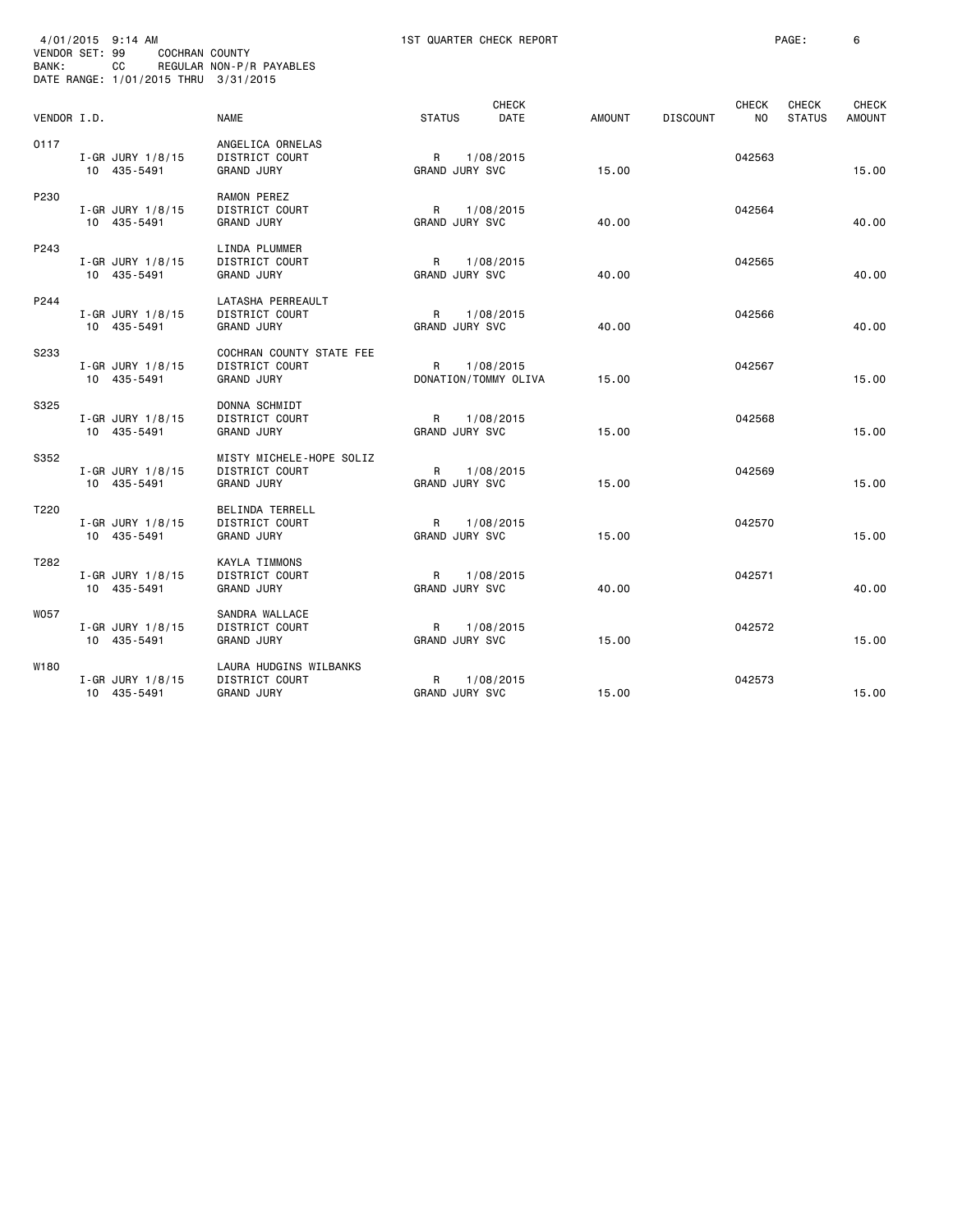4/01/2015 9:14 AM — 1ST QUARTER CHECK REPORT
VENDOR SET: 99 COCHRAN COUNTY
BANK: CC REGULAR NON-P/R PAYABLES
DATE RANGE: 1/01/2015 THRU 3/31/2015

| VENDOR I.D. | NAME | STATUS | CHECK DATE | AMOUNT | DISCOUNT | CHECK NO | CHECK STATUS | CHECK AMOUNT |
|---|---|---|---|---|---|---|---|---|
| O117 | ANGELICA ORNELAS | | | | | | | |
| I-GR JURY 1/8/15 | DISTRICT COURT | R | 1/08/2015 | | | 042563 | | |
| 10 435-5491 | GRAND JURY | GRAND JURY SVC | | 15.00 | | | | 15.00 |
| P230 | RAMON PEREZ | | | | | | | |
| I-GR JURY 1/8/15 | DISTRICT COURT | R | 1/08/2015 | | | 042564 | | |
| 10 435-5491 | GRAND JURY | GRAND JURY SVC | | 40.00 | | | | 40.00 |
| P243 | LINDA PLUMMER | | | | | | | |
| I-GR JURY 1/8/15 | DISTRICT COURT | R | 1/08/2015 | | | 042565 | | |
| 10 435-5491 | GRAND JURY | GRAND JURY SVC | | 40.00 | | | | 40.00 |
| P244 | LATASHA PERREAULT | | | | | | | |
| I-GR JURY 1/8/15 | DISTRICT COURT | R | 1/08/2015 | | | 042566 | | |
| 10 435-5491 | GRAND JURY | GRAND JURY SVC | | 40.00 | | | | 40.00 |
| S233 | COCHRAN COUNTY STATE FEE | | | | | | | |
| I-GR JURY 1/8/15 | DISTRICT COURT | R | 1/08/2015 | | | 042567 | | |
| 10 435-5491 | GRAND JURY | DONATION/TOMMY OLIVA | | 15.00 | | | | 15.00 |
| S325 | DONNA SCHMIDT | | | | | | | |
| I-GR JURY 1/8/15 | DISTRICT COURT | R | 1/08/2015 | | | 042568 | | |
| 10 435-5491 | GRAND JURY | GRAND JURY SVC | | 15.00 | | | | 15.00 |
| S352 | MISTY MICHELE-HOPE SOLIZ | | | | | | | |
| I-GR JURY 1/8/15 | DISTRICT COURT | R | 1/08/2015 | | | 042569 | | |
| 10 435-5491 | GRAND JURY | GRAND JURY SVC | | 15.00 | | | | 15.00 |
| T220 | BELINDA TERRELL | | | | | | | |
| I-GR JURY 1/8/15 | DISTRICT COURT | R | 1/08/2015 | | | 042570 | | |
| 10 435-5491 | GRAND JURY | GRAND JURY SVC | | 15.00 | | | | 15.00 |
| T282 | KAYLA TIMMONS | | | | | | | |
| I-GR JURY 1/8/15 | DISTRICT COURT | R | 1/08/2015 | | | 042571 | | |
| 10 435-5491 | GRAND JURY | GRAND JURY SVC | | 40.00 | | | | 40.00 |
| W057 | SANDRA WALLACE | | | | | | | |
| I-GR JURY 1/8/15 | DISTRICT COURT | R | 1/08/2015 | | | 042572 | | |
| 10 435-5491 | GRAND JURY | GRAND JURY SVC | | 15.00 | | | | 15.00 |
| W180 | LAURA HUDGINS WILBANKS | | | | | | | |
| I-GR JURY 1/8/15 | DISTRICT COURT | R | 1/08/2015 | | | 042573 | | |
| 10 435-5491 | GRAND JURY | GRAND JURY SVC | | 15.00 | | | | 15.00 |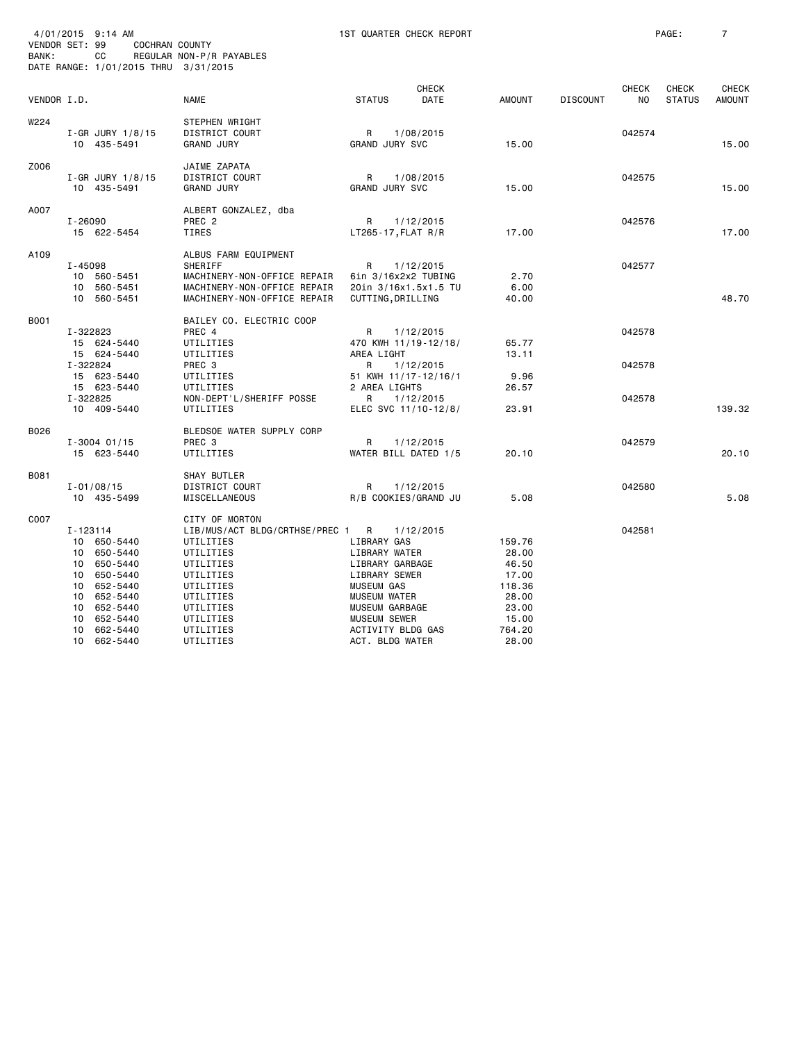4/01/2015 9:14 AM 1ST QUARTER CHECK REPORT
VENDOR SET: 99 COCHRAN COUNTY
BANK: CC REGULAR NON-P/R PAYABLES
DATE RANGE: 1/01/2015 THRU 3/31/2015

| VENDOR I.D. | NAME | STATUS | CHECK DATE | AMOUNT | DISCOUNT | CHECK NO | CHECK STATUS | CHECK AMOUNT |
|---|---|---|---|---|---|---|---|---|
| W224 | STEPHEN WRIGHT | | | | | | | |
| I-GR JURY 1/8/15 | DISTRICT COURT | R | 1/08/2015 | | | 042574 | | |
| 10 435-5491 | GRAND JURY | GRAND JURY SVC | | 15.00 | | | | 15.00 |
| Z006 | JAIME ZAPATA | | | | | | | |
| I-GR JURY 1/8/15 | DISTRICT COURT | R | 1/08/2015 | | | 042575 | | |
| 10 435-5491 | GRAND JURY | GRAND JURY SVC | | 15.00 | | | | 15.00 |
| A007 | ALBERT GONZALEZ, dba | | | | | | | |
| I-26090 | PREC 2 | R | 1/12/2015 | | | 042576 | | |
| 15 622-5454 | TIRES | LT265-17,FLAT R/R | | 17.00 | | | | 17.00 |
| A109 | ALBUS FARM EQUIPMENT | | | | | | | |
| I-45098 | SHERIFF | R | 1/12/2015 | | | 042577 | | |
| 10 560-5451 | MACHINERY-NON-OFFICE REPAIR | 6in 3/16x2x2 TUBING | | 2.70 | | | | |
| 10 560-5451 | MACHINERY-NON-OFFICE REPAIR | 20in 3/16x1.5x1.5 TU | | 6.00 | | | | |
| 10 560-5451 | MACHINERY-NON-OFFICE REPAIR | CUTTING,DRILLING | | 40.00 | | | | 48.70 |
| B001 | BAILEY CO. ELECTRIC COOP | | | | | | | |
| I-322823 | PREC 4 | R | 1/12/2015 | | | 042578 | | |
| 15 624-5440 | UTILITIES | 470 KWH 11/19-12/18/ | | 65.77 | | | | |
| 15 624-5440 | UTILITIES | AREA LIGHT | | 13.11 | | | | |
| I-322824 | PREC 3 | R | 1/12/2015 | | | 042578 | | |
| 15 623-5440 | UTILITIES | 51 KWH 11/17-12/16/1 | | 9.96 | | | | |
| 15 623-5440 | UTILITIES | 2 AREA LIGHTS | | 26.57 | | | | |
| I-322825 | NON-DEPT'L/SHERIFF POSSE | R | 1/12/2015 | | | 042578 | | |
| 10 409-5440 | UTILITIES | ELEC SVC 11/10-12/8/ | | 23.91 | | | | 139.32 |
| B026 | BLEDSOE WATER SUPPLY CORP | | | | | | | |
| I-3004 01/15 | PREC 3 | R | 1/12/2015 | | | 042579 | | |
| 15 623-5440 | UTILITIES | WATER BILL DATED 1/5 | | 20.10 | | | | 20.10 |
| B081 | SHAY BUTLER | | | | | | | |
| I-01/08/15 | DISTRICT COURT | R | 1/12/2015 | | | 042580 | | |
| 10 435-5499 | MISCELLANEOUS | R/B COOKIES/GRAND JU | | 5.08 | | | | 5.08 |
| C007 | CITY OF MORTON | | | | | | | |
| I-123114 | LIB/MUS/ACT BLDG/CRTHSE/PREC 1 | R | 1/12/2015 | | | 042581 | | |
| 10 650-5440 | UTILITIES | LIBRARY GAS | | 159.76 | | | | |
| 10 650-5440 | UTILITIES | LIBRARY WATER | | 28.00 | | | | |
| 10 650-5440 | UTILITIES | LIBRARY GARBAGE | | 46.50 | | | | |
| 10 650-5440 | UTILITIES | LIBRARY SEWER | | 17.00 | | | | |
| 10 652-5440 | UTILITIES | MUSEUM GAS | | 118.36 | | | | |
| 10 652-5440 | UTILITIES | MUSEUM WATER | | 28.00 | | | | |
| 10 652-5440 | UTILITIES | MUSEUM GARBAGE | | 23.00 | | | | |
| 10 652-5440 | UTILITIES | MUSEUM SEWER | | 15.00 | | | | |
| 10 662-5440 | UTILITIES | ACTIVITY BLDG GAS | | 764.20 | | | | |
| 10 662-5440 | UTILITIES | ACT. BLDG WATER | | 28.00 | | | | |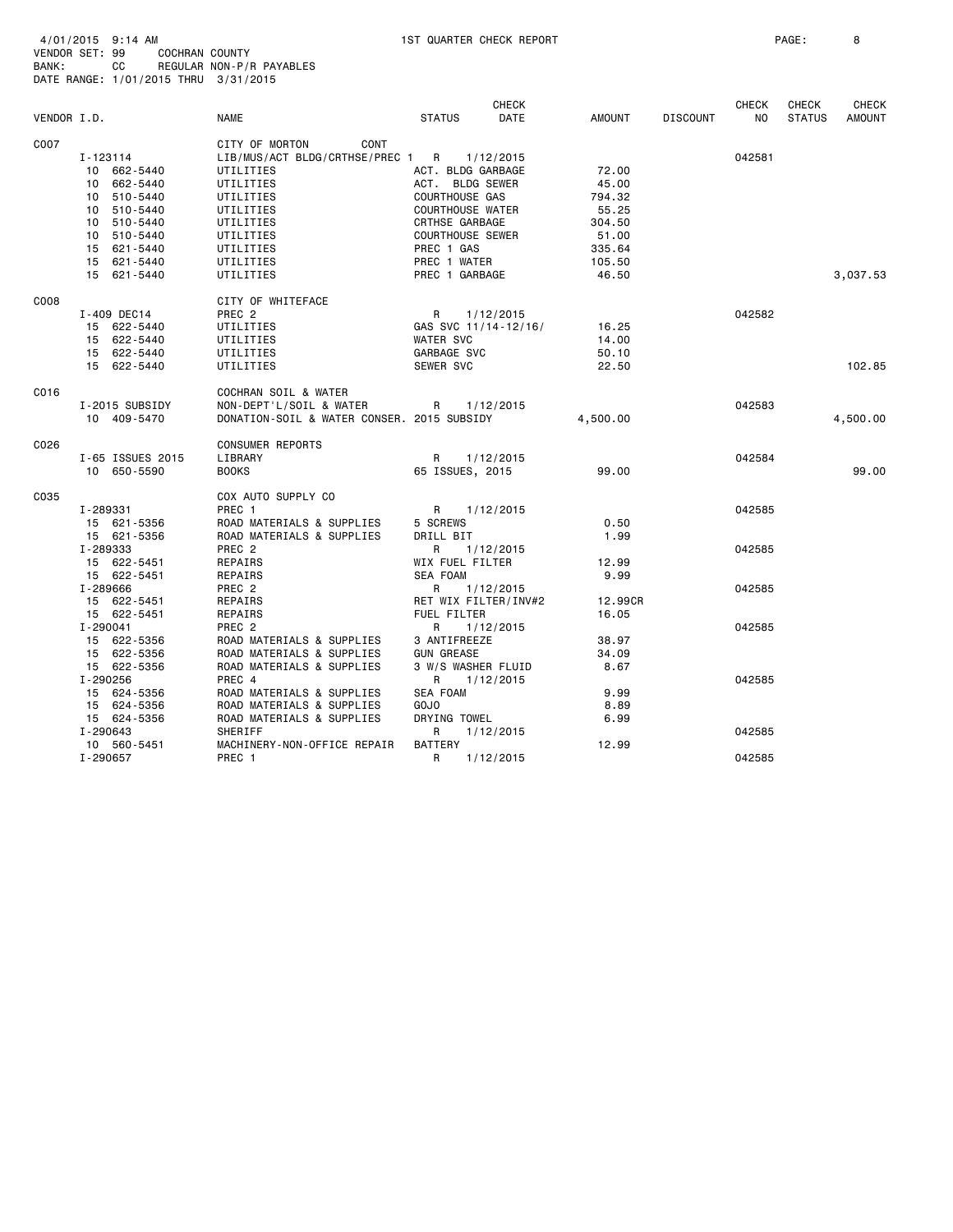4/01/2015 9:14 AM 1ST QUARTER CHECK REPORT PAGE: 8
VENDOR SET: 99 COCHRAN COUNTY
BANK: CC REGULAR NON-P/R PAYABLES
DATE RANGE: 1/01/2015 THRU 3/31/2015

| VENDOR I.D. | NAME | STATUS | CHECK DATE | AMOUNT | DISCOUNT | CHECK NO | CHECK STATUS | CHECK AMOUNT |
|---|---|---|---|---|---|---|---|---|
| C007 | CITY OF MORTON CONT | | | | | | | |
| I-123114 | LIB/MUS/ACT BLDG/CRTHSE/PREC 1 | R | 1/12/2015 | | | 042581 | | |
| 10 662-5440 | UTILITIES | ACT. BLDG GARBAGE | | 72.00 | | | | |
| 10 662-5440 | UTILITIES | ACT. BLDG SEWER | | 45.00 | | | | |
| 10 510-5440 | UTILITIES | COURTHOUSE GAS | | 794.32 | | | | |
| 10 510-5440 | UTILITIES | COURTHOUSE WATER | | 55.25 | | | | |
| 10 510-5440 | UTILITIES | CRTHSE GARBAGE | | 304.50 | | | | |
| 10 510-5440 | UTILITIES | COURTHOUSE SEWER | | 51.00 | | | | |
| 15 621-5440 | UTILITIES | PREC 1 GAS | | 335.64 | | | | |
| 15 621-5440 | UTILITIES | PREC 1 WATER | | 105.50 | | | | |
| 15 621-5440 | UTILITIES | PREC 1 GARBAGE | | 46.50 | | | | 3,037.53 |
| C008 | CITY OF WHITEFACE | | | | | | | |
| I-409 DEC14 | PREC 2 | R | 1/12/2015 | | | 042582 | | |
| 15 622-5440 | UTILITIES | GAS SVC 11/14-12/16/ | | 16.25 | | | | |
| 15 622-5440 | UTILITIES | WATER SVC | | 14.00 | | | | |
| 15 622-5440 | UTILITIES | GARBAGE SVC | | 50.10 | | | | |
| 15 622-5440 | UTILITIES | SEWER SVC | | 22.50 | | | | 102.85 |
| C016 | COCHRAN SOIL & WATER | | | | | | | |
| I-2015 SUBSIDY | NON-DEPT'L/SOIL & WATER | R | 1/12/2015 | | | 042583 | | |
| 10 409-5470 | DONATION-SOIL & WATER CONSER. | 2015 SUBSIDY | | 4,500.00 | | | | 4,500.00 |
| C026 | CONSUMER REPORTS | | | | | | | |
| I-65 ISSUES 2015 | LIBRARY | R | 1/12/2015 | | | 042584 | | |
| 10 650-5590 | BOOKS | 65 ISSUES, 2015 | | 99.00 | | | | 99.00 |
| C035 | COX AUTO SUPPLY CO | | | | | | | |
| I-289331 | PREC 1 | R | 1/12/2015 | | | 042585 | | |
| 15 621-5356 | ROAD MATERIALS & SUPPLIES | 5 SCREWS | | 0.50 | | | | |
| 15 621-5356 | ROAD MATERIALS & SUPPLIES | DRILL BIT | | 1.99 | | | | |
| I-289333 | PREC 2 | R | 1/12/2015 | | | 042585 | | |
| 15 622-5451 | REPAIRS | WIX FUEL FILTER | | 12.99 | | | | |
| 15 622-5451 | REPAIRS | SEA FOAM | | 9.99 | | | | |
| I-289666 | PREC 2 | R | 1/12/2015 | | | 042585 | | |
| 15 622-5451 | REPAIRS | RET WIX FILTER/INV#2 | | 12.99CR | | | | |
| 15 622-5451 | REPAIRS | FUEL FILTER | | 16.05 | | | | |
| I-290041 | PREC 2 | R | 1/12/2015 | | | 042585 | | |
| 15 622-5356 | ROAD MATERIALS & SUPPLIES | 3 ANTIFREEZE | | 38.97 | | | | |
| 15 622-5356 | ROAD MATERIALS & SUPPLIES | GUN GREASE | | 34.09 | | | | |
| 15 622-5356 | ROAD MATERIALS & SUPPLIES | 3 W/S WASHER FLUID | | 8.67 | | | | |
| I-290256 | PREC 4 | R | 1/12/2015 | | | 042585 | | |
| 15 624-5356 | ROAD MATERIALS & SUPPLIES | SEA FOAM | | 9.99 | | | | |
| 15 624-5356 | ROAD MATERIALS & SUPPLIES | GOJO | | 8.89 | | | | |
| 15 624-5356 | ROAD MATERIALS & SUPPLIES | DRYING TOWEL | | 6.99 | | | | |
| I-290643 | SHERIFF | R | 1/12/2015 | | | 042585 | | |
| 10 560-5451 | MACHINERY-NON-OFFICE REPAIR | BATTERY | | 12.99 | | | | |
| I-290657 | PREC 1 | R | 1/12/2015 | | | 042585 | | |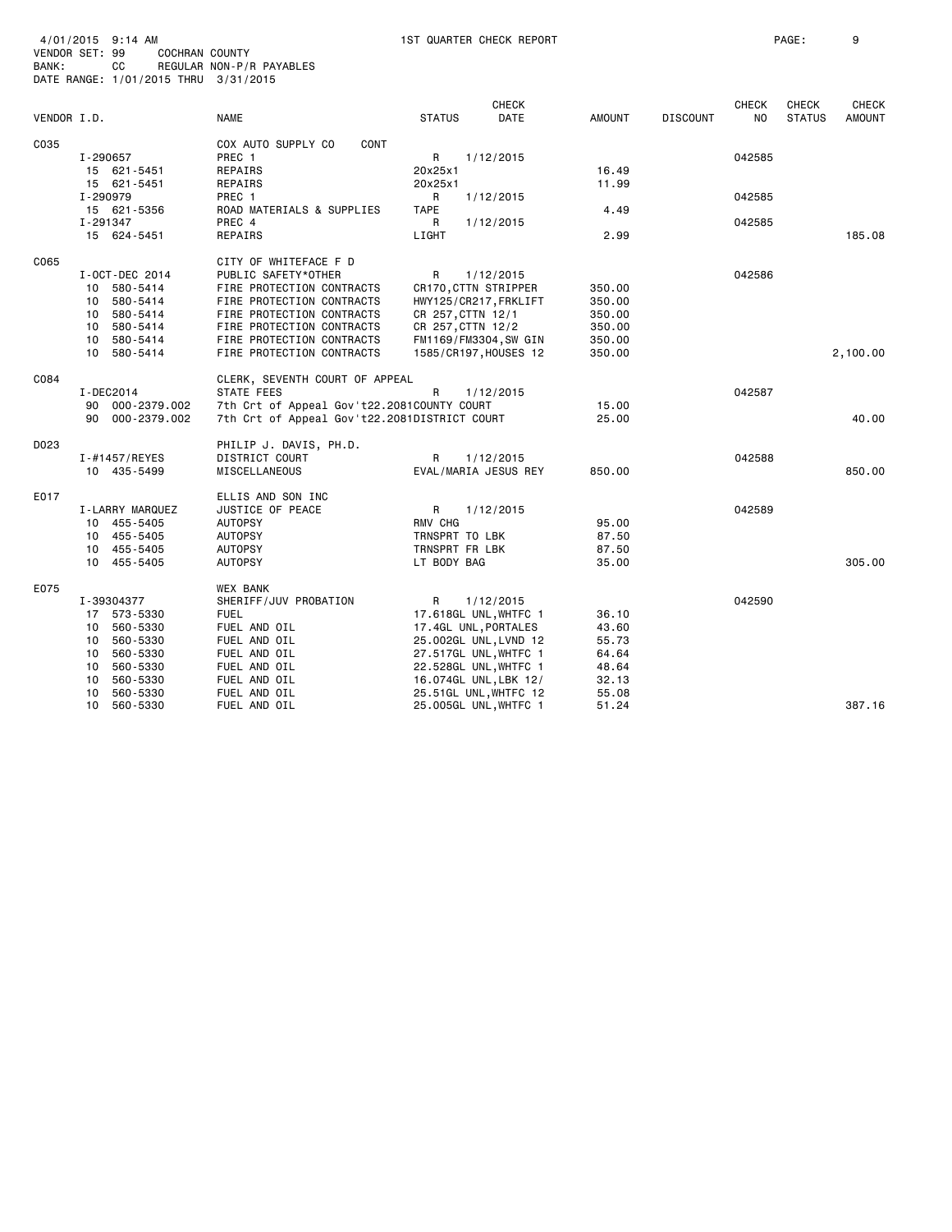4/01/2015 9:14 AM 1ST QUARTER CHECK REPORT
VENDOR SET: 99 COCHRAN COUNTY
BANK: CC REGULAR NON-P/R PAYABLES
DATE RANGE: 1/01/2015 THRU 3/31/2015

| VENDOR I.D. | NAME | STATUS | CHECK DATE | AMOUNT | DISCOUNT | CHECK NO | CHECK STATUS | CHECK AMOUNT |
|---|---|---|---|---|---|---|---|---|
| C035 | COX AUTO SUPPLY CO CONT | | | | | | | |
| I-290657 | PREC 1 | R | 1/12/2015 | | | 042585 | | |
| 15 621-5451 | REPAIRS | 20x25x1 | | 16.49 | | | | |
| 15 621-5451 | REPAIRS | 20x25x1 | | 11.99 | | | | |
| I-290979 | PREC 1 | R | 1/12/2015 | | | 042585 | | |
| 15 621-5356 | ROAD MATERIALS & SUPPLIES | TAPE | | 4.49 | | | | |
| I-291347 | PREC 4 | R | 1/12/2015 | | | 042585 | | |
| 15 624-5451 | REPAIRS | LIGHT | | 2.99 | | | | 185.08 |
| C065 | CITY OF WHITEFACE F D | | | | | | | |
| I-OCT-DEC 2014 | PUBLIC SAFETY*OTHER | R | 1/12/2015 | | | 042586 | | |
| 10 580-5414 | FIRE PROTECTION CONTRACTS | CR170,CTTN STRIPPER | | 350.00 | | | | |
| 10 580-5414 | FIRE PROTECTION CONTRACTS | HWY125/CR217,FRKLIFT | | 350.00 | | | | |
| 10 580-5414 | FIRE PROTECTION CONTRACTS | CR 257,CTTN 12/1 | | 350.00 | | | | |
| 10 580-5414 | FIRE PROTECTION CONTRACTS | CR 257,CTTN 12/2 | | 350.00 | | | | |
| 10 580-5414 | FIRE PROTECTION CONTRACTS | FM1169/FM3304,SW GIN | | 350.00 | | | | |
| 10 580-5414 | FIRE PROTECTION CONTRACTS | 1585/CR197,HOUSES 12 | | 350.00 | | | | 2,100.00 |
| C084 | CLERK, SEVENTH COURT OF APPEAL | | | | | | | |
| I-DEC2014 | STATE FEES | R | 1/12/2015 | | | 042587 | | |
| 90 000-2379.002 | 7th Crt of Appeal Gov't22.2081COUNTY COURT | | | 15.00 | | | | |
| 90 000-2379.002 | 7th Crt of Appeal Gov't22.2081DISTRICT COURT | | | 25.00 | | | | 40.00 |
| D023 | PHILIP J. DAVIS, PH.D. | | | | | | | |
| I-#1457/REYES | DISTRICT COURT | R | 1/12/2015 | | | 042588 | | |
| 10 435-5499 | MISCELLANEOUS | EVAL/MARIA JESUS REY | | 850.00 | | | | 850.00 |
| E017 | ELLIS AND SON INC | | | | | | | |
| I-LARRY MARQUEZ | JUSTICE OF PEACE | R | 1/12/2015 | | | 042589 | | |
| 10 455-5405 | AUTOPSY | RMV CHG | | 95.00 | | | | |
| 10 455-5405 | AUTOPSY | TRNSPRT TO LBK | | 87.50 | | | | |
| 10 455-5405 | AUTOPSY | TRNSPRT FR LBK | | 87.50 | | | | |
| 10 455-5405 | AUTOPSY | LT BODY BAG | | 35.00 | | | | 305.00 |
| E075 | WEX BANK | | | | | | | |
| I-39304377 | SHERIFF/JUV PROBATION | R | 1/12/2015 | | | 042590 | | |
| 17 573-5330 | FUEL | 17.618GL UNL,WHTFC 1 | | 36.10 | | | | |
| 10 560-5330 | FUEL AND OIL | 17.4GL UNL,PORTALES | | 43.60 | | | | |
| 10 560-5330 | FUEL AND OIL | 25.002GL UNL,LVND 12 | | 55.73 | | | | |
| 10 560-5330 | FUEL AND OIL | 27.517GL UNL,WHTFC 1 | | 64.64 | | | | |
| 10 560-5330 | FUEL AND OIL | 22.528GL UNL,WHTFC 1 | | 48.64 | | | | |
| 10 560-5330 | FUEL AND OIL | 16.074GL UNL,LBK 12/ | | 32.13 | | | | |
| 10 560-5330 | FUEL AND OIL | 25.51GL UNL,WHTFC 12 | | 55.08 | | | | |
| 10 560-5330 | FUEL AND OIL | 25.005GL UNL,WHTFC 1 | | 51.24 | | | | 387.16 |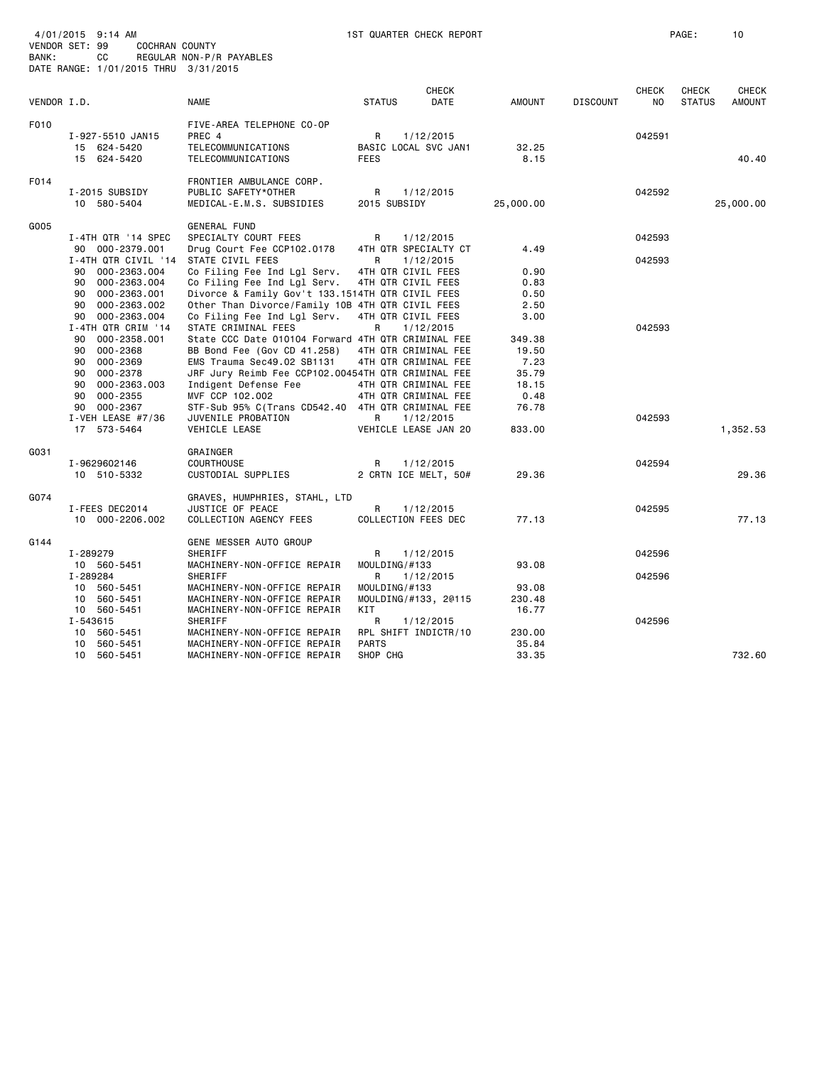4/01/2015 9:14 AM — 1ST QUARTER CHECK REPORT

VENDOR SET: 99 COCHRAN COUNTY
BANK: CC REGULAR NON-P/R PAYABLES
DATE RANGE: 1/01/2015 THRU 3/31/2015

| VENDOR I.D. | NAME | STATUS | CHECK DATE | AMOUNT | DISCOUNT | CHECK NO | CHECK STATUS | CHECK AMOUNT |
|---|---|---|---|---|---|---|---|---|
| F010 | FIVE-AREA TELEPHONE CO-OP | | | | | | | |
| I-927-5510 JAN15 | PREC 4 | R | 1/12/2015 | | | 042591 | | |
| 15 624-5420 | TELECOMMUNICATIONS | BASIC LOCAL SVC JAN1 | | 32.25 | | | | |
| 15 624-5420 | TELECOMMUNICATIONS | FEES | | 8.15 | | | | 40.40 |
| F014 | FRONTIER AMBULANCE CORP. | | | | | | | |
| I-2015 SUBSIDY | PUBLIC SAFETY*OTHER | R | 1/12/2015 | | | 042592 | | |
| 10 580-5404 | MEDICAL-E.M.S. SUBSIDIES | 2015 SUBSIDY | | 25,000.00 | | | | 25,000.00 |
| G005 | GENERAL FUND | | | | | | | |
| I-4TH QTR '14 SPEC | SPECIALTY COURT FEES | R | 1/12/2015 | | | 042593 | | |
| 90 000-2379.001 | Drug Court Fee CCP102.0178 | 4TH QTR SPECIALTY CT | | 4.49 | | | | |
| I-4TH QTR CIVIL '14 | STATE CIVIL FEES | R | 1/12/2015 | | | 042593 | | |
| 90 000-2363.004 | Co Filing Fee Ind Lgl Serv. | 4TH QTR CIVIL FEES | | 0.90 | | | | |
| 90 000-2363.004 | Co Filing Fee Ind Lgl Serv. | 4TH QTR CIVIL FEES | | 0.83 | | | | |
| 90 000-2363.001 | Divorce & Family Gov't 133.151 | 4TH QTR CIVIL FEES | | 0.50 | | | | |
| 90 000-2363.002 | Other Than Divorce/Family 10B | 4TH QTR CIVIL FEES | | 2.50 | | | | |
| 90 000-2363.004 | Co Filing Fee Ind Lgl Serv. | 4TH QTR CIVIL FEES | | 3.00 | | | | |
| I-4TH QTR CRIM '14 | STATE CRIMINAL FEES | R | 1/12/2015 | | | 042593 | | |
| 90 000-2358.001 | State CCC Date 010104 Forward | 4TH QTR CRIMINAL FEE | | 349.38 | | | | |
| 90 000-2368 | BB Bond Fee (Gov CD 41.258) | 4TH QTR CRIMINAL FEE | | 19.50 | | | | |
| 90 000-2369 | EMS Trauma Sec49.02 SB1131 | 4TH QTR CRIMINAL FEE | | 7.23 | | | | |
| 90 000-2378 | JRF Jury Reimb Fee CCP102.0045 | 4TH QTR CRIMINAL FEE | | 35.79 | | | | |
| 90 000-2363.003 | Indigent Defense Fee | 4TH QTR CRIMINAL FEE | | 18.15 | | | | |
| 90 000-2355 | MVF CCP 102.002 | 4TH QTR CRIMINAL FEE | | 0.48 | | | | |
| 90 000-2367 | STF-Sub 95% C(Trans CD542.40 | 4TH QTR CRIMINAL FEE | | 76.78 | | | | |
| I-VEH LEASE #7/36 | JUVENILE PROBATION | R | 1/12/2015 | | | 042593 | | |
| 17 573-5464 | VEHICLE LEASE | VEHICLE LEASE JAN 20 | | 833.00 | | | | 1,352.53 |
| G031 | GRAINGER | | | | | | | |
| I-9629602146 | COURTHOUSE | R | 1/12/2015 | | | 042594 | | |
| 10 510-5332 | CUSTODIAL SUPPLIES | 2 CRTN ICE MELT, 50# | | 29.36 | | | | 29.36 |
| G074 | GRAVES, HUMPHRIES, STAHL, LTD | | | | | | | |
| I-FEES DEC2014 | JUSTICE OF PEACE | R | 1/12/2015 | | | 042595 | | |
| 10 000-2206.002 | COLLECTION AGENCY FEES | COLLECTION FEES DEC | | 77.13 | | | | 77.13 |
| G144 | GENE MESSER AUTO GROUP | | | | | | | |
| I-289279 | SHERIFF | R | 1/12/2015 | | | 042596 | | |
| 10 560-5451 | MACHINERY-NON-OFFICE REPAIR | MOULDING/#133 | | 93.08 | | | | |
| I-289284 | SHERIFF | R | 1/12/2015 | | | 042596 | | |
| 10 560-5451 | MACHINERY-NON-OFFICE REPAIR | MOULDING/#133 | | 93.08 | | | | |
| 10 560-5451 | MACHINERY-NON-OFFICE REPAIR | MOULDING/#133, 2@115 | | 230.48 | | | | |
| 10 560-5451 | MACHINERY-NON-OFFICE REPAIR | KIT | | 16.77 | | | | |
| I-543615 | SHERIFF | R | 1/12/2015 | | | 042596 | | |
| 10 560-5451 | MACHINERY-NON-OFFICE REPAIR | RPL SHIFT INDICTR/10 | | 230.00 | | | | |
| 10 560-5451 | MACHINERY-NON-OFFICE REPAIR | PARTS | | 35.84 | | | | |
| 10 560-5451 | MACHINERY-NON-OFFICE REPAIR | SHOP CHG | | 33.35 | | | | 732.60 |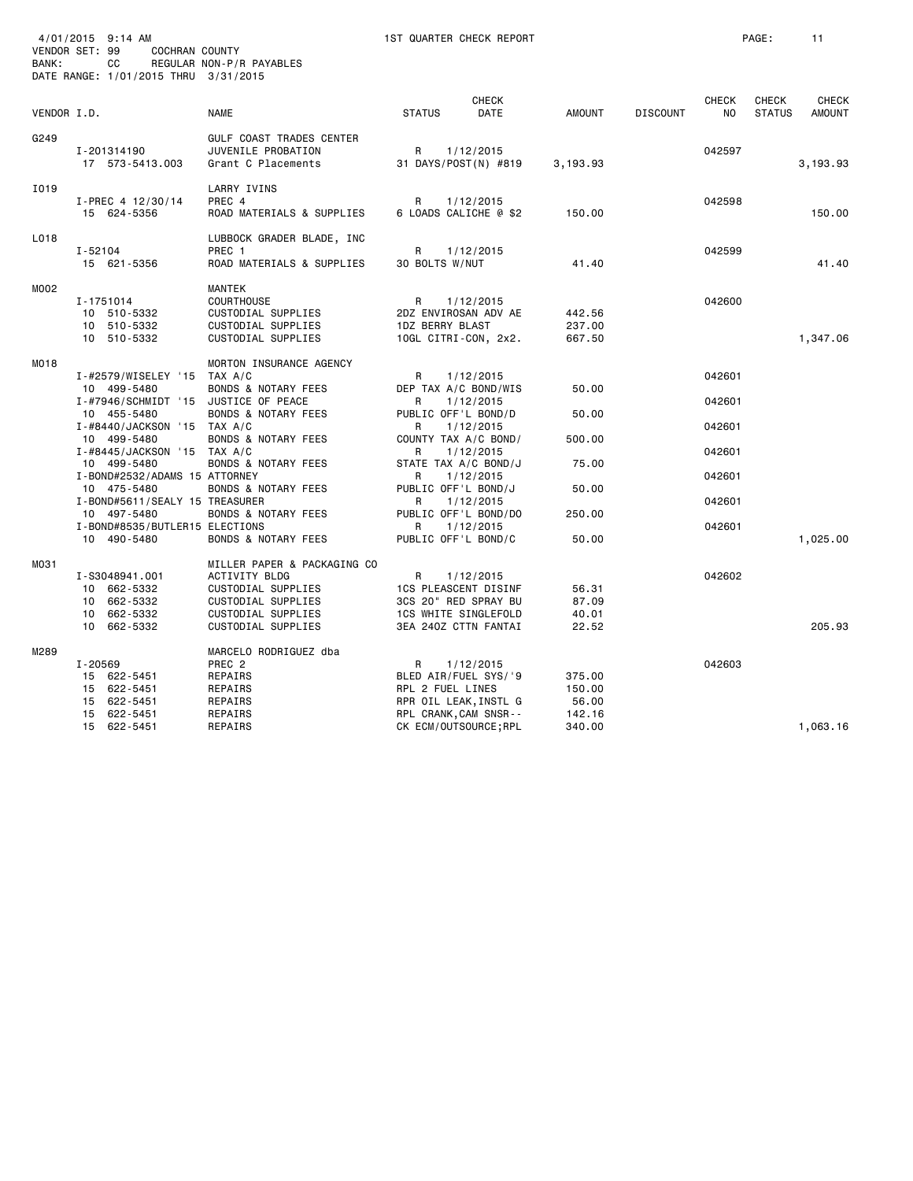4/01/2015 9:14 AM — 1ST QUARTER CHECK REPORT
VENDOR SET: 99 COCHRAN COUNTY
BANK: CC REGULAR NON-P/R PAYABLES
DATE RANGE: 1/01/2015 THRU 3/31/2015

| VENDOR I.D. | NAME | STATUS | CHECK DATE | AMOUNT | DISCOUNT | CHECK NO | CHECK STATUS | CHECK AMOUNT |
|---|---|---|---|---|---|---|---|---|
| G249 | GULF COAST TRADES CENTER | | | | | | | |
| I-201314190 | JUVENILE PROBATION | R | 1/12/2015 | | | 042597 | | |
| 17 573-5413.003 | Grant C Placements | 31 DAYS/POST(N) #819 | | 3,193.93 | | | | 3,193.93 |
| I019 | LARRY IVINS | | | | | | | |
| I-PREC 4 12/30/14 | PREC 4 | R | 1/12/2015 | | | 042598 | | |
| 15 624-5356 | ROAD MATERIALS & SUPPLIES | 6 LOADS CALICHE @ $2 | | 150.00 | | | | 150.00 |
| L018 | LUBBOCK GRADER BLADE, INC | | | | | | | |
| I-52104 | PREC 1 | R | 1/12/2015 | | | 042599 | | |
| 15 621-5356 | ROAD MATERIALS & SUPPLIES | 30 BOLTS W/NUT | | 41.40 | | | | 41.40 |
| M002 | MANTEK | | | | | | | |
| I-1751014 | COURTHOUSE | R | 1/12/2015 | | | 042600 | | |
| 10 510-5332 | CUSTODIAL SUPPLIES | 2DZ ENVIROSAN ADV AE | | 442.56 | | | | |
| 10 510-5332 | CUSTODIAL SUPPLIES | 1DZ BERRY BLAST | | 237.00 | | | | |
| 10 510-5332 | CUSTODIAL SUPPLIES | 10GL CITRI-CON, 2x2. | | 667.50 | | | | 1,347.06 |
| M018 | MORTON INSURANCE AGENCY | | | | | | | |
| I-#2579/WISELEY '15 | TAX A/C | R | 1/12/2015 | | | 042601 | | |
| 10 499-5480 | BONDS & NOTARY FEES | DEP TAX A/C BOND/WIS | | 50.00 | | | | |
| I-#7946/SCHMIDT '15 | JUSTICE OF PEACE | R | 1/12/2015 | | | 042601 | | |
| 10 455-5480 | BONDS & NOTARY FEES | PUBLIC OFF'L BOND/D | | 50.00 | | | | |
| I-#8440/JACKSON '15 | TAX A/C | R | 1/12/2015 | | | 042601 | | |
| 10 499-5480 | BONDS & NOTARY FEES | COUNTY TAX A/C BOND/ | | 500.00 | | | | |
| I-#8445/JACKSON '15 | TAX A/C | R | 1/12/2015 | | | 042601 | | |
| 10 499-5480 | BONDS & NOTARY FEES | STATE TAX A/C BOND/J | | 75.00 | | | | |
| I-BOND#2532/ADAMS 15 | ATTORNEY | R | 1/12/2015 | | | 042601 | | |
| 10 475-5480 | BONDS & NOTARY FEES | PUBLIC OFF'L BOND/J | | 50.00 | | | | |
| I-BOND#5611/SEALY 15 | TREASURER | R | 1/12/2015 | | | 042601 | | |
| 10 497-5480 | BONDS & NOTARY FEES | PUBLIC OFF'L BOND/DO | | 250.00 | | | | |
| I-BOND#8535/BUTLER15 | ELECTIONS | R | 1/12/2015 | | | 042601 | | |
| 10 490-5480 | BONDS & NOTARY FEES | PUBLIC OFF'L BOND/C | | 50.00 | | | | 1,025.00 |
| M031 | MILLER PAPER & PACKAGING CO | | | | | | | |
| I-S3048941.001 | ACTIVITY BLDG | R | 1/12/2015 | | | 042602 | | |
| 10 662-5332 | CUSTODIAL SUPPLIES | 1CS PLEASCENT DISINF | | 56.31 | | | | |
| 10 662-5332 | CUSTODIAL SUPPLIES | 3CS 20" RED SPRAY BU | | 87.09 | | | | |
| 10 662-5332 | CUSTODIAL SUPPLIES | 1CS WHITE SINGLEFOLD | | 40.01 | | | | |
| 10 662-5332 | CUSTODIAL SUPPLIES | 3EA 24OZ CTTN FANTAI | | 22.52 | | | | 205.93 |
| M289 | MARCELO RODRIGUEZ dba | | | | | | | |
| I-20569 | PREC 2 | R | 1/12/2015 | | | 042603 | | |
| 15 622-5451 | REPAIRS | BLED AIR/FUEL SYS/'9 | | 375.00 | | | | |
| 15 622-5451 | REPAIRS | RPL 2 FUEL LINES | | 150.00 | | | | |
| 15 622-5451 | REPAIRS | RPR OIL LEAK,INSTL G | | 56.00 | | | | |
| 15 622-5451 | REPAIRS | RPL CRANK,CAM SNSR-- | | 142.16 | | | | |
| 15 622-5451 | REPAIRS | CK ECM/OUTSOURCE;RPL | | 340.00 | | | | 1,063.16 |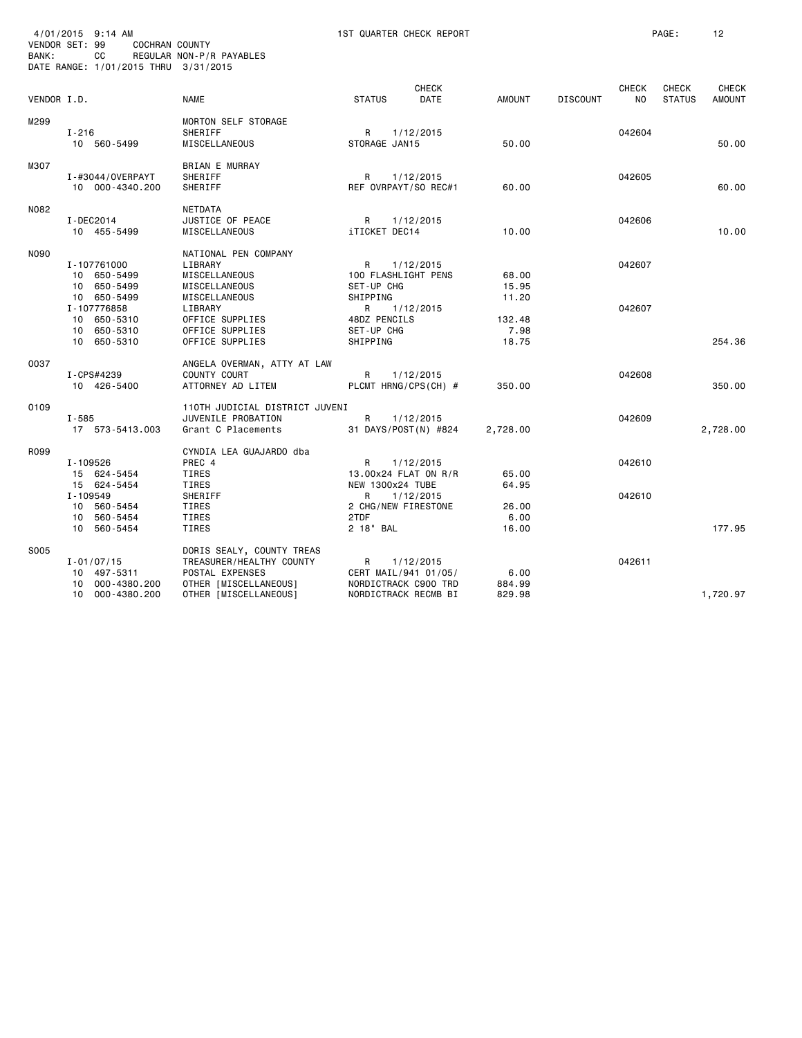4/01/2015 9:14 AM 1ST QUARTER CHECK REPORT
VENDOR SET: 99 COCHRAN COUNTY
BANK: CC REGULAR NON-P/R PAYABLES
DATE RANGE: 1/01/2015 THRU 3/31/2015

| VENDOR I.D. | NAME | STATUS | CHECK DATE | AMOUNT | DISCOUNT | CHECK NO | CHECK STATUS | CHECK AMOUNT |
|---|---|---|---|---|---|---|---|---|
| M299 | MORTON SELF STORAGE | | | | | | | |
| I-216 | SHERIFF | R | 1/12/2015 | | | 042604 | | |
| 10 560-5499 | MISCELLANEOUS | STORAGE JAN15 | | 50.00 | | | | 50.00 |
| M307 | BRIAN E MURRAY | | | | | | | |
| I-#3044/OVERPAYT | SHERIFF | R | 1/12/2015 | | | 042605 | | |
| 10 000-4340.200 | SHERIFF | REF OVRPAYT/SO REC#1 | | 60.00 | | | | 60.00 |
| N082 | NETDATA | | | | | | | |
| I-DEC2014 | JUSTICE OF PEACE | R | 1/12/2015 | | | 042606 | | |
| 10 455-5499 | MISCELLANEOUS | iTICKET DEC14 | | 10.00 | | | | 10.00 |
| N090 | NATIONAL PEN COMPANY | | | | | | | |
| I-107761000 | LIBRARY | R | 1/12/2015 | | | 042607 | | |
| 10 650-5499 | MISCELLANEOUS | 100 FLASHLIGHT PENS | | 68.00 | | | | |
| 10 650-5499 | MISCELLANEOUS | SET-UP CHG | | 15.95 | | | | |
| 10 650-5499 | MISCELLANEOUS | SHIPPING | | 11.20 | | | | |
| I-107776858 | LIBRARY | R | 1/12/2015 | | | 042607 | | |
| 10 650-5310 | OFFICE SUPPLIES | 48DZ PENCILS | | 132.48 | | | | |
| 10 650-5310 | OFFICE SUPPLIES | SET-UP CHG | | 7.98 | | | | |
| 10 650-5310 | OFFICE SUPPLIES | SHIPPING | | 18.75 | | | | 254.36 |
| O037 | ANGELA OVERMAN, ATTY AT LAW | | | | | | | |
| I-CPS#4239 | COUNTY COURT | R | 1/12/2015 | | | 042608 | | |
| 10 426-5400 | ATTORNEY AD LITEM | PLCMT HRNG/CPS(CH) # | | 350.00 | | | | 350.00 |
| O109 | 110TH JUDICIAL DISTRICT JUVENI | | | | | | | |
| I-585 | JUVENILE PROBATION | R | 1/12/2015 | | | 042609 | | |
| 17 573-5413.003 | Grant C Placements | 31 DAYS/POST(N) #824 | | 2,728.00 | | | | 2,728.00 |
| R099 | CYNDIA LEA GUAJARDO dba | | | | | | | |
| I-109526 | PREC 4 | R | 1/12/2015 | | | 042610 | | |
| 15 624-5454 | TIRES | 13.00x24 FLAT ON R/R | | 65.00 | | | | |
| 15 624-5454 | TIRES | NEW 1300x24 TUBE | | 64.95 | | | | |
| I-109549 | SHERIFF | R | 1/12/2015 | | | 042610 | | |
| 10 560-5454 | TIRES | 2 CHG/NEW FIRESTONE | | 26.00 | | | | |
| 10 560-5454 | TIRES | 2TDF | | 6.00 | | | | |
| 10 560-5454 | TIRES | 2 18" BAL | | 16.00 | | | | 177.95 |
| S005 | DORIS SEALY, COUNTY TREAS | | | | | | | |
| I-01/07/15 | TREASURER/HEALTHY COUNTY | R | 1/12/2015 | | | 042611 | | |
| 10 497-5311 | POSTAL EXPENSES | CERT MAIL/941 01/05/ | | 6.00 | | | | |
| 10 000-4380.200 | OTHER [MISCELLANEOUS] | NORDICTRACK C900 TRD | | 884.99 | | | | |
| 10 000-4380.200 | OTHER [MISCELLANEOUS] | NORDICTRACK RECMB BI | | 829.98 | | | | 1,720.97 |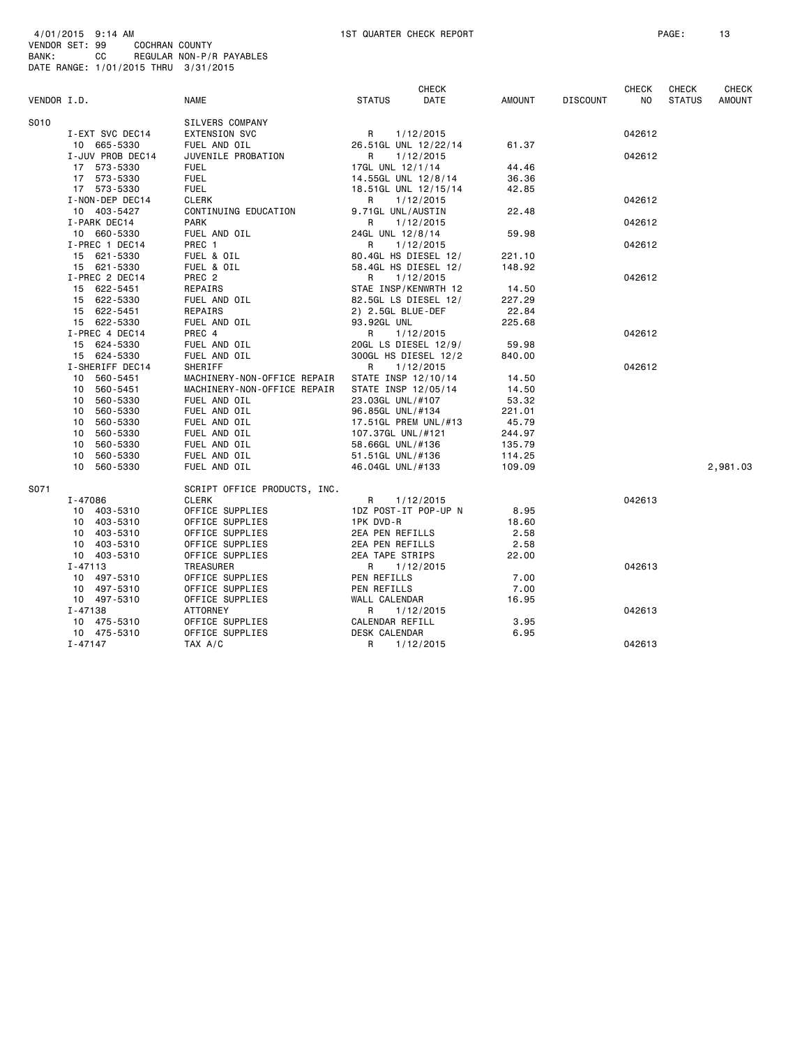4/01/2015 9:14 AM 1ST QUARTER CHECK REPORT
VENDOR SET: 99 COCHRAN COUNTY
BANK: CC REGULAR NON-P/R PAYABLES
DATE RANGE: 1/01/2015 THRU 3/31/2015

| VENDOR I.D. | NAME | STATUS | CHECK DATE | AMOUNT | DISCOUNT | CHECK NO | CHECK STATUS | CHECK AMOUNT |
|---|---|---|---|---|---|---|---|---|
| S010 | SILVERS COMPANY | | | | | | | |
| I-EXT SVC DEC14 | EXTENSION SVC | R | 1/12/2015 | | | 042612 | | |
| 10 665-5330 | FUEL AND OIL | 26.51GL UNL 12/22/14 | | 61.37 | | | | |
| I-JUV PROB DEC14 | JUVENILE PROBATION | R | 1/12/2015 | | | 042612 | | |
| 17 573-5330 | FUEL | 17GL UNL 12/1/14 | | 44.46 | | | | |
| 17 573-5330 | FUEL | 14.55GL UNL 12/8/14 | | 36.36 | | | | |
| 17 573-5330 | FUEL | 18.51GL UNL 12/15/14 | | 42.85 | | | | |
| I-NON-DEP DEC14 | CLERK | R | 1/12/2015 | | | 042612 | | |
| 10 403-5427 | CONTINUING EDUCATION | 9.71GL UNL/AUSTIN | | 22.48 | | | | |
| I-PARK DEC14 | PARK | R | 1/12/2015 | | | 042612 | | |
| 10 660-5330 | FUEL AND OIL | 24GL UNL 12/8/14 | | 59.98 | | | | |
| I-PREC 1 DEC14 | PREC 1 | R | 1/12/2015 | | | 042612 | | |
| 15 621-5330 | FUEL & OIL | 80.4GL HS DIESEL 12/ | | 221.10 | | | | |
| 15 621-5330 | FUEL & OIL | 58.4GL HS DIESEL 12/ | | 148.92 | | | | |
| I-PREC 2 DEC14 | PREC 2 | R | 1/12/2015 | | | 042612 | | |
| 15 622-5451 | REPAIRS | STAE INSP/KENWRTH 12 | | 14.50 | | | | |
| 15 622-5330 | FUEL AND OIL | 82.5GL LS DIESEL 12/ | | 227.29 | | | | |
| 15 622-5451 | REPAIRS | 2) 2.5GL BLUE-DEF | | 22.84 | | | | |
| 15 622-5330 | FUEL AND OIL | 93.92GL UNL | | 225.68 | | | | |
| I-PREC 4 DEC14 | PREC 4 | R | 1/12/2015 | | | 042612 | | |
| 15 624-5330 | FUEL AND OIL | 20GL LS DIESEL 12/9/ | | 59.98 | | | | |
| 15 624-5330 | FUEL AND OIL | 300GL HS DIESEL 12/2 | | 840.00 | | | | |
| I-SHERIFF DEC14 | SHERIFF | R | 1/12/2015 | | | 042612 | | |
| 10 560-5451 | MACHINERY-NON-OFFICE REPAIR | STATE INSP 12/10/14 | | 14.50 | | | | |
| 10 560-5451 | MACHINERY-NON-OFFICE REPAIR | STATE INSP 12/05/14 | | 14.50 | | | | |
| 10 560-5330 | FUEL AND OIL | 23.03GL UNL/#107 | | 53.32 | | | | |
| 10 560-5330 | FUEL AND OIL | 96.85GL UNL/#134 | | 221.01 | | | | |
| 10 560-5330 | FUEL AND OIL | 17.51GL PREM UNL/#13 | | 45.79 | | | | |
| 10 560-5330 | FUEL AND OIL | 107.37GL UNL/#121 | | 244.97 | | | | |
| 10 560-5330 | FUEL AND OIL | 58.66GL UNL/#136 | | 135.79 | | | | |
| 10 560-5330 | FUEL AND OIL | 51.51GL UNL/#136 | | 114.25 | | | | |
| 10 560-5330 | FUEL AND OIL | 46.04GL UNL/#133 | | 109.09 | | | | 2,981.03 |
| S071 | SCRIPT OFFICE PRODUCTS, INC. | | | | | | | |
| I-47086 | CLERK | R | 1/12/2015 | | | 042613 | | |
| 10 403-5310 | OFFICE SUPPLIES | 1DZ POST-IT POP-UP N | | 8.95 | | | | |
| 10 403-5310 | OFFICE SUPPLIES | 1PK DVD-R | | 18.60 | | | | |
| 10 403-5310 | OFFICE SUPPLIES | 2EA PEN REFILLS | | 2.58 | | | | |
| 10 403-5310 | OFFICE SUPPLIES | 2EA PEN REFILLS | | 2.58 | | | | |
| 10 403-5310 | OFFICE SUPPLIES | 2EA TAPE STRIPS | | 22.00 | | | | |
| I-47113 | TREASURER | R | 1/12/2015 | | | 042613 | | |
| 10 497-5310 | OFFICE SUPPLIES | PEN REFILLS | | 7.00 | | | | |
| 10 497-5310 | OFFICE SUPPLIES | PEN REFILLS | | 7.00 | | | | |
| 10 497-5310 | OFFICE SUPPLIES | WALL CALENDAR | | 16.95 | | | | |
| I-47138 | ATTORNEY | R | 1/12/2015 | | | 042613 | | |
| 10 475-5310 | OFFICE SUPPLIES | CALENDAR REFILL | | 3.95 | | | | |
| 10 475-5310 | OFFICE SUPPLIES | DESK CALENDAR | | 6.95 | | | | |
| I-47147 | TAX A/C | R | 1/12/2015 | | | 042613 | | |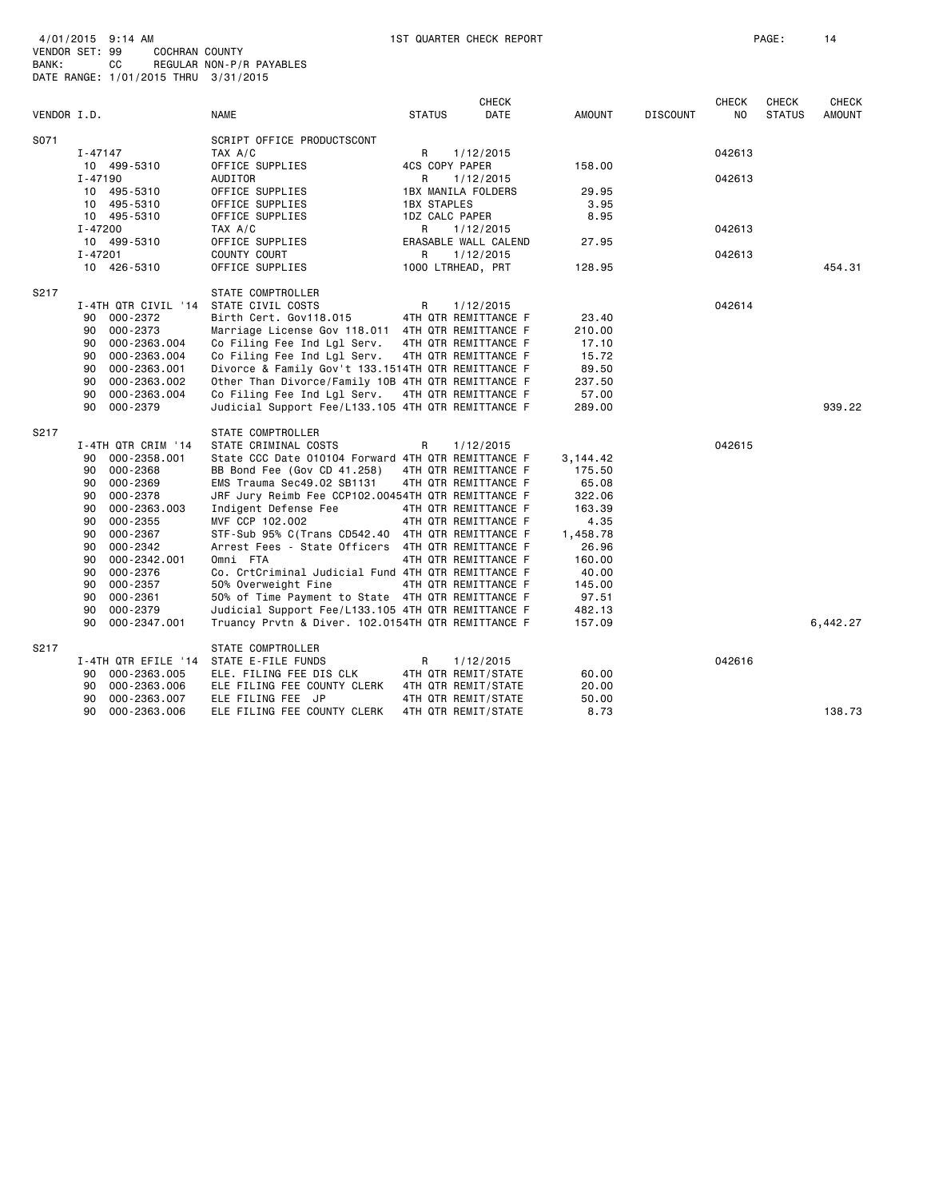4/01/2015 9:14 AM 1ST QUARTER CHECK REPORT
VENDOR SET: 99 COCHRAN COUNTY
BANK: CC REGULAR NON-P/R PAYABLES
DATE RANGE: 1/01/2015 THRU 3/31/2015

| VENDOR I.D. | NAME | STATUS | CHECK DATE | AMOUNT | DISCOUNT | CHECK NO | CHECK STATUS | CHECK AMOUNT |
|---|---|---|---|---|---|---|---|---|
| S071 | SCRIPT OFFICE PRODUCTSCONT | | | | | | | |
| I-47147 | TAX A/C | R | 1/12/2015 | | | 042613 | | |
| 10 499-5310 | OFFICE SUPPLIES | 4CS COPY PAPER | | 158.00 | | | | |
| I-47190 | AUDITOR | R | 1/12/2015 | | | 042613 | | |
| 10 495-5310 | OFFICE SUPPLIES | 1BX MANILA FOLDERS | | 29.95 | | | | |
| 10 495-5310 | OFFICE SUPPLIES | 1BX STAPLES | | 3.95 | | | | |
| 10 495-5310 | OFFICE SUPPLIES | 1DZ CALC PAPER | | 8.95 | | | | |
| I-47200 | TAX A/C | R | 1/12/2015 | | | 042613 | | |
| 10 499-5310 | OFFICE SUPPLIES | ERASABLE WALL CALEND | | 27.95 | | | | |
| I-47201 | COUNTY COURT | R | 1/12/2015 | | | 042613 | | |
| 10 426-5310 | OFFICE SUPPLIES | 1000 LTRHEAD, PRT | | 128.95 | | | | 454.31 |
| S217 | STATE COMPTROLLER | | | | | | | |
| I-4TH QTR CIVIL '14 | STATE CIVIL COSTS | R | 1/12/2015 | | | 042614 | | |
| 90 000-2372 | Birth Cert. Gov118.015 | 4TH QTR REMITTANCE F | | 23.40 | | | | |
| 90 000-2373 | Marriage License Gov 118.011 | 4TH QTR REMITTANCE F | | 210.00 | | | | |
| 90 000-2363.004 | Co Filing Fee Ind Lgl Serv. | 4TH QTR REMITTANCE F | | 17.10 | | | | |
| 90 000-2363.004 | Co Filing Fee Ind Lgl Serv. | 4TH QTR REMITTANCE F | | 15.72 | | | | |
| 90 000-2363.001 | Divorce & Family Gov't 133.151 | 4TH QTR REMITTANCE F | | 89.50 | | | | |
| 90 000-2363.002 | Other Than Divorce/Family 10B | 4TH QTR REMITTANCE F | | 237.50 | | | | |
| 90 000-2363.004 | Co Filing Fee Ind Lgl Serv. | 4TH QTR REMITTANCE F | | 57.00 | | | | |
| 90 000-2379 | Judicial Support Fee/L133.105 | 4TH QTR REMITTANCE F | | 289.00 | | | | 939.22 |
| S217 | STATE COMPTROLLER | | | | | | | |
| I-4TH QTR CRIM '14 | STATE CRIMINAL COSTS | R | 1/12/2015 | | | 042615 | | |
| 90 000-2358.001 | State CCC Date 010104 Forward | 4TH QTR REMITTANCE F | | 3,144.42 | | | | |
| 90 000-2368 | BB Bond Fee (Gov CD 41.258) | 4TH QTR REMITTANCE F | | 175.50 | | | | |
| 90 000-2369 | EMS Trauma Sec49.02 SB1131 | 4TH QTR REMITTANCE F | | 65.08 | | | | |
| 90 000-2378 | JRF Jury Reimb Fee CCP102.0045 | 4TH QTR REMITTANCE F | | 322.06 | | | | |
| 90 000-2363.003 | Indigent Defense Fee | 4TH QTR REMITTANCE F | | 163.39 | | | | |
| 90 000-2355 | MVF CCP 102.002 | 4TH QTR REMITTANCE F | | 4.35 | | | | |
| 90 000-2367 | STF-Sub 95% C(Trans CD542.40 | 4TH QTR REMITTANCE F | | 1,458.78 | | | | |
| 90 000-2342 | Arrest Fees - State Officers | 4TH QTR REMITTANCE F | | 26.96 | | | | |
| 90 000-2342.001 | Omni FTA | 4TH QTR REMITTANCE F | | 160.00 | | | | |
| 90 000-2376 | Co. CrtCriminal Judicial Fund | 4TH QTR REMITTANCE F | | 40.00 | | | | |
| 90 000-2357 | 50% Overweight Fine | 4TH QTR REMITTANCE F | | 145.00 | | | | |
| 90 000-2361 | 50% of Time Payment to State | 4TH QTR REMITTANCE F | | 97.51 | | | | |
| 90 000-2379 | Judicial Support Fee/L133.105 | 4TH QTR REMITTANCE F | | 482.13 | | | | |
| 90 000-2347.001 | Truancy Prvtn & Diver. 102.015 | 4TH QTR REMITTANCE F | | 157.09 | | | | 6,442.27 |
| S217 | STATE COMPTROLLER | | | | | | | |
| I-4TH QTR EFILE '14 | STATE E-FILE FUNDS | R | 1/12/2015 | | | 042616 | | |
| 90 000-2363.005 | ELE. FILING FEE DIS CLK | 4TH QTR REMIT/STATE | | 60.00 | | | | |
| 90 000-2363.006 | ELE FILING FEE COUNTY CLERK | 4TH QTR REMIT/STATE | | 20.00 | | | | |
| 90 000-2363.007 | ELE FILING FEE JP | 4TH QTR REMIT/STATE | | 50.00 | | | | |
| 90 000-2363.006 | ELE FILING FEE COUNTY CLERK | 4TH QTR REMIT/STATE | | 8.73 | | | | 138.73 |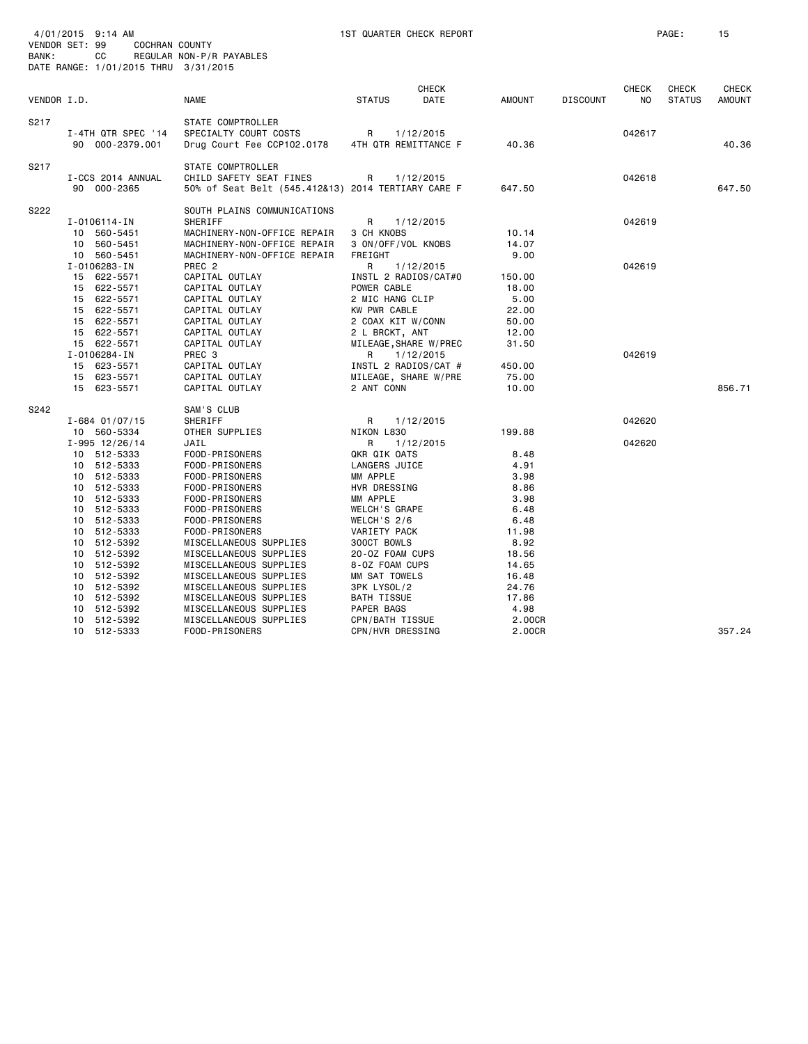4/01/2015 9:14 AM 1ST QUARTER CHECK REPORT
VENDOR SET: 99 COCHRAN COUNTY
BANK: CC REGULAR NON-P/R PAYABLES
DATE RANGE: 1/01/2015 THRU 3/31/2015

| VENDOR I.D. | NAME | STATUS | CHECK DATE | AMOUNT | DISCOUNT | CHECK NO | CHECK STATUS | CHECK AMOUNT |
|---|---|---|---|---|---|---|---|---|
| S217 | STATE COMPTROLLER | | | | | | | |
| I-4TH QTR SPEC '14 | SPECIALTY COURT COSTS | R | 1/12/2015 | | | 042617 | | |
| 90 000-2379.001 | Drug Court Fee CCP102.0178 | 4TH QTR REMITTANCE F | | 40.36 | | | | 40.36 |
| S217 | STATE COMPTROLLER | | | | | | | |
| I-CCS 2014 ANNUAL | CHILD SAFETY SEAT FINES | R | 1/12/2015 | | | 042618 | | |
| 90 000-2365 | 50% of Seat Belt (545.412&13) 2014 TERTIARY CARE F | | | 647.50 | | | | 647.50 |
| S222 | SOUTH PLAINS COMMUNICATIONS | | | | | | | |
| I-0106114-IN | SHERIFF | R | 1/12/2015 | | | 042619 | | |
| 10 560-5451 | MACHINERY-NON-OFFICE REPAIR | 3 CH KNOBS | | 10.14 | | | | |
| 10 560-5451 | MACHINERY-NON-OFFICE REPAIR | 3 ON/OFF/VOL KNOBS | | 14.07 | | | | |
| 10 560-5451 | MACHINERY-NON-OFFICE REPAIR | FREIGHT | | 9.00 | | | | |
| I-0106283-IN | PREC 2 | R | 1/12/2015 | | | 042619 | | |
| 15 622-5571 | CAPITAL OUTLAY | INSTL 2 RADIOS/CAT#0 | | 150.00 | | | | |
| 15 622-5571 | CAPITAL OUTLAY | POWER CABLE | | 18.00 | | | | |
| 15 622-5571 | CAPITAL OUTLAY | 2 MIC HANG CLIP | | 5.00 | | | | |
| 15 622-5571 | CAPITAL OUTLAY | KW PWR CABLE | | 22.00 | | | | |
| 15 622-5571 | CAPITAL OUTLAY | 2 COAX KIT W/CONN | | 50.00 | | | | |
| 15 622-5571 | CAPITAL OUTLAY | 2 L BRCKT, ANT | | 12.00 | | | | |
| 15 622-5571 | CAPITAL OUTLAY | MILEAGE,SHARE W/PREC | | 31.50 | | | | |
| I-0106284-IN | PREC 3 | R | 1/12/2015 | | | 042619 | | |
| 15 623-5571 | CAPITAL OUTLAY | INSTL 2 RADIOS/CAT # | | 450.00 | | | | |
| 15 623-5571 | CAPITAL OUTLAY | MILEAGE, SHARE W/PRE | | 75.00 | | | | |
| 15 623-5571 | CAPITAL OUTLAY | 2 ANT CONN | | 10.00 | | | | 856.71 |
| S242 | SAM'S CLUB | | | | | | | |
| I-684 01/07/15 | SHERIFF | R | 1/12/2015 | | | 042620 | | |
| 10 560-5334 | OTHER SUPPLIES | NIKON L830 | | 199.88 | | | | |
| I-995 12/26/14 | JAIL | R | 1/12/2015 | | | 042620 | | |
| 10 512-5333 | FOOD-PRISONERS | QKR QIK OATS | | 8.48 | | | | |
| 10 512-5333 | FOOD-PRISONERS | LANGERS JUICE | | 4.91 | | | | |
| 10 512-5333 | FOOD-PRISONERS | MM APPLE | | 3.98 | | | | |
| 10 512-5333 | FOOD-PRISONERS | HVR DRESSING | | 8.86 | | | | |
| 10 512-5333 | FOOD-PRISONERS | MM APPLE | | 3.98 | | | | |
| 10 512-5333 | FOOD-PRISONERS | WELCH'S GRAPE | | 6.48 | | | | |
| 10 512-5333 | FOOD-PRISONERS | WELCH'S 2/6 | | 6.48 | | | | |
| 10 512-5333 | FOOD-PRISONERS | VARIETY PACK | | 11.98 | | | | |
| 10 512-5392 | MISCELLANEOUS SUPPLIES | 300CT BOWLS | | 8.92 | | | | |
| 10 512-5392 | MISCELLANEOUS SUPPLIES | 20-OZ FOAM CUPS | | 18.56 | | | | |
| 10 512-5392 | MISCELLANEOUS SUPPLIES | 8-OZ FOAM CUPS | | 14.65 | | | | |
| 10 512-5392 | MISCELLANEOUS SUPPLIES | MM SAT TOWELS | | 16.48 | | | | |
| 10 512-5392 | MISCELLANEOUS SUPPLIES | 3PK LYSOL/2 | | 24.76 | | | | |
| 10 512-5392 | MISCELLANEOUS SUPPLIES | BATH TISSUE | | 17.86 | | | | |
| 10 512-5392 | MISCELLANEOUS SUPPLIES | PAPER BAGS | | 4.98 | | | | |
| 10 512-5392 | MISCELLANEOUS SUPPLIES | CPN/BATH TISSUE | | 2.00CR | | | | |
| 10 512-5333 | FOOD-PRISONERS | CPN/HVR DRESSING | | 2.00CR | | | | 357.24 |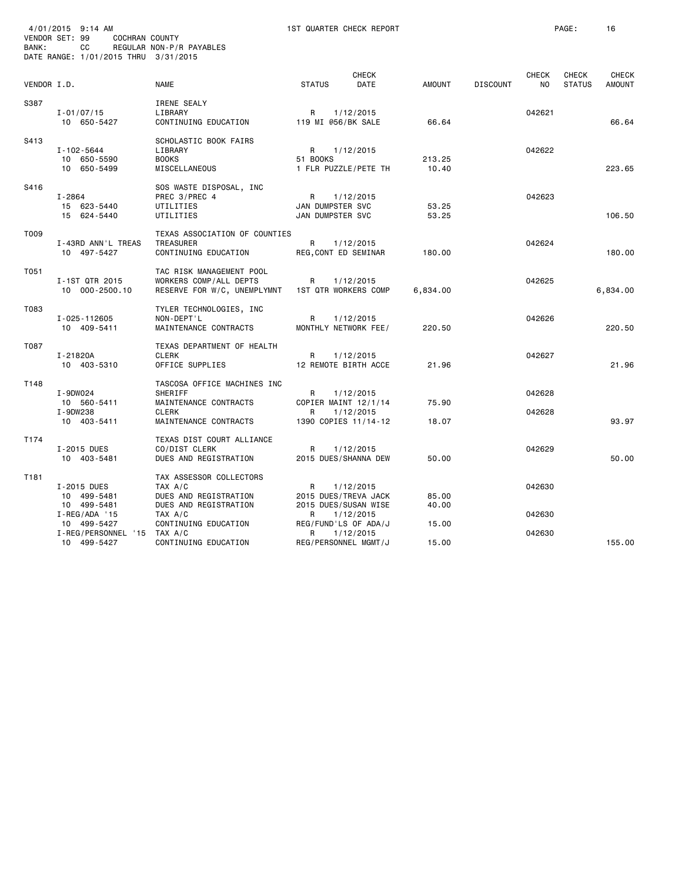4/01/2015 9:14 AM 1ST QUARTER CHECK REPORT
VENDOR SET: 99 COCHRAN COUNTY
BANK: CC REGULAR NON-P/R PAYABLES
DATE RANGE: 1/01/2015 THRU 3/31/2015

| VENDOR I.D. | NAME | STATUS | CHECK DATE | AMOUNT | DISCOUNT | CHECK NO | CHECK STATUS | CHECK AMOUNT |
|---|---|---|---|---|---|---|---|---|
| S387 | IRENE SEALY | | | | | | | |
| I-01/07/15 | LIBRARY | R | 1/12/2015 | | | 042621 | | |
| 10 650-5427 | CONTINUING EDUCATION | 119 MI @56/BK SALE | | 66.64 | | | | 66.64 |
| S413 | SCHOLASTIC BOOK FAIRS | | | | | | | |
| I-102-5644 | LIBRARY | R | 1/12/2015 | | | 042622 | | |
| 10 650-5590 | BOOKS | 51 BOOKS | | 213.25 | | | | |
| 10 650-5499 | MISCELLANEOUS | 1 FLR PUZZLE/PETE TH | | 10.40 | | | | 223.65 |
| S416 | SOS WASTE DISPOSAL, INC | | | | | | | |
| I-2864 | PREC 3/PREC 4 | R | 1/12/2015 | | | 042623 | | |
| 15 623-5440 | UTILITIES | JAN DUMPSTER SVC | | 53.25 | | | | |
| 15 624-5440 | UTILITIES | JAN DUMPSTER SVC | | 53.25 | | | | 106.50 |
| T009 | TEXAS ASSOCIATION OF COUNTIES | | | | | | | |
| I-43RD ANN'L TREAS | TREASURER | R | 1/12/2015 | | | 042624 | | |
| 10 497-5427 | CONTINUING EDUCATION | REG,CONT ED SEMINAR | | 180.00 | | | | 180.00 |
| T051 | TAC RISK MANAGEMENT POOL | | | | | | | |
| I-1ST QTR 2015 | WORKERS COMP/ALL DEPTS | R | 1/12/2015 | | | 042625 | | |
| 10 000-2500.10 | RESERVE FOR W/C, UNEMPLYMNT | 1ST QTR WORKERS COMP | | 6,834.00 | | | | 6,834.00 |
| T083 | TYLER TECHNOLOGIES, INC | | | | | | | |
| I-025-112605 | NON-DEPT'L | R | 1/12/2015 | | | 042626 | | |
| 10 409-5411 | MAINTENANCE CONTRACTS | MONTHLY NETWORK FEE/ | | 220.50 | | | | 220.50 |
| T087 | TEXAS DEPARTMENT OF HEALTH | | | | | | | |
| I-21820A | CLERK | R | 1/12/2015 | | | 042627 | | |
| 10 403-5310 | OFFICE SUPPLIES | 12 REMOTE BIRTH ACCE | | 21.96 | | | | 21.96 |
| T148 | TASCOSA OFFICE MACHINES INC | | | | | | | |
| I-9DW024 | SHERIFF | R | 1/12/2015 | | | 042628 | | |
| 10 560-5411 | MAINTENANCE CONTRACTS | COPIER MAINT 12/1/14 | | 75.90 | | | | |
| I-9DW238 | CLERK | R | 1/12/2015 | | | 042628 | | |
| 10 403-5411 | MAINTENANCE CONTRACTS | 1390 COPIES 11/14-12 | | 18.07 | | | | 93.97 |
| T174 | TEXAS DIST COURT ALLIANCE | | | | | | | |
| I-2015 DUES | CO/DIST CLERK | R | 1/12/2015 | | | 042629 | | |
| 10 403-5481 | DUES AND REGISTRATION | 2015 DUES/SHANNA DEW | | 50.00 | | | | 50.00 |
| T181 | TAX ASSESSOR COLLECTORS | | | | | | | |
| I-2015 DUES | TAX A/C | R | 1/12/2015 | | | 042630 | | |
| 10 499-5481 | DUES AND REGISTRATION | 2015 DUES/TREVA JACK | | 85.00 | | | | |
| 10 499-5481 | DUES AND REGISTRATION | 2015 DUES/SUSAN WISE | | 40.00 | | | | |
| I-REG/ADA '15 | TAX A/C | R | 1/12/2015 | | | 042630 | | |
| 10 499-5427 | CONTINUING EDUCATION | REG/FUND'LS OF ADA/J | | 15.00 | | | | |
| I-REG/PERSONNEL '15 | TAX A/C | R | 1/12/2015 | | | 042630 | | |
| 10 499-5427 | CONTINUING EDUCATION | REG/PERSONNEL MGMT/J | | 15.00 | | | | 155.00 |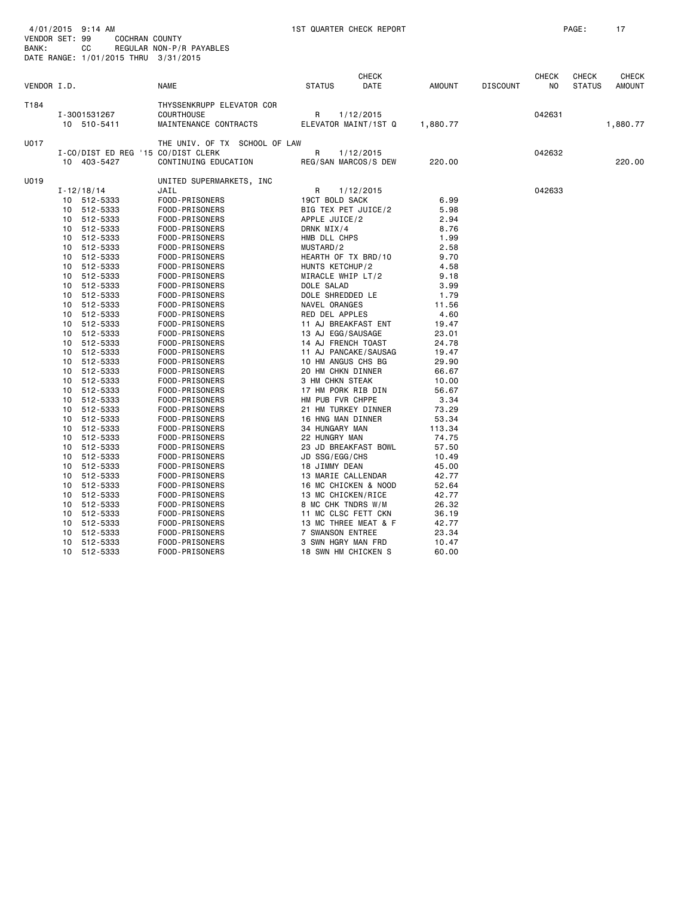4/01/2015 9:14 AM 1ST QUARTER CHECK REPORT
VENDOR SET: 99 COCHRAN COUNTY
BANK: CC REGULAR NON-P/R PAYABLES
DATE RANGE: 1/01/2015 THRU 3/31/2015

| VENDOR I.D. | | NAME | STATUS | CHECK DATE | AMOUNT | DISCOUNT | CHECK NO | CHECK STATUS | CHECK AMOUNT |
|---|---|---|---|---|---|---|---|---|---|
| T184 | | THYSSENKRUPP ELEVATOR COR | | | | | | | |
| | I-3001531267 | COURTHOUSE | R | 1/12/2015 | | | 042631 | | |
| | 10 510-5411 | MAINTENANCE CONTRACTS | ELEVATOR MAINT/1ST Q | | 1,880.77 | | | | 1,880.77 |
| U017 | | THE UNIV. OF TX SCHOOL OF LAW | | | | | | | |
| | I-CO/DIST ED REG '15 | CO/DIST CLERK | R | 1/12/2015 | | | 042632 | | |
| | 10 403-5427 | CONTINUING EDUCATION | REG/SAN MARCOS/S DEW | | 220.00 | | | | 220.00 |
| U019 | | UNITED SUPERMARKETS, INC | | | | | | | |
| | I-12/18/14 | JAIL | R | 1/12/2015 | | | 042633 | | |
| | 10 512-5333 | FOOD-PRISONERS | 19CT BOLD SACK | | 6.99 | | | | |
| | 10 512-5333 | FOOD-PRISONERS | BIG TEX PET JUICE/2 | | 5.98 | | | | |
| | 10 512-5333 | FOOD-PRISONERS | APPLE JUICE/2 | | 2.94 | | | | |
| | 10 512-5333 | FOOD-PRISONERS | DRNK MIX/4 | | 8.76 | | | | |
| | 10 512-5333 | FOOD-PRISONERS | HMB DLL CHPS | | 1.99 | | | | |
| | 10 512-5333 | FOOD-PRISONERS | MUSTARD/2 | | 2.58 | | | | |
| | 10 512-5333 | FOOD-PRISONERS | HEARTH OF TX BRD/10 | | 9.70 | | | | |
| | 10 512-5333 | FOOD-PRISONERS | HUNTS KETCHUP/2 | | 4.58 | | | | |
| | 10 512-5333 | FOOD-PRISONERS | MIRACLE WHIP LT/2 | | 9.18 | | | | |
| | 10 512-5333 | FOOD-PRISONERS | DOLE SALAD | | 3.99 | | | | |
| | 10 512-5333 | FOOD-PRISONERS | DOLE SHREDDED LE | | 1.79 | | | | |
| | 10 512-5333 | FOOD-PRISONERS | NAVEL ORANGES | | 11.56 | | | | |
| | 10 512-5333 | FOOD-PRISONERS | RED DEL APPLES | | 4.60 | | | | |
| | 10 512-5333 | FOOD-PRISONERS | 11 AJ BREAKFAST ENT | | 19.47 | | | | |
| | 10 512-5333 | FOOD-PRISONERS | 13 AJ EGG/SAUSAGE | | 23.01 | | | | |
| | 10 512-5333 | FOOD-PRISONERS | 14 AJ FRENCH TOAST | | 24.78 | | | | |
| | 10 512-5333 | FOOD-PRISONERS | 11 AJ PANCAKE/SAUSAG | | 19.47 | | | | |
| | 10 512-5333 | FOOD-PRISONERS | 10 HM ANGUS CHS BG | | 29.90 | | | | |
| | 10 512-5333 | FOOD-PRISONERS | 20 HM CHKN DINNER | | 66.67 | | | | |
| | 10 512-5333 | FOOD-PRISONERS | 3 HM CHKN STEAK | | 10.00 | | | | |
| | 10 512-5333 | FOOD-PRISONERS | 17 HM PORK RIB DIN | | 56.67 | | | | |
| | 10 512-5333 | FOOD-PRISONERS | HM PUB FVR CHPPE | | 3.34 | | | | |
| | 10 512-5333 | FOOD-PRISONERS | 21 HM TURKEY DINNER | | 73.29 | | | | |
| | 10 512-5333 | FOOD-PRISONERS | 16 HNG MAN DINNER | | 53.34 | | | | |
| | 10 512-5333 | FOOD-PRISONERS | 34 HUNGARY MAN | | 113.34 | | | | |
| | 10 512-5333 | FOOD-PRISONERS | 22 HUNGRY MAN | | 74.75 | | | | |
| | 10 512-5333 | FOOD-PRISONERS | 23 JD BREAKFAST BOWL | | 57.50 | | | | |
| | 10 512-5333 | FOOD-PRISONERS | JD SSG/EGG/CHS | | 10.49 | | | | |
| | 10 512-5333 | FOOD-PRISONERS | 18 JIMMY DEAN | | 45.00 | | | | |
| | 10 512-5333 | FOOD-PRISONERS | 13 MARIE CALLENDAR | | 42.77 | | | | |
| | 10 512-5333 | FOOD-PRISONERS | 16 MC CHICKEN & NOOD | | 52.64 | | | | |
| | 10 512-5333 | FOOD-PRISONERS | 13 MC CHICKEN/RICE | | 42.77 | | | | |
| | 10 512-5333 | FOOD-PRISONERS | 8 MC CHK TNDRS W/M | | 26.32 | | | | |
| | 10 512-5333 | FOOD-PRISONERS | 11 MC CLSC FETT CKN | | 36.19 | | | | |
| | 10 512-5333 | FOOD-PRISONERS | 13 MC THREE MEAT & F | | 42.77 | | | | |
| | 10 512-5333 | FOOD-PRISONERS | 7 SWANSON ENTREE | | 23.34 | | | | |
| | 10 512-5333 | FOOD-PRISONERS | 3 SWN HGRY MAN FRD | | 10.47 | | | | |
| | 10 512-5333 | FOOD-PRISONERS | 18 SWN HM CHICKEN S | | 60.00 | | | | |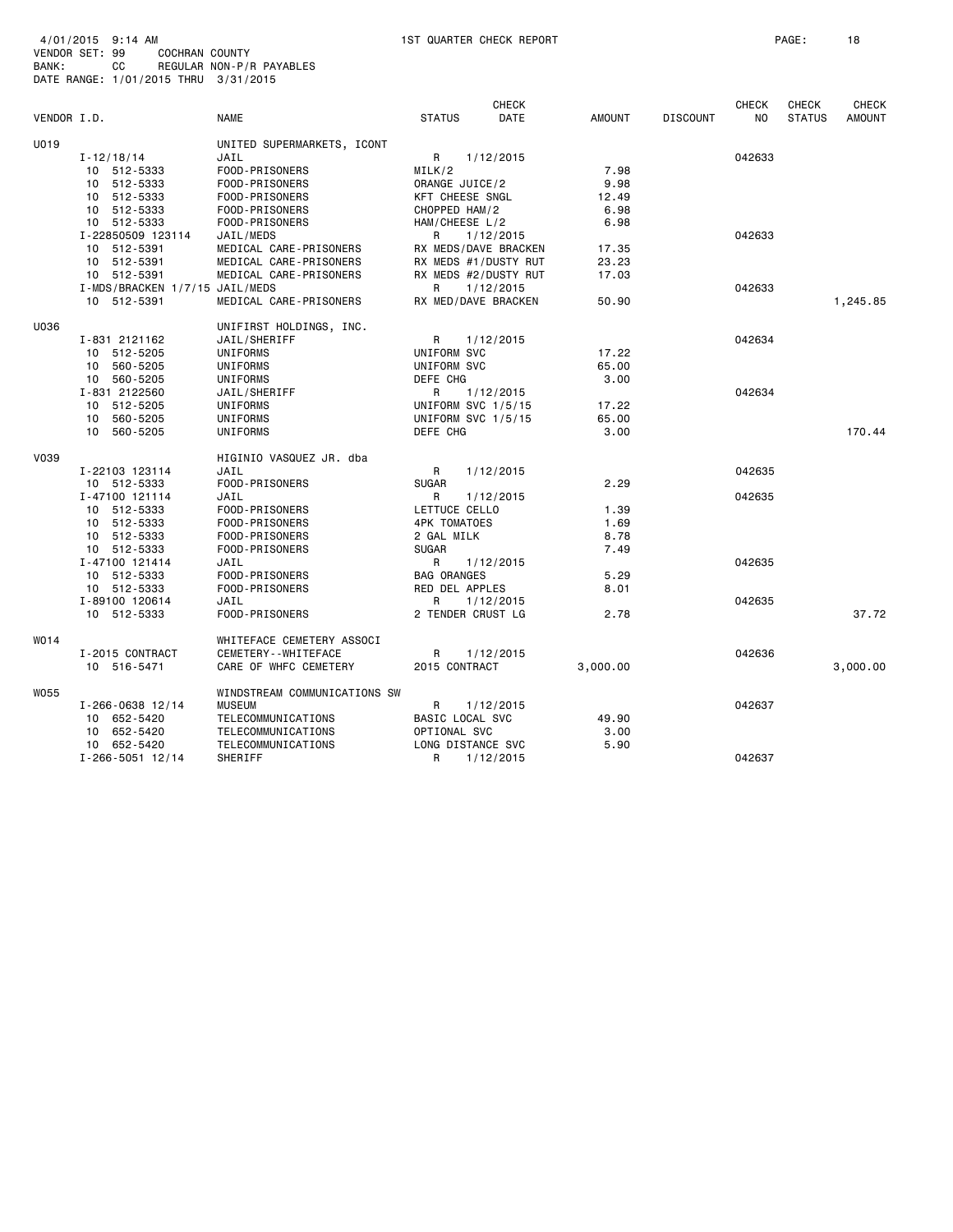4/01/2015 9:14 AM 1ST QUARTER CHECK REPORT
VENDOR SET: 99 COCHRAN COUNTY
BANK: CC REGULAR NON-P/R PAYABLES
DATE RANGE: 1/01/2015 THRU 3/31/2015

| VENDOR I.D. | NAME | STATUS | CHECK DATE | AMOUNT | DISCOUNT | CHECK NO | CHECK STATUS | CHECK AMOUNT |
|---|---|---|---|---|---|---|---|---|
| U019 | UNITED SUPERMARKETS, ICONT | | | | | | | |
| I-12/18/14 | JAIL | R | 1/12/2015 | | | 042633 | | |
| 10 512-5333 | FOOD-PRISONERS | MILK/2 | | 7.98 | | | | |
| 10 512-5333 | FOOD-PRISONERS | ORANGE JUICE/2 | | 9.98 | | | | |
| 10 512-5333 | FOOD-PRISONERS | KFT CHEESE SNGL | | 12.49 | | | | |
| 10 512-5333 | FOOD-PRISONERS | CHOPPED HAM/2 | | 6.98 | | | | |
| 10 512-5333 | FOOD-PRISONERS | HAM/CHEESE L/2 | | 6.98 | | | | |
| I-22850509 123114 | JAIL/MEDS | R | 1/12/2015 | | | 042633 | | |
| 10 512-5391 | MEDICAL CARE-PRISONERS | RX MEDS/DAVE BRACKEN | | 17.35 | | | | |
| 10 512-5391 | MEDICAL CARE-PRISONERS | RX MEDS #1/DUSTY RUT | | 23.23 | | | | |
| 10 512-5391 | MEDICAL CARE-PRISONERS | RX MEDS #2/DUSTY RUT | | 17.03 | | | | |
| I-MDS/BRACKEN 1/7/15 | JAIL/MEDS | R | 1/12/2015 | | | 042633 | | |
| 10 512-5391 | MEDICAL CARE-PRISONERS | RX MED/DAVE BRACKEN | | 50.90 | | | | 1,245.85 |
| U036 | UNIFIRST HOLDINGS, INC. | | | | | | | |
| I-831 2121162 | JAIL/SHERIFF | R | 1/12/2015 | | | 042634 | | |
| 10 512-5205 | UNIFORMS | UNIFORM SVC | | 17.22 | | | | |
| 10 560-5205 | UNIFORMS | UNIFORM SVC | | 65.00 | | | | |
| 10 560-5205 | UNIFORMS | DEFE CHG | | 3.00 | | | | |
| I-831 2122560 | JAIL/SHERIFF | R | 1/12/2015 | | | 042634 | | |
| 10 512-5205 | UNIFORMS | UNIFORM SVC 1/5/15 | | 17.22 | | | | |
| 10 560-5205 | UNIFORMS | UNIFORM SVC 1/5/15 | | 65.00 | | | | |
| 10 560-5205 | UNIFORMS | DEFE CHG | | 3.00 | | | | 170.44 |
| V039 | HIGINIO VASQUEZ JR. dba | | | | | | | |
| I-22103 123114 | JAIL | R | 1/12/2015 | | | 042635 | | |
| 10 512-5333 | FOOD-PRISONERS | SUGAR | | 2.29 | | | | |
| I-47100 121114 | JAIL | R | 1/12/2015 | | | 042635 | | |
| 10 512-5333 | FOOD-PRISONERS | LETTUCE CELLO | | 1.39 | | | | |
| 10 512-5333 | FOOD-PRISONERS | 4PK TOMATOES | | 1.69 | | | | |
| 10 512-5333 | FOOD-PRISONERS | 2 GAL MILK | | 8.78 | | | | |
| 10 512-5333 | FOOD-PRISONERS | SUGAR | | 7.49 | | | | |
| I-47100 121414 | JAIL | R | 1/12/2015 | | | 042635 | | |
| 10 512-5333 | FOOD-PRISONERS | BAG ORANGES | | 5.29 | | | | |
| 10 512-5333 | FOOD-PRISONERS | RED DEL APPLES | | 8.01 | | | | |
| I-89100 120614 | JAIL | R | 1/12/2015 | | | 042635 | | |
| 10 512-5333 | FOOD-PRISONERS | 2 TENDER CRUST LG | | 2.78 | | | | 37.72 |
| W014 | WHITEFACE CEMETERY ASSOCI | | | | | | | |
| I-2015 CONTRACT | CEMETERY--WHITEFACE | R | 1/12/2015 | | | 042636 | | |
| 10 516-5471 | CARE OF WHFC CEMETERY | 2015 CONTRACT | | 3,000.00 | | | | 3,000.00 |
| W055 | WINDSTREAM COMMUNICATIONS SW | | | | | | | |
| I-266-0638 12/14 | MUSEUM | R | 1/12/2015 | | | 042637 | | |
| 10 652-5420 | TELECOMMUNICATIONS | BASIC LOCAL SVC | | 49.90 | | | | |
| 10 652-5420 | TELECOMMUNICATIONS | OPTIONAL SVC | | 3.00 | | | | |
| 10 652-5420 | TELECOMMUNICATIONS | LONG DISTANCE SVC | | 5.90 | | | | |
| I-266-5051 12/14 | SHERIFF | R | 1/12/2015 | | | 042637 | | |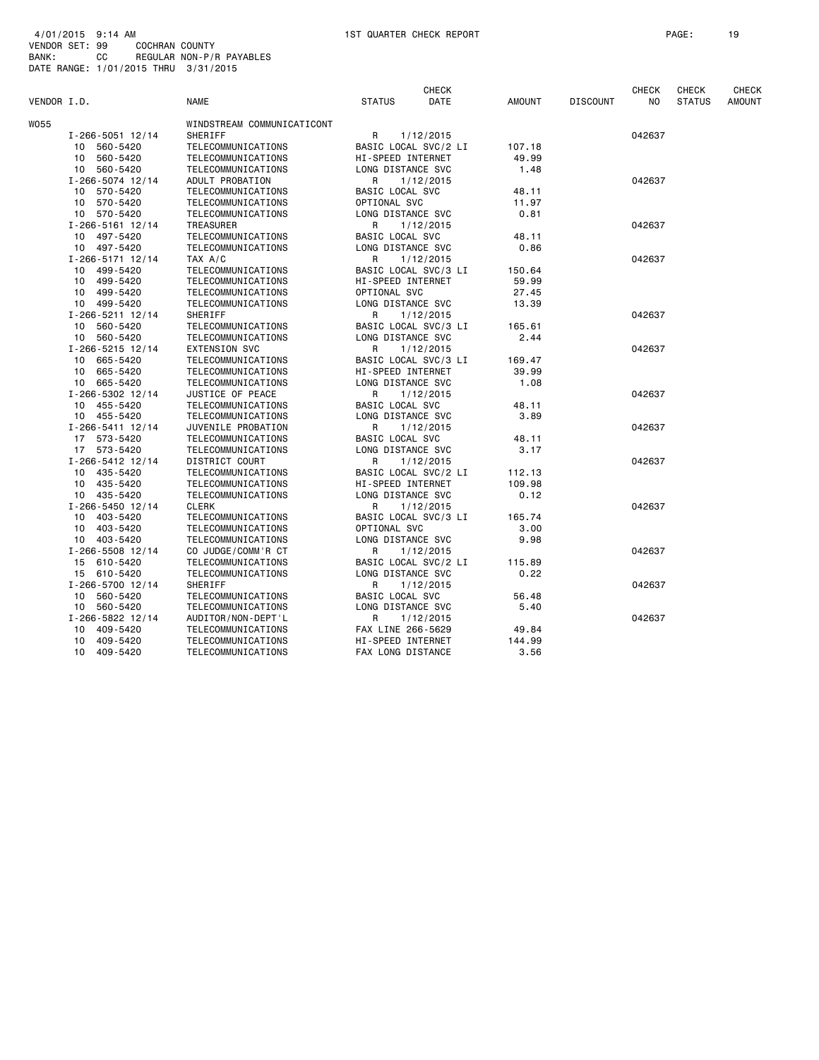4/01/2015 9:14 AM 1ST QUARTER CHECK REPORT
VENDOR SET: 99 COCHRAN COUNTY
BANK: CC REGULAR NON-P/R PAYABLES
DATE RANGE: 1/01/2015 THRU 3/31/2015

| VENDOR I.D. | NAME | STATUS | CHECK DATE | AMOUNT | DISCOUNT | CHECK NO | CHECK STATUS | CHECK AMOUNT |
|---|---|---|---|---|---|---|---|---|
| W055 | WINDSTREAM COMMUNICATICONT | | | | | | | |
| I-266-5051 12/14 | SHERIFF | R | 1/12/2015 | | | 042637 | | |
| 10 560-5420 | TELECOMMUNICATIONS | BASIC LOCAL SVC/2 LI | | 107.18 | | | | |
| 10 560-5420 | TELECOMMUNICATIONS | HI-SPEED INTERNET | | 49.99 | | | | |
| 10 560-5420 | TELECOMMUNICATIONS | LONG DISTANCE SVC | | 1.48 | | | | |
| I-266-5074 12/14 | ADULT PROBATION | R | 1/12/2015 | | | 042637 | | |
| 10 570-5420 | TELECOMMUNICATIONS | BASIC LOCAL SVC | | 48.11 | | | | |
| 10 570-5420 | TELECOMMUNICATIONS | OPTIONAL SVC | | 11.97 | | | | |
| 10 570-5420 | TELECOMMUNICATIONS | LONG DISTANCE SVC | | 0.81 | | | | |
| I-266-5161 12/14 | TREASURER | R | 1/12/2015 | | | 042637 | | |
| 10 497-5420 | TELECOMMUNICATIONS | BASIC LOCAL SVC | | 48.11 | | | | |
| 10 497-5420 | TELECOMMUNICATIONS | LONG DISTANCE SVC | | 0.86 | | | | |
| I-266-5171 12/14 | TAX A/C | R | 1/12/2015 | | | 042637 | | |
| 10 499-5420 | TELECOMMUNICATIONS | BASIC LOCAL SVC/3 LI | | 150.64 | | | | |
| 10 499-5420 | TELECOMMUNICATIONS | HI-SPEED INTERNET | | 59.99 | | | | |
| 10 499-5420 | TELECOMMUNICATIONS | OPTIONAL SVC | | 27.45 | | | | |
| 10 499-5420 | TELECOMMUNICATIONS | LONG DISTANCE SVC | | 13.39 | | | | |
| I-266-5211 12/14 | SHERIFF | R | 1/12/2015 | | | 042637 | | |
| 10 560-5420 | TELECOMMUNICATIONS | BASIC LOCAL SVC/3 LI | | 165.61 | | | | |
| 10 560-5420 | TELECOMMUNICATIONS | LONG DISTANCE SVC | | 2.44 | | | | |
| I-266-5215 12/14 | EXTENSION SVC | R | 1/12/2015 | | | 042637 | | |
| 10 665-5420 | TELECOMMUNICATIONS | BASIC LOCAL SVC/3 LI | | 169.47 | | | | |
| 10 665-5420 | TELECOMMUNICATIONS | HI-SPEED INTERNET | | 39.99 | | | | |
| 10 665-5420 | TELECOMMUNICATIONS | LONG DISTANCE SVC | | 1.08 | | | | |
| I-266-5302 12/14 | JUSTICE OF PEACE | R | 1/12/2015 | | | 042637 | | |
| 10 455-5420 | TELECOMMUNICATIONS | BASIC LOCAL SVC | | 48.11 | | | | |
| 10 455-5420 | TELECOMMUNICATIONS | LONG DISTANCE SVC | | 3.89 | | | | |
| I-266-5411 12/14 | JUVENILE PROBATION | R | 1/12/2015 | | | 042637 | | |
| 17 573-5420 | TELECOMMUNICATIONS | BASIC LOCAL SVC | | 48.11 | | | | |
| 17 573-5420 | TELECOMMUNICATIONS | LONG DISTANCE SVC | | 3.17 | | | | |
| I-266-5412 12/14 | DISTRICT COURT | R | 1/12/2015 | | | 042637 | | |
| 10 435-5420 | TELECOMMUNICATIONS | BASIC LOCAL SVC/2 LI | | 112.13 | | | | |
| 10 435-5420 | TELECOMMUNICATIONS | HI-SPEED INTERNET | | 109.98 | | | | |
| 10 435-5420 | TELECOMMUNICATIONS | LONG DISTANCE SVC | | 0.12 | | | | |
| I-266-5450 12/14 | CLERK | R | 1/12/2015 | | | 042637 | | |
| 10 403-5420 | TELECOMMUNICATIONS | BASIC LOCAL SVC/3 LI | | 165.74 | | | | |
| 10 403-5420 | TELECOMMUNICATIONS | OPTIONAL SVC | | 3.00 | | | | |
| 10 403-5420 | TELECOMMUNICATIONS | LONG DISTANCE SVC | | 9.98 | | | | |
| I-266-5508 12/14 | CO JUDGE/COMM'R CT | R | 1/12/2015 | | | 042637 | | |
| 15 610-5420 | TELECOMMUNICATIONS | BASIC LOCAL SVC/2 LI | | 115.89 | | | | |
| 15 610-5420 | TELECOMMUNICATIONS | LONG DISTANCE SVC | | 0.22 | | | | |
| I-266-5700 12/14 | SHERIFF | R | 1/12/2015 | | | 042637 | | |
| 10 560-5420 | TELECOMMUNICATIONS | BASIC LOCAL SVC | | 56.48 | | | | |
| 10 560-5420 | TELECOMMUNICATIONS | LONG DISTANCE SVC | | 5.40 | | | | |
| I-266-5822 12/14 | AUDITOR/NON-DEPT'L | R | 1/12/2015 | | | 042637 | | |
| 10 409-5420 | TELECOMMUNICATIONS | FAX LINE 266-5629 | | 49.84 | | | | |
| 10 409-5420 | TELECOMMUNICATIONS | HI-SPEED INTERNET | | 144.99 | | | | |
| 10 409-5420 | TELECOMMUNICATIONS | FAX LONG DISTANCE | | 3.56 | | | | |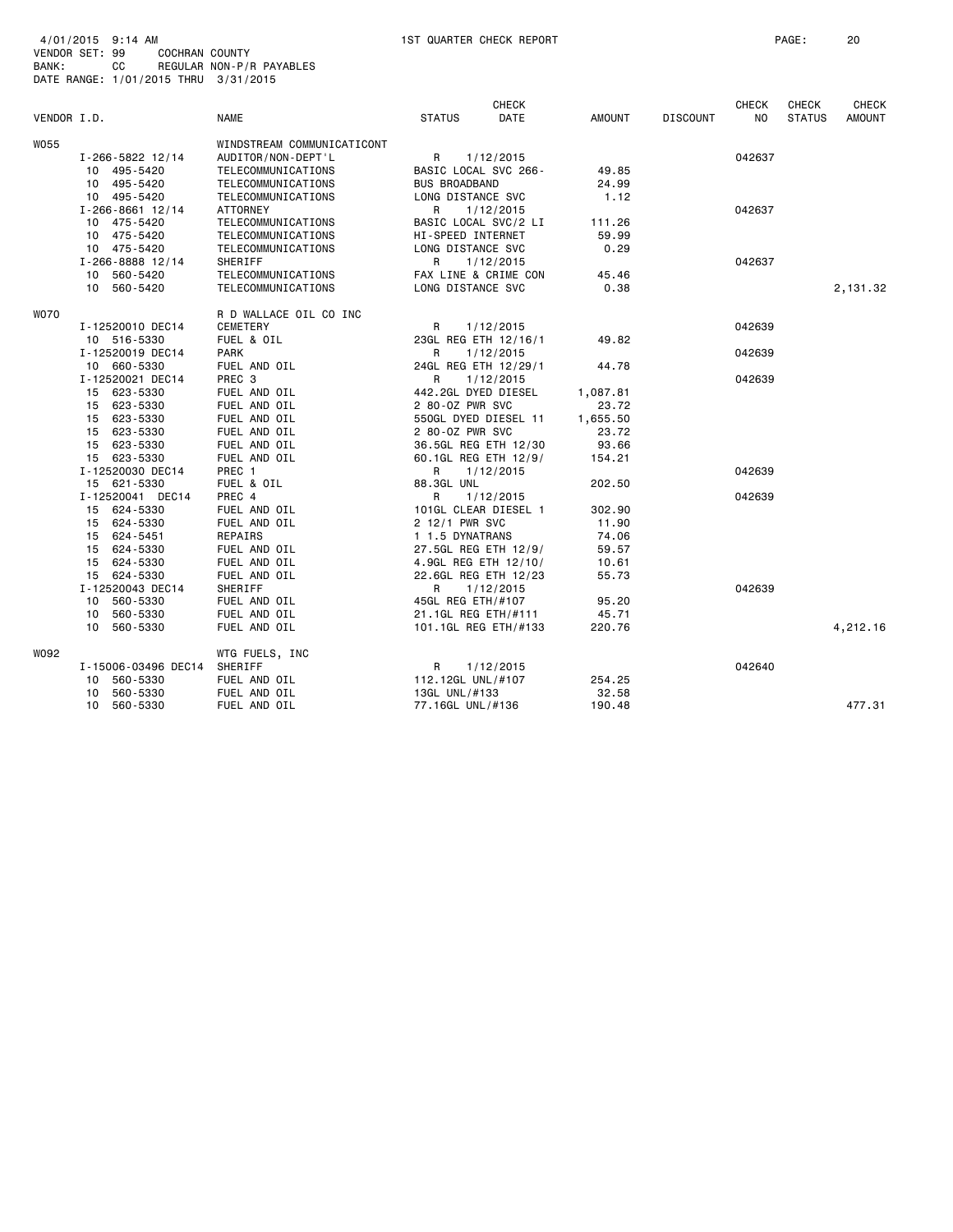4/01/2015 9:14 AM 1ST QUARTER CHECK REPORT

VENDOR SET: 99 COCHRAN COUNTY
BANK: CC REGULAR NON-P/R PAYABLES
DATE RANGE: 1/01/2015 THRU 3/31/2015

| VENDOR I.D. | NAME | STATUS | CHECK DATE | AMOUNT | DISCOUNT | CHECK NO | CHECK STATUS | CHECK AMOUNT |
|---|---|---|---|---|---|---|---|---|
| W055 | WINDSTREAM COMMUNICATICONT | | | | | | | |
| I-266-5822 12/14 | AUDITOR/NON-DEPT'L | R | 1/12/2015 | | | 042637 | | |
| 10 495-5420 | TELECOMMUNICATIONS | BASIC LOCAL SVC 266- | | 49.85 | | | | |
| 10 495-5420 | TELECOMMUNICATIONS | BUS BROADBAND | | 24.99 | | | | |
| 10 495-5420 | TELECOMMUNICATIONS | LONG DISTANCE SVC | | 1.12 | | | | |
| I-266-8661 12/14 | ATTORNEY | R | 1/12/2015 | | | 042637 | | |
| 10 475-5420 | TELECOMMUNICATIONS | BASIC LOCAL SVC/2 LI | | 111.26 | | | | |
| 10 475-5420 | TELECOMMUNICATIONS | HI-SPEED INTERNET | | 59.99 | | | | |
| 10 475-5420 | TELECOMMUNICATIONS | LONG DISTANCE SVC | | 0.29 | | | | |
| I-266-8888 12/14 | SHERIFF | R | 1/12/2015 | | | 042637 | | |
| 10 560-5420 | TELECOMMUNICATIONS | FAX LINE & CRIME CON | | 45.46 | | | | |
| 10 560-5420 | TELECOMMUNICATIONS | LONG DISTANCE SVC | | 0.38 | | | | 2,131.32 |
| W070 | R D WALLACE OIL CO INC | | | | | | | |
| I-12520010 DEC14 | CEMETERY | R | 1/12/2015 | | | 042639 | | |
| 10 516-5330 | FUEL & OIL | 23GL REG ETH 12/16/1 | | 49.82 | | | | |
| I-12520019 DEC14 | PARK | R | 1/12/2015 | | | 042639 | | |
| 10 660-5330 | FUEL AND OIL | 24GL REG ETH 12/29/1 | | 44.78 | | | | |
| I-12520021 DEC14 | PREC 3 | R | 1/12/2015 | | | 042639 | | |
| 15 623-5330 | FUEL AND OIL | 442.2GL DYED DIESEL | | 1,087.81 | | | | |
| 15 623-5330 | FUEL AND OIL | 2 80-OZ PWR SVC | | 23.72 | | | | |
| 15 623-5330 | FUEL AND OIL | 550GL DYED DIESEL 11 | | 1,655.50 | | | | |
| 15 623-5330 | FUEL AND OIL | 2 80-OZ PWR SVC | | 23.72 | | | | |
| 15 623-5330 | FUEL AND OIL | 36.5GL REG ETH 12/30 | | 93.66 | | | | |
| 15 623-5330 | FUEL AND OIL | 60.1GL REG ETH 12/9/ | | 154.21 | | | | |
| I-12520030 DEC14 | PREC 1 | R | 1/12/2015 | | | 042639 | | |
| 15 621-5330 | FUEL & OIL | 88.3GL UNL | | 202.50 | | | | |
| I-12520041 DEC14 | PREC 4 | R | 1/12/2015 | | | 042639 | | |
| 15 624-5330 | FUEL AND OIL | 101GL CLEAR DIESEL 1 | | 302.90 | | | | |
| 15 624-5330 | FUEL AND OIL | 2 12/1 PWR SVC | | 11.90 | | | | |
| 15 624-5451 | REPAIRS | 1 1.5 DYNATRANS | | 74.06 | | | | |
| 15 624-5330 | FUEL AND OIL | 27.5GL REG ETH 12/9/ | | 59.57 | | | | |
| 15 624-5330 | FUEL AND OIL | 4.9GL REG ETH 12/10/ | | 10.61 | | | | |
| 15 624-5330 | FUEL AND OIL | 22.6GL REG ETH 12/23 | | 55.73 | | | | |
| I-12520043 DEC14 | SHERIFF | R | 1/12/2015 | | | 042639 | | |
| 10 560-5330 | FUEL AND OIL | 45GL REG ETH/#107 | | 95.20 | | | | |
| 10 560-5330 | FUEL AND OIL | 21.1GL REG ETH/#111 | | 45.71 | | | | |
| 10 560-5330 | FUEL AND OIL | 101.1GL REG ETH/#133 | | 220.76 | | | | 4,212.16 |
| W092 | WTG FUELS, INC | | | | | | | |
| I-15006-03496 DEC14 | SHERIFF | R | 1/12/2015 | | | 042640 | | |
| 10 560-5330 | FUEL AND OIL | 112.12GL UNL/#107 | | 254.25 | | | | |
| 10 560-5330 | FUEL AND OIL | 13GL UNL/#133 | | 32.58 | | | | |
| 10 560-5330 | FUEL AND OIL | 77.16GL UNL/#136 | | 190.48 | | | | 477.31 |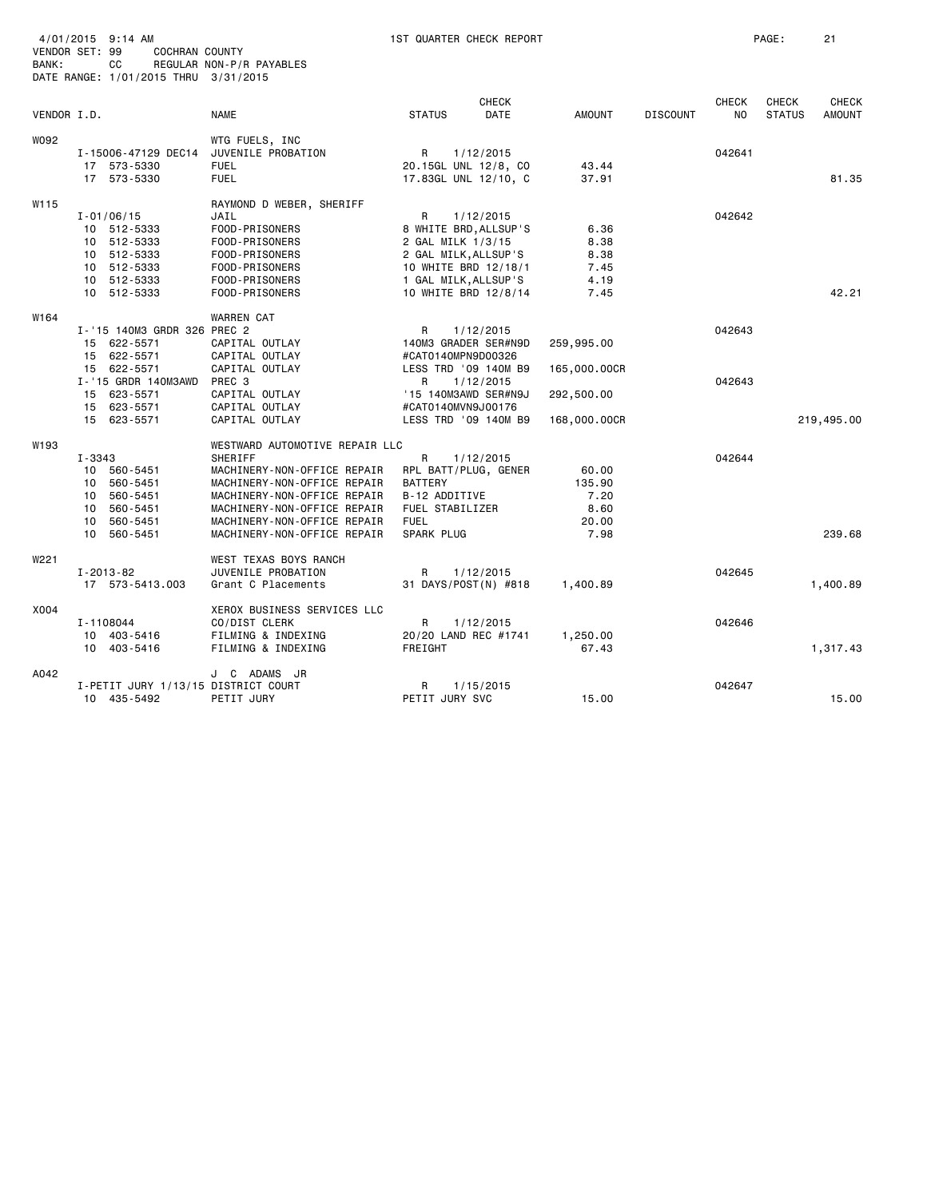4/01/2015 9:14 AM  1ST QUARTER CHECK REPORT

VENDOR SET: 99  COCHRAN COUNTY
BANK: CC  REGULAR NON-P/R PAYABLES
DATE RANGE: 1/01/2015 THRU 3/31/2015

| VENDOR I.D. | NAME | STATUS | CHECK DATE | AMOUNT | DISCOUNT | CHECK NO | CHECK STATUS | CHECK AMOUNT |
|---|---|---|---|---|---|---|---|---|
| W092 | WTG FUELS, INC | | | | | | | |
| I-15006-47129 DEC14 | JUVENILE PROBATION | R | 1/12/2015 | | | 042641 | | |
| 17 573-5330 | FUEL | 20.15GL UNL 12/8, CO | | 43.44 | | | | |
| 17 573-5330 | FUEL | 17.83GL UNL 12/10, C | | 37.91 | | | | 81.35 |
| W115 | RAYMOND D WEBER, SHERIFF | | | | | | | |
| I-01/06/15 | JAIL | R | 1/12/2015 | | | 042642 | | |
| 10 512-5333 | FOOD-PRISONERS | 8 WHITE BRD,ALLSUP'S | | 6.36 | | | | |
| 10 512-5333 | FOOD-PRISONERS | 2 GAL MILK 1/3/15 | | 8.38 | | | | |
| 10 512-5333 | FOOD-PRISONERS | 2 GAL MILK,ALLSUP'S | | 8.38 | | | | |
| 10 512-5333 | FOOD-PRISONERS | 10 WHITE BRD 12/18/1 | | 7.45 | | | | |
| 10 512-5333 | FOOD-PRISONERS | 1 GAL MILK,ALLSUP'S | | 4.19 | | | | |
| 10 512-5333 | FOOD-PRISONERS | 10 WHITE BRD 12/8/14 | | 7.45 | | | | 42.21 |
| W164 | WARREN CAT | | | | | | | |
| I-'15 140M3 GRDR 326 | PREC 2 | R | 1/12/2015 | | | 042643 | | |
| 15 622-5571 | CAPITAL OUTLAY | 140M3 GRADER SER#N9D | | 259,995.00 | | | | |
| 15 622-5571 | CAPITAL OUTLAY | #CAT0140MPN9D00326 | | | | | | |
| 15 622-5571 | CAPITAL OUTLAY | LESS TRD '09 140M B9 | | 165,000.00CR | | | | |
| I-'15 GRDR 140M3AWD | PREC 3 | R | 1/12/2015 | | | 042643 | | |
| 15 623-5571 | CAPITAL OUTLAY | '15 140M3AWD SER#N9J | | 292,500.00 | | | | |
| 15 623-5571 | CAPITAL OUTLAY | #CAT0140MVN9J00176 | | | | | | |
| 15 623-5571 | CAPITAL OUTLAY | LESS TRD '09 140M B9 | | 168,000.00CR | | | | 219,495.00 |
| W193 | WESTWARD AUTOMOTIVE REPAIR LLC | | | | | | | |
| I-3343 | SHERIFF | R | 1/12/2015 | | | 042644 | | |
| 10 560-5451 | MACHINERY-NON-OFFICE REPAIR | RPL BATT/PLUG, GENER | | 60.00 | | | | |
| 10 560-5451 | MACHINERY-NON-OFFICE REPAIR | BATTERY | | 135.90 | | | | |
| 10 560-5451 | MACHINERY-NON-OFFICE REPAIR | B-12 ADDITIVE | | 7.20 | | | | |
| 10 560-5451 | MACHINERY-NON-OFFICE REPAIR | FUEL STABILIZER | | 8.60 | | | | |
| 10 560-5451 | MACHINERY-NON-OFFICE REPAIR | FUEL | | 20.00 | | | | |
| 10 560-5451 | MACHINERY-NON-OFFICE REPAIR | SPARK PLUG | | 7.98 | | | | 239.68 |
| W221 | WEST TEXAS BOYS RANCH | | | | | | | |
| I-2013-82 | JUVENILE PROBATION | R | 1/12/2015 | | | 042645 | | |
| 17 573-5413.003 | Grant C Placements | 31 DAYS/POST(N) #818 | | 1,400.89 | | | | 1,400.89 |
| X004 | XEROX BUSINESS SERVICES LLC | | | | | | | |
| I-1108044 | CO/DIST CLERK | R | 1/12/2015 | | | 042646 | | |
| 10 403-5416 | FILMING & INDEXING | 20/20 LAND REC #1741 | | 1,250.00 | | | | |
| 10 403-5416 | FILMING & INDEXING | FREIGHT | | 67.43 | | | | 1,317.43 |
| A042 | J C ADAMS JR | | | | | | | |
| I-PETIT JURY 1/13/15 | DISTRICT COURT | R | 1/15/2015 | | | 042647 | | |
| 10 435-5492 | PETIT JURY | PETIT JURY SVC | | 15.00 | | | | 15.00 |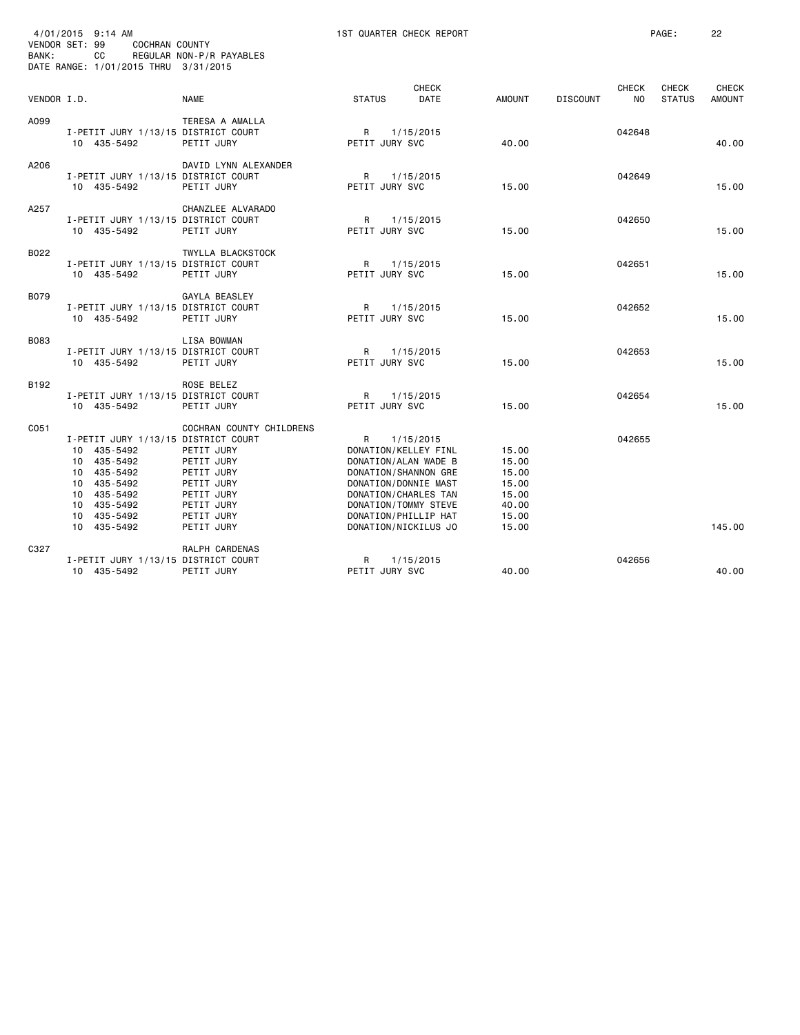4/01/2015 9:14 AM 1ST QUARTER CHECK REPORT

VENDOR SET: 99 COCHRAN COUNTY
BANK: CC REGULAR NON-P/R PAYABLES
DATE RANGE: 1/01/2015 THRU 3/31/2015

| VENDOR I.D. | NAME | STATUS | CHECK DATE | AMOUNT | DISCOUNT | CHECK NO | CHECK STATUS | CHECK AMOUNT |
|---|---|---|---|---|---|---|---|---|
| A099 | TERESA A AMALLA | | | | | | | |
| I-PETIT JURY 1/13/15 | DISTRICT COURT | R | 1/15/2015 | | | 042648 | | |
| 10 435-5492 | PETIT JURY | PETIT JURY SVC | | 40.00 | | | | 40.00 |
| A206 | DAVID LYNN ALEXANDER | | | | | | | |
| I-PETIT JURY 1/13/15 | DISTRICT COURT | R | 1/15/2015 | | | 042649 | | |
| 10 435-5492 | PETIT JURY | PETIT JURY SVC | | 15.00 | | | | 15.00 |
| A257 | CHANZLEE ALVARADO | | | | | | | |
| I-PETIT JURY 1/13/15 | DISTRICT COURT | R | 1/15/2015 | | | 042650 | | |
| 10 435-5492 | PETIT JURY | PETIT JURY SVC | | 15.00 | | | | 15.00 |
| B022 | TWYLLA BLACKSTOCK | | | | | | | |
| I-PETIT JURY 1/13/15 | DISTRICT COURT | R | 1/15/2015 | | | 042651 | | |
| 10 435-5492 | PETIT JURY | PETIT JURY SVC | | 15.00 | | | | 15.00 |
| B079 | GAYLA BEASLEY | | | | | | | |
| I-PETIT JURY 1/13/15 | DISTRICT COURT | R | 1/15/2015 | | | 042652 | | |
| 10 435-5492 | PETIT JURY | PETIT JURY SVC | | 15.00 | | | | 15.00 |
| B083 | LISA BOWMAN | | | | | | | |
| I-PETIT JURY 1/13/15 | DISTRICT COURT | R | 1/15/2015 | | | 042653 | | |
| 10 435-5492 | PETIT JURY | PETIT JURY SVC | | 15.00 | | | | 15.00 |
| B192 | ROSE BELEZ | | | | | | | |
| I-PETIT JURY 1/13/15 | DISTRICT COURT | R | 1/15/2015 | | | 042654 | | |
| 10 435-5492 | PETIT JURY | PETIT JURY SVC | | 15.00 | | | | 15.00 |
| C051 | COCHRAN COUNTY CHILDRENS | | | | | | | |
| I-PETIT JURY 1/13/15 | DISTRICT COURT | R | 1/15/2015 | | | 042655 | | |
| 10 435-5492 | PETIT JURY | DONATION/KELLEY FINL | | 15.00 | | | | |
| 10 435-5492 | PETIT JURY | DONATION/ALAN WADE B | | 15.00 | | | | |
| 10 435-5492 | PETIT JURY | DONATION/SHANNON GRE | | 15.00 | | | | |
| 10 435-5492 | PETIT JURY | DONATION/DONNIE MAST | | 15.00 | | | | |
| 10 435-5492 | PETIT JURY | DONATION/CHARLES TAN | | 15.00 | | | | |
| 10 435-5492 | PETIT JURY | DONATION/TOMMY STEVE | | 40.00 | | | | |
| 10 435-5492 | PETIT JURY | DONATION/PHILLIP HAT | | 15.00 | | | | |
| 10 435-5492 | PETIT JURY | DONATION/NICKILUS JO | | 15.00 | | | | 145.00 |
| C327 | RALPH CARDENAS | | | | | | | |
| I-PETIT JURY 1/13/15 | DISTRICT COURT | R | 1/15/2015 | | | 042656 | | |
| 10 435-5492 | PETIT JURY | PETIT JURY SVC | | 40.00 | | | | 40.00 |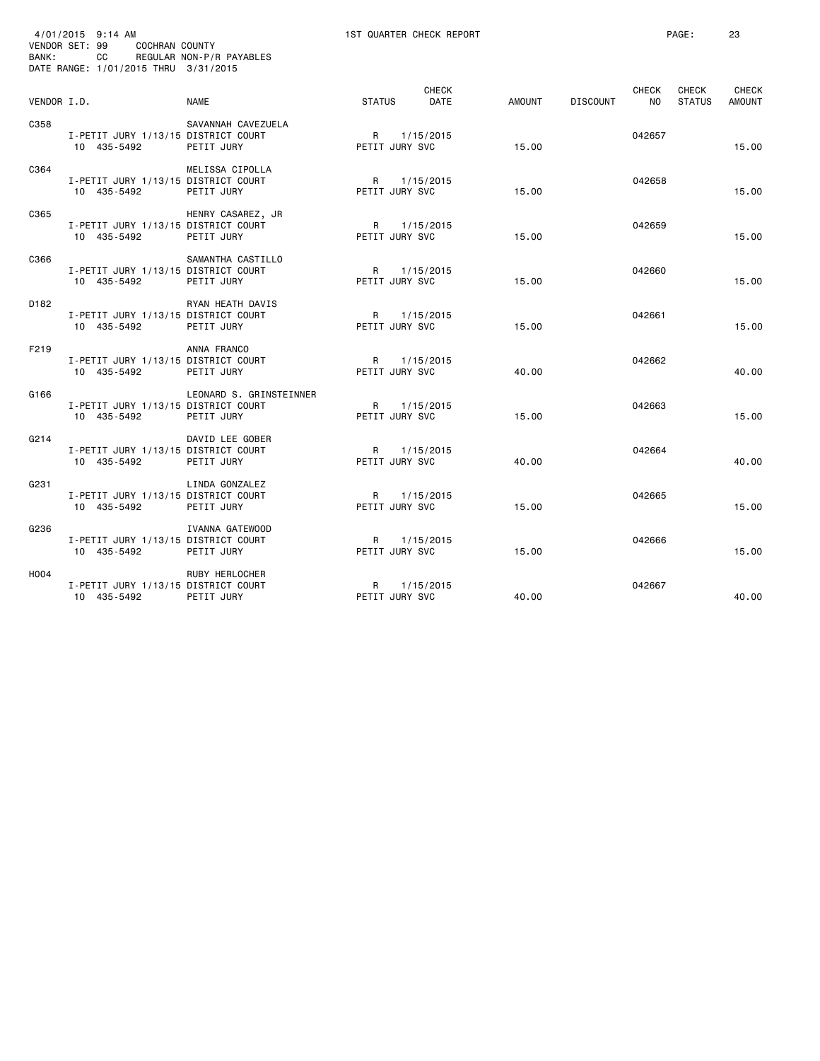4/01/2015 9:14 AM 1ST QUARTER CHECK REPORT
VENDOR SET: 99 COCHRAN COUNTY
BANK: CC REGULAR NON-P/R PAYABLES
DATE RANGE: 1/01/2015 THRU 3/31/2015

| VENDOR I.D. | NAME | STATUS | CHECK DATE | AMOUNT | DISCOUNT | CHECK NO | CHECK STATUS | CHECK AMOUNT |
|---|---|---|---|---|---|---|---|---|
| C358 | SAVANNAH CAVEZUELA | | | | | | | |
| I-PETIT JURY 1/13/15 DISTRICT COURT | | R | 1/15/2015 | | | 042657 | | |
| 10 435-5492 | PETIT JURY | PETIT JURY SVC | | 15.00 | | | | 15.00 |
| C364 | MELISSA CIPOLLA | | | | | | | |
| I-PETIT JURY 1/13/15 DISTRICT COURT | | R | 1/15/2015 | | | 042658 | | |
| 10 435-5492 | PETIT JURY | PETIT JURY SVC | | 15.00 | | | | 15.00 |
| C365 | HENRY CASAREZ, JR | | | | | | | |
| I-PETIT JURY 1/13/15 DISTRICT COURT | | R | 1/15/2015 | | | 042659 | | |
| 10 435-5492 | PETIT JURY | PETIT JURY SVC | | 15.00 | | | | 15.00 |
| C366 | SAMANTHA CASTILLO | | | | | | | |
| I-PETIT JURY 1/13/15 DISTRICT COURT | | R | 1/15/2015 | | | 042660 | | |
| 10 435-5492 | PETIT JURY | PETIT JURY SVC | | 15.00 | | | | 15.00 |
| D182 | RYAN HEATH DAVIS | | | | | | | |
| I-PETIT JURY 1/13/15 DISTRICT COURT | | R | 1/15/2015 | | | 042661 | | |
| 10 435-5492 | PETIT JURY | PETIT JURY SVC | | 15.00 | | | | 15.00 |
| F219 | ANNA FRANCO | | | | | | | |
| I-PETIT JURY 1/13/15 DISTRICT COURT | | R | 1/15/2015 | | | 042662 | | |
| 10 435-5492 | PETIT JURY | PETIT JURY SVC | | 40.00 | | | | 40.00 |
| G166 | LEONARD S. GRINSTEINNER | | | | | | | |
| I-PETIT JURY 1/13/15 DISTRICT COURT | | R | 1/15/2015 | | | 042663 | | |
| 10 435-5492 | PETIT JURY | PETIT JURY SVC | | 15.00 | | | | 15.00 |
| G214 | DAVID LEE GOBER | | | | | | | |
| I-PETIT JURY 1/13/15 DISTRICT COURT | | R | 1/15/2015 | | | 042664 | | |
| 10 435-5492 | PETIT JURY | PETIT JURY SVC | | 40.00 | | | | 40.00 |
| G231 | LINDA GONZALEZ | | | | | | | |
| I-PETIT JURY 1/13/15 DISTRICT COURT | | R | 1/15/2015 | | | 042665 | | |
| 10 435-5492 | PETIT JURY | PETIT JURY SVC | | 15.00 | | | | 15.00 |
| G236 | IVANNA GATEWOOD | | | | | | | |
| I-PETIT JURY 1/13/15 DISTRICT COURT | | R | 1/15/2015 | | | 042666 | | |
| 10 435-5492 | PETIT JURY | PETIT JURY SVC | | 15.00 | | | | 15.00 |
| H004 | RUBY HERLOCHER | | | | | | | |
| I-PETIT JURY 1/13/15 DISTRICT COURT | | R | 1/15/2015 | | | 042667 | | |
| 10 435-5492 | PETIT JURY | PETIT JURY SVC | | 40.00 | | | | 40.00 |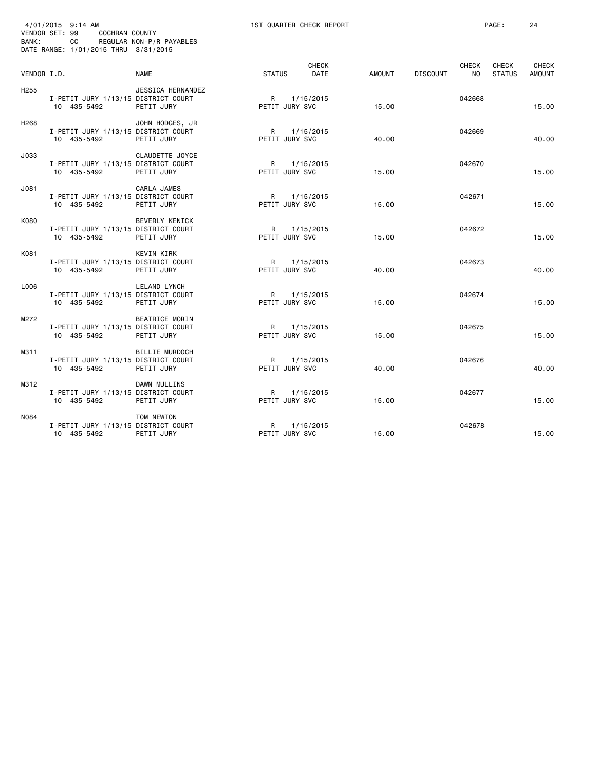4/01/2015 9:14 AM 1ST QUARTER CHECK REPORT
VENDOR SET: 99 COCHRAN COUNTY
BANK: CC REGULAR NON-P/R PAYABLES
DATE RANGE: 1/01/2015 THRU 3/31/2015

| VENDOR I.D. | NAME | STATUS | CHECK DATE | AMOUNT | DISCOUNT | CHECK NO | CHECK STATUS | CHECK AMOUNT |
|---|---|---|---|---|---|---|---|---|
| H255 | JESSICA HERNANDEZ | | | | | | | |
| I-PETIT JURY 1/13/15 DISTRICT COURT | | R | 1/15/2015 | | | 042668 | | |
| 10 435-5492 | PETIT JURY | PETIT JURY SVC | | 15.00 | | | | 15.00 |
| H268 | JOHN HODGES, JR | | | | | | | |
| I-PETIT JURY 1/13/15 DISTRICT COURT | | R | 1/15/2015 | | | 042669 | | |
| 10 435-5492 | PETIT JURY | PETIT JURY SVC | | 40.00 | | | | 40.00 |
| J033 | CLAUDETTE JOYCE | | | | | | | |
| I-PETIT JURY 1/13/15 DISTRICT COURT | | R | 1/15/2015 | | | 042670 | | |
| 10 435-5492 | PETIT JURY | PETIT JURY SVC | | 15.00 | | | | 15.00 |
| J081 | CARLA JAMES | | | | | | | |
| I-PETIT JURY 1/13/15 DISTRICT COURT | | R | 1/15/2015 | | | 042671 | | |
| 10 435-5492 | PETIT JURY | PETIT JURY SVC | | 15.00 | | | | 15.00 |
| K080 | BEVERLY KENICK | | | | | | | |
| I-PETIT JURY 1/13/15 DISTRICT COURT | | R | 1/15/2015 | | | 042672 | | |
| 10 435-5492 | PETIT JURY | PETIT JURY SVC | | 15.00 | | | | 15.00 |
| K081 | KEVIN KIRK | | | | | | | |
| I-PETIT JURY 1/13/15 DISTRICT COURT | | R | 1/15/2015 | | | 042673 | | |
| 10 435-5492 | PETIT JURY | PETIT JURY SVC | | 40.00 | | | | 40.00 |
| L006 | LELAND LYNCH | | | | | | | |
| I-PETIT JURY 1/13/15 DISTRICT COURT | | R | 1/15/2015 | | | 042674 | | |
| 10 435-5492 | PETIT JURY | PETIT JURY SVC | | 15.00 | | | | 15.00 |
| M272 | BEATRICE MORIN | | | | | | | |
| I-PETIT JURY 1/13/15 DISTRICT COURT | | R | 1/15/2015 | | | 042675 | | |
| 10 435-5492 | PETIT JURY | PETIT JURY SVC | | 15.00 | | | | 15.00 |
| M311 | BILLIE MURDOCH | | | | | | | |
| I-PETIT JURY 1/13/15 DISTRICT COURT | | R | 1/15/2015 | | | 042676 | | |
| 10 435-5492 | PETIT JURY | PETIT JURY SVC | | 40.00 | | | | 40.00 |
| M312 | DAWN MULLINS | | | | | | | |
| I-PETIT JURY 1/13/15 DISTRICT COURT | | R | 1/15/2015 | | | 042677 | | |
| 10 435-5492 | PETIT JURY | PETIT JURY SVC | | 15.00 | | | | 15.00 |
| N084 | TOM NEWTON | | | | | | | |
| I-PETIT JURY 1/13/15 DISTRICT COURT | | R | 1/15/2015 | | | 042678 | | |
| 10 435-5492 | PETIT JURY | PETIT JURY SVC | | 15.00 | | | | 15.00 |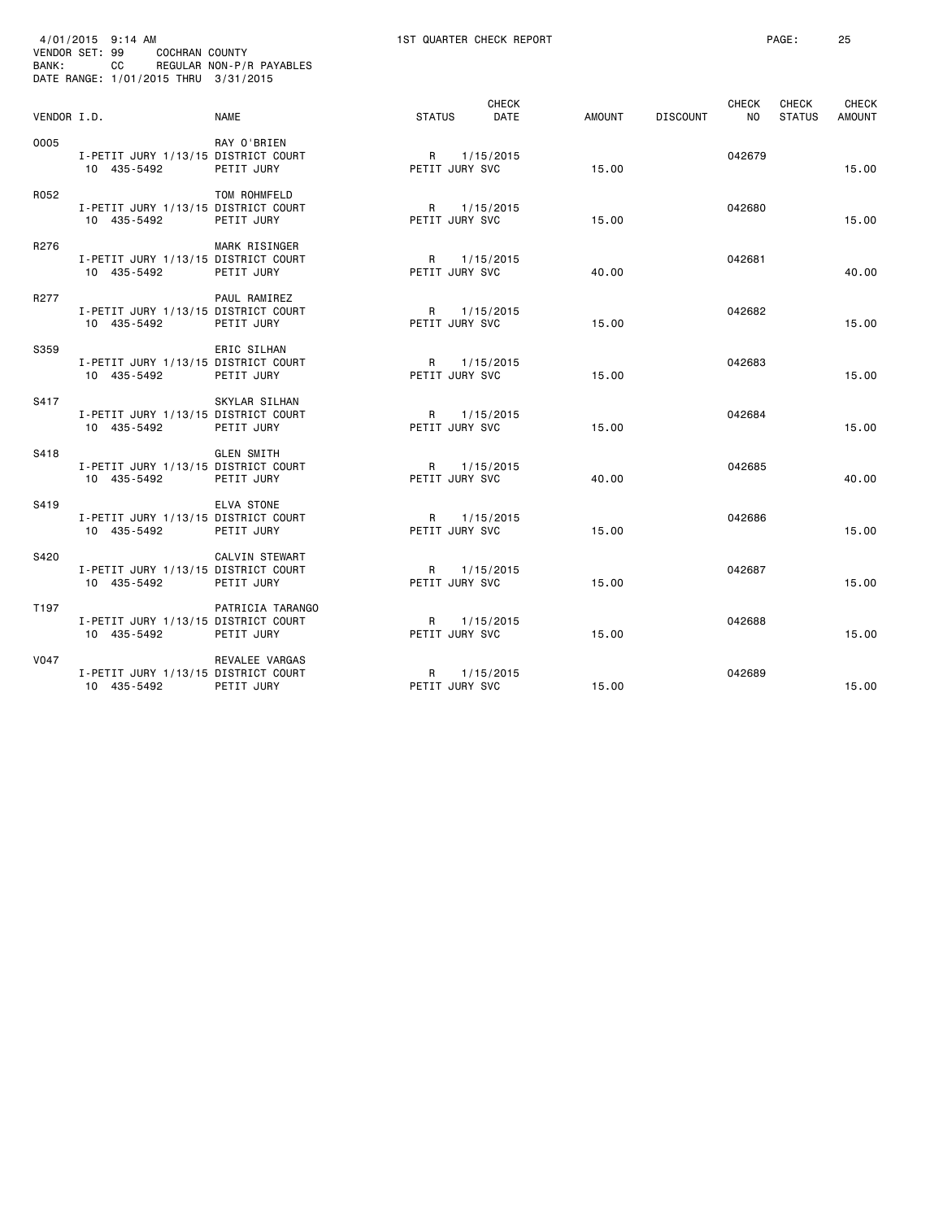4/01/2015 9:14 AM 1ST QUARTER CHECK REPORT PAGE: 25
VENDOR SET: 99 COCHRAN COUNTY
BANK: CC REGULAR NON-P/R PAYABLES
DATE RANGE: 1/01/2015 THRU 3/31/2015

| VENDOR I.D. | NAME | STATUS | CHECK DATE | AMOUNT | DISCOUNT | CHECK NO | CHECK STATUS | CHECK AMOUNT |
|---|---|---|---|---|---|---|---|---|
| O005 | RAY O'BRIEN | | | | | | | |
| I-PETIT JURY 1/13/15 | DISTRICT COURT | R | 1/15/2015 | | | 042679 | | |
| 10 435-5492 | PETIT JURY | PETIT JURY SVC | | 15.00 | | | | 15.00 |
| R052 | TOM ROHMFELD | | | | | | | |
| I-PETIT JURY 1/13/15 | DISTRICT COURT | R | 1/15/2015 | | | 042680 | | |
| 10 435-5492 | PETIT JURY | PETIT JURY SVC | | 15.00 | | | | 15.00 |
| R276 | MARK RISINGER | | | | | | | |
| I-PETIT JURY 1/13/15 | DISTRICT COURT | R | 1/15/2015 | | | 042681 | | |
| 10 435-5492 | PETIT JURY | PETIT JURY SVC | | 40.00 | | | | 40.00 |
| R277 | PAUL RAMIREZ | | | | | | | |
| I-PETIT JURY 1/13/15 | DISTRICT COURT | R | 1/15/2015 | | | 042682 | | |
| 10 435-5492 | PETIT JURY | PETIT JURY SVC | | 15.00 | | | | 15.00 |
| S359 | ERIC SILHAN | | | | | | | |
| I-PETIT JURY 1/13/15 | DISTRICT COURT | R | 1/15/2015 | | | 042683 | | |
| 10 435-5492 | PETIT JURY | PETIT JURY SVC | | 15.00 | | | | 15.00 |
| S417 | SKYLAR SILHAN | | | | | | | |
| I-PETIT JURY 1/13/15 | DISTRICT COURT | R | 1/15/2015 | | | 042684 | | |
| 10 435-5492 | PETIT JURY | PETIT JURY SVC | | 15.00 | | | | 15.00 |
| S418 | GLEN SMITH | | | | | | | |
| I-PETIT JURY 1/13/15 | DISTRICT COURT | R | 1/15/2015 | | | 042685 | | |
| 10 435-5492 | PETIT JURY | PETIT JURY SVC | | 40.00 | | | | 40.00 |
| S419 | ELVA STONE | | | | | | | |
| I-PETIT JURY 1/13/15 | DISTRICT COURT | R | 1/15/2015 | | | 042686 | | |
| 10 435-5492 | PETIT JURY | PETIT JURY SVC | | 15.00 | | | | 15.00 |
| S420 | CALVIN STEWART | | | | | | | |
| I-PETIT JURY 1/13/15 | DISTRICT COURT | R | 1/15/2015 | | | 042687 | | |
| 10 435-5492 | PETIT JURY | PETIT JURY SVC | | 15.00 | | | | 15.00 |
| T197 | PATRICIA TARANGO | | | | | | | |
| I-PETIT JURY 1/13/15 | DISTRICT COURT | R | 1/15/2015 | | | 042688 | | |
| 10 435-5492 | PETIT JURY | PETIT JURY SVC | | 15.00 | | | | 15.00 |
| V047 | REVALEE VARGAS | | | | | | | |
| I-PETIT JURY 1/13/15 | DISTRICT COURT | R | 1/15/2015 | | | 042689 | | |
| 10 435-5492 | PETIT JURY | PETIT JURY SVC | | 15.00 | | | | 15.00 |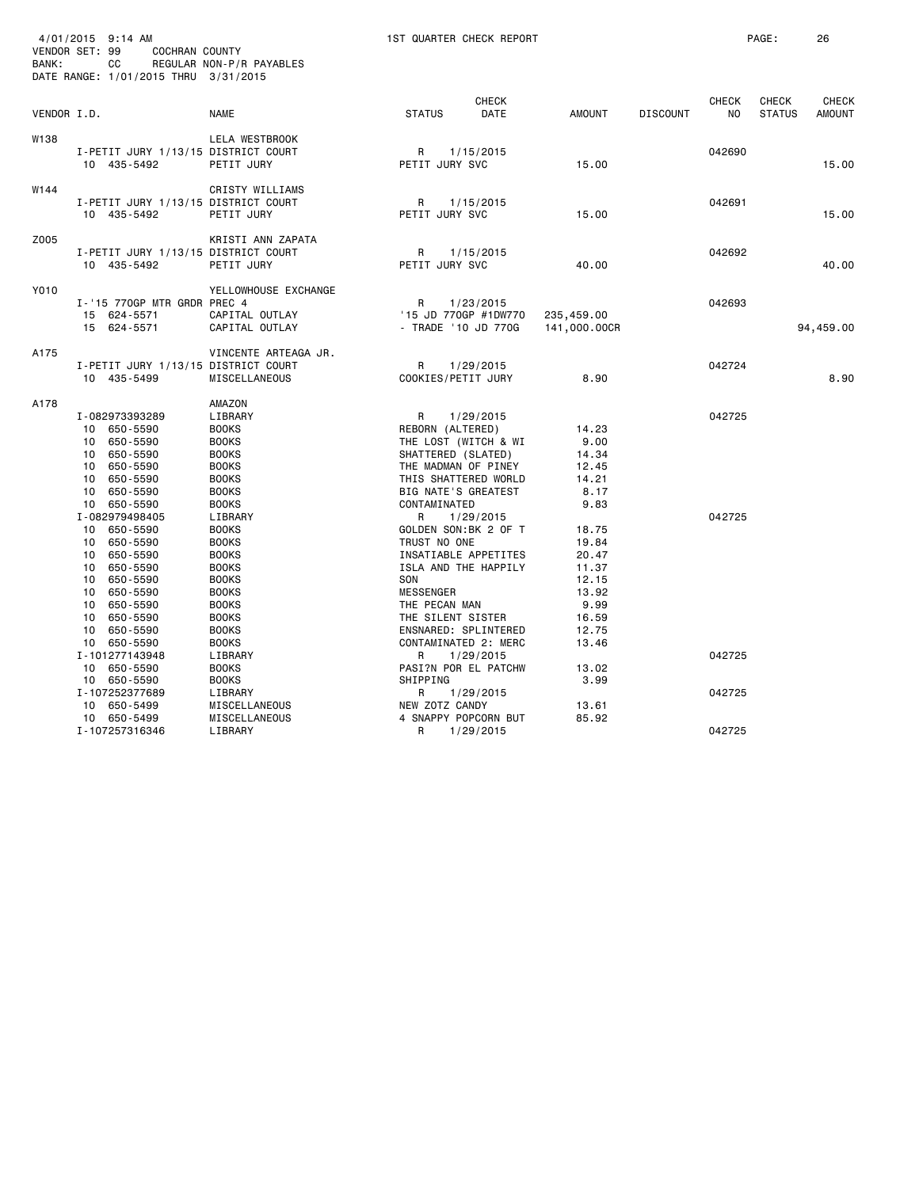4/01/2015 9:14 AM 1ST QUARTER CHECK REPORT
VENDOR SET: 99 COCHRAN COUNTY
BANK: CC REGULAR NON-P/R PAYABLES
DATE RANGE: 1/01/2015 THRU 3/31/2015

| VENDOR I.D. | | NAME | STATUS | CHECK DATE | AMOUNT | DISCOUNT | CHECK NO | CHECK STATUS | CHECK AMOUNT |
|---|---|---|---|---|---|---|---|---|---|
| W138 | | LELA WESTBROOK | | | | | | | |
| | I-PETIT JURY 1/13/15 | DISTRICT COURT | R | 1/15/2015 | | | 042690 | | |
| | 10 435-5492 | PETIT JURY | PETIT JURY SVC | | 15.00 | | | | 15.00 |
| W144 | | CRISTY WILLIAMS | | | | | | | |
| | I-PETIT JURY 1/13/15 | DISTRICT COURT | R | 1/15/2015 | | | 042691 | | |
| | 10 435-5492 | PETIT JURY | PETIT JURY SVC | | 15.00 | | | | 15.00 |
| Z005 | | KRISTI ANN ZAPATA | | | | | | | |
| | I-PETIT JURY 1/13/15 | DISTRICT COURT | R | 1/15/2015 | | | 042692 | | |
| | 10 435-5492 | PETIT JURY | PETIT JURY SVC | | 40.00 | | | | 40.00 |
| Y010 | | YELLOWHOUSE EXCHANGE | | | | | | | |
| | I-'15 770GP MTR GRDR PREC 4 | | R | 1/23/2015 | | | 042693 | | |
| | 15 624-5571 | CAPITAL OUTLAY | '15 JD 770GP #1DW770 | | 235,459.00 | | | | |
| | 15 624-5571 | CAPITAL OUTLAY | - TRADE '10 JD 770G | | 141,000.00CR | | | | 94,459.00 |
| A175 | | VINCENTE ARTEAGA JR. | | | | | | | |
| | I-PETIT JURY 1/13/15 | DISTRICT COURT | R | 1/29/2015 | | | 042724 | | |
| | 10 435-5499 | MISCELLANEOUS | COOKIES/PETIT JURY | | 8.90 | | | | 8.90 |
| A178 | | AMAZON | | | | | | | |
| | I-082973393289 | LIBRARY | R | 1/29/2015 | | | 042725 | | |
| | 10 650-5590 | BOOKS | REBORN (ALTERED) | | 14.23 | | | | |
| | 10 650-5590 | BOOKS | THE LOST (WITCH & WI | | 9.00 | | | | |
| | 10 650-5590 | BOOKS | SHATTERED (SLATED) | | 14.34 | | | | |
| | 10 650-5590 | BOOKS | THE MADMAN OF PINEY | | 12.45 | | | | |
| | 10 650-5590 | BOOKS | THIS SHATTERED WORLD | | 14.21 | | | | |
| | 10 650-5590 | BOOKS | BIG NATE'S GREATEST | | 8.17 | | | | |
| | 10 650-5590 | BOOKS | CONTAMINATED | | 9.83 | | | | |
| | I-082979498405 | LIBRARY | R | 1/29/2015 | | | 042725 | | |
| | 10 650-5590 | BOOKS | GOLDEN SON:BK 2 OF T | | 18.75 | | | | |
| | 10 650-5590 | BOOKS | TRUST NO ONE | | 19.84 | | | | |
| | 10 650-5590 | BOOKS | INSATIABLE APPETITES | | 20.47 | | | | |
| | 10 650-5590 | BOOKS | ISLA AND THE HAPPILY | | 11.37 | | | | |
| | 10 650-5590 | BOOKS | SON | | 12.15 | | | | |
| | 10 650-5590 | BOOKS | MESSENGER | | 13.92 | | | | |
| | 10 650-5590 | BOOKS | THE PECAN MAN | | 9.99 | | | | |
| | 10 650-5590 | BOOKS | THE SILENT SISTER | | 16.59 | | | | |
| | 10 650-5590 | BOOKS | ENSNARED: SPLINTERED | | 12.75 | | | | |
| | 10 650-5590 | BOOKS | CONTAMINATED 2: MERC | | 13.46 | | | | |
| | I-101277143948 | LIBRARY | R | 1/29/2015 | | | 042725 | | |
| | 10 650-5590 | BOOKS | PASI?N POR EL PATCHW | | 13.02 | | | | |
| | 10 650-5590 | BOOKS | SHIPPING | | 3.99 | | | | |
| | I-107252377689 | LIBRARY | R | 1/29/2015 | | | 042725 | | |
| | 10 650-5499 | MISCELLANEOUS | NEW ZOTZ CANDY | | 13.61 | | | | |
| | 10 650-5499 | MISCELLANEOUS | 4 SNAPPY POPCORN BUT | | 85.92 | | | | |
| | I-107257316346 | LIBRARY | R | 1/29/2015 | | | 042725 | | |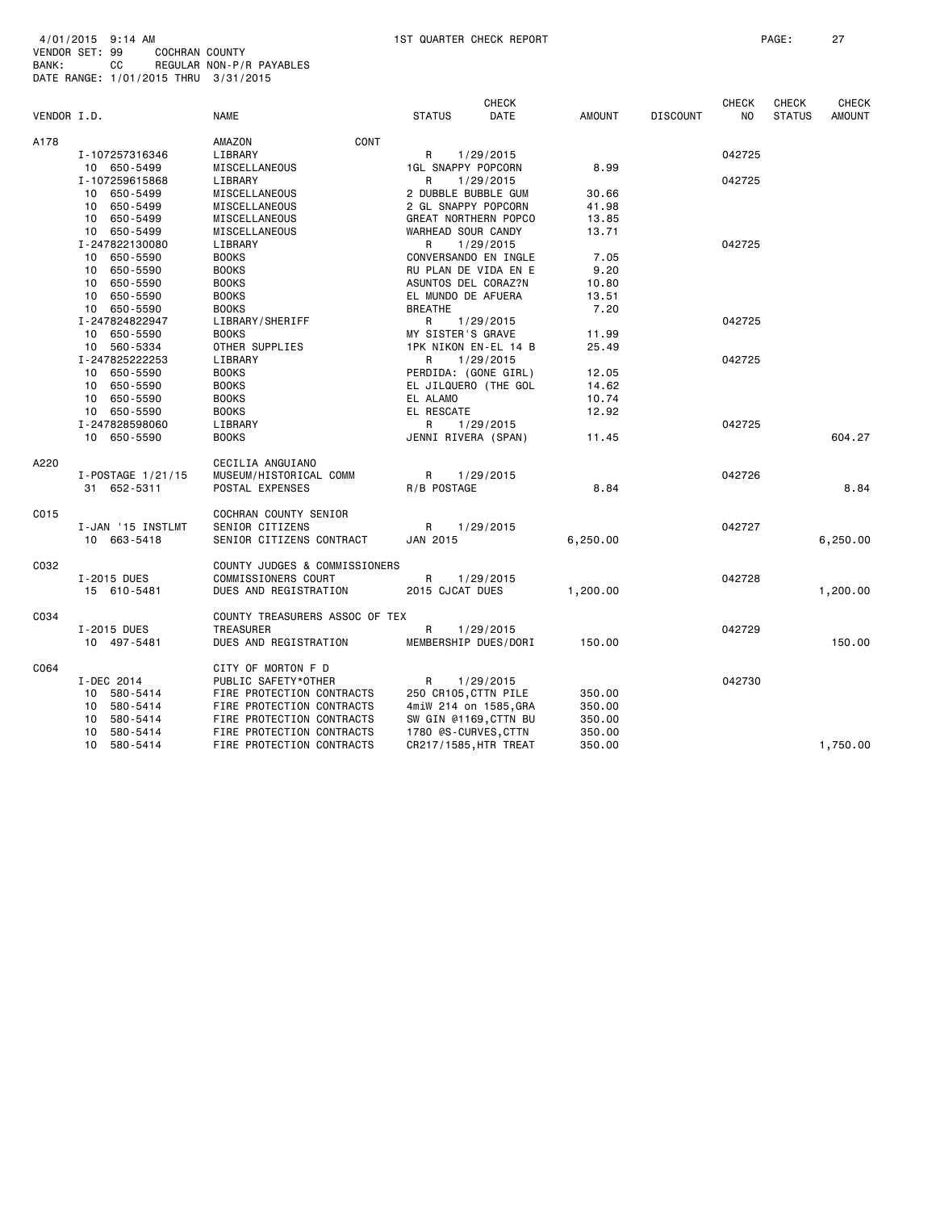4/01/2015 9:14 AM 1ST QUARTER CHECK REPORT
VENDOR SET: 99 COCHRAN COUNTY
BANK: CC REGULAR NON-P/R PAYABLES
DATE RANGE: 1/01/2015 THRU 3/31/2015

| VENDOR I.D. | NAME | STATUS | CHECK DATE | AMOUNT | DISCOUNT | CHECK NO | CHECK STATUS | CHECK AMOUNT |
|---|---|---|---|---|---|---|---|---|
| A178 | AMAZON CONT | | | | | | | |
| I-107257316346 | LIBRARY | R | 1/29/2015 | | | 042725 | | |
| 10 650-5499 | MISCELLANEOUS | 1GL SNAPPY POPCORN | | 8.99 | | | | |
| I-107259615868 | LIBRARY | R | 1/29/2015 | | | 042725 | | |
| 10 650-5499 | MISCELLANEOUS | 2 DUBBLE BUBBLE GUM | | 30.66 | | | | |
| 10 650-5499 | MISCELLANEOUS | 2 GL SNAPPY POPCORN | | 41.98 | | | | |
| 10 650-5499 | MISCELLANEOUS | GREAT NORTHERN POPCO | | 13.85 | | | | |
| 10 650-5499 | MISCELLANEOUS | WARHEAD SOUR CANDY | | 13.71 | | | | |
| I-247822130080 | LIBRARY | R | 1/29/2015 | | | 042725 | | |
| 10 650-5590 | BOOKS | CONVERSANDO EN INGLE | | 7.05 | | | | |
| 10 650-5590 | BOOKS | RU PLAN DE VIDA EN E | | 9.20 | | | | |
| 10 650-5590 | BOOKS | ASUNTOS DEL CORAZ?N | | 10.80 | | | | |
| 10 650-5590 | BOOKS | EL MUNDO DE AFUERA | | 13.51 | | | | |
| 10 650-5590 | BOOKS | BREATHE | | 7.20 | | | | |
| I-247824822947 | LIBRARY/SHERIFF | R | 1/29/2015 | | | 042725 | | |
| 10 650-5590 | BOOKS | MY SISTER'S GRAVE | | 11.99 | | | | |
| 10 560-5334 | OTHER SUPPLIES | 1PK NIKON EN-EL 14 B | | 25.49 | | | | |
| I-247825222253 | LIBRARY | R | 1/29/2015 | | | 042725 | | |
| 10 650-5590 | BOOKS | PERDIDA: (GONE GIRL) | | 12.05 | | | | |
| 10 650-5590 | BOOKS | EL JILQUERO (THE GOL | | 14.62 | | | | |
| 10 650-5590 | BOOKS | EL ALAMO | | 10.74 | | | | |
| 10 650-5590 | BOOKS | EL RESCATE | | 12.92 | | | | |
| I-247828598060 | LIBRARY | R | 1/29/2015 | | | 042725 | | |
| 10 650-5590 | BOOKS | JENNI RIVERA (SPAN) | | 11.45 | | | | 604.27 |
| A220 | CECILIA ANGUIANO | | | | | | | |
| I-POSTAGE 1/21/15 | MUSEUM/HISTORICAL COMM | R | 1/29/2015 | | | 042726 | | |
| 31 652-5311 | POSTAL EXPENSES | R/B POSTAGE | | 8.84 | | | | 8.84 |
| C015 | COCHRAN COUNTY SENIOR | | | | | | | |
| I-JAN '15 INSTLMT | SENIOR CITIZENS | R | 1/29/2015 | | | 042727 | | |
| 10 663-5418 | SENIOR CITIZENS CONTRACT | JAN 2015 | | 6,250.00 | | | | 6,250.00 |
| C032 | COUNTY JUDGES & COMMISSIONERS | | | | | | | |
| I-2015 DUES | COMMISSIONERS COURT | R | 1/29/2015 | | | 042728 | | |
| 15 610-5481 | DUES AND REGISTRATION | 2015 CJCAT DUES | | 1,200.00 | | | | 1,200.00 |
| C034 | COUNTY TREASURERS ASSOC OF TEX | | | | | | | |
| I-2015 DUES | TREASURER | R | 1/29/2015 | | | 042729 | | |
| 10 497-5481 | DUES AND REGISTRATION | MEMBERSHIP DUES/DORI | | 150.00 | | | | 150.00 |
| C064 | CITY OF MORTON F D | | | | | | | |
| I-DEC 2014 | PUBLIC SAFETY*OTHER | R | 1/29/2015 | | | 042730 | | |
| 10 580-5414 | FIRE PROTECTION CONTRACTS | 250 CR105,CTTN PILE | | 350.00 | | | | |
| 10 580-5414 | FIRE PROTECTION CONTRACTS | 4miW 214 on 1585,GRA | | 350.00 | | | | |
| 10 580-5414 | FIRE PROTECTION CONTRACTS | SW GIN @1169,CTTN BU | | 350.00 | | | | |
| 10 580-5414 | FIRE PROTECTION CONTRACTS | 1780 @S-CURVES,CTTN | | 350.00 | | | | |
| 10 580-5414 | FIRE PROTECTION CONTRACTS | CR217/1585,HTR TREAT | | 350.00 | | | | 1,750.00 |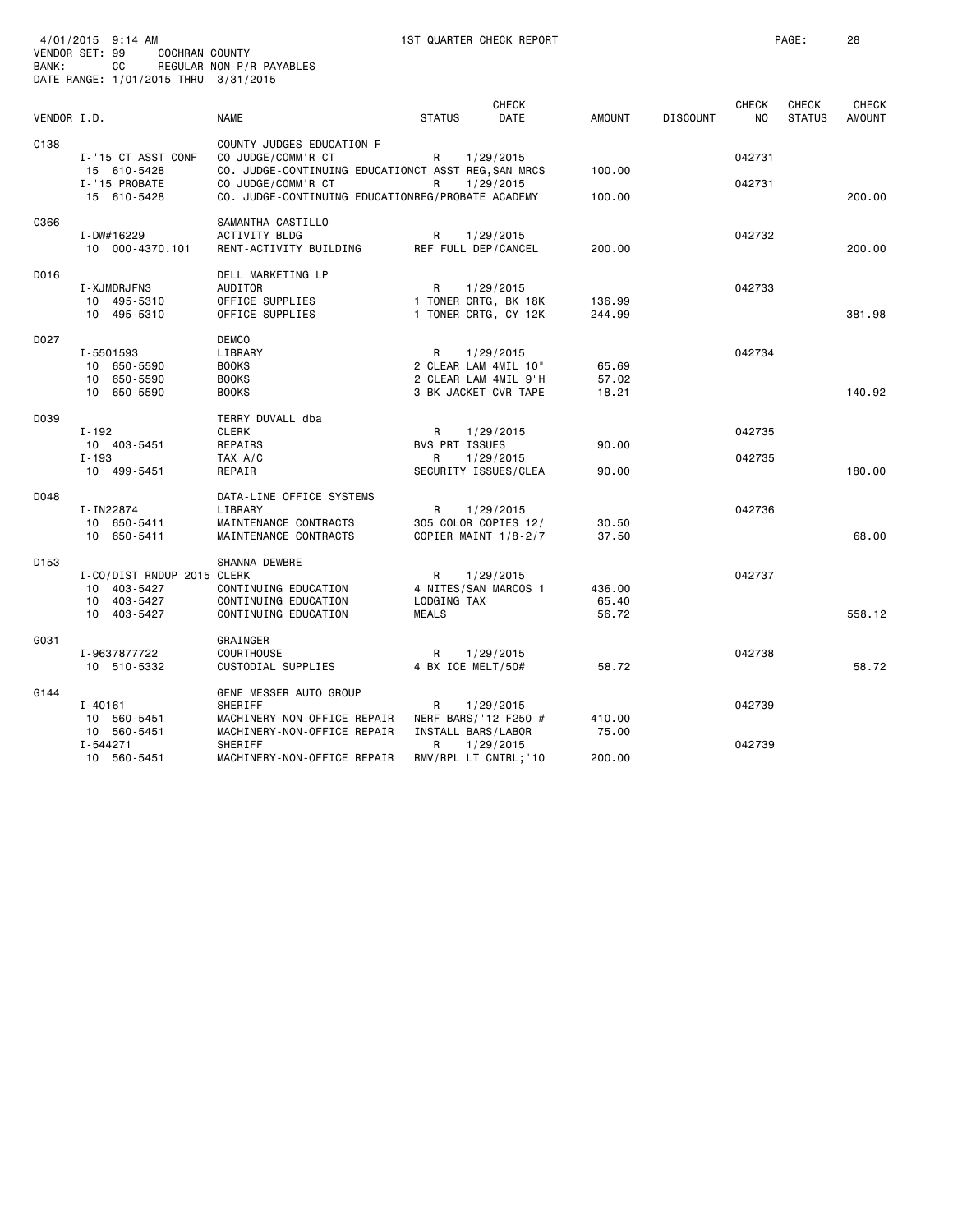4/01/2015 9:14 AM 1ST QUARTER CHECK REPORT
VENDOR SET: 99 COCHRAN COUNTY
BANK: CC REGULAR NON-P/R PAYABLES
DATE RANGE: 1/01/2015 THRU 3/31/2015

| VENDOR I.D. | NAME | STATUS | CHECK DATE | AMOUNT | DISCOUNT | CHECK NO | CHECK STATUS | CHECK AMOUNT |
|---|---|---|---|---|---|---|---|---|
| C138 | COUNTY JUDGES EDUCATION F | | | | | | | |
| I-'15 CT ASST CONF | CO JUDGE/COMM'R CT | R | 1/29/2015 | | | 042731 | | |
| 15 610-5428 | CO. JUDGE-CONTINUING EDUCATIONCT ASST REG,SAN MRCS | | | 100.00 | | | | |
| I-'15 PROBATE | CO JUDGE/COMM'R CT | R | 1/29/2015 | | | 042731 | | |
| 15 610-5428 | CO. JUDGE-CONTINUING EDUCATIONREG/PROBATE ACADEMY | | | 100.00 | | | | 200.00 |
| C366 | SAMANTHA CASTILLO | | | | | | | |
| I-DW#16229 | ACTIVITY BLDG | R | 1/29/2015 | | | 042732 | | |
| 10 000-4370.101 | RENT-ACTIVITY BUILDING | REF FULL DEP/CANCEL | | 200.00 | | | | 200.00 |
| D016 | DELL MARKETING LP | | | | | | | |
| I-XJMDRJFN3 | AUDITOR | R | 1/29/2015 | | | 042733 | | |
| 10 495-5310 | OFFICE SUPPLIES | 1 TONER CRTG, BK 18K | | 136.99 | | | | |
| 10 495-5310 | OFFICE SUPPLIES | 1 TONER CRTG, CY 12K | | 244.99 | | | | 381.98 |
| D027 | DEMCO | | | | | | | |
| I-5501593 | LIBRARY | R | 1/29/2015 | | | 042734 | | |
| 10 650-5590 | BOOKS | 2 CLEAR LAM 4MIL 10" | | 65.69 | | | | |
| 10 650-5590 | BOOKS | 2 CLEAR LAM 4MIL 9"H | | 57.02 | | | | |
| 10 650-5590 | BOOKS | 3 BK JACKET CVR TAPE | | 18.21 | | | | 140.92 |
| D039 | TERRY DUVALL dba | | | | | | | |
| I-192 | CLERK | R | 1/29/2015 | | | 042735 | | |
| 10 403-5451 | REPAIRS | BVS PRT ISSUES | | 90.00 | | | | |
| I-193 | TAX A/C | R | 1/29/2015 | | | 042735 | | |
| 10 499-5451 | REPAIR | SECURITY ISSUES/CLEA | | 90.00 | | | | 180.00 |
| D048 | DATA-LINE OFFICE SYSTEMS | | | | | | | |
| I-IN22874 | LIBRARY | R | 1/29/2015 | | | 042736 | | |
| 10 650-5411 | MAINTENANCE CONTRACTS | 305 COLOR COPIES 12/ | | 30.50 | | | | |
| 10 650-5411 | MAINTENANCE CONTRACTS | COPIER MAINT 1/8-2/7 | | 37.50 | | | | 68.00 |
| D153 | SHANNA DEWBRE | | | | | | | |
| I-CO/DIST RNDUP 2015 | CLERK | R | 1/29/2015 | | | 042737 | | |
| 10 403-5427 | CONTINUING EDUCATION | 4 NITES/SAN MARCOS 1 | | 436.00 | | | | |
| 10 403-5427 | CONTINUING EDUCATION | LODGING TAX | | 65.40 | | | | |
| 10 403-5427 | CONTINUING EDUCATION | MEALS | | 56.72 | | | | 558.12 |
| G031 | GRAINGER | | | | | | | |
| I-9637877722 | COURTHOUSE | R | 1/29/2015 | | | 042738 | | |
| 10 510-5332 | CUSTODIAL SUPPLIES | 4 BX ICE MELT/50# | | 58.72 | | | | 58.72 |
| G144 | GENE MESSER AUTO GROUP | | | | | | | |
| I-40161 | SHERIFF | R | 1/29/2015 | | | 042739 | | |
| 10 560-5451 | MACHINERY-NON-OFFICE REPAIR | NERF BARS/'12 F250 # | | 410.00 | | | | |
| 10 560-5451 | MACHINERY-NON-OFFICE REPAIR | INSTALL BARS/LABOR | | 75.00 | | | | |
| I-544271 | SHERIFF | R | 1/29/2015 | | | 042739 | | |
| 10 560-5451 | MACHINERY-NON-OFFICE REPAIR | RMV/RPL LT CNTRL;'10 | | 200.00 | | | | |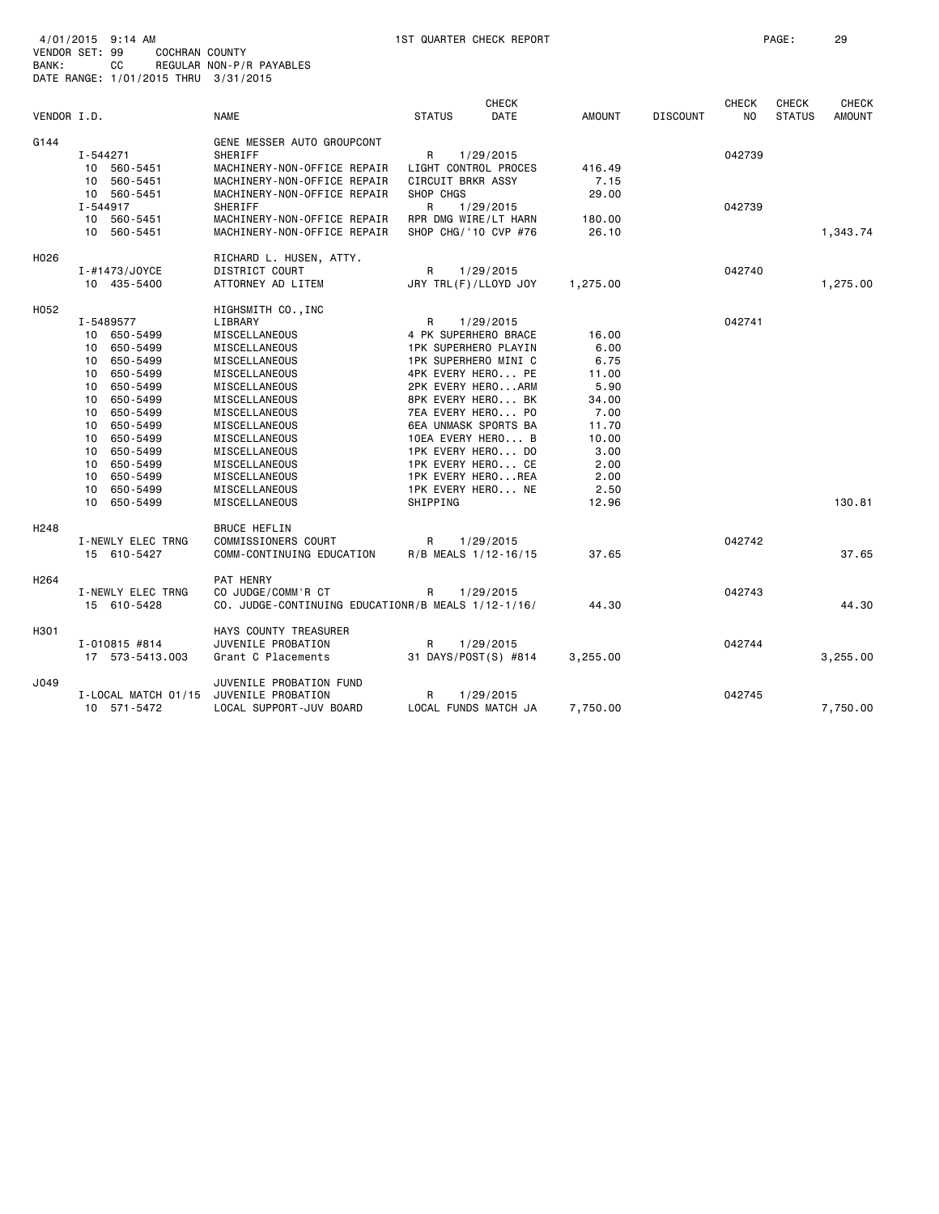4/01/2015 9:14 AM 1ST QUARTER CHECK REPORT
VENDOR SET: 99 COCHRAN COUNTY
BANK: CC REGULAR NON-P/R PAYABLES
DATE RANGE: 1/01/2015 THRU 3/31/2015

| VENDOR I.D. | NAME | STATUS | CHECK DATE | AMOUNT | DISCOUNT | CHECK NO | CHECK STATUS | CHECK AMOUNT |
|---|---|---|---|---|---|---|---|---|
| G144 | GENE MESSER AUTO GROUPCONT | | | | | | | |
| I-544271 | SHERIFF | R | 1/29/2015 | | | 042739 | | |
| 10 560-5451 | MACHINERY-NON-OFFICE REPAIR | LIGHT CONTROL PROCES | | 416.49 | | | | |
| 10 560-5451 | MACHINERY-NON-OFFICE REPAIR | CIRCUIT BRKR ASSY | | 7.15 | | | | |
| 10 560-5451 | MACHINERY-NON-OFFICE REPAIR | SHOP CHGS | | 29.00 | | | | |
| I-544917 | SHERIFF | R | 1/29/2015 | | | 042739 | | |
| 10 560-5451 | MACHINERY-NON-OFFICE REPAIR | RPR DMG WIRE/LT HARN | | 180.00 | | | | |
| 10 560-5451 | MACHINERY-NON-OFFICE REPAIR | SHOP CHG/'10 CVP #76 | | 26.10 | | | | 1,343.74 |
| H026 | RICHARD L. HUSEN, ATTY. | | | | | | | |
| I-#1473/JOYCE | DISTRICT COURT | R | 1/29/2015 | | | 042740 | | |
| 10 435-5400 | ATTORNEY AD LITEM | JRY TRL(F)/LLOYD JOY | | 1,275.00 | | | | 1,275.00 |
| H052 | HIGHSMITH CO.,INC | | | | | | | |
| I-5489577 | LIBRARY | R | 1/29/2015 | | | 042741 | | |
| 10 650-5499 | MISCELLANEOUS | 4 PK SUPERHERO BRACE | | 16.00 | | | | |
| 10 650-5499 | MISCELLANEOUS | 1PK SUPERHERO PLAYIN | | 6.00 | | | | |
| 10 650-5499 | MISCELLANEOUS | 1PK SUPERHERO MINI C | | 6.75 | | | | |
| 10 650-5499 | MISCELLANEOUS | 4PK EVERY HERO... PE | | 11.00 | | | | |
| 10 650-5499 | MISCELLANEOUS | 2PK EVERY HERO...ARM | | 5.90 | | | | |
| 10 650-5499 | MISCELLANEOUS | 8PK EVERY HERO... BK | | 34.00 | | | | |
| 10 650-5499 | MISCELLANEOUS | 7EA EVERY HERO... PO | | 7.00 | | | | |
| 10 650-5499 | MISCELLANEOUS | 6EA UNMASK SPORTS BA | | 11.70 | | | | |
| 10 650-5499 | MISCELLANEOUS | 10EA EVERY HERO... B | | 10.00 | | | | |
| 10 650-5499 | MISCELLANEOUS | 1PK EVERY HERO... DO | | 3.00 | | | | |
| 10 650-5499 | MISCELLANEOUS | 1PK EVERY HERO... CE | | 2.00 | | | | |
| 10 650-5499 | MISCELLANEOUS | 1PK EVERY HERO...REA | | 2.00 | | | | |
| 10 650-5499 | MISCELLANEOUS | 1PK EVERY HERO... NE | | 2.50 | | | | |
| 10 650-5499 | MISCELLANEOUS | SHIPPING | | 12.96 | | | | 130.81 |
| H248 | BRUCE HEFLIN | | | | | | | |
| I-NEWLY ELEC TRNG | COMMISSIONERS COURT | R | 1/29/2015 | | | 042742 | | |
| 15 610-5427 | COMM-CONTINUING EDUCATION | R/B MEALS 1/12-16/15 | | 37.65 | | | | 37.65 |
| H264 | PAT HENRY | | | | | | | |
| I-NEWLY ELEC TRNG | CO JUDGE/COMM'R CT | R | 1/29/2015 | | | 042743 | | |
| 15 610-5428 | CO. JUDGE-CONTINUING EDUCATION | R/B MEALS 1/12-1/16/ | | 44.30 | | | | 44.30 |
| H301 | HAYS COUNTY TREASURER | | | | | | | |
| I-010815 #814 | JUVENILE PROBATION | R | 1/29/2015 | | | 042744 | | |
| 17 573-5413.003 | Grant C Placements | 31 DAYS/POST(S) #814 | | 3,255.00 | | | | 3,255.00 |
| J049 | JUVENILE PROBATION FUND | | | | | | | |
| I-LOCAL MATCH 01/15 | JUVENILE PROBATION | R | 1/29/2015 | | | 042745 | | |
| 10 571-5472 | LOCAL SUPPORT-JUV BOARD | LOCAL FUNDS MATCH JA | | 7,750.00 | | | | 7,750.00 |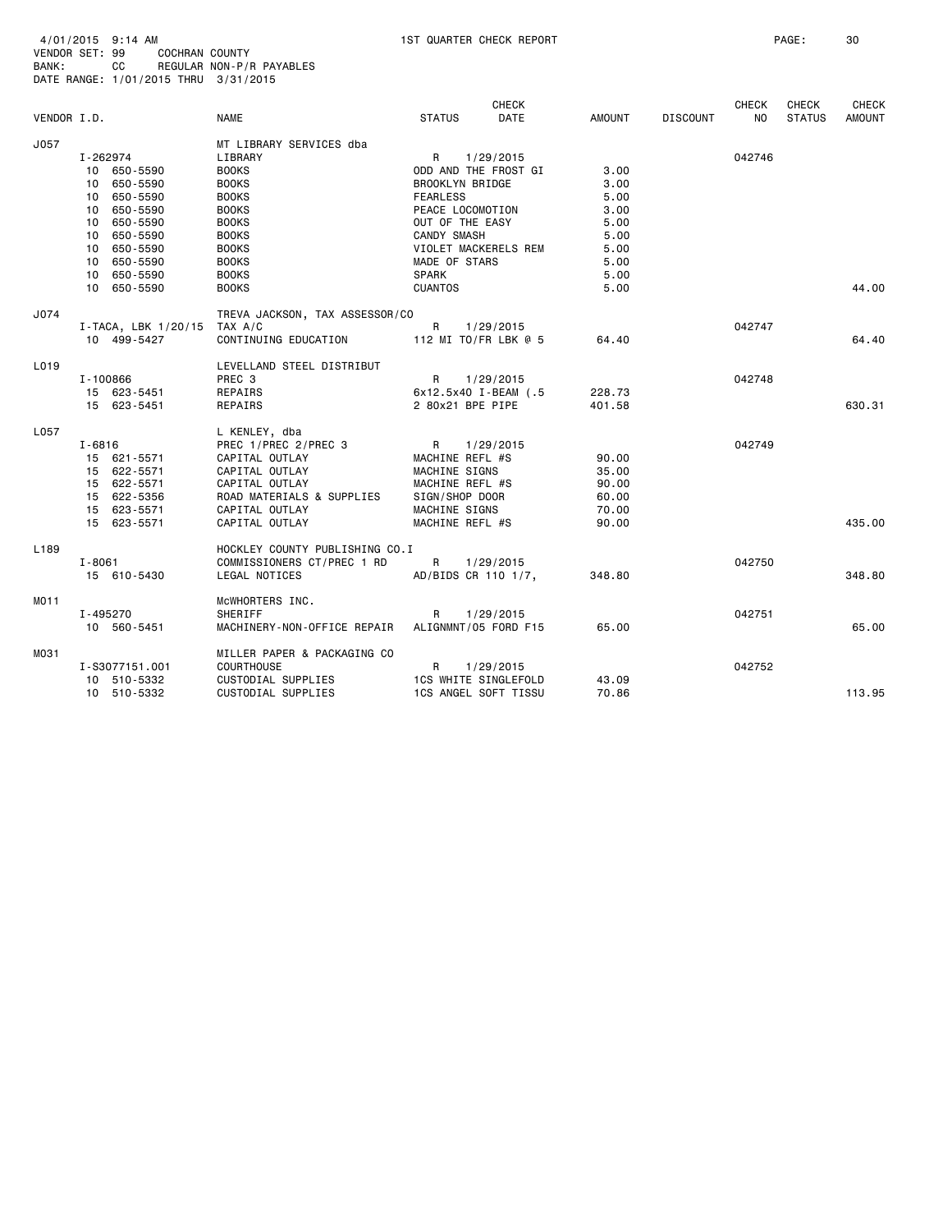4/01/2015 9:14 AM 1ST QUARTER CHECK REPORT
VENDOR SET: 99 COCHRAN COUNTY
BANK: CC REGULAR NON-P/R PAYABLES
DATE RANGE: 1/01/2015 THRU 3/31/2015

| VENDOR I.D. | NAME | STATUS | CHECK DATE | AMOUNT | DISCOUNT | CHECK NO | CHECK STATUS | CHECK AMOUNT |
|---|---|---|---|---|---|---|---|---|
| J057 | MT LIBRARY SERVICES dba | | | | | | | |
| I-262974 | LIBRARY | R | 1/29/2015 | | | 042746 | | |
| 10 650-5590 | BOOKS | ODD AND THE FROST GI | | 3.00 | | | | |
| 10 650-5590 | BOOKS | BROOKLYN BRIDGE | | 3.00 | | | | |
| 10 650-5590 | BOOKS | FEARLESS | | 5.00 | | | | |
| 10 650-5590 | BOOKS | PEACE LOCOMOTION | | 3.00 | | | | |
| 10 650-5590 | BOOKS | OUT OF THE EASY | | 5.00 | | | | |
| 10 650-5590 | BOOKS | CANDY SMASH | | 5.00 | | | | |
| 10 650-5590 | BOOKS | VIOLET MACKERELS REM | | 5.00 | | | | |
| 10 650-5590 | BOOKS | MADE OF STARS | | 5.00 | | | | |
| 10 650-5590 | BOOKS | SPARK | | 5.00 | | | | |
| 10 650-5590 | BOOKS | CUANTOS | | 5.00 | | | | 44.00 |
| J074 | TREVA JACKSON, TAX ASSESSOR/CO | | | | | | | |
| I-TACA, LBK 1/20/15 | TAX A/C | R | 1/29/2015 | | | 042747 | | |
| 10 499-5427 | CONTINUING EDUCATION | 112 MI TO/FR LBK @ 5 | | 64.40 | | | | 64.40 |
| L019 | LEVELLAND STEEL DISTRIBUT | | | | | | | |
| I-100866 | PREC 3 | R | 1/29/2015 | | | 042748 | | |
| 15 623-5451 | REPAIRS | 6x12.5x40 I-BEAM (.5 | | 228.73 | | | | |
| 15 623-5451 | REPAIRS | 2 80x21 BPE PIPE | | 401.58 | | | | 630.31 |
| L057 | L KENLEY, dba | | | | | | | |
| I-6816 | PREC 1/PREC 2/PREC 3 | R | 1/29/2015 | | | 042749 | | |
| 15 621-5571 | CAPITAL OUTLAY | MACHINE REFL #S | | 90.00 | | | | |
| 15 622-5571 | CAPITAL OUTLAY | MACHINE SIGNS | | 35.00 | | | | |
| 15 622-5571 | CAPITAL OUTLAY | MACHINE REFL #S | | 90.00 | | | | |
| 15 622-5356 | ROAD MATERIALS & SUPPLIES | SIGN/SHOP DOOR | | 60.00 | | | | |
| 15 623-5571 | CAPITAL OUTLAY | MACHINE SIGNS | | 70.00 | | | | |
| 15 623-5571 | CAPITAL OUTLAY | MACHINE REFL #S | | 90.00 | | | | 435.00 |
| L189 | HOCKLEY COUNTY PUBLISHING CO.I | | | | | | | |
| I-8061 | COMMISSIONERS CT/PREC 1 RD | R | 1/29/2015 | | | 042750 | | |
| 15 610-5430 | LEGAL NOTICES | AD/BIDS CR 110 1/7, | | 348.80 | | | | 348.80 |
| M011 | McWHORTERS INC. | | | | | | | |
| I-495270 | SHERIFF | R | 1/29/2015 | | | 042751 | | |
| 10 560-5451 | MACHINERY-NON-OFFICE REPAIR | ALIGNMNT/05 FORD F15 | | 65.00 | | | | 65.00 |
| M031 | MILLER PAPER & PACKAGING CO | | | | | | | |
| I-S3077151.001 | COURTHOUSE | R | 1/29/2015 | | | 042752 | | |
| 10 510-5332 | CUSTODIAL SUPPLIES | 1CS WHITE SINGLEFOLD | | 43.09 | | | | |
| 10 510-5332 | CUSTODIAL SUPPLIES | 1CS ANGEL SOFT TISSU | | 70.86 | | | | 113.95 |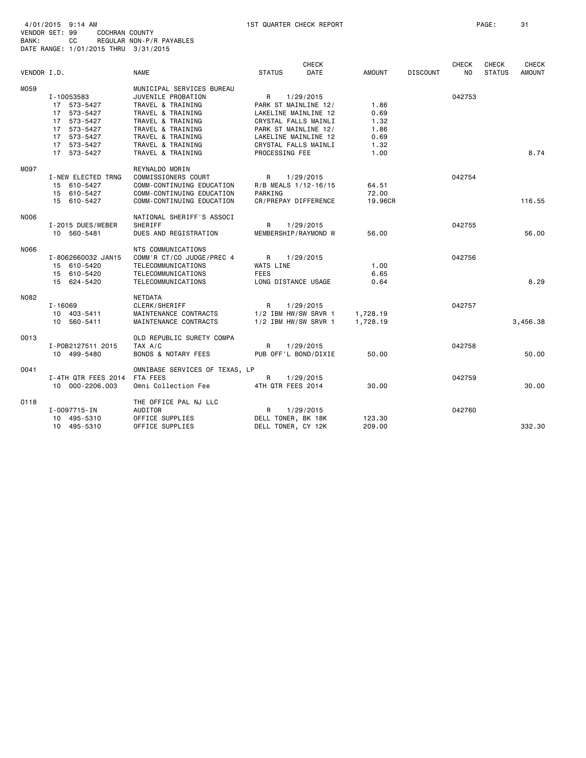4/01/2015 9:14 AM 1ST QUARTER CHECK REPORT

VENDOR SET: 99 COCHRAN COUNTY
BANK: CC REGULAR NON-P/R PAYABLES
DATE RANGE: 1/01/2015 THRU 3/31/2015

| VENDOR I.D. | NAME | STATUS | CHECK DATE | AMOUNT | DISCOUNT | CHECK NO | CHECK STATUS | CHECK AMOUNT |
|---|---|---|---|---|---|---|---|---|
| M059 | MUNICIPAL SERVICES BUREAU | | | | | | | |
| I-10053583 | JUVENILE PROBATION | R | 1/29/2015 | | | 042753 | | |
| 17 573-5427 | TRAVEL & TRAINING | PARK ST MAINLINE 12/ | | 1.86 | | | | |
| 17 573-5427 | TRAVEL & TRAINING | LAKELINE MAINLINE 12 | | 0.69 | | | | |
| 17 573-5427 | TRAVEL & TRAINING | CRYSTAL FALLS MAINLI | | 1.32 | | | | |
| 17 573-5427 | TRAVEL & TRAINING | PARK ST MAINLINE 12/ | | 1.86 | | | | |
| 17 573-5427 | TRAVEL & TRAINING | LAKELINE MAINLINE 12 | | 0.69 | | | | |
| 17 573-5427 | TRAVEL & TRAINING | CRYSTAL FALLS MAINLI | | 1.32 | | | | |
| 17 573-5427 | TRAVEL & TRAINING | PROCESSING FEE | | 1.00 | | | | 8.74 |
| M097 | REYNALDO MORIN | | | | | | | |
| I-NEW ELECTED TRNG | COMMISSIONERS COURT | R | 1/29/2015 | | | 042754 | | |
| 15 610-5427 | COMM-CONTINUING EDUCATION | R/B MEALS 1/12-16/15 | | 64.51 | | | | |
| 15 610-5427 | COMM-CONTINUING EDUCATION | PARKING | | 72.00 | | | | |
| 15 610-5427 | COMM-CONTINUING EDUCATION | CR/PREPAY DIFFERENCE | | 19.96CR | | | | 116.55 |
| N006 | NATIONAL SHERIFF'S ASSOCI | | | | | | | |
| I-2015 DUES/WEBER | SHERIFF | R | 1/29/2015 | | | 042755 | | |
| 10 560-5481 | DUES AND REGISTRATION | MEMBERSHIP/RAYMOND W | | 56.00 | | | | 56.00 |
| N066 | NTS COMMUNICATIONS | | | | | | | |
| I-8062660032 JAN15 | COMM'R CT/CO JUDGE/PREC 4 | R | 1/29/2015 | | | 042756 | | |
| 15 610-5420 | TELECOMMUNICATIONS | WATS LINE | | 1.00 | | | | |
| 15 610-5420 | TELECOMMUNICATIONS | FEES | | 6.65 | | | | |
| 15 624-5420 | TELECOMMUNICATIONS | LONG DISTANCE USAGE | | 0.64 | | | | 8.29 |
| N082 | NETDATA | | | | | | | |
| I-16069 | CLERK/SHERIFF | R | 1/29/2015 | | | 042757 | | |
| 10 403-5411 | MAINTENANCE CONTRACTS | 1/2 IBM HW/SW SRVR 1 | | 1,728.19 | | | | |
| 10 560-5411 | MAINTENANCE CONTRACTS | 1/2 IBM HW/SW SRVR 1 | | 1,728.19 | | | | 3,456.38 |
| O013 | OLD REPUBLIC SURETY COMPA | | | | | | | |
| I-POB2127511 2015 | TAX A/C | R | 1/29/2015 | | | 042758 | | |
| 10 499-5480 | BONDS & NOTARY FEES | PUB OFF'L BOND/DIXIE | | 50.00 | | | | 50.00 |
| O041 | OMNIBASE SERVICES OF TEXAS, LP | | | | | | | |
| I-4TH QTR FEES 2014 | FTA FEES | R | 1/29/2015 | | | 042759 | | |
| 10 000-2206.003 | Omni Collection Fee | 4TH QTR FEES 2014 | | 30.00 | | | | 30.00 |
| O118 | THE OFFICE PAL NJ LLC | | | | | | | |
| I-0097715-IN | AUDITOR | R | 1/29/2015 | | | 042760 | | |
| 10 495-5310 | OFFICE SUPPLIES | DELL TONER, BK 18K | | 123.30 | | | | |
| 10 495-5310 | OFFICE SUPPLIES | DELL TONER, CY 12K | | 209.00 | | | | 332.30 |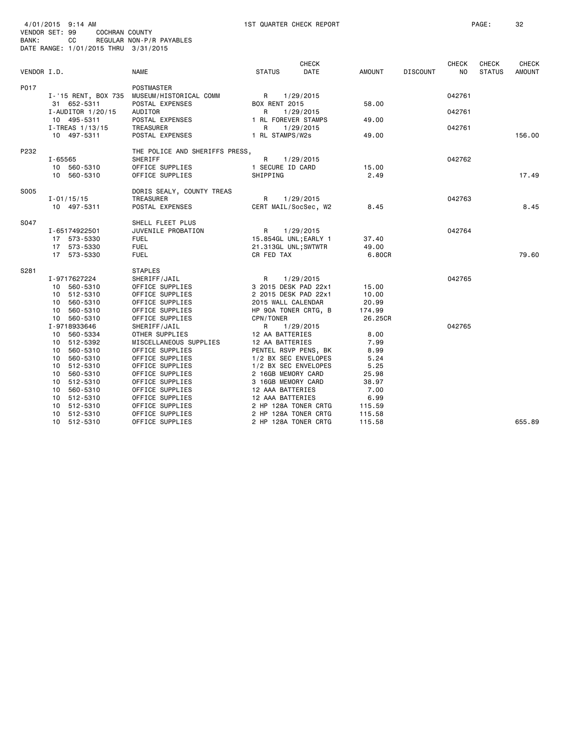4/01/2015 9:14 AM 1ST QUARTER CHECK REPORT
VENDOR SET: 99 COCHRAN COUNTY
BANK: CC REGULAR NON-P/R PAYABLES
DATE RANGE: 1/01/2015 THRU 3/31/2015

| VENDOR I.D. | | NAME | STATUS | CHECK DATE | AMOUNT | DISCOUNT | CHECK NO | CHECK STATUS | CHECK AMOUNT |
|---|---|---|---|---|---|---|---|---|---|
| P017 | | POSTMASTER | | | | | | | |
| | I-'15 RENT, BOX 735 | MUSEUM/HISTORICAL COMM | R | 1/29/2015 | | | 042761 | | |
| | 31 652-5311 | POSTAL EXPENSES | BOX RENT 2015 | | 58.00 | | | | |
| | I-AUDITOR 1/20/15 | AUDITOR | R | 1/29/2015 | | | 042761 | | |
| | 10 495-5311 | POSTAL EXPENSES | 1 RL FOREVER STAMPS | | 49.00 | | | | |
| | I-TREAS 1/13/15 | TREASURER | R | 1/29/2015 | | | 042761 | | |
| | 10 497-5311 | POSTAL EXPENSES | 1 RL STAMPS/W2s | | 49.00 | | | | 156.00 |
| P232 | | THE POLICE AND SHERIFFS PRESS, | | | | | | | |
| | I-65565 | SHERIFF | R | 1/29/2015 | | | 042762 | | |
| | 10 560-5310 | OFFICE SUPPLIES | 1 SECURE ID CARD | | 15.00 | | | | |
| | 10 560-5310 | OFFICE SUPPLIES | SHIPPING | | 2.49 | | | | 17.49 |
| S005 | | DORIS SEALY, COUNTY TREAS | | | | | | | |
| | I-01/15/15 | TREASURER | R | 1/29/2015 | | | 042763 | | |
| | 10 497-5311 | POSTAL EXPENSES | CERT MAIL/SocSec, W2 | | 8.45 | | | | 8.45 |
| S047 | | SHELL FLEET PLUS | | | | | | | |
| | I-65174922501 | JUVENILE PROBATION | R | 1/29/2015 | | | 042764 | | |
| | 17 573-5330 | FUEL | 15.854GL UNL;EARLY 1 | | 37.40 | | | | |
| | 17 573-5330 | FUEL | 21.313GL UNL;SWTWTR | | 49.00 | | | | |
| | 17 573-5330 | FUEL | CR FED TAX | | 6.80CR | | | | 79.60 |
| S281 | | STAPLES | | | | | | | |
| | I-9717627224 | SHERIFF/JAIL | R | 1/29/2015 | | | 042765 | | |
| | 10 560-5310 | OFFICE SUPPLIES | 3 2015 DESK PAD 22x1 | | 15.00 | | | | |
| | 10 512-5310 | OFFICE SUPPLIES | 2 2015 DESK PAD 22x1 | | 10.00 | | | | |
| | 10 560-5310 | OFFICE SUPPLIES | 2015 WALL CALENDAR | | 20.99 | | | | |
| | 10 560-5310 | OFFICE SUPPLIES | HP 90A TONER CRTG, B | | 174.99 | | | | |
| | 10 560-5310 | OFFICE SUPPLIES | CPN/TONER | | 26.25CR | | | | |
| | I-9718933646 | SHERIFF/JAIL | R | 1/29/2015 | | | 042765 | | |
| | 10 560-5334 | OTHER SUPPLIES | 12 AA BATTERIES | | 8.00 | | | | |
| | 10 512-5392 | MISCELLANEOUS SUPPLIES | 12 AA BATTERIES | | 7.99 | | | | |
| | 10 560-5310 | OFFICE SUPPLIES | PENTEL RSVP PENS, BK | | 8.99 | | | | |
| | 10 560-5310 | OFFICE SUPPLIES | 1/2 BX SEC ENVELOPES | | 5.24 | | | | |
| | 10 512-5310 | OFFICE SUPPLIES | 1/2 BX SEC ENVELOPES | | 5.25 | | | | |
| | 10 560-5310 | OFFICE SUPPLIES | 2 16GB MEMORY CARD | | 25.98 | | | | |
| | 10 512-5310 | OFFICE SUPPLIES | 3 16GB MEMORY CARD | | 38.97 | | | | |
| | 10 560-5310 | OFFICE SUPPLIES | 12 AAA BATTERIES | | 7.00 | | | | |
| | 10 512-5310 | OFFICE SUPPLIES | 12 AAA BATTERIES | | 6.99 | | | | |
| | 10 512-5310 | OFFICE SUPPLIES | 2 HP 128A TONER CRTG | | 115.59 | | | | |
| | 10 512-5310 | OFFICE SUPPLIES | 2 HP 128A TONER CRTG | | 115.58 | | | | |
| | 10 512-5310 | OFFICE SUPPLIES | 2 HP 128A TONER CRTG | | 115.58 | | | | 655.89 |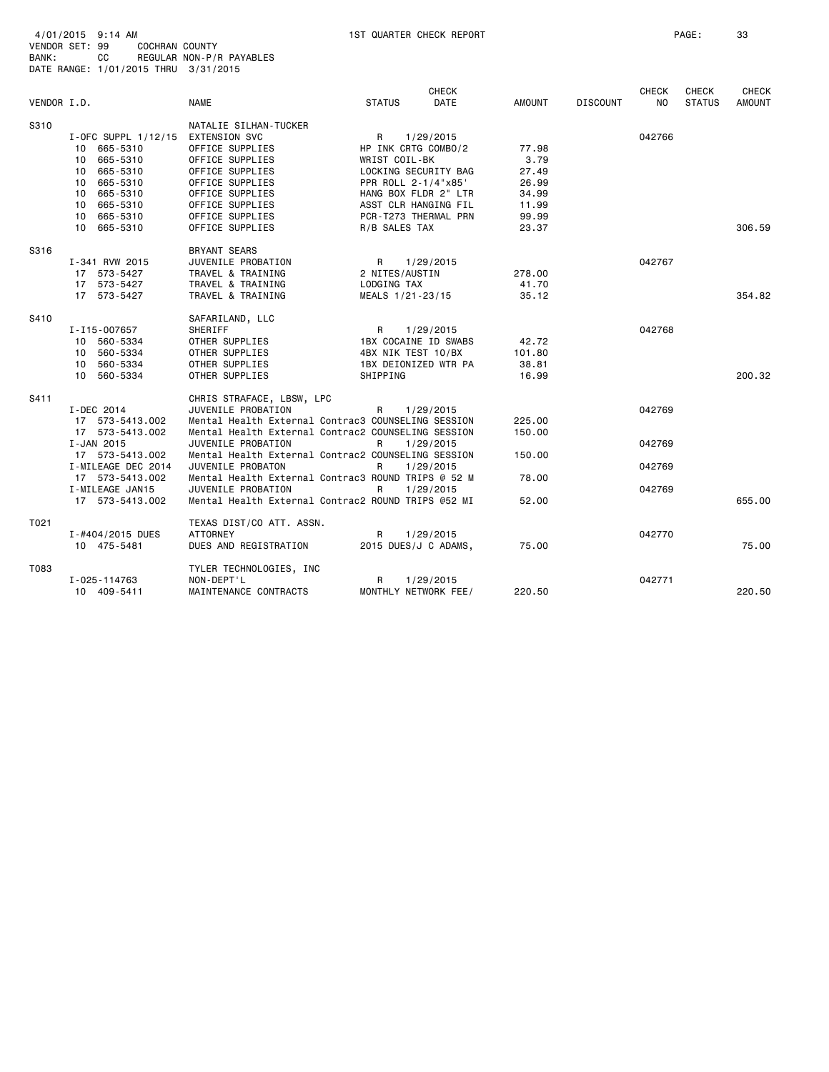4/01/2015 9:14 AM 1ST QUARTER CHECK REPORT

VENDOR SET: 99 COCHRAN COUNTY
BANK: CC REGULAR NON-P/R PAYABLES
DATE RANGE: 1/01/2015 THRU 3/31/2015

| VENDOR I.D. | | NAME | STATUS | CHECK DATE | AMOUNT | DISCOUNT | CHECK NO | CHECK STATUS | CHECK AMOUNT |
|---|---|---|---|---|---|---|---|---|---|
| S310 | | NATALIE SILHAN-TUCKER | | | | | | | |
| | I-OFC SUPPL 1/12/15 | EXTENSION SVC | R | 1/29/2015 | | | 042766 | | |
| | 10 665-5310 | OFFICE SUPPLIES | HP INK CRTG COMBO/2 | | 77.98 | | | | |
| | 10 665-5310 | OFFICE SUPPLIES | WRIST COIL-BK | | 3.79 | | | | |
| | 10 665-5310 | OFFICE SUPPLIES | LOCKING SECURITY BAG | | 27.49 | | | | |
| | 10 665-5310 | OFFICE SUPPLIES | PPR ROLL 2-1/4"x85' | | 26.99 | | | | |
| | 10 665-5310 | OFFICE SUPPLIES | HANG BOX FLDR 2" LTR | | 34.99 | | | | |
| | 10 665-5310 | OFFICE SUPPLIES | ASST CLR HANGING FIL | | 11.99 | | | | |
| | 10 665-5310 | OFFICE SUPPLIES | PCR-T273 THERMAL PRN | | 99.99 | | | | |
| | 10 665-5310 | OFFICE SUPPLIES | R/B SALES TAX | | 23.37 | | | | 306.59 |
| S316 | | BRYANT SEARS | | | | | | | |
| | I-341 RVW 2015 | JUVENILE PROBATION | R | 1/29/2015 | | | 042767 | | |
| | 17 573-5427 | TRAVEL & TRAINING | 2 NITES/AUSTIN | | 278.00 | | | | |
| | 17 573-5427 | TRAVEL & TRAINING | LODGING TAX | | 41.70 | | | | |
| | 17 573-5427 | TRAVEL & TRAINING | MEALS 1/21-23/15 | | 35.12 | | | | 354.82 |
| S410 | | SAFARILAND, LLC | | | | | | | |
| | I-I15-007657 | SHERIFF | R | 1/29/2015 | | | 042768 | | |
| | 10 560-5334 | OTHER SUPPLIES | 1BX COCAINE ID SWABS | | 42.72 | | | | |
| | 10 560-5334 | OTHER SUPPLIES | 4BX NIK TEST 10/BX | | 101.80 | | | | |
| | 10 560-5334 | OTHER SUPPLIES | 1BX DEIONIZED WTR PA | | 38.81 | | | | |
| | 10 560-5334 | OTHER SUPPLIES | SHIPPING | | 16.99 | | | | 200.32 |
| S411 | | CHRIS STRAFACE, LBSW, LPC | | | | | | | |
| | I-DEC 2014 | JUVENILE PROBATION | R | 1/29/2015 | | | 042769 | | |
| | 17 573-5413.002 | Mental Health External Contrac3 | COUNSELING SESSION | | 225.00 | | | | |
| | 17 573-5413.002 | Mental Health External Contrac2 | COUNSELING SESSION | | 150.00 | | | | |
| | I-JAN 2015 | JUVENILE PROBATION | R | 1/29/2015 | | | 042769 | | |
| | 17 573-5413.002 | Mental Health External Contrac2 | COUNSELING SESSION | | 150.00 | | | | |
| | I-MILEAGE DEC 2014 | JUVENILE PROBATON | R | 1/29/2015 | | | 042769 | | |
| | 17 573-5413.002 | Mental Health External Contrac3 | ROUND TRIPS @ 52 M | | 78.00 | | | | |
| | I-MILEAGE JAN15 | JUVENILE PROBATION | R | 1/29/2015 | | | 042769 | | |
| | 17 573-5413.002 | Mental Health External Contrac2 | ROUND TRIPS @52 MI | | 52.00 | | | | 655.00 |
| T021 | | TEXAS DIST/CO ATT. ASSN. | | | | | | | |
| | I-#404/2015 DUES | ATTORNEY | R | 1/29/2015 | | | 042770 | | |
| | 10 475-5481 | DUES AND REGISTRATION | 2015 DUES/J C ADAMS, | | 75.00 | | | | 75.00 |
| T083 | | TYLER TECHNOLOGIES, INC | | | | | | | |
| | I-025-114763 | NON-DEPT'L | R | 1/29/2015 | | | 042771 | | |
| | 10 409-5411 | MAINTENANCE CONTRACTS | MONTHLY NETWORK FEE/ | | 220.50 | | | | 220.50 |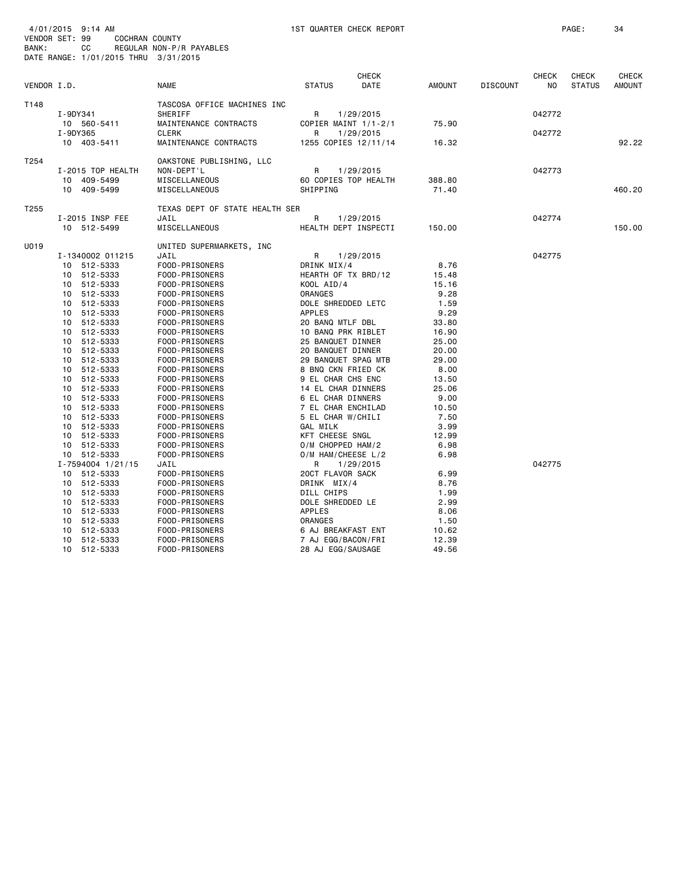4/01/2015 9:14 AM 1ST QUARTER CHECK REPORT

VENDOR SET: 99 COCHRAN COUNTY
BANK: CC REGULAR NON-P/R PAYABLES
DATE RANGE: 1/01/2015 THRU 3/31/2015

| VENDOR I.D. | NAME | STATUS | CHECK DATE | AMOUNT | DISCOUNT | CHECK NO | CHECK STATUS | CHECK AMOUNT |
|---|---|---|---|---|---|---|---|---|
| T148 | TASCOSA OFFICE MACHINES INC | | | | | | | |
| I-9DY341 | SHERIFF | R | 1/29/2015 | | | 042772 | | |
| 10 560-5411 | MAINTENANCE CONTRACTS | COPIER MAINT 1/1-2/1 | | 75.90 | | | | |
| I-9DY365 | CLERK | R | 1/29/2015 | | | 042772 | | |
| 10 403-5411 | MAINTENANCE CONTRACTS | 1255 COPIES 12/11/14 | | 16.32 | | | | 92.22 |
| T254 | OAKSTONE PUBLISHING, LLC | | | | | | | |
| I-2015 TOP HEALTH | NON-DEPT'L | R | 1/29/2015 | | | 042773 | | |
| 10 409-5499 | MISCELLANEOUS | 60 COPIES TOP HEALTH | | 388.80 | | | | |
| 10 409-5499 | MISCELLANEOUS | SHIPPING | | 71.40 | | | | 460.20 |
| T255 | TEXAS DEPT OF STATE HEALTH SER | | | | | | | |
| I-2015 INSP FEE | JAIL | R | 1/29/2015 | | | 042774 | | |
| 10 512-5499 | MISCELLANEOUS | HEALTH DEPT INSPECTI | | 150.00 | | | | 150.00 |
| U019 | UNITED SUPERMARKETS, INC | | | | | | | |
| I-1340002 011215 | JAIL | R | 1/29/2015 | | | 042775 | | |
| 10 512-5333 | FOOD-PRISONERS | DRINK MIX/4 | | 8.76 | | | | |
| 10 512-5333 | FOOD-PRISONERS | HEARTH OF TX BRD/12 | | 15.48 | | | | |
| 10 512-5333 | FOOD-PRISONERS | KOOL AID/4 | | 15.16 | | | | |
| 10 512-5333 | FOOD-PRISONERS | ORANGES | | 9.28 | | | | |
| 10 512-5333 | FOOD-PRISONERS | DOLE SHREDDED LETC | | 1.59 | | | | |
| 10 512-5333 | FOOD-PRISONERS | APPLES | | 9.29 | | | | |
| 10 512-5333 | FOOD-PRISONERS | 20 BANQ MTLF DBL | | 33.80 | | | | |
| 10 512-5333 | FOOD-PRISONERS | 10 BANQ PRK RIBLET | | 16.90 | | | | |
| 10 512-5333 | FOOD-PRISONERS | 25 BANQUET DINNER | | 25.00 | | | | |
| 10 512-5333 | FOOD-PRISONERS | 20 BANQUET DINNER | | 20.00 | | | | |
| 10 512-5333 | FOOD-PRISONERS | 29 BANQUET SPAG MTB | | 29.00 | | | | |
| 10 512-5333 | FOOD-PRISONERS | 8 BNQ CKN FRIED CK | | 8.00 | | | | |
| 10 512-5333 | FOOD-PRISONERS | 9 EL CHAR CHS ENC | | 13.50 | | | | |
| 10 512-5333 | FOOD-PRISONERS | 14 EL CHAR DINNERS | | 25.06 | | | | |
| 10 512-5333 | FOOD-PRISONERS | 6 EL CHAR DINNERS | | 9.00 | | | | |
| 10 512-5333 | FOOD-PRISONERS | 7 EL CHAR ENCHILAD | | 10.50 | | | | |
| 10 512-5333 | FOOD-PRISONERS | 5 EL CHAR W/CHILI | | 7.50 | | | | |
| 10 512-5333 | FOOD-PRISONERS | GAL MILK | | 3.99 | | | | |
| 10 512-5333 | FOOD-PRISONERS | KFT CHEESE SNGL | | 12.99 | | | | |
| 10 512-5333 | FOOD-PRISONERS | O/M CHOPPED HAM/2 | | 6.98 | | | | |
| 10 512-5333 | FOOD-PRISONERS | O/M HAM/CHEESE L/2 | | 6.98 | | | | |
| I-7594004 1/21/15 | JAIL | R | 1/29/2015 | | | 042775 | | |
| 10 512-5333 | FOOD-PRISONERS | 20CT FLAVOR SACK | | 6.99 | | | | |
| 10 512-5333 | FOOD-PRISONERS | DRINK MIX/4 | | 8.76 | | | | |
| 10 512-5333 | FOOD-PRISONERS | DILL CHIPS | | 1.99 | | | | |
| 10 512-5333 | FOOD-PRISONERS | DOLE SHREDDED LE | | 2.99 | | | | |
| 10 512-5333 | FOOD-PRISONERS | APPLES | | 8.06 | | | | |
| 10 512-5333 | FOOD-PRISONERS | ORANGES | | 1.50 | | | | |
| 10 512-5333 | FOOD-PRISONERS | 6 AJ BREAKFAST ENT | | 10.62 | | | | |
| 10 512-5333 | FOOD-PRISONERS | 7 AJ EGG/BACON/FRI | | 12.39 | | | | |
| 10 512-5333 | FOOD-PRISONERS | 28 AJ EGG/SAUSAGE | | 49.56 | | | | |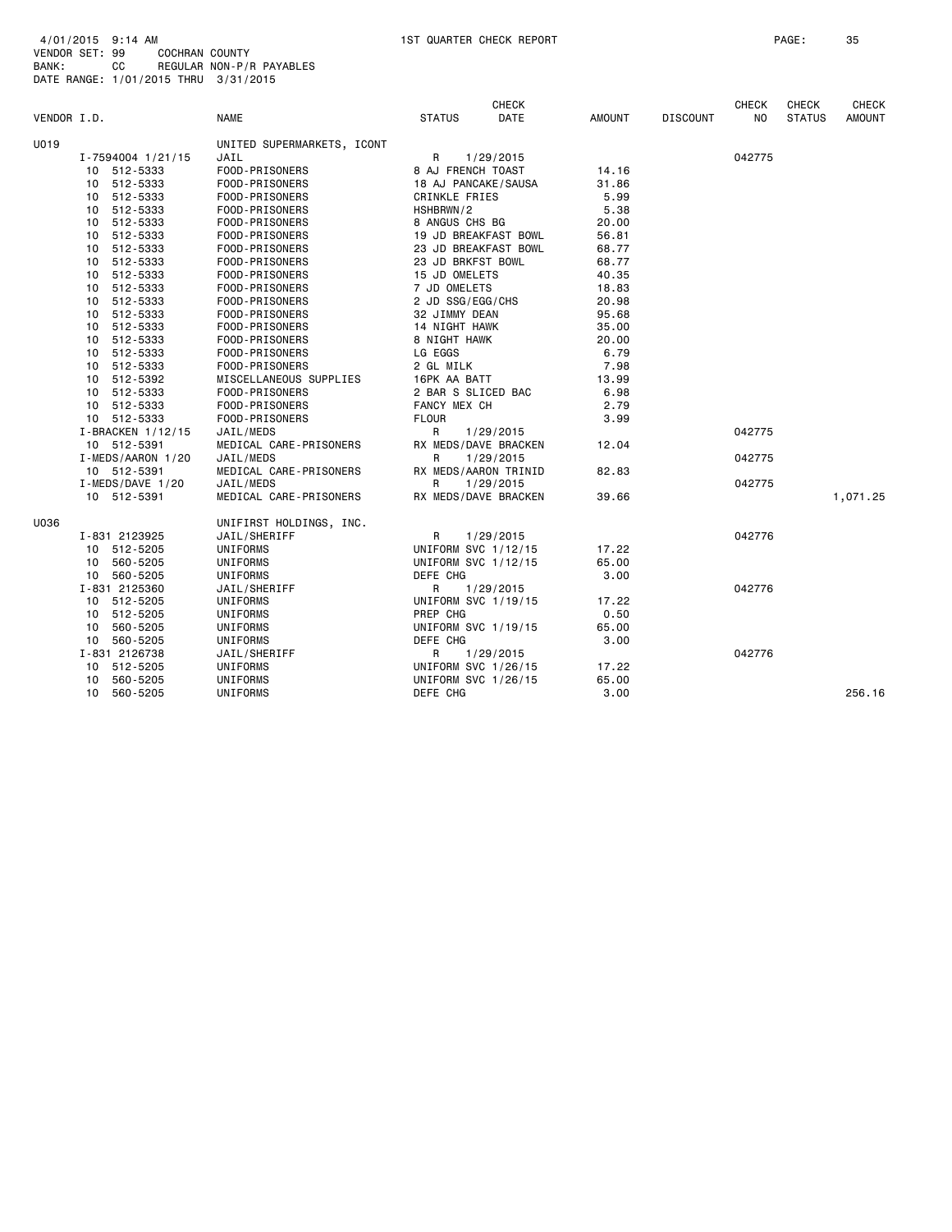4/01/2015 9:14 AM 1ST QUARTER CHECK REPORT
VENDOR SET: 99 COCHRAN COUNTY
BANK: CC REGULAR NON-P/R PAYABLES
DATE RANGE: 1/01/2015 THRU 3/31/2015

| VENDOR I.D. | NAME | STATUS | CHECK DATE | AMOUNT | DISCOUNT | CHECK NO | CHECK STATUS | CHECK AMOUNT |
|---|---|---|---|---|---|---|---|---|
| U019 | UNITED SUPERMARKETS, ICONT | | | | | | | |
| I-7594004 1/21/15 | JAIL | R | 1/29/2015 | | | 042775 | | |
| 10 512-5333 | FOOD-PRISONERS | 8 AJ FRENCH TOAST | | 14.16 | | | | |
| 10 512-5333 | FOOD-PRISONERS | 18 AJ PANCAKE/SAUSA | | 31.86 | | | | |
| 10 512-5333 | FOOD-PRISONERS | CRINKLE FRIES | | 5.99 | | | | |
| 10 512-5333 | FOOD-PRISONERS | HSHBRWN/2 | | 5.38 | | | | |
| 10 512-5333 | FOOD-PRISONERS | 8 ANGUS CHS BG | | 20.00 | | | | |
| 10 512-5333 | FOOD-PRISONERS | 19 JD BREAKFAST BOWL | | 56.81 | | | | |
| 10 512-5333 | FOOD-PRISONERS | 23 JD BREAKFAST BOWL | | 68.77 | | | | |
| 10 512-5333 | FOOD-PRISONERS | 23 JD BRKFST BOWL | | 68.77 | | | | |
| 10 512-5333 | FOOD-PRISONERS | 15 JD OMELETS | | 40.35 | | | | |
| 10 512-5333 | FOOD-PRISONERS | 7 JD OMELETS | | 18.83 | | | | |
| 10 512-5333 | FOOD-PRISONERS | 2 JD SSG/EGG/CHS | | 20.98 | | | | |
| 10 512-5333 | FOOD-PRISONERS | 32 JIMMY DEAN | | 95.68 | | | | |
| 10 512-5333 | FOOD-PRISONERS | 14 NIGHT HAWK | | 35.00 | | | | |
| 10 512-5333 | FOOD-PRISONERS | 8 NIGHT HAWK | | 20.00 | | | | |
| 10 512-5333 | FOOD-PRISONERS | LG EGGS | | 6.79 | | | | |
| 10 512-5333 | FOOD-PRISONERS | 2 GL MILK | | 7.98 | | | | |
| 10 512-5392 | MISCELLANEOUS SUPPLIES | 16PK AA BATT | | 13.99 | | | | |
| 10 512-5333 | FOOD-PRISONERS | 2 BAR S SLICED BAC | | 6.98 | | | | |
| 10 512-5333 | FOOD-PRISONERS | FANCY MEX CH | | 2.79 | | | | |
| 10 512-5333 | FOOD-PRISONERS | FLOUR | | 3.99 | | | | |
| I-BRACKEN 1/12/15 | JAIL/MEDS | R | 1/29/2015 | | | 042775 | | |
| 10 512-5391 | MEDICAL CARE-PRISONERS | RX MEDS/DAVE BRACKEN | | 12.04 | | | | |
| I-MEDS/AARON 1/20 | JAIL/MEDS | R | 1/29/2015 | | | 042775 | | |
| 10 512-5391 | MEDICAL CARE-PRISONERS | RX MEDS/AARON TRINID | | 82.83 | | | | |
| I-MEDS/DAVE 1/20 | JAIL/MEDS | R | 1/29/2015 | | | 042775 | | |
| 10 512-5391 | MEDICAL CARE-PRISONERS | RX MEDS/DAVE BRACKEN | | 39.66 | | | | 1,071.25 |
| U036 | UNIFIRST HOLDINGS, INC. | | | | | | | |
| I-831 2123925 | JAIL/SHERIFF | R | 1/29/2015 | | | 042776 | | |
| 10 512-5205 | UNIFORMS | UNIFORM SVC 1/12/15 | | 17.22 | | | | |
| 10 560-5205 | UNIFORMS | UNIFORM SVC 1/12/15 | | 65.00 | | | | |
| 10 560-5205 | UNIFORMS | DEFE CHG | | 3.00 | | | | |
| I-831 2125360 | JAIL/SHERIFF | R | 1/29/2015 | | | 042776 | | |
| 10 512-5205 | UNIFORMS | UNIFORM SVC 1/19/15 | | 17.22 | | | | |
| 10 512-5205 | UNIFORMS | PREP CHG | | 0.50 | | | | |
| 10 560-5205 | UNIFORMS | UNIFORM SVC 1/19/15 | | 65.00 | | | | |
| 10 560-5205 | UNIFORMS | DEFE CHG | | 3.00 | | | | |
| I-831 2126738 | JAIL/SHERIFF | R | 1/29/2015 | | | 042776 | | |
| 10 512-5205 | UNIFORMS | UNIFORM SVC 1/26/15 | | 17.22 | | | | |
| 10 560-5205 | UNIFORMS | UNIFORM SVC 1/26/15 | | 65.00 | | | | |
| 10 560-5205 | UNIFORMS | DEFE CHG | | 3.00 | | | | 256.16 |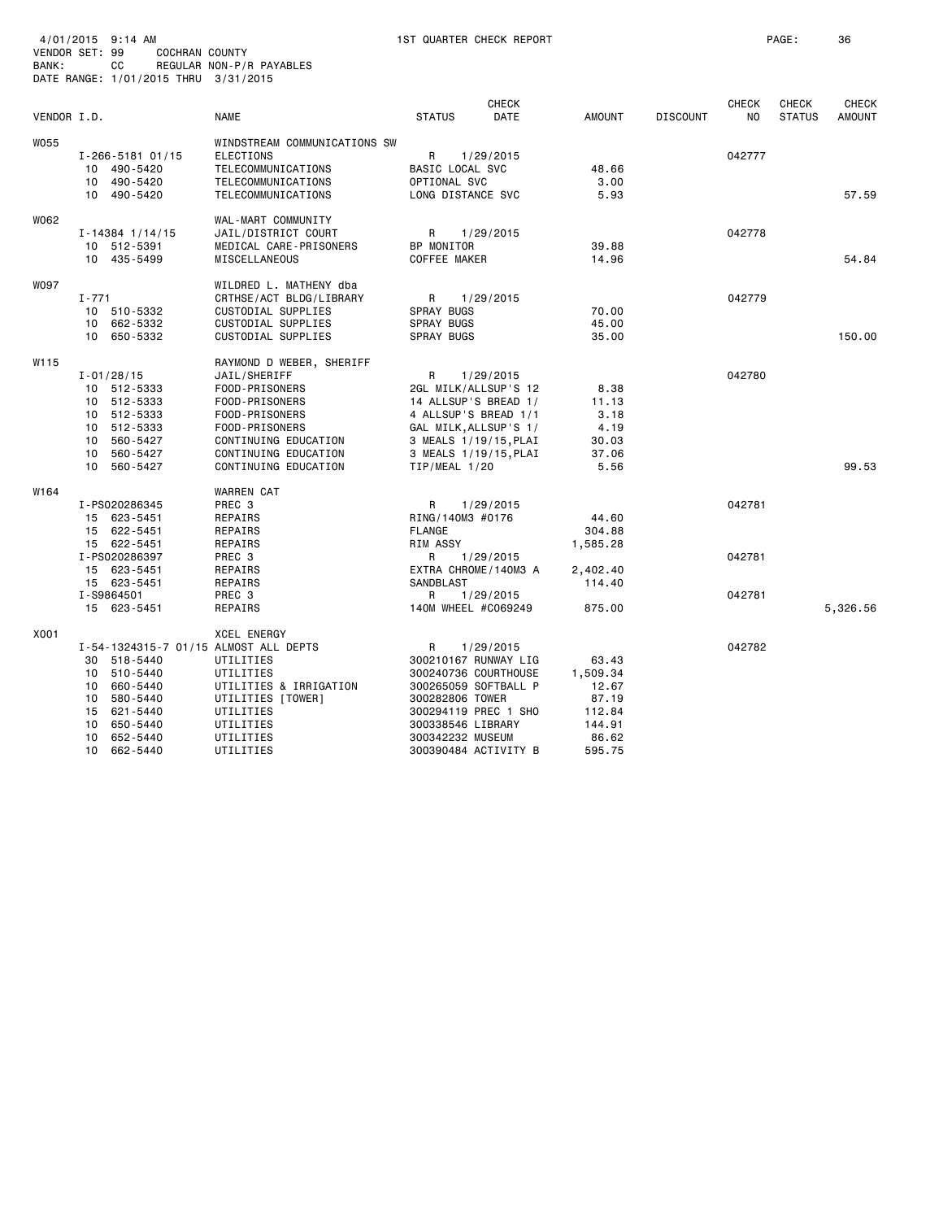4/01/2015 9:14 AM 1ST QUARTER CHECK REPORT PAGE: 36
VENDOR SET: 99 COCHRAN COUNTY
BANK: CC REGULAR NON-P/R PAYABLES
DATE RANGE: 1/01/2015 THRU 3/31/2015

| VENDOR I.D. | NAME | STATUS | CHECK DATE | AMOUNT | DISCOUNT | CHECK NO | CHECK STATUS | CHECK AMOUNT |
|---|---|---|---|---|---|---|---|---|
| W055 | WINDSTREAM COMMUNICATIONS SW | | | | | | | |
| I-266-5181 01/15 | ELECTIONS | R | 1/29/2015 | | | 042777 | | |
| 10 490-5420 | TELECOMMUNICATIONS | BASIC LOCAL SVC | | 48.66 | | | | |
| 10 490-5420 | TELECOMMUNICATIONS | OPTIONAL SVC | | 3.00 | | | | |
| 10 490-5420 | TELECOMMUNICATIONS | LONG DISTANCE SVC | | 5.93 | | | | 57.59 |
| W062 | WAL-MART COMMUNITY | | | | | | | |
| I-14384 1/14/15 | JAIL/DISTRICT COURT | R | 1/29/2015 | | | 042778 | | |
| 10 512-5391 | MEDICAL CARE-PRISONERS | BP MONITOR | | 39.88 | | | | |
| 10 435-5499 | MISCELLANEOUS | COFFEE MAKER | | 14.96 | | | | 54.84 |
| W097 | WILDRED L. MATHENY dba | | | | | | | |
| I-771 | CRTHSE/ACT BLDG/LIBRARY | R | 1/29/2015 | | | 042779 | | |
| 10 510-5332 | CUSTODIAL SUPPLIES | SPRAY BUGS | | 70.00 | | | | |
| 10 662-5332 | CUSTODIAL SUPPLIES | SPRAY BUGS | | 45.00 | | | | |
| 10 650-5332 | CUSTODIAL SUPPLIES | SPRAY BUGS | | 35.00 | | | | 150.00 |
| W115 | RAYMOND D WEBER, SHERIFF | | | | | | | |
| I-01/28/15 | JAIL/SHERIFF | R | 1/29/2015 | | | 042780 | | |
| 10 512-5333 | FOOD-PRISONERS | 2GL MILK/ALLSUP'S 12 | | 8.38 | | | | |
| 10 512-5333 | FOOD-PRISONERS | 14 ALLSUP'S BREAD 1/ | | 11.13 | | | | |
| 10 512-5333 | FOOD-PRISONERS | 4 ALLSUP'S BREAD 1/1 | | 3.18 | | | | |
| 10 512-5333 | FOOD-PRISONERS | GAL MILK,ALLSUP'S 1/ | | 4.19 | | | | |
| 10 560-5427 | CONTINUING EDUCATION | 3 MEALS 1/19/15,PLAI | | 30.03 | | | | |
| 10 560-5427 | CONTINUING EDUCATION | 3 MEALS 1/19/15,PLAI | | 37.06 | | | | |
| 10 560-5427 | CONTINUING EDUCATION | TIP/MEAL 1/20 | | 5.56 | | | | 99.53 |
| W164 | WARREN CAT | | | | | | | |
| I-PS020286345 | PREC 3 | R | 1/29/2015 | | | 042781 | | |
| 15 623-5451 | REPAIRS | RING/140M3 #0176 | | 44.60 | | | | |
| 15 622-5451 | REPAIRS | FLANGE | | 304.88 | | | | |
| 15 622-5451 | REPAIRS | RIM ASSY | | 1,585.28 | | | | |
| I-PS020286397 | PREC 3 | R | 1/29/2015 | | | 042781 | | |
| 15 623-5451 | REPAIRS | EXTRA CHROME/140M3 A | | 2,402.40 | | | | |
| 15 623-5451 | REPAIRS | SANDBLAST | | 114.40 | | | | |
| I-S9864501 | PREC 3 | R | 1/29/2015 | | | 042781 | | |
| 15 623-5451 | REPAIRS | 140M WHEEL #C069249 | | 875.00 | | | | 5,326.56 |
| X001 | XCEL ENERGY | | | | | | | |
| I-54-1324315-7 01/15 | ALMOST ALL DEPTS | R | 1/29/2015 | | | 042782 | | |
| 30 518-5440 | UTILITIES | 300210167 RUNWAY LIG | | 63.43 | | | | |
| 10 510-5440 | UTILITIES | 300240736 COURTHOUSE | | 1,509.34 | | | | |
| 10 660-5440 | UTILITIES & IRRIGATION | 300265059 SOFTBALL P | | 12.67 | | | | |
| 10 580-5440 | UTILITIES [TOWER] | 300282806 TOWER | | 87.19 | | | | |
| 15 621-5440 | UTILITIES | 300294119 PREC 1 SHO | | 112.84 | | | | |
| 10 650-5440 | UTILITIES | 300338546 LIBRARY | | 144.91 | | | | |
| 10 652-5440 | UTILITIES | 300342232 MUSEUM | | 86.62 | | | | |
| 10 662-5440 | UTILITIES | 300390484 ACTIVITY B | | 595.75 | | | | |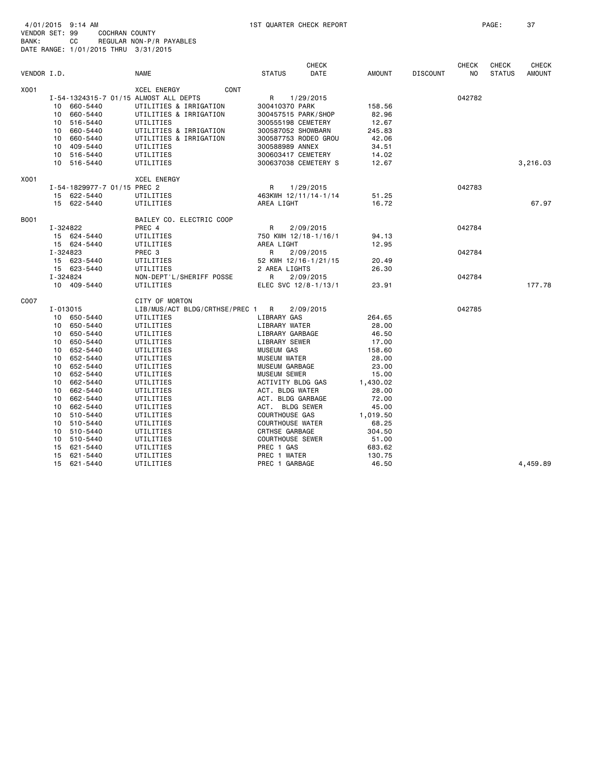4/01/2015 9:14 AM — 1ST QUARTER CHECK REPORT

VENDOR SET: 99 COCHRAN COUNTY
BANK: CC REGULAR NON-P/R PAYABLES
DATE RANGE: 1/01/2015 THRU 3/31/2015

| VENDOR I.D. | | NAME | STATUS | CHECK DATE | AMOUNT | DISCOUNT | CHECK NO | CHECK STATUS | CHECK AMOUNT |
|---|---|---|---|---|---|---|---|---|---|
| X001 | | XCEL ENERGY CONT | | | | | | | |
| | I-54-1324315-7 01/15 | ALMOST ALL DEPTS | R | 1/29/2015 | | | 042782 | | |
| | 10 660-5440 | UTILITIES & IRRIGATION | 300410370 PARK | | 158.56 | | | | |
| | 10 660-5440 | UTILITIES & IRRIGATION | 300457515 PARK/SHOP | | 82.96 | | | | |
| | 10 516-5440 | UTILITIES | 300555198 CEMETERY | | 12.67 | | | | |
| | 10 660-5440 | UTILITIES & IRRIGATION | 300587052 SHOWBARN | | 245.83 | | | | |
| | 10 660-5440 | UTILITIES & IRRIGATION | 300587753 RODEO GROU | | 42.06 | | | | |
| | 10 409-5440 | UTILITIES | 300588989 ANNEX | | 34.51 | | | | |
| | 10 516-5440 | UTILITIES | 300603417 CEMETERY | | 14.02 | | | | |
| | 10 516-5440 | UTILITIES | 300637038 CEMETERY S | | 12.67 | | | | 3,216.03 |
| X001 | | XCEL ENERGY | | | | | | | |
| | I-54-1829977-7 01/15 | PREC 2 | R | 1/29/2015 | | | 042783 | | |
| | 15 622-5440 | UTILITIES | 463KWH 12/11/14-1/14 | | 51.25 | | | | |
| | 15 622-5440 | UTILITIES | AREA LIGHT | | 16.72 | | | | 67.97 |
| B001 | | BAILEY CO. ELECTRIC COOP | | | | | | | |
| | I-324822 | PREC 4 | R | 2/09/2015 | | | 042784 | | |
| | 15 624-5440 | UTILITIES | 750 KWH 12/18-1/16/1 | | 94.13 | | | | |
| | 15 624-5440 | UTILITIES | AREA LIGHT | | 12.95 | | | | |
| | I-324823 | PREC 3 | R | 2/09/2015 | | | 042784 | | |
| | 15 623-5440 | UTILITIES | 52 KWH 12/16-1/21/15 | | 20.49 | | | | |
| | 15 623-5440 | UTILITIES | 2 AREA LIGHTS | | 26.30 | | | | |
| | I-324824 | NON-DEPT'L/SHERIFF POSSE | R | 2/09/2015 | | | 042784 | | |
| | 10 409-5440 | UTILITIES | ELEC SVC 12/8-1/13/1 | | 23.91 | | | | 177.78 |
| C007 | | CITY OF MORTON | | | | | | | |
| | I-013015 | LIB/MUS/ACT BLDG/CRTHSE/PREC 1 | R | 2/09/2015 | | | 042785 | | |
| | 10 650-5440 | UTILITIES | LIBRARY GAS | | 264.65 | | | | |
| | 10 650-5440 | UTILITIES | LIBRARY WATER | | 28.00 | | | | |
| | 10 650-5440 | UTILITIES | LIBRARY GARBAGE | | 46.50 | | | | |
| | 10 650-5440 | UTILITIES | LIBRARY SEWER | | 17.00 | | | | |
| | 10 652-5440 | UTILITIES | MUSEUM GAS | | 158.60 | | | | |
| | 10 652-5440 | UTILITIES | MUSEUM WATER | | 28.00 | | | | |
| | 10 652-5440 | UTILITIES | MUSEUM GARBAGE | | 23.00 | | | | |
| | 10 652-5440 | UTILITIES | MUSEUM SEWER | | 15.00 | | | | |
| | 10 662-5440 | UTILITIES | ACTIVITY BLDG GAS | | 1,430.02 | | | | |
| | 10 662-5440 | UTILITIES | ACT. BLDG WATER | | 28.00 | | | | |
| | 10 662-5440 | UTILITIES | ACT. BLDG GARBAGE | | 72.00 | | | | |
| | 10 662-5440 | UTILITIES | ACT. BLDG SEWER | | 45.00 | | | | |
| | 10 510-5440 | UTILITIES | COURTHOUSE GAS | | 1,019.50 | | | | |
| | 10 510-5440 | UTILITIES | COURTHOUSE WATER | | 68.25 | | | | |
| | 10 510-5440 | UTILITIES | CRTHSE GARBAGE | | 304.50 | | | | |
| | 10 510-5440 | UTILITIES | COURTHOUSE SEWER | | 51.00 | | | | |
| | 15 621-5440 | UTILITIES | PREC 1 GAS | | 683.62 | | | | |
| | 15 621-5440 | UTILITIES | PREC 1 WATER | | 130.75 | | | | |
| | 15 621-5440 | UTILITIES | PREC 1 GARBAGE | | 46.50 | | | | 4,459.89 |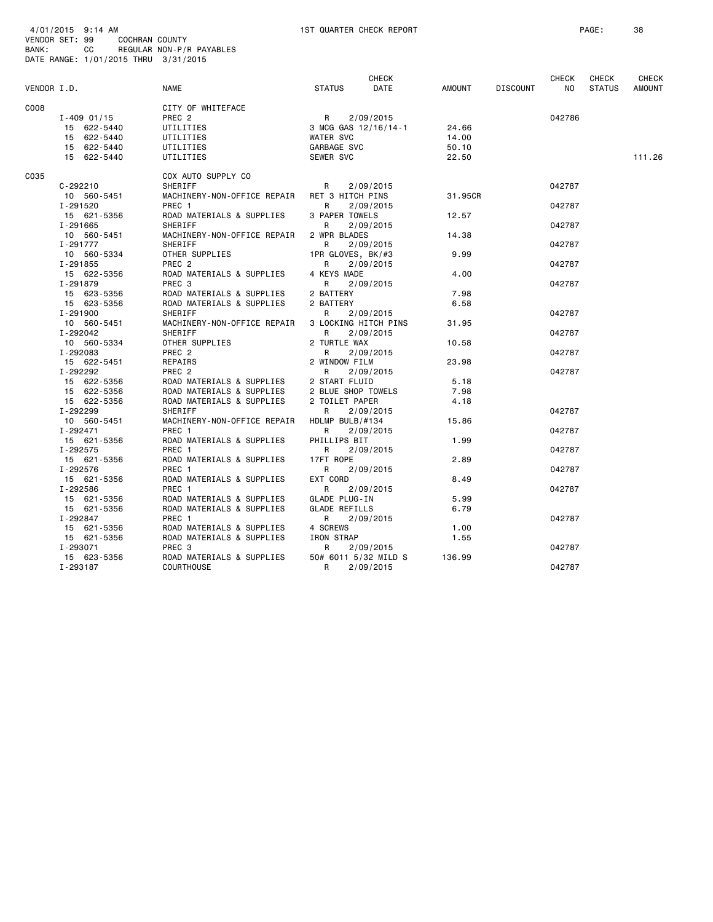4/01/2015 9:14 AM 1ST QUARTER CHECK REPORT

VENDOR SET: 99 COCHRAN COUNTY
BANK: CC REGULAR NON-P/R PAYABLES
DATE RANGE: 1/01/2015 THRU 3/31/2015

| VENDOR I.D. | NAME | STATUS | CHECK DATE | AMOUNT | DISCOUNT | CHECK NO | CHECK STATUS | CHECK AMOUNT |
|---|---|---|---|---|---|---|---|---|
| C008 | CITY OF WHITEFACE | | | | | | | |
| I-409 01/15 | PREC 2 | R | 2/09/2015 | | | 042786 | | |
| 15 622-5440 | UTILITIES | 3 MCG GAS 12/16/14-1 | | 24.66 | | | | |
| 15 622-5440 | UTILITIES | WATER SVC | | 14.00 | | | | |
| 15 622-5440 | UTILITIES | GARBAGE SVC | | 50.10 | | | | |
| 15 622-5440 | UTILITIES | SEWER SVC | | 22.50 | | | | 111.26 |
| C035 | COX AUTO SUPPLY CO | | | | | | | |
| C-292210 | SHERIFF | R | 2/09/2015 | | | 042787 | | |
| 10 560-5451 | MACHINERY-NON-OFFICE REPAIR | RET 3 HITCH PINS | | 31.95CR | | | | |
| I-291520 | PREC 1 | R | 2/09/2015 | | | 042787 | | |
| 15 621-5356 | ROAD MATERIALS & SUPPLIES | 3 PAPER TOWELS | | 12.57 | | | | |
| I-291665 | SHERIFF | R | 2/09/2015 | | | 042787 | | |
| 10 560-5451 | MACHINERY-NON-OFFICE REPAIR | 2 WPR BLADES | | 14.38 | | | | |
| I-291777 | SHERIFF | R | 2/09/2015 | | | 042787 | | |
| 10 560-5334 | OTHER SUPPLIES | 1PR GLOVES, BK/#3 | | 9.99 | | | | |
| I-291855 | PREC 2 | R | 2/09/2015 | | | 042787 | | |
| 15 622-5356 | ROAD MATERIALS & SUPPLIES | 4 KEYS MADE | | 4.00 | | | | |
| I-291879 | PREC 3 | R | 2/09/2015 | | | 042787 | | |
| 15 623-5356 | ROAD MATERIALS & SUPPLIES | 2 BATTERY | | 7.98 | | | | |
| 15 623-5356 | ROAD MATERIALS & SUPPLIES | 2 BATTERY | | 6.58 | | | | |
| I-291900 | SHERIFF | R | 2/09/2015 | | | 042787 | | |
| 10 560-5451 | MACHINERY-NON-OFFICE REPAIR | 3 LOCKING HITCH PINS | | 31.95 | | | | |
| I-292042 | SHERIFF | R | 2/09/2015 | | | 042787 | | |
| 10 560-5334 | OTHER SUPPLIES | 2 TURTLE WAX | | 10.58 | | | | |
| I-292083 | PREC 2 | R | 2/09/2015 | | | 042787 | | |
| 15 622-5451 | REPAIRS | 2 WINDOW FILM | | 23.98 | | | | |
| I-292292 | PREC 2 | R | 2/09/2015 | | | 042787 | | |
| 15 622-5356 | ROAD MATERIALS & SUPPLIES | 2 START FLUID | | 5.18 | | | | |
| 15 622-5356 | ROAD MATERIALS & SUPPLIES | 2 BLUE SHOP TOWELS | | 7.98 | | | | |
| 15 622-5356 | ROAD MATERIALS & SUPPLIES | 2 TOILET PAPER | | 4.18 | | | | |
| I-292299 | SHERIFF | R | 2/09/2015 | | | 042787 | | |
| 10 560-5451 | MACHINERY-NON-OFFICE REPAIR | HDLMP BULB/#134 | | 15.86 | | | | |
| I-292471 | PREC 1 | R | 2/09/2015 | | | 042787 | | |
| 15 621-5356 | ROAD MATERIALS & SUPPLIES | PHILLIPS BIT | | 1.99 | | | | |
| I-292575 | PREC 1 | R | 2/09/2015 | | | 042787 | | |
| 15 621-5356 | ROAD MATERIALS & SUPPLIES | 17FT ROPE | | 2.89 | | | | |
| I-292576 | PREC 1 | R | 2/09/2015 | | | 042787 | | |
| 15 621-5356 | ROAD MATERIALS & SUPPLIES | EXT CORD | | 8.49 | | | | |
| I-292586 | PREC 1 | R | 2/09/2015 | | | 042787 | | |
| 15 621-5356 | ROAD MATERIALS & SUPPLIES | GLADE PLUG-IN | | 5.99 | | | | |
| 15 621-5356 | ROAD MATERIALS & SUPPLIES | GLADE REFILLS | | 6.79 | | | | |
| I-292847 | PREC 1 | R | 2/09/2015 | | | 042787 | | |
| 15 621-5356 | ROAD MATERIALS & SUPPLIES | 4 SCREWS | | 1.00 | | | | |
| 15 621-5356 | ROAD MATERIALS & SUPPLIES | IRON STRAP | | 1.55 | | | | |
| I-293071 | PREC 3 | R | 2/09/2015 | | | 042787 | | |
| 15 623-5356 | ROAD MATERIALS & SUPPLIES | 50# 6011 5/32 MILD S | | 136.99 | | | | |
| I-293187 | COURTHOUSE | R | 2/09/2015 | | | 042787 | | |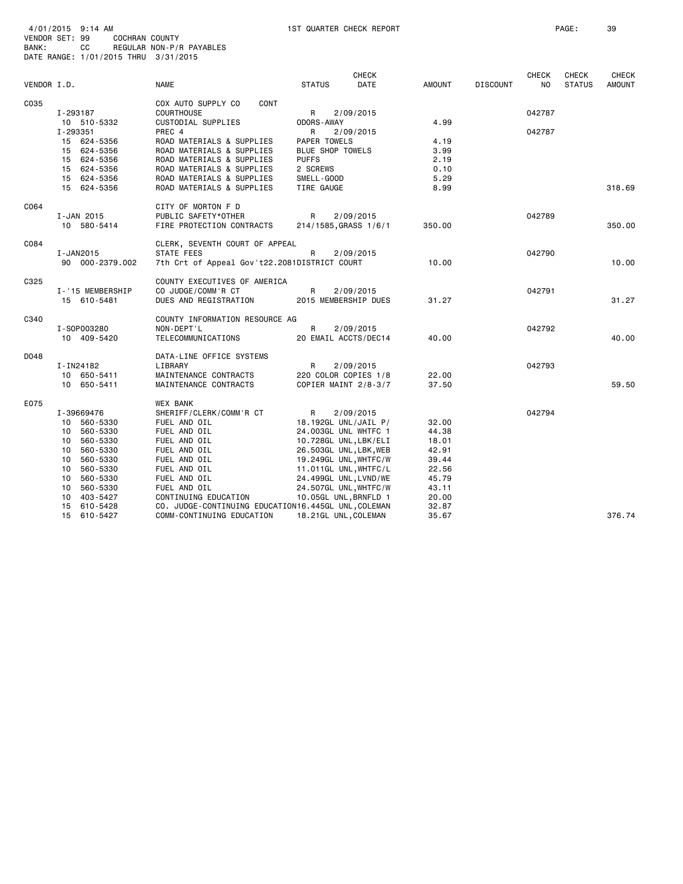4/01/2015 9:14 AM 1ST QUARTER CHECK REPORT PAGE: 39
VENDOR SET: 99 COCHRAN COUNTY
BANK: CC REGULAR NON-P/R PAYABLES
DATE RANGE: 1/01/2015 THRU 3/31/2015

| VENDOR I.D. | NAME | STATUS | CHECK DATE | AMOUNT | DISCOUNT | CHECK NO | CHECK STATUS | CHECK AMOUNT |
|---|---|---|---|---|---|---|---|---|
| C035 | COX AUTO SUPPLY CO CONT | | | | | | | |
| I-293187 | COURTHOUSE | R | 2/09/2015 | | | 042787 | | |
| 10 510-5332 | CUSTODIAL SUPPLIES | ODORS-AWAY | | 4.99 | | | | |
| I-293351 | PREC 4 | R | 2/09/2015 | | | 042787 | | |
| 15 624-5356 | ROAD MATERIALS & SUPPLIES | PAPER TOWELS | | 4.19 | | | | |
| 15 624-5356 | ROAD MATERIALS & SUPPLIES | BLUE SHOP TOWELS | | 3.99 | | | | |
| 15 624-5356 | ROAD MATERIALS & SUPPLIES | PUFFS | | 2.19 | | | | |
| 15 624-5356 | ROAD MATERIALS & SUPPLIES | 2 SCREWS | | 0.10 | | | | |
| 15 624-5356 | ROAD MATERIALS & SUPPLIES | SMELL-GOOD | | 5.29 | | | | |
| 15 624-5356 | ROAD MATERIALS & SUPPLIES | TIRE GAUGE | | 8.99 | | | | 318.69 |
| C064 | CITY OF MORTON F D | | | | | | | |
| I-JAN 2015 | PUBLIC SAFETY*OTHER | R | 2/09/2015 | | | 042789 | | |
| 10 580-5414 | FIRE PROTECTION CONTRACTS | 214/1585,GRASS 1/6/1 | | 350.00 | | | | 350.00 |
| C084 | CLERK, SEVENTH COURT OF APPEAL | | | | | | | |
| I-JAN2015 | STATE FEES | R | 2/09/2015 | | | 042790 | | |
| 90 000-2379.002 | 7th Crt of Appeal Gov't22.2081DISTRICT COURT | | | 10.00 | | | | 10.00 |
| C325 | COUNTY EXECUTIVES OF AMERICA | | | | | | | |
| I-'15 MEMBERSHIP | CO JUDGE/COMM'R CT | R | 2/09/2015 | | | 042791 | | |
| 15 610-5481 | DUES AND REGISTRATION | 2015 MEMBERSHIP DUES | | 31.27 | | | | 31.27 |
| C340 | COUNTY INFORMATION RESOURCE AG | | | | | | | |
| I-SOP003280 | NON-DEPT'L | R | 2/09/2015 | | | 042792 | | |
| 10 409-5420 | TELECOMMUNICATIONS | 20 EMAIL ACCTS/DEC14 | | 40.00 | | | | 40.00 |
| D048 | DATA-LINE OFFICE SYSTEMS | | | | | | | |
| I-IN24182 | LIBRARY | R | 2/09/2015 | | | 042793 | | |
| 10 650-5411 | MAINTENANCE CONTRACTS | 220 COLOR COPIES 1/8 | | 22.00 | | | | |
| 10 650-5411 | MAINTENANCE CONTRACTS | COPIER MAINT 2/8-3/7 | | 37.50 | | | | 59.50 |
| E075 | WEX BANK | | | | | | | |
| I-39669476 | SHERIFF/CLERK/COMM'R CT | R | 2/09/2015 | | | 042794 | | |
| 10 560-5330 | FUEL AND OIL | 18.192GL UNL/JAIL P/ | | 32.00 | | | | |
| 10 560-5330 | FUEL AND OIL | 24.003GL UNL WHTFC 1 | | 44.38 | | | | |
| 10 560-5330 | FUEL AND OIL | 10.728GL UNL,LBK/ELI | | 18.01 | | | | |
| 10 560-5330 | FUEL AND OIL | 26.503GL UNL,LBK,WEB | | 42.91 | | | | |
| 10 560-5330 | FUEL AND OIL | 19.249GL UNL,WHTFC/W | | 39.44 | | | | |
| 10 560-5330 | FUEL AND OIL | 11.011GL UNL,WHTFC/L | | 22.56 | | | | |
| 10 560-5330 | FUEL AND OIL | 24.499GL UNL,LVND/WE | | 45.79 | | | | |
| 10 560-5330 | FUEL AND OIL | 24.507GL UNL,WHTFC/W | | 43.11 | | | | |
| 10 403-5427 | CONTINUING EDUCATION | 10.05GL UNL,BRNFLD 1 | | 20.00 | | | | |
| 15 610-5428 | CO. JUDGE-CONTINUING EDUCATION16.445GL UNL,COLEMAN | | | 32.87 | | | | |
| 15 610-5427 | COMM-CONTINUING EDUCATION | 18.21GL UNL,COLEMAN | | 35.67 | | | | 376.74 |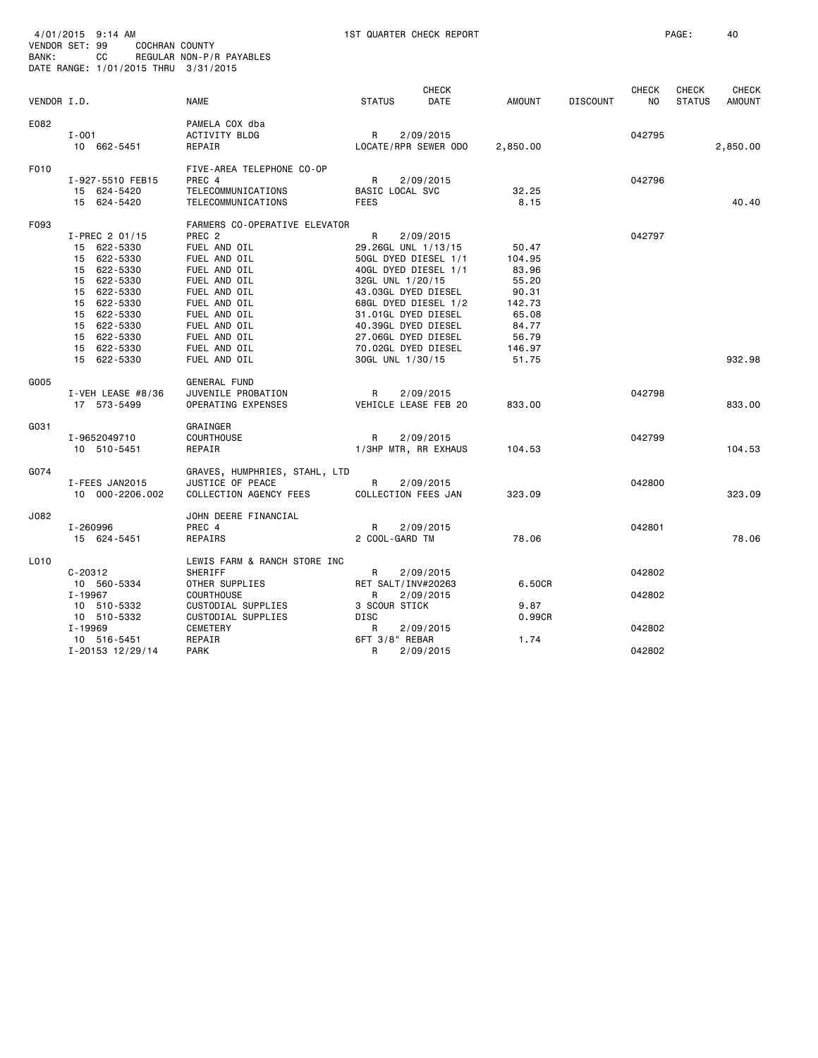4/01/2015 9:14 AM 1ST QUARTER CHECK REPORT
VENDOR SET: 99 COCHRAN COUNTY
BANK: CC REGULAR NON-P/R PAYABLES
DATE RANGE: 1/01/2015 THRU 3/31/2015

| VENDOR I.D. | NAME | STATUS | CHECK DATE | AMOUNT | DISCOUNT | CHECK NO | CHECK STATUS | CHECK AMOUNT |
|---|---|---|---|---|---|---|---|---|
| E082 | PAMELA COX dba | | | | | | | |
| I-001 | ACTIVITY BLDG | R | 2/09/2015 | | | 042795 | | |
| 10 662-5451 | REPAIR | LOCATE/RPR SEWER ODO | | 2,850.00 | | | | 2,850.00 |
| F010 | FIVE-AREA TELEPHONE CO-OP | | | | | | | |
| I-927-5510 FEB15 | PREC 4 | R | 2/09/2015 | | | 042796 | | |
| 15 624-5420 | TELECOMMUNICATIONS | BASIC LOCAL SVC | | 32.25 | | | | |
| 15 624-5420 | TELECOMMUNICATIONS | FEES | | 8.15 | | | | 40.40 |
| F093 | FARMERS CO-OPERATIVE ELEVATOR | | | | | | | |
| I-PREC 2 01/15 | PREC 2 | R | 2/09/2015 | | | 042797 | | |
| 15 622-5330 | FUEL AND OIL | 29.26GL UNL 1/13/15 | | 50.47 | | | | |
| 15 622-5330 | FUEL AND OIL | 50GL DYED DIESEL 1/1 | | 104.95 | | | | |
| 15 622-5330 | FUEL AND OIL | 40GL DYED DIESEL 1/1 | | 83.96 | | | | |
| 15 622-5330 | FUEL AND OIL | 32GL UNL 1/20/15 | | 55.20 | | | | |
| 15 622-5330 | FUEL AND OIL | 43.03GL DYED DIESEL | | 90.31 | | | | |
| 15 622-5330 | FUEL AND OIL | 68GL DYED DIESEL 1/2 | | 142.73 | | | | |
| 15 622-5330 | FUEL AND OIL | 31.01GL DYED DIESEL | | 65.08 | | | | |
| 15 622-5330 | FUEL AND OIL | 40.39GL DYED DIESEL | | 84.77 | | | | |
| 15 622-5330 | FUEL AND OIL | 27.06GL DYED DIESEL | | 56.79 | | | | |
| 15 622-5330 | FUEL AND OIL | 70.02GL DYED DIESEL | | 146.97 | | | | |
| 15 622-5330 | FUEL AND OIL | 30GL UNL 1/30/15 | | 51.75 | | | | 932.98 |
| G005 | GENERAL FUND | | | | | | | |
| I-VEH LEASE #8/36 | JUVENILE PROBATION | R | 2/09/2015 | | | 042798 | | |
| 17 573-5499 | OPERATING EXPENSES | VEHICLE LEASE FEB 20 | | 833.00 | | | | 833.00 |
| G031 | GRAINGER | | | | | | | |
| I-9652049710 | COURTHOUSE | R | 2/09/2015 | | | 042799 | | |
| 10 510-5451 | REPAIR | 1/3HP MTR, RR EXHAUS | | 104.53 | | | | 104.53 |
| G074 | GRAVES, HUMPHRIES, STAHL, LTD | | | | | | | |
| I-FEES JAN2015 | JUSTICE OF PEACE | R | 2/09/2015 | | | 042800 | | |
| 10 000-2206.002 | COLLECTION AGENCY FEES | COLLECTION FEES JAN | | 323.09 | | | | 323.09 |
| J082 | JOHN DEERE FINANCIAL | | | | | | | |
| I-260996 | PREC 4 | R | 2/09/2015 | | | 042801 | | |
| 15 624-5451 | REPAIRS | 2 COOL-GARD TM | | 78.06 | | | | 78.06 |
| L010 | LEWIS FARM & RANCH STORE INC | | | | | | | |
| C-20312 | SHERIFF | R | 2/09/2015 | | | 042802 | | |
| 10 560-5334 | OTHER SUPPLIES | RET SALT/INV#20263 | | 6.50CR | | | | |
| I-19967 | COURTHOUSE | R | 2/09/2015 | | | 042802 | | |
| 10 510-5332 | CUSTODIAL SUPPLIES | 3 SCOUR STICK | | 9.87 | | | | |
| 10 510-5332 | CUSTODIAL SUPPLIES | DISC | | 0.99CR | | | | |
| I-19969 | CEMETERY | R | 2/09/2015 | | | 042802 | | |
| 10 516-5451 | REPAIR | 6FT 3/8" REBAR | | 1.74 | | | | |
| I-20153 12/29/14 | PARK | R | 2/09/2015 | | | 042802 | | |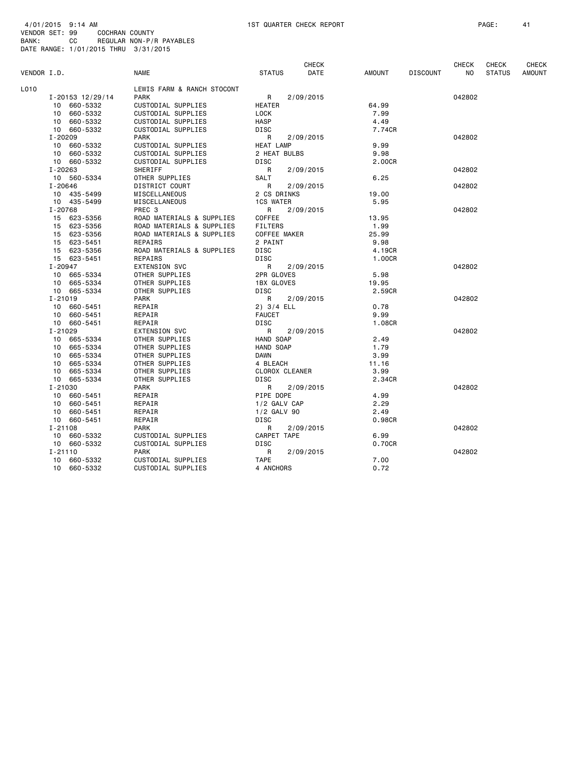4/01/2015 9:14 AM 1ST QUARTER CHECK REPORT

VENDOR SET: 99 COCHRAN COUNTY
BANK: CC REGULAR NON-P/R PAYABLES
DATE RANGE: 1/01/2015 THRU 3/31/2015

| VENDOR I.D. | NAME | STATUS | CHECK DATE | AMOUNT | DISCOUNT | CHECK NO | CHECK STATUS | CHECK AMOUNT |
|---|---|---|---|---|---|---|---|---|
| L010 | LEWIS FARM & RANCH STOCONT | | | | | | | |
| I-20153 12/29/14 | PARK | R | 2/09/2015 | | | 042802 | | |
| 10 660-5332 | CUSTODIAL SUPPLIES | HEATER | | 64.99 | | | | |
| 10 660-5332 | CUSTODIAL SUPPLIES | LOCK | | 7.99 | | | | |
| 10 660-5332 | CUSTODIAL SUPPLIES | HASP | | 4.49 | | | | |
| 10 660-5332 | CUSTODIAL SUPPLIES | DISC | | 7.74CR | | | | |
| I-20209 | PARK | R | 2/09/2015 | | | 042802 | | |
| 10 660-5332 | CUSTODIAL SUPPLIES | HEAT LAMP | | 9.99 | | | | |
| 10 660-5332 | CUSTODIAL SUPPLIES | 2 HEAT BULBS | | 9.98 | | | | |
| 10 660-5332 | CUSTODIAL SUPPLIES | DISC | | 2.00CR | | | | |
| I-20263 | SHERIFF | R | 2/09/2015 | | | 042802 | | |
| 10 560-5334 | OTHER SUPPLIES | SALT | | 6.25 | | | | |
| I-20646 | DISTRICT COURT | R | 2/09/2015 | | | 042802 | | |
| 10 435-5499 | MISCELLANEOUS | 2 CS DRINKS | | 19.00 | | | | |
| 10 435-5499 | MISCELLANEOUS | 1CS WATER | | 5.95 | | | | |
| I-20768 | PREC 3 | R | 2/09/2015 | | | 042802 | | |
| 15 623-5356 | ROAD MATERIALS & SUPPLIES | COFFEE | | 13.95 | | | | |
| 15 623-5356 | ROAD MATERIALS & SUPPLIES | FILTERS | | 1.99 | | | | |
| 15 623-5356 | ROAD MATERIALS & SUPPLIES | COFFEE MAKER | | 25.99 | | | | |
| 15 623-5451 | REPAIRS | 2 PAINT | | 9.98 | | | | |
| 15 623-5356 | ROAD MATERIALS & SUPPLIES | DISC | | 4.19CR | | | | |
| 15 623-5451 | REPAIRS | DISC | | 1.00CR | | | | |
| I-20947 | EXTENSION SVC | R | 2/09/2015 | | | 042802 | | |
| 10 665-5334 | OTHER SUPPLIES | 2PR GLOVES | | 5.98 | | | | |
| 10 665-5334 | OTHER SUPPLIES | 1BX GLOVES | | 19.95 | | | | |
| 10 665-5334 | OTHER SUPPLIES | DISC | | 2.59CR | | | | |
| I-21019 | PARK | R | 2/09/2015 | | | 042802 | | |
| 10 660-5451 | REPAIR | 2) 3/4 ELL | | 0.78 | | | | |
| 10 660-5451 | REPAIR | FAUCET | | 9.99 | | | | |
| 10 660-5451 | REPAIR | DISC | | 1.08CR | | | | |
| I-21029 | EXTENSION SVC | R | 2/09/2015 | | | 042802 | | |
| 10 665-5334 | OTHER SUPPLIES | HAND SOAP | | 2.49 | | | | |
| 10 665-5334 | OTHER SUPPLIES | HAND SOAP | | 1.79 | | | | |
| 10 665-5334 | OTHER SUPPLIES | DAWN | | 3.99 | | | | |
| 10 665-5334 | OTHER SUPPLIES | 4 BLEACH | | 11.16 | | | | |
| 10 665-5334 | OTHER SUPPLIES | CLOROX CLEANER | | 3.99 | | | | |
| 10 665-5334 | OTHER SUPPLIES | DISC | | 2.34CR | | | | |
| I-21030 | PARK | R | 2/09/2015 | | | 042802 | | |
| 10 660-5451 | REPAIR | PIPE DOPE | | 4.99 | | | | |
| 10 660-5451 | REPAIR | 1/2 GALV CAP | | 2.29 | | | | |
| 10 660-5451 | REPAIR | 1/2 GALV 90 | | 2.49 | | | | |
| 10 660-5451 | REPAIR | DISC | | 0.98CR | | | | |
| I-21108 | PARK | R | 2/09/2015 | | | 042802 | | |
| 10 660-5332 | CUSTODIAL SUPPLIES | CARPET TAPE | | 6.99 | | | | |
| 10 660-5332 | CUSTODIAL SUPPLIES | DISC | | 0.70CR | | | | |
| I-21110 | PARK | R | 2/09/2015 | | | 042802 | | |
| 10 660-5332 | CUSTODIAL SUPPLIES | TAPE | | 7.00 | | | | |
| 10 660-5332 | CUSTODIAL SUPPLIES | 4 ANCHORS | | 0.72 | | | | |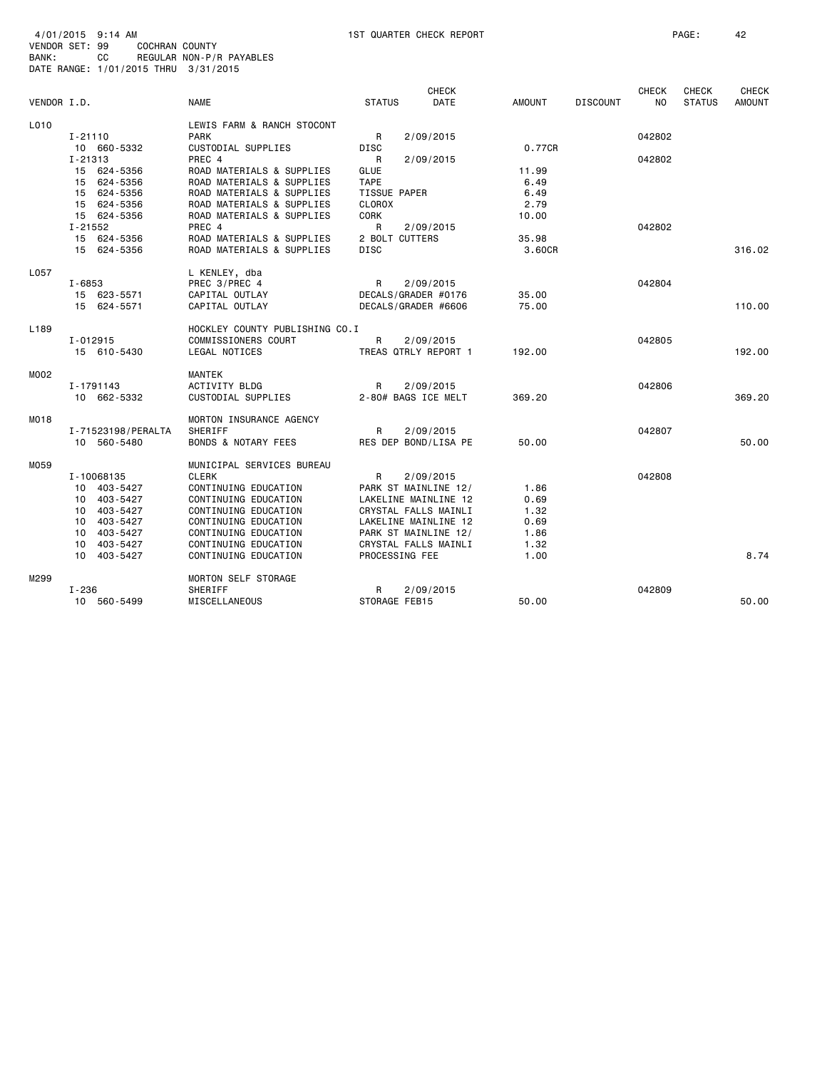4/01/2015 9:14 AM 1ST QUARTER CHECK REPORT
VENDOR SET: 99 COCHRAN COUNTY
BANK: CC REGULAR NON-P/R PAYABLES
DATE RANGE: 1/01/2015 THRU 3/31/2015

| VENDOR I.D. | NAME | STATUS | CHECK DATE | AMOUNT | DISCOUNT | CHECK NO | CHECK STATUS | CHECK AMOUNT |
|---|---|---|---|---|---|---|---|---|
| L010 | LEWIS FARM & RANCH STOCONT | | | | | | | |
| I-21110 | PARK | R | 2/09/2015 | | | 042802 | | |
| 10 660-5332 | CUSTODIAL SUPPLIES | DISC | | 0.77CR | | | | |
| I-21313 | PREC 4 | R | 2/09/2015 | | | 042802 | | |
| 15 624-5356 | ROAD MATERIALS & SUPPLIES | GLUE | | 11.99 | | | | |
| 15 624-5356 | ROAD MATERIALS & SUPPLIES | TAPE | | 6.49 | | | | |
| 15 624-5356 | ROAD MATERIALS & SUPPLIES | TISSUE PAPER | | 6.49 | | | | |
| 15 624-5356 | ROAD MATERIALS & SUPPLIES | CLOROX | | 2.79 | | | | |
| 15 624-5356 | ROAD MATERIALS & SUPPLIES | CORK | | 10.00 | | | | |
| I-21552 | PREC 4 | R | 2/09/2015 | | | 042802 | | |
| 15 624-5356 | ROAD MATERIALS & SUPPLIES | 2 BOLT CUTTERS | | 35.98 | | | | |
| 15 624-5356 | ROAD MATERIALS & SUPPLIES | DISC | | 3.60CR | | | | 316.02 |
| L057 | L KENLEY, dba | | | | | | | |
| I-6853 | PREC 3/PREC 4 | R | 2/09/2015 | | | 042804 | | |
| 15 623-5571 | CAPITAL OUTLAY | DECALS/GRADER #0176 | | 35.00 | | | | |
| 15 624-5571 | CAPITAL OUTLAY | DECALS/GRADER #6606 | | 75.00 | | | | 110.00 |
| L189 | HOCKLEY COUNTY PUBLISHING CO.I | | | | | | | |
| I-012915 | COMMISSIONERS COURT | R | 2/09/2015 | | | 042805 | | |
| 15 610-5430 | LEGAL NOTICES | TREAS QTRLY REPORT 1 | | 192.00 | | | | 192.00 |
| M002 | MANTEK | | | | | | | |
| I-1791143 | ACTIVITY BLDG | R | 2/09/2015 | | | 042806 | | |
| 10 662-5332 | CUSTODIAL SUPPLIES | 2-80# BAGS ICE MELT | | 369.20 | | | | 369.20 |
| M018 | MORTON INSURANCE AGENCY | | | | | | | |
| I-71523198/PERALTA | SHERIFF | R | 2/09/2015 | | | 042807 | | |
| 10 560-5480 | BONDS & NOTARY FEES | RES DEP BOND/LISA PE | | 50.00 | | | | 50.00 |
| M059 | MUNICIPAL SERVICES BUREAU | | | | | | | |
| I-10068135 | CLERK | R | 2/09/2015 | | | 042808 | | |
| 10 403-5427 | CONTINUING EDUCATION | PARK ST MAINLINE 12/ | | 1.86 | | | | |
| 10 403-5427 | CONTINUING EDUCATION | LAKELINE MAINLINE 12 | | 0.69 | | | | |
| 10 403-5427 | CONTINUING EDUCATION | CRYSTAL FALLS MAINLI | | 1.32 | | | | |
| 10 403-5427 | CONTINUING EDUCATION | LAKELINE MAINLINE 12 | | 0.69 | | | | |
| 10 403-5427 | CONTINUING EDUCATION | PARK ST MAINLINE 12/ | | 1.86 | | | | |
| 10 403-5427 | CONTINUING EDUCATION | CRYSTAL FALLS MAINLI | | 1.32 | | | | |
| 10 403-5427 | CONTINUING EDUCATION | PROCESSING FEE | | 1.00 | | | | 8.74 |
| M299 | MORTON SELF STORAGE | | | | | | | |
| I-236 | SHERIFF | R | 2/09/2015 | | | 042809 | | |
| 10 560-5499 | MISCELLANEOUS | STORAGE FEB15 | | 50.00 | | | | 50.00 |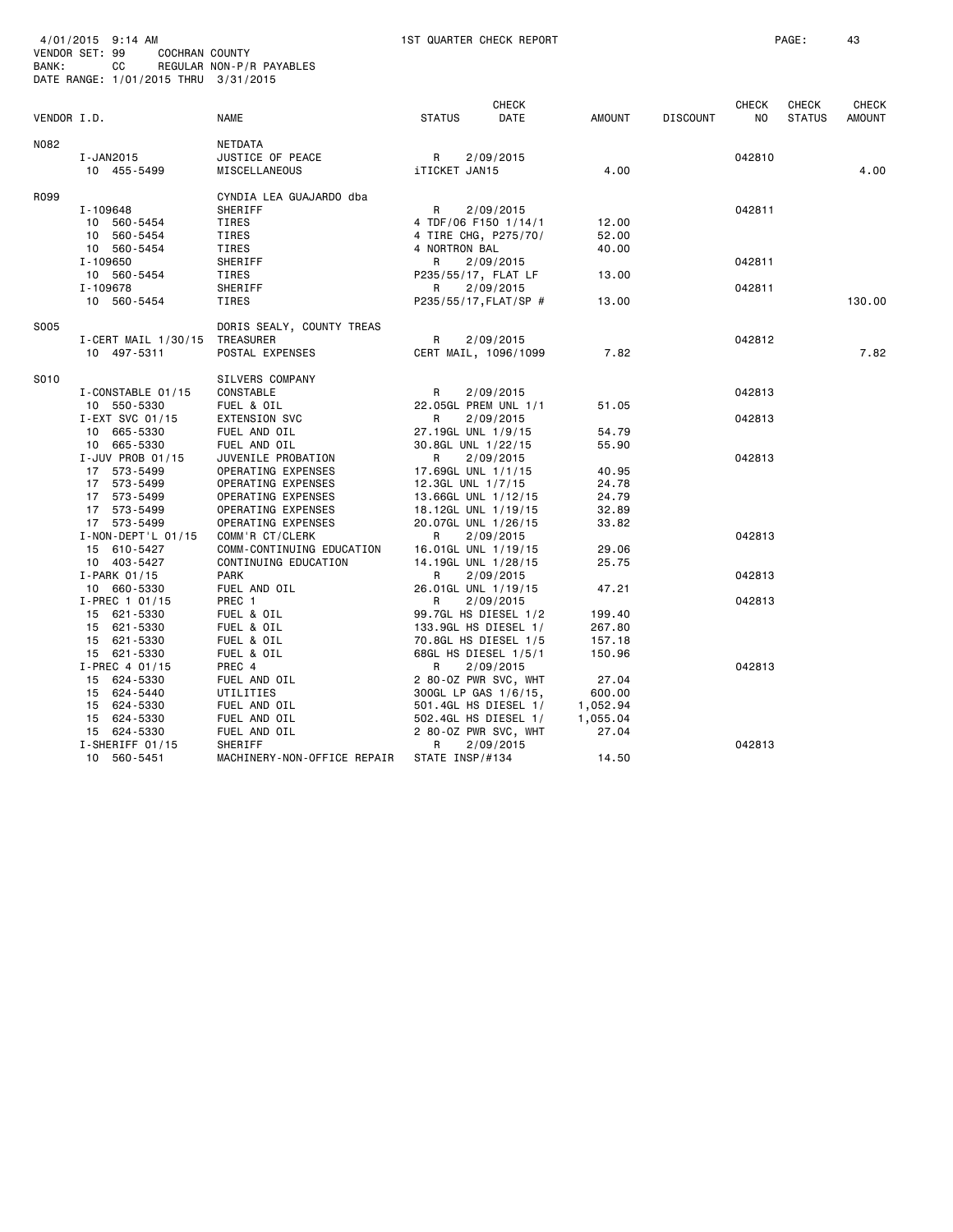4/01/2015 9:14 AM 1ST QUARTER CHECK REPORT
VENDOR SET: 99 COCHRAN COUNTY
BANK: CC REGULAR NON-P/R PAYABLES
DATE RANGE: 1/01/2015 THRU 3/31/2015

| VENDOR I.D. | NAME | STATUS | CHECK DATE | AMOUNT | DISCOUNT | CHECK NO | CHECK STATUS | CHECK AMOUNT |
|---|---|---|---|---|---|---|---|---|
| N082 | NETDATA | | | | | | | |
| I-JAN2015 | JUSTICE OF PEACE | R | 2/09/2015 | | | 042810 | | |
| 10 455-5499 | MISCELLANEOUS | iTICKET JAN15 | | 4.00 | | | | 4.00 |
| R099 | CYNDIA LEA GUAJARDO dba | | | | | | | |
| I-109648 | SHERIFF | R | 2/09/2015 | | | 042811 | | |
| 10 560-5454 | TIRES | 4 TDF/06 F150 1/14/1 | | 12.00 | | | | |
| 10 560-5454 | TIRES | 4 TIRE CHG, P275/70/ | | 52.00 | | | | |
| 10 560-5454 | TIRES | 4 NORTRON BAL | | 40.00 | | | | |
| I-109650 | SHERIFF | R | 2/09/2015 | | | 042811 | | |
| 10 560-5454 | TIRES | P235/55/17, FLAT LF | | 13.00 | | | | |
| I-109678 | SHERIFF | R | 2/09/2015 | | | 042811 | | |
| 10 560-5454 | TIRES | P235/55/17,FLAT/SP # | | 13.00 | | | | 130.00 |
| S005 | DORIS SEALY, COUNTY TREAS | | | | | | | |
| I-CERT MAIL 1/30/15 | TREASURER | R | 2/09/2015 | | | 042812 | | |
| 10 497-5311 | POSTAL EXPENSES | CERT MAIL, 1096/1099 | | 7.82 | | | | 7.82 |
| S010 | SILVERS COMPANY | | | | | | | |
| I-CONSTABLE 01/15 | CONSTABLE | R | 2/09/2015 | | | 042813 | | |
| 10 550-5330 | FUEL & OIL | 22.05GL PREM UNL 1/1 | | 51.05 | | | | |
| I-EXT SVC 01/15 | EXTENSION SVC | R | 2/09/2015 | | | 042813 | | |
| 10 665-5330 | FUEL AND OIL | 27.19GL UNL 1/9/15 | | 54.79 | | | | |
| 10 665-5330 | FUEL AND OIL | 30.8GL UNL 1/22/15 | | 55.90 | | | | |
| I-JUV PROB 01/15 | JUVENILE PROBATION | R | 2/09/2015 | | | 042813 | | |
| 17 573-5499 | OPERATING EXPENSES | 17.69GL UNL 1/1/15 | | 40.95 | | | | |
| 17 573-5499 | OPERATING EXPENSES | 12.3GL UNL 1/7/15 | | 24.78 | | | | |
| 17 573-5499 | OPERATING EXPENSES | 13.66GL UNL 1/12/15 | | 24.79 | | | | |
| 17 573-5499 | OPERATING EXPENSES | 18.12GL UNL 1/19/15 | | 32.89 | | | | |
| 17 573-5499 | OPERATING EXPENSES | 20.07GL UNL 1/26/15 | | 33.82 | | | | |
| I-NON-DEPT'L 01/15 | COMM'R CT/CLERK | R | 2/09/2015 | | | 042813 | | |
| 15 610-5427 | COMM-CONTINUING EDUCATION | 16.01GL UNL 1/19/15 | | 29.06 | | | | |
| 10 403-5427 | CONTINUING EDUCATION | 14.19GL UNL 1/28/15 | | 25.75 | | | | |
| I-PARK 01/15 | PARK | R | 2/09/2015 | | | 042813 | | |
| 10 660-5330 | FUEL AND OIL | 26.01GL UNL 1/19/15 | | 47.21 | | | | |
| I-PREC 1 01/15 | PREC 1 | R | 2/09/2015 | | | 042813 | | |
| 15 621-5330 | FUEL & OIL | 99.7GL HS DIESEL 1/2 | | 199.40 | | | | |
| 15 621-5330 | FUEL & OIL | 133.9GL HS DIESEL 1/ | | 267.80 | | | | |
| 15 621-5330 | FUEL & OIL | 70.8GL HS DIESEL 1/5 | | 157.18 | | | | |
| 15 621-5330 | FUEL & OIL | 68GL HS DIESEL 1/5/1 | | 150.96 | | | | |
| I-PREC 4 01/15 | PREC 4 | R | 2/09/2015 | | | 042813 | | |
| 15 624-5330 | FUEL AND OIL | 2 80-OZ PWR SVC, WHT | | 27.04 | | | | |
| 15 624-5440 | UTILITIES | 300GL LP GAS 1/6/15, | | 600.00 | | | | |
| 15 624-5330 | FUEL AND OIL | 501.4GL HS DIESEL 1/ | | 1,052.94 | | | | |
| 15 624-5330 | FUEL AND OIL | 502.4GL HS DIESEL 1/ | | 1,055.04 | | | | |
| 15 624-5330 | FUEL AND OIL | 2 80-OZ PWR SVC, WHT | | 27.04 | | | | |
| I-SHERIFF 01/15 | SHERIFF | R | 2/09/2015 | | | 042813 | | |
| 10 560-5451 | MACHINERY-NON-OFFICE REPAIR | STATE INSP/#134 | | 14.50 | | | | |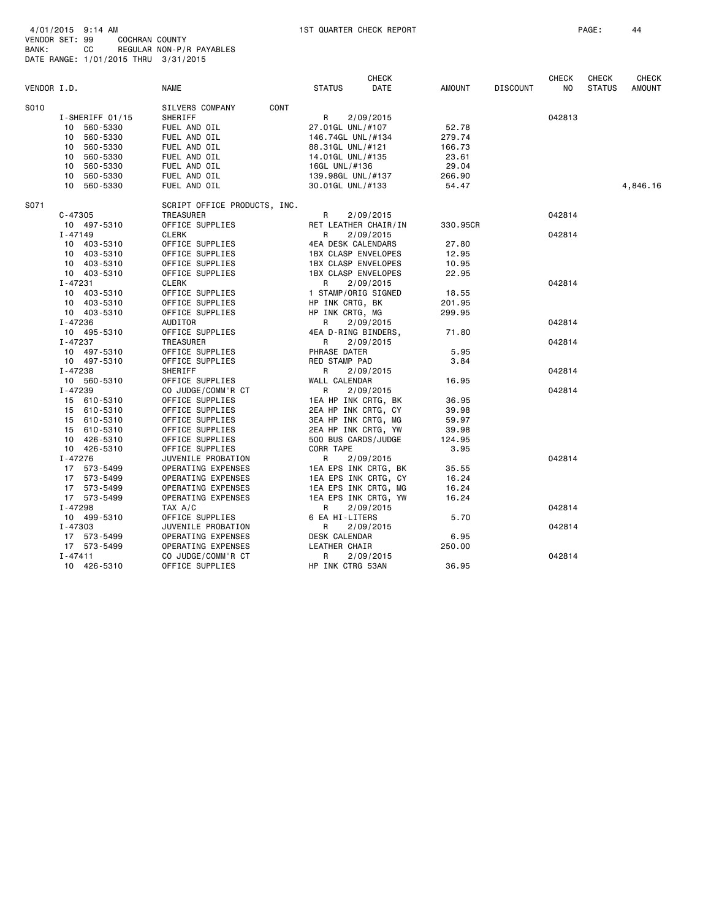4/01/2015 9:14 AM 1ST QUARTER CHECK REPORT
VENDOR SET: 99 COCHRAN COUNTY
BANK: CC REGULAR NON-P/R PAYABLES
DATE RANGE: 1/01/2015 THRU 3/31/2015

| VENDOR I.D. | NAME | STATUS | CHECK DATE | AMOUNT | DISCOUNT | CHECK NO | CHECK STATUS | CHECK AMOUNT |
|---|---|---|---|---|---|---|---|---|
| S010 | SILVERS COMPANY CONT | | | | | | | |
| I-SHERIFF 01/15 | SHERIFF | R | 2/09/2015 | | | 042813 | | |
| 10 560-5330 | FUEL AND OIL | 27.01GL UNL/#107 | | 52.78 | | | | |
| 10 560-5330 | FUEL AND OIL | 146.74GL UNL/#134 | | 279.74 | | | | |
| 10 560-5330 | FUEL AND OIL | 88.31GL UNL/#121 | | 166.73 | | | | |
| 10 560-5330 | FUEL AND OIL | 14.01GL UNL/#135 | | 23.61 | | | | |
| 10 560-5330 | FUEL AND OIL | 16GL UNL/#136 | | 29.04 | | | | |
| 10 560-5330 | FUEL AND OIL | 139.98GL UNL/#137 | | 266.90 | | | | |
| 10 560-5330 | FUEL AND OIL | 30.01GL UNL/#133 | | 54.47 | | | | 4,846.16 |
| S071 | SCRIPT OFFICE PRODUCTS, INC. | | | | | | | |
| C-47305 | TREASURER | R | 2/09/2015 | | | 042814 | | |
| 10 497-5310 | OFFICE SUPPLIES | RET LEATHER CHAIR/IN | | 330.95CR | | | | |
| I-47149 | CLERK | R | 2/09/2015 | | | 042814 | | |
| 10 403-5310 | OFFICE SUPPLIES | 4EA DESK CALENDARS | | 27.80 | | | | |
| 10 403-5310 | OFFICE SUPPLIES | 1BX CLASP ENVELOPES | | 12.95 | | | | |
| 10 403-5310 | OFFICE SUPPLIES | 1BX CLASP ENVELOPES | | 10.95 | | | | |
| 10 403-5310 | OFFICE SUPPLIES | 1BX CLASP ENVELOPES | | 22.95 | | | | |
| I-47231 | CLERK | R | 2/09/2015 | | | 042814 | | |
| 10 403-5310 | OFFICE SUPPLIES | 1 STAMP/ORIG SIGNED | | 18.55 | | | | |
| 10 403-5310 | OFFICE SUPPLIES | HP INK CRTG, BK | | 201.95 | | | | |
| 10 403-5310 | OFFICE SUPPLIES | HP INK CRTG, MG | | 299.95 | | | | |
| I-47236 | AUDITOR | R | 2/09/2015 | | | 042814 | | |
| 10 495-5310 | OFFICE SUPPLIES | 4EA D-RING BINDERS, | | 71.80 | | | | |
| I-47237 | TREASURER | R | 2/09/2015 | | | 042814 | | |
| 10 497-5310 | OFFICE SUPPLIES | PHRASE DATER | | 5.95 | | | | |
| 10 497-5310 | OFFICE SUPPLIES | RED STAMP PAD | | 3.84 | | | | |
| I-47238 | SHERIFF | R | 2/09/2015 | | | 042814 | | |
| 10 560-5310 | OFFICE SUPPLIES | WALL CALENDAR | | 16.95 | | | | |
| I-47239 | CO JUDGE/COMM'R CT | R | 2/09/2015 | | | 042814 | | |
| 15 610-5310 | OFFICE SUPPLIES | 1EA HP INK CRTG, BK | | 36.95 | | | | |
| 15 610-5310 | OFFICE SUPPLIES | 2EA HP INK CRTG, CY | | 39.98 | | | | |
| 15 610-5310 | OFFICE SUPPLIES | 3EA HP INK CRTG, MG | | 59.97 | | | | |
| 15 610-5310 | OFFICE SUPPLIES | 2EA HP INK CRTG, YW | | 39.98 | | | | |
| 10 426-5310 | OFFICE SUPPLIES | 500 BUS CARDS/JUDGE | | 124.95 | | | | |
| 10 426-5310 | OFFICE SUPPLIES | CORR TAPE | | 3.95 | | | | |
| I-47276 | JUVENILE PROBATION | R | 2/09/2015 | | | 042814 | | |
| 17 573-5499 | OPERATING EXPENSES | 1EA EPS INK CRTG, BK | | 35.55 | | | | |
| 17 573-5499 | OPERATING EXPENSES | 1EA EPS INK CRTG, CY | | 16.24 | | | | |
| 17 573-5499 | OPERATING EXPENSES | 1EA EPS INK CRTG, MG | | 16.24 | | | | |
| 17 573-5499 | OPERATING EXPENSES | 1EA EPS INK CRTG, YW | | 16.24 | | | | |
| I-47298 | TAX A/C | R | 2/09/2015 | | | 042814 | | |
| 10 499-5310 | OFFICE SUPPLIES | 6 EA HI-LITERS | | 5.70 | | | | |
| I-47303 | JUVENILE PROBATION | R | 2/09/2015 | | | 042814 | | |
| 17 573-5499 | OPERATING EXPENSES | DESK CALENDAR | | 6.95 | | | | |
| 17 573-5499 | OPERATING EXPENSES | LEATHER CHAIR | | 250.00 | | | | |
| I-47411 | CO JUDGE/COMM'R CT | R | 2/09/2015 | | | 042814 | | |
| 10 426-5310 | OFFICE SUPPLIES | HP INK CTRG 53AN | | 36.95 | | | | |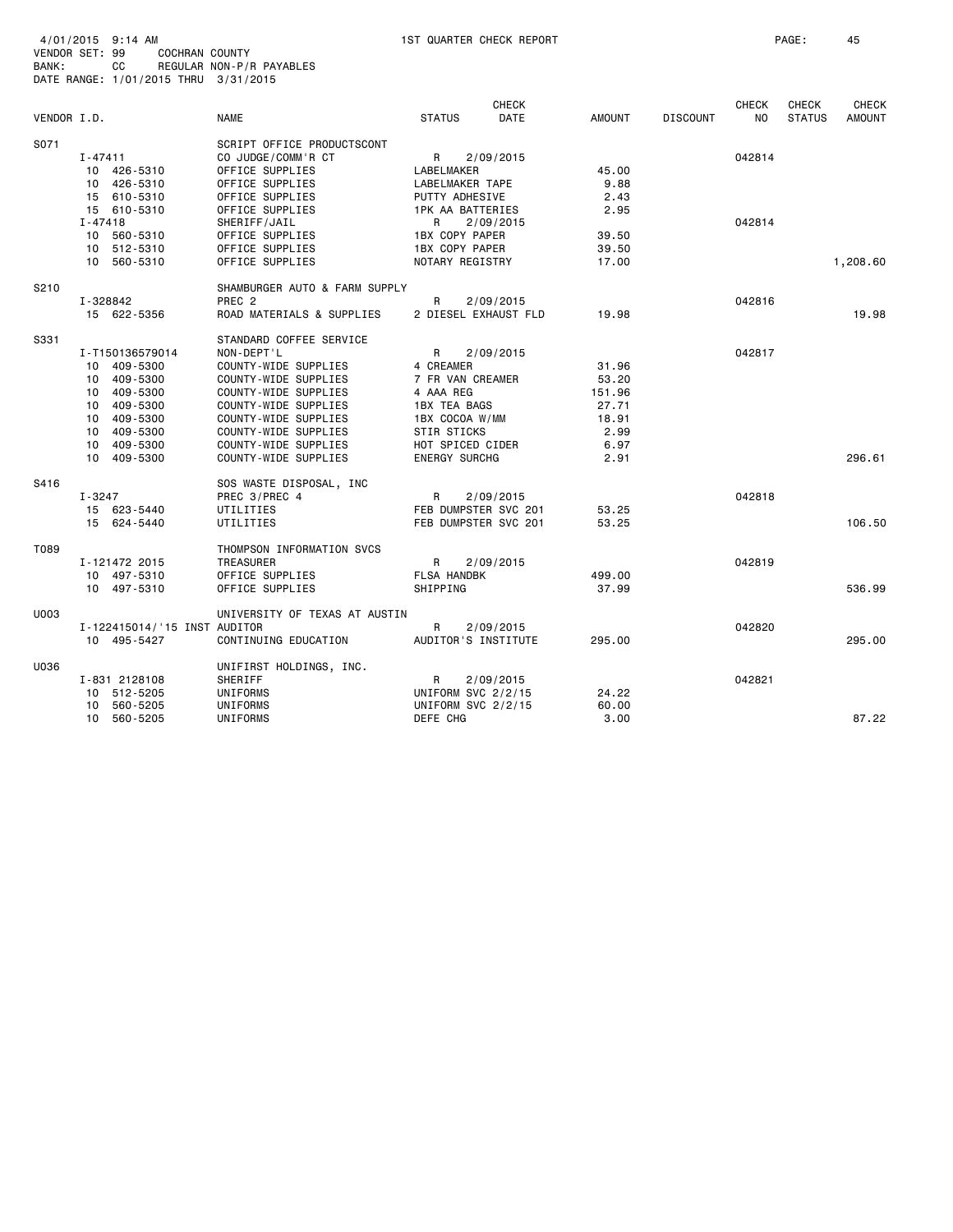4/01/2015 9:14 AM 1ST QUARTER CHECK REPORT
VENDOR SET: 99 COCHRAN COUNTY
BANK: CC REGULAR NON-P/R PAYABLES
DATE RANGE: 1/01/2015 THRU 3/31/2015

| VENDOR I.D. | NAME | STATUS | CHECK DATE | AMOUNT | DISCOUNT | CHECK NO | CHECK STATUS | CHECK AMOUNT |
|---|---|---|---|---|---|---|---|---|
| S071 | SCRIPT OFFICE PRODUCTSCONT | | | | | | | |
| I-47411 | CO JUDGE/COMM'R CT | R | 2/09/2015 | | | 042814 | | |
| 10 426-5310 | OFFICE SUPPLIES | LABELMAKER | | 45.00 | | | | |
| 10 426-5310 | OFFICE SUPPLIES | LABELMAKER TAPE | | 9.88 | | | | |
| 15 610-5310 | OFFICE SUPPLIES | PUTTY ADHESIVE | | 2.43 | | | | |
| 15 610-5310 | OFFICE SUPPLIES | 1PK AA BATTERIES | | 2.95 | | | | |
| I-47418 | SHERIFF/JAIL | R | 2/09/2015 | | | 042814 | | |
| 10 560-5310 | OFFICE SUPPLIES | 1BX COPY PAPER | | 39.50 | | | | |
| 10 512-5310 | OFFICE SUPPLIES | 1BX COPY PAPER | | 39.50 | | | | |
| 10 560-5310 | OFFICE SUPPLIES | NOTARY REGISTRY | | 17.00 | | | | 1,208.60 |
| S210 | SHAMBURGER AUTO & FARM SUPPLY | | | | | | | |
| I-328842 | PREC 2 | R | 2/09/2015 | | | 042816 | | |
| 15 622-5356 | ROAD MATERIALS & SUPPLIES | 2 DIESEL EXHAUST FLD | | 19.98 | | | | 19.98 |
| S331 | STANDARD COFFEE SERVICE | | | | | | | |
| I-T150136579014 | NON-DEPT'L | R | 2/09/2015 | | | 042817 | | |
| 10 409-5300 | COUNTY-WIDE SUPPLIES | 4 CREAMER | | 31.96 | | | | |
| 10 409-5300 | COUNTY-WIDE SUPPLIES | 7 FR VAN CREAMER | | 53.20 | | | | |
| 10 409-5300 | COUNTY-WIDE SUPPLIES | 4 AAA REG | | 151.96 | | | | |
| 10 409-5300 | COUNTY-WIDE SUPPLIES | 1BX TEA BAGS | | 27.71 | | | | |
| 10 409-5300 | COUNTY-WIDE SUPPLIES | 1BX COCOA W/MM | | 18.91 | | | | |
| 10 409-5300 | COUNTY-WIDE SUPPLIES | STIR STICKS | | 2.99 | | | | |
| 10 409-5300 | COUNTY-WIDE SUPPLIES | HOT SPICED CIDER | | 6.97 | | | | |
| 10 409-5300 | COUNTY-WIDE SUPPLIES | ENERGY SURCHG | | 2.91 | | | | 296.61 |
| S416 | SOS WASTE DISPOSAL, INC | | | | | | | |
| I-3247 | PREC 3/PREC 4 | R | 2/09/2015 | | | 042818 | | |
| 15 623-5440 | UTILITIES | FEB DUMPSTER SVC 201 | | 53.25 | | | | |
| 15 624-5440 | UTILITIES | FEB DUMPSTER SVC 201 | | 53.25 | | | | 106.50 |
| T089 | THOMPSON INFORMATION SVCS | | | | | | | |
| I-121472 2015 | TREASURER | R | 2/09/2015 | | | 042819 | | |
| 10 497-5310 | OFFICE SUPPLIES | FLSA HANDBK | | 499.00 | | | | |
| 10 497-5310 | OFFICE SUPPLIES | SHIPPING | | 37.99 | | | | 536.99 |
| U003 | UNIVERSITY OF TEXAS AT AUSTIN | | | | | | | |
| I-122415014/'15 INST | AUDITOR | R | 2/09/2015 | | | 042820 | | |
| 10 495-5427 | CONTINUING EDUCATION | AUDITOR'S INSTITUTE | | 295.00 | | | | 295.00 |
| U036 | UNIFIRST HOLDINGS, INC. | | | | | | | |
| I-831 2128108 | SHERIFF | R | 2/09/2015 | | | 042821 | | |
| 10 512-5205 | UNIFORMS | UNIFORM SVC 2/2/15 | | 24.22 | | | | |
| 10 560-5205 | UNIFORMS | UNIFORM SVC 2/2/15 | | 60.00 | | | | |
| 10 560-5205 | UNIFORMS | DEFE CHG | | 3.00 | | | | 87.22 |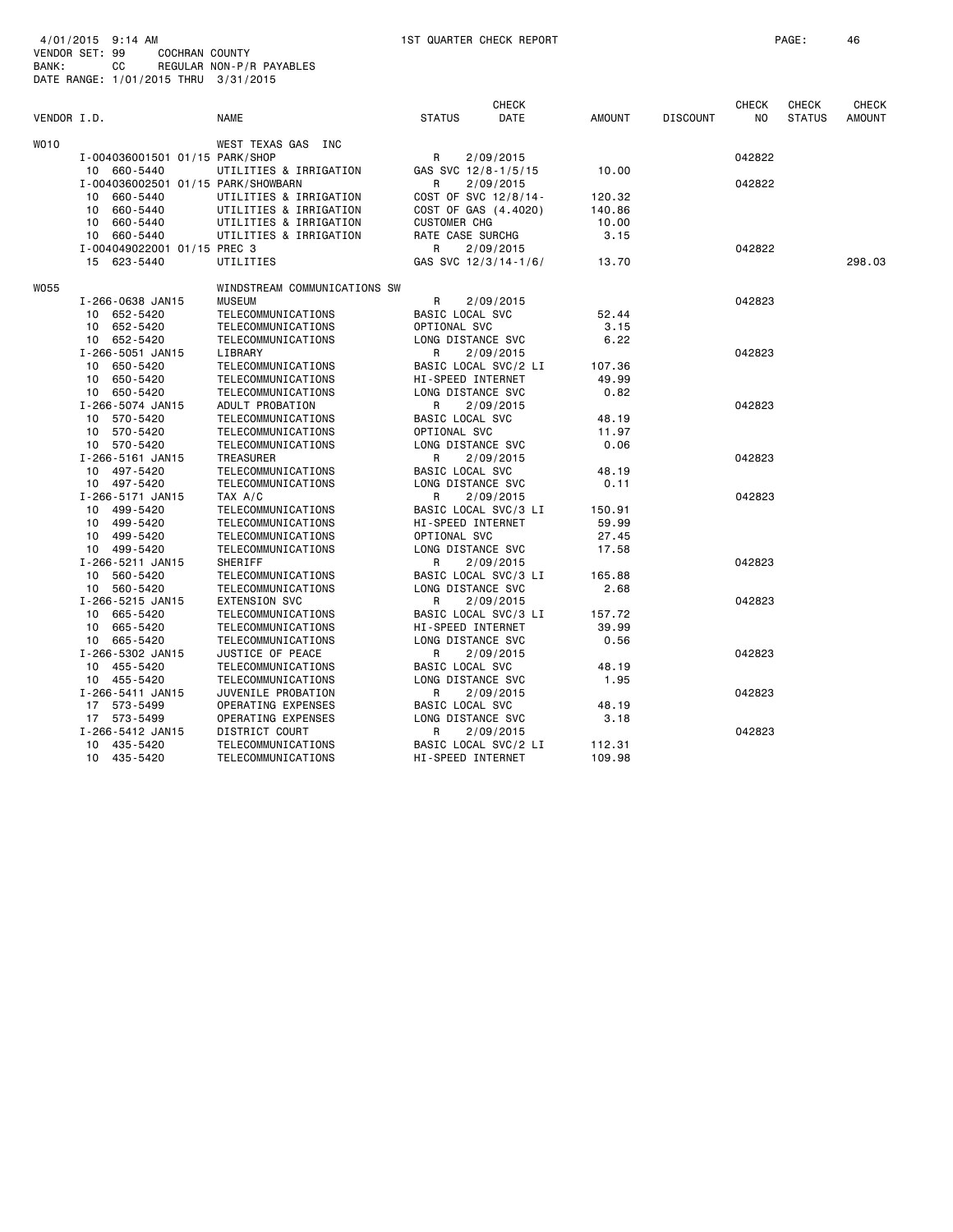4/01/2015 9:14 AM — 1ST QUARTER CHECK REPORT

VENDOR SET: 99 COCHRAN COUNTY
BANK: CC REGULAR NON-P/R PAYABLES
DATE RANGE: 1/01/2015 THRU 3/31/2015

| VENDOR I.D. | NAME | STATUS | CHECK DATE | AMOUNT | DISCOUNT | CHECK NO | CHECK STATUS | CHECK AMOUNT |
|---|---|---|---|---|---|---|---|---|
| W010 | WEST TEXAS GAS INC | | | | | | | |
| I-004036001501 01/15 PARK/SHOP | | R | 2/09/2015 | | | 042822 | | |
| 10 660-5440 | UTILITIES & IRRIGATION | GAS SVC 12/8-1/5/15 | | 10.00 | | | | |
| I-004036002501 01/15 PARK/SHOWBARN | | R | 2/09/2015 | | | 042822 | | |
| 10 660-5440 | UTILITIES & IRRIGATION | COST OF SVC 12/8/14- | | 120.32 | | | | |
| 10 660-5440 | UTILITIES & IRRIGATION | COST OF GAS (4.4020) | | 140.86 | | | | |
| 10 660-5440 | UTILITIES & IRRIGATION | CUSTOMER CHG | | 10.00 | | | | |
| 10 660-5440 | UTILITIES & IRRIGATION | RATE CASE SURCHG | | 3.15 | | | | |
| I-004049022001 01/15 PREC 3 | | R | 2/09/2015 | | | 042822 | | |
| 15 623-5440 | UTILITIES | GAS SVC 12/3/14-1/6/ | | 13.70 | | | | 298.03 |
| W055 | WINDSTREAM COMMUNICATIONS SW | | | | | | | |
| I-266-0638 JAN15 | MUSEUM | R | 2/09/2015 | | | 042823 | | |
| 10 652-5420 | TELECOMMUNICATIONS | BASIC LOCAL SVC | | 52.44 | | | | |
| 10 652-5420 | TELECOMMUNICATIONS | OPTIONAL SVC | | 3.15 | | | | |
| 10 652-5420 | TELECOMMUNICATIONS | LONG DISTANCE SVC | | 6.22 | | | | |
| I-266-5051 JAN15 | LIBRARY | R | 2/09/2015 | | | 042823 | | |
| 10 650-5420 | TELECOMMUNICATIONS | BASIC LOCAL SVC/2 LI | | 107.36 | | | | |
| 10 650-5420 | TELECOMMUNICATIONS | HI-SPEED INTERNET | | 49.99 | | | | |
| 10 650-5420 | TELECOMMUNICATIONS | LONG DISTANCE SVC | | 0.82 | | | | |
| I-266-5074 JAN15 | ADULT PROBATION | R | 2/09/2015 | | | 042823 | | |
| 10 570-5420 | TELECOMMUNICATIONS | BASIC LOCAL SVC | | 48.19 | | | | |
| 10 570-5420 | TELECOMMUNICATIONS | OPTIONAL SVC | | 11.97 | | | | |
| 10 570-5420 | TELECOMMUNICATIONS | LONG DISTANCE SVC | | 0.06 | | | | |
| I-266-5161 JAN15 | TREASURER | R | 2/09/2015 | | | 042823 | | |
| 10 497-5420 | TELECOMMUNICATIONS | BASIC LOCAL SVC | | 48.19 | | | | |
| 10 497-5420 | TELECOMMUNICATIONS | LONG DISTANCE SVC | | 0.11 | | | | |
| I-266-5171 JAN15 | TAX A/C | R | 2/09/2015 | | | 042823 | | |
| 10 499-5420 | TELECOMMUNICATIONS | BASIC LOCAL SVC/3 LI | | 150.91 | | | | |
| 10 499-5420 | TELECOMMUNICATIONS | HI-SPEED INTERNET | | 59.99 | | | | |
| 10 499-5420 | TELECOMMUNICATIONS | OPTIONAL SVC | | 27.45 | | | | |
| 10 499-5420 | TELECOMMUNICATIONS | LONG DISTANCE SVC | | 17.58 | | | | |
| I-266-5211 JAN15 | SHERIFF | R | 2/09/2015 | | | 042823 | | |
| 10 560-5420 | TELECOMMUNICATIONS | BASIC LOCAL SVC/3 LI | | 165.88 | | | | |
| 10 560-5420 | TELECOMMUNICATIONS | LONG DISTANCE SVC | | 2.68 | | | | |
| I-266-5215 JAN15 | EXTENSION SVC | R | 2/09/2015 | | | 042823 | | |
| 10 665-5420 | TELECOMMUNICATIONS | BASIC LOCAL SVC/3 LI | | 157.72 | | | | |
| 10 665-5420 | TELECOMMUNICATIONS | HI-SPEED INTERNET | | 39.99 | | | | |
| 10 665-5420 | TELECOMMUNICATIONS | LONG DISTANCE SVC | | 0.56 | | | | |
| I-266-5302 JAN15 | JUSTICE OF PEACE | R | 2/09/2015 | | | 042823 | | |
| 10 455-5420 | TELECOMMUNICATIONS | BASIC LOCAL SVC | | 48.19 | | | | |
| 10 455-5420 | TELECOMMUNICATIONS | LONG DISTANCE SVC | | 1.95 | | | | |
| I-266-5411 JAN15 | JUVENILE PROBATION | R | 2/09/2015 | | | 042823 | | |
| 17 573-5499 | OPERATING EXPENSES | BASIC LOCAL SVC | | 48.19 | | | | |
| 17 573-5499 | OPERATING EXPENSES | LONG DISTANCE SVC | | 3.18 | | | | |
| I-266-5412 JAN15 | DISTRICT COURT | R | 2/09/2015 | | | 042823 | | |
| 10 435-5420 | TELECOMMUNICATIONS | BASIC LOCAL SVC/2 LI | | 112.31 | | | | |
| 10 435-5420 | TELECOMMUNICATIONS | HI-SPEED INTERNET | | 109.98 | | | | |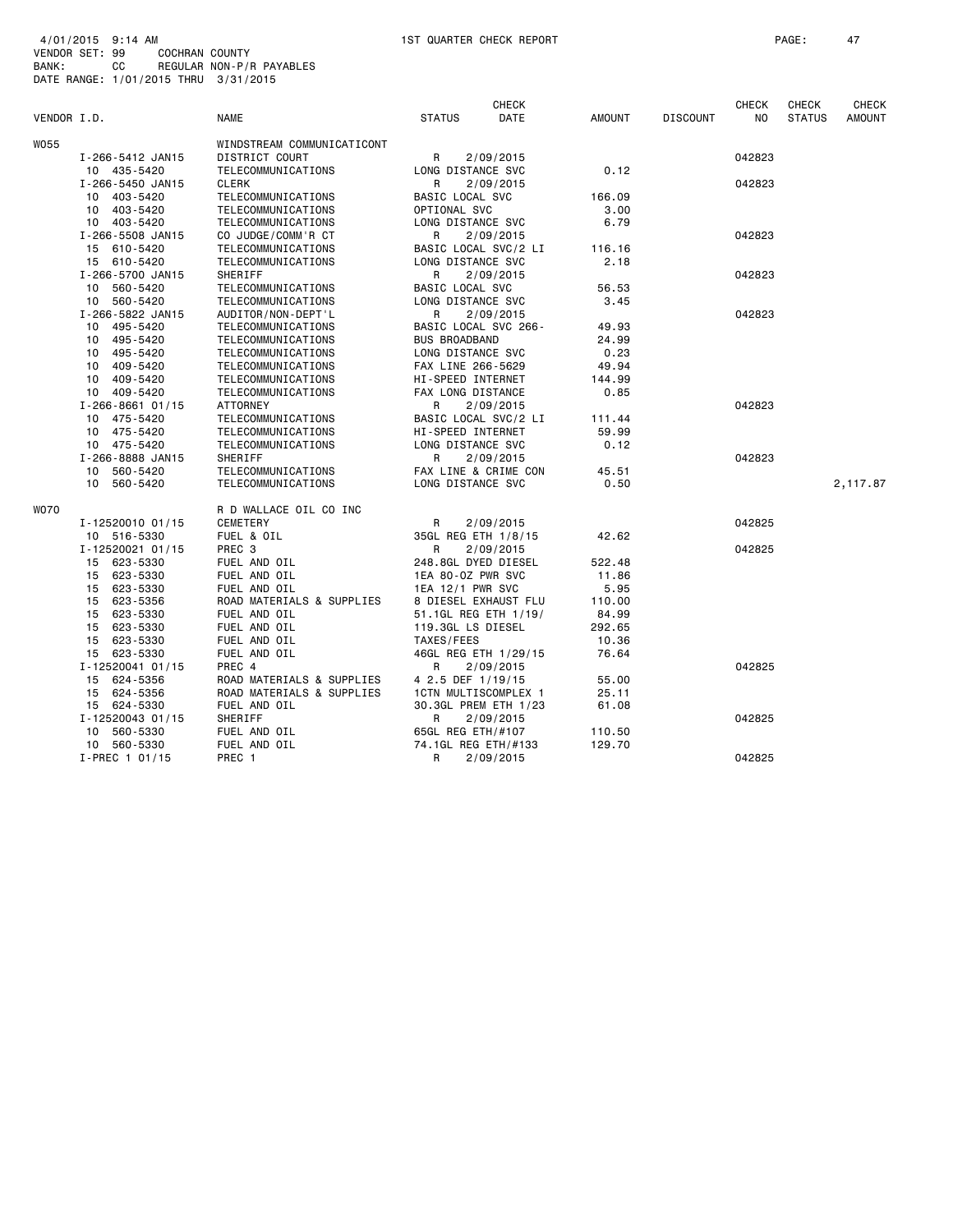4/01/2015 9:14 AM — 1ST QUARTER CHECK REPORT

VENDOR SET: 99 COCHRAN COUNTY
BANK: CC REGULAR NON-P/R PAYABLES
DATE RANGE: 1/01/2015 THRU 3/31/2015

| VENDOR I.D. | NAME | STATUS | CHECK DATE | AMOUNT | DISCOUNT | CHECK NO | CHECK STATUS | CHECK AMOUNT |
|---|---|---|---|---|---|---|---|---|
| W055 | WINDSTREAM COMMUNICATICONT | | | | | | | |
| I-266-5412 JAN15 | DISTRICT COURT | R | 2/09/2015 | | | 042823 | | |
| 10 435-5420 | TELECOMMUNICATIONS | LONG DISTANCE SVC | | 0.12 | | | | |
| I-266-5450 JAN15 | CLERK | R | 2/09/2015 | | | 042823 | | |
| 10 403-5420 | TELECOMMUNICATIONS | BASIC LOCAL SVC | | 166.09 | | | | |
| 10 403-5420 | TELECOMMUNICATIONS | OPTIONAL SVC | | 3.00 | | | | |
| 10 403-5420 | TELECOMMUNICATIONS | LONG DISTANCE SVC | | 6.79 | | | | |
| I-266-5508 JAN15 | CO JUDGE/COMM'R CT | R | 2/09/2015 | | | 042823 | | |
| 15 610-5420 | TELECOMMUNICATIONS | BASIC LOCAL SVC/2 LI | | 116.16 | | | | |
| 15 610-5420 | TELECOMMUNICATIONS | LONG DISTANCE SVC | | 2.18 | | | | |
| I-266-5700 JAN15 | SHERIFF | R | 2/09/2015 | | | 042823 | | |
| 10 560-5420 | TELECOMMUNICATIONS | BASIC LOCAL SVC | | 56.53 | | | | |
| 10 560-5420 | TELECOMMUNICATIONS | LONG DISTANCE SVC | | 3.45 | | | | |
| I-266-5822 JAN15 | AUDITOR/NON-DEPT'L | R | 2/09/2015 | | | 042823 | | |
| 10 495-5420 | TELECOMMUNICATIONS | BASIC LOCAL SVC 266- | | 49.93 | | | | |
| 10 495-5420 | TELECOMMUNICATIONS | BUS BROADBAND | | 24.99 | | | | |
| 10 495-5420 | TELECOMMUNICATIONS | LONG DISTANCE SVC | | 0.23 | | | | |
| 10 409-5420 | TELECOMMUNICATIONS | FAX LINE 266-5629 | | 49.94 | | | | |
| 10 409-5420 | TELECOMMUNICATIONS | HI-SPEED INTERNET | | 144.99 | | | | |
| 10 409-5420 | TELECOMMUNICATIONS | FAX LONG DISTANCE | | 0.85 | | | | |
| I-266-8661 01/15 | ATTORNEY | R | 2/09/2015 | | | 042823 | | |
| 10 475-5420 | TELECOMMUNICATIONS | BASIC LOCAL SVC/2 LI | | 111.44 | | | | |
| 10 475-5420 | TELECOMMUNICATIONS | HI-SPEED INTERNET | | 59.99 | | | | |
| 10 475-5420 | TELECOMMUNICATIONS | LONG DISTANCE SVC | | 0.12 | | | | |
| I-266-8888 JAN15 | SHERIFF | R | 2/09/2015 | | | 042823 | | |
| 10 560-5420 | TELECOMMUNICATIONS | FAX LINE & CRIME CON | | 45.51 | | | | |
| 10 560-5420 | TELECOMMUNICATIONS | LONG DISTANCE SVC | | 0.50 | | | | 2,117.87 |
| W070 | R D WALLACE OIL CO INC | | | | | | | |
| I-12520010 01/15 | CEMETERY | R | 2/09/2015 | | | 042825 | | |
| 10 516-5330 | FUEL & OIL | 35GL REG ETH 1/8/15 | | 42.62 | | | | |
| I-12520021 01/15 | PREC 3 | R | 2/09/2015 | | | 042825 | | |
| 15 623-5330 | FUEL AND OIL | 248.8GL DYED DIESEL | | 522.48 | | | | |
| 15 623-5330 | FUEL AND OIL | 1EA 80-OZ PWR SVC | | 11.86 | | | | |
| 15 623-5330 | FUEL AND OIL | 1EA 12/1 PWR SVC | | 5.95 | | | | |
| 15 623-5356 | ROAD MATERIALS & SUPPLIES | 8 DIESEL EXHAUST FLU | | 110.00 | | | | |
| 15 623-5330 | FUEL AND OIL | 51.1GL REG ETH 1/19/ | | 84.99 | | | | |
| 15 623-5330 | FUEL AND OIL | 119.3GL LS DIESEL | | 292.65 | | | | |
| 15 623-5330 | FUEL AND OIL | TAXES/FEES | | 10.36 | | | | |
| 15 623-5330 | FUEL AND OIL | 46GL REG ETH 1/29/15 | | 76.64 | | | | |
| I-12520041 01/15 | PREC 4 | R | 2/09/2015 | | | 042825 | | |
| 15 624-5356 | ROAD MATERIALS & SUPPLIES | 4 2.5 DEF 1/19/15 | | 55.00 | | | | |
| 15 624-5356 | ROAD MATERIALS & SUPPLIES | 1CTN MULTISCOMPLEX 1 | | 25.11 | | | | |
| 15 624-5330 | FUEL AND OIL | 30.3GL PREM ETH 1/23 | | 61.08 | | | | |
| I-12520043 01/15 | SHERIFF | R | 2/09/2015 | | | 042825 | | |
| 10 560-5330 | FUEL AND OIL | 65GL REG ETH/#107 | | 110.50 | | | | |
| 10 560-5330 | FUEL AND OIL | 74.1GL REG ETH/#133 | | 129.70 | | | | |
| I-PREC 1 01/15 | PREC 1 | R | 2/09/2015 | | | 042825 | | |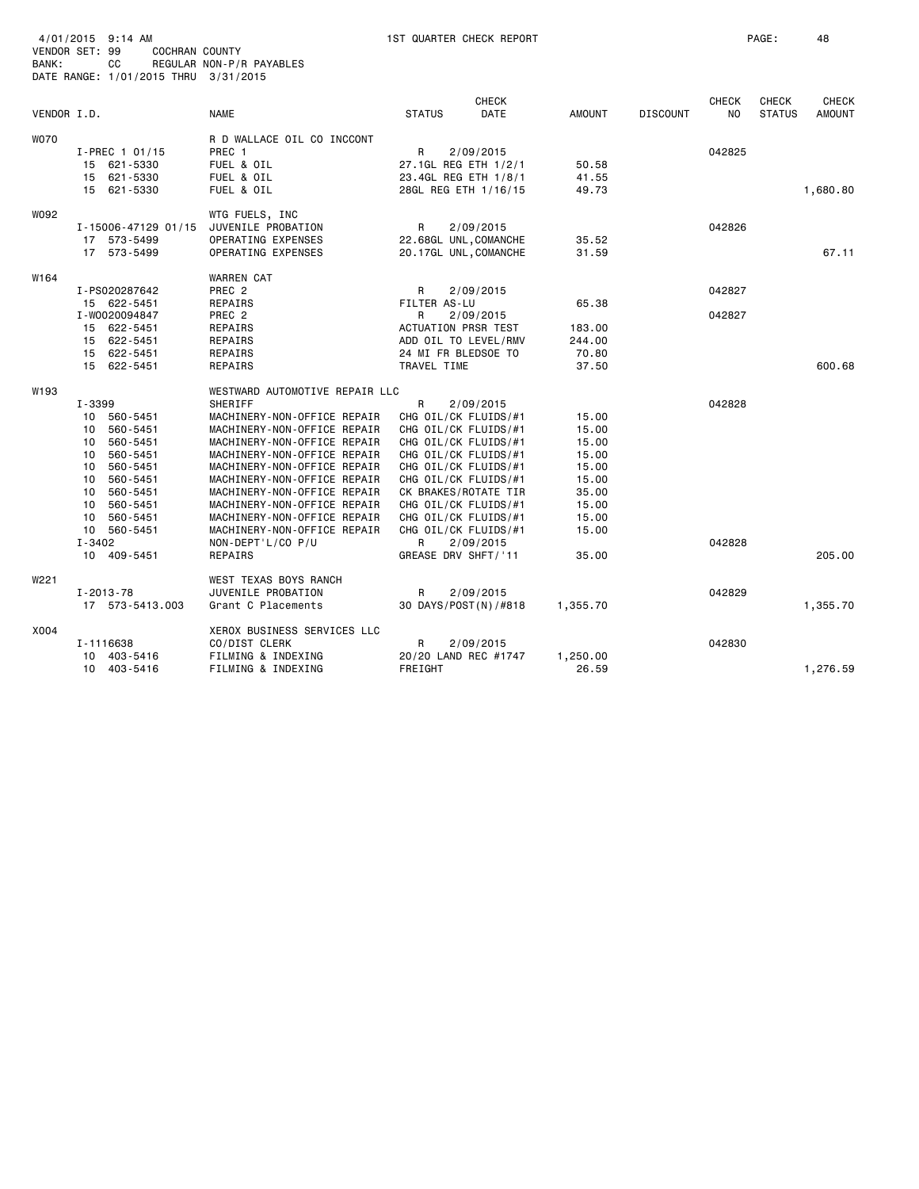4/01/2015 9:14 AM 1ST QUARTER CHECK REPORT
VENDOR SET: 99 COCHRAN COUNTY
BANK: CC REGULAR NON-P/R PAYABLES
DATE RANGE: 1/01/2015 THRU 3/31/2015

| VENDOR I.D. | NAME | STATUS | CHECK DATE | AMOUNT | DISCOUNT | CHECK NO | CHECK STATUS | CHECK AMOUNT |
|---|---|---|---|---|---|---|---|---|
| W070 | R D WALLACE OIL CO INCCONT | | | | | | | |
| I-PREC 1 01/15 | PREC 1 | R | 2/09/2015 | | | 042825 | | |
| 15 621-5330 | FUEL & OIL | 27.1GL REG ETH 1/2/1 | | 50.58 | | | | |
| 15 621-5330 | FUEL & OIL | 23.4GL REG ETH 1/8/1 | | 41.55 | | | | |
| 15 621-5330 | FUEL & OIL | 28GL REG ETH 1/16/15 | | 49.73 | | | | 1,680.80 |
| W092 | WTG FUELS, INC | | | | | | | |
| I-15006-47129 01/15 | JUVENILE PROBATION | R | 2/09/2015 | | | 042826 | | |
| 17 573-5499 | OPERATING EXPENSES | 22.68GL UNL,COMANCHE | | 35.52 | | | | |
| 17 573-5499 | OPERATING EXPENSES | 20.17GL UNL,COMANCHE | | 31.59 | | | | 67.11 |
| W164 | WARREN CAT | | | | | | | |
| I-PS020287642 | PREC 2 | R | 2/09/2015 | | | 042827 | | |
| 15 622-5451 | REPAIRS | FILTER AS-LU | | 65.38 | | | | |
| I-W0020094847 | PREC 2 | R | 2/09/2015 | | | 042827 | | |
| 15 622-5451 | REPAIRS | ACTUATION PRSR TEST | | 183.00 | | | | |
| 15 622-5451 | REPAIRS | ADD OIL TO LEVEL/RMV | | 244.00 | | | | |
| 15 622-5451 | REPAIRS | 24 MI FR BLEDSOE TO | | 70.80 | | | | |
| 15 622-5451 | REPAIRS | TRAVEL TIME | | 37.50 | | | | 600.68 |
| W193 | WESTWARD AUTOMOTIVE REPAIR LLC | | | | | | | |
| I-3399 | SHERIFF | R | 2/09/2015 | | | 042828 | | |
| 10 560-5451 | MACHINERY-NON-OFFICE REPAIR | CHG OIL/CK FLUIDS/#1 | | 15.00 | | | | |
| 10 560-5451 | MACHINERY-NON-OFFICE REPAIR | CHG OIL/CK FLUIDS/#1 | | 15.00 | | | | |
| 10 560-5451 | MACHINERY-NON-OFFICE REPAIR | CHG OIL/CK FLUIDS/#1 | | 15.00 | | | | |
| 10 560-5451 | MACHINERY-NON-OFFICE REPAIR | CHG OIL/CK FLUIDS/#1 | | 15.00 | | | | |
| 10 560-5451 | MACHINERY-NON-OFFICE REPAIR | CHG OIL/CK FLUIDS/#1 | | 15.00 | | | | |
| 10 560-5451 | MACHINERY-NON-OFFICE REPAIR | CHG OIL/CK FLUIDS/#1 | | 15.00 | | | | |
| 10 560-5451 | MACHINERY-NON-OFFICE REPAIR | CK BRAKES/ROTATE TIR | | 35.00 | | | | |
| 10 560-5451 | MACHINERY-NON-OFFICE REPAIR | CHG OIL/CK FLUIDS/#1 | | 15.00 | | | | |
| 10 560-5451 | MACHINERY-NON-OFFICE REPAIR | CHG OIL/CK FLUIDS/#1 | | 15.00 | | | | |
| 10 560-5451 | MACHINERY-NON-OFFICE REPAIR | CHG OIL/CK FLUIDS/#1 | | 15.00 | | | | |
| I-3402 | NON-DEPT'L/CO P/U | R | 2/09/2015 | | | 042828 | | |
| 10 409-5451 | REPAIRS | GREASE DRV SHFT/'11 | | 35.00 | | | | 205.00 |
| W221 | WEST TEXAS BOYS RANCH | | | | | | | |
| I-2013-78 | JUVENILE PROBATION | R | 2/09/2015 | | | 042829 | | |
| 17 573-5413.003 | Grant C Placements | 30 DAYS/POST(N)/#818 | | 1,355.70 | | | | 1,355.70 |
| X004 | XEROX BUSINESS SERVICES LLC | | | | | | | |
| I-1116638 | CO/DIST CLERK | R | 2/09/2015 | | | 042830 | | |
| 10 403-5416 | FILMING & INDEXING | 20/20 LAND REC #1747 | | 1,250.00 | | | | |
| 10 403-5416 | FILMING & INDEXING | FREIGHT | | 26.59 | | | | 1,276.59 |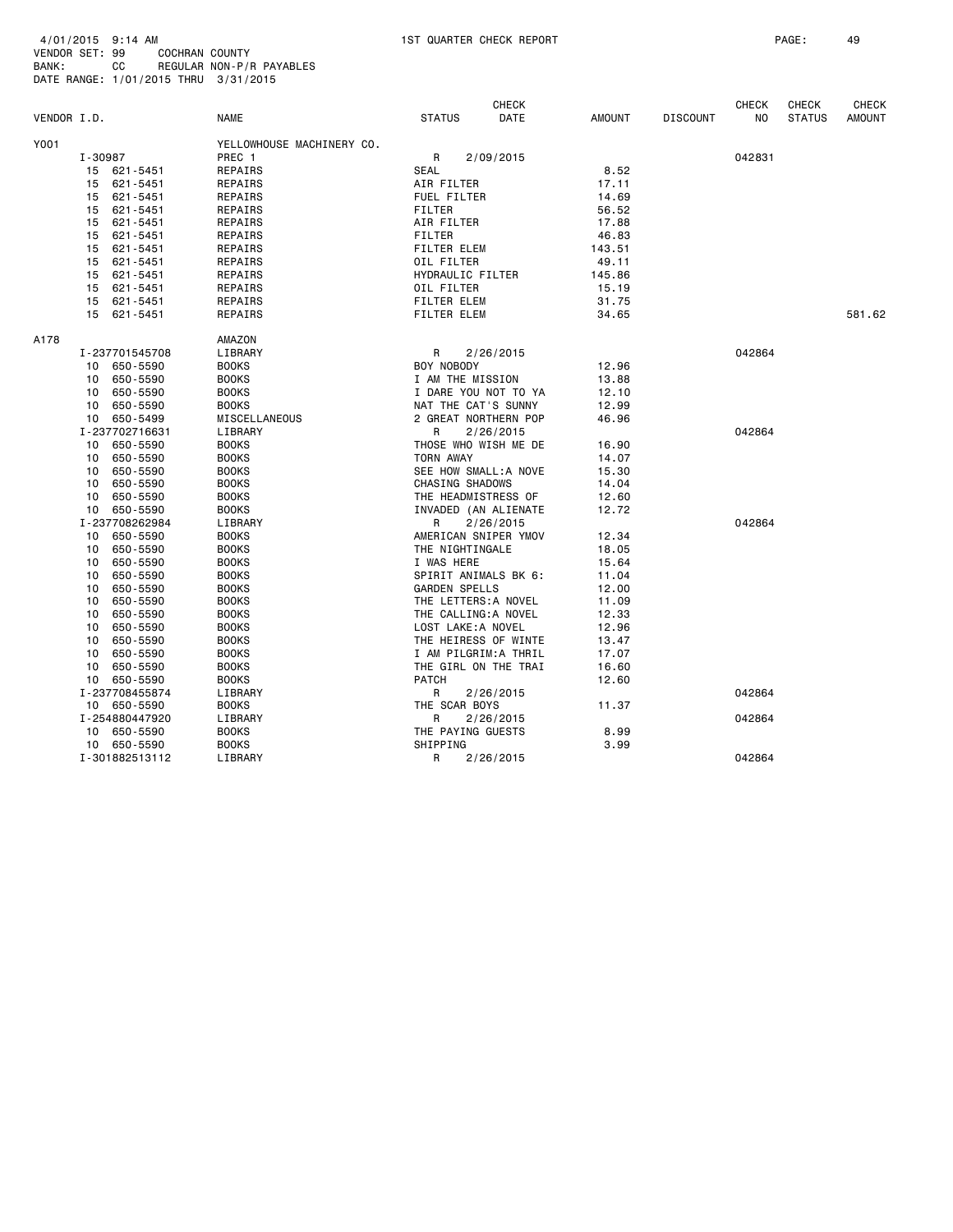4/01/2015 9:14 AM — 1ST QUARTER CHECK REPORT
VENDOR SET: 99 COCHRAN COUNTY
BANK: CC REGULAR NON-P/R PAYABLES
DATE RANGE: 1/01/2015 THRU 3/31/2015

| VENDOR I.D. | NAME | STATUS | CHECK DATE | AMOUNT | DISCOUNT | CHECK NO | CHECK STATUS | CHECK AMOUNT |
|---|---|---|---|---|---|---|---|---|
| Y001 | YELLOWHOUSE MACHINERY CO. | | | | | | | |
| I-30987 | PREC 1 | R | 2/09/2015 | | | 042831 | | |
| 15 621-5451 | REPAIRS | SEAL | | 8.52 | | | | |
| 15 621-5451 | REPAIRS | AIR FILTER | | 17.11 | | | | |
| 15 621-5451 | REPAIRS | FUEL FILTER | | 14.69 | | | | |
| 15 621-5451 | REPAIRS | FILTER | | 56.52 | | | | |
| 15 621-5451 | REPAIRS | AIR FILTER | | 17.88 | | | | |
| 15 621-5451 | REPAIRS | FILTER | | 46.83 | | | | |
| 15 621-5451 | REPAIRS | FILTER ELEM | | 143.51 | | | | |
| 15 621-5451 | REPAIRS | OIL FILTER | | 49.11 | | | | |
| 15 621-5451 | REPAIRS | HYDRAULIC FILTER | | 145.86 | | | | |
| 15 621-5451 | REPAIRS | OIL FILTER | | 15.19 | | | | |
| 15 621-5451 | REPAIRS | FILTER ELEM | | 31.75 | | | | |
| 15 621-5451 | REPAIRS | FILTER ELEM | | 34.65 | | | | 581.62 |
| A178 | AMAZON | | | | | | | |
| I-237701545708 | LIBRARY | R | 2/26/2015 | | | 042864 | | |
| 10 650-5590 | BOOKS | BOY NOBODY | | 12.96 | | | | |
| 10 650-5590 | BOOKS | I AM THE MISSION | | 13.88 | | | | |
| 10 650-5590 | BOOKS | I DARE YOU NOT TO YA | | 12.10 | | | | |
| 10 650-5590 | BOOKS | NAT THE CAT'S SUNNY | | 12.99 | | | | |
| 10 650-5499 | MISCELLANEOUS | 2 GREAT NORTHERN POP | | 46.96 | | | | |
| I-237702716631 | LIBRARY | R | 2/26/2015 | | | 042864 | | |
| 10 650-5590 | BOOKS | THOSE WHO WISH ME DE | | 16.90 | | | | |
| 10 650-5590 | BOOKS | TORN AWAY | | 14.07 | | | | |
| 10 650-5590 | BOOKS | SEE HOW SMALL:A NOVE | | 15.30 | | | | |
| 10 650-5590 | BOOKS | CHASING SHADOWS | | 14.04 | | | | |
| 10 650-5590 | BOOKS | THE HEADMISTRESS OF | | 12.60 | | | | |
| 10 650-5590 | BOOKS | INVADED (AN ALIENATE | | 12.72 | | | | |
| I-237708262984 | LIBRARY | R | 2/26/2015 | | | 042864 | | |
| 10 650-5590 | BOOKS | AMERICAN SNIPER YMOV | | 12.34 | | | | |
| 10 650-5590 | BOOKS | THE NIGHTINGALE | | 18.05 | | | | |
| 10 650-5590 | BOOKS | I WAS HERE | | 15.64 | | | | |
| 10 650-5590 | BOOKS | SPIRIT ANIMALS BK 6: | | 11.04 | | | | |
| 10 650-5590 | BOOKS | GARDEN SPELLS | | 12.00 | | | | |
| 10 650-5590 | BOOKS | THE LETTERS:A NOVEL | | 11.09 | | | | |
| 10 650-5590 | BOOKS | THE CALLING:A NOVEL | | 12.33 | | | | |
| 10 650-5590 | BOOKS | LOST LAKE:A NOVEL | | 12.96 | | | | |
| 10 650-5590 | BOOKS | THE HEIRESS OF WINTE | | 13.47 | | | | |
| 10 650-5590 | BOOKS | I AM PILGRIM:A THRIL | | 17.07 | | | | |
| 10 650-5590 | BOOKS | THE GIRL ON THE TRAI | | 16.60 | | | | |
| 10 650-5590 | BOOKS | PATCH | | 12.60 | | | | |
| I-237708455874 | LIBRARY | R | 2/26/2015 | | | 042864 | | |
| 10 650-5590 | BOOKS | THE SCAR BOYS | | 11.37 | | | | |
| I-254880447920 | LIBRARY | R | 2/26/2015 | | | 042864 | | |
| 10 650-5590 | BOOKS | THE PAYING GUESTS | | 8.99 | | | | |
| 10 650-5590 | BOOKS | SHIPPING | | 3.99 | | | | |
| I-301882513112 | LIBRARY | R | 2/26/2015 | | | 042864 | | |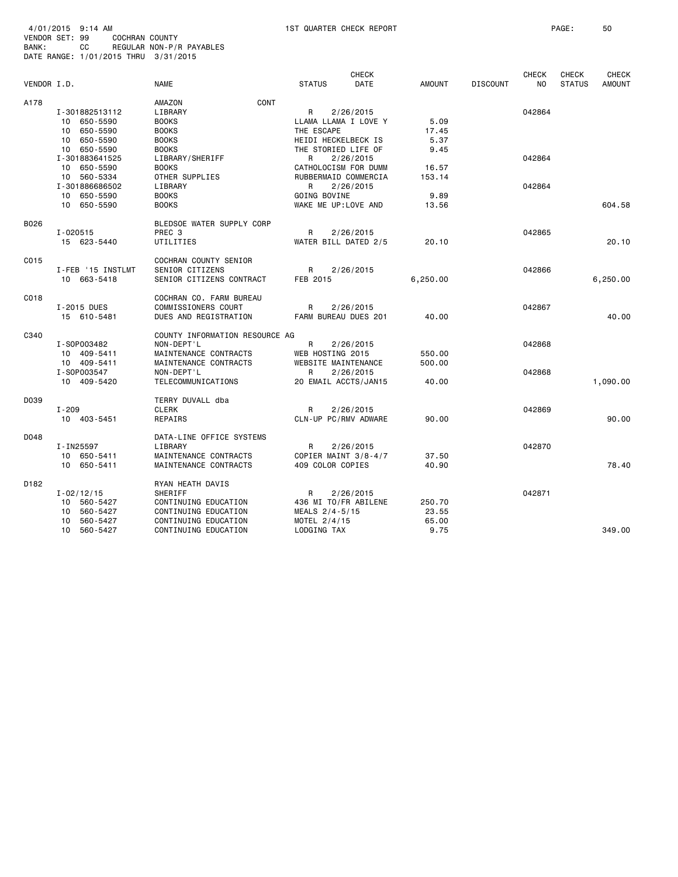4/01/2015 9:14 AM 1ST QUARTER CHECK REPORT
VENDOR SET: 99 COCHRAN COUNTY
BANK: CC REGULAR NON-P/R PAYABLES
DATE RANGE: 1/01/2015 THRU 3/31/2015

| VENDOR I.D. | NAME | STATUS | CHECK DATE | AMOUNT | DISCOUNT | CHECK NO | CHECK STATUS | CHECK AMOUNT |
|---|---|---|---|---|---|---|---|---|
| A178 | AMAZON CONT | | | | | | | |
| I-301882513112 | LIBRARY | R | 2/26/2015 | | | 042864 | | |
| 10 650-5590 | BOOKS | LLAMA LLAMA I LOVE Y | | 5.09 | | | | |
| 10 650-5590 | BOOKS | THE ESCAPE | | 17.45 | | | | |
| 10 650-5590 | BOOKS | HEIDI HECKELBECK IS | | 5.37 | | | | |
| 10 650-5590 | BOOKS | THE STORIED LIFE OF | | 9.45 | | | | |
| I-301883641525 | LIBRARY/SHERIFF | R | 2/26/2015 | | | 042864 | | |
| 10 650-5590 | BOOKS | CATHOLOCISM FOR DUMM | | 16.57 | | | | |
| 10 560-5334 | OTHER SUPPLIES | RUBBERMAID COMMERCIA | | 153.14 | | | | |
| I-301886686502 | LIBRARY | R | 2/26/2015 | | | 042864 | | |
| 10 650-5590 | BOOKS | GOING BOVINE | | 9.89 | | | | |
| 10 650-5590 | BOOKS | WAKE ME UP:LOVE AND | | 13.56 | | | | 604.58 |
| B026 | BLEDSOE WATER SUPPLY CORP | | | | | | | |
| I-020515 | PREC 3 | R | 2/26/2015 | | | 042865 | | |
| 15 623-5440 | UTILITIES | WATER BILL DATED 2/5 | | 20.10 | | | | 20.10 |
| C015 | COCHRAN COUNTY SENIOR | | | | | | | |
| I-FEB '15 INSTLMT | SENIOR CITIZENS | R | 2/26/2015 | | | 042866 | | |
| 10 663-5418 | SENIOR CITIZENS CONTRACT | FEB 2015 | | 6,250.00 | | | | 6,250.00 |
| C018 | COCHRAN CO. FARM BUREAU | | | | | | | |
| I-2015 DUES | COMMISSIONERS COURT | R | 2/26/2015 | | | 042867 | | |
| 15 610-5481 | DUES AND REGISTRATION | FARM BUREAU DUES 201 | | 40.00 | | | | 40.00 |
| C340 | COUNTY INFORMATION RESOURCE AG | | | | | | | |
| I-SOP003482 | NON-DEPT'L | R | 2/26/2015 | | | 042868 | | |
| 10 409-5411 | MAINTENANCE CONTRACTS | WEB HOSTING 2015 | | 550.00 | | | | |
| 10 409-5411 | MAINTENANCE CONTRACTS | WEBSITE MAINTENANCE | | 500.00 | | | | |
| I-SOP003547 | NON-DEPT'L | R | 2/26/2015 | | | 042868 | | |
| 10 409-5420 | TELECOMMUNICATIONS | 20 EMAIL ACCTS/JAN15 | | 40.00 | | | | 1,090.00 |
| D039 | TERRY DUVALL dba | | | | | | | |
| I-209 | CLERK | R | 2/26/2015 | | | 042869 | | |
| 10 403-5451 | REPAIRS | CLN-UP PC/RMV ADWARE | | 90.00 | | | | 90.00 |
| D048 | DATA-LINE OFFICE SYSTEMS | | | | | | | |
| I-IN25597 | LIBRARY | R | 2/26/2015 | | | 042870 | | |
| 10 650-5411 | MAINTENANCE CONTRACTS | COPIER MAINT 3/8-4/7 | | 37.50 | | | | |
| 10 650-5411 | MAINTENANCE CONTRACTS | 409 COLOR COPIES | | 40.90 | | | | 78.40 |
| D182 | RYAN HEATH DAVIS | | | | | | | |
| I-02/12/15 | SHERIFF | R | 2/26/2015 | | | 042871 | | |
| 10 560-5427 | CONTINUING EDUCATION | 436 MI TO/FR ABILENE | | 250.70 | | | | |
| 10 560-5427 | CONTINUING EDUCATION | MEALS 2/4-5/15 | | 23.55 | | | | |
| 10 560-5427 | CONTINUING EDUCATION | MOTEL 2/4/15 | | 65.00 | | | | |
| 10 560-5427 | CONTINUING EDUCATION | LODGING TAX | | 9.75 | | | | 349.00 |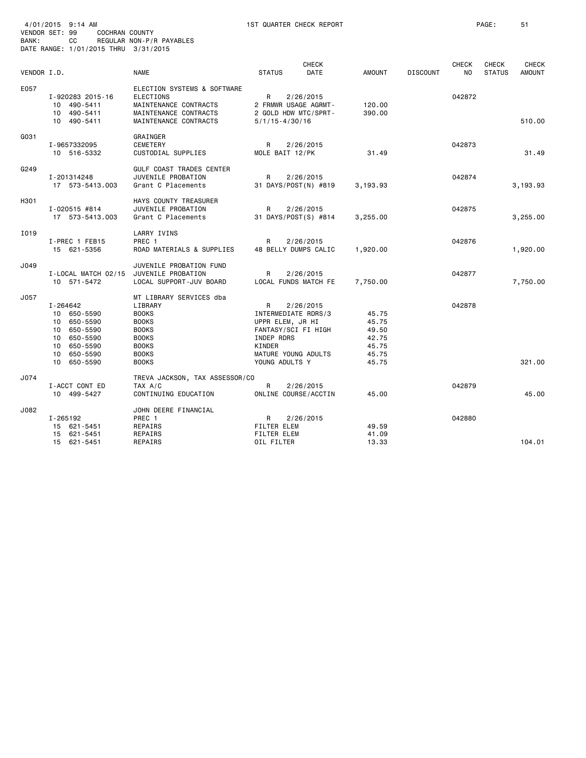4/01/2015 9:14 AM 1ST QUARTER CHECK REPORT

VENDOR SET: 99 COCHRAN COUNTY
BANK: CC REGULAR NON-P/R PAYABLES
DATE RANGE: 1/01/2015 THRU 3/31/2015

| VENDOR I.D. | NAME | STATUS | CHECK DATE | AMOUNT | DISCOUNT | CHECK NO | CHECK STATUS | CHECK AMOUNT |
|---|---|---|---|---|---|---|---|---|
| E057 | ELECTION SYSTEMS & SOFTWARE | | | | | | | |
| I-920283 2015-16 | ELECTIONS | R | 2/26/2015 | | | 042872 | | |
| 10 490-5411 | MAINTENANCE CONTRACTS | 2 FRMWR USAGE AGRMT- | | 120.00 | | | | |
| 10 490-5411 | MAINTENANCE CONTRACTS | 2 GOLD HDW MTC/SPRT- | | 390.00 | | | | |
| 10 490-5411 | MAINTENANCE CONTRACTS | 5/1/15-4/30/16 | | | | | | 510.00 |
| G031 | GRAINGER | | | | | | | |
| I-9657332095 | CEMETERY | R | 2/26/2015 | | | 042873 | | |
| 10 516-5332 | CUSTODIAL SUPPLIES | MOLE BAIT 12/PK | | 31.49 | | | | 31.49 |
| G249 | GULF COAST TRADES CENTER | | | | | | | |
| I-201314248 | JUVENILE PROBATION | R | 2/26/2015 | | | 042874 | | |
| 17 573-5413.003 | Grant C Placements | 31 DAYS/POST(N) #819 | | 3,193.93 | | | | 3,193.93 |
| H301 | HAYS COUNTY TREASURER | | | | | | | |
| I-020515 #814 | JUVENILE PROBATION | R | 2/26/2015 | | | 042875 | | |
| 17 573-5413.003 | Grant C Placements | 31 DAYS/POST(S) #814 | | 3,255.00 | | | | 3,255.00 |
| I019 | LARRY IVINS | | | | | | | |
| I-PREC 1 FEB15 | PREC 1 | R | 2/26/2015 | | | 042876 | | |
| 15 621-5356 | ROAD MATERIALS & SUPPLIES | 48 BELLY DUMPS CALIC | | 1,920.00 | | | | 1,920.00 |
| J049 | JUVENILE PROBATION FUND | | | | | | | |
| I-LOCAL MATCH 02/15 | JUVENILE PROBATION | R | 2/26/2015 | | | 042877 | | |
| 10 571-5472 | LOCAL SUPPORT-JUV BOARD | LOCAL FUNDS MATCH FE | | 7,750.00 | | | | 7,750.00 |
| J057 | MT LIBRARY SERVICES dba | | | | | | | |
| I-264642 | LIBRARY | R | 2/26/2015 | | | 042878 | | |
| 10 650-5590 | BOOKS | INTERMEDIATE RDRS/3 | | 45.75 | | | | |
| 10 650-5590 | BOOKS | UPPR ELEM, JR HI | | 45.75 | | | | |
| 10 650-5590 | BOOKS | FANTASY/SCI FI HIGH | | 49.50 | | | | |
| 10 650-5590 | BOOKS | INDEP RDRS | | 42.75 | | | | |
| 10 650-5590 | BOOKS | KINDER | | 45.75 | | | | |
| 10 650-5590 | BOOKS | MATURE YOUNG ADULTS | | 45.75 | | | | |
| 10 650-5590 | BOOKS | YOUNG ADULTS Y | | 45.75 | | | | 321.00 |
| J074 | TREVA JACKSON, TAX ASSESSOR/CO | | | | | | | |
| I-ACCT CONT ED | TAX A/C | R | 2/26/2015 | | | 042879 | | |
| 10 499-5427 | CONTINUING EDUCATION | ONLINE COURSE/ACCTIN | | 45.00 | | | | 45.00 |
| J082 | JOHN DEERE FINANCIAL | | | | | | | |
| I-265192 | PREC 1 | R | 2/26/2015 | | | 042880 | | |
| 15 621-5451 | REPAIRS | FILTER ELEM | | 49.59 | | | | |
| 15 621-5451 | REPAIRS | FILTER ELEM | | 41.09 | | | | |
| 15 621-5451 | REPAIRS | OIL FILTER | | 13.33 | | | | 104.01 |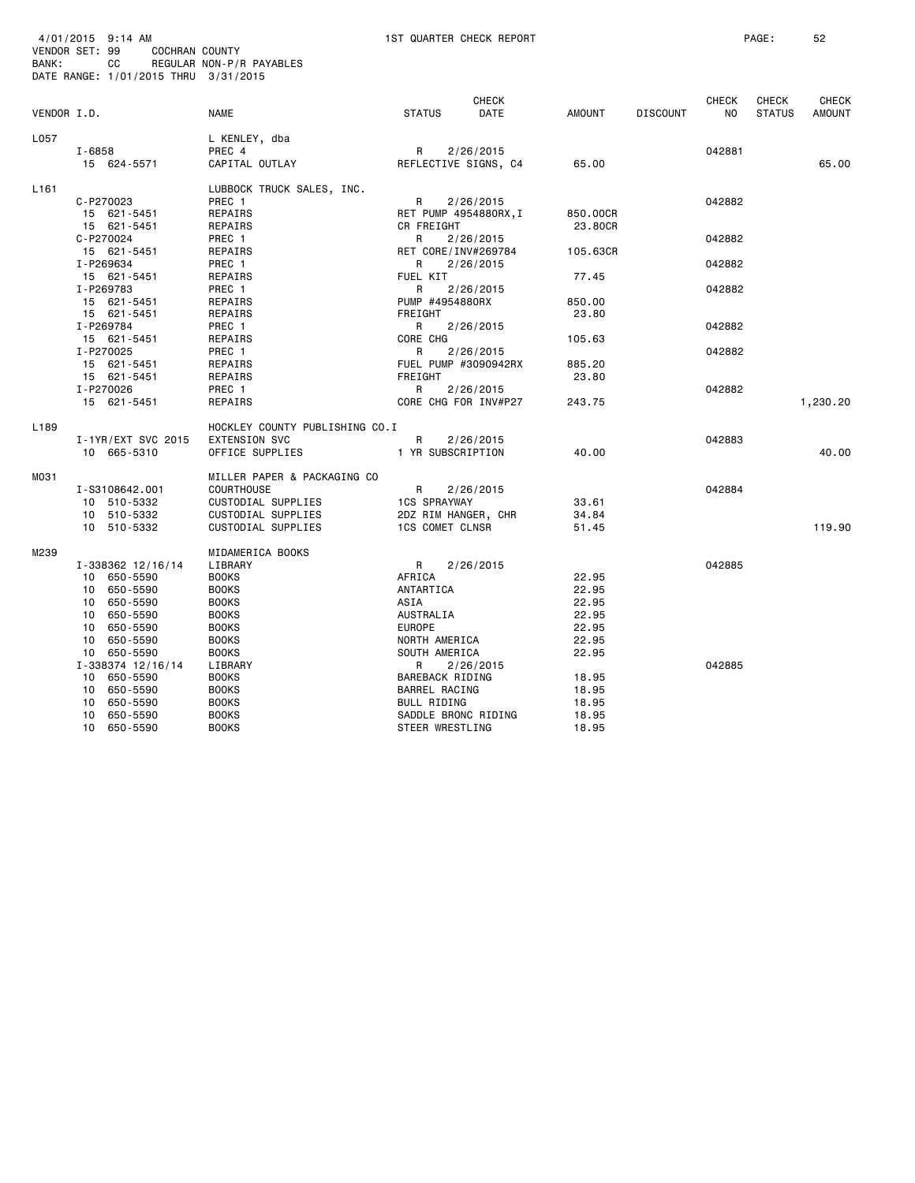4/01/2015 9:14 AM 1ST QUARTER CHECK REPORT
VENDOR SET: 99 COCHRAN COUNTY
BANK: CC REGULAR NON-P/R PAYABLES
DATE RANGE: 1/01/2015 THRU 3/31/2015

| VENDOR I.D. | NAME | STATUS | CHECK DATE | AMOUNT | DISCOUNT | CHECK NO | CHECK STATUS | CHECK AMOUNT |
|---|---|---|---|---|---|---|---|---|
| L057 | L KENLEY, dba | | | | | | | |
| I-6858 | PREC 4 | R | 2/26/2015 | | | 042881 | | |
| 15 624-5571 | CAPITAL OUTLAY | REFLECTIVE SIGNS, C4 | | 65.00 | | | | 65.00 |
| L161 | LUBBOCK TRUCK SALES, INC. | | | | | | | |
| C-P270023 | PREC 1 | R | 2/26/2015 | | | 042882 | | |
| 15 621-5451 | REPAIRS | RET PUMP 4954880RX,I | | 850.00CR | | | | |
| 15 621-5451 | REPAIRS | CR FREIGHT | | 23.80CR | | | | |
| C-P270024 | PREC 1 | R | 2/26/2015 | | | 042882 | | |
| 15 621-5451 | REPAIRS | RET CORE/INV#269784 | | 105.63CR | | | | |
| I-P269634 | PREC 1 | R | 2/26/2015 | | | 042882 | | |
| 15 621-5451 | REPAIRS | FUEL KIT | | 77.45 | | | | |
| I-P269783 | PREC 1 | R | 2/26/2015 | | | 042882 | | |
| 15 621-5451 | REPAIRS | PUMP #4954880RX | | 850.00 | | | | |
| 15 621-5451 | REPAIRS | FREIGHT | | 23.80 | | | | |
| I-P269784 | PREC 1 | R | 2/26/2015 | | | 042882 | | |
| 15 621-5451 | REPAIRS | CORE CHG | | 105.63 | | | | |
| I-P270025 | PREC 1 | R | 2/26/2015 | | | 042882 | | |
| 15 621-5451 | REPAIRS | FUEL PUMP #3090942RX | | 885.20 | | | | |
| 15 621-5451 | REPAIRS | FREIGHT | | 23.80 | | | | |
| I-P270026 | PREC 1 | R | 2/26/2015 | | | 042882 | | |
| 15 621-5451 | REPAIRS | CORE CHG FOR INV#P27 | | 243.75 | | | | 1,230.20 |
| L189 | HOCKLEY COUNTY PUBLISHING CO.I | | | | | | | |
| I-1YR/EXT SVC 2015 | EXTENSION SVC | R | 2/26/2015 | | | 042883 | | |
| 10 665-5310 | OFFICE SUPPLIES | 1 YR SUBSCRIPTION | | 40.00 | | | | 40.00 |
| M031 | MILLER PAPER & PACKAGING CO | | | | | | | |
| I-S3108642.001 | COURTHOUSE | R | 2/26/2015 | | | 042884 | | |
| 10 510-5332 | CUSTODIAL SUPPLIES | 1CS SPRAYWAY | | 33.61 | | | | |
| 10 510-5332 | CUSTODIAL SUPPLIES | 2DZ RIM HANGER, CHR | | 34.84 | | | | |
| 10 510-5332 | CUSTODIAL SUPPLIES | 1CS COMET CLNSR | | 51.45 | | | | 119.90 |
| M239 | MIDAMERICA BOOKS | | | | | | | |
| I-338362 12/16/14 | LIBRARY | R | 2/26/2015 | | | 042885 | | |
| 10 650-5590 | BOOKS | AFRICA | | 22.95 | | | | |
| 10 650-5590 | BOOKS | ANTARTICA | | 22.95 | | | | |
| 10 650-5590 | BOOKS | ASIA | | 22.95 | | | | |
| 10 650-5590 | BOOKS | AUSTRALIA | | 22.95 | | | | |
| 10 650-5590 | BOOKS | EUROPE | | 22.95 | | | | |
| 10 650-5590 | BOOKS | NORTH AMERICA | | 22.95 | | | | |
| 10 650-5590 | BOOKS | SOUTH AMERICA | | 22.95 | | | | |
| I-338374 12/16/14 | LIBRARY | R | 2/26/2015 | | | 042885 | | |
| 10 650-5590 | BOOKS | BAREBACK RIDING | | 18.95 | | | | |
| 10 650-5590 | BOOKS | BARREL RACING | | 18.95 | | | | |
| 10 650-5590 | BOOKS | BULL RIDING | | 18.95 | | | | |
| 10 650-5590 | BOOKS | SADDLE BRONC RIDING | | 18.95 | | | | |
| 10 650-5590 | BOOKS | STEER WRESTLING | | 18.95 | | | | |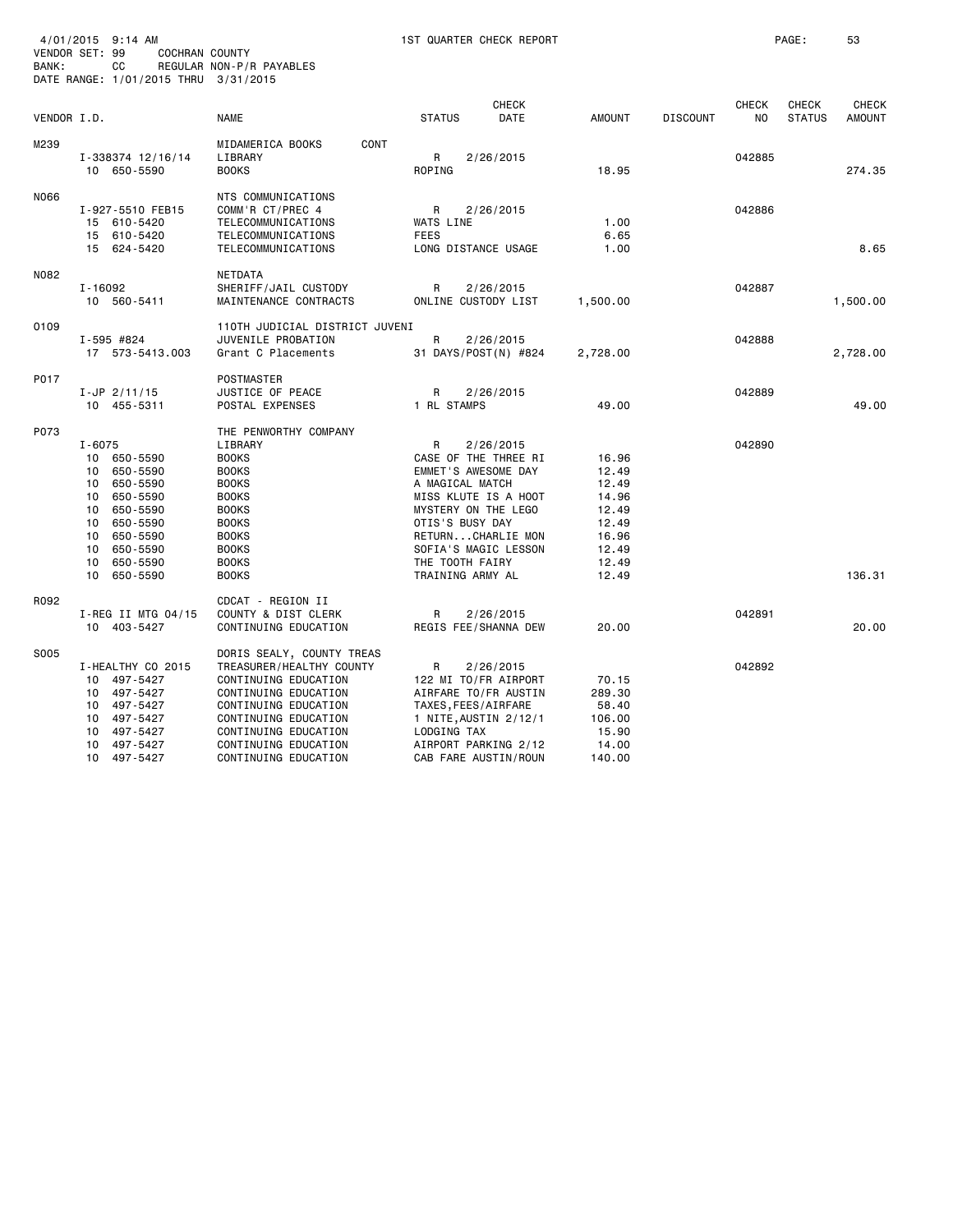4/01/2015 9:14 AM 1ST QUARTER CHECK REPORT
VENDOR SET: 99 COCHRAN COUNTY
BANK: CC REGULAR NON-P/R PAYABLES
DATE RANGE: 1/01/2015 THRU 3/31/2015

| VENDOR I.D. | NAME | STATUS | CHECK DATE | AMOUNT | DISCOUNT | CHECK NO | CHECK STATUS | CHECK AMOUNT |
|---|---|---|---|---|---|---|---|---|
| M239 | MIDAMERICA BOOKS CONT | | | | | | | |
| I-338374 12/16/14 | LIBRARY | R | 2/26/2015 | | | 042885 | | |
| 10 650-5590 | BOOKS | ROPING | | 18.95 | | | | 274.35 |
| N066 | NTS COMMUNICATIONS | | | | | | | |
| I-927-5510 FEB15 | COMM'R CT/PREC 4 | R | 2/26/2015 | | | 042886 | | |
| 15 610-5420 | TELECOMMUNICATIONS | WATS LINE | | 1.00 | | | | |
| 15 610-5420 | TELECOMMUNICATIONS | FEES | | 6.65 | | | | |
| 15 624-5420 | TELECOMMUNICATIONS | LONG DISTANCE USAGE | | 1.00 | | | | 8.65 |
| N082 | NETDATA | | | | | | | |
| I-16092 | SHERIFF/JAIL CUSTODY | R | 2/26/2015 | | | 042887 | | |
| 10 560-5411 | MAINTENANCE CONTRACTS | ONLINE CUSTODY LIST | | 1,500.00 | | | | 1,500.00 |
| O109 | 110TH JUDICIAL DISTRICT JUVENI | | | | | | | |
| I-595 #824 | JUVENILE PROBATION | R | 2/26/2015 | | | 042888 | | |
| 17 573-5413.003 | Grant C Placements | 31 DAYS/POST(N) #824 | | 2,728.00 | | | | 2,728.00 |
| P017 | POSTMASTER | | | | | | | |
| I-JP 2/11/15 | JUSTICE OF PEACE | R | 2/26/2015 | | | 042889 | | |
| 10 455-5311 | POSTAL EXPENSES | 1 RL STAMPS | | 49.00 | | | | 49.00 |
| P073 | THE PENWORTHY COMPANY | | | | | | | |
| I-6075 | LIBRARY | R | 2/26/2015 | | | 042890 | | |
| 10 650-5590 | BOOKS | CASE OF THE THREE RI | | 16.96 | | | | |
| 10 650-5590 | BOOKS | EMMET'S AWESOME DAY | | 12.49 | | | | |
| 10 650-5590 | BOOKS | A MAGICAL MATCH | | 12.49 | | | | |
| 10 650-5590 | BOOKS | MISS KLUTE IS A HOOT | | 14.96 | | | | |
| 10 650-5590 | BOOKS | MYSTERY ON THE LEGO | | 12.49 | | | | |
| 10 650-5590 | BOOKS | OTIS'S BUSY DAY | | 12.49 | | | | |
| 10 650-5590 | BOOKS | RETURN...CHARLIE MON | | 16.96 | | | | |
| 10 650-5590 | BOOKS | SOFIA'S MAGIC LESSON | | 12.49 | | | | |
| 10 650-5590 | BOOKS | THE TOOTH FAIRY | | 12.49 | | | | |
| 10 650-5590 | BOOKS | TRAINING ARMY AL | | 12.49 | | | | 136.31 |
| R092 | CDCAT - REGION II | | | | | | | |
| I-REG II MTG 04/15 | COUNTY & DIST CLERK | R | 2/26/2015 | | | 042891 | | |
| 10 403-5427 | CONTINUING EDUCATION | REGIS FEE/SHANNA DEW | | 20.00 | | | | 20.00 |
| S005 | DORIS SEALY, COUNTY TREAS | | | | | | | |
| I-HEALTHY CO 2015 | TREASURER/HEALTHY COUNTY | R | 2/26/2015 | | | 042892 | | |
| 10 497-5427 | CONTINUING EDUCATION | 122 MI TO/FR AIRPORT | | 70.15 | | | | |
| 10 497-5427 | CONTINUING EDUCATION | AIRFARE TO/FR AUSTIN | | 289.30 | | | | |
| 10 497-5427 | CONTINUING EDUCATION | TAXES,FEES/AIRFARE | | 58.40 | | | | |
| 10 497-5427 | CONTINUING EDUCATION | 1 NITE,AUSTIN 2/12/1 | | 106.00 | | | | |
| 10 497-5427 | CONTINUING EDUCATION | LODGING TAX | | 15.90 | | | | |
| 10 497-5427 | CONTINUING EDUCATION | AIRPORT PARKING 2/12 | | 14.00 | | | | |
| 10 497-5427 | CONTINUING EDUCATION | CAB FARE AUSTIN/ROUN | | 140.00 | | | | |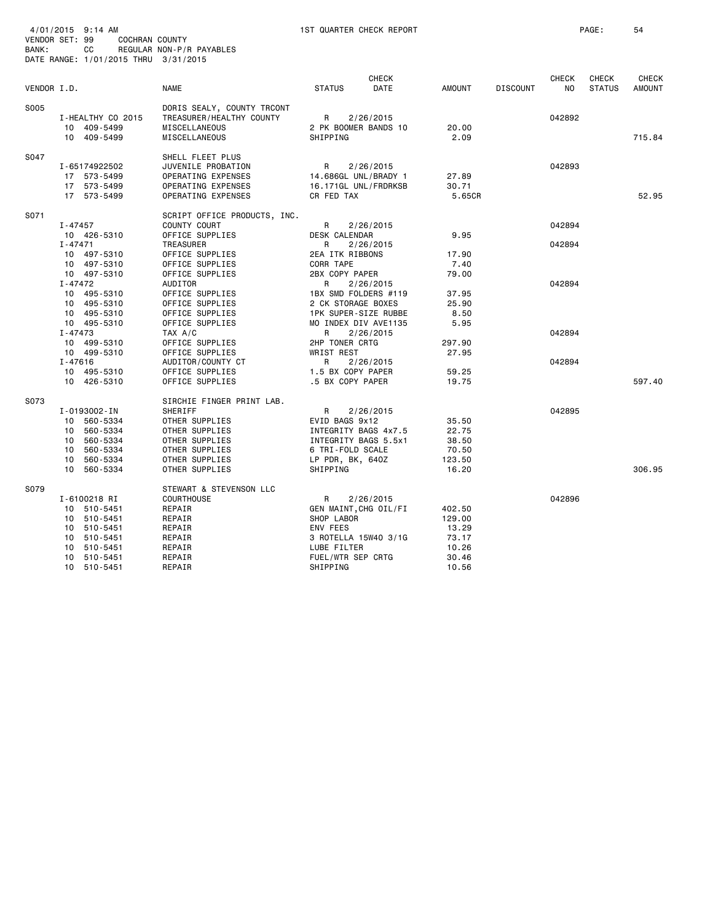4/01/2015 9:14 AM 1ST QUARTER CHECK REPORT
VENDOR SET: 99 COCHRAN COUNTY
BANK: CC REGULAR NON-P/R PAYABLES
DATE RANGE: 1/01/2015 THRU 3/31/2015

| VENDOR I.D. | NAME | STATUS | CHECK DATE | AMOUNT | DISCOUNT | CHECK NO | CHECK STATUS | CHECK AMOUNT |
|---|---|---|---|---|---|---|---|---|
| S005 | DORIS SEALY, COUNTY TRCONT | | | | | | | |
| I-HEALTHY CO 2015 | TREASURER/HEALTHY COUNTY | R | 2/26/2015 | | | 042892 | | |
| 10 409-5499 | MISCELLANEOUS | 2 PK BOOMER BANDS 10 | | 20.00 | | | | |
| 10 409-5499 | MISCELLANEOUS | SHIPPING | | 2.09 | | | | 715.84 |
| S047 | SHELL FLEET PLUS | | | | | | | |
| I-65174922502 | JUVENILE PROBATION | R | 2/26/2015 | | | 042893 | | |
| 17 573-5499 | OPERATING EXPENSES | 14.686GL UNL/BRADY 1 | | 27.89 | | | | |
| 17 573-5499 | OPERATING EXPENSES | 16.171GL UNL/FRDRKSB | | 30.71 | | | | |
| 17 573-5499 | OPERATING EXPENSES | CR FED TAX | | 5.65CR | | | | 52.95 |
| S071 | SCRIPT OFFICE PRODUCTS, INC. | | | | | | | |
| I-47457 | COUNTY COURT | R | 2/26/2015 | | | 042894 | | |
| 10 426-5310 | OFFICE SUPPLIES | DESK CALENDAR | | 9.95 | | | | |
| I-47471 | TREASURER | R | 2/26/2015 | | | 042894 | | |
| 10 497-5310 | OFFICE SUPPLIES | 2EA ITK RIBBONS | | 17.90 | | | | |
| 10 497-5310 | OFFICE SUPPLIES | CORR TAPE | | 7.40 | | | | |
| 10 497-5310 | OFFICE SUPPLIES | 2BX COPY PAPER | | 79.00 | | | | |
| I-47472 | AUDITOR | R | 2/26/2015 | | | 042894 | | |
| 10 495-5310 | OFFICE SUPPLIES | 1BX SMD FOLDERS #119 | | 37.95 | | | | |
| 10 495-5310 | OFFICE SUPPLIES | 2 CK STORAGE BOXES | | 25.90 | | | | |
| 10 495-5310 | OFFICE SUPPLIES | 1PK SUPER-SIZE RUBBE | | 8.50 | | | | |
| 10 495-5310 | OFFICE SUPPLIES | MO INDEX DIV AVE1135 | | 5.95 | | | | |
| I-47473 | TAX A/C | R | 2/26/2015 | | | 042894 | | |
| 10 499-5310 | OFFICE SUPPLIES | 2HP TONER CRTG | | 297.90 | | | | |
| 10 499-5310 | OFFICE SUPPLIES | WRIST REST | | 27.95 | | | | |
| I-47616 | AUDITOR/COUNTY CT | R | 2/26/2015 | | | 042894 | | |
| 10 495-5310 | OFFICE SUPPLIES | 1.5 BX COPY PAPER | | 59.25 | | | | |
| 10 426-5310 | OFFICE SUPPLIES | .5 BX COPY PAPER | | 19.75 | | | | 597.40 |
| S073 | SIRCHIE FINGER PRINT LAB. | | | | | | | |
| I-0193002-IN | SHERIFF | R | 2/26/2015 | | | 042895 | | |
| 10 560-5334 | OTHER SUPPLIES | EVID BAGS 9x12 | | 35.50 | | | | |
| 10 560-5334 | OTHER SUPPLIES | INTEGRITY BAGS 4x7.5 | | 22.75 | | | | |
| 10 560-5334 | OTHER SUPPLIES | INTEGRITY BAGS 5.5x1 | | 38.50 | | | | |
| 10 560-5334 | OTHER SUPPLIES | 6 TRI-FOLD SCALE | | 70.50 | | | | |
| 10 560-5334 | OTHER SUPPLIES | LP PDR, BK, 64OZ | | 123.50 | | | | |
| 10 560-5334 | OTHER SUPPLIES | SHIPPING | | 16.20 | | | | 306.95 |
| S079 | STEWART & STEVENSON LLC | | | | | | | |
| I-6100218 RI | COURTHOUSE | R | 2/26/2015 | | | 042896 | | |
| 10 510-5451 | REPAIR | GEN MAINT,CHG OIL/FI | | 402.50 | | | | |
| 10 510-5451 | REPAIR | SHOP LABOR | | 129.00 | | | | |
| 10 510-5451 | REPAIR | ENV FEES | | 13.29 | | | | |
| 10 510-5451 | REPAIR | 3 ROTELLA 15W40 3/1G | | 73.17 | | | | |
| 10 510-5451 | REPAIR | LUBE FILTER | | 10.26 | | | | |
| 10 510-5451 | REPAIR | FUEL/WTR SEP CRTG | | 30.46 | | | | |
| 10 510-5451 | REPAIR | SHIPPING | | 10.56 | | | | |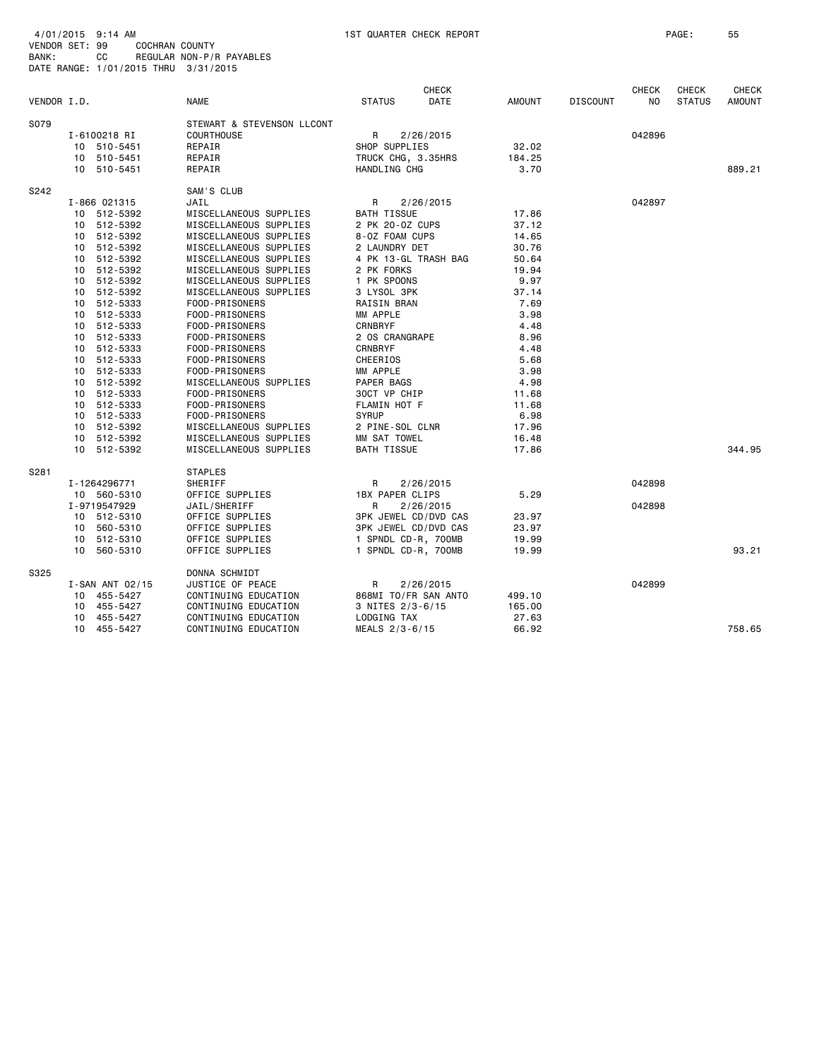4/01/2015 9:14 AM 1ST QUARTER CHECK REPORT PAGE: 55
VENDOR SET: 99 COCHRAN COUNTY
BANK: CC REGULAR NON-P/R PAYABLES
DATE RANGE: 1/01/2015 THRU 3/31/2015

| VENDOR I.D. | NAME | STATUS | CHECK DATE | AMOUNT | DISCOUNT | CHECK NO | CHECK STATUS | CHECK AMOUNT |
|---|---|---|---|---|---|---|---|---|
| S079 | STEWART & STEVENSON LLCONT | | | | | | | |
| I-6100218 RI | COURTHOUSE | R | 2/26/2015 | | | 042896 | | |
| 10 510-5451 | REPAIR | SHOP SUPPLIES | | 32.02 | | | | |
| 10 510-5451 | REPAIR | TRUCK CHG, 3.35HRS | | 184.25 | | | | |
| 10 510-5451 | REPAIR | HANDLING CHG | | 3.70 | | | | 889.21 |
| S242 | SAM'S CLUB | | | | | | | |
| I-866 021315 | JAIL | R | 2/26/2015 | | | 042897 | | |
| 10 512-5392 | MISCELLANEOUS SUPPLIES | BATH TISSUE | | 17.86 | | | | |
| 10 512-5392 | MISCELLANEOUS SUPPLIES | 2 PK 20-OZ CUPS | | 37.12 | | | | |
| 10 512-5392 | MISCELLANEOUS SUPPLIES | 8-OZ FOAM CUPS | | 14.65 | | | | |
| 10 512-5392 | MISCELLANEOUS SUPPLIES | 2 LAUNDRY DET | | 30.76 | | | | |
| 10 512-5392 | MISCELLANEOUS SUPPLIES | 4 PK 13-GL TRASH BAG | | 50.64 | | | | |
| 10 512-5392 | MISCELLANEOUS SUPPLIES | 2 PK FORKS | | 19.94 | | | | |
| 10 512-5392 | MISCELLANEOUS SUPPLIES | 1 PK SPOONS | | 9.97 | | | | |
| 10 512-5392 | MISCELLANEOUS SUPPLIES | 3 LYSOL 3PK | | 37.14 | | | | |
| 10 512-5333 | FOOD-PRISONERS | RAISIN BRAN | | 7.69 | | | | |
| 10 512-5333 | FOOD-PRISONERS | MM APPLE | | 3.98 | | | | |
| 10 512-5333 | FOOD-PRISONERS | CRNBRYF | | 4.48 | | | | |
| 10 512-5333 | FOOD-PRISONERS | 2 OS CRANGRAPE | | 8.96 | | | | |
| 10 512-5333 | FOOD-PRISONERS | CRNBRYF | | 4.48 | | | | |
| 10 512-5333 | FOOD-PRISONERS | CHEERIOS | | 5.68 | | | | |
| 10 512-5333 | FOOD-PRISONERS | MM APPLE | | 3.98 | | | | |
| 10 512-5392 | MISCELLANEOUS SUPPLIES | PAPER BAGS | | 4.98 | | | | |
| 10 512-5333 | FOOD-PRISONERS | 30CT VP CHIP | | 11.68 | | | | |
| 10 512-5333 | FOOD-PRISONERS | FLAMIN HOT F | | 11.68 | | | | |
| 10 512-5333 | FOOD-PRISONERS | SYRUP | | 6.98 | | | | |
| 10 512-5392 | MISCELLANEOUS SUPPLIES | 2 PINE-SOL CLNR | | 17.96 | | | | |
| 10 512-5392 | MISCELLANEOUS SUPPLIES | MM SAT TOWEL | | 16.48 | | | | |
| 10 512-5392 | MISCELLANEOUS SUPPLIES | BATH TISSUE | | 17.86 | | | | 344.95 |
| S281 | STAPLES | | | | | | | |
| I-1264296771 | SHERIFF | R | 2/26/2015 | | | 042898 | | |
| 10 560-5310 | OFFICE SUPPLIES | 1BX PAPER CLIPS | | 5.29 | | | | |
| I-9719547929 | JAIL/SHERIFF | R | 2/26/2015 | | | 042898 | | |
| 10 512-5310 | OFFICE SUPPLIES | 3PK JEWEL CD/DVD CAS | | 23.97 | | | | |
| 10 560-5310 | OFFICE SUPPLIES | 3PK JEWEL CD/DVD CAS | | 23.97 | | | | |
| 10 512-5310 | OFFICE SUPPLIES | 1 SPNDL CD-R, 700MB | | 19.99 | | | | |
| 10 560-5310 | OFFICE SUPPLIES | 1 SPNDL CD-R, 700MB | | 19.99 | | | | 93.21 |
| S325 | DONNA SCHMIDT | | | | | | | |
| I-SAN ANT 02/15 | JUSTICE OF PEACE | R | 2/26/2015 | | | 042899 | | |
| 10 455-5427 | CONTINUING EDUCATION | 868MI TO/FR SAN ANTO | | 499.10 | | | | |
| 10 455-5427 | CONTINUING EDUCATION | 3 NITES 2/3-6/15 | | 165.00 | | | | |
| 10 455-5427 | CONTINUING EDUCATION | LODGING TAX | | 27.63 | | | | |
| 10 455-5427 | CONTINUING EDUCATION | MEALS 2/3-6/15 | | 66.92 | | | | 758.65 |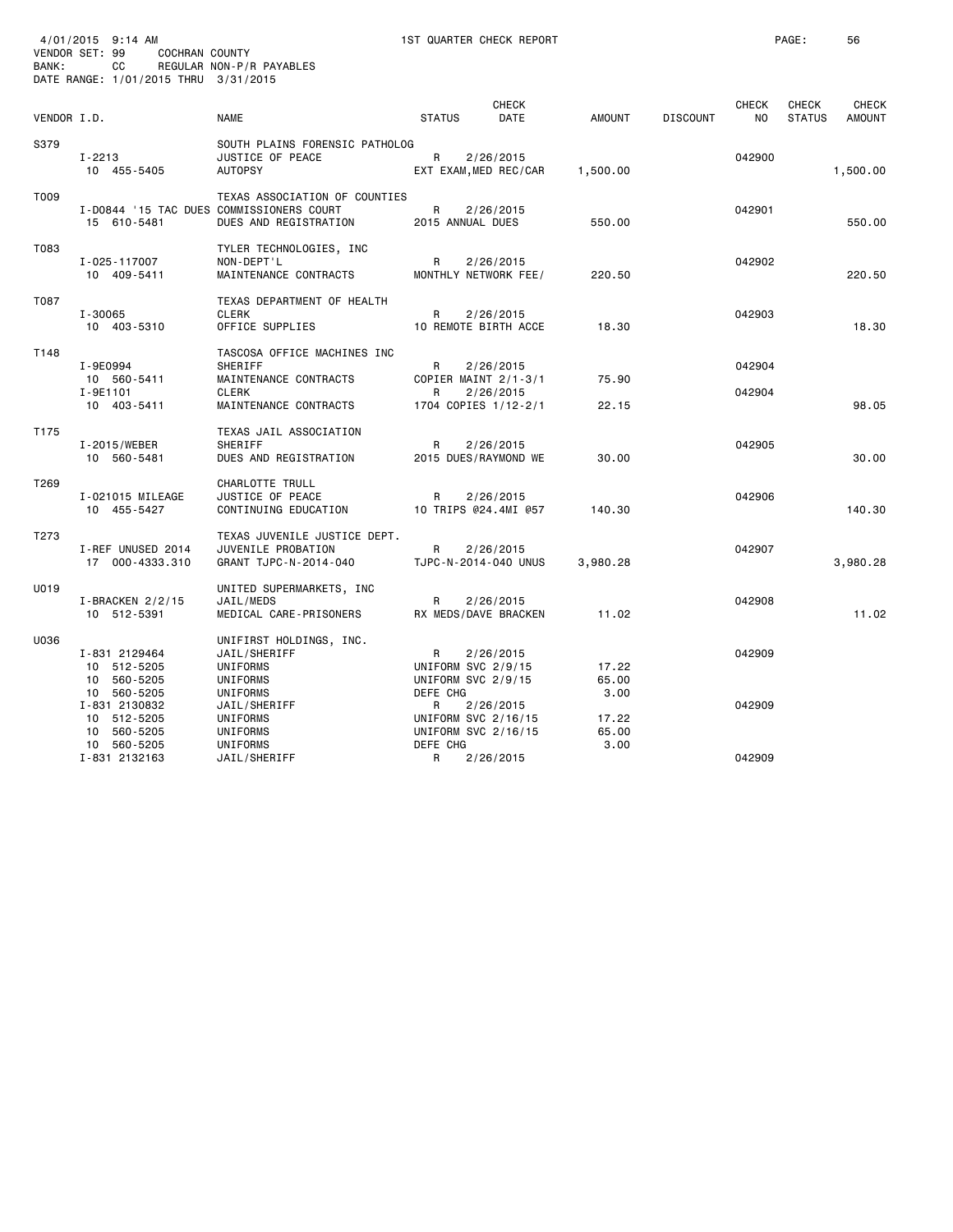4/01/2015 9:14 AM 1ST QUARTER CHECK REPORT

VENDOR SET: 99 COCHRAN COUNTY

BANK: CC REGULAR NON-P/R PAYABLES

DATE RANGE: 1/01/2015 THRU 3/31/2015

| VENDOR I.D. | NAME | STATUS | CHECK DATE | AMOUNT | DISCOUNT | CHECK NO | CHECK STATUS | CHECK AMOUNT |
|---|---|---|---|---|---|---|---|---|
| S379 | SOUTH PLAINS FORENSIC PATHOLOG | | | | | | | |
| I-2213 | JUSTICE OF PEACE | R | 2/26/2015 | | | 042900 | | |
| 10 455-5405 | AUTOPSY | EXT EXAM,MED REC/CAR | | 1,500.00 | | | | 1,500.00 |
| T009 | TEXAS ASSOCIATION OF COUNTIES | | | | | | | |
| I-D0844 '15 TAC DUES | COMMISSIONERS COURT | R | 2/26/2015 | | | 042901 | | |
| 15 610-5481 | DUES AND REGISTRATION | 2015 ANNUAL DUES | | 550.00 | | | | 550.00 |
| T083 | TYLER TECHNOLOGIES, INC | | | | | | | |
| I-025-117007 | NON-DEPT'L | R | 2/26/2015 | | | 042902 | | |
| 10 409-5411 | MAINTENANCE CONTRACTS | MONTHLY NETWORK FEE/ | | 220.50 | | | | 220.50 |
| T087 | TEXAS DEPARTMENT OF HEALTH | | | | | | | |
| I-30065 | CLERK | R | 2/26/2015 | | | 042903 | | |
| 10 403-5310 | OFFICE SUPPLIES | 10 REMOTE BIRTH ACCE | | 18.30 | | | | 18.30 |
| T148 | TASCOSA OFFICE MACHINES INC | | | | | | | |
| I-9E0994 | SHERIFF | R | 2/26/2015 | | | 042904 | | |
| 10 560-5411 | MAINTENANCE CONTRACTS | COPIER MAINT 2/1-3/1 | | 75.90 | | | | |
| I-9E1101 | CLERK | R | 2/26/2015 | | | 042904 | | |
| 10 403-5411 | MAINTENANCE CONTRACTS | 1704 COPIES 1/12-2/1 | | 22.15 | | | | 98.05 |
| T175 | TEXAS JAIL ASSOCIATION | | | | | | | |
| I-2015/WEBER | SHERIFF | R | 2/26/2015 | | | 042905 | | |
| 10 560-5481 | DUES AND REGISTRATION | 2015 DUES/RAYMOND WE | | 30.00 | | | | 30.00 |
| T269 | CHARLOTTE TRULL | | | | | | | |
| I-021015 MILEAGE | JUSTICE OF PEACE | R | 2/26/2015 | | | 042906 | | |
| 10 455-5427 | CONTINUING EDUCATION | 10 TRIPS @24.4MI @57 | | 140.30 | | | | 140.30 |
| T273 | TEXAS JUVENILE JUSTICE DEPT. | | | | | | | |
| I-REF UNUSED 2014 | JUVENILE PROBATION | R | 2/26/2015 | | | 042907 | | |
| 17 000-4333.310 | GRANT TJPC-N-2014-040 | TJPC-N-2014-040 UNUS | | 3,980.28 | | | | 3,980.28 |
| U019 | UNITED SUPERMARKETS, INC | | | | | | | |
| I-BRACKEN 2/2/15 | JAIL/MEDS | R | 2/26/2015 | | | 042908 | | |
| 10 512-5391 | MEDICAL CARE-PRISONERS | RX MEDS/DAVE BRACKEN | | 11.02 | | | | 11.02 |
| U036 | UNIFIRST HOLDINGS, INC. | | | | | | | |
| I-831 2129464 | JAIL/SHERIFF | R | 2/26/2015 | | | 042909 | | |
| 10 512-5205 | UNIFORMS | UNIFORM SVC 2/9/15 | | 17.22 | | | | |
| 10 560-5205 | UNIFORMS | UNIFORM SVC 2/9/15 | | 65.00 | | | | |
| 10 560-5205 | UNIFORMS | DEFE CHG | | 3.00 | | | | |
| I-831 2130832 | JAIL/SHERIFF | R | 2/26/2015 | | | 042909 | | |
| 10 512-5205 | UNIFORMS | UNIFORM SVC 2/16/15 | | 17.22 | | | | |
| 10 560-5205 | UNIFORMS | UNIFORM SVC 2/16/15 | | 65.00 | | | | |
| 10 560-5205 | UNIFORMS | DEFE CHG | | 3.00 | | | | |
| I-831 2132163 | JAIL/SHERIFF | R | 2/26/2015 | | | 042909 | | |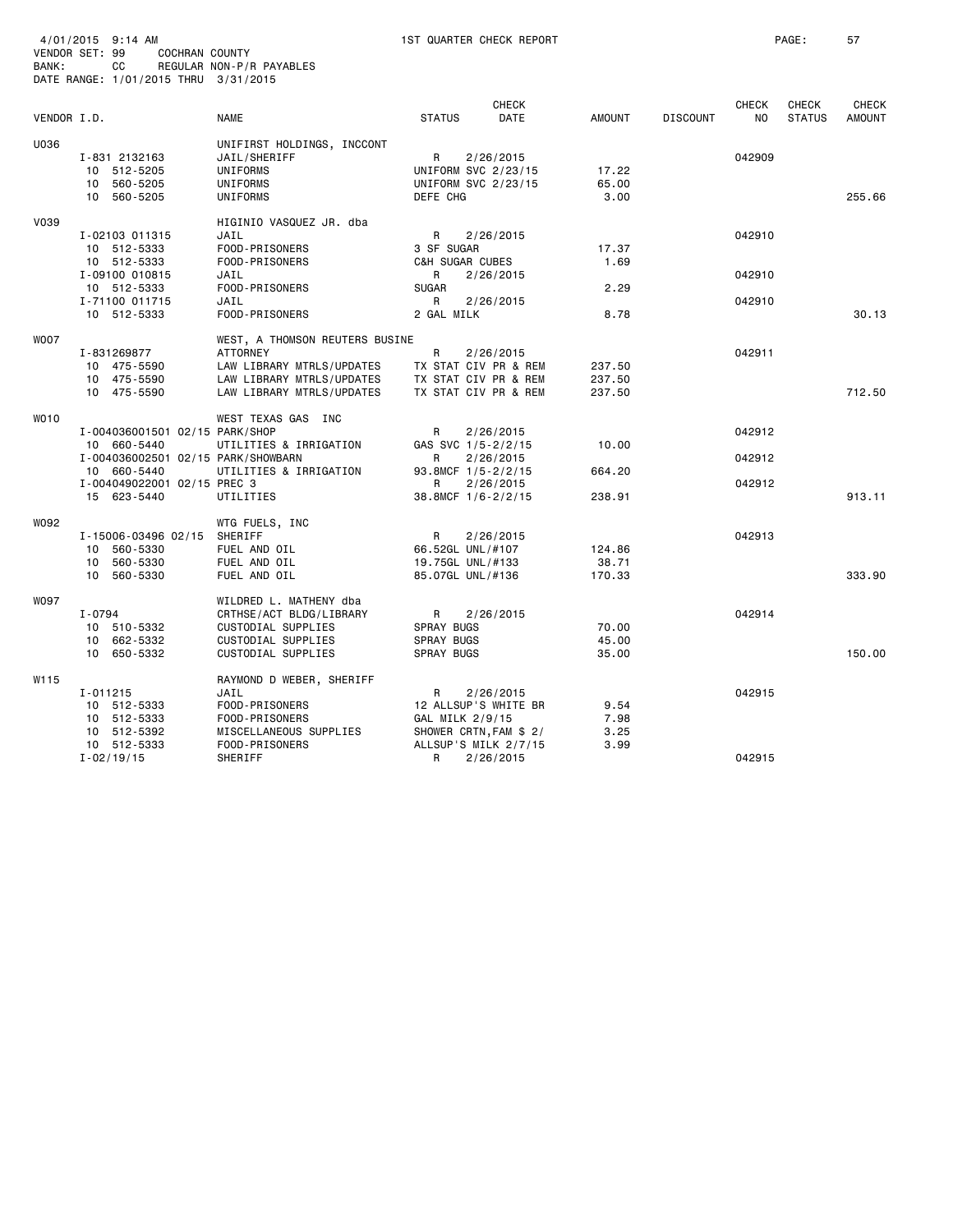4/01/2015 9:14 AM 1ST QUARTER CHECK REPORT
VENDOR SET: 99 COCHRAN COUNTY
BANK: CC REGULAR NON-P/R PAYABLES
DATE RANGE: 1/01/2015 THRU 3/31/2015

| VENDOR I.D. | NAME | STATUS | CHECK DATE | AMOUNT | DISCOUNT | CHECK NO | CHECK STATUS | CHECK AMOUNT |
|---|---|---|---|---|---|---|---|---|
| U036 | UNIFIRST HOLDINGS, INCCONT | | | | | | | |
| I-831 2132163 | JAIL/SHERIFF | R | 2/26/2015 | | | 042909 | | |
| 10 512-5205 | UNIFORMS | UNIFORM SVC 2/23/15 | | 17.22 | | | | |
| 10 560-5205 | UNIFORMS | UNIFORM SVC 2/23/15 | | 65.00 | | | | |
| 10 560-5205 | UNIFORMS | DEFE CHG | | 3.00 | | | | 255.66 |
| V039 | HIGINIO VASQUEZ JR. dba | | | | | | | |
| I-02103 011315 | JAIL | R | 2/26/2015 | | | 042910 | | |
| 10 512-5333 | FOOD-PRISONERS | 3 SF SUGAR | | 17.37 | | | | |
| 10 512-5333 | FOOD-PRISONERS | C&H SUGAR CUBES | | 1.69 | | | | |
| I-09100 010815 | JAIL | R | 2/26/2015 | | | 042910 | | |
| 10 512-5333 | FOOD-PRISONERS | SUGAR | | 2.29 | | | | |
| I-71100 011715 | JAIL | R | 2/26/2015 | | | 042910 | | |
| 10 512-5333 | FOOD-PRISONERS | 2 GAL MILK | | 8.78 | | | | 30.13 |
| W007 | WEST, A THOMSON REUTERS BUSINE | | | | | | | |
| I-831269877 | ATTORNEY | R | 2/26/2015 | | | 042911 | | |
| 10 475-5590 | LAW LIBRARY MTRLS/UPDATES | TX STAT CIV PR & REM | | 237.50 | | | | |
| 10 475-5590 | LAW LIBRARY MTRLS/UPDATES | TX STAT CIV PR & REM | | 237.50 | | | | |
| 10 475-5590 | LAW LIBRARY MTRLS/UPDATES | TX STAT CIV PR & REM | | 237.50 | | | | 712.50 |
| W010 | WEST TEXAS GAS INC | | | | | | | |
| I-004036001501 02/15 | PARK/SHOP | R | 2/26/2015 | | | 042912 | | |
| 10 660-5440 | UTILITIES & IRRIGATION | GAS SVC 1/5-2/2/15 | | 10.00 | | | | |
| I-004036002501 02/15 | PARK/SHOWBARN | R | 2/26/2015 | | | 042912 | | |
| 10 660-5440 | UTILITIES & IRRIGATION | 93.8MCF 1/5-2/2/15 | | 664.20 | | | | |
| I-004049022001 02/15 | PREC 3 | R | 2/26/2015 | | | 042912 | | |
| 15 623-5440 | UTILITIES | 38.8MCF 1/6-2/2/15 | | 238.91 | | | | 913.11 |
| W092 | WTG FUELS, INC | | | | | | | |
| I-15006-03496 02/15 | SHERIFF | R | 2/26/2015 | | | 042913 | | |
| 10 560-5330 | FUEL AND OIL | 66.52GL UNL/#107 | | 124.86 | | | | |
| 10 560-5330 | FUEL AND OIL | 19.75GL UNL/#133 | | 38.71 | | | | |
| 10 560-5330 | FUEL AND OIL | 85.07GL UNL/#136 | | 170.33 | | | | 333.90 |
| W097 | WILDRED L. MATHENY dba | | | | | | | |
| I-0794 | CRTHSE/ACT BLDG/LIBRARY | R | 2/26/2015 | | | 042914 | | |
| 10 510-5332 | CUSTODIAL SUPPLIES | SPRAY BUGS | | 70.00 | | | | |
| 10 662-5332 | CUSTODIAL SUPPLIES | SPRAY BUGS | | 45.00 | | | | |
| 10 650-5332 | CUSTODIAL SUPPLIES | SPRAY BUGS | | 35.00 | | | | 150.00 |
| W115 | RAYMOND D WEBER, SHERIFF | | | | | | | |
| I-011215 | JAIL | R | 2/26/2015 | | | 042915 | | |
| 10 512-5333 | FOOD-PRISONERS | 12 ALLSUP'S WHITE BR | | 9.54 | | | | |
| 10 512-5333 | FOOD-PRISONERS | GAL MILK 2/9/15 | | 7.98 | | | | |
| 10 512-5392 | MISCELLANEOUS SUPPLIES | SHOWER CRTN,FAM $ 2/ | | 3.25 | | | | |
| 10 512-5333 | FOOD-PRISONERS | ALLSUP'S MILK 2/7/15 | | 3.99 | | | | |
| I-02/19/15 | SHERIFF | R | 2/26/2015 | | | 042915 | | |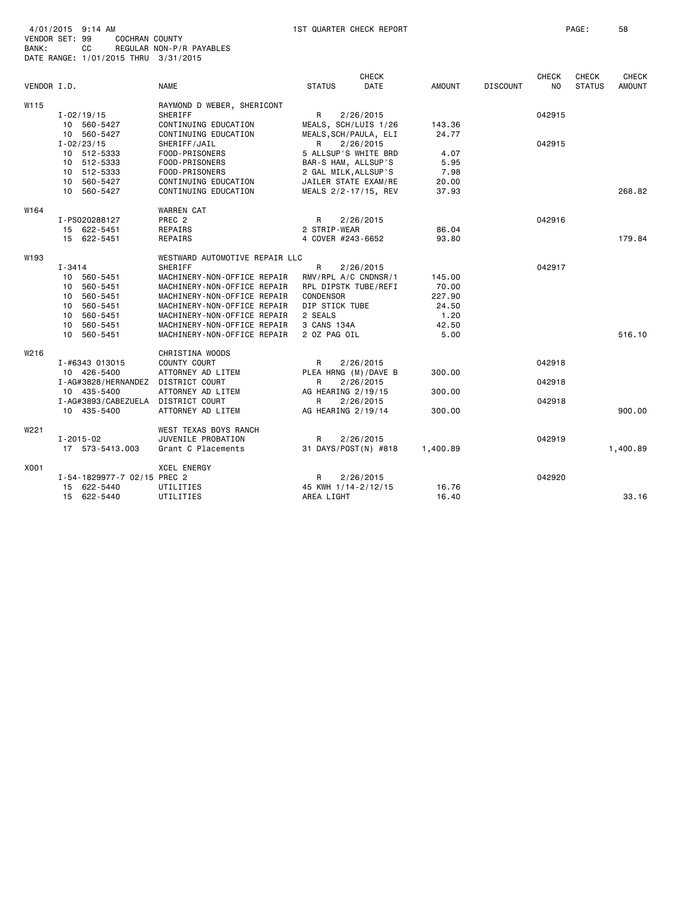4/01/2015 9:14 AM 1ST QUARTER CHECK REPORT
VENDOR SET: 99 COCHRAN COUNTY
BANK: CC REGULAR NON-P/R PAYABLES
DATE RANGE: 1/01/2015 THRU 3/31/2015

| VENDOR I.D. | NAME | STATUS | CHECK DATE | AMOUNT | DISCOUNT | CHECK NO | CHECK STATUS | CHECK AMOUNT |
|---|---|---|---|---|---|---|---|---|
| W115 | RAYMOND D WEBER, SHERICONT | | | | | | | |
| I-02/19/15 | SHERIFF | R | 2/26/2015 | | | 042915 | | |
| 10 560-5427 | CONTINUING EDUCATION | MEALS, SCH/LUIS 1/26 | | 143.36 | | | | |
| 10 560-5427 | CONTINUING EDUCATION | MEALS,SCH/PAULA, ELI | | 24.77 | | | | |
| I-02/23/15 | SHERIFF/JAIL | R | 2/26/2015 | | | 042915 | | |
| 10 512-5333 | FOOD-PRISONERS | 5 ALLSUP'S WHITE BRD | | 4.07 | | | | |
| 10 512-5333 | FOOD-PRISONERS | BAR-S HAM, ALLSUP'S | | 5.95 | | | | |
| 10 512-5333 | FOOD-PRISONERS | 2 GAL MILK,ALLSUP'S | | 7.98 | | | | |
| 10 560-5427 | CONTINUING EDUCATION | JAILER STATE EXAM/RE | | 20.00 | | | | |
| 10 560-5427 | CONTINUING EDUCATION | MEALS 2/2-17/15, REV | | 37.93 | | | | 268.82 |
| W164 | WARREN CAT | | | | | | | |
| I-PS020288127 | PREC 2 | R | 2/26/2015 | | | 042916 | | |
| 15 622-5451 | REPAIRS | 2 STRIP-WEAR | | 86.04 | | | | |
| 15 622-5451 | REPAIRS | 4 COVER #243-6652 | | 93.80 | | | | 179.84 |
| W193 | WESTWARD AUTOMOTIVE REPAIR LLC | | | | | | | |
| I-3414 | SHERIFF | R | 2/26/2015 | | | 042917 | | |
| 10 560-5451 | MACHINERY-NON-OFFICE REPAIR | RMV/RPL A/C CNDNSR/1 | | 145.00 | | | | |
| 10 560-5451 | MACHINERY-NON-OFFICE REPAIR | RPL DIPSTK TUBE/REFI | | 70.00 | | | | |
| 10 560-5451 | MACHINERY-NON-OFFICE REPAIR | CONDENSOR | | 227.90 | | | | |
| 10 560-5451 | MACHINERY-NON-OFFICE REPAIR | DIP STICK TUBE | | 24.50 | | | | |
| 10 560-5451 | MACHINERY-NON-OFFICE REPAIR | 2 SEALS | | 1.20 | | | | |
| 10 560-5451 | MACHINERY-NON-OFFICE REPAIR | 3 CANS 134A | | 42.50 | | | | |
| 10 560-5451 | MACHINERY-NON-OFFICE REPAIR | 2 OZ PAG OIL | | 5.00 | | | | 516.10 |
| W216 | CHRISTINA WOODS | | | | | | | |
| I-#6343 013015 | COUNTY COURT | R | 2/26/2015 | | | 042918 | | |
| 10 426-5400 | ATTORNEY AD LITEM | PLEA HRNG (M)/DAVE B | | 300.00 | | | | |
| I-AG#3828/HERNANDEZ | DISTRICT COURT | R | 2/26/2015 | | | 042918 | | |
| 10 435-5400 | ATTORNEY AD LITEM | AG HEARING 2/19/15 | | 300.00 | | | | |
| I-AG#3893/CABEZUELA | DISTRICT COURT | R | 2/26/2015 | | | 042918 | | |
| 10 435-5400 | ATTORNEY AD LITEM | AG HEARING 2/19/14 | | 300.00 | | | | 900.00 |
| W221 | WEST TEXAS BOYS RANCH | | | | | | | |
| I-2015-02 | JUVENILE PROBATION | R | 2/26/2015 | | | 042919 | | |
| 17 573-5413.003 | Grant C Placements | 31 DAYS/POST(N) #818 | | 1,400.89 | | | | 1,400.89 |
| X001 | XCEL ENERGY | | | | | | | |
| I-54-1829977-7 02/15 | PREC 2 | R | 2/26/2015 | | | 042920 | | |
| 15 622-5440 | UTILITIES | 45 KWH 1/14-2/12/15 | | 16.76 | | | | |
| 15 622-5440 | UTILITIES | AREA LIGHT | | 16.40 | | | | 33.16 |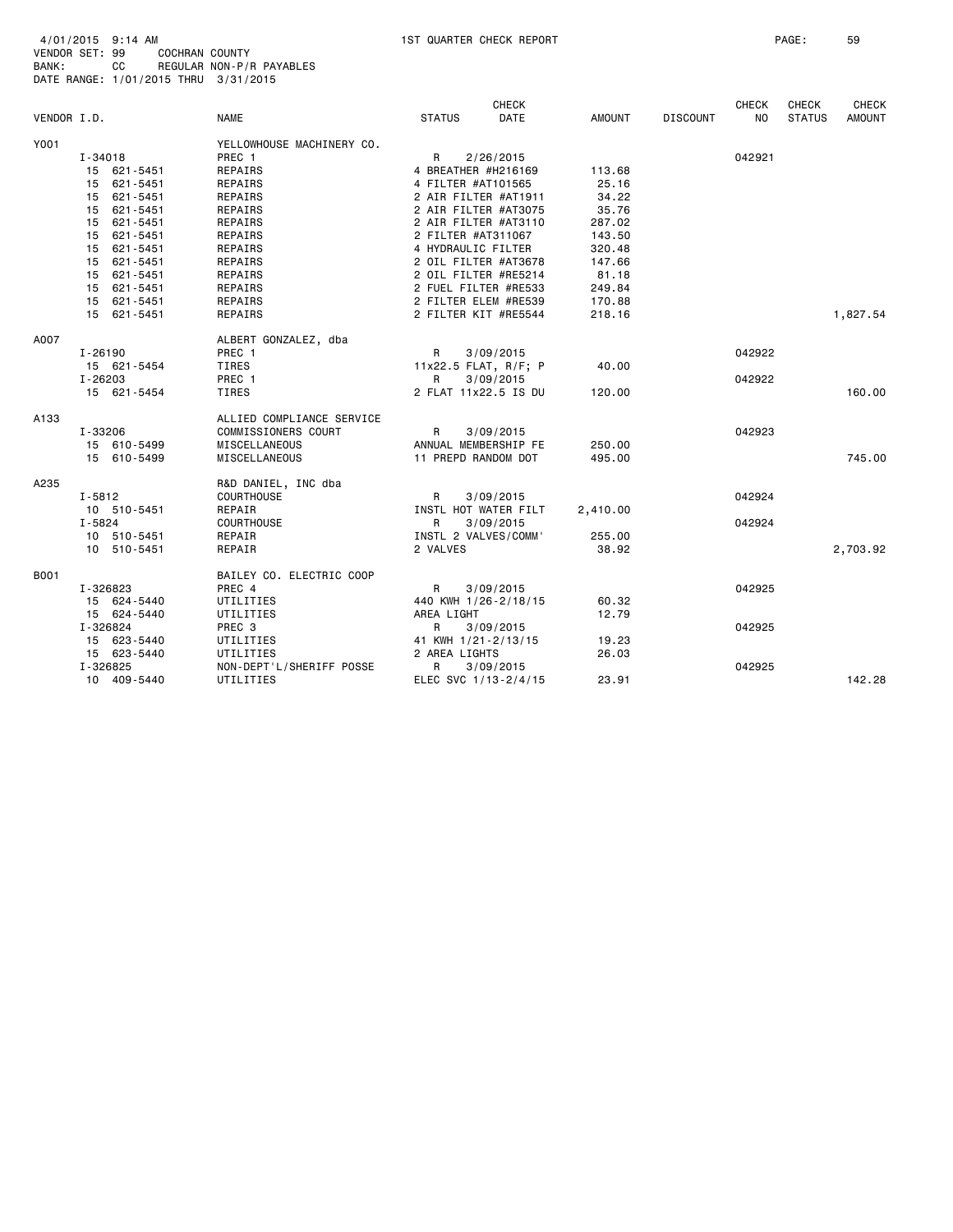4/01/2015 9:14 AM  1ST QUARTER CHECK REPORT

VENDOR SET: 99 COCHRAN COUNTY
BANK: CC REGULAR NON-P/R PAYABLES
DATE RANGE: 1/01/2015 THRU 3/31/2015

| VENDOR I.D. | NAME | STATUS | CHECK DATE | AMOUNT | DISCOUNT | CHECK NO | CHECK STATUS | CHECK AMOUNT |
|---|---|---|---|---|---|---|---|---|
| Y001 | YELLOWHOUSE MACHINERY CO. | | | | | | | |
| I-34018 | PREC 1 | R | 2/26/2015 | | | 042921 | | |
| 15 621-5451 | REPAIRS | 4 BREATHER #H216169 | | 113.68 | | | | |
| 15 621-5451 | REPAIRS | 4 FILTER #AT101565 | | 25.16 | | | | |
| 15 621-5451 | REPAIRS | 2 AIR FILTER #AT1911 | | 34.22 | | | | |
| 15 621-5451 | REPAIRS | 2 AIR FILTER #AT3075 | | 35.76 | | | | |
| 15 621-5451 | REPAIRS | 2 AIR FILTER #AT3110 | | 287.02 | | | | |
| 15 621-5451 | REPAIRS | 2 FILTER #AT311067 | | 143.50 | | | | |
| 15 621-5451 | REPAIRS | 4 HYDRAULIC FILTER | | 320.48 | | | | |
| 15 621-5451 | REPAIRS | 2 OIL FILTER #AT3678 | | 147.66 | | | | |
| 15 621-5451 | REPAIRS | 2 OIL FILTER #RE5214 | | 81.18 | | | | |
| 15 621-5451 | REPAIRS | 2 FUEL FILTER #RE533 | | 249.84 | | | | |
| 15 621-5451 | REPAIRS | 2 FILTER ELEM #RE539 | | 170.88 | | | | |
| 15 621-5451 | REPAIRS | 2 FILTER KIT #RE5544 | | 218.16 | | | | 1,827.54 |
| A007 | ALBERT GONZALEZ, dba | | | | | | | |
| I-26190 | PREC 1 | R | 3/09/2015 | | | 042922 | | |
| 15 621-5454 | TIRES | 11x22.5 FLAT, R/F; P | | 40.00 | | | | |
| I-26203 | PREC 1 | R | 3/09/2015 | | | 042922 | | |
| 15 621-5454 | TIRES | 2 FLAT 11x22.5 IS DU | | 120.00 | | | | 160.00 |
| A133 | ALLIED COMPLIANCE SERVICE | | | | | | | |
| I-33206 | COMMISSIONERS COURT | R | 3/09/2015 | | | 042923 | | |
| 15 610-5499 | MISCELLANEOUS | ANNUAL MEMBERSHIP FE | | 250.00 | | | | |
| 15 610-5499 | MISCELLANEOUS | 11 PREPD RANDOM DOT | | 495.00 | | | | 745.00 |
| A235 | R&D DANIEL, INC dba | | | | | | | |
| I-5812 | COURTHOUSE | R | 3/09/2015 | | | 042924 | | |
| 10 510-5451 | REPAIR | INSTL HOT WATER FILT | | 2,410.00 | | | | |
| I-5824 | COURTHOUSE | R | 3/09/2015 | | | 042924 | | |
| 10 510-5451 | REPAIR | INSTL 2 VALVES/COMM' | | 255.00 | | | | |
| 10 510-5451 | REPAIR | 2 VALVES | | 38.92 | | | | 2,703.92 |
| B001 | BAILEY CO. ELECTRIC COOP | | | | | | | |
| I-326823 | PREC 4 | R | 3/09/2015 | | | 042925 | | |
| 15 624-5440 | UTILITIES | 440 KWH 1/26-2/18/15 | | 60.32 | | | | |
| 15 624-5440 | UTILITIES | AREA LIGHT | | 12.79 | | | | |
| I-326824 | PREC 3 | R | 3/09/2015 | | | 042925 | | |
| 15 623-5440 | UTILITIES | 41 KWH 1/21-2/13/15 | | 19.23 | | | | |
| 15 623-5440 | UTILITIES | 2 AREA LIGHTS | | 26.03 | | | | |
| I-326825 | NON-DEPT'L/SHERIFF POSSE | R | 3/09/2015 | | | 042925 | | |
| 10 409-5440 | UTILITIES | ELEC SVC 1/13-2/4/15 | | 23.91 | | | | 142.28 |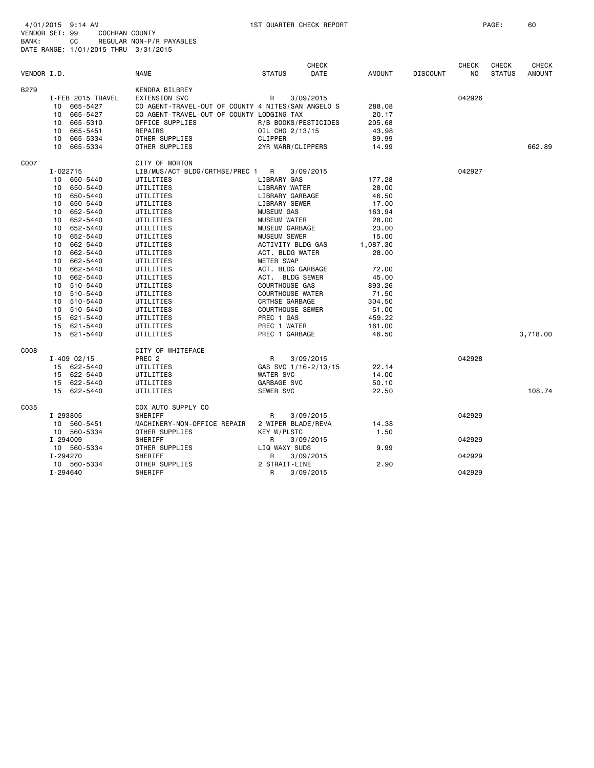4/01/2015 9:14 AM 1ST QUARTER CHECK REPORT
VENDOR SET: 99 COCHRAN COUNTY
BANK: CC REGULAR NON-P/R PAYABLES
DATE RANGE: 1/01/2015 THRU 3/31/2015

| VENDOR I.D. | NAME | STATUS | CHECK DATE | AMOUNT | DISCOUNT | CHECK NO | CHECK STATUS | CHECK AMOUNT |
|---|---|---|---|---|---|---|---|---|
| B279 | KENDRA BILBREY | | | | | | | |
| I-FEB 2015 TRAVEL | EXTENSION SVC | R | 3/09/2015 | | | 042926 | | |
| 10 665-5427 | CO AGENT-TRAVEL-OUT OF COUNTY | 4 NITES/SAN ANGELO S | | 288.08 | | | | |
| 10 665-5427 | CO AGENT-TRAVEL-OUT OF COUNTY | LODGING TAX | | 20.17 | | | | |
| 10 665-5310 | OFFICE SUPPLIES | R/B BOOKS/PESTICIDES | | 205.68 | | | | |
| 10 665-5451 | REPAIRS | OIL CHG 2/13/15 | | 43.98 | | | | |
| 10 665-5334 | OTHER SUPPLIES | CLIPPER | | 89.99 | | | | |
| 10 665-5334 | OTHER SUPPLIES | 2YR WARR/CLIPPERS | | 14.99 | | | | 662.89 |
| C007 | CITY OF MORTON | | | | | | | |
| I-022715 | LIB/MUS/ACT BLDG/CRTHSE/PREC 1 | R | 3/09/2015 | | | 042927 | | |
| 10 650-5440 | UTILITIES | LIBRARY GAS | | 177.28 | | | | |
| 10 650-5440 | UTILITIES | LIBRARY WATER | | 28.00 | | | | |
| 10 650-5440 | UTILITIES | LIBRARY GARBAGE | | 46.50 | | | | |
| 10 650-5440 | UTILITIES | LIBRARY SEWER | | 17.00 | | | | |
| 10 652-5440 | UTILITIES | MUSEUM GAS | | 163.94 | | | | |
| 10 652-5440 | UTILITIES | MUSEUM WATER | | 28.00 | | | | |
| 10 652-5440 | UTILITIES | MUSEUM GARBAGE | | 23.00 | | | | |
| 10 652-5440 | UTILITIES | MUSEUM SEWER | | 15.00 | | | | |
| 10 662-5440 | UTILITIES | ACTIVITY BLDG GAS | | 1,087.30 | | | | |
| 10 662-5440 | UTILITIES | ACT. BLDG WATER | | 28.00 | | | | |
| 10 662-5440 | UTILITIES | METER SWAP | | | | | | |
| 10 662-5440 | UTILITIES | ACT. BLDG GARBAGE | | 72.00 | | | | |
| 10 662-5440 | UTILITIES | ACT. BLDG SEWER | | 45.00 | | | | |
| 10 510-5440 | UTILITIES | COURTHOUSE GAS | | 893.26 | | | | |
| 10 510-5440 | UTILITIES | COURTHOUSE WATER | | 71.50 | | | | |
| 10 510-5440 | UTILITIES | CRTHSE GARBAGE | | 304.50 | | | | |
| 10 510-5440 | UTILITIES | COURTHOUSE SEWER | | 51.00 | | | | |
| 15 621-5440 | UTILITIES | PREC 1 GAS | | 459.22 | | | | |
| 15 621-5440 | UTILITIES | PREC 1 WATER | | 161.00 | | | | |
| 15 621-5440 | UTILITIES | PREC 1 GARBAGE | | 46.50 | | | | 3,718.00 |
| C008 | CITY OF WHITEFACE | | | | | | | |
| I-409 02/15 | PREC 2 | R | 3/09/2015 | | | 042928 | | |
| 15 622-5440 | UTILITIES | GAS SVC 1/16-2/13/15 | | 22.14 | | | | |
| 15 622-5440 | UTILITIES | WATER SVC | | 14.00 | | | | |
| 15 622-5440 | UTILITIES | GARBAGE SVC | | 50.10 | | | | |
| 15 622-5440 | UTILITIES | SEWER SVC | | 22.50 | | | | 108.74 |
| C035 | COX AUTO SUPPLY CO | | | | | | | |
| I-293805 | SHERIFF | R | 3/09/2015 | | | 042929 | | |
| 10 560-5451 | MACHINERY-NON-OFFICE REPAIR | 2 WIPER BLADE/REVA | | 14.38 | | | | |
| 10 560-5334 | OTHER SUPPLIES | KEY W/PLSTC | | 1.50 | | | | |
| I-294009 | SHERIFF | R | 3/09/2015 | | | 042929 | | |
| 10 560-5334 | OTHER SUPPLIES | LIQ WAXY SUDS | | 9.99 | | | | |
| I-294270 | SHERIFF | R | 3/09/2015 | | | 042929 | | |
| 10 560-5334 | OTHER SUPPLIES | 2 STRAIT-LINE | | 2.90 | | | | |
| I-294640 | SHERIFF | R | 3/09/2015 | | | 042929 | | |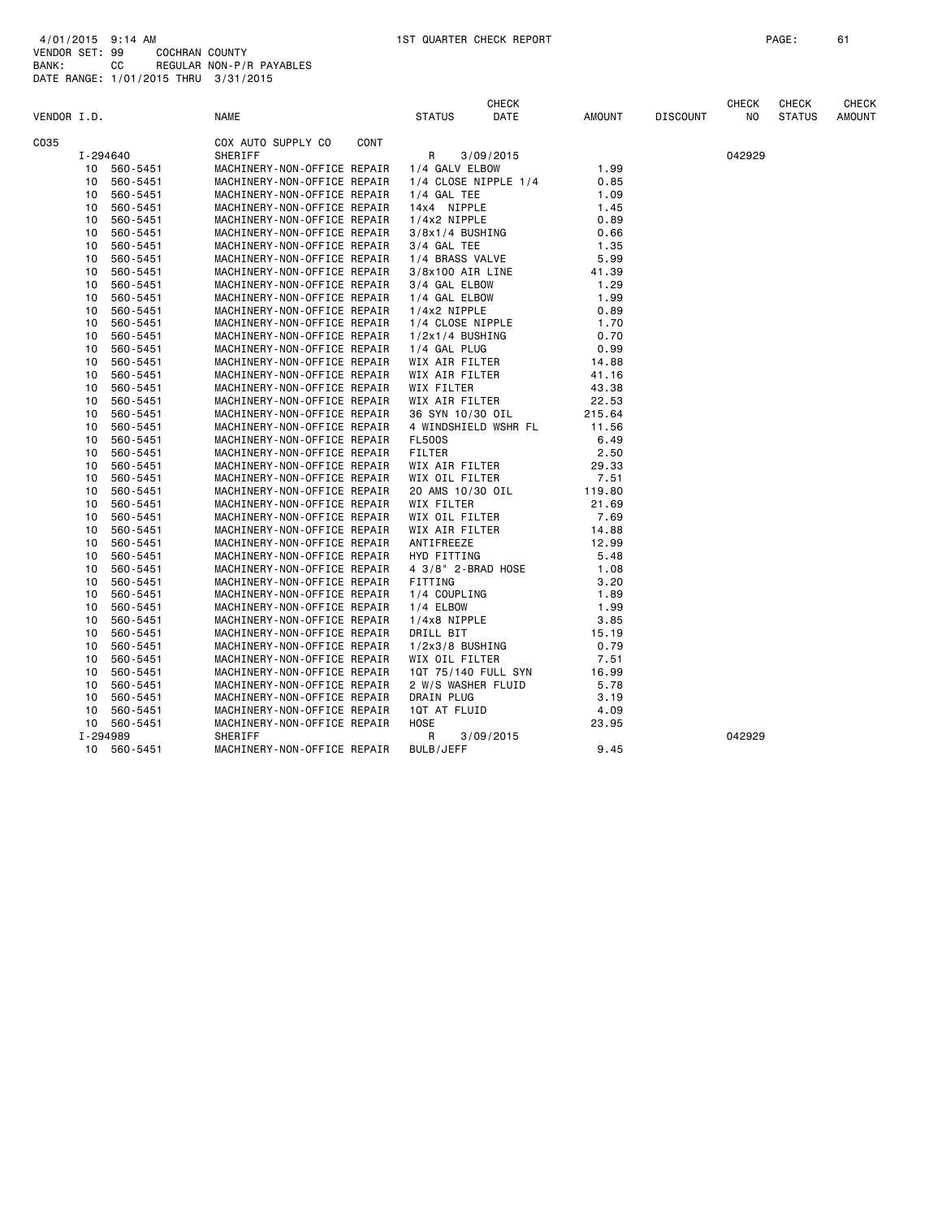4/01/2015 9:14 AM — 1ST QUARTER CHECK REPORT

VENDOR SET: 99 COCHRAN COUNTY
BANK: CC REGULAR NON-P/R PAYABLES
DATE RANGE: 1/01/2015 THRU 3/31/2015

| VENDOR I.D. | NAME | STATUS | CHECK DATE | AMOUNT | DISCOUNT | CHECK NO | CHECK STATUS | CHECK AMOUNT |
|---|---|---|---|---|---|---|---|---|
| C035 | COX AUTO SUPPLY CO CONT | | | | | | | |
| I-294640 | SHERIFF | R | 3/09/2015 | | | 042929 | | |
| 10 560-5451 | MACHINERY-NON-OFFICE REPAIR | 1/4 GALV ELBOW | | 1.99 | | | | |
| 10 560-5451 | MACHINERY-NON-OFFICE REPAIR | 1/4 CLOSE NIPPLE 1/4 | | 0.85 | | | | |
| 10 560-5451 | MACHINERY-NON-OFFICE REPAIR | 1/4 GAL TEE | | 1.09 | | | | |
| 10 560-5451 | MACHINERY-NON-OFFICE REPAIR | 14x4 NIPPLE | | 1.45 | | | | |
| 10 560-5451 | MACHINERY-NON-OFFICE REPAIR | 1/4x2 NIPPLE | | 0.89 | | | | |
| 10 560-5451 | MACHINERY-NON-OFFICE REPAIR | 3/8x1/4 BUSHING | | 0.66 | | | | |
| 10 560-5451 | MACHINERY-NON-OFFICE REPAIR | 3/4 GAL TEE | | 1.35 | | | | |
| 10 560-5451 | MACHINERY-NON-OFFICE REPAIR | 1/4 BRASS VALVE | | 5.99 | | | | |
| 10 560-5451 | MACHINERY-NON-OFFICE REPAIR | 3/8x100 AIR LINE | | 41.39 | | | | |
| 10 560-5451 | MACHINERY-NON-OFFICE REPAIR | 3/4 GAL ELBOW | | 1.29 | | | | |
| 10 560-5451 | MACHINERY-NON-OFFICE REPAIR | 1/4 GAL ELBOW | | 1.99 | | | | |
| 10 560-5451 | MACHINERY-NON-OFFICE REPAIR | 1/4x2 NIPPLE | | 0.89 | | | | |
| 10 560-5451 | MACHINERY-NON-OFFICE REPAIR | 1/4 CLOSE NIPPLE | | 1.70 | | | | |
| 10 560-5451 | MACHINERY-NON-OFFICE REPAIR | 1/2x1/4 BUSHING | | 0.70 | | | | |
| 10 560-5451 | MACHINERY-NON-OFFICE REPAIR | 1/4 GAL PLUG | | 0.99 | | | | |
| 10 560-5451 | MACHINERY-NON-OFFICE REPAIR | WIX AIR FILTER | | 14.88 | | | | |
| 10 560-5451 | MACHINERY-NON-OFFICE REPAIR | WIX AIR FILTER | | 41.16 | | | | |
| 10 560-5451 | MACHINERY-NON-OFFICE REPAIR | WIX FILTER | | 43.38 | | | | |
| 10 560-5451 | MACHINERY-NON-OFFICE REPAIR | WIX AIR FILTER | | 22.53 | | | | |
| 10 560-5451 | MACHINERY-NON-OFFICE REPAIR | 36 SYN 10/30 OIL | | 215.64 | | | | |
| 10 560-5451 | MACHINERY-NON-OFFICE REPAIR | 4 WINDSHIELD WSHR FL | | 11.56 | | | | |
| 10 560-5451 | MACHINERY-NON-OFFICE REPAIR | FL500S | | 6.49 | | | | |
| 10 560-5451 | MACHINERY-NON-OFFICE REPAIR | FILTER | | 2.50 | | | | |
| 10 560-5451 | MACHINERY-NON-OFFICE REPAIR | WIX AIR FILTER | | 29.33 | | | | |
| 10 560-5451 | MACHINERY-NON-OFFICE REPAIR | WIX OIL FILTER | | 7.51 | | | | |
| 10 560-5451 | MACHINERY-NON-OFFICE REPAIR | 20 AMS 10/30 OIL | | 119.80 | | | | |
| 10 560-5451 | MACHINERY-NON-OFFICE REPAIR | WIX FILTER | | 21.69 | | | | |
| 10 560-5451 | MACHINERY-NON-OFFICE REPAIR | WIX OIL FILTER | | 7.69 | | | | |
| 10 560-5451 | MACHINERY-NON-OFFICE REPAIR | WIX AIR FILTER | | 14.88 | | | | |
| 10 560-5451 | MACHINERY-NON-OFFICE REPAIR | ANTIFREEZE | | 12.99 | | | | |
| 10 560-5451 | MACHINERY-NON-OFFICE REPAIR | HYD FITTING | | 5.48 | | | | |
| 10 560-5451 | MACHINERY-NON-OFFICE REPAIR | 4 3/8" 2-BRAD HOSE | | 1.08 | | | | |
| 10 560-5451 | MACHINERY-NON-OFFICE REPAIR | FITTING | | 3.20 | | | | |
| 10 560-5451 | MACHINERY-NON-OFFICE REPAIR | 1/4 COUPLING | | 1.89 | | | | |
| 10 560-5451 | MACHINERY-NON-OFFICE REPAIR | 1/4 ELBOW | | 1.99 | | | | |
| 10 560-5451 | MACHINERY-NON-OFFICE REPAIR | 1/4x8 NIPPLE | | 3.85 | | | | |
| 10 560-5451 | MACHINERY-NON-OFFICE REPAIR | DRILL BIT | | 15.19 | | | | |
| 10 560-5451 | MACHINERY-NON-OFFICE REPAIR | 1/2x3/8 BUSHING | | 0.79 | | | | |
| 10 560-5451 | MACHINERY-NON-OFFICE REPAIR | WIX OIL FILTER | | 7.51 | | | | |
| 10 560-5451 | MACHINERY-NON-OFFICE REPAIR | 1QT 75/140 FULL SYN | | 16.99 | | | | |
| 10 560-5451 | MACHINERY-NON-OFFICE REPAIR | 2 W/S WASHER FLUID | | 5.78 | | | | |
| 10 560-5451 | MACHINERY-NON-OFFICE REPAIR | DRAIN PLUG | | 3.19 | | | | |
| 10 560-5451 | MACHINERY-NON-OFFICE REPAIR | 1QT AT FLUID | | 4.09 | | | | |
| 10 560-5451 | MACHINERY-NON-OFFICE REPAIR | HOSE | | 23.95 | | | | |
| I-294989 | SHERIFF | R | 3/09/2015 | | | 042929 | | |
| 10 560-5451 | MACHINERY-NON-OFFICE REPAIR | BULB/JEFF | | 9.45 | | | | |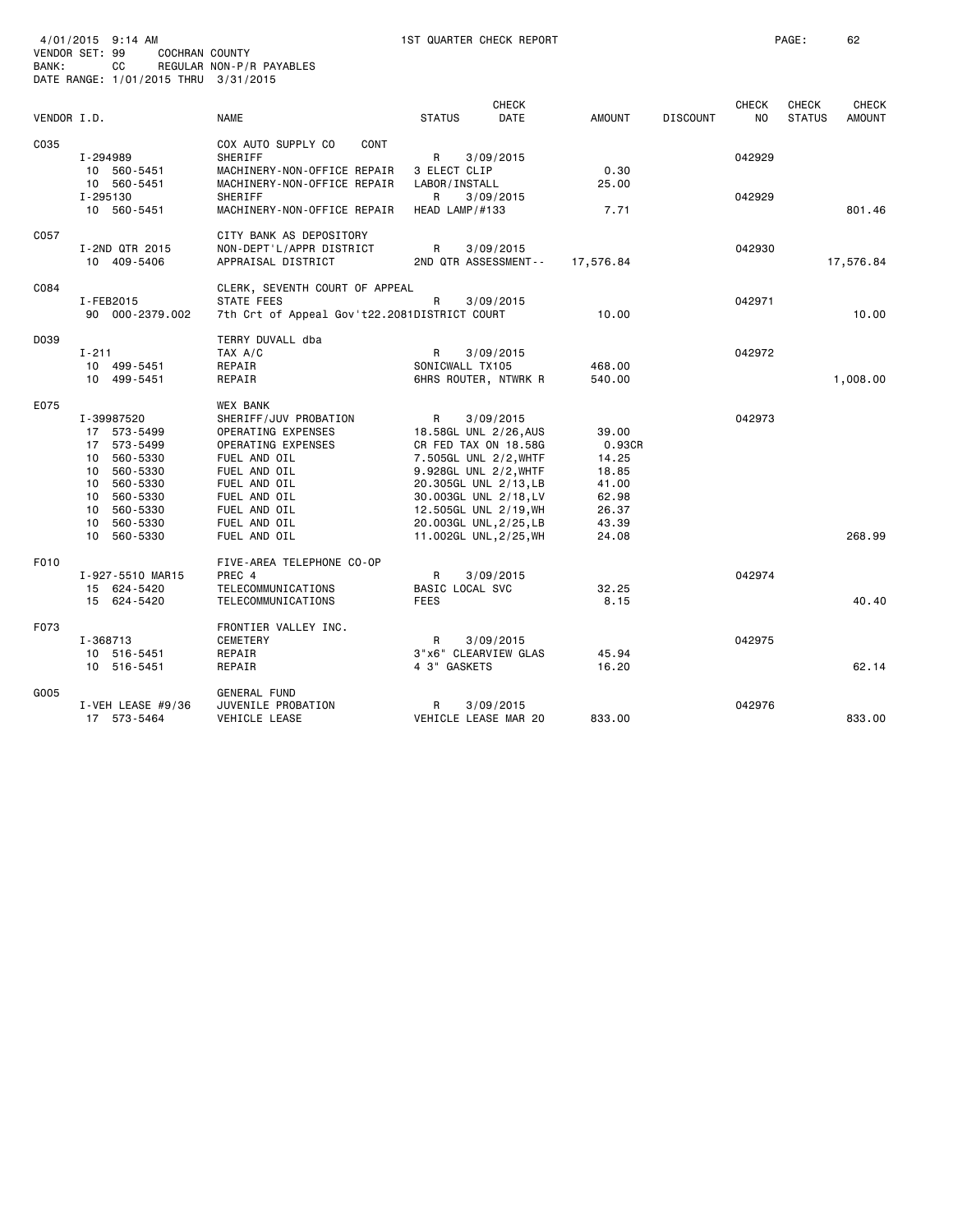4/01/2015 9:14 AM    1ST QUARTER CHECK REPORT    PAGE: 62
VENDOR SET: 99    COCHRAN COUNTY
BANK: CC    REGULAR NON-P/R PAYABLES
DATE RANGE: 1/01/2015 THRU 3/31/2015

| VENDOR I.D. | NAME | STATUS | CHECK DATE | AMOUNT | DISCOUNT | CHECK NO | CHECK STATUS | CHECK AMOUNT |
|---|---|---|---|---|---|---|---|---|
| C035 | COX AUTO SUPPLY CO CONT | | | | | | | |
| I-294989 | SHERIFF | R | 3/09/2015 | | | 042929 | | |
| 10 560-5451 | MACHINERY-NON-OFFICE REPAIR | 3 ELECT CLIP | | 0.30 | | | | |
| 10 560-5451 | MACHINERY-NON-OFFICE REPAIR | LABOR/INSTALL | | 25.00 | | | | |
| I-295130 | SHERIFF | R | 3/09/2015 | | | 042929 | | |
| 10 560-5451 | MACHINERY-NON-OFFICE REPAIR | HEAD LAMP/#133 | | 7.71 | | | | 801.46 |
| C057 | CITY BANK AS DEPOSITORY | | | | | | | |
| I-2ND QTR 2015 | NON-DEPT'L/APPR DISTRICT | R | 3/09/2015 | | | 042930 | | |
| 10 409-5406 | APPRAISAL DISTRICT | 2ND QTR ASSESSMENT-- | | 17,576.84 | | | | 17,576.84 |
| C084 | CLERK, SEVENTH COURT OF APPEAL | | | | | | | |
| I-FEB2015 | STATE FEES | R | 3/09/2015 | | | 042971 | | |
| 90 000-2379.002 | 7th Crt of Appeal Gov't22.2081 | DISTRICT COURT | | 10.00 | | | | 10.00 |
| D039 | TERRY DUVALL dba | | | | | | | |
| I-211 | TAX A/C | R | 3/09/2015 | | | 042972 | | |
| 10 499-5451 | REPAIR | SONICWALL TX105 | | 468.00 | | | | |
| 10 499-5451 | REPAIR | 6HRS ROUTER, NTWRK R | | 540.00 | | | | 1,008.00 |
| E075 | WEX BANK | | | | | | | |
| I-39987520 | SHERIFF/JUV PROBATION | R | 3/09/2015 | | | 042973 | | |
| 17 573-5499 | OPERATING EXPENSES | 18.58GL UNL 2/26,AUS | | 39.00 | | | | |
| 17 573-5499 | OPERATING EXPENSES | CR FED TAX ON 18.58G | | 0.93CR | | | | |
| 10 560-5330 | FUEL AND OIL | 7.505GL UNL 2/2,WHTF | | 14.25 | | | | |
| 10 560-5330 | FUEL AND OIL | 9.928GL UNL 2/2,WHTF | | 18.85 | | | | |
| 10 560-5330 | FUEL AND OIL | 20.305GL UNL 2/13,LB | | 41.00 | | | | |
| 10 560-5330 | FUEL AND OIL | 30.003GL UNL 2/18,LV | | 62.98 | | | | |
| 10 560-5330 | FUEL AND OIL | 12.505GL UNL 2/19,WH | | 26.37 | | | | |
| 10 560-5330 | FUEL AND OIL | 20.003GL UNL,2/25,LB | | 43.39 | | | | |
| 10 560-5330 | FUEL AND OIL | 11.002GL UNL,2/25,WH | | 24.08 | | | | 268.99 |
| F010 | FIVE-AREA TELEPHONE CO-OP | | | | | | | |
| I-927-5510 MAR15 | PREC 4 | R | 3/09/2015 | | | 042974 | | |
| 15 624-5420 | TELECOMMUNICATIONS | BASIC LOCAL SVC | | 32.25 | | | | |
| 15 624-5420 | TELECOMMUNICATIONS | FEES | | 8.15 | | | | 40.40 |
| F073 | FRONTIER VALLEY INC. | | | | | | | |
| I-368713 | CEMETERY | R | 3/09/2015 | | | 042975 | | |
| 10 516-5451 | REPAIR | 3"x6" CLEARVIEW GLAS | | 45.94 | | | | |
| 10 516-5451 | REPAIR | 4 3" GASKETS | | 16.20 | | | | 62.14 |
| G005 | GENERAL FUND | | | | | | | |
| I-VEH LEASE #9/36 | JUVENILE PROBATION | R | 3/09/2015 | | | 042976 | | |
| 17 573-5464 | VEHICLE LEASE | VEHICLE LEASE MAR 20 | | 833.00 | | | | 833.00 |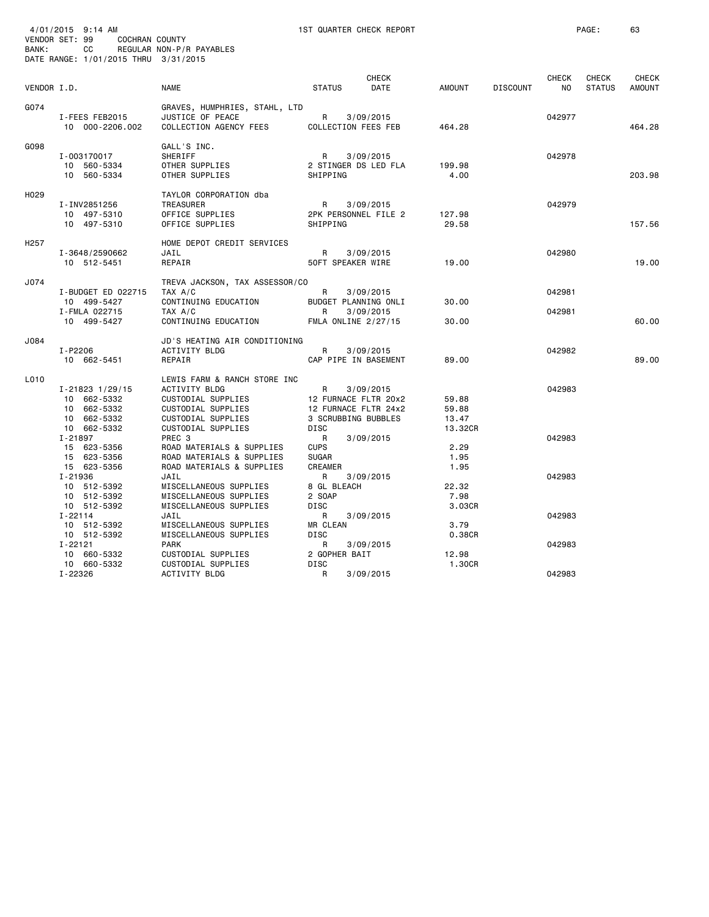4/01/2015 9:14 AM 1ST QUARTER CHECK REPORT

VENDOR SET: 99 COCHRAN COUNTY
BANK: CC REGULAR NON-P/R PAYABLES
DATE RANGE: 1/01/2015 THRU 3/31/2015

| VENDOR I.D. | NAME | STATUS | CHECK DATE | AMOUNT | DISCOUNT | CHECK NO | CHECK STATUS | CHECK AMOUNT |
|---|---|---|---|---|---|---|---|---|
| G074 | GRAVES, HUMPHRIES, STAHL, LTD | | | | | | | |
| I-FEES FEB2015 | JUSTICE OF PEACE | R | 3/09/2015 | | | 042977 | | |
| 10 000-2206.002 | COLLECTION AGENCY FEES | COLLECTION FEES FEB | | 464.28 | | | | 464.28 |
| G098 | GALL'S INC. | | | | | | | |
| I-003170017 | SHERIFF | R | 3/09/2015 | | | 042978 | | |
| 10 560-5334 | OTHER SUPPLIES | 2 STINGER DS LED FLA | | 199.98 | | | | |
| 10 560-5334 | OTHER SUPPLIES | SHIPPING | | 4.00 | | | | 203.98 |
| H029 | TAYLOR CORPORATION dba | | | | | | | |
| I-INV2851256 | TREASURER | R | 3/09/2015 | | | 042979 | | |
| 10 497-5310 | OFFICE SUPPLIES | 2PK PERSONNEL FILE 2 | | 127.98 | | | | |
| 10 497-5310 | OFFICE SUPPLIES | SHIPPING | | 29.58 | | | | 157.56 |
| H257 | HOME DEPOT CREDIT SERVICES | | | | | | | |
| I-3648/2590662 | JAIL | R | 3/09/2015 | | | 042980 | | |
| 10 512-5451 | REPAIR | 50FT SPEAKER WIRE | | 19.00 | | | | 19.00 |
| J074 | TREVA JACKSON, TAX ASSESSOR/CO | | | | | | | |
| I-BUDGET ED 022715 | TAX A/C | R | 3/09/2015 | | | 042981 | | |
| 10 499-5427 | CONTINUING EDUCATION | BUDGET PLANNING ONLI | | 30.00 | | | | |
| I-FMLA 022715 | TAX A/C | R | 3/09/2015 | | | 042981 | | |
| 10 499-5427 | CONTINUING EDUCATION | FMLA ONLINE 2/27/15 | | 30.00 | | | | 60.00 |
| J084 | JD'S HEATING AIR CONDITIONING | | | | | | | |
| I-P2206 | ACTIVITY BLDG | R | 3/09/2015 | | | 042982 | | |
| 10 662-5451 | REPAIR | CAP PIPE IN BASEMENT | | 89.00 | | | | 89.00 |
| L010 | LEWIS FARM & RANCH STORE INC | | | | | | | |
| I-21823 1/29/15 | ACTIVITY BLDG | R | 3/09/2015 | | | 042983 | | |
| 10 662-5332 | CUSTODIAL SUPPLIES | 12 FURNACE FLTR 20x2 | | 59.88 | | | | |
| 10 662-5332 | CUSTODIAL SUPPLIES | 12 FURNACE FLTR 24x2 | | 59.88 | | | | |
| 10 662-5332 | CUSTODIAL SUPPLIES | 3 SCRUBBING BUBBLES | | 13.47 | | | | |
| 10 662-5332 | CUSTODIAL SUPPLIES | DISC | | 13.32CR | | | | |
| I-21897 | PREC 3 | R | 3/09/2015 | | | 042983 | | |
| 15 623-5356 | ROAD MATERIALS & SUPPLIES | CUPS | | 2.29 | | | | |
| 15 623-5356 | ROAD MATERIALS & SUPPLIES | SUGAR | | 1.95 | | | | |
| 15 623-5356 | ROAD MATERIALS & SUPPLIES | CREAMER | | 1.95 | | | | |
| I-21936 | JAIL | R | 3/09/2015 | | | 042983 | | |
| 10 512-5392 | MISCELLANEOUS SUPPLIES | 8 GL BLEACH | | 22.32 | | | | |
| 10 512-5392 | MISCELLANEOUS SUPPLIES | 2 SOAP | | 7.98 | | | | |
| 10 512-5392 | MISCELLANEOUS SUPPLIES | DISC | | 3.03CR | | | | |
| I-22114 | JAIL | R | 3/09/2015 | | | 042983 | | |
| 10 512-5392 | MISCELLANEOUS SUPPLIES | MR CLEAN | | 3.79 | | | | |
| 10 512-5392 | MISCELLANEOUS SUPPLIES | DISC | | 0.38CR | | | | |
| I-22121 | PARK | R | 3/09/2015 | | | 042983 | | |
| 10 660-5332 | CUSTODIAL SUPPLIES | 2 GOPHER BAIT | | 12.98 | | | | |
| 10 660-5332 | CUSTODIAL SUPPLIES | DISC | | 1.30CR | | | | |
| I-22326 | ACTIVITY BLDG | R | 3/09/2015 | | | 042983 | | |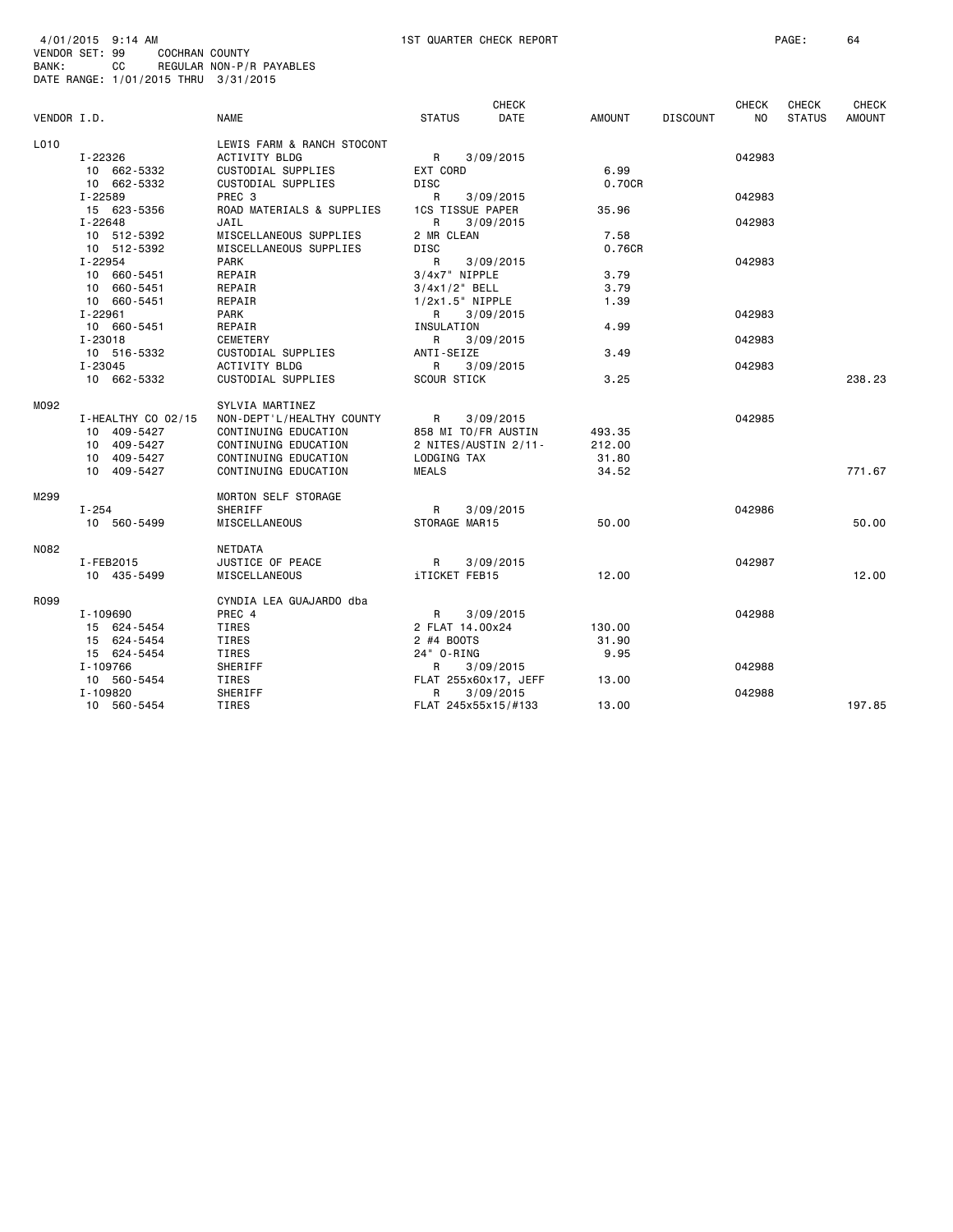4/01/2015 9:14 AM 1ST QUARTER CHECK REPORT

VENDOR SET: 99 COCHRAN COUNTY
BANK: CC REGULAR NON-P/R PAYABLES
DATE RANGE: 1/01/2015 THRU 3/31/2015

| VENDOR I.D. | NAME | STATUS | CHECK DATE | AMOUNT | DISCOUNT | CHECK NO | CHECK STATUS | CHECK AMOUNT |
|---|---|---|---|---|---|---|---|---|
| L010 | LEWIS FARM & RANCH STOCONT | | | | | | | |
| I-22326 | ACTIVITY BLDG | R | 3/09/2015 | | | 042983 | | |
| 10 662-5332 | CUSTODIAL SUPPLIES | EXT CORD | | 6.99 | | | | |
| 10 662-5332 | CUSTODIAL SUPPLIES | DISC | | 0.70CR | | | | |
| I-22589 | PREC 3 | R | 3/09/2015 | | | 042983 | | |
| 15 623-5356 | ROAD MATERIALS & SUPPLIES | 1CS TISSUE PAPER | | 35.96 | | | | |
| I-22648 | JAIL | R | 3/09/2015 | | | 042983 | | |
| 10 512-5392 | MISCELLANEOUS SUPPLIES | 2 MR CLEAN | | 7.58 | | | | |
| 10 512-5392 | MISCELLANEOUS SUPPLIES | DISC | | 0.76CR | | | | |
| I-22954 | PARK | R | 3/09/2015 | | | 042983 | | |
| 10 660-5451 | REPAIR | 3/4x7" NIPPLE | | 3.79 | | | | |
| 10 660-5451 | REPAIR | 3/4x1/2" BELL | | 3.79 | | | | |
| 10 660-5451 | REPAIR | 1/2x1.5" NIPPLE | | 1.39 | | | | |
| I-22961 | PARK | R | 3/09/2015 | | | 042983 | | |
| 10 660-5451 | REPAIR | INSULATION | | 4.99 | | | | |
| I-23018 | CEMETERY | R | 3/09/2015 | | | 042983 | | |
| 10 516-5332 | CUSTODIAL SUPPLIES | ANTI-SEIZE | | 3.49 | | | | |
| I-23045 | ACTIVITY BLDG | R | 3/09/2015 | | | 042983 | | |
| 10 662-5332 | CUSTODIAL SUPPLIES | SCOUR STICK | | 3.25 | | | | 238.23 |
| M092 | SYLVIA MARTINEZ | | | | | | | |
| I-HEALTHY CO 02/15 | NON-DEPT'L/HEALTHY COUNTY | R | 3/09/2015 | | | 042985 | | |
| 10 409-5427 | CONTINUING EDUCATION | 858 MI TO/FR AUSTIN | | 493.35 | | | | |
| 10 409-5427 | CONTINUING EDUCATION | 2 NITES/AUSTIN 2/11- | | 212.00 | | | | |
| 10 409-5427 | CONTINUING EDUCATION | LODGING TAX | | 31.80 | | | | |
| 10 409-5427 | CONTINUING EDUCATION | MEALS | | 34.52 | | | | 771.67 |
| M299 | MORTON SELF STORAGE | | | | | | | |
| I-254 | SHERIFF | R | 3/09/2015 | | | 042986 | | |
| 10 560-5499 | MISCELLANEOUS | STORAGE MAR15 | | 50.00 | | | | 50.00 |
| N082 | NETDATA | | | | | | | |
| I-FEB2015 | JUSTICE OF PEACE | R | 3/09/2015 | | | 042987 | | |
| 10 435-5499 | MISCELLANEOUS | iTICKET FEB15 | | 12.00 | | | | 12.00 |
| R099 | CYNDIA LEA GUAJARDO dba | | | | | | | |
| I-109690 | PREC 4 | R | 3/09/2015 | | | 042988 | | |
| 15 624-5454 | TIRES | 2 FLAT 14.00x24 | | 130.00 | | | | |
| 15 624-5454 | TIRES | 2 #4 BOOTS | | 31.90 | | | | |
| 15 624-5454 | TIRES | 24" O-RING | | 9.95 | | | | |
| I-109766 | SHERIFF | R | 3/09/2015 | | | 042988 | | |
| 10 560-5454 | TIRES | FLAT 255x60x17, JEFF | | 13.00 | | | | |
| I-109820 | SHERIFF | R | 3/09/2015 | | | 042988 | | |
| 10 560-5454 | TIRES | FLAT 245x55x15/#133 | | 13.00 | | | | 197.85 |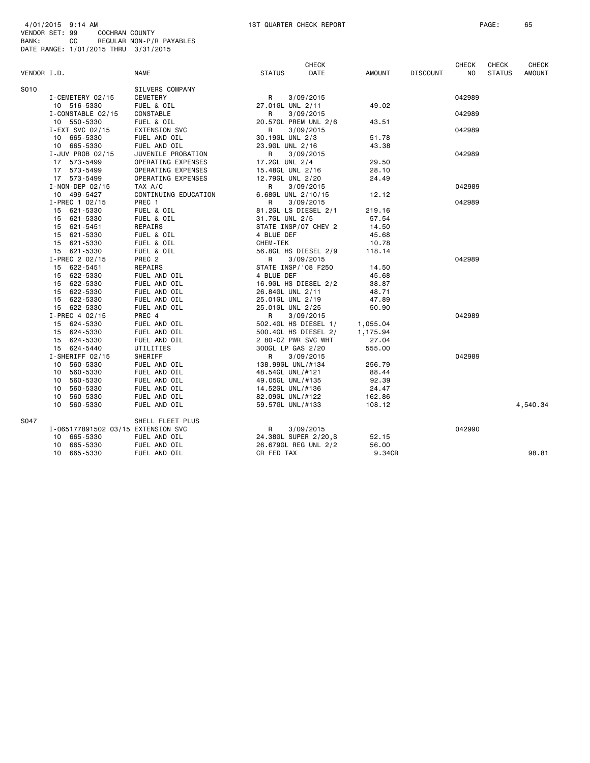4/01/2015 9:14 AM 1ST QUARTER CHECK REPORT
VENDOR SET: 99 COCHRAN COUNTY
BANK: CC REGULAR NON-P/R PAYABLES
DATE RANGE: 1/01/2015 THRU 3/31/2015

| VENDOR I.D. | NAME | STATUS | CHECK DATE | AMOUNT | DISCOUNT | CHECK NO | CHECK STATUS | CHECK AMOUNT |
|---|---|---|---|---|---|---|---|---|
| S010 | SILVERS COMPANY | | | | | | | |
| I-CEMETERY 02/15 | CEMETERY | R | 3/09/2015 | | | 042989 | | |
| 10 516-5330 | FUEL & OIL | 27.01GL UNL 2/11 | | 49.02 | | | | |
| I-CONSTABLE 02/15 | CONSTABLE | R | 3/09/2015 | | | 042989 | | |
| 10 550-5330 | FUEL & OIL | 20.57GL PREM UNL 2/6 | | 43.51 | | | | |
| I-EXT SVC 02/15 | EXTENSION SVC | R | 3/09/2015 | | | 042989 | | |
| 10 665-5330 | FUEL AND OIL | 30.19GL UNL 2/3 | | 51.78 | | | | |
| 10 665-5330 | FUEL AND OIL | 23.9GL UNL 2/16 | | 43.38 | | | | |
| I-JUV PROB 02/15 | JUVENILE PROBATION | R | 3/09/2015 | | | 042989 | | |
| 17 573-5499 | OPERATING EXPENSES | 17.2GL UNL 2/4 | | 29.50 | | | | |
| 17 573-5499 | OPERATING EXPENSES | 15.48GL UNL 2/16 | | 28.10 | | | | |
| 17 573-5499 | OPERATING EXPENSES | 12.79GL UNL 2/20 | | 24.49 | | | | |
| I-NON-DEP 02/15 | TAX A/C | R | 3/09/2015 | | | 042989 | | |
| 10 499-5427 | CONTINUING EDUCATION | 6.68GL UNL 2/10/15 | | 12.12 | | | | |
| I-PREC 1 02/15 | PREC 1 | R | 3/09/2015 | | | 042989 | | |
| 15 621-5330 | FUEL & OIL | 81.2GL LS DIESEL 2/1 | | 219.16 | | | | |
| 15 621-5330 | FUEL & OIL | 31.7GL UNL 2/5 | | 57.54 | | | | |
| 15 621-5451 | REPAIRS | STATE INSP/07 CHEV 2 | | 14.50 | | | | |
| 15 621-5330 | FUEL & OIL | 4 BLUE DEF | | 45.68 | | | | |
| 15 621-5330 | FUEL & OIL | CHEM-TEK | | 10.78 | | | | |
| 15 621-5330 | FUEL & OIL | 56.8GL HS DIESEL 2/9 | | 118.14 | | | | |
| I-PREC 2 02/15 | PREC 2 | R | 3/09/2015 | | | 042989 | | |
| 15 622-5451 | REPAIRS | STATE INSP/'08 F250 | | 14.50 | | | | |
| 15 622-5330 | FUEL AND OIL | 4 BLUE DEF | | 45.68 | | | | |
| 15 622-5330 | FUEL AND OIL | 16.9GL HS DIESEL 2/2 | | 38.87 | | | | |
| 15 622-5330 | FUEL AND OIL | 26.84GL UNL 2/11 | | 48.71 | | | | |
| 15 622-5330 | FUEL AND OIL | 25.01GL UNL 2/19 | | 47.89 | | | | |
| 15 622-5330 | FUEL AND OIL | 25.01GL UNL 2/25 | | 50.90 | | | | |
| I-PREC 4 02/15 | PREC 4 | R | 3/09/2015 | | | 042989 | | |
| 15 624-5330 | FUEL AND OIL | 502.4GL HS DIESEL 1/ | | 1,055.04 | | | | |
| 15 624-5330 | FUEL AND OIL | 500.4GL HS DIESEL 2/ | | 1,175.94 | | | | |
| 15 624-5330 | FUEL AND OIL | 2 80-OZ PWR SVC WHT | | 27.04 | | | | |
| 15 624-5440 | UTILITIES | 300GL LP GAS 2/20 | | 555.00 | | | | |
| I-SHERIFF 02/15 | SHERIFF | R | 3/09/2015 | | | 042989 | | |
| 10 560-5330 | FUEL AND OIL | 138.99GL UNL/#134 | | 256.79 | | | | |
| 10 560-5330 | FUEL AND OIL | 48.54GL UNL/#121 | | 88.44 | | | | |
| 10 560-5330 | FUEL AND OIL | 49.05GL UNL/#135 | | 92.39 | | | | |
| 10 560-5330 | FUEL AND OIL | 14.52GL UNL/#136 | | 24.47 | | | | |
| 10 560-5330 | FUEL AND OIL | 82.09GL UNL/#122 | | 162.86 | | | | |
| 10 560-5330 | FUEL AND OIL | 59.57GL UNL/#133 | | 108.12 | | | | 4,540.34 |
| S047 | SHELL FLEET PLUS | | | | | | | |
| I-065177891502 03/15 | EXTENSION SVC | R | 3/09/2015 | | | 042990 | | |
| 10 665-5330 | FUEL AND OIL | 24.38GL SUPER 2/20,S | | 52.15 | | | | |
| 10 665-5330 | FUEL AND OIL | 26.679GL REG UNL 2/2 | | 56.00 | | | | |
| 10 665-5330 | FUEL AND OIL | CR FED TAX | | 9.34CR | | | | 98.81 |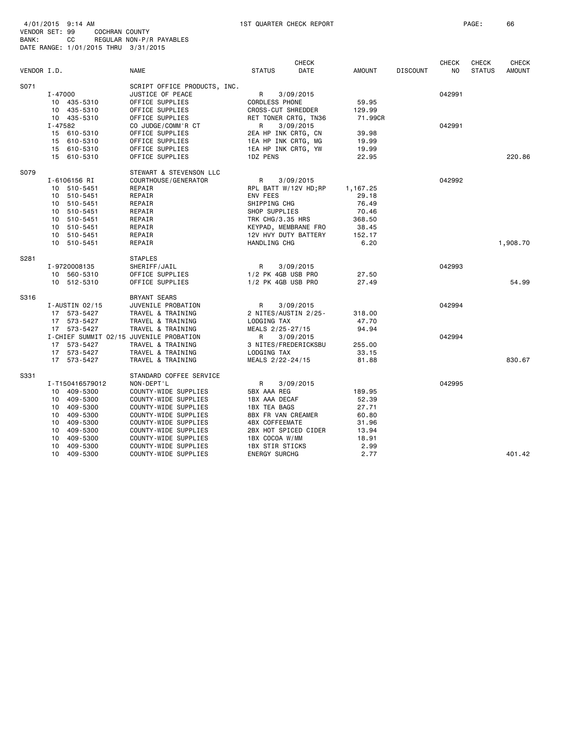4/01/2015 9:14 AM 1ST QUARTER CHECK REPORT
VENDOR SET: 99 COCHRAN COUNTY
BANK: CC REGULAR NON-P/R PAYABLES
DATE RANGE: 1/01/2015 THRU 3/31/2015

| VENDOR I.D. | NAME | STATUS | CHECK DATE | AMOUNT | DISCOUNT | CHECK NO | CHECK STATUS | CHECK AMOUNT |
|---|---|---|---|---|---|---|---|---|
| S071 | SCRIPT OFFICE PRODUCTS, INC. | | | | | | | |
| I-47000 | JUSTICE OF PEACE | R | 3/09/2015 | | | 042991 | | |
| 10 435-5310 | OFFICE SUPPLIES | CORDLESS PHONE | | 59.95 | | | | |
| 10 435-5310 | OFFICE SUPPLIES | CROSS-CUT SHREDDER | | 129.99 | | | | |
| 10 435-5310 | OFFICE SUPPLIES | RET TONER CRTG, TN36 | | 71.99CR | | | | |
| I-47582 | CO JUDGE/COMM'R CT | R | 3/09/2015 | | | 042991 | | |
| 15 610-5310 | OFFICE SUPPLIES | 2EA HP INK CRTG, CN | | 39.98 | | | | |
| 15 610-5310 | OFFICE SUPPLIES | 1EA HP INK CRTG, MG | | 19.99 | | | | |
| 15 610-5310 | OFFICE SUPPLIES | 1EA HP INK CRTG, YW | | 19.99 | | | | |
| 15 610-5310 | OFFICE SUPPLIES | 1DZ PENS | | 22.95 | | | | 220.86 |
| S079 | STEWART & STEVENSON LLC | | | | | | | |
| I-6106156 RI | COURTHOUSE/GENERATOR | R | 3/09/2015 | | | 042992 | | |
| 10 510-5451 | REPAIR | RPL BATT W/12V HD;RP | | 1,167.25 | | | | |
| 10 510-5451 | REPAIR | ENV FEES | | 29.18 | | | | |
| 10 510-5451 | REPAIR | SHIPPING CHG | | 76.49 | | | | |
| 10 510-5451 | REPAIR | SHOP SUPPLIES | | 70.46 | | | | |
| 10 510-5451 | REPAIR | TRK CHG/3.35 HRS | | 368.50 | | | | |
| 10 510-5451 | REPAIR | KEYPAD, MEMBRANE FRO | | 38.45 | | | | |
| 10 510-5451 | REPAIR | 12V HVY DUTY BATTERY | | 152.17 | | | | |
| 10 510-5451 | REPAIR | HANDLING CHG | | 6.20 | | | | 1,908.70 |
| S281 | STAPLES | | | | | | | |
| I-9720008135 | SHERIFF/JAIL | R | 3/09/2015 | | | 042993 | | |
| 10 560-5310 | OFFICE SUPPLIES | 1/2 PK 4GB USB PRO | | 27.50 | | | | |
| 10 512-5310 | OFFICE SUPPLIES | 1/2 PK 4GB USB PRO | | 27.49 | | | | 54.99 |
| S316 | BRYANT SEARS | | | | | | | |
| I-AUSTIN 02/15 | JUVENILE PROBATION | R | 3/09/2015 | | | 042994 | | |
| 17 573-5427 | TRAVEL & TRAINING | 2 NITES/AUSTIN 2/25- | | 318.00 | | | | |
| 17 573-5427 | TRAVEL & TRAINING | LODGING TAX | | 47.70 | | | | |
| 17 573-5427 | TRAVEL & TRAINING | MEALS 2/25-27/15 | | 94.94 | | | | |
| I-CHIEF SUMMIT 02/15 | JUVENILE PROBATION | R | 3/09/2015 | | | 042994 | | |
| 17 573-5427 | TRAVEL & TRAINING | 3 NITES/FREDERICKSBU | | 255.00 | | | | |
| 17 573-5427 | TRAVEL & TRAINING | LODGING TAX | | 33.15 | | | | |
| 17 573-5427 | TRAVEL & TRAINING | MEALS 2/22-24/15 | | 81.88 | | | | 830.67 |
| S331 | STANDARD COFFEE SERVICE | | | | | | | |
| I-T150416579012 | NON-DEPT'L | R | 3/09/2015 | | | 042995 | | |
| 10 409-5300 | COUNTY-WIDE SUPPLIES | 5BX AAA REG | | 189.95 | | | | |
| 10 409-5300 | COUNTY-WIDE SUPPLIES | 1BX AAA DECAF | | 52.39 | | | | |
| 10 409-5300 | COUNTY-WIDE SUPPLIES | 1BX TEA BAGS | | 27.71 | | | | |
| 10 409-5300 | COUNTY-WIDE SUPPLIES | 8BX FR VAN CREAMER | | 60.80 | | | | |
| 10 409-5300 | COUNTY-WIDE SUPPLIES | 4BX COFFEEMATE | | 31.96 | | | | |
| 10 409-5300 | COUNTY-WIDE SUPPLIES | 2BX HOT SPICED CIDER | | 13.94 | | | | |
| 10 409-5300 | COUNTY-WIDE SUPPLIES | 1BX COCOA W/MM | | 18.91 | | | | |
| 10 409-5300 | COUNTY-WIDE SUPPLIES | 1BX STIR STICKS | | 2.99 | | | | |
| 10 409-5300 | COUNTY-WIDE SUPPLIES | ENERGY SURCHG | | 2.77 | | | | 401.42 |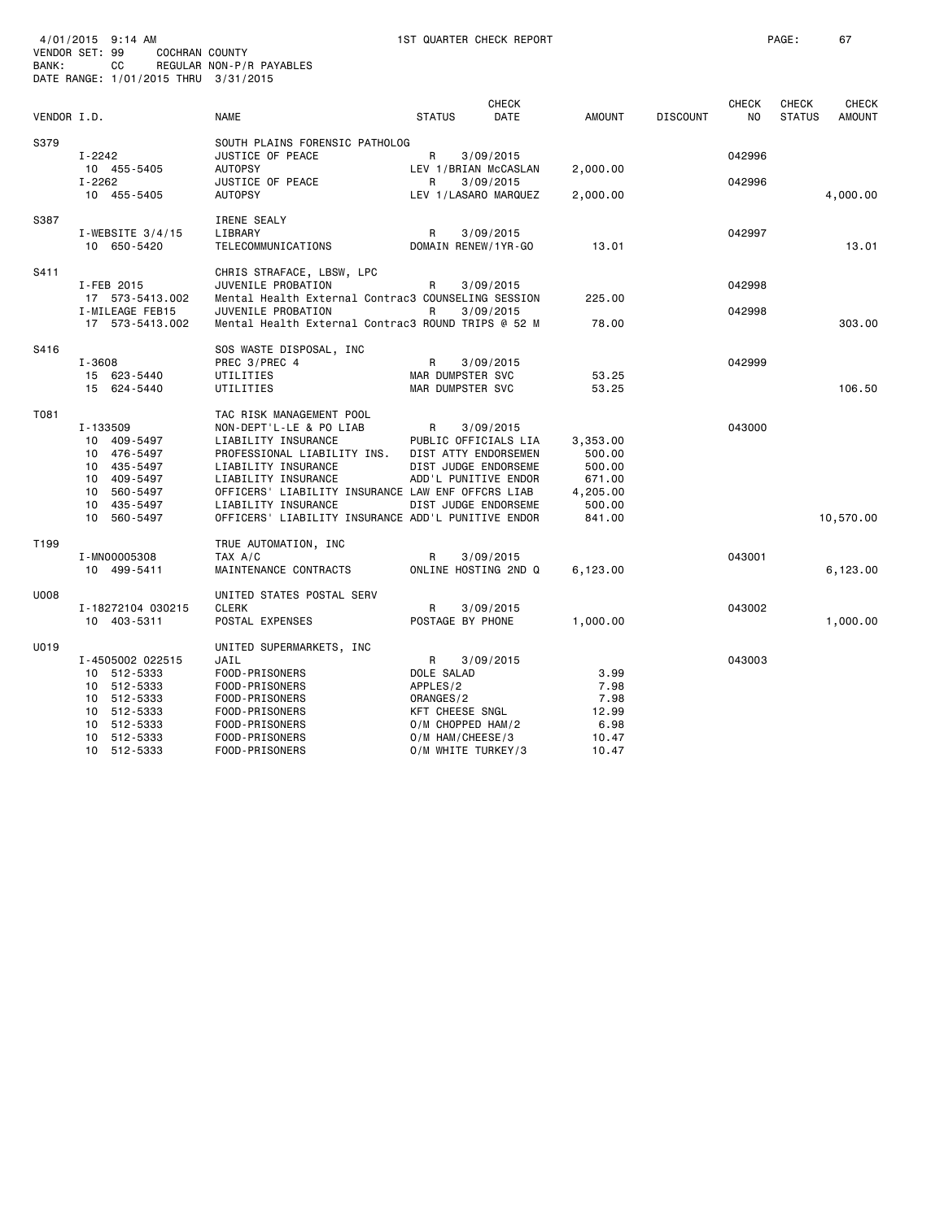4/01/2015 9:14 AM — 1ST QUARTER CHECK REPORT

VENDOR SET: 99 COCHRAN COUNTY
BANK: CC REGULAR NON-P/R PAYABLES
DATE RANGE: 1/01/2015 THRU 3/31/2015

| VENDOR I.D. | NAME | STATUS | CHECK DATE | AMOUNT | DISCOUNT | CHECK NO | CHECK STATUS | CHECK AMOUNT |
|---|---|---|---|---|---|---|---|---|
| S379 | SOUTH PLAINS FORENSIC PATHOLOG | | | | | | | |
| I-2242 | JUSTICE OF PEACE | R | 3/09/2015 | | | 042996 | | |
| 10 455-5405 | AUTOPSY | LEV 1/BRIAN McCASLAN | | 2,000.00 | | | | |
| I-2262 | JUSTICE OF PEACE | R | 3/09/2015 | | | 042996 | | |
| 10 455-5405 | AUTOPSY | LEV 1/LASARO MARQUEZ | | 2,000.00 | | | | 4,000.00 |
| S387 | IRENE SEALY | | | | | | | |
| I-WEBSITE 3/4/15 | LIBRARY | R | 3/09/2015 | | | 042997 | | |
| 10 650-5420 | TELECOMMUNICATIONS | DOMAIN RENEW/1YR-GO | | 13.01 | | | | 13.01 |
| S411 | CHRIS STRAFACE, LBSW, LPC | | | | | | | |
| I-FEB 2015 | JUVENILE PROBATION | R | 3/09/2015 | | | 042998 | | |
| 17 573-5413.002 | Mental Health External Contrac3 | COUNSELING SESSION | | 225.00 | | | | |
| I-MILEAGE FEB15 | JUVENILE PROBATION | R | 3/09/2015 | | | 042998 | | |
| 17 573-5413.002 | Mental Health External Contrac3 | ROUND TRIPS @ 52 M | | 78.00 | | | | 303.00 |
| S416 | SOS WASTE DISPOSAL, INC | | | | | | | |
| I-3608 | PREC 3/PREC 4 | R | 3/09/2015 | | | 042999 | | |
| 15 623-5440 | UTILITIES | MAR DUMPSTER SVC | | 53.25 | | | | |
| 15 624-5440 | UTILITIES | MAR DUMPSTER SVC | | 53.25 | | | | 106.50 |
| T081 | TAC RISK MANAGEMENT POOL | | | | | | | |
| I-133509 | NON-DEPT'L-LE & PO LIAB | R | 3/09/2015 | | | 043000 | | |
| 10 409-5497 | LIABILITY INSURANCE | PUBLIC OFFICIALS LIA | | 3,353.00 | | | | |
| 10 476-5497 | PROFESSIONAL LIABILITY INS. | DIST ATTY ENDORSEMEN | | 500.00 | | | | |
| 10 435-5497 | LIABILITY INSURANCE | DIST JUDGE ENDORSEME | | 500.00 | | | | |
| 10 409-5497 | LIABILITY INSURANCE | ADD'L PUNITIVE ENDOR | | 671.00 | | | | |
| 10 560-5497 | OFFICERS' LIABILITY INSURANCE | LAW ENF OFFCRS LIAB | | 4,205.00 | | | | |
| 10 435-5497 | LIABILITY INSURANCE | DIST JUDGE ENDORSEME | | 500.00 | | | | |
| 10 560-5497 | OFFICERS' LIABILITY INSURANCE | ADD'L PUNITIVE ENDOR | | 841.00 | | | | 10,570.00 |
| T199 | TRUE AUTOMATION, INC | | | | | | | |
| I-MN00005308 | TAX A/C | R | 3/09/2015 | | | 043001 | | |
| 10 499-5411 | MAINTENANCE CONTRACTS | ONLINE HOSTING 2ND Q | | 6,123.00 | | | | 6,123.00 |
| U008 | UNITED STATES POSTAL SERV | | | | | | | |
| I-18272104 030215 | CLERK | R | 3/09/2015 | | | 043002 | | |
| 10 403-5311 | POSTAL EXPENSES | POSTAGE BY PHONE | | 1,000.00 | | | | 1,000.00 |
| U019 | UNITED SUPERMARKETS, INC | | | | | | | |
| I-4505002 022515 | JAIL | R | 3/09/2015 | | | 043003 | | |
| 10 512-5333 | FOOD-PRISONERS | DOLE SALAD | | 3.99 | | | | |
| 10 512-5333 | FOOD-PRISONERS | APPLES/2 | | 7.98 | | | | |
| 10 512-5333 | FOOD-PRISONERS | ORANGES/2 | | 7.98 | | | | |
| 10 512-5333 | FOOD-PRISONERS | KFT CHEESE SNGL | | 12.99 | | | | |
| 10 512-5333 | FOOD-PRISONERS | O/M CHOPPED HAM/2 | | 6.98 | | | | |
| 10 512-5333 | FOOD-PRISONERS | O/M HAM/CHEESE/3 | | 10.47 | | | | |
| 10 512-5333 | FOOD-PRISONERS | O/M WHITE TURKEY/3 | | 10.47 | | | | |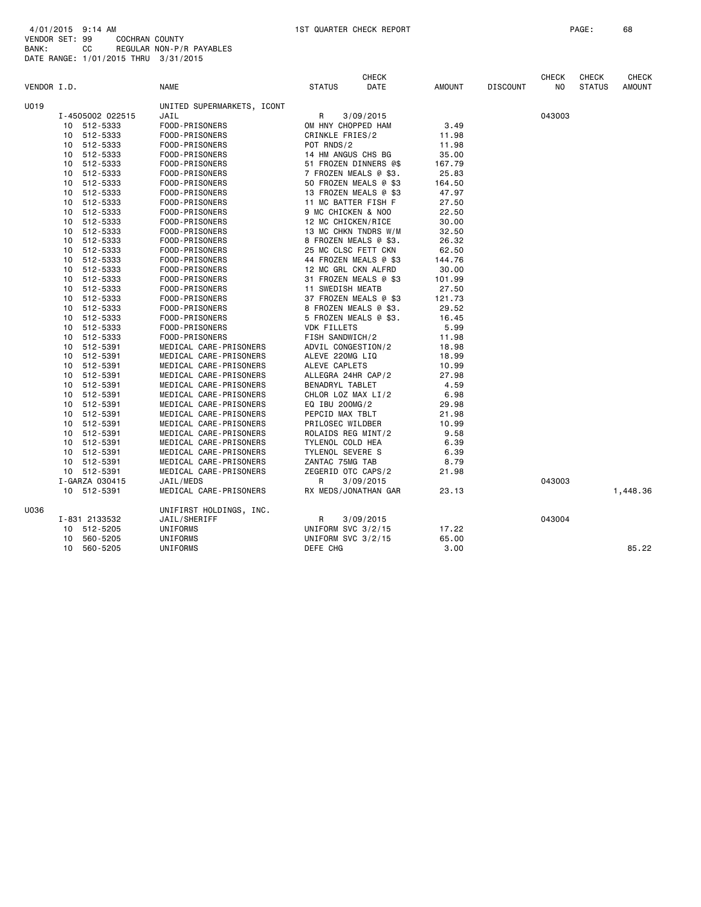4/01/2015 9:14 AM 1ST QUARTER CHECK REPORT
VENDOR SET: 99 COCHRAN COUNTY
BANK: CC REGULAR NON-P/R PAYABLES
DATE RANGE: 1/01/2015 THRU 3/31/2015

| VENDOR I.D. | NAME | STATUS | CHECK DATE | AMOUNT | DISCOUNT | CHECK NO | CHECK STATUS | CHECK AMOUNT |
|---|---|---|---|---|---|---|---|---|
| U019 | UNITED SUPERMARKETS, ICONT | | | | | | | |
| I-4505002 022515 | JAIL | R | 3/09/2015 | | | 043003 | | |
| 10 512-5333 | FOOD-PRISONERS | OM HNY CHOPPED HAM | | 3.49 | | | | |
| 10 512-5333 | FOOD-PRISONERS | CRINKLE FRIES/2 | | 11.98 | | | | |
| 10 512-5333 | FOOD-PRISONERS | POT RNDS/2 | | 11.98 | | | | |
| 10 512-5333 | FOOD-PRISONERS | 14 HM ANGUS CHS BG | | 35.00 | | | | |
| 10 512-5333 | FOOD-PRISONERS | 51 FROZEN DINNERS @$ | | 167.79 | | | | |
| 10 512-5333 | FOOD-PRISONERS | 7 FROZEN MEALS @ $3. | | 25.83 | | | | |
| 10 512-5333 | FOOD-PRISONERS | 50 FROZEN MEALS @ $3 | | 164.50 | | | | |
| 10 512-5333 | FOOD-PRISONERS | 13 FROZEN MEALS @ $3 | | 47.97 | | | | |
| 10 512-5333 | FOOD-PRISONERS | 11 MC BATTER FISH F | | 27.50 | | | | |
| 10 512-5333 | FOOD-PRISONERS | 9 MC CHICKEN & NOO | | 22.50 | | | | |
| 10 512-5333 | FOOD-PRISONERS | 12 MC CHICKEN/RICE | | 30.00 | | | | |
| 10 512-5333 | FOOD-PRISONERS | 13 MC CHKN TNDRS W/M | | 32.50 | | | | |
| 10 512-5333 | FOOD-PRISONERS | 8 FROZEN MEALS @ $3. | | 26.32 | | | | |
| 10 512-5333 | FOOD-PRISONERS | 25 MC CLSC FETT CKN | | 62.50 | | | | |
| 10 512-5333 | FOOD-PRISONERS | 44 FROZEN MEALS @ $3 | | 144.76 | | | | |
| 10 512-5333 | FOOD-PRISONERS | 12 MC GRL CKN ALFRD | | 30.00 | | | | |
| 10 512-5333 | FOOD-PRISONERS | 31 FROZEN MEALS @ $3 | | 101.99 | | | | |
| 10 512-5333 | FOOD-PRISONERS | 11 SWEDISH MEATB | | 27.50 | | | | |
| 10 512-5333 | FOOD-PRISONERS | 37 FROZEN MEALS @ $3 | | 121.73 | | | | |
| 10 512-5333 | FOOD-PRISONERS | 8 FROZEN MEALS @ $3. | | 29.52 | | | | |
| 10 512-5333 | FOOD-PRISONERS | 5 FROZEN MEALS @ $3. | | 16.45 | | | | |
| 10 512-5333 | FOOD-PRISONERS | VDK FILLETS | | 5.99 | | | | |
| 10 512-5333 | FOOD-PRISONERS | FISH SANDWICH/2 | | 11.98 | | | | |
| 10 512-5391 | MEDICAL CARE-PRISONERS | ADVIL CONGESTION/2 | | 18.98 | | | | |
| 10 512-5391 | MEDICAL CARE-PRISONERS | ALEVE 220MG LIQ | | 18.99 | | | | |
| 10 512-5391 | MEDICAL CARE-PRISONERS | ALEVE CAPLETS | | 10.99 | | | | |
| 10 512-5391 | MEDICAL CARE-PRISONERS | ALLEGRA 24HR CAP/2 | | 27.98 | | | | |
| 10 512-5391 | MEDICAL CARE-PRISONERS | BENADRYL TABLET | | 4.59 | | | | |
| 10 512-5391 | MEDICAL CARE-PRISONERS | CHLOR LOZ MAX LI/2 | | 6.98 | | | | |
| 10 512-5391 | MEDICAL CARE-PRISONERS | EQ IBU 200MG/2 | | 29.98 | | | | |
| 10 512-5391 | MEDICAL CARE-PRISONERS | PEPCID MAX TBLT | | 21.98 | | | | |
| 10 512-5391 | MEDICAL CARE-PRISONERS | PRILOSEC WILDBER | | 10.99 | | | | |
| 10 512-5391 | MEDICAL CARE-PRISONERS | ROLAIDS REG MINT/2 | | 9.58 | | | | |
| 10 512-5391 | MEDICAL CARE-PRISONERS | TYLENOL COLD HEA | | 6.39 | | | | |
| 10 512-5391 | MEDICAL CARE-PRISONERS | TYLENOL SEVERE S | | 6.39 | | | | |
| 10 512-5391 | MEDICAL CARE-PRISONERS | ZANTAC 75MG TAB | | 8.79 | | | | |
| 10 512-5391 | MEDICAL CARE-PRISONERS | ZEGERID OTC CAPS/2 | | 21.98 | | | | |
| I-GARZA 030415 | JAIL/MEDS | R | 3/09/2015 | | | 043003 | | |
| 10 512-5391 | MEDICAL CARE-PRISONERS | RX MEDS/JONATHAN GAR | | 23.13 | | | | 1,448.36 |
| U036 | UNIFIRST HOLDINGS, INC. | | | | | | | |
| I-831 2133532 | JAIL/SHERIFF | R | 3/09/2015 | | | 043004 | | |
| 10 512-5205 | UNIFORMS | UNIFORM SVC 3/2/15 | | 17.22 | | | | |
| 10 560-5205 | UNIFORMS | UNIFORM SVC 3/2/15 | | 65.00 | | | | |
| 10 560-5205 | UNIFORMS | DEFE CHG | | 3.00 | | | | 85.22 |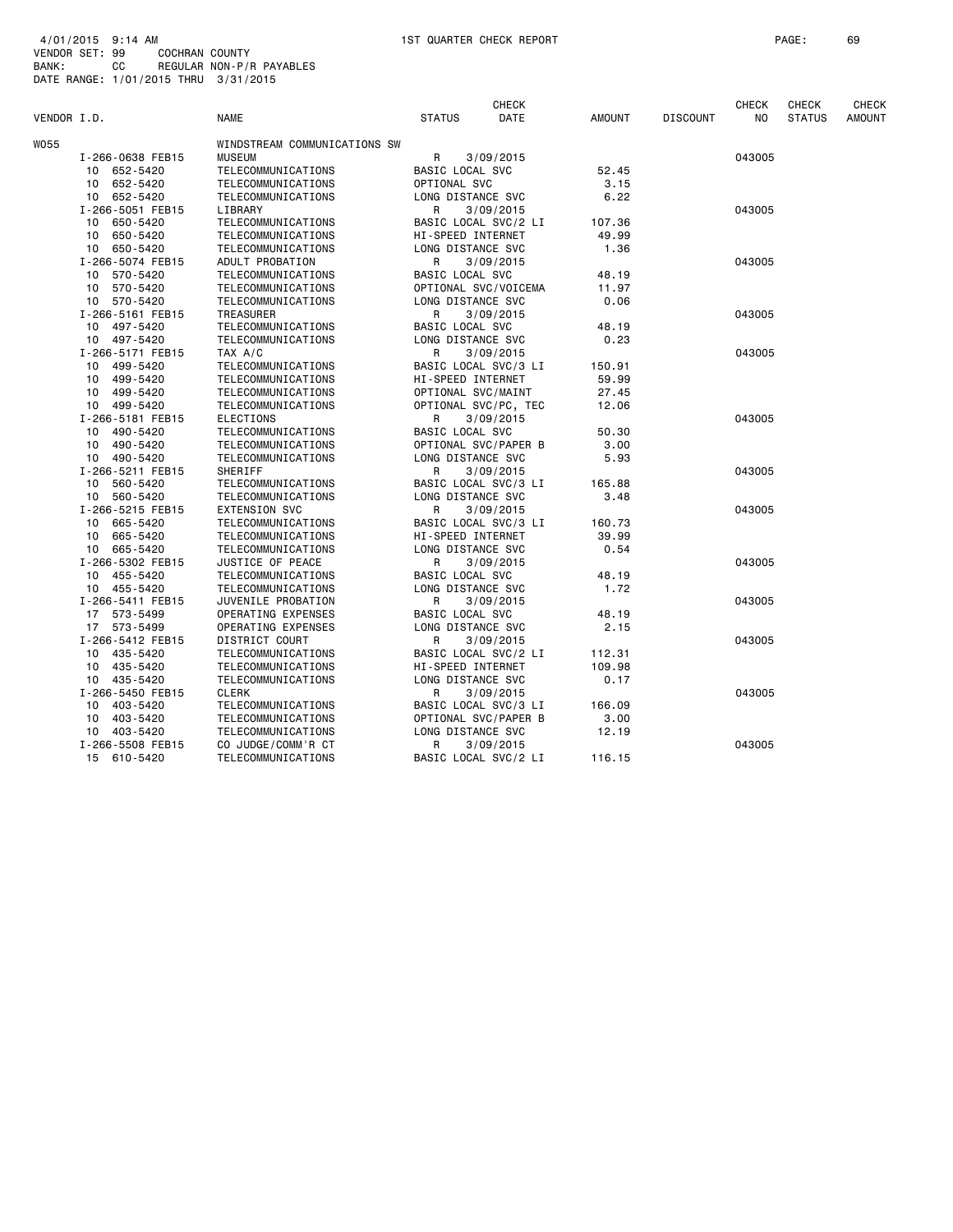4/01/2015 9:14 AM 1ST QUARTER CHECK REPORT
VENDOR SET: 99 COCHRAN COUNTY
BANK: CC REGULAR NON-P/R PAYABLES
DATE RANGE: 1/01/2015 THRU 3/31/2015

| VENDOR I.D. | NAME | STATUS | CHECK DATE | AMOUNT | DISCOUNT | CHECK NO | CHECK STATUS | CHECK AMOUNT |
|---|---|---|---|---|---|---|---|---|
| W055 | WINDSTREAM COMMUNICATIONS SW | | | | | | | |
| I-266-0638 FEB15 | MUSEUM | R | 3/09/2015 | | | 043005 | | |
| 10 652-5420 | TELECOMMUNICATIONS | BASIC LOCAL SVC | | 52.45 | | | | |
| 10 652-5420 | TELECOMMUNICATIONS | OPTIONAL SVC | | 3.15 | | | | |
| 10 652-5420 | TELECOMMUNICATIONS | LONG DISTANCE SVC | | 6.22 | | | | |
| I-266-5051 FEB15 | LIBRARY | R | 3/09/2015 | | | 043005 | | |
| 10 650-5420 | TELECOMMUNICATIONS | BASIC LOCAL SVC/2 LI | | 107.36 | | | | |
| 10 650-5420 | TELECOMMUNICATIONS | HI-SPEED INTERNET | | 49.99 | | | | |
| 10 650-5420 | TELECOMMUNICATIONS | LONG DISTANCE SVC | | 1.36 | | | | |
| I-266-5074 FEB15 | ADULT PROBATION | R | 3/09/2015 | | | 043005 | | |
| 10 570-5420 | TELECOMMUNICATIONS | BASIC LOCAL SVC | | 48.19 | | | | |
| 10 570-5420 | TELECOMMUNICATIONS | OPTIONAL SVC/VOICEMA | | 11.97 | | | | |
| 10 570-5420 | TELECOMMUNICATIONS | LONG DISTANCE SVC | | 0.06 | | | | |
| I-266-5161 FEB15 | TREASURER | R | 3/09/2015 | | | 043005 | | |
| 10 497-5420 | TELECOMMUNICATIONS | BASIC LOCAL SVC | | 48.19 | | | | |
| 10 497-5420 | TELECOMMUNICATIONS | LONG DISTANCE SVC | | 0.23 | | | | |
| I-266-5171 FEB15 | TAX A/C | R | 3/09/2015 | | | 043005 | | |
| 10 499-5420 | TELECOMMUNICATIONS | BASIC LOCAL SVC/3 LI | | 150.91 | | | | |
| 10 499-5420 | TELECOMMUNICATIONS | HI-SPEED INTERNET | | 59.99 | | | | |
| 10 499-5420 | TELECOMMUNICATIONS | OPTIONAL SVC/MAINT | | 27.45 | | | | |
| 10 499-5420 | TELECOMMUNICATIONS | OPTIONAL SVC/PC, TEC | | 12.06 | | | | |
| I-266-5181 FEB15 | ELECTIONS | R | 3/09/2015 | | | 043005 | | |
| 10 490-5420 | TELECOMMUNICATIONS | BASIC LOCAL SVC | | 50.30 | | | | |
| 10 490-5420 | TELECOMMUNICATIONS | OPTIONAL SVC/PAPER B | | 3.00 | | | | |
| 10 490-5420 | TELECOMMUNICATIONS | LONG DISTANCE SVC | | 5.93 | | | | |
| I-266-5211 FEB15 | SHERIFF | R | 3/09/2015 | | | 043005 | | |
| 10 560-5420 | TELECOMMUNICATIONS | BASIC LOCAL SVC/3 LI | | 165.88 | | | | |
| 10 560-5420 | TELECOMMUNICATIONS | LONG DISTANCE SVC | | 3.48 | | | | |
| I-266-5215 FEB15 | EXTENSION SVC | R | 3/09/2015 | | | 043005 | | |
| 10 665-5420 | TELECOMMUNICATIONS | BASIC LOCAL SVC/3 LI | | 160.73 | | | | |
| 10 665-5420 | TELECOMMUNICATIONS | HI-SPEED INTERNET | | 39.99 | | | | |
| 10 665-5420 | TELECOMMUNICATIONS | LONG DISTANCE SVC | | 0.54 | | | | |
| I-266-5302 FEB15 | JUSTICE OF PEACE | R | 3/09/2015 | | | 043005 | | |
| 10 455-5420 | TELECOMMUNICATIONS | BASIC LOCAL SVC | | 48.19 | | | | |
| 10 455-5420 | TELECOMMUNICATIONS | LONG DISTANCE SVC | | 1.72 | | | | |
| I-266-5411 FEB15 | JUVENILE PROBATION | R | 3/09/2015 | | | 043005 | | |
| 17 573-5499 | OPERATING EXPENSES | BASIC LOCAL SVC | | 48.19 | | | | |
| 17 573-5499 | OPERATING EXPENSES | LONG DISTANCE SVC | | 2.15 | | | | |
| I-266-5412 FEB15 | DISTRICT COURT | R | 3/09/2015 | | | 043005 | | |
| 10 435-5420 | TELECOMMUNICATIONS | BASIC LOCAL SVC/2 LI | | 112.31 | | | | |
| 10 435-5420 | TELECOMMUNICATIONS | HI-SPEED INTERNET | | 109.98 | | | | |
| 10 435-5420 | TELECOMMUNICATIONS | LONG DISTANCE SVC | | 0.17 | | | | |
| I-266-5450 FEB15 | CLERK | R | 3/09/2015 | | | 043005 | | |
| 10 403-5420 | TELECOMMUNICATIONS | BASIC LOCAL SVC/3 LI | | 166.09 | | | | |
| 10 403-5420 | TELECOMMUNICATIONS | OPTIONAL SVC/PAPER B | | 3.00 | | | | |
| 10 403-5420 | TELECOMMUNICATIONS | LONG DISTANCE SVC | | 12.19 | | | | |
| I-266-5508 FEB15 | CO JUDGE/COMM'R CT | R | 3/09/2015 | | | 043005 | | |
| 15 610-5420 | TELECOMMUNICATIONS | BASIC LOCAL SVC/2 LI | | 116.15 | | | | |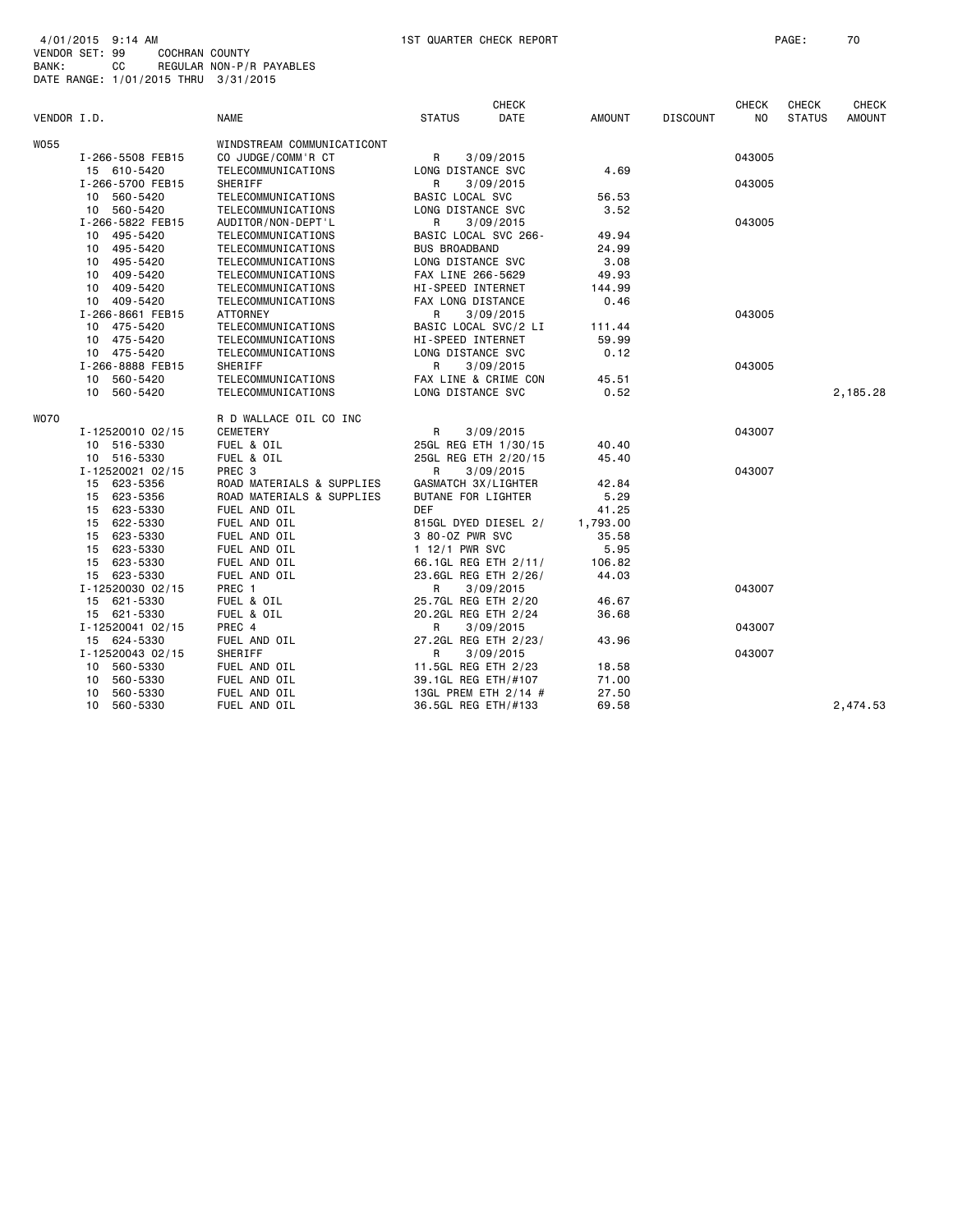4/01/2015 9:14 AM 1ST QUARTER CHECK REPORT
VENDOR SET: 99 COCHRAN COUNTY
BANK: CC REGULAR NON-P/R PAYABLES
DATE RANGE: 1/01/2015 THRU 3/31/2015

| VENDOR I.D. | NAME | STATUS | CHECK DATE | AMOUNT | DISCOUNT | CHECK NO | CHECK STATUS | CHECK AMOUNT |
|---|---|---|---|---|---|---|---|---|
| W055 | WINDSTREAM COMMUNICATICONT | | | | | | | |
| I-266-5508 FEB15 | CO JUDGE/COMM'R CT | R | 3/09/2015 | | | 043005 | | |
| 15 610-5420 | TELECOMMUNICATIONS | LONG DISTANCE SVC | | 4.69 | | | | |
| I-266-5700 FEB15 | SHERIFF | R | 3/09/2015 | | | 043005 | | |
| 10 560-5420 | TELECOMMUNICATIONS | BASIC LOCAL SVC | | 56.53 | | | | |
| 10 560-5420 | TELECOMMUNICATIONS | LONG DISTANCE SVC | | 3.52 | | | | |
| I-266-5822 FEB15 | AUDITOR/NON-DEPT'L | R | 3/09/2015 | | | 043005 | | |
| 10 495-5420 | TELECOMMUNICATIONS | BASIC LOCAL SVC 266- | | 49.94 | | | | |
| 10 495-5420 | TELECOMMUNICATIONS | BUS BROADBAND | | 24.99 | | | | |
| 10 495-5420 | TELECOMMUNICATIONS | LONG DISTANCE SVC | | 3.08 | | | | |
| 10 409-5420 | TELECOMMUNICATIONS | FAX LINE 266-5629 | | 49.93 | | | | |
| 10 409-5420 | TELECOMMUNICATIONS | HI-SPEED INTERNET | | 144.99 | | | | |
| 10 409-5420 | TELECOMMUNICATIONS | FAX LONG DISTANCE | | 0.46 | | | | |
| I-266-8661 FEB15 | ATTORNEY | R | 3/09/2015 | | | 043005 | | |
| 10 475-5420 | TELECOMMUNICATIONS | BASIC LOCAL SVC/2 LI | | 111.44 | | | | |
| 10 475-5420 | TELECOMMUNICATIONS | HI-SPEED INTERNET | | 59.99 | | | | |
| 10 475-5420 | TELECOMMUNICATIONS | LONG DISTANCE SVC | | 0.12 | | | | |
| I-266-8888 FEB15 | SHERIFF | R | 3/09/2015 | | | 043005 | | |
| 10 560-5420 | TELECOMMUNICATIONS | FAX LINE & CRIME CON | | 45.51 | | | | |
| 10 560-5420 | TELECOMMUNICATIONS | LONG DISTANCE SVC | | 0.52 | | | | 2,185.28 |
| W070 | R D WALLACE OIL CO INC | | | | | | | |
| I-12520010 02/15 | CEMETERY | R | 3/09/2015 | | | 043007 | | |
| 10 516-5330 | FUEL & OIL | 25GL REG ETH 1/30/15 | | 40.40 | | | | |
| 10 516-5330 | FUEL & OIL | 25GL REG ETH 2/20/15 | | 45.40 | | | | |
| I-12520021 02/15 | PREC 3 | R | 3/09/2015 | | | 043007 | | |
| 15 623-5356 | ROAD MATERIALS & SUPPLIES | GASMATCH 3X/LIGHTER | | 42.84 | | | | |
| 15 623-5356 | ROAD MATERIALS & SUPPLIES | BUTANE FOR LIGHTER | | 5.29 | | | | |
| 15 623-5330 | FUEL AND OIL | DEF | | 41.25 | | | | |
| 15 622-5330 | FUEL AND OIL | 815GL DYED DIESEL 2/ | | 1,793.00 | | | | |
| 15 623-5330 | FUEL AND OIL | 3 80-OZ PWR SVC | | 35.58 | | | | |
| 15 623-5330 | FUEL AND OIL | 1 12/1 PWR SVC | | 5.95 | | | | |
| 15 623-5330 | FUEL AND OIL | 66.1GL REG ETH 2/11/ | | 106.82 | | | | |
| 15 623-5330 | FUEL AND OIL | 23.6GL REG ETH 2/26/ | | 44.03 | | | | |
| I-12520030 02/15 | PREC 1 | R | 3/09/2015 | | | 043007 | | |
| 15 621-5330 | FUEL & OIL | 25.7GL REG ETH 2/20 | | 46.67 | | | | |
| 15 621-5330 | FUEL & OIL | 20.2GL REG ETH 2/24 | | 36.68 | | | | |
| I-12520041 02/15 | PREC 4 | R | 3/09/2015 | | | 043007 | | |
| 15 624-5330 | FUEL AND OIL | 27.2GL REG ETH 2/23/ | | 43.96 | | | | |
| I-12520043 02/15 | SHERIFF | R | 3/09/2015 | | | 043007 | | |
| 10 560-5330 | FUEL AND OIL | 11.5GL REG ETH 2/23 | | 18.58 | | | | |
| 10 560-5330 | FUEL AND OIL | 39.1GL REG ETH/#107 | | 71.00 | | | | |
| 10 560-5330 | FUEL AND OIL | 13GL PREM ETH 2/14 # | | 27.50 | | | | |
| 10 560-5330 | FUEL AND OIL | 36.5GL REG ETH/#133 | | 69.58 | | | | 2,474.53 |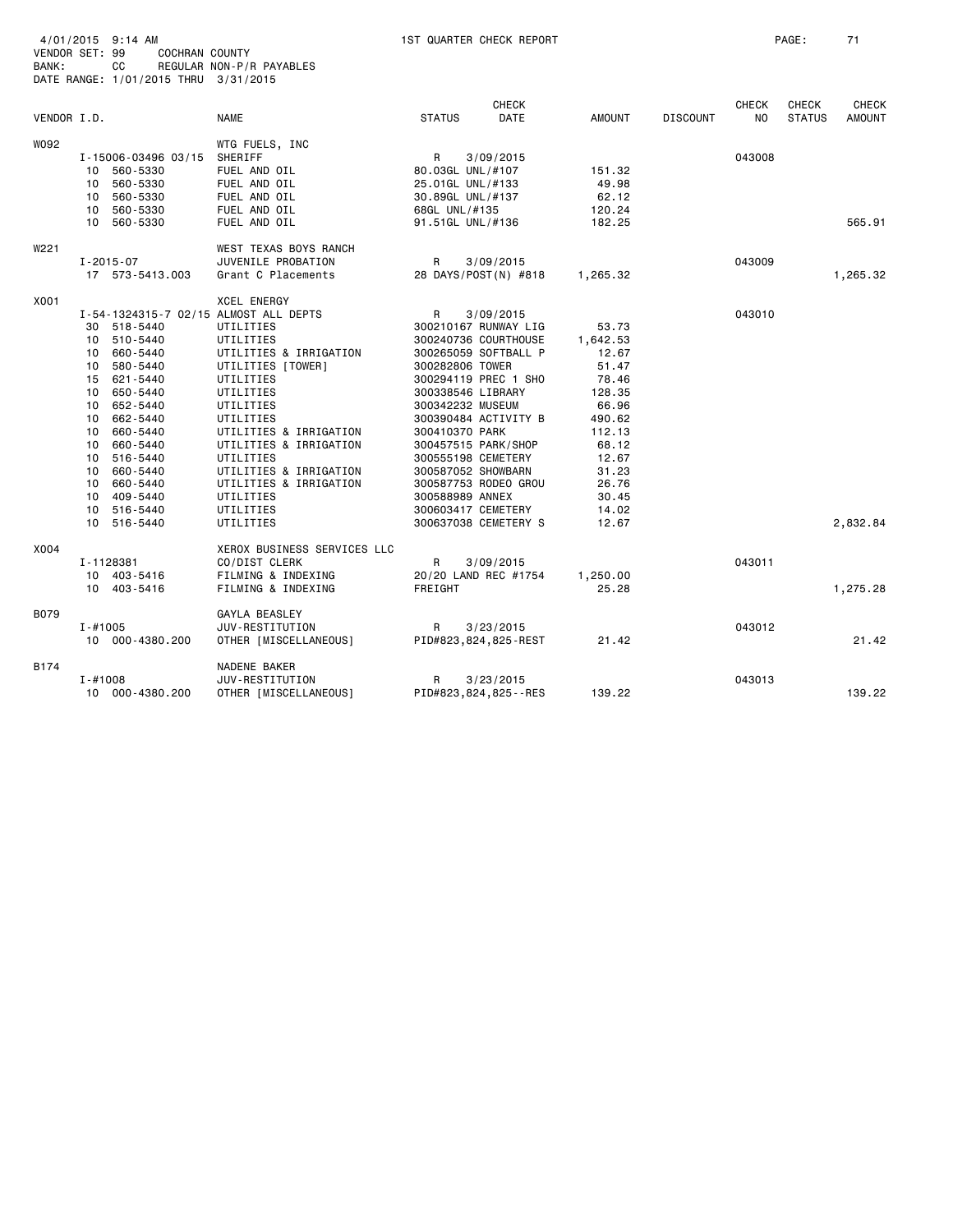4/01/2015 9:14 AM 1ST QUARTER CHECK REPORT PAGE: 71
VENDOR SET: 99 COCHRAN COUNTY
BANK: CC REGULAR NON-P/R PAYABLES
DATE RANGE: 1/01/2015 THRU 3/31/2015

| VENDOR I.D. | NAME | STATUS | CHECK DATE | AMOUNT | DISCOUNT | CHECK NO | CHECK STATUS | CHECK AMOUNT |
|---|---|---|---|---|---|---|---|---|
| W092 | WTG FUELS, INC | | | | | | | |
| I-15006-03496 03/15 | SHERIFF | R | 3/09/2015 | | | 043008 | | |
| 10 560-5330 | FUEL AND OIL | 80.03GL UNL/#107 | | 151.32 | | | | |
| 10 560-5330 | FUEL AND OIL | 25.01GL UNL/#133 | | 49.98 | | | | |
| 10 560-5330 | FUEL AND OIL | 30.89GL UNL/#137 | | 62.12 | | | | |
| 10 560-5330 | FUEL AND OIL | 68GL UNL/#135 | | 120.24 | | | | |
| 10 560-5330 | FUEL AND OIL | 91.51GL UNL/#136 | | 182.25 | | | | 565.91 |
| W221 | WEST TEXAS BOYS RANCH | | | | | | | |
| I-2015-07 | JUVENILE PROBATION | R | 3/09/2015 | | | 043009 | | |
| 17 573-5413.003 | Grant C Placements | 28 DAYS/POST(N) #818 | | 1,265.32 | | | | 1,265.32 |
| X001 | XCEL ENERGY | | | | | | | |
| I-54-1324315-7 02/15 | ALMOST ALL DEPTS | R | 3/09/2015 | | | 043010 | | |
| 30 518-5440 | UTILITIES | 300210167 RUNWAY LIG | | 53.73 | | | | |
| 10 510-5440 | UTILITIES | 300240736 COURTHOUSE | | 1,642.53 | | | | |
| 10 660-5440 | UTILITIES & IRRIGATION | 300265059 SOFTBALL P | | 12.67 | | | | |
| 10 580-5440 | UTILITIES [TOWER] | 300282806 TOWER | | 51.47 | | | | |
| 15 621-5440 | UTILITIES | 300294119 PREC 1 SHO | | 78.46 | | | | |
| 10 650-5440 | UTILITIES | 300338546 LIBRARY | | 128.35 | | | | |
| 10 652-5440 | UTILITIES | 300342232 MUSEUM | | 66.96 | | | | |
| 10 662-5440 | UTILITIES | 300390484 ACTIVITY B | | 490.62 | | | | |
| 10 660-5440 | UTILITIES & IRRIGATION | 300410370 PARK | | 112.13 | | | | |
| 10 660-5440 | UTILITIES & IRRIGATION | 300457515 PARK/SHOP | | 68.12 | | | | |
| 10 516-5440 | UTILITIES | 300555198 CEMETERY | | 12.67 | | | | |
| 10 660-5440 | UTILITIES & IRRIGATION | 300587052 SHOWBARN | | 31.23 | | | | |
| 10 660-5440 | UTILITIES & IRRIGATION | 300587753 RODEO GROU | | 26.76 | | | | |
| 10 409-5440 | UTILITIES | 300588989 ANNEX | | 30.45 | | | | |
| 10 516-5440 | UTILITIES | 300603417 CEMETERY | | 14.02 | | | | |
| 10 516-5440 | UTILITIES | 300637038 CEMETERY S | | 12.67 | | | | 2,832.84 |
| X004 | XEROX BUSINESS SERVICES LLC | | | | | | | |
| I-1128381 | CO/DIST CLERK | R | 3/09/2015 | | | 043011 | | |
| 10 403-5416 | FILMING & INDEXING | 20/20 LAND REC #1754 | | 1,250.00 | | | | |
| 10 403-5416 | FILMING & INDEXING | FREIGHT | | 25.28 | | | | 1,275.28 |
| B079 | GAYLA BEASLEY | | | | | | | |
| I-#1005 | JUV-RESTITUTION | R | 3/23/2015 | | | 043012 | | |
| 10 000-4380.200 | OTHER [MISCELLANEOUS] | PID#823,824,825-REST | | 21.42 | | | | 21.42 |
| B174 | NADENE BAKER | | | | | | | |
| I-#1008 | JUV-RESTITUTION | R | 3/23/2015 | | | 043013 | | |
| 10 000-4380.200 | OTHER [MISCELLANEOUS] | PID#823,824,825--RES | | 139.22 | | | | 139.22 |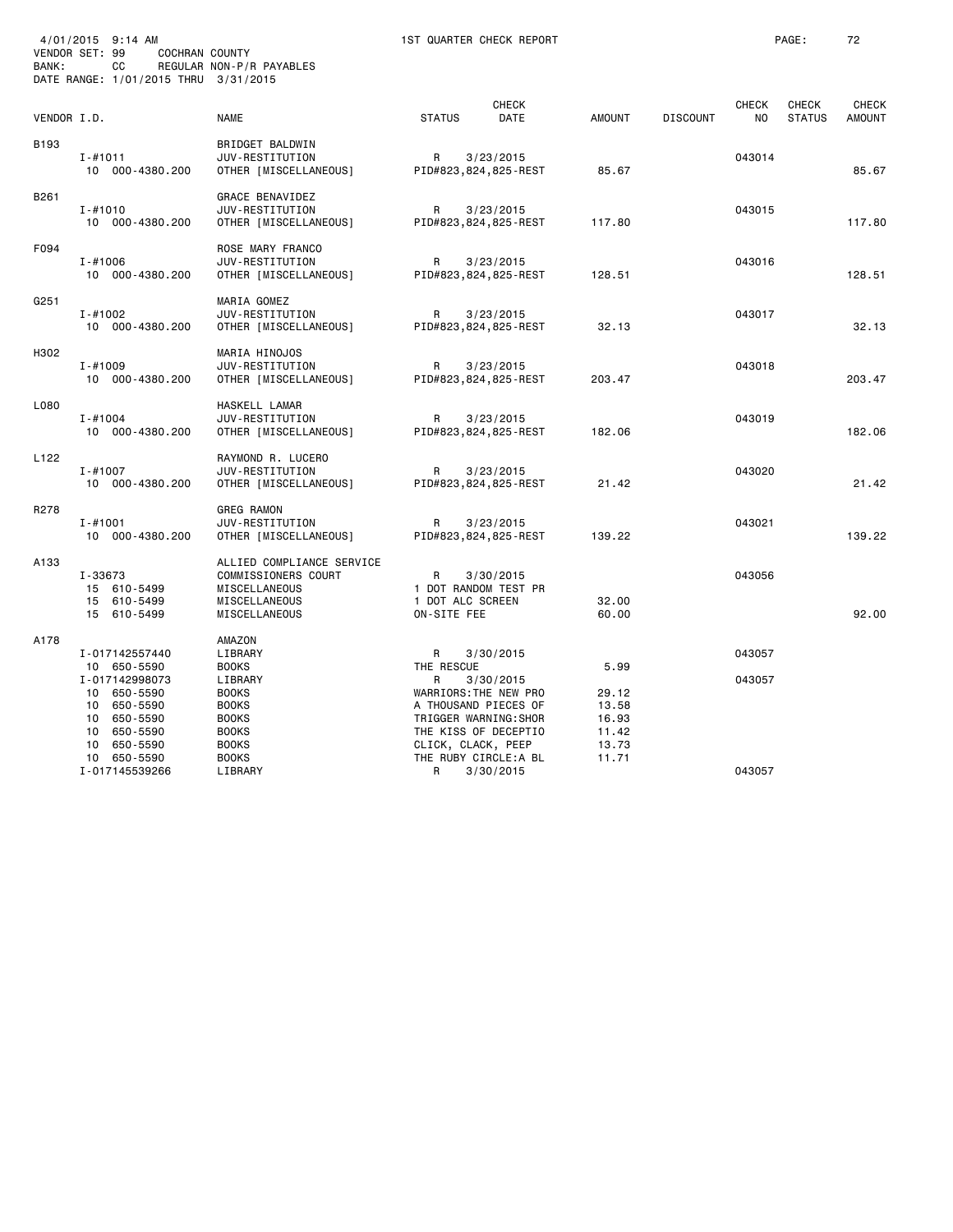4/01/2015 9:14 AM 1ST QUARTER CHECK REPORT
VENDOR SET: 99 COCHRAN COUNTY
BANK: CC REGULAR NON-P/R PAYABLES
DATE RANGE: 1/01/2015 THRU 3/31/2015

| VENDOR I.D. | NAME | STATUS | CHECK DATE | AMOUNT | DISCOUNT | CHECK NO | CHECK STATUS | CHECK AMOUNT |
|---|---|---|---|---|---|---|---|---|
| B193 | BRIDGET BALDWIN | | | | | | | |
| I-#1011 | JUV-RESTITUTION | R | 3/23/2015 | | | 043014 | | |
| 10 000-4380.200 | OTHER [MISCELLANEOUS] | PID#823,824,825-REST | | 85.67 | | | | 85.67 |
| B261 | GRACE BENAVIDEZ | | | | | | | |
| I-#1010 | JUV-RESTITUTION | R | 3/23/2015 | | | 043015 | | |
| 10 000-4380.200 | OTHER [MISCELLANEOUS] | PID#823,824,825-REST | | 117.80 | | | | 117.80 |
| F094 | ROSE MARY FRANCO | | | | | | | |
| I-#1006 | JUV-RESTITUTION | R | 3/23/2015 | | | 043016 | | |
| 10 000-4380.200 | OTHER [MISCELLANEOUS] | PID#823,824,825-REST | | 128.51 | | | | 128.51 |
| G251 | MARIA GOMEZ | | | | | | | |
| I-#1002 | JUV-RESTITUTION | R | 3/23/2015 | | | 043017 | | |
| 10 000-4380.200 | OTHER [MISCELLANEOUS] | PID#823,824,825-REST | | 32.13 | | | | 32.13 |
| H302 | MARIA HINOJOS | | | | | | | |
| I-#1009 | JUV-RESTITUTION | R | 3/23/2015 | | | 043018 | | |
| 10 000-4380.200 | OTHER [MISCELLANEOUS] | PID#823,824,825-REST | | 203.47 | | | | 203.47 |
| L080 | HASKELL LAMAR | | | | | | | |
| I-#1004 | JUV-RESTITUTION | R | 3/23/2015 | | | 043019 | | |
| 10 000-4380.200 | OTHER [MISCELLANEOUS] | PID#823,824,825-REST | | 182.06 | | | | 182.06 |
| L122 | RAYMOND R. LUCERO | | | | | | | |
| I-#1007 | JUV-RESTITUTION | R | 3/23/2015 | | | 043020 | | |
| 10 000-4380.200 | OTHER [MISCELLANEOUS] | PID#823,824,825-REST | | 21.42 | | | | 21.42 |
| R278 | GREG RAMON | | | | | | | |
| I-#1001 | JUV-RESTITUTION | R | 3/23/2015 | | | 043021 | | |
| 10 000-4380.200 | OTHER [MISCELLANEOUS] | PID#823,824,825-REST | | 139.22 | | | | 139.22 |
| A133 | ALLIED COMPLIANCE SERVICE | | | | | | | |
| I-33673 | COMMISSIONERS COURT | R | 3/30/2015 | | | 043056 | | |
| 15 610-5499 | MISCELLANEOUS | 1 DOT RANDOM TEST PR | | | | | | |
| 15 610-5499 | MISCELLANEOUS | 1 DOT ALC SCREEN | | 32.00 | | | | |
| 15 610-5499 | MISCELLANEOUS | ON-SITE FEE | | 60.00 | | | | 92.00 |
| A178 | AMAZON | | | | | | | |
| I-017142557440 | LIBRARY | R | 3/30/2015 | | | 043057 | | |
| 10 650-5590 | BOOKS | THE RESCUE | | 5.99 | | | | |
| I-017142998073 | LIBRARY | R | 3/30/2015 | | | 043057 | | |
| 10 650-5590 | BOOKS | WARRIORS:THE NEW PRO | | 29.12 | | | | |
| 10 650-5590 | BOOKS | A THOUSAND PIECES OF | | 13.58 | | | | |
| 10 650-5590 | BOOKS | TRIGGER WARNING:SHOR | | 16.93 | | | | |
| 10 650-5590 | BOOKS | THE KISS OF DECEPTIO | | 11.42 | | | | |
| 10 650-5590 | BOOKS | CLICK, CLACK, PEEP | | 13.73 | | | | |
| 10 650-5590 | BOOKS | THE RUBY CIRCLE:A BL | | 11.71 | | | | |
| I-017145539266 | LIBRARY | R | 3/30/2015 | | | 043057 | | |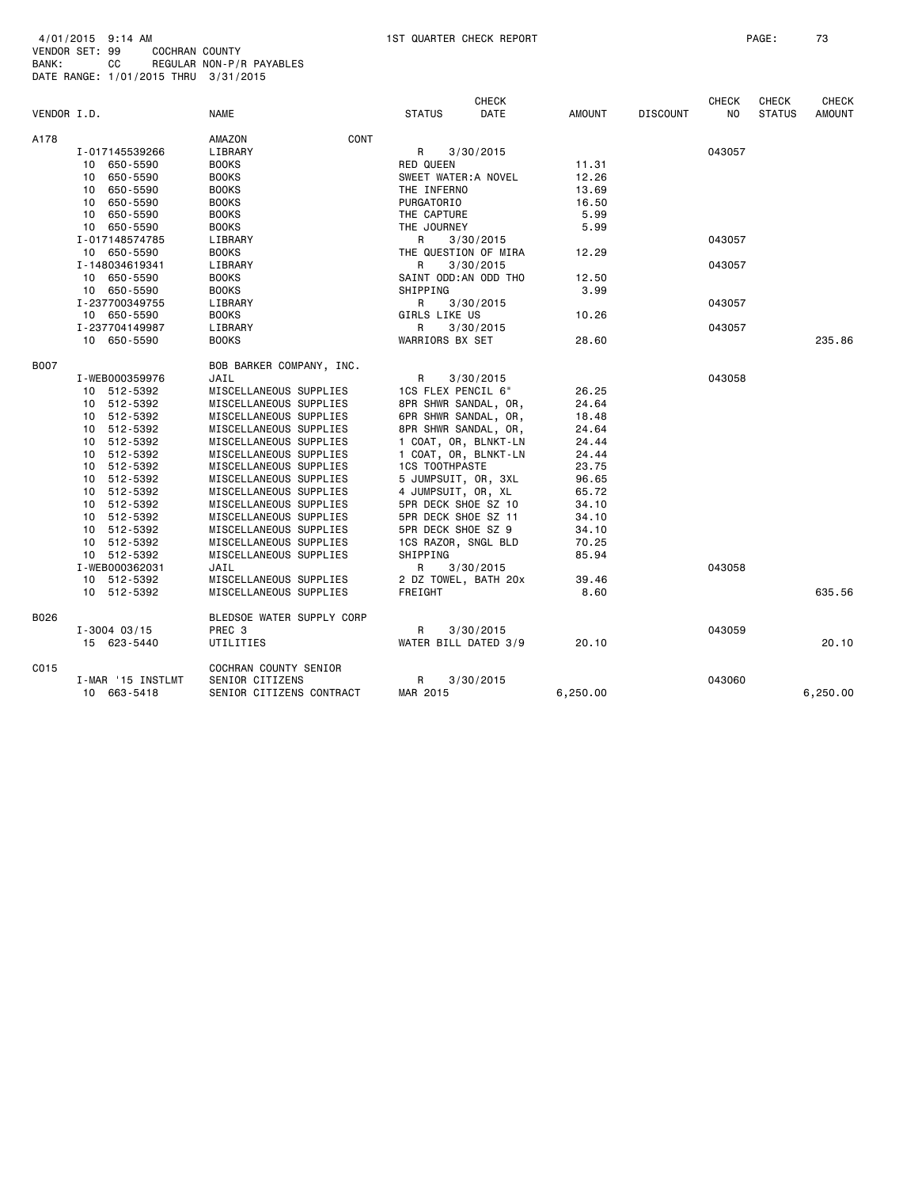4/01/2015 9:14 AM 1ST QUARTER CHECK REPORT
VENDOR SET: 99 COCHRAN COUNTY
BANK: CC REGULAR NON-P/R PAYABLES
DATE RANGE: 1/01/2015 THRU 3/31/2015

| VENDOR I.D. | NAME | STATUS | CHECK DATE | AMOUNT | DISCOUNT | CHECK NO | CHECK STATUS | CHECK AMOUNT |
|---|---|---|---|---|---|---|---|---|
| A178 | AMAZON CONT | | | | | | | |
| I-017145539266 | LIBRARY | R | 3/30/2015 | | | 043057 | | |
| 10 650-5590 | BOOKS | RED QUEEN | | 11.31 | | | | |
| 10 650-5590 | BOOKS | SWEET WATER:A NOVEL | | 12.26 | | | | |
| 10 650-5590 | BOOKS | THE INFERNO | | 13.69 | | | | |
| 10 650-5590 | BOOKS | PURGATORIO | | 16.50 | | | | |
| 10 650-5590 | BOOKS | THE CAPTURE | | 5.99 | | | | |
| 10 650-5590 | BOOKS | THE JOURNEY | | 5.99 | | | | |
| I-017148574785 | LIBRARY | R | 3/30/2015 | | | 043057 | | |
| 10 650-5590 | BOOKS | THE QUESTION OF MIRA | | 12.29 | | | | |
| I-148034619341 | LIBRARY | R | 3/30/2015 | | | 043057 | | |
| 10 650-5590 | BOOKS | SAINT ODD:AN ODD THO | | 12.50 | | | | |
| 10 650-5590 | BOOKS | SHIPPING | | 3.99 | | | | |
| I-237700349755 | LIBRARY | R | 3/30/2015 | | | 043057 | | |
| 10 650-5590 | BOOKS | GIRLS LIKE US | | 10.26 | | | | |
| I-237704149987 | LIBRARY | R | 3/30/2015 | | | 043057 | | |
| 10 650-5590 | BOOKS | WARRIORS BX SET | | 28.60 | | | | 235.86 |
| B007 | BOB BARKER COMPANY, INC. | | | | | | | |
| I-WEB000359976 | JAIL | R | 3/30/2015 | | | 043058 | | |
| 10 512-5392 | MISCELLANEOUS SUPPLIES | 1CS FLEX PENCIL 6" | | 26.25 | | | | |
| 10 512-5392 | MISCELLANEOUS SUPPLIES | 8PR SHWR SANDAL, OR, | | 24.64 | | | | |
| 10 512-5392 | MISCELLANEOUS SUPPLIES | 6PR SHWR SANDAL, OR, | | 18.48 | | | | |
| 10 512-5392 | MISCELLANEOUS SUPPLIES | 8PR SHWR SANDAL, OR, | | 24.64 | | | | |
| 10 512-5392 | MISCELLANEOUS SUPPLIES | 1 COAT, OR, BLNKT-LN | | 24.44 | | | | |
| 10 512-5392 | MISCELLANEOUS SUPPLIES | 1 COAT, OR, BLNKT-LN | | 24.44 | | | | |
| 10 512-5392 | MISCELLANEOUS SUPPLIES | 1CS TOOTHPASTE | | 23.75 | | | | |
| 10 512-5392 | MISCELLANEOUS SUPPLIES | 5 JUMPSUIT, OR, 3XL | | 96.65 | | | | |
| 10 512-5392 | MISCELLANEOUS SUPPLIES | 4 JUMPSUIT, OR, XL | | 65.72 | | | | |
| 10 512-5392 | MISCELLANEOUS SUPPLIES | 5PR DECK SHOE SZ 10 | | 34.10 | | | | |
| 10 512-5392 | MISCELLANEOUS SUPPLIES | 5PR DECK SHOE SZ 11 | | 34.10 | | | | |
| 10 512-5392 | MISCELLANEOUS SUPPLIES | 5PR DECK SHOE SZ 9 | | 34.10 | | | | |
| 10 512-5392 | MISCELLANEOUS SUPPLIES | 1CS RAZOR, SNGL BLD | | 70.25 | | | | |
| 10 512-5392 | MISCELLANEOUS SUPPLIES | SHIPPING | | 85.94 | | | | |
| I-WEB000362031 | JAIL | R | 3/30/2015 | | | 043058 | | |
| 10 512-5392 | MISCELLANEOUS SUPPLIES | 2 DZ TOWEL, BATH 20x | | 39.46 | | | | |
| 10 512-5392 | MISCELLANEOUS SUPPLIES | FREIGHT | | 8.60 | | | | 635.56 |
| B026 | BLEDSOE WATER SUPPLY CORP | | | | | | | |
| I-3004 03/15 | PREC 3 | R | 3/30/2015 | | | 043059 | | |
| 15 623-5440 | UTILITIES | WATER BILL DATED 3/9 | | 20.10 | | | | 20.10 |
| C015 | COCHRAN COUNTY SENIOR | | | | | | | |
| I-MAR '15 INSTLMT | SENIOR CITIZENS | R | 3/30/2015 | | | 043060 | | |
| 10 663-5418 | SENIOR CITIZENS CONTRACT | MAR 2015 | | 6,250.00 | | | | 6,250.00 |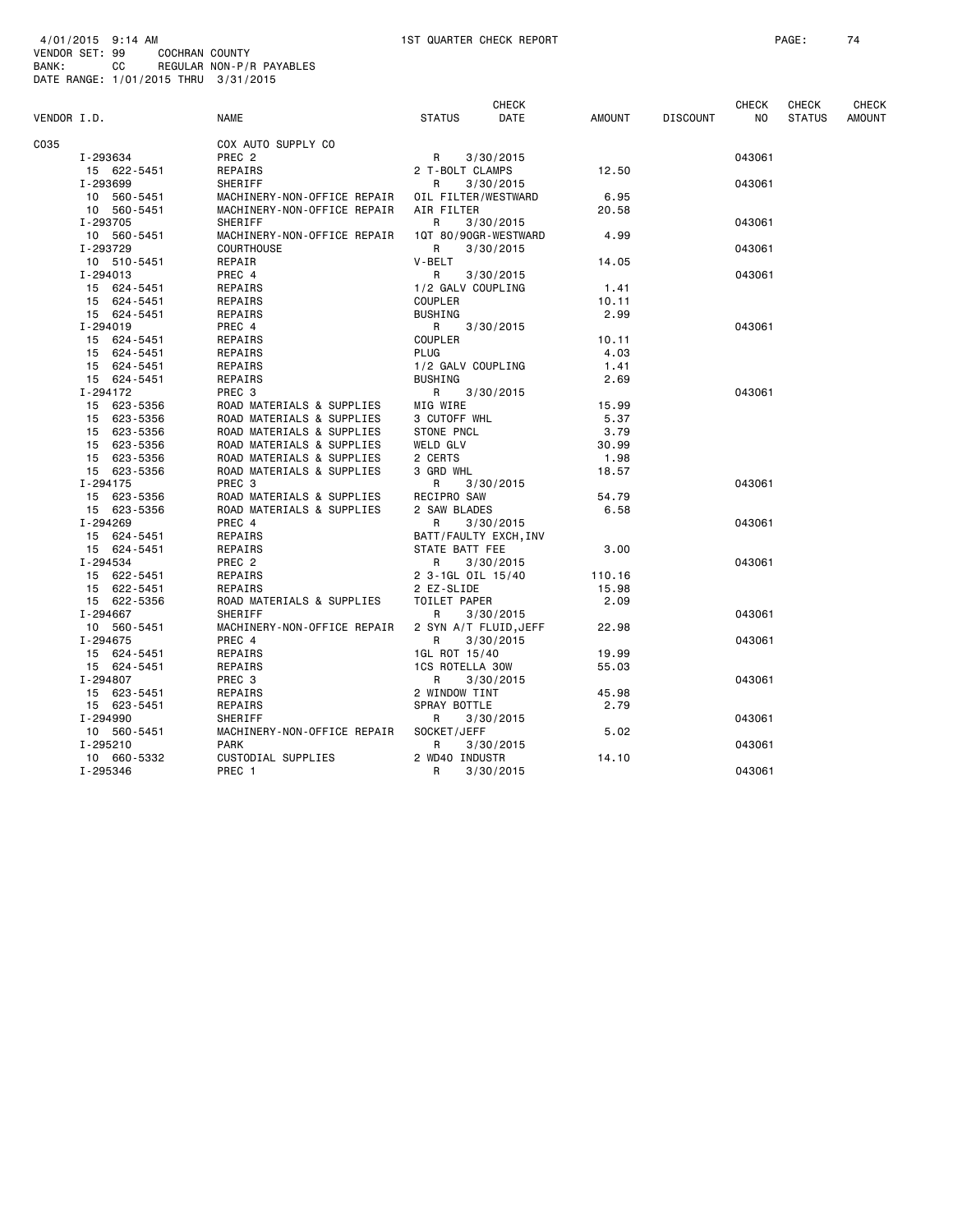4/01/2015 9:14 AM 1ST QUARTER CHECK REPORT
VENDOR SET: 99 COCHRAN COUNTY
BANK: CC REGULAR NON-P/R PAYABLES
DATE RANGE: 1/01/2015 THRU 3/31/2015

| VENDOR I.D. | NAME | STATUS | CHECK DATE | AMOUNT | DISCOUNT | CHECK NO | CHECK STATUS | CHECK AMOUNT |
|---|---|---|---|---|---|---|---|---|
| C035 | COX AUTO SUPPLY CO | | | | | | | |
| I-293634 | PREC 2 | R | 3/30/2015 | | | 043061 | | |
| 15 622-5451 | REPAIRS | 2 T-BOLT CLAMPS | | 12.50 | | | | |
| I-293699 | SHERIFF | R | 3/30/2015 | | | 043061 | | |
| 10 560-5451 | MACHINERY-NON-OFFICE REPAIR | OIL FILTER/WESTWARD | | 6.95 | | | | |
| 10 560-5451 | MACHINERY-NON-OFFICE REPAIR | AIR FILTER | | 20.58 | | | | |
| I-293705 | SHERIFF | R | 3/30/2015 | | | 043061 | | |
| 10 560-5451 | MACHINERY-NON-OFFICE REPAIR | 1QT 80/90GR-WESTWARD | | 4.99 | | | | |
| I-293729 | COURTHOUSE | R | 3/30/2015 | | | 043061 | | |
| 10 510-5451 | REPAIR | V-BELT | | 14.05 | | | | |
| I-294013 | PREC 4 | R | 3/30/2015 | | | 043061 | | |
| 15 624-5451 | REPAIRS | 1/2 GALV COUPLING | | 1.41 | | | | |
| 15 624-5451 | REPAIRS | COUPLER | | 10.11 | | | | |
| 15 624-5451 | REPAIRS | BUSHING | | 2.99 | | | | |
| I-294019 | PREC 4 | R | 3/30/2015 | | | 043061 | | |
| 15 624-5451 | REPAIRS | COUPLER | | 10.11 | | | | |
| 15 624-5451 | REPAIRS | PLUG | | 4.03 | | | | |
| 15 624-5451 | REPAIRS | 1/2 GALV COUPLING | | 1.41 | | | | |
| 15 624-5451 | REPAIRS | BUSHING | | 2.69 | | | | |
| I-294172 | PREC 3 | R | 3/30/2015 | | | 043061 | | |
| 15 623-5356 | ROAD MATERIALS & SUPPLIES | MIG WIRE | | 15.99 | | | | |
| 15 623-5356 | ROAD MATERIALS & SUPPLIES | 3 CUTOFF WHL | | 5.37 | | | | |
| 15 623-5356 | ROAD MATERIALS & SUPPLIES | STONE PNCL | | 3.79 | | | | |
| 15 623-5356 | ROAD MATERIALS & SUPPLIES | WELD GLV | | 30.99 | | | | |
| 15 623-5356 | ROAD MATERIALS & SUPPLIES | 2 CERTS | | 1.98 | | | | |
| 15 623-5356 | ROAD MATERIALS & SUPPLIES | 3 GRD WHL | | 18.57 | | | | |
| I-294175 | PREC 3 | R | 3/30/2015 | | | 043061 | | |
| 15 623-5356 | ROAD MATERIALS & SUPPLIES | RECIPRO SAW | | 54.79 | | | | |
| 15 623-5356 | ROAD MATERIALS & SUPPLIES | 2 SAW BLADES | | 6.58 | | | | |
| I-294269 | PREC 4 | R | 3/30/2015 | | | 043061 | | |
| 15 624-5451 | REPAIRS | BATT/FAULTY EXCH,INV | | | | | | |
| 15 624-5451 | REPAIRS | STATE BATT FEE | | 3.00 | | | | |
| I-294534 | PREC 2 | R | 3/30/2015 | | | 043061 | | |
| 15 622-5451 | REPAIRS | 2 3-1GL OIL 15/40 | | 110.16 | | | | |
| 15 622-5451 | REPAIRS | 2 EZ-SLIDE | | 15.98 | | | | |
| 15 622-5356 | ROAD MATERIALS & SUPPLIES | TOILET PAPER | | 2.09 | | | | |
| I-294667 | SHERIFF | R | 3/30/2015 | | | 043061 | | |
| 10 560-5451 | MACHINERY-NON-OFFICE REPAIR | 2 SYN A/T FLUID,JEFF | | 22.98 | | | | |
| I-294675 | PREC 4 | R | 3/30/2015 | | | 043061 | | |
| 15 624-5451 | REPAIRS | 1GL ROT 15/40 | | 19.99 | | | | |
| 15 624-5451 | REPAIRS | 1CS ROTELLA 30W | | 55.03 | | | | |
| I-294807 | PREC 3 | R | 3/30/2015 | | | 043061 | | |
| 15 623-5451 | REPAIRS | 2 WINDOW TINT | | 45.98 | | | | |
| 15 623-5451 | REPAIRS | SPRAY BOTTLE | | 2.79 | | | | |
| I-294990 | SHERIFF | R | 3/30/2015 | | | 043061 | | |
| 10 560-5451 | MACHINERY-NON-OFFICE REPAIR | SOCKET/JEFF | | 5.02 | | | | |
| I-295210 | PARK | R | 3/30/2015 | | | 043061 | | |
| 10 660-5332 | CUSTODIAL SUPPLIES | 2 WD40 INDUSTR | | 14.10 | | | | |
| I-295346 | PREC 1 | R | 3/30/2015 | | | 043061 | | |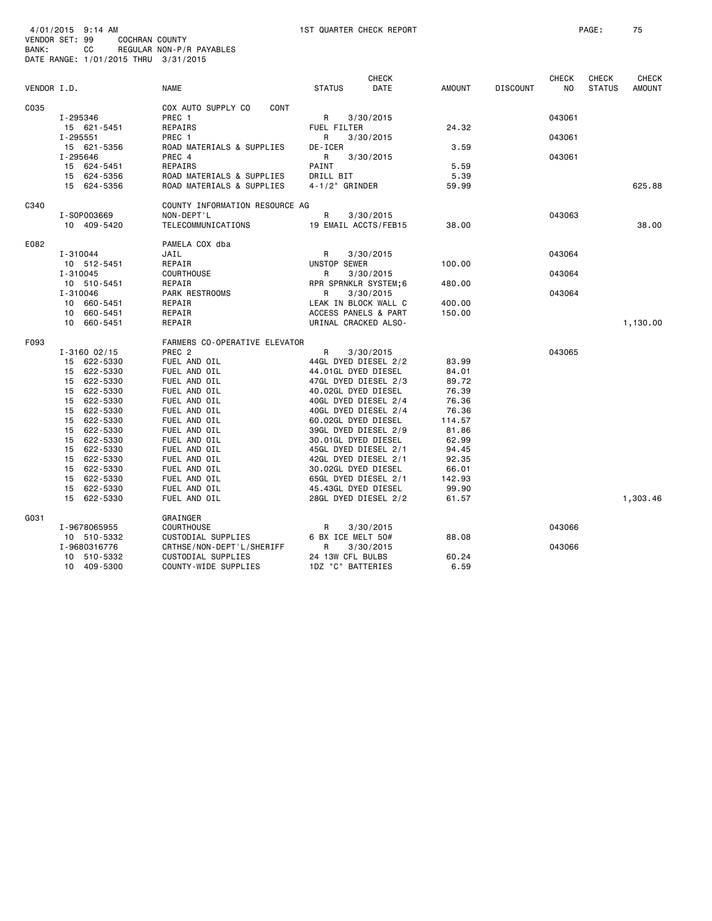4/01/2015 9:14 AM 1ST QUARTER CHECK REPORT
VENDOR SET: 99 COCHRAN COUNTY
BANK: CC REGULAR NON-P/R PAYABLES
DATE RANGE: 1/01/2015 THRU 3/31/2015

| VENDOR I.D. | NAME | STATUS | CHECK DATE | AMOUNT | DISCOUNT | CHECK NO | CHECK STATUS | CHECK AMOUNT |
|---|---|---|---|---|---|---|---|---|
| C035 | COX AUTO SUPPLY CO CONT | | | | | | | |
| I-295346 | PREC 1 | R | 3/30/2015 | | | 043061 | | |
| 15 621-5451 | REPAIRS | FUEL FILTER | | 24.32 | | | | |
| I-295551 | PREC 1 | R | 3/30/2015 | | | 043061 | | |
| 15 621-5356 | ROAD MATERIALS & SUPPLIES | DE-ICER | | 3.59 | | | | |
| I-295646 | PREC 4 | R | 3/30/2015 | | | 043061 | | |
| 15 624-5451 | REPAIRS | PAINT | | 5.59 | | | | |
| 15 624-5356 | ROAD MATERIALS & SUPPLIES | DRILL BIT | | 5.39 | | | | |
| 15 624-5356 | ROAD MATERIALS & SUPPLIES | 4-1/2" GRINDER | | 59.99 | | | | 625.88 |
| C340 | COUNTY INFORMATION RESOURCE AG | | | | | | | |
| I-SOP003669 | NON-DEPT'L | R | 3/30/2015 | | | 043063 | | |
| 10 409-5420 | TELECOMMUNICATIONS | 19 EMAIL ACCTS/FEB15 | | 38.00 | | | | 38.00 |
| E082 | PAMELA COX dba | | | | | | | |
| I-310044 | JAIL | R | 3/30/2015 | | | 043064 | | |
| 10 512-5451 | REPAIR | UNSTOP SEWER | | 100.00 | | | | |
| I-310045 | COURTHOUSE | R | 3/30/2015 | | | 043064 | | |
| 10 510-5451 | REPAIR | RPR SPRNKLR SYSTEM;6 | | 480.00 | | | | |
| I-310046 | PARK RESTROOMS | R | 3/30/2015 | | | 043064 | | |
| 10 660-5451 | REPAIR | LEAK IN BLOCK WALL C | | 400.00 | | | | |
| 10 660-5451 | REPAIR | ACCESS PANELS & PART | | 150.00 | | | | |
| 10 660-5451 | REPAIR | URINAL CRACKED ALSO- | | | | | | 1,130.00 |
| F093 | FARMERS CO-OPERATIVE ELEVATOR | | | | | | | |
| I-3160 02/15 | PREC 2 | R | 3/30/2015 | | | 043065 | | |
| 15 622-5330 | FUEL AND OIL | 44GL DYED DIESEL 2/2 | | 83.99 | | | | |
| 15 622-5330 | FUEL AND OIL | 44.01GL DYED DIESEL | | 84.01 | | | | |
| 15 622-5330 | FUEL AND OIL | 47GL DYED DIESEL 2/3 | | 89.72 | | | | |
| 15 622-5330 | FUEL AND OIL | 40.02GL DYED DIESEL | | 76.39 | | | | |
| 15 622-5330 | FUEL AND OIL | 40GL DYED DIESEL 2/4 | | 76.36 | | | | |
| 15 622-5330 | FUEL AND OIL | 40GL DYED DIESEL 2/4 | | 76.36 | | | | |
| 15 622-5330 | FUEL AND OIL | 60.02GL DYED DIESEL | | 114.57 | | | | |
| 15 622-5330 | FUEL AND OIL | 39GL DYED DIESEL 2/9 | | 81.86 | | | | |
| 15 622-5330 | FUEL AND OIL | 30.01GL DYED DIESEL | | 62.99 | | | | |
| 15 622-5330 | FUEL AND OIL | 45GL DYED DIESEL 2/1 | | 94.45 | | | | |
| 15 622-5330 | FUEL AND OIL | 42GL DYED DIESEL 2/1 | | 92.35 | | | | |
| 15 622-5330 | FUEL AND OIL | 30.02GL DYED DIESEL | | 66.01 | | | | |
| 15 622-5330 | FUEL AND OIL | 65GL DYED DIESEL 2/1 | | 142.93 | | | | |
| 15 622-5330 | FUEL AND OIL | 45.43GL DYED DIESEL | | 99.90 | | | | |
| 15 622-5330 | FUEL AND OIL | 28GL DYED DIESEL 2/2 | | 61.57 | | | | 1,303.46 |
| G031 | GRAINGER | | | | | | | |
| I-9678065955 | COURTHOUSE | R | 3/30/2015 | | | 043066 | | |
| 10 510-5332 | CUSTODIAL SUPPLIES | 6 BX ICE MELT 50# | | 88.08 | | | | |
| I-9680316776 | CRTHSE/NON-DEPT'L/SHERIFF | R | 3/30/2015 | | | 043066 | | |
| 10 510-5332 | CUSTODIAL SUPPLIES | 24 13W CFL BULBS | | 60.24 | | | | |
| 10 409-5300 | COUNTY-WIDE SUPPLIES | 1DZ "C" BATTERIES | | 6.59 | | | | |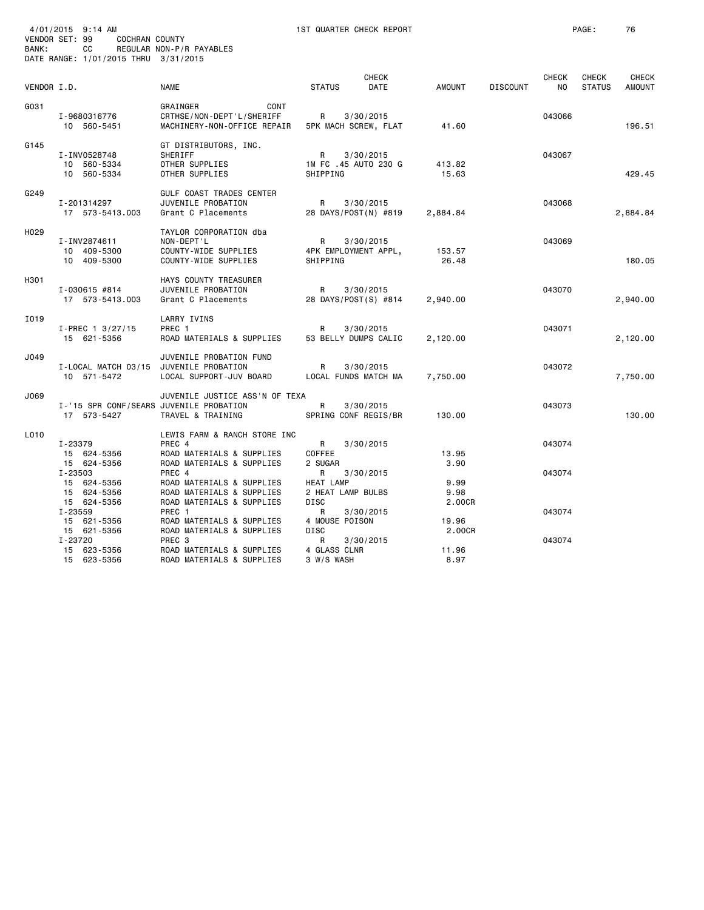4/01/2015 9:14 AM 1ST QUARTER CHECK REPORT

VENDOR SET: 99 COCHRAN COUNTY

BANK: CC REGULAR NON-P/R PAYABLES

DATE RANGE: 1/01/2015 THRU 3/31/2015

| VENDOR I.D. | NAME | STATUS | CHECK DATE | AMOUNT | DISCOUNT | CHECK NO | CHECK STATUS | CHECK AMOUNT |
|---|---|---|---|---|---|---|---|---|
| G031 | GRAINGER CONT | | | | | | | |
| I-9680316776 | CRTHSE/NON-DEPT'L/SHERIFF | R | 3/30/2015 | | | 043066 | | |
| 10 560-5451 | MACHINERY-NON-OFFICE REPAIR | 5PK MACH SCREW, FLAT | | 41.60 | | | | 196.51 |
| G145 | GT DISTRIBUTORS, INC. | | | | | | | |
| I-INV0528748 | SHERIFF | R | 3/30/2015 | | | 043067 | | |
| 10 560-5334 | OTHER SUPPLIES | 1M FC .45 AUTO 230 G | | 413.82 | | | | |
| 10 560-5334 | OTHER SUPPLIES | SHIPPING | | 15.63 | | | | 429.45 |
| G249 | GULF COAST TRADES CENTER | | | | | | | |
| I-201314297 | JUVENILE PROBATION | R | 3/30/2015 | | | 043068 | | |
| 17 573-5413.003 | Grant C Placements | 28 DAYS/POST(N) #819 | | 2,884.84 | | | | 2,884.84 |
| H029 | TAYLOR CORPORATION dba | | | | | | | |
| I-INV2874611 | NON-DEPT'L | R | 3/30/2015 | | | 043069 | | |
| 10 409-5300 | COUNTY-WIDE SUPPLIES | 4PK EMPLOYMENT APPL, | | 153.57 | | | | |
| 10 409-5300 | COUNTY-WIDE SUPPLIES | SHIPPING | | 26.48 | | | | 180.05 |
| H301 | HAYS COUNTY TREASURER | | | | | | | |
| I-030615 #814 | JUVENILE PROBATION | R | 3/30/2015 | | | 043070 | | |
| 17 573-5413.003 | Grant C Placements | 28 DAYS/POST(S) #814 | | 2,940.00 | | | | 2,940.00 |
| I019 | LARRY IVINS | | | | | | | |
| I-PREC 1 3/27/15 | PREC 1 | R | 3/30/2015 | | | 043071 | | |
| 15 621-5356 | ROAD MATERIALS & SUPPLIES | 53 BELLY DUMPS CALIC | | 2,120.00 | | | | 2,120.00 |
| J049 | JUVENILE PROBATION FUND | | | | | | | |
| I-LOCAL MATCH 03/15 | JUVENILE PROBATION | R | 3/30/2015 | | | 043072 | | |
| 10 571-5472 | LOCAL SUPPORT-JUV BOARD | LOCAL FUNDS MATCH MA | | 7,750.00 | | | | 7,750.00 |
| J069 | JUVENILE JUSTICE ASS'N OF TEXA | | | | | | | |
| I-'15 SPR CONF/SEARS | JUVENILE PROBATION | R | 3/30/2015 | | | 043073 | | |
| 17 573-5427 | TRAVEL & TRAINING | SPRING CONF REGIS/BR | | 130.00 | | | | 130.00 |
| L010 | LEWIS FARM & RANCH STORE INC | | | | | | | |
| I-23379 | PREC 4 | R | 3/30/2015 | | | 043074 | | |
| 15 624-5356 | ROAD MATERIALS & SUPPLIES | COFFEE | | 13.95 | | | | |
| 15 624-5356 | ROAD MATERIALS & SUPPLIES | 2 SUGAR | | 3.90 | | | | |
| I-23503 | PREC 4 | R | 3/30/2015 | | | 043074 | | |
| 15 624-5356 | ROAD MATERIALS & SUPPLIES | HEAT LAMP | | 9.99 | | | | |
| 15 624-5356 | ROAD MATERIALS & SUPPLIES | 2 HEAT LAMP BULBS | | 9.98 | | | | |
| 15 624-5356 | ROAD MATERIALS & SUPPLIES | DISC | | 2.00CR | | | | |
| I-23559 | PREC 1 | R | 3/30/2015 | | | 043074 | | |
| 15 621-5356 | ROAD MATERIALS & SUPPLIES | 4 MOUSE POISON | | 19.96 | | | | |
| 15 621-5356 | ROAD MATERIALS & SUPPLIES | DISC | | 2.00CR | | | | |
| I-23720 | PREC 3 | R | 3/30/2015 | | | 043074 | | |
| 15 623-5356 | ROAD MATERIALS & SUPPLIES | 4 GLASS CLNR | | 11.96 | | | | |
| 15 623-5356 | ROAD MATERIALS & SUPPLIES | 3 W/S WASH | | 8.97 | | | | |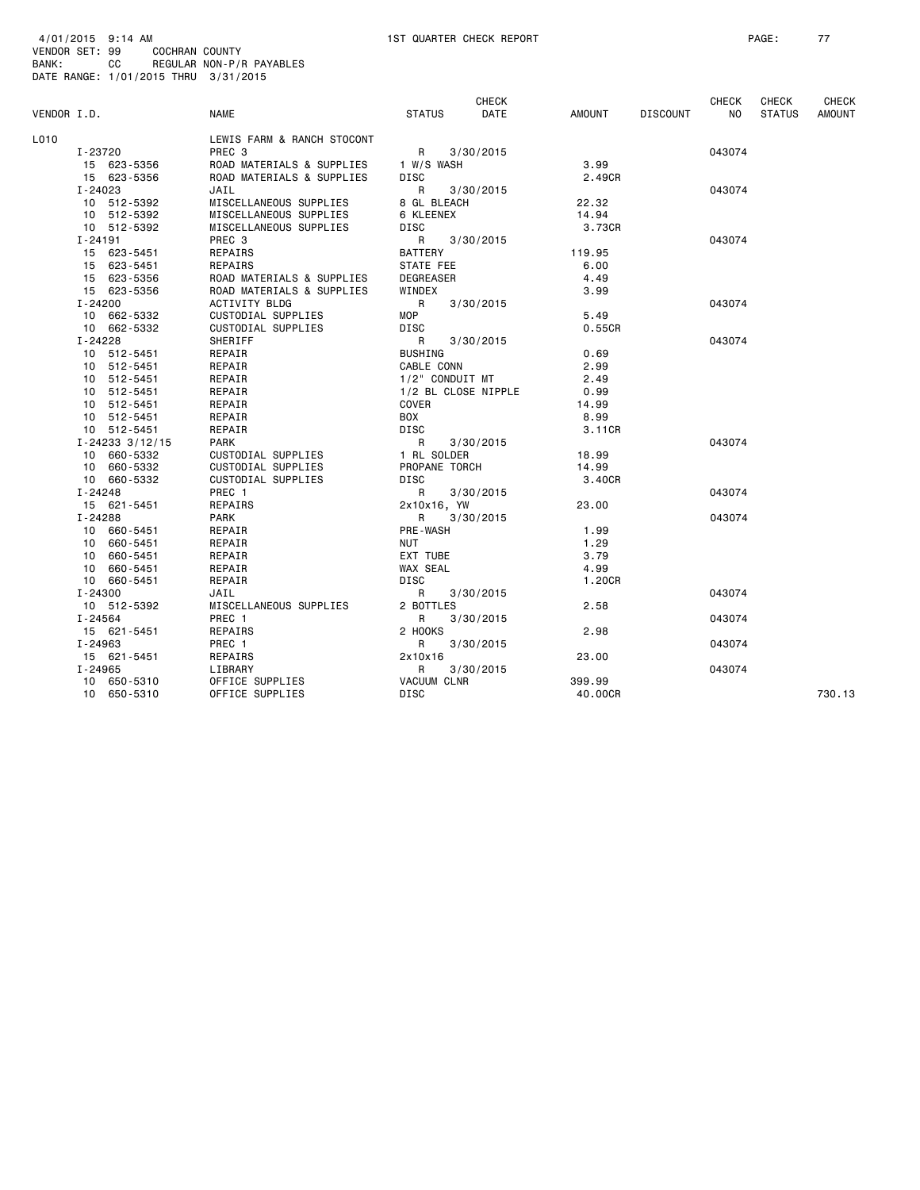4/01/2015 9:14 AM 1ST QUARTER CHECK REPORT
VENDOR SET: 99 COCHRAN COUNTY
BANK: CC REGULAR NON-P/R PAYABLES
DATE RANGE: 1/01/2015 THRU 3/31/2015

| VENDOR I.D. | NAME | STATUS | CHECK DATE | AMOUNT | DISCOUNT | CHECK NO | CHECK STATUS | CHECK AMOUNT |
|---|---|---|---|---|---|---|---|---|
| L010 | LEWIS FARM & RANCH STOCONT | | | | | | | |
| I-23720 | PREC 3 | R | 3/30/2015 | | | 043074 | | |
| 15 623-5356 | ROAD MATERIALS & SUPPLIES | 1 W/S WASH | | 3.99 | | | | |
| 15 623-5356 | ROAD MATERIALS & SUPPLIES | DISC | | 2.49CR | | | | |
| I-24023 | JAIL | R | 3/30/2015 | | | 043074 | | |
| 10 512-5392 | MISCELLANEOUS SUPPLIES | 8 GL BLEACH | | 22.32 | | | | |
| 10 512-5392 | MISCELLANEOUS SUPPLIES | 6 KLEENEX | | 14.94 | | | | |
| 10 512-5392 | MISCELLANEOUS SUPPLIES | DISC | | 3.73CR | | | | |
| I-24191 | PREC 3 | R | 3/30/2015 | | | 043074 | | |
| 15 623-5451 | REPAIRS | BATTERY | | 119.95 | | | | |
| 15 623-5451 | REPAIRS | STATE FEE | | 6.00 | | | | |
| 15 623-5356 | ROAD MATERIALS & SUPPLIES | DEGREASER | | 4.49 | | | | |
| 15 623-5356 | ROAD MATERIALS & SUPPLIES | WINDEX | | 3.99 | | | | |
| I-24200 | ACTIVITY BLDG | R | 3/30/2015 | | | 043074 | | |
| 10 662-5332 | CUSTODIAL SUPPLIES | MOP | | 5.49 | | | | |
| 10 662-5332 | CUSTODIAL SUPPLIES | DISC | | 0.55CR | | | | |
| I-24228 | SHERIFF | R | 3/30/2015 | | | 043074 | | |
| 10 512-5451 | REPAIR | BUSHING | | 0.69 | | | | |
| 10 512-5451 | REPAIR | CABLE CONN | | 2.99 | | | | |
| 10 512-5451 | REPAIR | 1/2" CONDUIT MT | | 2.49 | | | | |
| 10 512-5451 | REPAIR | 1/2 BL CLOSE NIPPLE | | 0.99 | | | | |
| 10 512-5451 | REPAIR | COVER | | 14.99 | | | | |
| 10 512-5451 | REPAIR | BOX | | 8.99 | | | | |
| 10 512-5451 | REPAIR | DISC | | 3.11CR | | | | |
| I-24233 3/12/15 | PARK | R | 3/30/2015 | | | 043074 | | |
| 10 660-5332 | CUSTODIAL SUPPLIES | 1 RL SOLDER | | 18.99 | | | | |
| 10 660-5332 | CUSTODIAL SUPPLIES | PROPANE TORCH | | 14.99 | | | | |
| 10 660-5332 | CUSTODIAL SUPPLIES | DISC | | 3.40CR | | | | |
| I-24248 | PREC 1 | R | 3/30/2015 | | | 043074 | | |
| 15 621-5451 | REPAIRS | 2x10x16, YW | | 23.00 | | | | |
| I-24288 | PARK | R | 3/30/2015 | | | 043074 | | |
| 10 660-5451 | REPAIR | PRE-WASH | | 1.99 | | | | |
| 10 660-5451 | REPAIR | NUT | | 1.29 | | | | |
| 10 660-5451 | REPAIR | EXT TUBE | | 3.79 | | | | |
| 10 660-5451 | REPAIR | WAX SEAL | | 4.99 | | | | |
| 10 660-5451 | REPAIR | DISC | | 1.20CR | | | | |
| I-24300 | JAIL | R | 3/30/2015 | | | 043074 | | |
| 10 512-5392 | MISCELLANEOUS SUPPLIES | 2 BOTTLES | | 2.58 | | | | |
| I-24564 | PREC 1 | R | 3/30/2015 | | | 043074 | | |
| 15 621-5451 | REPAIRS | 2 HOOKS | | 2.98 | | | | |
| I-24963 | PREC 1 | R | 3/30/2015 | | | 043074 | | |
| 15 621-5451 | REPAIRS | 2x10x16 | | 23.00 | | | | |
| I-24965 | LIBRARY | R | 3/30/2015 | | | 043074 | | |
| 10 650-5310 | OFFICE SUPPLIES | VACUUM CLNR | | 399.99 | | | | |
| 10 650-5310 | OFFICE SUPPLIES | DISC | | 40.00CR | | | | 730.13 |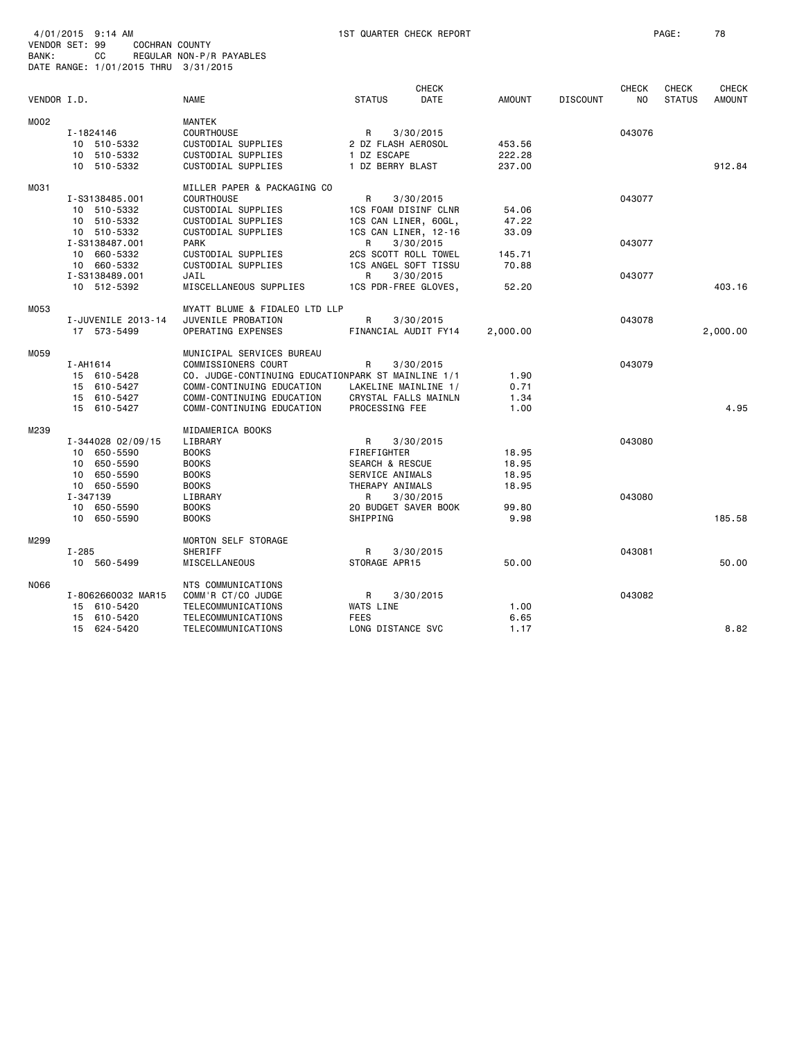4/01/2015 9:14 AM 1ST QUARTER CHECK REPORT

VENDOR SET: 99 COCHRAN COUNTY

BANK: CC REGULAR NON-P/R PAYABLES

DATE RANGE: 1/01/2015 THRU 3/31/2015

| VENDOR I.D. | NAME | STATUS | CHECK DATE | AMOUNT | DISCOUNT | CHECK NO | CHECK STATUS | CHECK AMOUNT |
|---|---|---|---|---|---|---|---|---|
| M002 | MANTEK | | | | | | | |
| I-1824146 | COURTHOUSE | R | 3/30/2015 | | | 043076 | | |
| 10 510-5332 | CUSTODIAL SUPPLIES | 2 DZ FLASH AEROSOL | | 453.56 | | | | |
| 10 510-5332 | CUSTODIAL SUPPLIES | 1 DZ ESCAPE | | 222.28 | | | | |
| 10 510-5332 | CUSTODIAL SUPPLIES | 1 DZ BERRY BLAST | | 237.00 | | | | 912.84 |
| M031 | MILLER PAPER & PACKAGING CO | | | | | | | |
| I-S3138485.001 | COURTHOUSE | R | 3/30/2015 | | | 043077 | | |
| 10 510-5332 | CUSTODIAL SUPPLIES | 1CS FOAM DISINF CLNR | | 54.06 | | | | |
| 10 510-5332 | CUSTODIAL SUPPLIES | 1CS CAN LINER, 60GL, | | 47.22 | | | | |
| 10 510-5332 | CUSTODIAL SUPPLIES | 1CS CAN LINER, 12-16 | | 33.09 | | | | |
| I-S3138487.001 | PARK | R | 3/30/2015 | | | 043077 | | |
| 10 660-5332 | CUSTODIAL SUPPLIES | 2CS SCOTT ROLL TOWEL | | 145.71 | | | | |
| 10 660-5332 | CUSTODIAL SUPPLIES | 1CS ANGEL SOFT TISSU | | 70.88 | | | | |
| I-S3138489.001 | JAIL | R | 3/30/2015 | | | 043077 | | |
| 10 512-5392 | MISCELLANEOUS SUPPLIES | 1CS PDR-FREE GLOVES, | | 52.20 | | | | 403.16 |
| M053 | MYATT BLUME & FIDALEO LTD LLP | | | | | | | |
| I-JUVENILE 2013-14 | JUVENILE PROBATION | R | 3/30/2015 | | | 043078 | | |
| 17 573-5499 | OPERATING EXPENSES | FINANCIAL AUDIT FY14 | | 2,000.00 | | | | 2,000.00 |
| M059 | MUNICIPAL SERVICES BUREAU | | | | | | | |
| I-AH1614 | COMMISSIONERS COURT | R | 3/30/2015 | | | 043079 | | |
| 15 610-5428 | CO. JUDGE-CONTINUING EDUCATION | PARK ST MAINLINE 1/1 | | 1.90 | | | | |
| 15 610-5427 | COMM-CONTINUING EDUCATION | LAKELINE MAINLINE 1/ | | 0.71 | | | | |
| 15 610-5427 | COMM-CONTINUING EDUCATION | CRYSTAL FALLS MAINLN | | 1.34 | | | | |
| 15 610-5427 | COMM-CONTINUING EDUCATION | PROCESSING FEE | | 1.00 | | | | 4.95 |
| M239 | MIDAMERICA BOOKS | | | | | | | |
| I-344028 02/09/15 | LIBRARY | R | 3/30/2015 | | | 043080 | | |
| 10 650-5590 | BOOKS | FIREFIGHTER | | 18.95 | | | | |
| 10 650-5590 | BOOKS | SEARCH & RESCUE | | 18.95 | | | | |
| 10 650-5590 | BOOKS | SERVICE ANIMALS | | 18.95 | | | | |
| 10 650-5590 | BOOKS | THERAPY ANIMALS | | 18.95 | | | | |
| I-347139 | LIBRARY | R | 3/30/2015 | | | 043080 | | |
| 10 650-5590 | BOOKS | 20 BUDGET SAVER BOOK | | 99.80 | | | | |
| 10 650-5590 | BOOKS | SHIPPING | | 9.98 | | | | 185.58 |
| M299 | MORTON SELF STORAGE | | | | | | | |
| I-285 | SHERIFF | R | 3/30/2015 | | | 043081 | | |
| 10 560-5499 | MISCELLANEOUS | STORAGE APR15 | | 50.00 | | | | 50.00 |
| N066 | NTS COMMUNICATIONS | | | | | | | |
| I-8062660032 MAR15 | COMM'R CT/CO JUDGE | R | 3/30/2015 | | | 043082 | | |
| 15 610-5420 | TELECOMMUNICATIONS | WATS LINE | | 1.00 | | | | |
| 15 610-5420 | TELECOMMUNICATIONS | FEES | | 6.65 | | | | |
| 15 624-5420 | TELECOMMUNICATIONS | LONG DISTANCE SVC | | 1.17 | | | | 8.82 |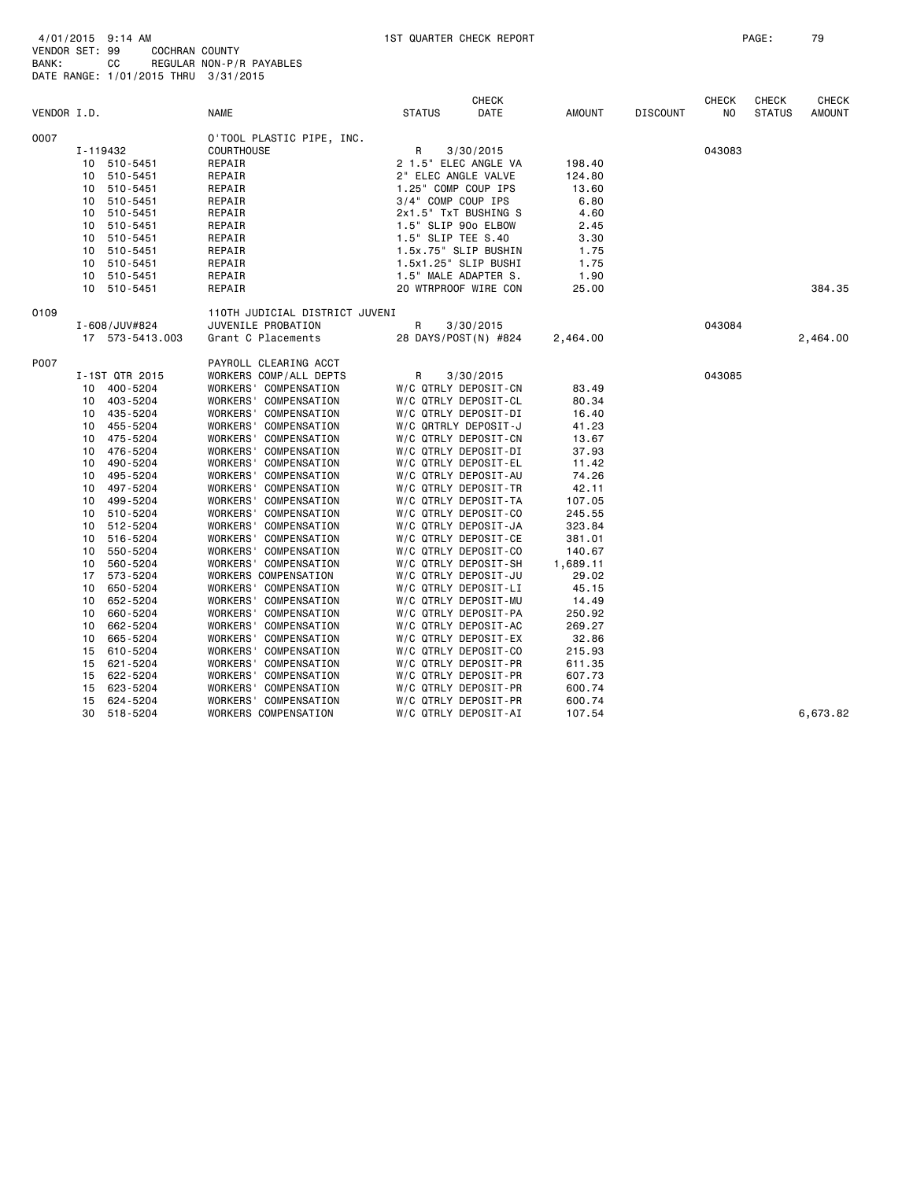4/01/2015 9:14 AM 1ST QUARTER CHECK REPORT
VENDOR SET: 99 COCHRAN COUNTY
BANK: CC REGULAR NON-P/R PAYABLES
DATE RANGE: 1/01/2015 THRU 3/31/2015

| VENDOR I.D. | | NAME | STATUS | CHECK DATE | AMOUNT | DISCOUNT | CHECK NO | CHECK STATUS | CHECK AMOUNT |
|---|---|---|---|---|---|---|---|---|---|
| 0007 | | O'TOOL PLASTIC PIPE, INC. | | | | | | | |
| | I-119432 | COURTHOUSE | R | 3/30/2015 | | | 043083 | | |
| | 10 510-5451 | REPAIR | 2 1.5" ELEC ANGLE VA | | 198.40 | | | | |
| | 10 510-5451 | REPAIR | 2" ELEC ANGLE VALVE | | 124.80 | | | | |
| | 10 510-5451 | REPAIR | 1.25" COMP COUP IPS | | 13.60 | | | | |
| | 10 510-5451 | REPAIR | 3/4" COMP COUP IPS | | 6.80 | | | | |
| | 10 510-5451 | REPAIR | 2x1.5" TxT BUSHING S | | 4.60 | | | | |
| | 10 510-5451 | REPAIR | 1.5" SLIP 90o ELBOW | | 2.45 | | | | |
| | 10 510-5451 | REPAIR | 1.5" SLIP TEE S.40 | | 3.30 | | | | |
| | 10 510-5451 | REPAIR | 1.5x.75" SLIP BUSHIN | | 1.75 | | | | |
| | 10 510-5451 | REPAIR | 1.5x1.25" SLIP BUSHI | | 1.75 | | | | |
| | 10 510-5451 | REPAIR | 1.5" MALE ADAPTER S. | | 1.90 | | | | |
| | 10 510-5451 | REPAIR | 20 WTRPROOF WIRE CON | | 25.00 | | | | 384.35 |
| 0109 | | 110TH JUDICIAL DISTRICT JUVENI | | | | | | | |
| | I-608/JUV#824 | JUVENILE PROBATION | R | 3/30/2015 | | | 043084 | | |
| | 17 573-5413.003 | Grant C Placements | 28 DAYS/POST(N) #824 | | 2,464.00 | | | | 2,464.00 |
| P007 | | PAYROLL CLEARING ACCT | | | | | | | |
| | I-1ST QTR 2015 | WORKERS COMP/ALL DEPTS | R | 3/30/2015 | | | 043085 | | |
| | 10 400-5204 | WORKERS' COMPENSATION | W/C QTRLY DEPOSIT-CN | | 83.49 | | | | |
| | 10 403-5204 | WORKERS' COMPENSATION | W/C QTRLY DEPOSIT-CL | | 80.34 | | | | |
| | 10 435-5204 | WORKERS' COMPENSATION | W/C QTRLY DEPOSIT-DI | | 16.40 | | | | |
| | 10 455-5204 | WORKERS' COMPENSATION | W/C QRTRLY DEPOSIT-J | | 41.23 | | | | |
| | 10 475-5204 | WORKERS' COMPENSATION | W/C QTRLY DEPOSIT-CN | | 13.67 | | | | |
| | 10 476-5204 | WORKERS' COMPENSATION | W/C QTRLY DEPOSIT-DI | | 37.93 | | | | |
| | 10 490-5204 | WORKERS' COMPENSATION | W/C QTRLY DEPOSIT-EL | | 11.42 | | | | |
| | 10 495-5204 | WORKERS' COMPENSATION | W/C QTRLY DEPOSIT-AU | | 74.26 | | | | |
| | 10 497-5204 | WORKERS' COMPENSATION | W/C QTRLY DEPOSIT-TR | | 42.11 | | | | |
| | 10 499-5204 | WORKERS' COMPENSATION | W/C QTRLY DEPOSIT-TA | | 107.05 | | | | |
| | 10 510-5204 | WORKERS' COMPENSATION | W/C QTRLY DEPOSIT-CO | | 245.55 | | | | |
| | 10 512-5204 | WORKERS' COMPENSATION | W/C QTRLY DEPOSIT-JA | | 323.84 | | | | |
| | 10 516-5204 | WORKERS' COMPENSATION | W/C QTRLY DEPOSIT-CE | | 381.01 | | | | |
| | 10 550-5204 | WORKERS' COMPENSATION | W/C QTRLY DEPOSIT-CO | | 140.67 | | | | |
| | 10 560-5204 | WORKERS' COMPENSATION | W/C QTRLY DEPOSIT-SH | | 1,689.11 | | | | |
| | 17 573-5204 | WORKERS COMPENSATION | W/C QTRLY DEPOSIT-JU | | 29.02 | | | | |
| | 10 650-5204 | WORKERS' COMPENSATION | W/C QTRLY DEPOSIT-LI | | 45.15 | | | | |
| | 10 652-5204 | WORKERS' COMPENSATION | W/C QTRLY DEPOSIT-MU | | 14.49 | | | | |
| | 10 660-5204 | WORKERS' COMPENSATION | W/C QTRLY DEPOSIT-PA | | 250.92 | | | | |
| | 10 662-5204 | WORKERS' COMPENSATION | W/C QTRLY DEPOSIT-AC | | 269.27 | | | | |
| | 10 665-5204 | WORKERS' COMPENSATION | W/C QTRLY DEPOSIT-EX | | 32.86 | | | | |
| | 15 610-5204 | WORKERS' COMPENSATION | W/C QTRLY DEPOSIT-CO | | 215.93 | | | | |
| | 15 621-5204 | WORKERS' COMPENSATION | W/C QTRLY DEPOSIT-PR | | 611.35 | | | | |
| | 15 622-5204 | WORKERS' COMPENSATION | W/C QTRLY DEPOSIT-PR | | 607.73 | | | | |
| | 15 623-5204 | WORKERS' COMPENSATION | W/C QTRLY DEPOSIT-PR | | 600.74 | | | | |
| | 15 624-5204 | WORKERS' COMPENSATION | W/C QTRLY DEPOSIT-PR | | 600.74 | | | | |
| | 30 518-5204 | WORKERS COMPENSATION | W/C QTRLY DEPOSIT-AI | | 107.54 | | | | 6,673.82 |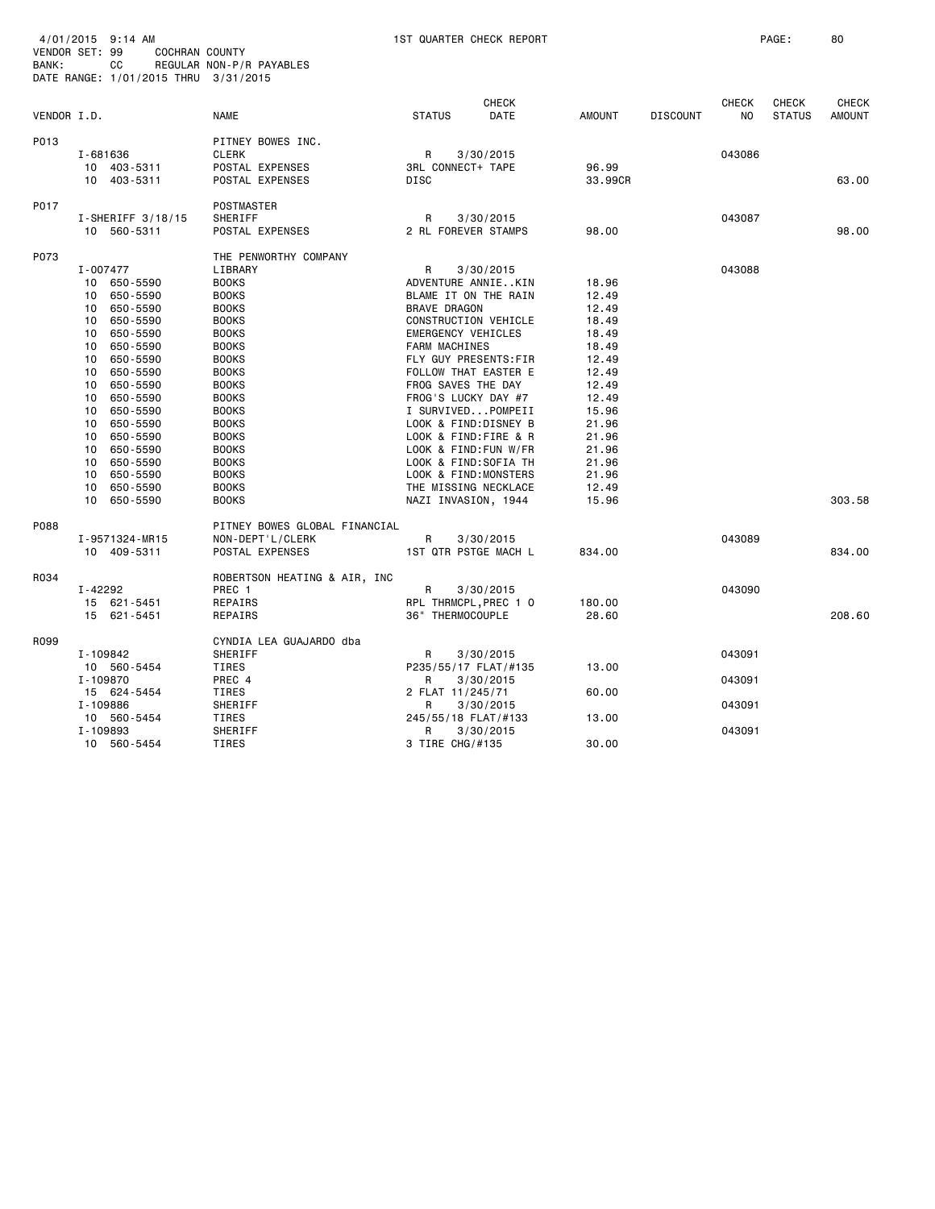4/01/2015 9:14 AM 1ST QUARTER CHECK REPORT

VENDOR SET: 99 COCHRAN COUNTY
BANK: CC REGULAR NON-P/R PAYABLES
DATE RANGE: 1/01/2015 THRU 3/31/2015

| VENDOR I.D. | NAME | STATUS | CHECK DATE | AMOUNT | DISCOUNT | CHECK NO | CHECK STATUS | CHECK AMOUNT |
|---|---|---|---|---|---|---|---|---|
| P013 | PITNEY BOWES INC. | | | | | | | |
| I-681636 | CLERK | R | 3/30/2015 | | | 043086 | | |
| 10 403-5311 | POSTAL EXPENSES | 3RL CONNECT+ TAPE | | 96.99 | | | | |
| 10 403-5311 | POSTAL EXPENSES | DISC | | 33.99CR | | | | 63.00 |
| P017 | POSTMASTER | | | | | | | |
| I-SHERIFF 3/18/15 | SHERIFF | R | 3/30/2015 | | | 043087 | | |
| 10 560-5311 | POSTAL EXPENSES | 2 RL FOREVER STAMPS | | 98.00 | | | | 98.00 |
| P073 | THE PENWORTHY COMPANY | | | | | | | |
| I-007477 | LIBRARY | R | 3/30/2015 | | | 043088 | | |
| 10 650-5590 | BOOKS | ADVENTURE ANNIE..KIN | | 18.96 | | | | |
| 10 650-5590 | BOOKS | BLAME IT ON THE RAIN | | 12.49 | | | | |
| 10 650-5590 | BOOKS | BRAVE DRAGON | | 12.49 | | | | |
| 10 650-5590 | BOOKS | CONSTRUCTION VEHICLE | | 18.49 | | | | |
| 10 650-5590 | BOOKS | EMERGENCY VEHICLES | | 18.49 | | | | |
| 10 650-5590 | BOOKS | FARM MACHINES | | 18.49 | | | | |
| 10 650-5590 | BOOKS | FLY GUY PRESENTS:FIR | | 12.49 | | | | |
| 10 650-5590 | BOOKS | FOLLOW THAT EASTER E | | 12.49 | | | | |
| 10 650-5590 | BOOKS | FROG SAVES THE DAY | | 12.49 | | | | |
| 10 650-5590 | BOOKS | FROG'S LUCKY DAY #7 | | 12.49 | | | | |
| 10 650-5590 | BOOKS | I SURVIVED...POMPEII | | 15.96 | | | | |
| 10 650-5590 | BOOKS | LOOK & FIND:DISNEY B | | 21.96 | | | | |
| 10 650-5590 | BOOKS | LOOK & FIND:FIRE & R | | 21.96 | | | | |
| 10 650-5590 | BOOKS | LOOK & FIND:FUN W/FR | | 21.96 | | | | |
| 10 650-5590 | BOOKS | LOOK & FIND:SOFIA TH | | 21.96 | | | | |
| 10 650-5590 | BOOKS | LOOK & FIND:MONSTERS | | 21.96 | | | | |
| 10 650-5590 | BOOKS | THE MISSING NECKLACE | | 12.49 | | | | |
| 10 650-5590 | BOOKS | NAZI INVASION, 1944 | | 15.96 | | | | 303.58 |
| P088 | PITNEY BOWES GLOBAL FINANCIAL | | | | | | | |
| I-9571324-MR15 | NON-DEPT'L/CLERK | R | 3/30/2015 | | | 043089 | | |
| 10 409-5311 | POSTAL EXPENSES | 1ST QTR PSTGE MACH L | | 834.00 | | | | 834.00 |
| R034 | ROBERTSON HEATING & AIR, INC | | | | | | | |
| I-42292 | PREC 1 | R | 3/30/2015 | | | 043090 | | |
| 15 621-5451 | REPAIRS | RPL THRMCPL,PREC 1 O | | 180.00 | | | | |
| 15 621-5451 | REPAIRS | 36" THERMOCOUPLE | | 28.60 | | | | 208.60 |
| R099 | CYNDIA LEA GUAJARDO dba | | | | | | | |
| I-109842 | SHERIFF | R | 3/30/2015 | | | 043091 | | |
| 10 560-5454 | TIRES | P235/55/17 FLAT/#135 | | 13.00 | | | | |
| I-109870 | PREC 4 | R | 3/30/2015 | | | 043091 | | |
| 15 624-5454 | TIRES | 2 FLAT 11/245/71 | | 60.00 | | | | |
| I-109886 | SHERIFF | R | 3/30/2015 | | | 043091 | | |
| 10 560-5454 | TIRES | 245/55/18 FLAT/#133 | | 13.00 | | | | |
| I-109893 | SHERIFF | R | 3/30/2015 | | | 043091 | | |
| 10 560-5454 | TIRES | 3 TIRE CHG/#135 | | 30.00 | | | | |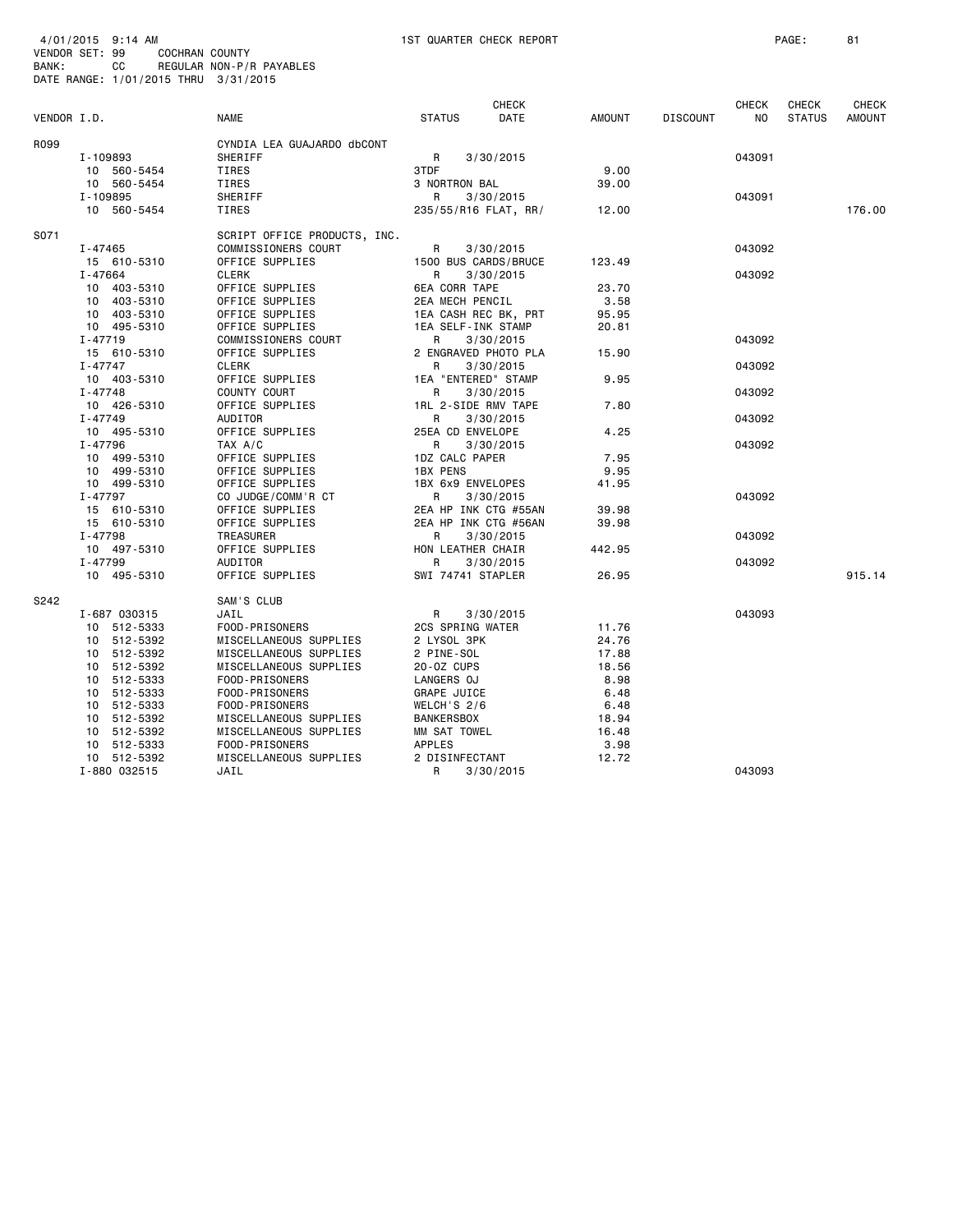4/01/2015 9:14 AM 1ST QUARTER CHECK REPORT
VENDOR SET: 99 COCHRAN COUNTY
BANK: CC REGULAR NON-P/R PAYABLES
DATE RANGE: 1/01/2015 THRU 3/31/2015

| VENDOR I.D. | NAME | STATUS | CHECK DATE | AMOUNT | DISCOUNT | CHECK NO | CHECK STATUS | CHECK AMOUNT |
|---|---|---|---|---|---|---|---|---|
| R099 | CYNDIA LEA GUAJARDO dbCONT | | | | | | | |
| I-109893 | SHERIFF | R | 3/30/2015 | | | 043091 | | |
| 10 560-5454 | TIRES | 3TDF | | 9.00 | | | | |
| 10 560-5454 | TIRES | 3 NORTRON BAL | | 39.00 | | | | |
| I-109895 | SHERIFF | R | 3/30/2015 | | | 043091 | | |
| 10 560-5454 | TIRES | 235/55/R16 FLAT, RR/ | | 12.00 | | | | 176.00 |
| S071 | SCRIPT OFFICE PRODUCTS, INC. | | | | | | | |
| I-47465 | COMMISSIONERS COURT | R | 3/30/2015 | | | 043092 | | |
| 15 610-5310 | OFFICE SUPPLIES | 1500 BUS CARDS/BRUCE | | 123.49 | | | | |
| I-47664 | CLERK | R | 3/30/2015 | | | 043092 | | |
| 10 403-5310 | OFFICE SUPPLIES | 6EA CORR TAPE | | 23.70 | | | | |
| 10 403-5310 | OFFICE SUPPLIES | 2EA MECH PENCIL | | 3.58 | | | | |
| 10 403-5310 | OFFICE SUPPLIES | 1EA CASH REC BK, PRT | | 95.95 | | | | |
| 10 495-5310 | OFFICE SUPPLIES | 1EA SELF-INK STAMP | | 20.81 | | | | |
| I-47719 | COMMISSIONERS COURT | R | 3/30/2015 | | | 043092 | | |
| 15 610-5310 | OFFICE SUPPLIES | 2 ENGRAVED PHOTO PLA | | 15.90 | | | | |
| I-47747 | CLERK | R | 3/30/2015 | | | 043092 | | |
| 10 403-5310 | OFFICE SUPPLIES | 1EA "ENTERED" STAMP | | 9.95 | | | | |
| I-47748 | COUNTY COURT | R | 3/30/2015 | | | 043092 | | |
| 10 426-5310 | OFFICE SUPPLIES | 1RL 2-SIDE RMV TAPE | | 7.80 | | | | |
| I-47749 | AUDITOR | R | 3/30/2015 | | | 043092 | | |
| 10 495-5310 | OFFICE SUPPLIES | 25EA CD ENVELOPE | | 4.25 | | | | |
| I-47796 | TAX A/C | R | 3/30/2015 | | | 043092 | | |
| 10 499-5310 | OFFICE SUPPLIES | 1DZ CALC PAPER | | 7.95 | | | | |
| 10 499-5310 | OFFICE SUPPLIES | 1BX PENS | | 9.95 | | | | |
| 10 499-5310 | OFFICE SUPPLIES | 1BX 6x9 ENVELOPES | | 41.95 | | | | |
| I-47797 | CO JUDGE/COMM'R CT | R | 3/30/2015 | | | 043092 | | |
| 15 610-5310 | OFFICE SUPPLIES | 2EA HP INK CTG #55AN | | 39.98 | | | | |
| 15 610-5310 | OFFICE SUPPLIES | 2EA HP INK CTG #56AN | | 39.98 | | | | |
| I-47798 | TREASURER | R | 3/30/2015 | | | 043092 | | |
| 10 497-5310 | OFFICE SUPPLIES | HON LEATHER CHAIR | | 442.95 | | | | |
| I-47799 | AUDITOR | R | 3/30/2015 | | | 043092 | | |
| 10 495-5310 | OFFICE SUPPLIES | SWI 74741 STAPLER | | 26.95 | | | | 915.14 |
| S242 | SAM'S CLUB | | | | | | | |
| I-687 030315 | JAIL | R | 3/30/2015 | | | 043093 | | |
| 10 512-5333 | FOOD-PRISONERS | 2CS SPRING WATER | | 11.76 | | | | |
| 10 512-5392 | MISCELLANEOUS SUPPLIES | 2 LYSOL 3PK | | 24.76 | | | | |
| 10 512-5392 | MISCELLANEOUS SUPPLIES | 2 PINE-SOL | | 17.88 | | | | |
| 10 512-5392 | MISCELLANEOUS SUPPLIES | 20-OZ CUPS | | 18.56 | | | | |
| 10 512-5333 | FOOD-PRISONERS | LANGERS OJ | | 8.98 | | | | |
| 10 512-5333 | FOOD-PRISONERS | GRAPE JUICE | | 6.48 | | | | |
| 10 512-5333 | FOOD-PRISONERS | WELCH'S 2/6 | | 6.48 | | | | |
| 10 512-5392 | MISCELLANEOUS SUPPLIES | BANKERSBOX | | 18.94 | | | | |
| 10 512-5392 | MISCELLANEOUS SUPPLIES | MM SAT TOWEL | | 16.48 | | | | |
| 10 512-5333 | FOOD-PRISONERS | APPLES | | 3.98 | | | | |
| 10 512-5392 | MISCELLANEOUS SUPPLIES | 2 DISINFECTANT | | 12.72 | | | | |
| I-880 032515 | JAIL | R | 3/30/2015 | | | 043093 | | |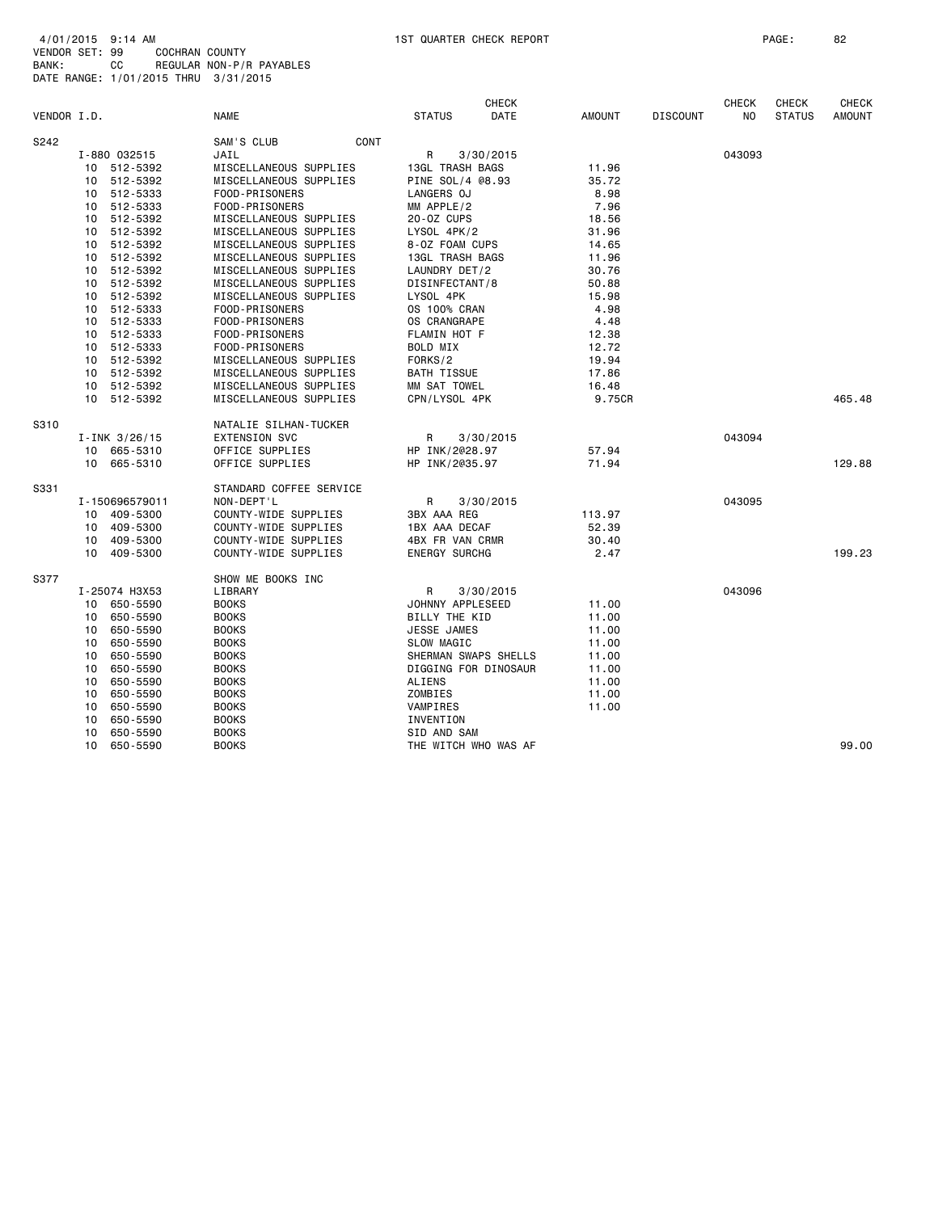4/01/2015 9:14 AM 1ST QUARTER CHECK REPORT PAGE: 82
VENDOR SET: 99 COCHRAN COUNTY
BANK: CC REGULAR NON-P/R PAYABLES
DATE RANGE: 1/01/2015 THRU 3/31/2015

| VENDOR I.D. | NAME | STATUS | CHECK DATE | AMOUNT | DISCOUNT | CHECK NO | CHECK STATUS | CHECK AMOUNT |
|---|---|---|---|---|---|---|---|---|
| S242 | SAM'S CLUB CONT | | | | | | | |
| I-880 032515 | JAIL | R | 3/30/2015 | | | 043093 | | |
| 10 512-5392 | MISCELLANEOUS SUPPLIES | 13GL TRASH BAGS | | 11.96 | | | | |
| 10 512-5392 | MISCELLANEOUS SUPPLIES | PINE SOL/4 @8.93 | | 35.72 | | | | |
| 10 512-5333 | FOOD-PRISONERS | LANGERS OJ | | 8.98 | | | | |
| 10 512-5333 | FOOD-PRISONERS | MM APPLE/2 | | 7.96 | | | | |
| 10 512-5392 | MISCELLANEOUS SUPPLIES | 20-OZ CUPS | | 18.56 | | | | |
| 10 512-5392 | MISCELLANEOUS SUPPLIES | LYSOL 4PK/2 | | 31.96 | | | | |
| 10 512-5392 | MISCELLANEOUS SUPPLIES | 8-OZ FOAM CUPS | | 14.65 | | | | |
| 10 512-5392 | MISCELLANEOUS SUPPLIES | 13GL TRASH BAGS | | 11.96 | | | | |
| 10 512-5392 | MISCELLANEOUS SUPPLIES | LAUNDRY DET/2 | | 30.76 | | | | |
| 10 512-5392 | MISCELLANEOUS SUPPLIES | DISINFECTANT/8 | | 50.88 | | | | |
| 10 512-5392 | MISCELLANEOUS SUPPLIES | LYSOL 4PK | | 15.98 | | | | |
| 10 512-5333 | FOOD-PRISONERS | OS 100% CRAN | | 4.98 | | | | |
| 10 512-5333 | FOOD-PRISONERS | OS CRANGRAPE | | 4.48 | | | | |
| 10 512-5333 | FOOD-PRISONERS | FLAMIN HOT F | | 12.38 | | | | |
| 10 512-5333 | FOOD-PRISONERS | BOLD MIX | | 12.72 | | | | |
| 10 512-5392 | MISCELLANEOUS SUPPLIES | FORKS/2 | | 19.94 | | | | |
| 10 512-5392 | MISCELLANEOUS SUPPLIES | BATH TISSUE | | 17.86 | | | | |
| 10 512-5392 | MISCELLANEOUS SUPPLIES | MM SAT TOWEL | | 16.48 | | | | |
| 10 512-5392 | MISCELLANEOUS SUPPLIES | CPN/LYSOL 4PK | | 9.75CR | | | | 465.48 |
| S310 | NATALIE SILHAN-TUCKER | | | | | | | |
| I-INK 3/26/15 | EXTENSION SVC | R | 3/30/2015 | | | 043094 | | |
| 10 665-5310 | OFFICE SUPPLIES | HP INK/2@28.97 | | 57.94 | | | | |
| 10 665-5310 | OFFICE SUPPLIES | HP INK/2@35.97 | | 71.94 | | | | 129.88 |
| S331 | STANDARD COFFEE SERVICE | | | | | | | |
| I-150696579011 | NON-DEPT'L | R | 3/30/2015 | | | 043095 | | |
| 10 409-5300 | COUNTY-WIDE SUPPLIES | 3BX AAA REG | | 113.97 | | | | |
| 10 409-5300 | COUNTY-WIDE SUPPLIES | 1BX AAA DECAF | | 52.39 | | | | |
| 10 409-5300 | COUNTY-WIDE SUPPLIES | 4BX FR VAN CRMR | | 30.40 | | | | |
| 10 409-5300 | COUNTY-WIDE SUPPLIES | ENERGY SURCHG | | 2.47 | | | | 199.23 |
| S377 | SHOW ME BOOKS INC | | | | | | | |
| I-25074 H3X53 | LIBRARY | R | 3/30/2015 | | | 043096 | | |
| 10 650-5590 | BOOKS | JOHNNY APPLESEED | | 11.00 | | | | |
| 10 650-5590 | BOOKS | BILLY THE KID | | 11.00 | | | | |
| 10 650-5590 | BOOKS | JESSE JAMES | | 11.00 | | | | |
| 10 650-5590 | BOOKS | SLOW MAGIC | | 11.00 | | | | |
| 10 650-5590 | BOOKS | SHERMAN SWAPS SHELLS | | 11.00 | | | | |
| 10 650-5590 | BOOKS | DIGGING FOR DINOSAUR | | 11.00 | | | | |
| 10 650-5590 | BOOKS | ALIENS | | 11.00 | | | | |
| 10 650-5590 | BOOKS | ZOMBIES | | 11.00 | | | | |
| 10 650-5590 | BOOKS | VAMPIRES | | 11.00 | | | | |
| 10 650-5590 | BOOKS | INVENTION | | | | | | |
| 10 650-5590 | BOOKS | SID AND SAM | | | | | | |
| 10 650-5590 | BOOKS | THE WITCH WHO WAS AF | | | | | | 99.00 |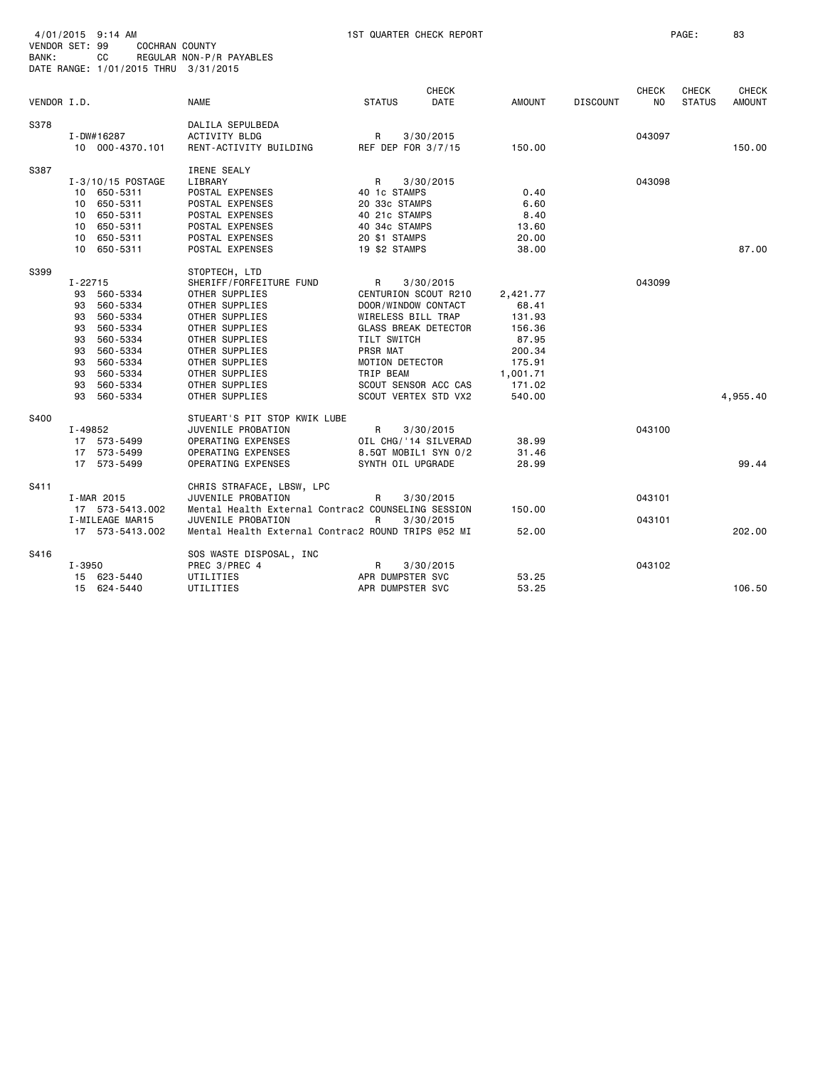4/01/2015 9:14 AM 1ST QUARTER CHECK REPORT

VENDOR SET: 99 COCHRAN COUNTY
BANK: CC REGULAR NON-P/R PAYABLES
DATE RANGE: 1/01/2015 THRU 3/31/2015

| VENDOR I.D. | | NAME | STATUS | CHECK DATE | AMOUNT | DISCOUNT | CHECK NO | CHECK STATUS | CHECK AMOUNT |
|---|---|---|---|---|---|---|---|---|---|
| S378 | | DALILA SEPULBEDA | | | | | | | |
| | I-DW#16287 | ACTIVITY BLDG | R | 3/30/2015 | | | 043097 | | |
| | 10 000-4370.101 | RENT-ACTIVITY BUILDING | REF DEP FOR 3/7/15 | | 150.00 | | | | 150.00 |
| S387 | | IRENE SEALY | | | | | | | |
| | I-3/10/15 POSTAGE | LIBRARY | R | 3/30/2015 | | | 043098 | | |
| | 10 650-5311 | POSTAL EXPENSES | 40 1c STAMPS | | 0.40 | | | | |
| | 10 650-5311 | POSTAL EXPENSES | 20 33c STAMPS | | 6.60 | | | | |
| | 10 650-5311 | POSTAL EXPENSES | 40 21c STAMPS | | 8.40 | | | | |
| | 10 650-5311 | POSTAL EXPENSES | 40 34c STAMPS | | 13.60 | | | | |
| | 10 650-5311 | POSTAL EXPENSES | 20 $1 STAMPS | | 20.00 | | | | |
| | 10 650-5311 | POSTAL EXPENSES | 19 $2 STAMPS | | 38.00 | | | | 87.00 |
| S399 | | STOPTECH, LTD | | | | | | | |
| | I-22715 | SHERIFF/FORFEITURE FUND | R | 3/30/2015 | | | 043099 | | |
| | 93 560-5334 | OTHER SUPPLIES | CENTURION SCOUT R210 | | 2,421.77 | | | | |
| | 93 560-5334 | OTHER SUPPLIES | DOOR/WINDOW CONTACT | | 68.41 | | | | |
| | 93 560-5334 | OTHER SUPPLIES | WIRELESS BILL TRAP | | 131.93 | | | | |
| | 93 560-5334 | OTHER SUPPLIES | GLASS BREAK DETECTOR | | 156.36 | | | | |
| | 93 560-5334 | OTHER SUPPLIES | TILT SWITCH | | 87.95 | | | | |
| | 93 560-5334 | OTHER SUPPLIES | PRSR MAT | | 200.34 | | | | |
| | 93 560-5334 | OTHER SUPPLIES | MOTION DETECTOR | | 175.91 | | | | |
| | 93 560-5334 | OTHER SUPPLIES | TRIP BEAM | | 1,001.71 | | | | |
| | 93 560-5334 | OTHER SUPPLIES | SCOUT SENSOR ACC CAS | | 171.02 | | | | |
| | 93 560-5334 | OTHER SUPPLIES | SCOUT VERTEX STD VX2 | | 540.00 | | | | 4,955.40 |
| S400 | | STUEART'S PIT STOP KWIK LUBE | | | | | | | |
| | I-49852 | JUVENILE PROBATION | R | 3/30/2015 | | | 043100 | | |
| | 17 573-5499 | OPERATING EXPENSES | OIL CHG/'14 SILVERAD | | 38.99 | | | | |
| | 17 573-5499 | OPERATING EXPENSES | 8.5QT MOBIL1 SYN 0/2 | | 31.46 | | | | |
| | 17 573-5499 | OPERATING EXPENSES | SYNTH OIL UPGRADE | | 28.99 | | | | 99.44 |
| S411 | | CHRIS STRAFACE, LBSW, LPC | | | | | | | |
| | I-MAR 2015 | JUVENILE PROBATION | R | 3/30/2015 | | | 043101 | | |
| | 17 573-5413.002 | Mental Health External Contrac2 | COUNSELING SESSION | | 150.00 | | | | |
| | I-MILEAGE MAR15 | JUVENILE PROBATION | R | 3/30/2015 | | | 043101 | | |
| | 17 573-5413.002 | Mental Health External Contrac2 | ROUND TRIPS @52 MI | | 52.00 | | | | 202.00 |
| S416 | | SOS WASTE DISPOSAL, INC | | | | | | | |
| | I-3950 | PREC 3/PREC 4 | R | 3/30/2015 | | | 043102 | | |
| | 15 623-5440 | UTILITIES | APR DUMPSTER SVC | | 53.25 | | | | |
| | 15 624-5440 | UTILITIES | APR DUMPSTER SVC | | 53.25 | | | | 106.50 |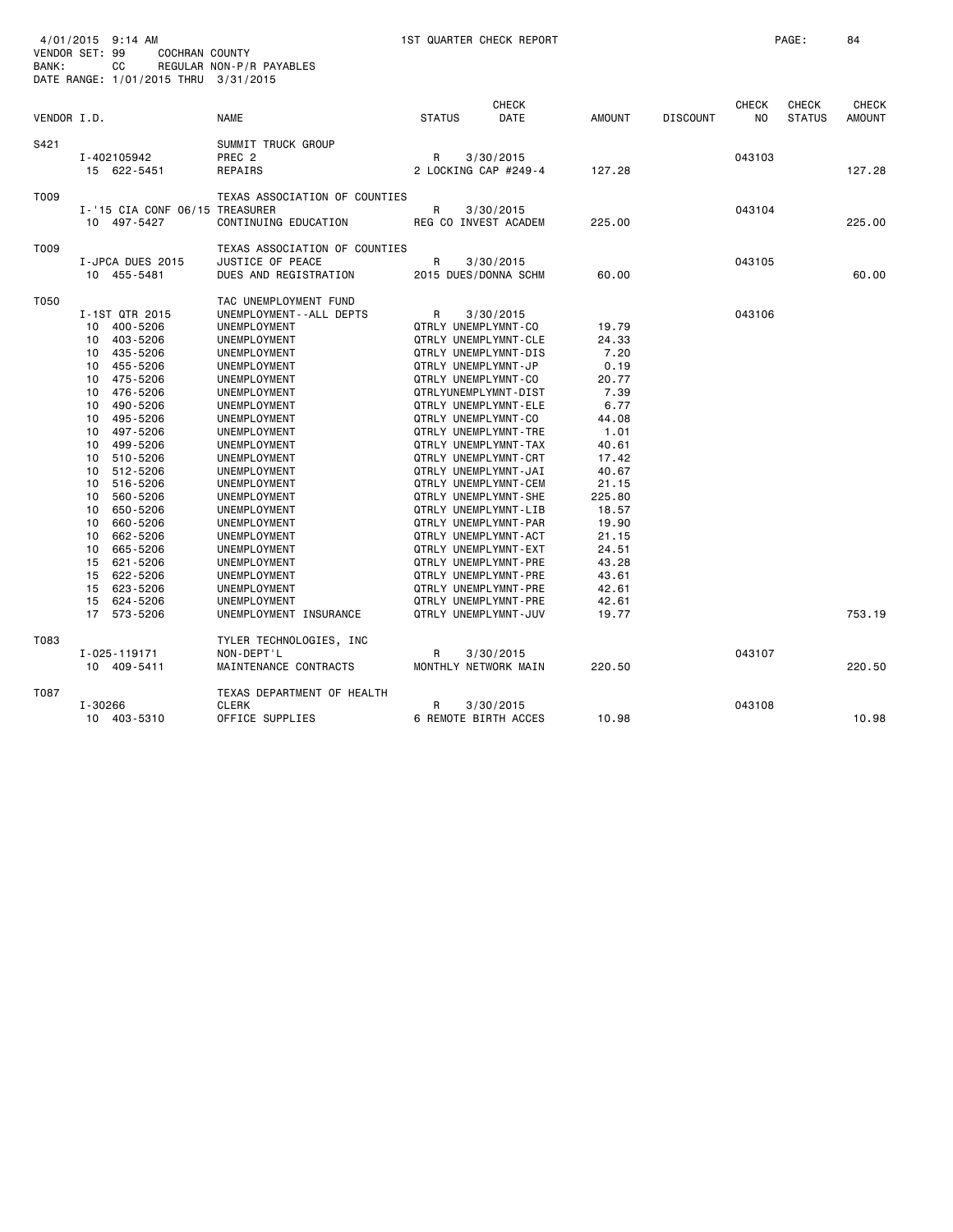4/01/2015 9:14 AM　　　1ST QUARTER CHECK REPORT

VENDOR SET: 99　　COCHRAN COUNTY
BANK:　　CC　　REGULAR NON-P/R PAYABLES
DATE RANGE: 1/01/2015 THRU 3/31/2015

| VENDOR I.D. | NAME | STATUS | CHECK DATE | AMOUNT | DISCOUNT | CHECK NO | CHECK STATUS | CHECK AMOUNT |
|---|---|---|---|---|---|---|---|---|
| S421 | SUMMIT TRUCK GROUP | | | | | | | |
| I-402105942 | PREC 2 | R | 3/30/2015 | | | 043103 | | |
| 15 622-5451 | REPAIRS | 2 LOCKING CAP #249-4 | | 127.28 | | | | 127.28 |
| T009 | TEXAS ASSOCIATION OF COUNTIES | | | | | | | |
| I-'15 CIA CONF 06/15 | TREASURER | R | 3/30/2015 | | | 043104 | | |
| 10 497-5427 | CONTINUING EDUCATION | REG CO INVEST ACADEM | | 225.00 | | | | 225.00 |
| T009 | TEXAS ASSOCIATION OF COUNTIES | | | | | | | |
| I-JPCA DUES 2015 | JUSTICE OF PEACE | R | 3/30/2015 | | | 043105 | | |
| 10 455-5481 | DUES AND REGISTRATION | 2015 DUES/DONNA SCHM | | 60.00 | | | | 60.00 |
| T050 | TAC UNEMPLOYMENT FUND | | | | | | | |
| I-1ST QTR 2015 | UNEMPLOYMENT--ALL DEPTS | R | 3/30/2015 | | | 043106 | | |
| 10 400-5206 | UNEMPLOYMENT | QTRLY UNEMPLYMNT-CO | | 19.79 | | | | |
| 10 403-5206 | UNEMPLOYMENT | QTRLY UNEMPLYMNT-CLE | | 24.33 | | | | |
| 10 435-5206 | UNEMPLOYMENT | QTRLY UNEMPLYMNT-DIS | | 7.20 | | | | |
| 10 455-5206 | UNEMPLOYMENT | QTRLY UNEMPLYMNT-JP | | 0.19 | | | | |
| 10 475-5206 | UNEMPLOYMENT | QTRLY UNEMPLYMNT-CO | | 20.77 | | | | |
| 10 476-5206 | UNEMPLOYMENT | QTRLYUNEMPLYMNT-DIST | | 7.39 | | | | |
| 10 490-5206 | UNEMPLOYMENT | QTRLY UNEMPLYMNT-ELE | | 6.77 | | | | |
| 10 495-5206 | UNEMPLOYMENT | QTRLY UNEMPLYMNT-CO | | 44.08 | | | | |
| 10 497-5206 | UNEMPLOYMENT | QTRLY UNEMPLYMNT-TRE | | 1.01 | | | | |
| 10 499-5206 | UNEMPLOYMENT | QTRLY UNEMPLYMNT-TAX | | 40.61 | | | | |
| 10 510-5206 | UNEMPLOYMENT | QTRLY UNEMPLYMNT-CRT | | 17.42 | | | | |
| 10 512-5206 | UNEMPLOYMENT | QTRLY UNEMPLYMNT-JAI | | 40.67 | | | | |
| 10 516-5206 | UNEMPLOYMENT | QTRLY UNEMPLYMNT-CEM | | 21.15 | | | | |
| 10 560-5206 | UNEMPLOYMENT | QTRLY UNEMPLYMNT-SHE | | 225.80 | | | | |
| 10 650-5206 | UNEMPLOYMENT | QTRLY UNEMPLYMNT-LIB | | 18.57 | | | | |
| 10 660-5206 | UNEMPLOYMENT | QTRLY UNEMPLYMNT-PAR | | 19.90 | | | | |
| 10 662-5206 | UNEMPLOYMENT | QTRLY UNEMPLYMNT-ACT | | 21.15 | | | | |
| 10 665-5206 | UNEMPLOYMENT | QTRLY UNEMPLYMNT-EXT | | 24.51 | | | | |
| 15 621-5206 | UNEMPLOYMENT | QTRLY UNEMPLYMNT-PRE | | 43.28 | | | | |
| 15 622-5206 | UNEMPLOYMENT | QTRLY UNEMPLYMNT-PRE | | 43.61 | | | | |
| 15 623-5206 | UNEMPLOYMENT | QTRLY UNEMPLYMNT-PRE | | 42.61 | | | | |
| 15 624-5206 | UNEMPLOYMENT | QTRLY UNEMPLYMNT-PRE | | 42.61 | | | | |
| 17 573-5206 | UNEMPLOYMENT INSURANCE | QTRLY UNEMPLYMNT-JUV | | 19.77 | | | | 753.19 |
| T083 | TYLER TECHNOLOGIES, INC | | | | | | | |
| I-025-119171 | NON-DEPT'L | R | 3/30/2015 | | | 043107 | | |
| 10 409-5411 | MAINTENANCE CONTRACTS | MONTHLY NETWORK MAIN | | 220.50 | | | | 220.50 |
| T087 | TEXAS DEPARTMENT OF HEALTH | | | | | | | |
| I-30266 | CLERK | R | 3/30/2015 | | | 043108 | | |
| 10 403-5310 | OFFICE SUPPLIES | 6 REMOTE BIRTH ACCES | | 10.98 | | | | 10.98 |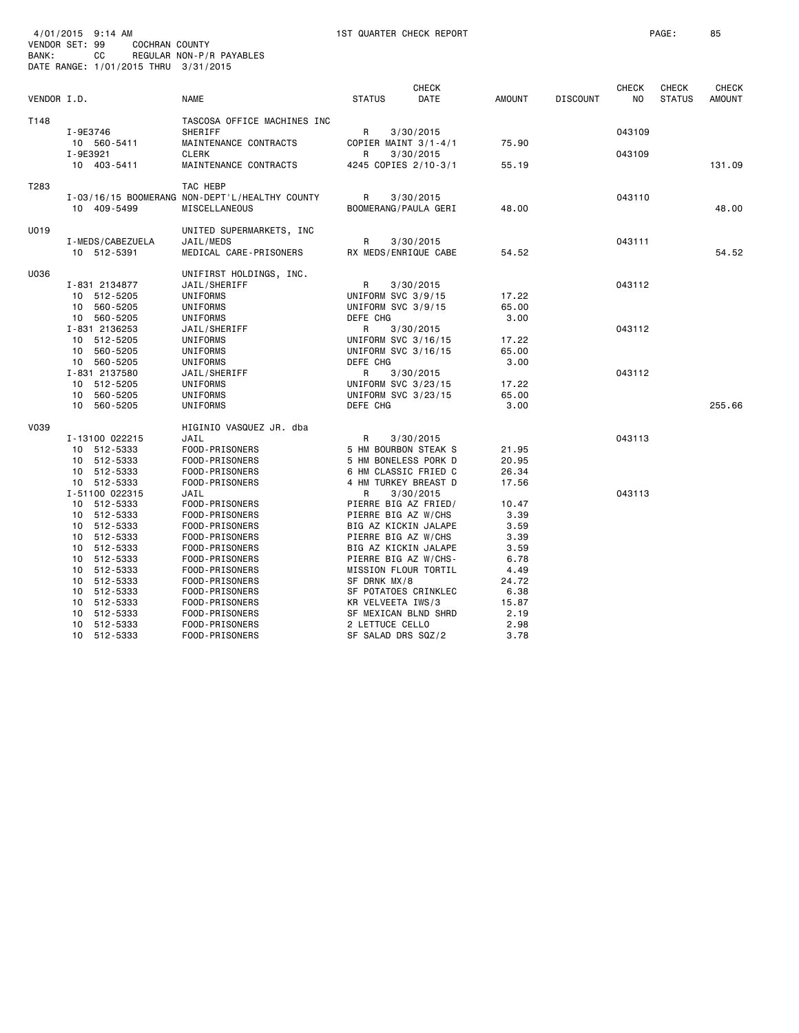4/01/2015 9:14 AM 1ST QUARTER CHECK REPORT PAGE: 85
VENDOR SET: 99 COCHRAN COUNTY
BANK: CC REGULAR NON-P/R PAYABLES
DATE RANGE: 1/01/2015 THRU 3/31/2015

| VENDOR I.D. | NAME | STATUS | CHECK DATE | AMOUNT | DISCOUNT | CHECK NO | CHECK STATUS | CHECK AMOUNT |
|---|---|---|---|---|---|---|---|---|
| T148 | TASCOSA OFFICE MACHINES INC | | | | | | | |
| I-9E3746 | SHERIFF | R | 3/30/2015 | | | 043109 | | |
| 10 560-5411 | MAINTENANCE CONTRACTS | COPIER MAINT 3/1-4/1 | | 75.90 | | | | |
| I-9E3921 | CLERK | R | 3/30/2015 | | | 043109 | | |
| 10 403-5411 | MAINTENANCE CONTRACTS | 4245 COPIES 2/10-3/1 | | 55.19 | | | | 131.09 |
| T283 | TAC HEBP | | | | | | | |
| I-03/16/15 BOOMERANG | NON-DEPT'L/HEALTHY COUNTY | R | 3/30/2015 | | | 043110 | | |
| 10 409-5499 | MISCELLANEOUS | BOOMERANG/PAULA GERI | | 48.00 | | | | 48.00 |
| U019 | UNITED SUPERMARKETS, INC | | | | | | | |
| I-MEDS/CABEZUELA | JAIL/MEDS | R | 3/30/2015 | | | 043111 | | |
| 10 512-5391 | MEDICAL CARE-PRISONERS | RX MEDS/ENRIQUE CABE | | 54.52 | | | | 54.52 |
| U036 | UNIFIRST HOLDINGS, INC. | | | | | | | |
| I-831 2134877 | JAIL/SHERIFF | R | 3/30/2015 | | | 043112 | | |
| 10 512-5205 | UNIFORMS | UNIFORM SVC 3/9/15 | | 17.22 | | | | |
| 10 560-5205 | UNIFORMS | UNIFORM SVC 3/9/15 | | 65.00 | | | | |
| 10 560-5205 | UNIFORMS | DEFE CHG | | 3.00 | | | | |
| I-831 2136253 | JAIL/SHERIFF | R | 3/30/2015 | | | 043112 | | |
| 10 512-5205 | UNIFORMS | UNIFORM SVC 3/16/15 | | 17.22 | | | | |
| 10 560-5205 | UNIFORMS | UNIFORM SVC 3/16/15 | | 65.00 | | | | |
| 10 560-5205 | UNIFORMS | DEFE CHG | | 3.00 | | | | |
| I-831 2137580 | JAIL/SHERIFF | R | 3/30/2015 | | | 043112 | | |
| 10 512-5205 | UNIFORMS | UNIFORM SVC 3/23/15 | | 17.22 | | | | |
| 10 560-5205 | UNIFORMS | UNIFORM SVC 3/23/15 | | 65.00 | | | | |
| 10 560-5205 | UNIFORMS | DEFE CHG | | 3.00 | | | | 255.66 |
| V039 | HIGINIO VASQUEZ JR. dba | | | | | | | |
| I-13100 022215 | JAIL | R | 3/30/2015 | | | 043113 | | |
| 10 512-5333 | FOOD-PRISONERS | 5 HM BOURBON STEAK S | | 21.95 | | | | |
| 10 512-5333 | FOOD-PRISONERS | 5 HM BONELESS PORK D | | 20.95 | | | | |
| 10 512-5333 | FOOD-PRISONERS | 6 HM CLASSIC FRIED C | | 26.34 | | | | |
| 10 512-5333 | FOOD-PRISONERS | 4 HM TURKEY BREAST D | | 17.56 | | | | |
| I-51100 022315 | JAIL | R | 3/30/2015 | | | 043113 | | |
| 10 512-5333 | FOOD-PRISONERS | PIERRE BIG AZ FRIED/ | | 10.47 | | | | |
| 10 512-5333 | FOOD-PRISONERS | PIERRE BIG AZ W/CHS | | 3.39 | | | | |
| 10 512-5333 | FOOD-PRISONERS | BIG AZ KICKIN JALAPE | | 3.59 | | | | |
| 10 512-5333 | FOOD-PRISONERS | PIERRE BIG AZ W/CHS | | 3.39 | | | | |
| 10 512-5333 | FOOD-PRISONERS | BIG AZ KICKIN JALAPE | | 3.59 | | | | |
| 10 512-5333 | FOOD-PRISONERS | PIERRE BIG AZ W/CHS- | | 6.78 | | | | |
| 10 512-5333 | FOOD-PRISONERS | MISSION FLOUR TORTIL | | 4.49 | | | | |
| 10 512-5333 | FOOD-PRISONERS | SF DRNK MX/8 | | 24.72 | | | | |
| 10 512-5333 | FOOD-PRISONERS | SF POTATOES CRINKLEC | | 6.38 | | | | |
| 10 512-5333 | FOOD-PRISONERS | KR VELVEETA IWS/3 | | 15.87 | | | | |
| 10 512-5333 | FOOD-PRISONERS | SF MEXICAN BLND SHRD | | 2.19 | | | | |
| 10 512-5333 | FOOD-PRISONERS | 2 LETTUCE CELLO | | 2.98 | | | | |
| 10 512-5333 | FOOD-PRISONERS | SF SALAD DRS SQZ/2 | | 3.78 | | | | |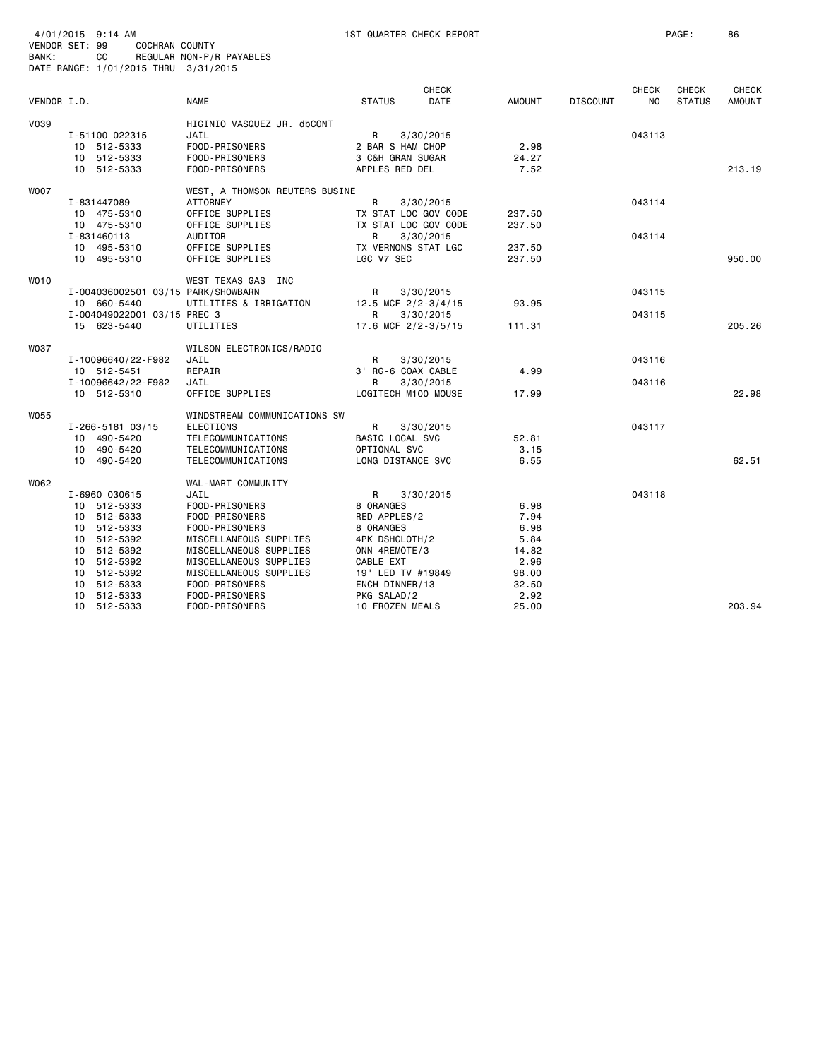4/01/2015 9:14 AM 1ST QUARTER CHECK REPORT PAGE: 86
VENDOR SET: 99 COCHRAN COUNTY
BANK: CC REGULAR NON-P/R PAYABLES
DATE RANGE: 1/01/2015 THRU 3/31/2015

| VENDOR I.D. | NAME | STATUS | CHECK DATE | AMOUNT | DISCOUNT | CHECK NO | CHECK STATUS | CHECK AMOUNT |
|---|---|---|---|---|---|---|---|---|
| V039 | HIGINIO VASQUEZ JR. dbCONT | | | | | | | |
| I-51100 022315 | JAIL | R | 3/30/2015 | | | 043113 | | |
| 10 512-5333 | FOOD-PRISONERS | 2 BAR S HAM CHOP | | 2.98 | | | | |
| 10 512-5333 | FOOD-PRISONERS | 3 C&H GRAN SUGAR | | 24.27 | | | | |
| 10 512-5333 | FOOD-PRISONERS | APPLES RED DEL | | 7.52 | | | | 213.19 |
| W007 | WEST, A THOMSON REUTERS BUSINE | | | | | | | |
| I-831447089 | ATTORNEY | R | 3/30/2015 | | | 043114 | | |
| 10 475-5310 | OFFICE SUPPLIES | TX STAT LOC GOV CODE | | 237.50 | | | | |
| 10 475-5310 | OFFICE SUPPLIES | TX STAT LOC GOV CODE | | 237.50 | | | | |
| I-831460113 | AUDITOR | R | 3/30/2015 | | | 043114 | | |
| 10 495-5310 | OFFICE SUPPLIES | TX VERNONS STAT LGC | | 237.50 | | | | |
| 10 495-5310 | OFFICE SUPPLIES | LGC V7 SEC | | 237.50 | | | | 950.00 |
| W010 | WEST TEXAS GAS INC | | | | | | | |
| I-004036002501 03/15 | PARK/SHOWBARN | R | 3/30/2015 | | | 043115 | | |
| 10 660-5440 | UTILITIES & IRRIGATION | 12.5 MCF 2/2-3/4/15 | | 93.95 | | | | |
| I-004049022001 03/15 | PREC 3 | R | 3/30/2015 | | | 043115 | | |
| 15 623-5440 | UTILITIES | 17.6 MCF 2/2-3/5/15 | | 111.31 | | | | 205.26 |
| W037 | WILSON ELECTRONICS/RADIO | | | | | | | |
| I-10096640/22-F982 | JAIL | R | 3/30/2015 | | | 043116 | | |
| 10 512-5451 | REPAIR | 3' RG-6 COAX CABLE | | 4.99 | | | | |
| I-10096642/22-F982 | JAIL | R | 3/30/2015 | | | 043116 | | |
| 10 512-5310 | OFFICE SUPPLIES | LOGITECH M100 MOUSE | | 17.99 | | | | 22.98 |
| W055 | WINDSTREAM COMMUNICATIONS SW | | | | | | | |
| I-266-5181 03/15 | ELECTIONS | R | 3/30/2015 | | | 043117 | | |
| 10 490-5420 | TELECOMMUNICATIONS | BASIC LOCAL SVC | | 52.81 | | | | |
| 10 490-5420 | TELECOMMUNICATIONS | OPTIONAL SVC | | 3.15 | | | | |
| 10 490-5420 | TELECOMMUNICATIONS | LONG DISTANCE SVC | | 6.55 | | | | 62.51 |
| W062 | WAL-MART COMMUNITY | | | | | | | |
| I-6960 030615 | JAIL | R | 3/30/2015 | | | 043118 | | |
| 10 512-5333 | FOOD-PRISONERS | 8 ORANGES | | 6.98 | | | | |
| 10 512-5333 | FOOD-PRISONERS | RED APPLES/2 | | 7.94 | | | | |
| 10 512-5333 | FOOD-PRISONERS | 8 ORANGES | | 6.98 | | | | |
| 10 512-5392 | MISCELLANEOUS SUPPLIES | 4PK DSHCLOTH/2 | | 5.84 | | | | |
| 10 512-5392 | MISCELLANEOUS SUPPLIES | ONN 4REMOTE/3 | | 14.82 | | | | |
| 10 512-5392 | MISCELLANEOUS SUPPLIES | CABLE EXT | | 2.96 | | | | |
| 10 512-5392 | MISCELLANEOUS SUPPLIES | 19" LED TV #19849 | | 98.00 | | | | |
| 10 512-5333 | FOOD-PRISONERS | ENCH DINNER/13 | | 32.50 | | | | |
| 10 512-5333 | FOOD-PRISONERS | PKG SALAD/2 | | 2.92 | | | | |
| 10 512-5333 | FOOD-PRISONERS | 10 FROZEN MEALS | | 25.00 | | | | 203.94 |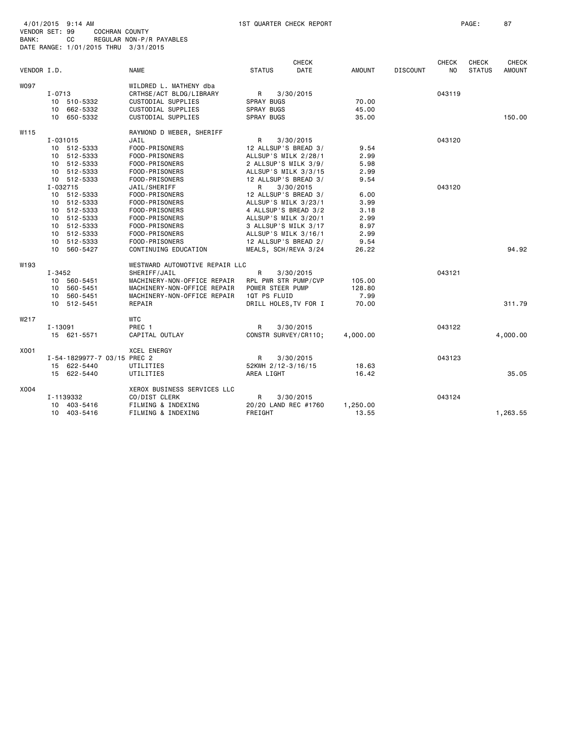4/01/2015 9:14 AM 1ST QUARTER CHECK REPORT
VENDOR SET: 99 COCHRAN COUNTY
BANK: CC REGULAR NON-P/R PAYABLES
DATE RANGE: 1/01/2015 THRU 3/31/2015

| VENDOR I.D. | NAME | STATUS | CHECK DATE | AMOUNT | DISCOUNT | CHECK NO | CHECK STATUS | CHECK AMOUNT |
|---|---|---|---|---|---|---|---|---|
| W097 | WILDRED L. MATHENY dba | | | | | | | |
| I-0713 | CRTHSE/ACT BLDG/LIBRARY | R | 3/30/2015 | | | 043119 | | |
| 10 510-5332 | CUSTODIAL SUPPLIES | SPRAY BUGS | | 70.00 | | | | |
| 10 662-5332 | CUSTODIAL SUPPLIES | SPRAY BUGS | | 45.00 | | | | |
| 10 650-5332 | CUSTODIAL SUPPLIES | SPRAY BUGS | | 35.00 | | | | 150.00 |
| W115 | RAYMOND D WEBER, SHERIFF | | | | | | | |
| I-031015 | JAIL | R | 3/30/2015 | | | 043120 | | |
| 10 512-5333 | FOOD-PRISONERS | 12 ALLSUP'S BREAD 3/ | | 9.54 | | | | |
| 10 512-5333 | FOOD-PRISONERS | ALLSUP'S MILK 2/28/1 | | 2.99 | | | | |
| 10 512-5333 | FOOD-PRISONERS | 2 ALLSUP'S MILK 3/9/ | | 5.98 | | | | |
| 10 512-5333 | FOOD-PRISONERS | ALLSUP'S MILK 3/3/15 | | 2.99 | | | | |
| 10 512-5333 | FOOD-PRISONERS | 12 ALLSUP'S BREAD 3/ | | 9.54 | | | | |
| I-032715 | JAIL/SHERIFF | R | 3/30/2015 | | | 043120 | | |
| 10 512-5333 | FOOD-PRISONERS | 12 ALLSUP'S BREAD 3/ | | 6.00 | | | | |
| 10 512-5333 | FOOD-PRISONERS | ALLSUP'S MILK 3/23/1 | | 3.99 | | | | |
| 10 512-5333 | FOOD-PRISONERS | 4 ALLSUP'S BREAD 3/2 | | 3.18 | | | | |
| 10 512-5333 | FOOD-PRISONERS | ALLSUP'S MILK 3/20/1 | | 2.99 | | | | |
| 10 512-5333 | FOOD-PRISONERS | 3 ALLSUP'S MILK 3/17 | | 8.97 | | | | |
| 10 512-5333 | FOOD-PRISONERS | ALLSUP'S MILK 3/16/1 | | 2.99 | | | | |
| 10 512-5333 | FOOD-PRISONERS | 12 ALLSUP'S BREAD 2/ | | 9.54 | | | | |
| 10 560-5427 | CONTINUING EDUCATION | MEALS, SCH/REVA 3/24 | | 26.22 | | | | 94.92 |
| W193 | WESTWARD AUTOMOTIVE REPAIR LLC | | | | | | | |
| I-3452 | SHERIFF/JAIL | R | 3/30/2015 | | | 043121 | | |
| 10 560-5451 | MACHINERY-NON-OFFICE REPAIR | RPL PWR STR PUMP/CVP | | 105.00 | | | | |
| 10 560-5451 | MACHINERY-NON-OFFICE REPAIR | POWER STEER PUMP | | 128.80 | | | | |
| 10 560-5451 | MACHINERY-NON-OFFICE REPAIR | 1QT PS FLUID | | 7.99 | | | | |
| 10 512-5451 | REPAIR | DRILL HOLES,TV FOR I | | 70.00 | | | | 311.79 |
| W217 | WTC | | | | | | | |
| I-13091 | PREC 1 | R | 3/30/2015 | | | 043122 | | |
| 15 621-5571 | CAPITAL OUTLAY | CONSTR SURVEY/CR110; | | 4,000.00 | | | | 4,000.00 |
| X001 | XCEL ENERGY | | | | | | | |
| I-54-1829977-7 03/15 | PREC 2 | R | 3/30/2015 | | | 043123 | | |
| 15 622-5440 | UTILITIES | 52KWH 2/12-3/16/15 | | 18.63 | | | | |
| 15 622-5440 | UTILITIES | AREA LIGHT | | 16.42 | | | | 35.05 |
| X004 | XEROX BUSINESS SERVICES LLC | | | | | | | |
| I-1139332 | CO/DIST CLERK | R | 3/30/2015 | | | 043124 | | |
| 10 403-5416 | FILMING & INDEXING | 20/20 LAND REC #1760 | | 1,250.00 | | | | |
| 10 403-5416 | FILMING & INDEXING | FREIGHT | | 13.55 | | | | 1,263.55 |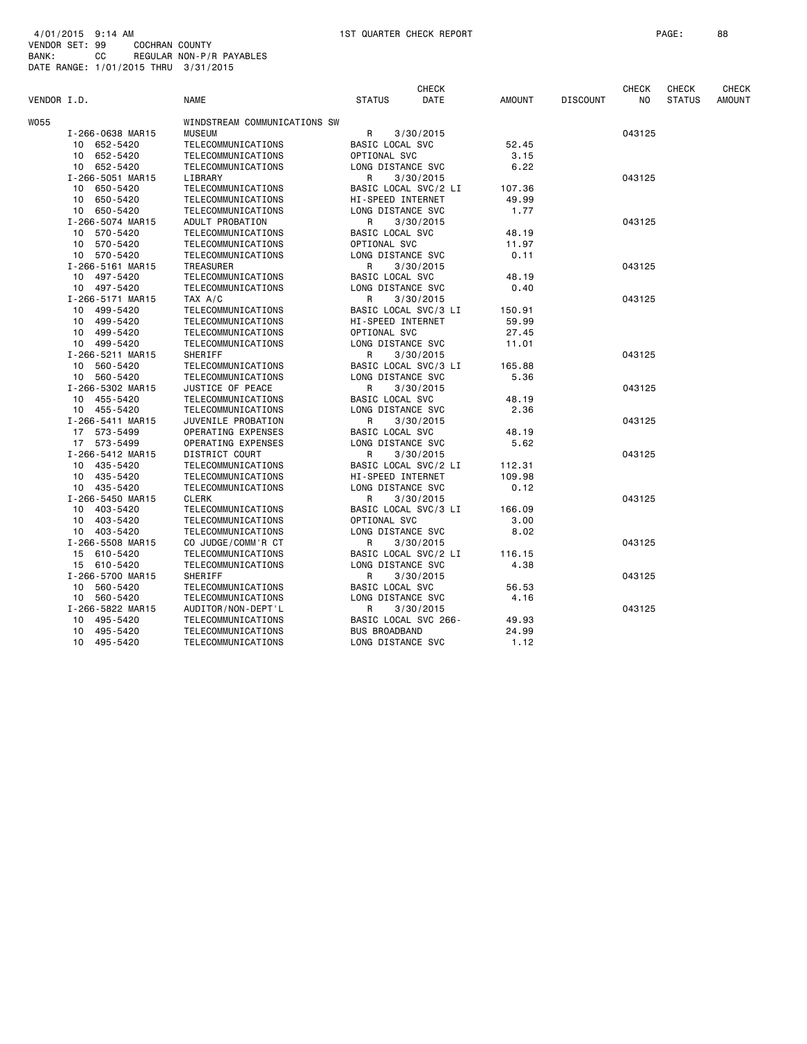4/01/2015 9:14 AM 1ST QUARTER CHECK REPORT

VENDOR SET: 99 COCHRAN COUNTY
BANK: CC REGULAR NON-P/R PAYABLES
DATE RANGE: 1/01/2015 THRU 3/31/2015

| VENDOR I.D. | NAME | STATUS | CHECK DATE | AMOUNT | DISCOUNT | CHECK NO | CHECK STATUS | CHECK AMOUNT |
|---|---|---|---|---|---|---|---|---|
| W055 | WINDSTREAM COMMUNICATIONS SW | | | | | | | |
| I-266-0638 MAR15 | MUSEUM | R | 3/30/2015 | | | 043125 | | |
| 10 652-5420 | TELECOMMUNICATIONS | BASIC LOCAL SVC | | 52.45 | | | | |
| 10 652-5420 | TELECOMMUNICATIONS | OPTIONAL SVC | | 3.15 | | | | |
| 10 652-5420 | TELECOMMUNICATIONS | LONG DISTANCE SVC | | 6.22 | | | | |
| I-266-5051 MAR15 | LIBRARY | R | 3/30/2015 | | | 043125 | | |
| 10 650-5420 | TELECOMMUNICATIONS | BASIC LOCAL SVC/2 LI | | 107.36 | | | | |
| 10 650-5420 | TELECOMMUNICATIONS | HI-SPEED INTERNET | | 49.99 | | | | |
| 10 650-5420 | TELECOMMUNICATIONS | LONG DISTANCE SVC | | 1.77 | | | | |
| I-266-5074 MAR15 | ADULT PROBATION | R | 3/30/2015 | | | 043125 | | |
| 10 570-5420 | TELECOMMUNICATIONS | BASIC LOCAL SVC | | 48.19 | | | | |
| 10 570-5420 | TELECOMMUNICATIONS | OPTIONAL SVC | | 11.97 | | | | |
| 10 570-5420 | TELECOMMUNICATIONS | LONG DISTANCE SVC | | 0.11 | | | | |
| I-266-5161 MAR15 | TREASURER | R | 3/30/2015 | | | 043125 | | |
| 10 497-5420 | TELECOMMUNICATIONS | BASIC LOCAL SVC | | 48.19 | | | | |
| 10 497-5420 | TELECOMMUNICATIONS | LONG DISTANCE SVC | | 0.40 | | | | |
| I-266-5171 MAR15 | TAX A/C | R | 3/30/2015 | | | 043125 | | |
| 10 499-5420 | TELECOMMUNICATIONS | BASIC LOCAL SVC/3 LI | | 150.91 | | | | |
| 10 499-5420 | TELECOMMUNICATIONS | HI-SPEED INTERNET | | 59.99 | | | | |
| 10 499-5420 | TELECOMMUNICATIONS | OPTIONAL SVC | | 27.45 | | | | |
| 10 499-5420 | TELECOMMUNICATIONS | LONG DISTANCE SVC | | 11.01 | | | | |
| I-266-5211 MAR15 | SHERIFF | R | 3/30/2015 | | | 043125 | | |
| 10 560-5420 | TELECOMMUNICATIONS | BASIC LOCAL SVC/3 LI | | 165.88 | | | | |
| 10 560-5420 | TELECOMMUNICATIONS | LONG DISTANCE SVC | | 5.36 | | | | |
| I-266-5302 MAR15 | JUSTICE OF PEACE | R | 3/30/2015 | | | 043125 | | |
| 10 455-5420 | TELECOMMUNICATIONS | BASIC LOCAL SVC | | 48.19 | | | | |
| 10 455-5420 | TELECOMMUNICATIONS | LONG DISTANCE SVC | | 2.36 | | | | |
| I-266-5411 MAR15 | JUVENILE PROBATION | R | 3/30/2015 | | | 043125 | | |
| 17 573-5499 | OPERATING EXPENSES | BASIC LOCAL SVC | | 48.19 | | | | |
| 17 573-5499 | OPERATING EXPENSES | LONG DISTANCE SVC | | 5.62 | | | | |
| I-266-5412 MAR15 | DISTRICT COURT | R | 3/30/2015 | | | 043125 | | |
| 10 435-5420 | TELECOMMUNICATIONS | BASIC LOCAL SVC/2 LI | | 112.31 | | | | |
| 10 435-5420 | TELECOMMUNICATIONS | HI-SPEED INTERNET | | 109.98 | | | | |
| 10 435-5420 | TELECOMMUNICATIONS | LONG DISTANCE SVC | | 0.12 | | | | |
| I-266-5450 MAR15 | CLERK | R | 3/30/2015 | | | 043125 | | |
| 10 403-5420 | TELECOMMUNICATIONS | BASIC LOCAL SVC/3 LI | | 166.09 | | | | |
| 10 403-5420 | TELECOMMUNICATIONS | OPTIONAL SVC | | 3.00 | | | | |
| 10 403-5420 | TELECOMMUNICATIONS | LONG DISTANCE SVC | | 8.02 | | | | |
| I-266-5508 MAR15 | CO JUDGE/COMM'R CT | R | 3/30/2015 | | | 043125 | | |
| 15 610-5420 | TELECOMMUNICATIONS | BASIC LOCAL SVC/2 LI | | 116.15 | | | | |
| 15 610-5420 | TELECOMMUNICATIONS | LONG DISTANCE SVC | | 4.38 | | | | |
| I-266-5700 MAR15 | SHERIFF | R | 3/30/2015 | | | 043125 | | |
| 10 560-5420 | TELECOMMUNICATIONS | BASIC LOCAL SVC | | 56.53 | | | | |
| 10 560-5420 | TELECOMMUNICATIONS | LONG DISTANCE SVC | | 4.16 | | | | |
| I-266-5822 MAR15 | AUDITOR/NON-DEPT'L | R | 3/30/2015 | | | 043125 | | |
| 10 495-5420 | TELECOMMUNICATIONS | BASIC LOCAL SVC 266- | | 49.93 | | | | |
| 10 495-5420 | TELECOMMUNICATIONS | BUS BROADBAND | | 24.99 | | | | |
| 10 495-5420 | TELECOMMUNICATIONS | LONG DISTANCE SVC | | 1.12 | | | | |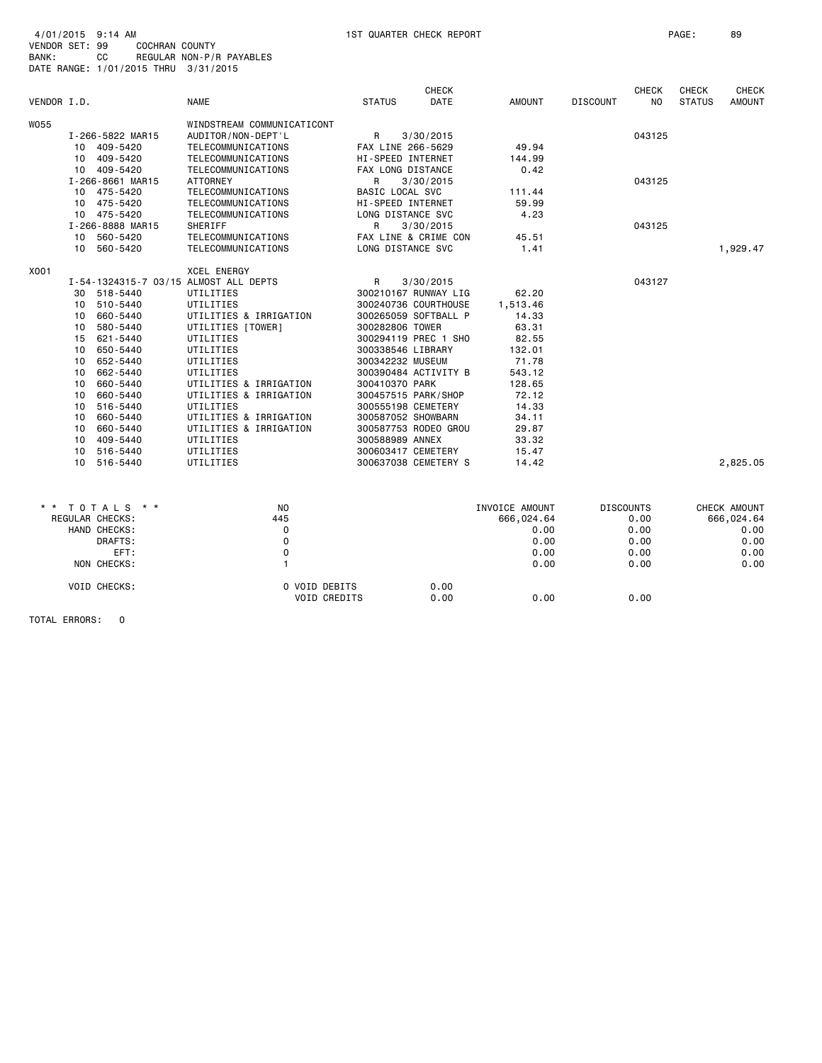4/01/2015 9:14 AM 1ST QUARTER CHECK REPORT
VENDOR SET: 99 COCHRAN COUNTY
BANK: CC REGULAR NON-P/R PAYABLES
DATE RANGE: 1/01/2015 THRU 3/31/2015

| VENDOR I.D. | NAME | STATUS | CHECK DATE | AMOUNT | DISCOUNT | CHECK NO | CHECK STATUS | CHECK AMOUNT |
|---|---|---|---|---|---|---|---|---|
| W055 | WINDSTREAM COMMUNICATICONT | | | | | | | |
| I-266-5822 MAR15 | AUDITOR/NON-DEPT'L | R | 3/30/2015 | | | 043125 | | |
| 10 409-5420 | TELECOMMUNICATIONS | FAX LINE 266-5629 | | 49.94 | | | | |
| 10 409-5420 | TELECOMMUNICATIONS | HI-SPEED INTERNET | | 144.99 | | | | |
| 10 409-5420 | TELECOMMUNICATIONS | FAX LONG DISTANCE | | 0.42 | | | | |
| I-266-8661 MAR15 | ATTORNEY | R | 3/30/2015 | | | 043125 | | |
| 10 475-5420 | TELECOMMUNICATIONS | BASIC LOCAL SVC | | 111.44 | | | | |
| 10 475-5420 | TELECOMMUNICATIONS | HI-SPEED INTERNET | | 59.99 | | | | |
| 10 475-5420 | TELECOMMUNICATIONS | LONG DISTANCE SVC | | 4.23 | | | | |
| I-266-8888 MAR15 | SHERIFF | R | 3/30/2015 | | | 043125 | | |
| 10 560-5420 | TELECOMMUNICATIONS | FAX LINE & CRIME CON | | 45.51 | | | | |
| 10 560-5420 | TELECOMMUNICATIONS | LONG DISTANCE SVC | | 1.41 | | | | 1,929.47 |
| X001 | XCEL ENERGY | | | | | | | |
| I-54-1324315-7 03/15 | ALMOST ALL DEPTS | R | 3/30/2015 | | | 043127 | | |
| 30 518-5440 | UTILITIES | 300210167 RUNWAY LIG | | 62.20 | | | | |
| 10 510-5440 | UTILITIES | 300240736 COURTHOUSE | | 1,513.46 | | | | |
| 10 660-5440 | UTILITIES & IRRIGATION | 300265059 SOFTBALL P | | 14.33 | | | | |
| 10 580-5440 | UTILITIES [TOWER] | 300282806 TOWER | | 63.31 | | | | |
| 15 621-5440 | UTILITIES | 300294119 PREC 1 SHO | | 82.55 | | | | |
| 10 650-5440 | UTILITIES | 300338546 LIBRARY | | 132.01 | | | | |
| 10 652-5440 | UTILITIES | 300342232 MUSEUM | | 71.78 | | | | |
| 10 662-5440 | UTILITIES | 300390484 ACTIVITY B | | 543.12 | | | | |
| 10 660-5440 | UTILITIES & IRRIGATION | 300410370 PARK | | 128.65 | | | | |
| 10 660-5440 | UTILITIES & IRRIGATION | 300457515 PARK/SHOP | | 72.12 | | | | |
| 10 516-5440 | UTILITIES | 300555198 CEMETERY | | 14.33 | | | | |
| 10 660-5440 | UTILITIES & IRRIGATION | 300587052 SHOWBARN | | 34.11 | | | | |
| 10 660-5440 | UTILITIES & IRRIGATION | 300587753 RODEO GROU | | 29.87 | | | | |
| 10 409-5440 | UTILITIES | 300588989 ANNEX | | 33.32 | | | | |
| 10 516-5440 | UTILITIES | 300603417 CEMETERY | | 15.47 | | | | |
| 10 516-5440 | UTILITIES | 300637038 CEMETERY S | | 14.42 | | | | 2,825.05 |

| * * TOTALS * * | NO | | INVOICE AMOUNT | DISCOUNTS | CHECK AMOUNT |
|---|---|---|---|---|---|
| REGULAR CHECKS: | 445 | | 666,024.64 | 0.00 | 666,024.64 |
| HAND CHECKS: | 0 | | 0.00 | 0.00 | 0.00 |
| DRAFTS: | 0 | | 0.00 | 0.00 | 0.00 |
| EFT: | 0 | | 0.00 | 0.00 | 0.00 |
| NON CHECKS: | 1 | | 0.00 | 0.00 | 0.00 |
| VOID CHECKS: | 0 VOID DEBITS | 0.00 | | | |
| | VOID CREDITS | 0.00 | 0.00 | 0.00 | |

TOTAL ERRORS: 0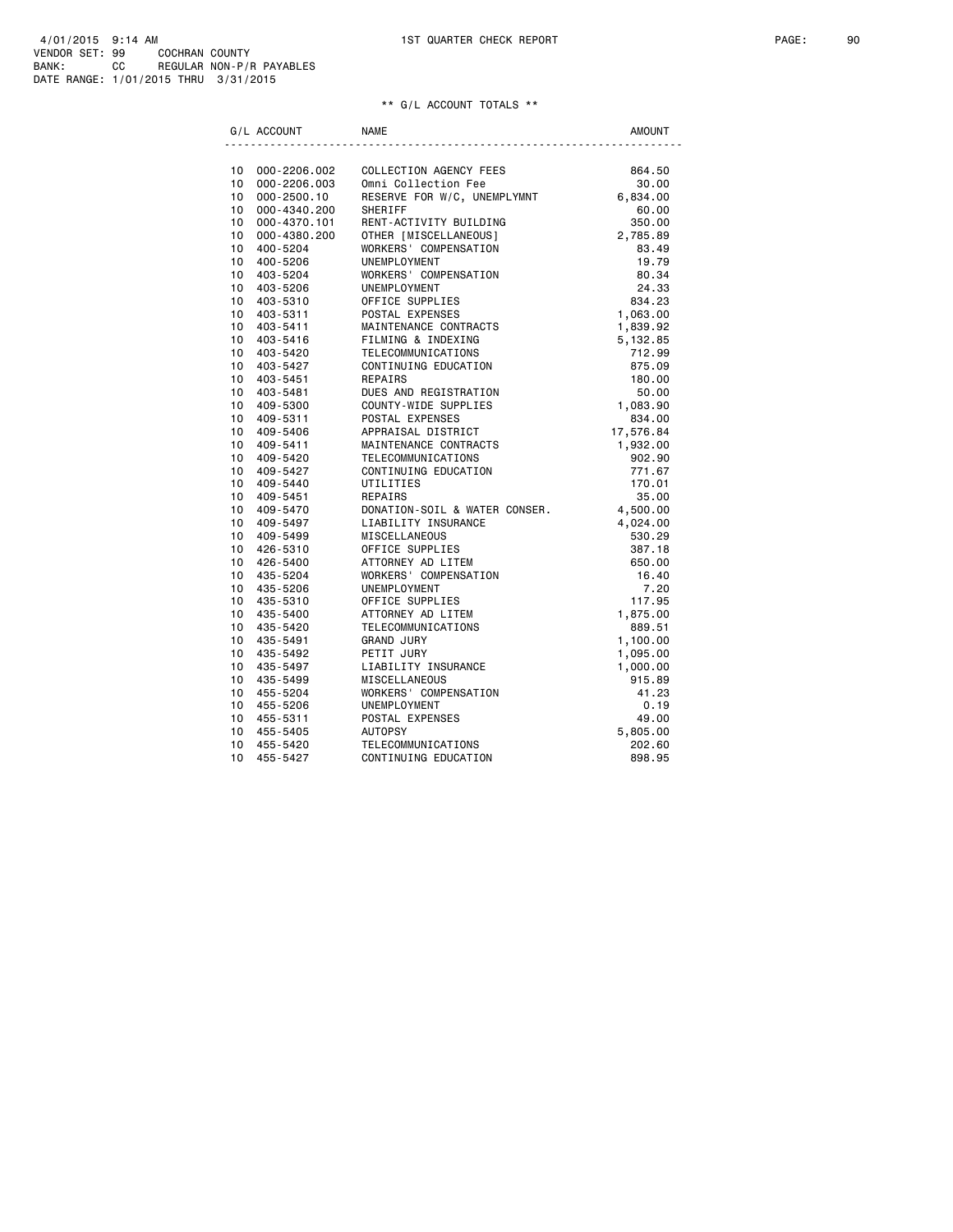4/01/2015 9:14 AM 1ST QUARTER CHECK REPORT
VENDOR SET: 99 COCHRAN COUNTY
BANK: CC REGULAR NON-P/R PAYABLES
DATE RANGE: 1/01/2015 THRU 3/31/2015

** G/L ACCOUNT TOTALS **

| G/L ACCOUNT | | NAME | AMOUNT |
|---|---|---|---|
| 10 | 000-2206.002 | COLLECTION AGENCY FEES | 864.50 |
| 10 | 000-2206.003 | Omni Collection Fee | 30.00 |
| 10 | 000-2500.10 | RESERVE FOR W/C, UNEMPLYMNT | 6,834.00 |
| 10 | 000-4340.200 | SHERIFF | 60.00 |
| 10 | 000-4370.101 | RENT-ACTIVITY BUILDING | 350.00 |
| 10 | 000-4380.200 | OTHER [MISCELLANEOUS] | 2,785.89 |
| 10 | 400-5204 | WORKERS' COMPENSATION | 83.49 |
| 10 | 400-5206 | UNEMPLOYMENT | 19.79 |
| 10 | 403-5204 | WORKERS' COMPENSATION | 80.34 |
| 10 | 403-5206 | UNEMPLOYMENT | 24.33 |
| 10 | 403-5310 | OFFICE SUPPLIES | 834.23 |
| 10 | 403-5311 | POSTAL EXPENSES | 1,063.00 |
| 10 | 403-5411 | MAINTENANCE CONTRACTS | 1,839.92 |
| 10 | 403-5416 | FILMING & INDEXING | 5,132.85 |
| 10 | 403-5420 | TELECOMMUNICATIONS | 712.99 |
| 10 | 403-5427 | CONTINUING EDUCATION | 875.09 |
| 10 | 403-5451 | REPAIRS | 180.00 |
| 10 | 403-5481 | DUES AND REGISTRATION | 50.00 |
| 10 | 409-5300 | COUNTY-WIDE SUPPLIES | 1,083.90 |
| 10 | 409-5311 | POSTAL EXPENSES | 834.00 |
| 10 | 409-5406 | APPRAISAL DISTRICT | 17,576.84 |
| 10 | 409-5411 | MAINTENANCE CONTRACTS | 1,932.00 |
| 10 | 409-5420 | TELECOMMUNICATIONS | 902.90 |
| 10 | 409-5427 | CONTINUING EDUCATION | 771.67 |
| 10 | 409-5440 | UTILITIES | 170.01 |
| 10 | 409-5451 | REPAIRS | 35.00 |
| 10 | 409-5470 | DONATION-SOIL & WATER CONSER. | 4,500.00 |
| 10 | 409-5497 | LIABILITY INSURANCE | 4,024.00 |
| 10 | 409-5499 | MISCELLANEOUS | 530.29 |
| 10 | 426-5310 | OFFICE SUPPLIES | 387.18 |
| 10 | 426-5400 | ATTORNEY AD LITEM | 650.00 |
| 10 | 435-5204 | WORKERS' COMPENSATION | 16.40 |
| 10 | 435-5206 | UNEMPLOYMENT | 7.20 |
| 10 | 435-5310 | OFFICE SUPPLIES | 117.95 |
| 10 | 435-5400 | ATTORNEY AD LITEM | 1,875.00 |
| 10 | 435-5420 | TELECOMMUNICATIONS | 889.51 |
| 10 | 435-5491 | GRAND JURY | 1,100.00 |
| 10 | 435-5492 | PETIT JURY | 1,095.00 |
| 10 | 435-5497 | LIABILITY INSURANCE | 1,000.00 |
| 10 | 435-5499 | MISCELLANEOUS | 915.89 |
| 10 | 455-5204 | WORKERS' COMPENSATION | 41.23 |
| 10 | 455-5206 | UNEMPLOYMENT | 0.19 |
| 10 | 455-5311 | POSTAL EXPENSES | 49.00 |
| 10 | 455-5405 | AUTOPSY | 5,805.00 |
| 10 | 455-5420 | TELECOMMUNICATIONS | 202.60 |
| 10 | 455-5427 | CONTINUING EDUCATION | 898.95 |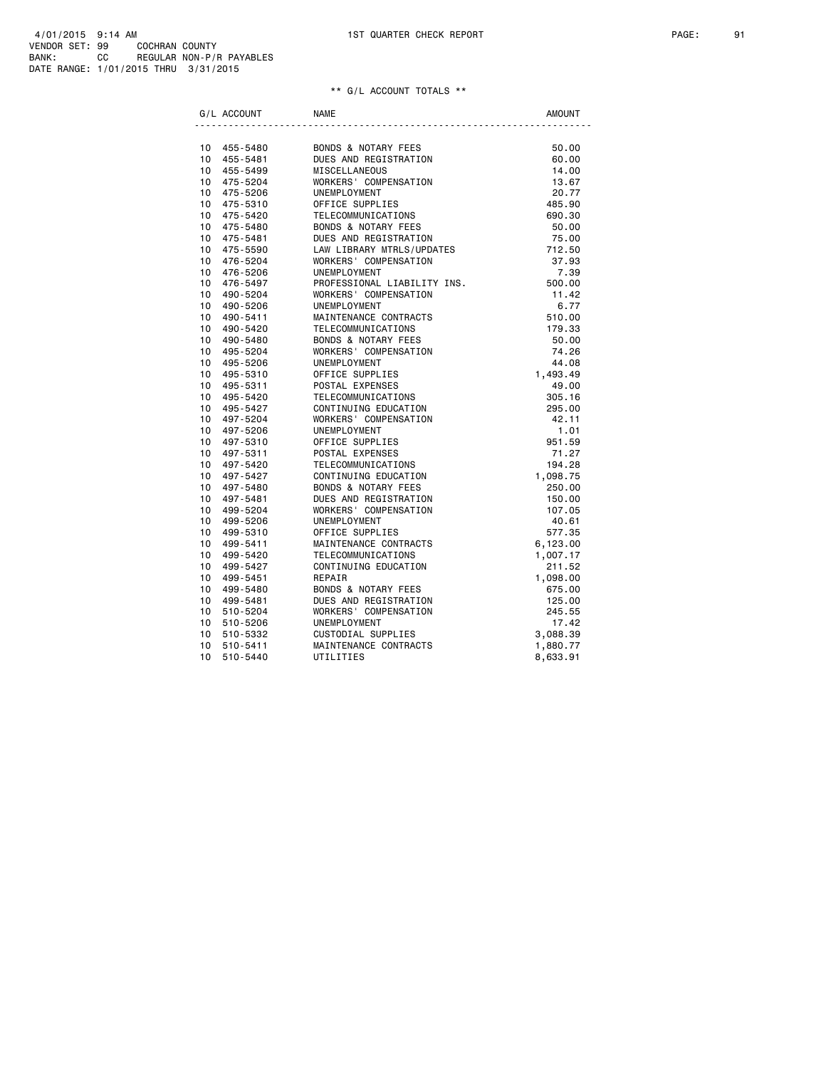4/01/2015 9:14 AM
VENDOR SET: 99 COCHRAN COUNTY
BANK: CC REGULAR NON-P/R PAYABLES
DATE RANGE: 1/01/2015 THRU 3/31/2015

1ST QUARTER CHECK REPORT

## ** G/L ACCOUNT TOTALS **

| G/L ACCOUNT | NAME | AMOUNT |
|---|---|---|
| 10 455-5480 | BONDS & NOTARY FEES | 50.00 |
| 10 455-5481 | DUES AND REGISTRATION | 60.00 |
| 10 455-5499 | MISCELLANEOUS | 14.00 |
| 10 475-5204 | WORKERS' COMPENSATION | 13.67 |
| 10 475-5206 | UNEMPLOYMENT | 20.77 |
| 10 475-5310 | OFFICE SUPPLIES | 485.90 |
| 10 475-5420 | TELECOMMUNICATIONS | 690.30 |
| 10 475-5480 | BONDS & NOTARY FEES | 50.00 |
| 10 475-5481 | DUES AND REGISTRATION | 75.00 |
| 10 475-5590 | LAW LIBRARY MTRLS/UPDATES | 712.50 |
| 10 476-5204 | WORKERS' COMPENSATION | 37.93 |
| 10 476-5206 | UNEMPLOYMENT | 7.39 |
| 10 476-5497 | PROFESSIONAL LIABILITY INS. | 500.00 |
| 10 490-5204 | WORKERS' COMPENSATION | 11.42 |
| 10 490-5206 | UNEMPLOYMENT | 6.77 |
| 10 490-5411 | MAINTENANCE CONTRACTS | 510.00 |
| 10 490-5420 | TELECOMMUNICATIONS | 179.33 |
| 10 490-5480 | BONDS & NOTARY FEES | 50.00 |
| 10 495-5204 | WORKERS' COMPENSATION | 74.26 |
| 10 495-5206 | UNEMPLOYMENT | 44.08 |
| 10 495-5310 | OFFICE SUPPLIES | 1,493.49 |
| 10 495-5311 | POSTAL EXPENSES | 49.00 |
| 10 495-5420 | TELECOMMUNICATIONS | 305.16 |
| 10 495-5427 | CONTINUING EDUCATION | 295.00 |
| 10 497-5204 | WORKERS' COMPENSATION | 42.11 |
| 10 497-5206 | UNEMPLOYMENT | 1.01 |
| 10 497-5310 | OFFICE SUPPLIES | 951.59 |
| 10 497-5311 | POSTAL EXPENSES | 71.27 |
| 10 497-5420 | TELECOMMUNICATIONS | 194.28 |
| 10 497-5427 | CONTINUING EDUCATION | 1,098.75 |
| 10 497-5480 | BONDS & NOTARY FEES | 250.00 |
| 10 497-5481 | DUES AND REGISTRATION | 150.00 |
| 10 499-5204 | WORKERS' COMPENSATION | 107.05 |
| 10 499-5206 | UNEMPLOYMENT | 40.61 |
| 10 499-5310 | OFFICE SUPPLIES | 577.35 |
| 10 499-5411 | MAINTENANCE CONTRACTS | 6,123.00 |
| 10 499-5420 | TELECOMMUNICATIONS | 1,007.17 |
| 10 499-5427 | CONTINUING EDUCATION | 211.52 |
| 10 499-5451 | REPAIR | 1,098.00 |
| 10 499-5480 | BONDS & NOTARY FEES | 675.00 |
| 10 499-5481 | DUES AND REGISTRATION | 125.00 |
| 10 510-5204 | WORKERS' COMPENSATION | 245.55 |
| 10 510-5206 | UNEMPLOYMENT | 17.42 |
| 10 510-5332 | CUSTODIAL SUPPLIES | 3,088.39 |
| 10 510-5411 | MAINTENANCE CONTRACTS | 1,880.77 |
| 10 510-5440 | UTILITIES | 8,633.91 |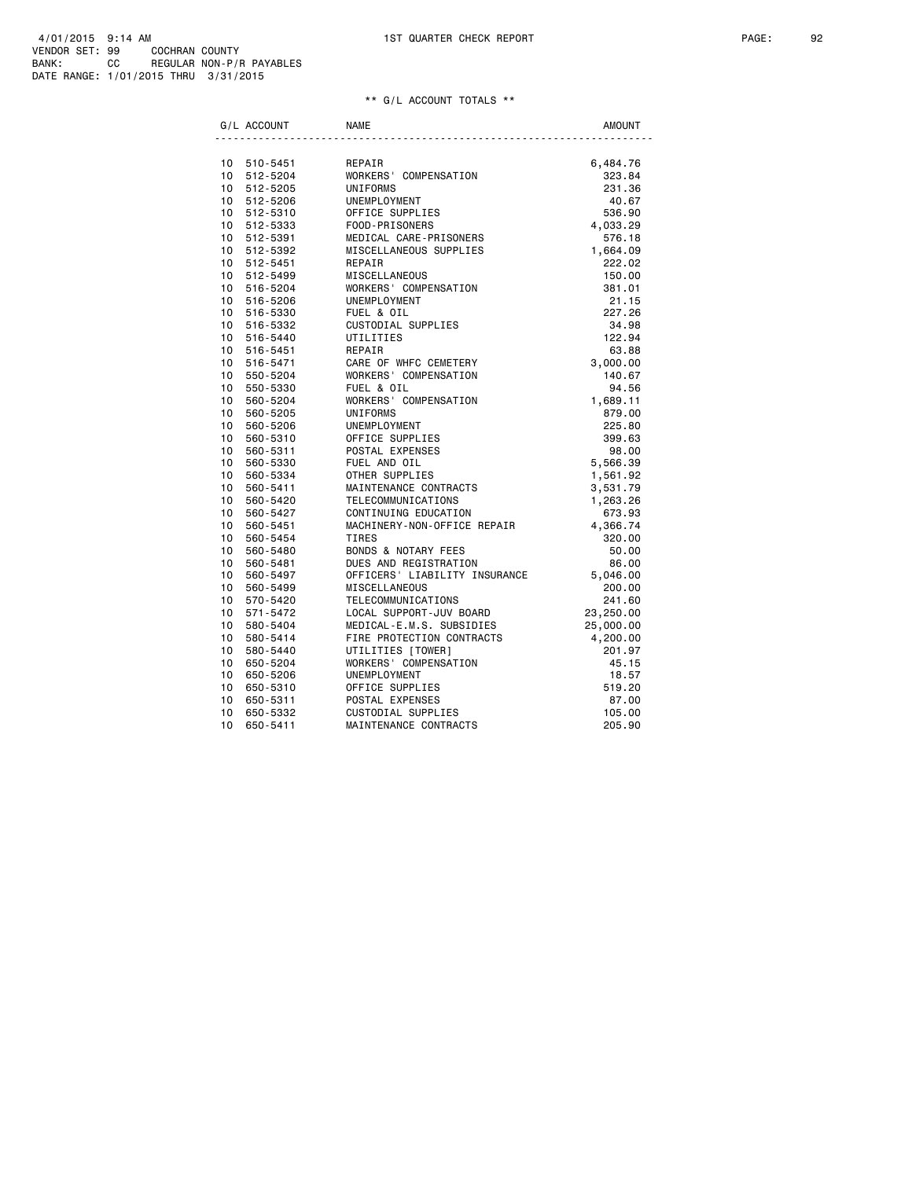4/01/2015 9:14 AM
VENDOR SET: 99 COCHRAN COUNTY
BANK: CC REGULAR NON-P/R PAYABLES
DATE RANGE: 1/01/2015 THRU 3/31/2015

1ST QUARTER CHECK REPORT

## ** G/L ACCOUNT TOTALS **

| G/L ACCOUNT | NAME | AMOUNT |
|---|---|---|
| 10 510-5451 | REPAIR | 6,484.76 |
| 10 512-5204 | WORKERS' COMPENSATION | 323.84 |
| 10 512-5205 | UNIFORMS | 231.36 |
| 10 512-5206 | UNEMPLOYMENT | 40.67 |
| 10 512-5310 | OFFICE SUPPLIES | 536.90 |
| 10 512-5333 | FOOD-PRISONERS | 4,033.29 |
| 10 512-5391 | MEDICAL CARE-PRISONERS | 576.18 |
| 10 512-5392 | MISCELLANEOUS SUPPLIES | 1,664.09 |
| 10 512-5451 | REPAIR | 222.02 |
| 10 512-5499 | MISCELLANEOUS | 150.00 |
| 10 516-5204 | WORKERS' COMPENSATION | 381.01 |
| 10 516-5206 | UNEMPLOYMENT | 21.15 |
| 10 516-5330 | FUEL & OIL | 227.26 |
| 10 516-5332 | CUSTODIAL SUPPLIES | 34.98 |
| 10 516-5440 | UTILITIES | 122.94 |
| 10 516-5451 | REPAIR | 63.88 |
| 10 516-5471 | CARE OF WHFC CEMETERY | 3,000.00 |
| 10 550-5204 | WORKERS' COMPENSATION | 140.67 |
| 10 550-5330 | FUEL & OIL | 94.56 |
| 10 560-5204 | WORKERS' COMPENSATION | 1,689.11 |
| 10 560-5205 | UNIFORMS | 879.00 |
| 10 560-5206 | UNEMPLOYMENT | 225.80 |
| 10 560-5310 | OFFICE SUPPLIES | 399.63 |
| 10 560-5311 | POSTAL EXPENSES | 98.00 |
| 10 560-5330 | FUEL AND OIL | 5,566.39 |
| 10 560-5334 | OTHER SUPPLIES | 1,561.92 |
| 10 560-5411 | MAINTENANCE CONTRACTS | 3,531.79 |
| 10 560-5420 | TELECOMMUNICATIONS | 1,263.26 |
| 10 560-5427 | CONTINUING EDUCATION | 673.93 |
| 10 560-5451 | MACHINERY-NON-OFFICE REPAIR | 4,366.74 |
| 10 560-5454 | TIRES | 320.00 |
| 10 560-5480 | BONDS & NOTARY FEES | 50.00 |
| 10 560-5481 | DUES AND REGISTRATION | 86.00 |
| 10 560-5497 | OFFICERS' LIABILITY INSURANCE | 5,046.00 |
| 10 560-5499 | MISCELLANEOUS | 200.00 |
| 10 570-5420 | TELECOMMUNICATIONS | 241.60 |
| 10 571-5472 | LOCAL SUPPORT-JUV BOARD | 23,250.00 |
| 10 580-5404 | MEDICAL-E.M.S. SUBSIDIES | 25,000.00 |
| 10 580-5414 | FIRE PROTECTION CONTRACTS | 4,200.00 |
| 10 580-5440 | UTILITIES [TOWER] | 201.97 |
| 10 650-5204 | WORKERS' COMPENSATION | 45.15 |
| 10 650-5206 | UNEMPLOYMENT | 18.57 |
| 10 650-5310 | OFFICE SUPPLIES | 519.20 |
| 10 650-5311 | POSTAL EXPENSES | 87.00 |
| 10 650-5332 | CUSTODIAL SUPPLIES | 105.00 |
| 10 650-5411 | MAINTENANCE CONTRACTS | 205.90 |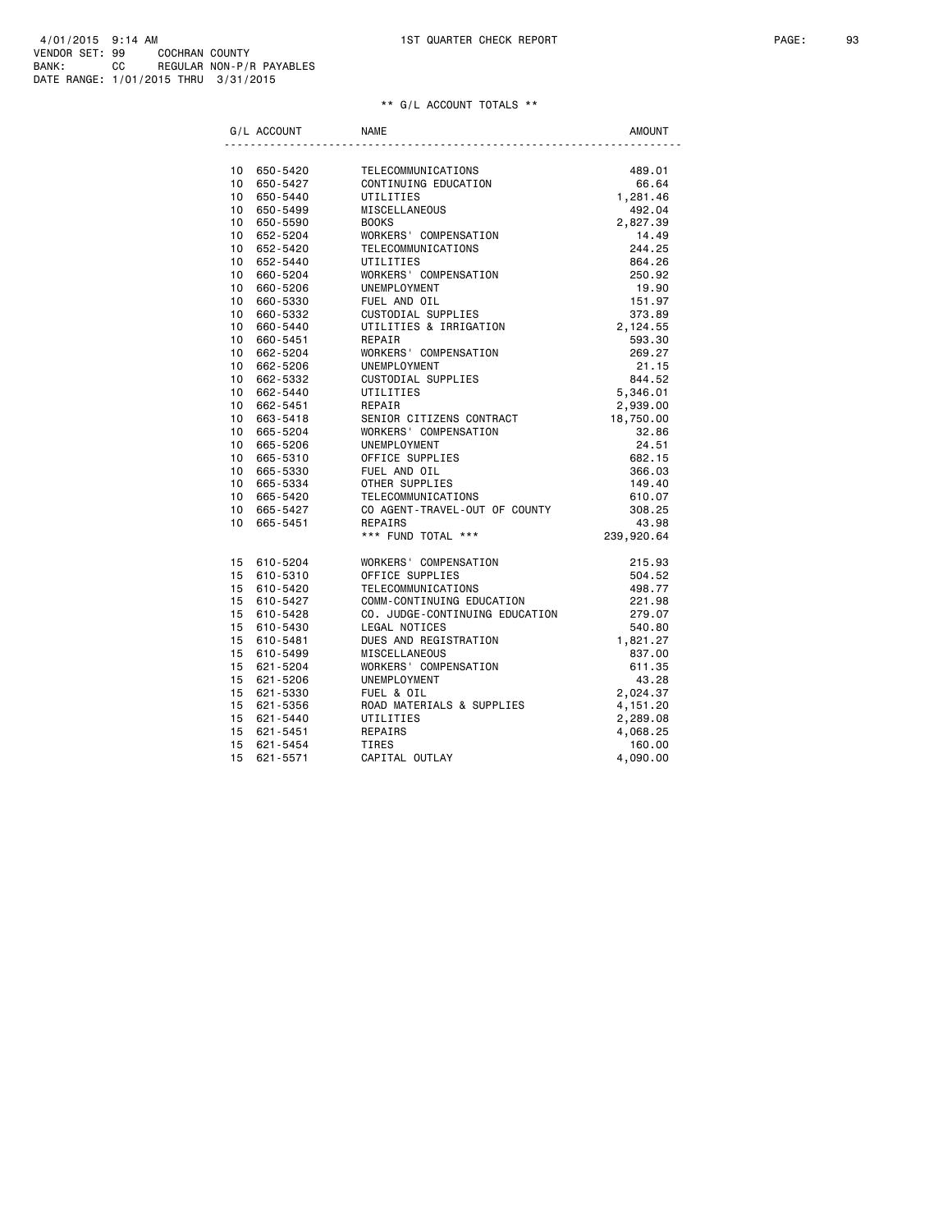4/01/2015 9:14 AM — 1ST QUARTER CHECK REPORT

VENDOR SET: 99 COCHRAN COUNTY
BANK: CC REGULAR NON-P/R PAYABLES
DATE RANGE: 1/01/2015 THRU 3/31/2015

** G/L ACCOUNT TOTALS **

| G/L ACCOUNT | NAME | AMOUNT |
|---|---|---|
| 10 650-5420 | TELECOMMUNICATIONS | 489.01 |
| 10 650-5427 | CONTINUING EDUCATION | 66.64 |
| 10 650-5440 | UTILITIES | 1,281.46 |
| 10 650-5499 | MISCELLANEOUS | 492.04 |
| 10 650-5590 | BOOKS | 2,827.39 |
| 10 652-5204 | WORKERS' COMPENSATION | 14.49 |
| 10 652-5420 | TELECOMMUNICATIONS | 244.25 |
| 10 652-5440 | UTILITIES | 864.26 |
| 10 660-5204 | WORKERS' COMPENSATION | 250.92 |
| 10 660-5206 | UNEMPLOYMENT | 19.90 |
| 10 660-5330 | FUEL AND OIL | 151.97 |
| 10 660-5332 | CUSTODIAL SUPPLIES | 373.89 |
| 10 660-5440 | UTILITIES & IRRIGATION | 2,124.55 |
| 10 660-5451 | REPAIR | 593.30 |
| 10 662-5204 | WORKERS' COMPENSATION | 269.27 |
| 10 662-5206 | UNEMPLOYMENT | 21.15 |
| 10 662-5332 | CUSTODIAL SUPPLIES | 844.52 |
| 10 662-5440 | UTILITIES | 5,346.01 |
| 10 662-5451 | REPAIR | 2,939.00 |
| 10 663-5418 | SENIOR CITIZENS CONTRACT | 18,750.00 |
| 10 665-5204 | WORKERS' COMPENSATION | 32.86 |
| 10 665-5206 | UNEMPLOYMENT | 24.51 |
| 10 665-5310 | OFFICE SUPPLIES | 682.15 |
| 10 665-5330 | FUEL AND OIL | 366.03 |
| 10 665-5334 | OTHER SUPPLIES | 149.40 |
| 10 665-5420 | TELECOMMUNICATIONS | 610.07 |
| 10 665-5427 | CO AGENT-TRAVEL-OUT OF COUNTY | 308.25 |
| 10 665-5451 | REPAIRS | 43.98 |
| | *** FUND TOTAL *** | 239,920.64 |
| 15 610-5204 | WORKERS' COMPENSATION | 215.93 |
| 15 610-5310 | OFFICE SUPPLIES | 504.52 |
| 15 610-5420 | TELECOMMUNICATIONS | 498.77 |
| 15 610-5427 | COMM-CONTINUING EDUCATION | 221.98 |
| 15 610-5428 | CO. JUDGE-CONTINUING EDUCATION | 279.07 |
| 15 610-5430 | LEGAL NOTICES | 540.80 |
| 15 610-5481 | DUES AND REGISTRATION | 1,821.27 |
| 15 610-5499 | MISCELLANEOUS | 837.00 |
| 15 621-5204 | WORKERS' COMPENSATION | 611.35 |
| 15 621-5206 | UNEMPLOYMENT | 43.28 |
| 15 621-5330 | FUEL & OIL | 2,024.37 |
| 15 621-5356 | ROAD MATERIALS & SUPPLIES | 4,151.20 |
| 15 621-5440 | UTILITIES | 2,289.08 |
| 15 621-5451 | REPAIRS | 4,068.25 |
| 15 621-5454 | TIRES | 160.00 |
| 15 621-5571 | CAPITAL OUTLAY | 4,090.00 |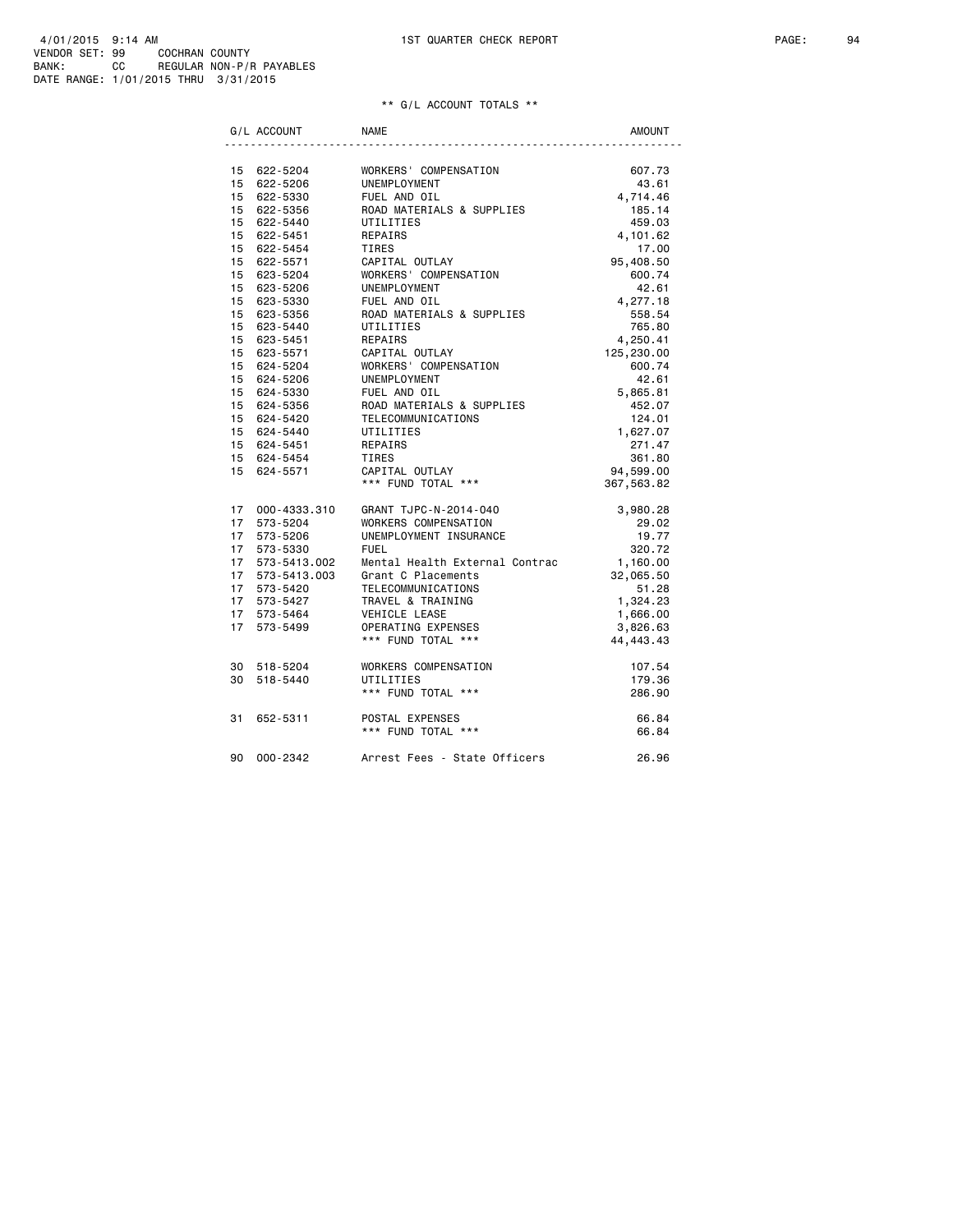4/01/2015 9:14 AM
VENDOR SET: 99 COCHRAN COUNTY
BANK: CC REGULAR NON-P/R PAYABLES
DATE RANGE: 1/01/2015 THRU 3/31/2015

1ST QUARTER CHECK REPORT

## ** G/L ACCOUNT TOTALS **

| G/L ACCOUNT | NAME | AMOUNT |
|---|---|---|
| 15 622-5204 | WORKERS' COMPENSATION | 607.73 |
| 15 622-5206 | UNEMPLOYMENT | 43.61 |
| 15 622-5330 | FUEL AND OIL | 4,714.46 |
| 15 622-5356 | ROAD MATERIALS & SUPPLIES | 185.14 |
| 15 622-5440 | UTILITIES | 459.03 |
| 15 622-5451 | REPAIRS | 4,101.62 |
| 15 622-5454 | TIRES | 17.00 |
| 15 622-5571 | CAPITAL OUTLAY | 95,408.50 |
| 15 623-5204 | WORKERS' COMPENSATION | 600.74 |
| 15 623-5206 | UNEMPLOYMENT | 42.61 |
| 15 623-5330 | FUEL AND OIL | 4,277.18 |
| 15 623-5356 | ROAD MATERIALS & SUPPLIES | 558.54 |
| 15 623-5440 | UTILITIES | 765.80 |
| 15 623-5451 | REPAIRS | 4,250.41 |
| 15 623-5571 | CAPITAL OUTLAY | 125,230.00 |
| 15 624-5204 | WORKERS' COMPENSATION | 600.74 |
| 15 624-5206 | UNEMPLOYMENT | 42.61 |
| 15 624-5330 | FUEL AND OIL | 5,865.81 |
| 15 624-5356 | ROAD MATERIALS & SUPPLIES | 452.07 |
| 15 624-5420 | TELECOMMUNICATIONS | 124.01 |
| 15 624-5440 | UTILITIES | 1,627.07 |
| 15 624-5451 | REPAIRS | 271.47 |
| 15 624-5454 | TIRES | 361.80 |
| 15 624-5571 | CAPITAL OUTLAY | 94,599.00 |
| | *** FUND TOTAL *** | 367,563.82 |
| 17 000-4333.310 | GRANT TJPC-N-2014-040 | 3,980.28 |
| 17 573-5204 | WORKERS COMPENSATION | 29.02 |
| 17 573-5206 | UNEMPLOYMENT INSURANCE | 19.77 |
| 17 573-5330 | FUEL | 320.72 |
| 17 573-5413.002 | Mental Health External Contrac | 1,160.00 |
| 17 573-5413.003 | Grant C Placements | 32,065.50 |
| 17 573-5420 | TELECOMMUNICATIONS | 51.28 |
| 17 573-5427 | TRAVEL & TRAINING | 1,324.23 |
| 17 573-5464 | VEHICLE LEASE | 1,666.00 |
| 17 573-5499 | OPERATING EXPENSES | 3,826.63 |
| | *** FUND TOTAL *** | 44,443.43 |
| 30 518-5204 | WORKERS COMPENSATION | 107.54 |
| 30 518-5440 | UTILITIES | 179.36 |
| | *** FUND TOTAL *** | 286.90 |
| 31 652-5311 | POSTAL EXPENSES | 66.84 |
| | *** FUND TOTAL *** | 66.84 |
| 90 000-2342 | Arrest Fees - State Officers | 26.96 |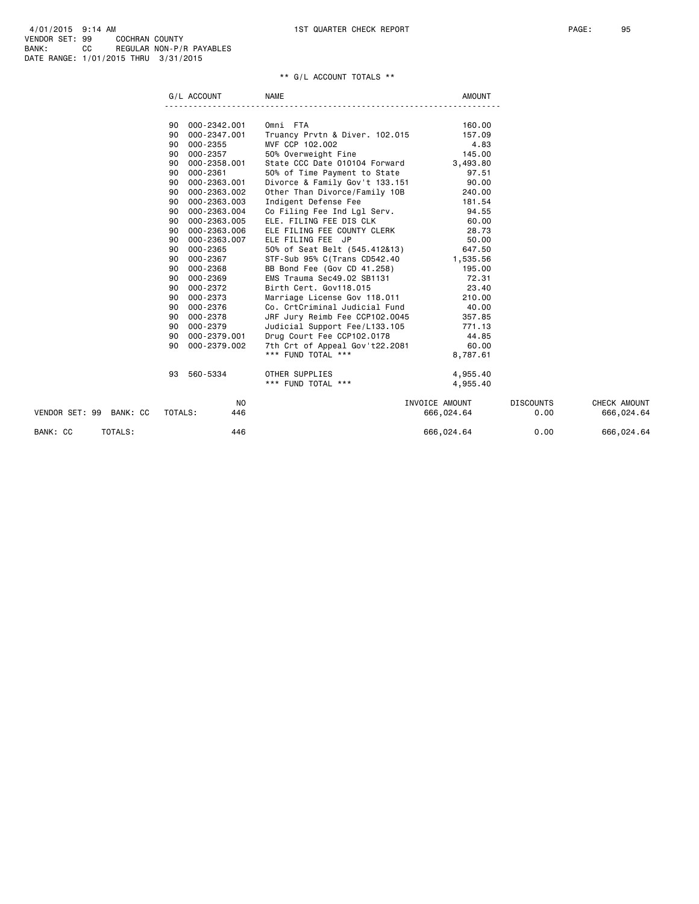4/01/2015 9:14 AM
VENDOR SET: 99 COCHRAN COUNTY
BANK: CC REGULAR NON-P/R PAYABLES
DATE RANGE: 1/01/2015 THRU 3/31/2015

1ST QUARTER CHECK REPORT

** G/L ACCOUNT TOTALS **

| | G/L ACCOUNT | NAME | AMOUNT |
|---|---|---|---|
| 90 | 000-2342.001 | Omni FTA | 160.00 |
| 90 | 000-2347.001 | Truancy Prvtn & Diver. 102.015 | 157.09 |
| 90 | 000-2355 | MVF CCP 102.002 | 4.83 |
| 90 | 000-2357 | 50% Overweight Fine | 145.00 |
| 90 | 000-2358.001 | State CCC Date 010104 Forward | 3,493.80 |
| 90 | 000-2361 | 50% of Time Payment to State | 97.51 |
| 90 | 000-2363.001 | Divorce & Family Gov't 133.151 | 90.00 |
| 90 | 000-2363.002 | Other Than Divorce/Family 10B | 240.00 |
| 90 | 000-2363.003 | Indigent Defense Fee | 181.54 |
| 90 | 000-2363.004 | Co Filing Fee Ind Lgl Serv. | 94.55 |
| 90 | 000-2363.005 | ELE. FILING FEE DIS CLK | 60.00 |
| 90 | 000-2363.006 | ELE FILING FEE COUNTY CLERK | 28.73 |
| 90 | 000-2363.007 | ELE FILING FEE JP | 50.00 |
| 90 | 000-2365 | 50% of Seat Belt (545.412&13) | 647.50 |
| 90 | 000-2367 | STF-Sub 95% C(Trans CD542.40 | 1,535.56 |
| 90 | 000-2368 | BB Bond Fee (Gov CD 41.258) | 195.00 |
| 90 | 000-2369 | EMS Trauma Sec49.02 SB1131 | 72.31 |
| 90 | 000-2372 | Birth Cert. Gov118.015 | 23.40 |
| 90 | 000-2373 | Marriage License Gov 118.011 | 210.00 |
| 90 | 000-2376 | Co. CrtCriminal Judicial Fund | 40.00 |
| 90 | 000-2378 | JRF Jury Reimb Fee CCP102.0045 | 357.85 |
| 90 | 000-2379 | Judicial Support Fee/L133.105 | 771.13 |
| 90 | 000-2379.001 | Drug Court Fee CCP102.0178 | 44.85 |
| 90 | 000-2379.002 | 7th Crt of Appeal Gov't22.2081 | 60.00 |
| | | *** FUND TOTAL *** | 8,787.61 |
| 93 | 560-5334 | OTHER SUPPLIES | 4,955.40 |
| | | *** FUND TOTAL *** | 4,955.40 |

| | NO | INVOICE AMOUNT | DISCOUNTS | CHECK AMOUNT |
|---|---|---|---|---|
| VENDOR SET: 99 BANK: CC TOTALS: | 446 | 666,024.64 | 0.00 | 666,024.64 |
| BANK: CC TOTALS: | 446 | 666,024.64 | 0.00 | 666,024.64 |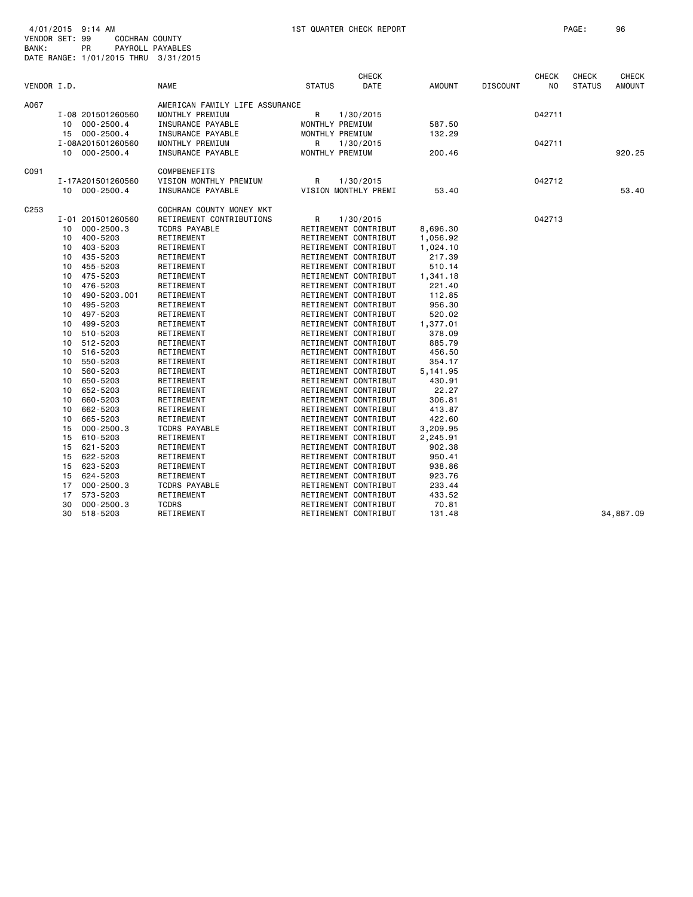4/01/2015 9:14 AM 1ST QUARTER CHECK REPORT PAGE: 96
VENDOR SET: 99 COCHRAN COUNTY
BANK: PR PAYROLL PAYABLES
DATE RANGE: 1/01/2015 THRU 3/31/2015

| VENDOR I.D. | | NAME | STATUS | CHECK DATE | AMOUNT | DISCOUNT | CHECK NO | CHECK STATUS | CHECK AMOUNT |
|---|---|---|---|---|---|---|---|---|---|
| A067 | | AMERICAN FAMILY LIFE ASSURANCE | | | | | | | |
| | I-08 201501260560 | MONTHLY PREMIUM | R | 1/30/2015 | | | 042711 | | |
| | 10 000-2500.4 | INSURANCE PAYABLE | MONTHLY PREMIUM | | 587.50 | | | | |
| | 15 000-2500.4 | INSURANCE PAYABLE | MONTHLY PREMIUM | | 132.29 | | | | |
| | I-08A201501260560 | MONTHLY PREMIUM | R | 1/30/2015 | | | 042711 | | |
| | 10 000-2500.4 | INSURANCE PAYABLE | MONTHLY PREMIUM | | 200.46 | | | | 920.25 |
| C091 | | COMPBENEFITS | | | | | | | |
| | I-17A201501260560 | VISION MONTHLY PREMIUM | R | 1/30/2015 | | | 042712 | | |
| | 10 000-2500.4 | INSURANCE PAYABLE | VISION MONTHLY PREMI | | 53.40 | | | | 53.40 |
| C253 | | COCHRAN COUNTY MONEY MKT | | | | | | | |
| | I-01 201501260560 | RETIREMENT CONTRIBUTIONS | R | 1/30/2015 | | | 042713 | | |
| | 10 000-2500.3 | TCDRS PAYABLE | RETIREMENT CONTRIBUT | | 8,696.30 | | | | |
| | 10 400-5203 | RETIREMENT | RETIREMENT CONTRIBUT | | 1,056.92 | | | | |
| | 10 403-5203 | RETIREMENT | RETIREMENT CONTRIBUT | | 1,024.10 | | | | |
| | 10 435-5203 | RETIREMENT | RETIREMENT CONTRIBUT | | 217.39 | | | | |
| | 10 455-5203 | RETIREMENT | RETIREMENT CONTRIBUT | | 510.14 | | | | |
| | 10 475-5203 | RETIREMENT | RETIREMENT CONTRIBUT | | 1,341.18 | | | | |
| | 10 476-5203 | RETIREMENT | RETIREMENT CONTRIBUT | | 221.40 | | | | |
| | 10 490-5203.001 | RETIREMENT | RETIREMENT CONTRIBUT | | 112.85 | | | | |
| | 10 495-5203 | RETIREMENT | RETIREMENT CONTRIBUT | | 956.30 | | | | |
| | 10 497-5203 | RETIREMENT | RETIREMENT CONTRIBUT | | 520.02 | | | | |
| | 10 499-5203 | RETIREMENT | RETIREMENT CONTRIBUT | | 1,377.01 | | | | |
| | 10 510-5203 | RETIREMENT | RETIREMENT CONTRIBUT | | 378.09 | | | | |
| | 10 512-5203 | RETIREMENT | RETIREMENT CONTRIBUT | | 885.79 | | | | |
| | 10 516-5203 | RETIREMENT | RETIREMENT CONTRIBUT | | 456.50 | | | | |
| | 10 550-5203 | RETIREMENT | RETIREMENT CONTRIBUT | | 354.17 | | | | |
| | 10 560-5203 | RETIREMENT | RETIREMENT CONTRIBUT | | 5,141.95 | | | | |
| | 10 650-5203 | RETIREMENT | RETIREMENT CONTRIBUT | | 430.91 | | | | |
| | 10 652-5203 | RETIREMENT | RETIREMENT CONTRIBUT | | 22.27 | | | | |
| | 10 660-5203 | RETIREMENT | RETIREMENT CONTRIBUT | | 306.81 | | | | |
| | 10 662-5203 | RETIREMENT | RETIREMENT CONTRIBUT | | 413.87 | | | | |
| | 10 665-5203 | RETIREMENT | RETIREMENT CONTRIBUT | | 422.60 | | | | |
| | 15 000-2500.3 | TCDRS PAYABLE | RETIREMENT CONTRIBUT | | 3,209.95 | | | | |
| | 15 610-5203 | RETIREMENT | RETIREMENT CONTRIBUT | | 2,245.91 | | | | |
| | 15 621-5203 | RETIREMENT | RETIREMENT CONTRIBUT | | 902.38 | | | | |
| | 15 622-5203 | RETIREMENT | RETIREMENT CONTRIBUT | | 950.41 | | | | |
| | 15 623-5203 | RETIREMENT | RETIREMENT CONTRIBUT | | 938.86 | | | | |
| | 15 624-5203 | RETIREMENT | RETIREMENT CONTRIBUT | | 923.76 | | | | |
| | 17 000-2500.3 | TCDRS PAYABLE | RETIREMENT CONTRIBUT | | 233.44 | | | | |
| | 17 573-5203 | RETIREMENT | RETIREMENT CONTRIBUT | | 433.52 | | | | |
| | 30 000-2500.3 | TCDRS | RETIREMENT CONTRIBUT | | 70.81 | | | | |
| | 30 518-5203 | RETIREMENT | RETIREMENT CONTRIBUT | | 131.48 | | | | 34,887.09 |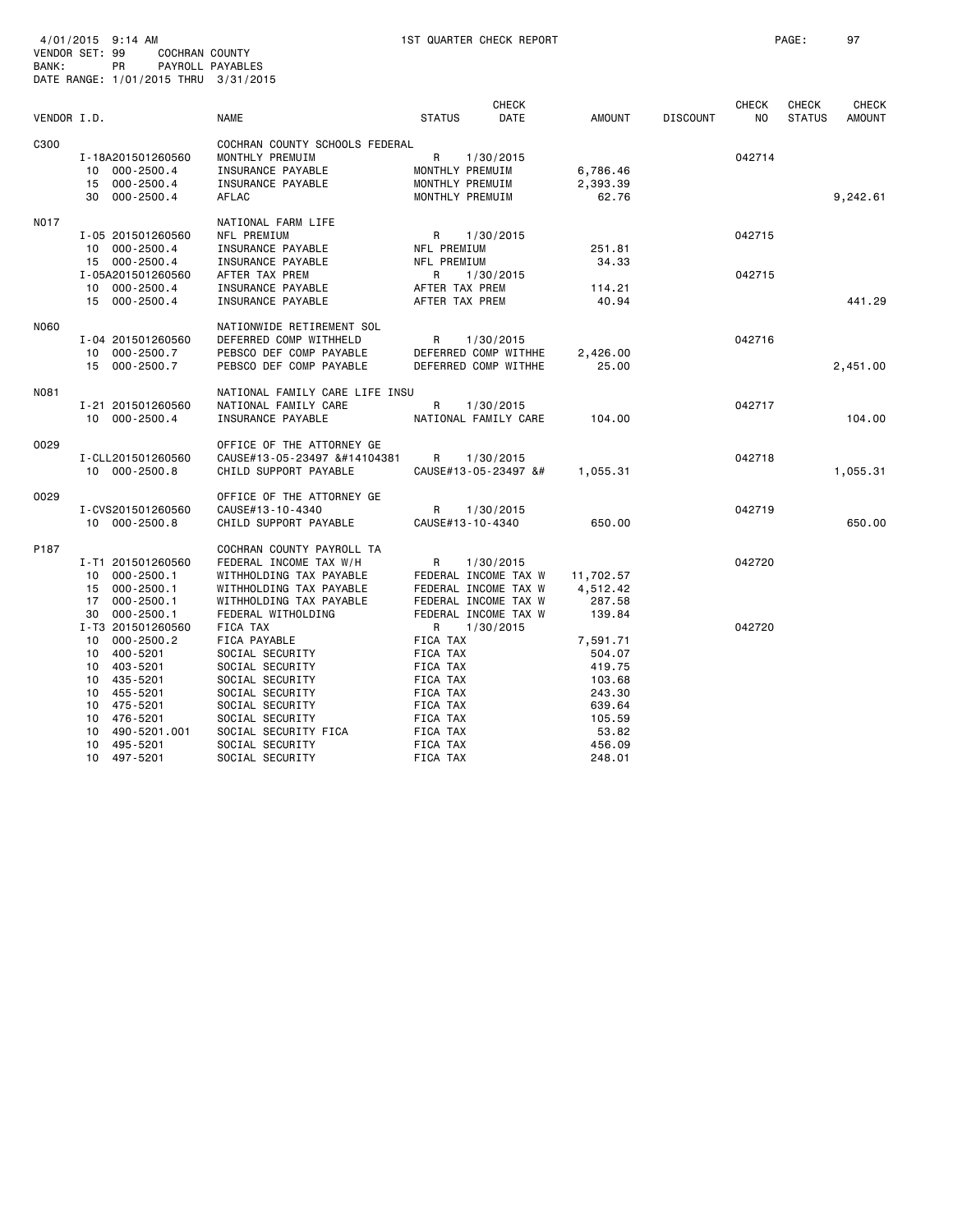4/01/2015 9:14 AM 1ST QUARTER CHECK REPORT

VENDOR SET: 99 COCHRAN COUNTY
BANK: PR PAYROLL PAYABLES
DATE RANGE: 1/01/2015 THRU 3/31/2015

| VENDOR I.D. | NAME | STATUS | CHECK DATE | AMOUNT | DISCOUNT | CHECK NO | CHECK STATUS | CHECK AMOUNT |
|---|---|---|---|---|---|---|---|---|
| C300 | COCHRAN COUNTY SCHOOLS FEDERAL | | | | | | | |
| I-18A201501260560 | MONTHLY PREMUIM | R | 1/30/2015 | | | 042714 | | |
| 10 000-2500.4 | INSURANCE PAYABLE | MONTHLY PREMUIM | | 6,786.46 | | | | |
| 15 000-2500.4 | INSURANCE PAYABLE | MONTHLY PREMUIM | | 2,393.39 | | | | |
| 30 000-2500.4 | AFLAC | MONTHLY PREMUIM | | 62.76 | | | | 9,242.61 |
| N017 | NATIONAL FARM LIFE | | | | | | | |
| I-05 201501260560 | NFL PREMIUM | R | 1/30/2015 | | | 042715 | | |
| 10 000-2500.4 | INSURANCE PAYABLE | NFL PREMIUM | | 251.81 | | | | |
| 15 000-2500.4 | INSURANCE PAYABLE | NFL PREMIUM | | 34.33 | | | | |
| I-05A201501260560 | AFTER TAX PREM | R | 1/30/2015 | | | 042715 | | |
| 10 000-2500.4 | INSURANCE PAYABLE | AFTER TAX PREM | | 114.21 | | | | |
| 15 000-2500.4 | INSURANCE PAYABLE | AFTER TAX PREM | | 40.94 | | | | 441.29 |
| N060 | NATIONWIDE RETIREMENT SOL | | | | | | | |
| I-04 201501260560 | DEFERRED COMP WITHHELD | R | 1/30/2015 | | | 042716 | | |
| 10 000-2500.7 | PEBSCO DEF COMP PAYABLE | DEFERRED COMP WITHHE | | 2,426.00 | | | | |
| 15 000-2500.7 | PEBSCO DEF COMP PAYABLE | DEFERRED COMP WITHHE | | 25.00 | | | | 2,451.00 |
| N081 | NATIONAL FAMILY CARE LIFE INSU | | | | | | | |
| I-21 201501260560 | NATIONAL FAMILY CARE | R | 1/30/2015 | | | 042717 | | |
| 10 000-2500.4 | INSURANCE PAYABLE | NATIONAL FAMILY CARE | | 104.00 | | | | 104.00 |
| O029 | OFFICE OF THE ATTORNEY GE | | | | | | | |
| I-CLL201501260560 | CAUSE#13-05-23497 &#14104381 | R | 1/30/2015 | | | 042718 | | |
| 10 000-2500.8 | CHILD SUPPORT PAYABLE | CAUSE#13-05-23497 &# | | 1,055.31 | | | | 1,055.31 |
| O029 | OFFICE OF THE ATTORNEY GE | | | | | | | |
| I-CVS201501260560 | CAUSE#13-10-4340 | R | 1/30/2015 | | | 042719 | | |
| 10 000-2500.8 | CHILD SUPPORT PAYABLE | CAUSE#13-10-4340 | | 650.00 | | | | 650.00 |
| P187 | COCHRAN COUNTY PAYROLL TA | | | | | | | |
| I-T1 201501260560 | FEDERAL INCOME TAX W/H | R | 1/30/2015 | | | 042720 | | |
| 10 000-2500.1 | WITHHOLDING TAX PAYABLE | FEDERAL INCOME TAX W | | 11,702.57 | | | | |
| 15 000-2500.1 | WITHHOLDING TAX PAYABLE | FEDERAL INCOME TAX W | | 4,512.42 | | | | |
| 17 000-2500.1 | WITHHOLDING TAX PAYABLE | FEDERAL INCOME TAX W | | 287.58 | | | | |
| 30 000-2500.1 | FEDERAL WITHOLDING | FEDERAL INCOME TAX W | | 139.84 | | | | |
| I-T3 201501260560 | FICA TAX | R | 1/30/2015 | | | 042720 | | |
| 10 000-2500.2 | FICA PAYABLE | FICA TAX | | 7,591.71 | | | | |
| 10 400-5201 | SOCIAL SECURITY | FICA TAX | | 504.07 | | | | |
| 10 403-5201 | SOCIAL SECURITY | FICA TAX | | 419.75 | | | | |
| 10 435-5201 | SOCIAL SECURITY | FICA TAX | | 103.68 | | | | |
| 10 455-5201 | SOCIAL SECURITY | FICA TAX | | 243.30 | | | | |
| 10 475-5201 | SOCIAL SECURITY | FICA TAX | | 639.64 | | | | |
| 10 476-5201 | SOCIAL SECURITY | FICA TAX | | 105.59 | | | | |
| 10 490-5201.001 | SOCIAL SECURITY FICA | FICA TAX | | 53.82 | | | | |
| 10 495-5201 | SOCIAL SECURITY | FICA TAX | | 456.09 | | | | |
| 10 497-5201 | SOCIAL SECURITY | FICA TAX | | 248.01 | | | | |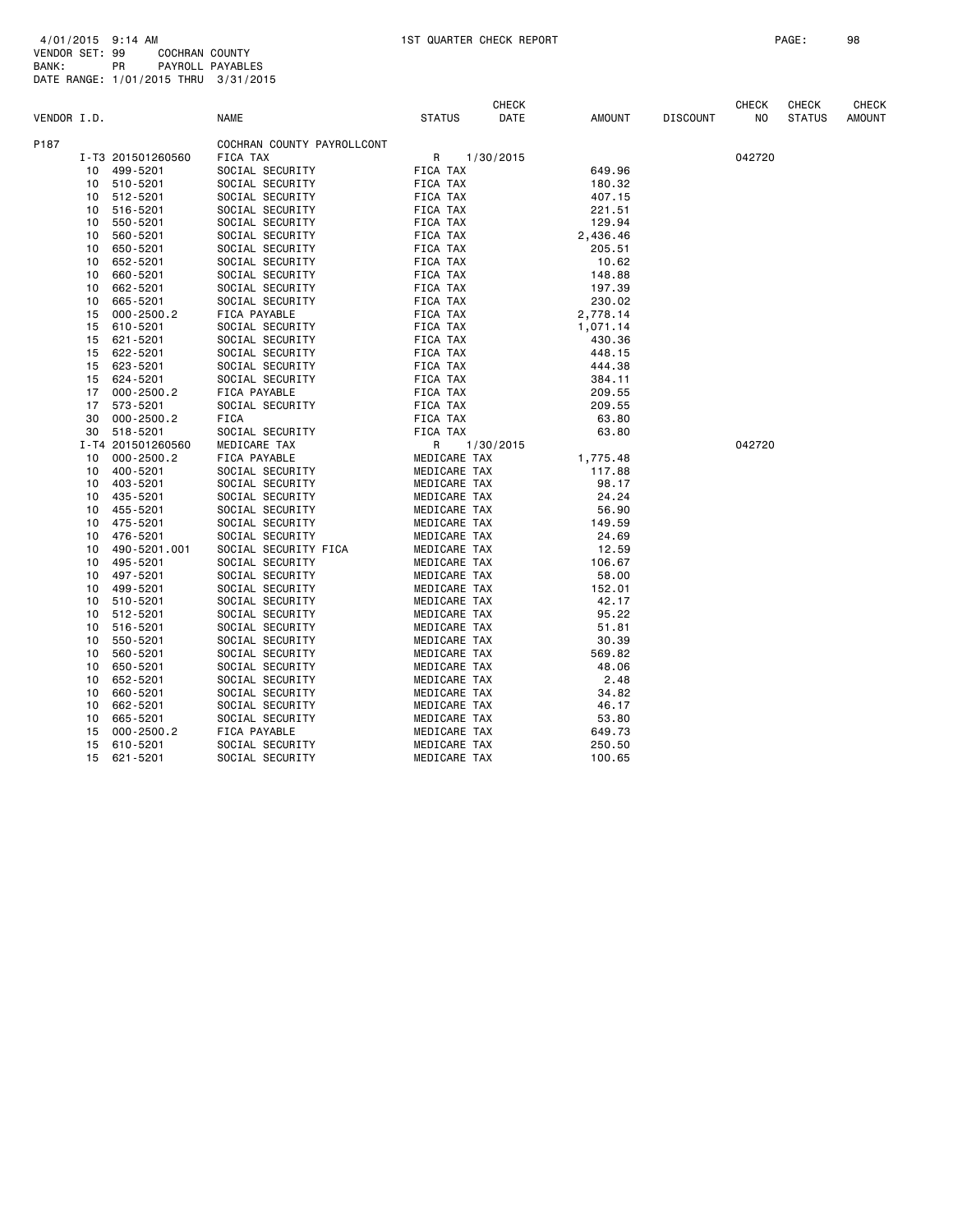4/01/2015 9:14 AM 1ST QUARTER CHECK REPORT
VENDOR SET: 99 COCHRAN COUNTY
BANK: PR PAYROLL PAYABLES
DATE RANGE: 1/01/2015 THRU 3/31/2015

| VENDOR I.D. | | NAME | STATUS | CHECK DATE | AMOUNT | DISCOUNT | CHECK NO | CHECK STATUS | CHECK AMOUNT |
|---|---|---|---|---|---|---|---|---|---|
| P187 | | COCHRAN COUNTY PAYROLLCONT | | | | | | | |
| I-T3 | 201501260560 | FICA TAX | R | 1/30/2015 | | | 042720 | | |
| 10 | 499-5201 | SOCIAL SECURITY | FICA TAX | | 649.96 | | | | |
| 10 | 510-5201 | SOCIAL SECURITY | FICA TAX | | 180.32 | | | | |
| 10 | 512-5201 | SOCIAL SECURITY | FICA TAX | | 407.15 | | | | |
| 10 | 516-5201 | SOCIAL SECURITY | FICA TAX | | 221.51 | | | | |
| 10 | 550-5201 | SOCIAL SECURITY | FICA TAX | | 129.94 | | | | |
| 10 | 560-5201 | SOCIAL SECURITY | FICA TAX | | 2,436.46 | | | | |
| 10 | 650-5201 | SOCIAL SECURITY | FICA TAX | | 205.51 | | | | |
| 10 | 652-5201 | SOCIAL SECURITY | FICA TAX | | 10.62 | | | | |
| 10 | 660-5201 | SOCIAL SECURITY | FICA TAX | | 148.88 | | | | |
| 10 | 662-5201 | SOCIAL SECURITY | FICA TAX | | 197.39 | | | | |
| 10 | 665-5201 | SOCIAL SECURITY | FICA TAX | | 230.02 | | | | |
| 15 | 000-2500.2 | FICA PAYABLE | FICA TAX | | 2,778.14 | | | | |
| 15 | 610-5201 | SOCIAL SECURITY | FICA TAX | | 1,071.14 | | | | |
| 15 | 621-5201 | SOCIAL SECURITY | FICA TAX | | 430.36 | | | | |
| 15 | 622-5201 | SOCIAL SECURITY | FICA TAX | | 448.15 | | | | |
| 15 | 623-5201 | SOCIAL SECURITY | FICA TAX | | 444.38 | | | | |
| 15 | 624-5201 | SOCIAL SECURITY | FICA TAX | | 384.11 | | | | |
| 17 | 000-2500.2 | FICA PAYABLE | FICA TAX | | 209.55 | | | | |
| 17 | 573-5201 | SOCIAL SECURITY | FICA TAX | | 209.55 | | | | |
| 30 | 000-2500.2 | FICA | FICA TAX | | 63.80 | | | | |
| 30 | 518-5201 | SOCIAL SECURITY | FICA TAX | | 63.80 | | | | |
| I-T4 | 201501260560 | MEDICARE TAX | R | 1/30/2015 | | | 042720 | | |
| 10 | 000-2500.2 | FICA PAYABLE | MEDICARE TAX | | 1,775.48 | | | | |
| 10 | 400-5201 | SOCIAL SECURITY | MEDICARE TAX | | 117.88 | | | | |
| 10 | 403-5201 | SOCIAL SECURITY | MEDICARE TAX | | 98.17 | | | | |
| 10 | 435-5201 | SOCIAL SECURITY | MEDICARE TAX | | 24.24 | | | | |
| 10 | 455-5201 | SOCIAL SECURITY | MEDICARE TAX | | 56.90 | | | | |
| 10 | 475-5201 | SOCIAL SECURITY | MEDICARE TAX | | 149.59 | | | | |
| 10 | 476-5201 | SOCIAL SECURITY | MEDICARE TAX | | 24.69 | | | | |
| 10 | 490-5201.001 | SOCIAL SECURITY FICA | MEDICARE TAX | | 12.59 | | | | |
| 10 | 495-5201 | SOCIAL SECURITY | MEDICARE TAX | | 106.67 | | | | |
| 10 | 497-5201 | SOCIAL SECURITY | MEDICARE TAX | | 58.00 | | | | |
| 10 | 499-5201 | SOCIAL SECURITY | MEDICARE TAX | | 152.01 | | | | |
| 10 | 510-5201 | SOCIAL SECURITY | MEDICARE TAX | | 42.17 | | | | |
| 10 | 512-5201 | SOCIAL SECURITY | MEDICARE TAX | | 95.22 | | | | |
| 10 | 516-5201 | SOCIAL SECURITY | MEDICARE TAX | | 51.81 | | | | |
| 10 | 550-5201 | SOCIAL SECURITY | MEDICARE TAX | | 30.39 | | | | |
| 10 | 560-5201 | SOCIAL SECURITY | MEDICARE TAX | | 569.82 | | | | |
| 10 | 650-5201 | SOCIAL SECURITY | MEDICARE TAX | | 48.06 | | | | |
| 10 | 652-5201 | SOCIAL SECURITY | MEDICARE TAX | | 2.48 | | | | |
| 10 | 660-5201 | SOCIAL SECURITY | MEDICARE TAX | | 34.82 | | | | |
| 10 | 662-5201 | SOCIAL SECURITY | MEDICARE TAX | | 46.17 | | | | |
| 10 | 665-5201 | SOCIAL SECURITY | MEDICARE TAX | | 53.80 | | | | |
| 15 | 000-2500.2 | FICA PAYABLE | MEDICARE TAX | | 649.73 | | | | |
| 15 | 610-5201 | SOCIAL SECURITY | MEDICARE TAX | | 250.50 | | | | |
| 15 | 621-5201 | SOCIAL SECURITY | MEDICARE TAX | | 100.65 | | | | |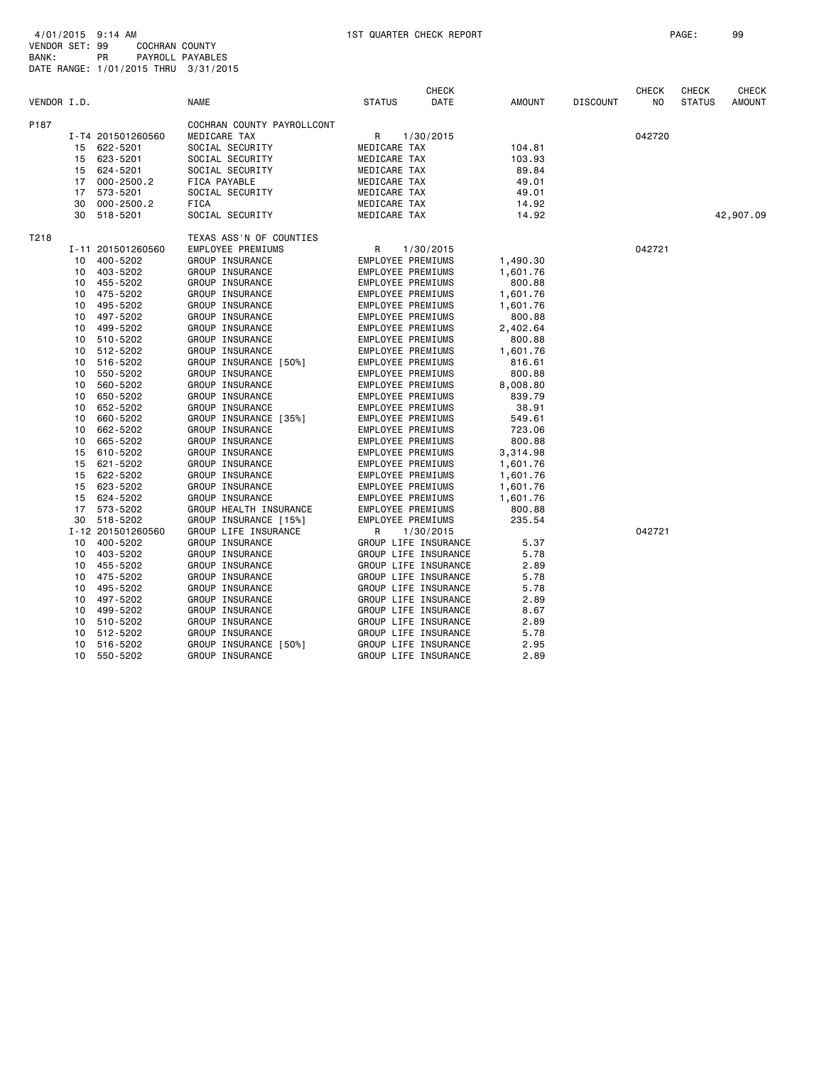4/01/2015 9:14 AM 1ST QUARTER CHECK REPORT
VENDOR SET: 99 COCHRAN COUNTY
BANK: PR PAYROLL PAYABLES
DATE RANGE: 1/01/2015 THRU 3/31/2015

| VENDOR I.D. | | NAME | STATUS | CHECK DATE | AMOUNT | DISCOUNT | CHECK NO | CHECK STATUS | CHECK AMOUNT |
|---|---|---|---|---|---|---|---|---|---|
| P187 | | COCHRAN COUNTY PAYROLLCONT | | | | | | | |
| | I-T4 201501260560 | MEDICARE TAX | R | 1/30/2015 | | | 042720 | | |
| | 15 622-5201 | SOCIAL SECURITY | MEDICARE TAX | | 104.81 | | | | |
| | 15 623-5201 | SOCIAL SECURITY | MEDICARE TAX | | 103.93 | | | | |
| | 15 624-5201 | SOCIAL SECURITY | MEDICARE TAX | | 89.84 | | | | |
| | 17 000-2500.2 | FICA PAYABLE | MEDICARE TAX | | 49.01 | | | | |
| | 17 573-5201 | SOCIAL SECURITY | MEDICARE TAX | | 49.01 | | | | |
| | 30 000-2500.2 | FICA | MEDICARE TAX | | 14.92 | | | | |
| | 30 518-5201 | SOCIAL SECURITY | MEDICARE TAX | | 14.92 | | | | 42,907.09 |
| T218 | | TEXAS ASS'N OF COUNTIES | | | | | | | |
| | I-11 201501260560 | EMPLOYEE PREMIUMS | R | 1/30/2015 | | | 042721 | | |
| | 10 400-5202 | GROUP INSURANCE | EMPLOYEE PREMIUMS | | 1,490.30 | | | | |
| | 10 403-5202 | GROUP INSURANCE | EMPLOYEE PREMIUMS | | 1,601.76 | | | | |
| | 10 455-5202 | GROUP INSURANCE | EMPLOYEE PREMIUMS | | 800.88 | | | | |
| | 10 475-5202 | GROUP INSURANCE | EMPLOYEE PREMIUMS | | 1,601.76 | | | | |
| | 10 495-5202 | GROUP INSURANCE | EMPLOYEE PREMIUMS | | 1,601.76 | | | | |
| | 10 497-5202 | GROUP INSURANCE | EMPLOYEE PREMIUMS | | 800.88 | | | | |
| | 10 499-5202 | GROUP INSURANCE | EMPLOYEE PREMIUMS | | 2,402.64 | | | | |
| | 10 510-5202 | GROUP INSURANCE | EMPLOYEE PREMIUMS | | 800.88 | | | | |
| | 10 512-5202 | GROUP INSURANCE | EMPLOYEE PREMIUMS | | 1,601.76 | | | | |
| | 10 516-5202 | GROUP INSURANCE [50%] | EMPLOYEE PREMIUMS | | 816.61 | | | | |
| | 10 550-5202 | GROUP INSURANCE | EMPLOYEE PREMIUMS | | 800.88 | | | | |
| | 10 560-5202 | GROUP INSURANCE | EMPLOYEE PREMIUMS | | 8,008.80 | | | | |
| | 10 650-5202 | GROUP INSURANCE | EMPLOYEE PREMIUMS | | 839.79 | | | | |
| | 10 652-5202 | GROUP INSURANCE | EMPLOYEE PREMIUMS | | 38.91 | | | | |
| | 10 660-5202 | GROUP INSURANCE [35%] | EMPLOYEE PREMIUMS | | 549.61 | | | | |
| | 10 662-5202 | GROUP INSURANCE | EMPLOYEE PREMIUMS | | 723.06 | | | | |
| | 10 665-5202 | GROUP INSURANCE | EMPLOYEE PREMIUMS | | 800.88 | | | | |
| | 15 610-5202 | GROUP INSURANCE | EMPLOYEE PREMIUMS | | 3,314.98 | | | | |
| | 15 621-5202 | GROUP INSURANCE | EMPLOYEE PREMIUMS | | 1,601.76 | | | | |
| | 15 622-5202 | GROUP INSURANCE | EMPLOYEE PREMIUMS | | 1,601.76 | | | | |
| | 15 623-5202 | GROUP INSURANCE | EMPLOYEE PREMIUMS | | 1,601.76 | | | | |
| | 15 624-5202 | GROUP INSURANCE | EMPLOYEE PREMIUMS | | 1,601.76 | | | | |
| | 17 573-5202 | GROUP HEALTH INSURANCE | EMPLOYEE PREMIUMS | | 800.88 | | | | |
| | 30 518-5202 | GROUP INSURANCE [15%] | EMPLOYEE PREMIUMS | | 235.54 | | | | |
| | I-12 201501260560 | GROUP LIFE INSURANCE | R | 1/30/2015 | | | 042721 | | |
| | 10 400-5202 | GROUP INSURANCE | GROUP LIFE INSURANCE | | 5.37 | | | | |
| | 10 403-5202 | GROUP INSURANCE | GROUP LIFE INSURANCE | | 5.78 | | | | |
| | 10 455-5202 | GROUP INSURANCE | GROUP LIFE INSURANCE | | 2.89 | | | | |
| | 10 475-5202 | GROUP INSURANCE | GROUP LIFE INSURANCE | | 5.78 | | | | |
| | 10 495-5202 | GROUP INSURANCE | GROUP LIFE INSURANCE | | 5.78 | | | | |
| | 10 497-5202 | GROUP INSURANCE | GROUP LIFE INSURANCE | | 2.89 | | | | |
| | 10 499-5202 | GROUP INSURANCE | GROUP LIFE INSURANCE | | 8.67 | | | | |
| | 10 510-5202 | GROUP INSURANCE | GROUP LIFE INSURANCE | | 2.89 | | | | |
| | 10 512-5202 | GROUP INSURANCE | GROUP LIFE INSURANCE | | 5.78 | | | | |
| | 10 516-5202 | GROUP INSURANCE [50%] | GROUP LIFE INSURANCE | | 2.95 | | | | |
| | 10 550-5202 | GROUP INSURANCE | GROUP LIFE INSURANCE | | 2.89 | | | | |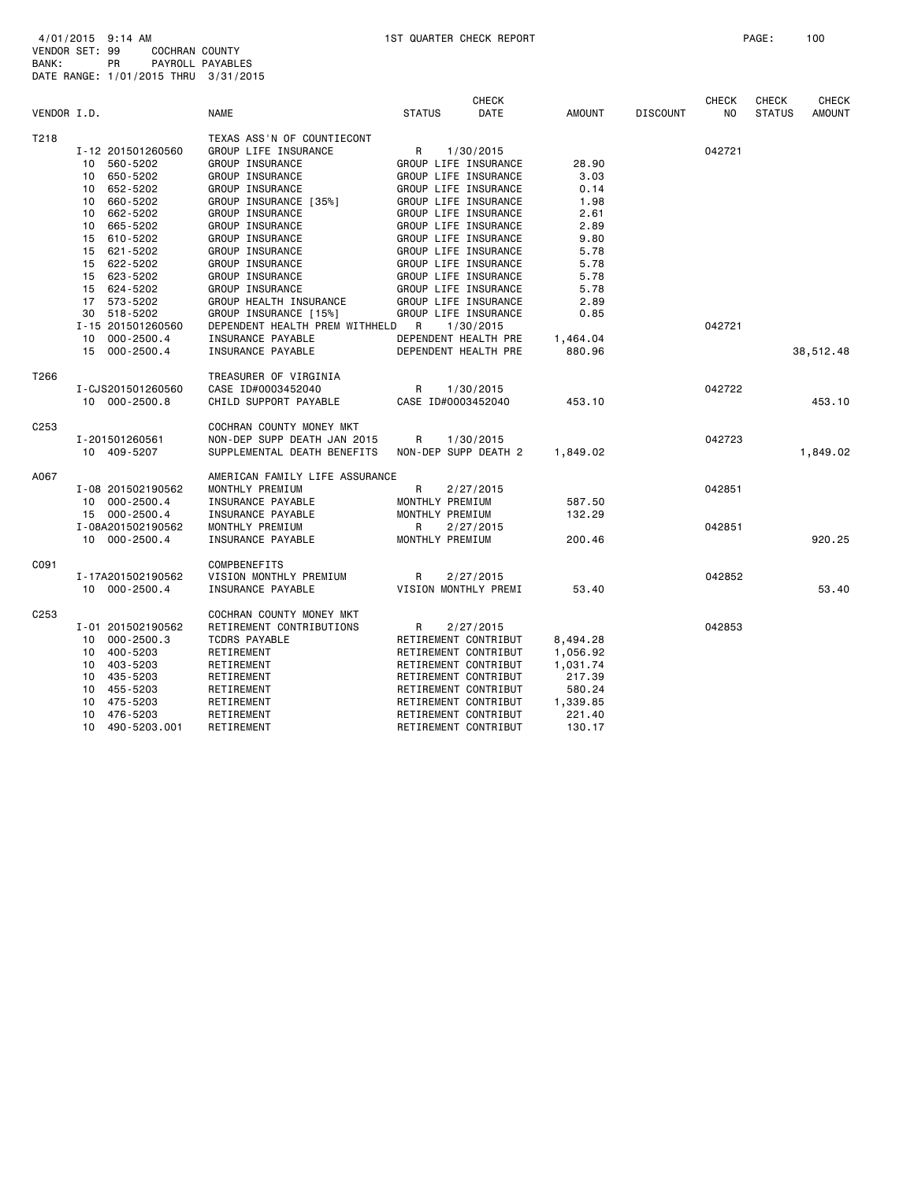4/01/2015 9:14 AM    1ST QUARTER CHECK REPORT
VENDOR SET: 99    COCHRAN COUNTY
BANK: PR    PAYROLL PAYABLES
DATE RANGE: 1/01/2015 THRU 3/31/2015

| VENDOR I.D. | | NAME | STATUS | CHECK DATE | AMOUNT | DISCOUNT | CHECK NO | CHECK STATUS | CHECK AMOUNT |
|---|---|---|---|---|---|---|---|---|---|
| T218 | | TEXAS ASS'N OF COUNTIECONT | | | | | | | |
| | I-12 201501260560 | GROUP LIFE INSURANCE | R | 1/30/2015 | | | 042721 | | |
| | 10 560-5202 | GROUP INSURANCE | GROUP LIFE INSURANCE | | 28.90 | | | | |
| | 10 650-5202 | GROUP INSURANCE | GROUP LIFE INSURANCE | | 3.03 | | | | |
| | 10 652-5202 | GROUP INSURANCE | GROUP LIFE INSURANCE | | 0.14 | | | | |
| | 10 660-5202 | GROUP INSURANCE [35%] | GROUP LIFE INSURANCE | | 1.98 | | | | |
| | 10 662-5202 | GROUP INSURANCE | GROUP LIFE INSURANCE | | 2.61 | | | | |
| | 10 665-5202 | GROUP INSURANCE | GROUP LIFE INSURANCE | | 2.89 | | | | |
| | 15 610-5202 | GROUP INSURANCE | GROUP LIFE INSURANCE | | 9.80 | | | | |
| | 15 621-5202 | GROUP INSURANCE | GROUP LIFE INSURANCE | | 5.78 | | | | |
| | 15 622-5202 | GROUP INSURANCE | GROUP LIFE INSURANCE | | 5.78 | | | | |
| | 15 623-5202 | GROUP INSURANCE | GROUP LIFE INSURANCE | | 5.78 | | | | |
| | 15 624-5202 | GROUP INSURANCE | GROUP LIFE INSURANCE | | 5.78 | | | | |
| | 17 573-5202 | GROUP HEALTH INSURANCE | GROUP LIFE INSURANCE | | 2.89 | | | | |
| | 30 518-5202 | GROUP INSURANCE [15%] | GROUP LIFE INSURANCE | | 0.85 | | | | |
| | I-15 201501260560 | DEPENDENT HEALTH PREM WITHHELD | R | 1/30/2015 | | | 042721 | | |
| | 10 000-2500.4 | INSURANCE PAYABLE | DEPENDENT HEALTH PRE | | 1,464.04 | | | | |
| | 15 000-2500.4 | INSURANCE PAYABLE | DEPENDENT HEALTH PRE | | 880.96 | | | | 38,512.48 |
| T266 | | TREASURER OF VIRGINIA | | | | | | | |
| | I-CJS201501260560 | CASE ID#0003452040 | R | 1/30/2015 | | | 042722 | | |
| | 10 000-2500.8 | CHILD SUPPORT PAYABLE | CASE ID#0003452040 | | 453.10 | | | | 453.10 |
| C253 | | COCHRAN COUNTY MONEY MKT | | | | | | | |
| | I-201501260561 | NON-DEP SUPP DEATH JAN 2015 | R | 1/30/2015 | | | 042723 | | |
| | 10 409-5207 | SUPPLEMENTAL DEATH BENEFITS | NON-DEP SUPP DEATH 2 | | 1,849.02 | | | | 1,849.02 |
| A067 | | AMERICAN FAMILY LIFE ASSURANCE | | | | | | | |
| | I-08 201502190562 | MONTHLY PREMIUM | R | 2/27/2015 | | | 042851 | | |
| | 10 000-2500.4 | INSURANCE PAYABLE | MONTHLY PREMIUM | | 587.50 | | | | |
| | 15 000-2500.4 | INSURANCE PAYABLE | MONTHLY PREMIUM | | 132.29 | | | | |
| | I-08A201502190562 | MONTHLY PREMIUM | R | 2/27/2015 | | | 042851 | | |
| | 10 000-2500.4 | INSURANCE PAYABLE | MONTHLY PREMIUM | | 200.46 | | | | 920.25 |
| C091 | | COMPBENEFITS | | | | | | | |
| | I-17A201502190562 | VISION MONTHLY PREMIUM | R | 2/27/2015 | | | 042852 | | |
| | 10 000-2500.4 | INSURANCE PAYABLE | VISION MONTHLY PREMI | | 53.40 | | | | 53.40 |
| C253 | | COCHRAN COUNTY MONEY MKT | | | | | | | |
| | I-01 201502190562 | RETIREMENT CONTRIBUTIONS | R | 2/27/2015 | | | 042853 | | |
| | 10 000-2500.3 | TCDRS PAYABLE | RETIREMENT CONTRIBUT | | 8,494.28 | | | | |
| | 10 400-5203 | RETIREMENT | RETIREMENT CONTRIBUT | | 1,056.92 | | | | |
| | 10 403-5203 | RETIREMENT | RETIREMENT CONTRIBUT | | 1,031.74 | | | | |
| | 10 435-5203 | RETIREMENT | RETIREMENT CONTRIBUT | | 217.39 | | | | |
| | 10 455-5203 | RETIREMENT | RETIREMENT CONTRIBUT | | 580.24 | | | | |
| | 10 475-5203 | RETIREMENT | RETIREMENT CONTRIBUT | | 1,339.85 | | | | |
| | 10 476-5203 | RETIREMENT | RETIREMENT CONTRIBUT | | 221.40 | | | | |
| | 10 490-5203.001 | RETIREMENT | RETIREMENT CONTRIBUT | | 130.17 | | | | |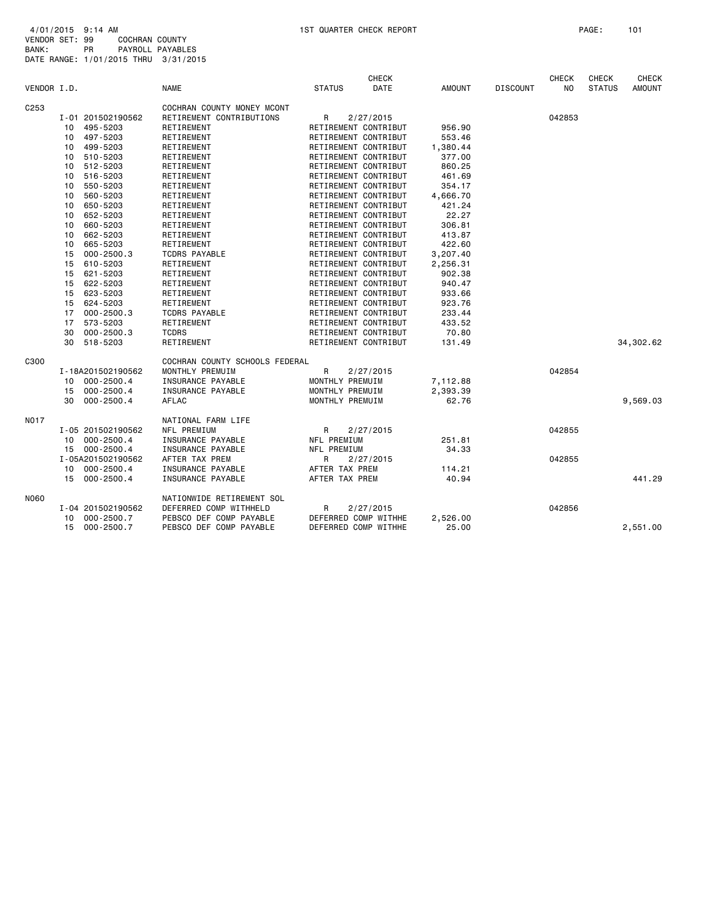4/01/2015 9:14 AM 1ST QUARTER CHECK REPORT
VENDOR SET: 99 COCHRAN COUNTY
BANK: PR PAYROLL PAYABLES
DATE RANGE: 1/01/2015 THRU 3/31/2015

| VENDOR I.D. | | NAME | STATUS | CHECK DATE | AMOUNT | DISCOUNT | CHECK NO | CHECK STATUS | CHECK AMOUNT |
|---|---|---|---|---|---|---|---|---|---|
| C253 | | COCHRAN COUNTY MONEY MCONT | | | | | | | |
| | I-01 201502190562 | RETIREMENT CONTRIBUTIONS | R | 2/27/2015 | | | 042853 | | |
| | 10 495-5203 | RETIREMENT | RETIREMENT CONTRIBUT | | 956.90 | | | | |
| | 10 497-5203 | RETIREMENT | RETIREMENT CONTRIBUT | | 553.46 | | | | |
| | 10 499-5203 | RETIREMENT | RETIREMENT CONTRIBUT | | 1,380.44 | | | | |
| | 10 510-5203 | RETIREMENT | RETIREMENT CONTRIBUT | | 377.00 | | | | |
| | 10 512-5203 | RETIREMENT | RETIREMENT CONTRIBUT | | 860.25 | | | | |
| | 10 516-5203 | RETIREMENT | RETIREMENT CONTRIBUT | | 461.69 | | | | |
| | 10 550-5203 | RETIREMENT | RETIREMENT CONTRIBUT | | 354.17 | | | | |
| | 10 560-5203 | RETIREMENT | RETIREMENT CONTRIBUT | | 4,666.70 | | | | |
| | 10 650-5203 | RETIREMENT | RETIREMENT CONTRIBUT | | 421.24 | | | | |
| | 10 652-5203 | RETIREMENT | RETIREMENT CONTRIBUT | | 22.27 | | | | |
| | 10 660-5203 | RETIREMENT | RETIREMENT CONTRIBUT | | 306.81 | | | | |
| | 10 662-5203 | RETIREMENT | RETIREMENT CONTRIBUT | | 413.87 | | | | |
| | 10 665-5203 | RETIREMENT | RETIREMENT CONTRIBUT | | 422.60 | | | | |
| | 15 000-2500.3 | TCDRS PAYABLE | RETIREMENT CONTRIBUT | | 3,207.40 | | | | |
| | 15 610-5203 | RETIREMENT | RETIREMENT CONTRIBUT | | 2,256.31 | | | | |
| | 15 621-5203 | RETIREMENT | RETIREMENT CONTRIBUT | | 902.38 | | | | |
| | 15 622-5203 | RETIREMENT | RETIREMENT CONTRIBUT | | 940.47 | | | | |
| | 15 623-5203 | RETIREMENT | RETIREMENT CONTRIBUT | | 933.66 | | | | |
| | 15 624-5203 | RETIREMENT | RETIREMENT CONTRIBUT | | 923.76 | | | | |
| | 17 000-2500.3 | TCDRS PAYABLE | RETIREMENT CONTRIBUT | | 233.44 | | | | |
| | 17 573-5203 | RETIREMENT | RETIREMENT CONTRIBUT | | 433.52 | | | | |
| | 30 000-2500.3 | TCDRS | RETIREMENT CONTRIBUT | | 70.80 | | | | |
| | 30 518-5203 | RETIREMENT | RETIREMENT CONTRIBUT | | 131.49 | | | | 34,302.62 |
| C300 | | COCHRAN COUNTY SCHOOLS FEDERAL | | | | | | | |
| | I-18A201502190562 | MONTHLY PREMUIM | R | 2/27/2015 | | | 042854 | | |
| | 10 000-2500.4 | INSURANCE PAYABLE | MONTHLY PREMUIM | | 7,112.88 | | | | |
| | 15 000-2500.4 | INSURANCE PAYABLE | MONTHLY PREMUIM | | 2,393.39 | | | | |
| | 30 000-2500.4 | AFLAC | MONTHLY PREMUIM | | 62.76 | | | | 9,569.03 |
| N017 | | NATIONAL FARM LIFE | | | | | | | |
| | I-05 201502190562 | NFL PREMIUM | R | 2/27/2015 | | | 042855 | | |
| | 10 000-2500.4 | INSURANCE PAYABLE | NFL PREMIUM | | 251.81 | | | | |
| | 15 000-2500.4 | INSURANCE PAYABLE | NFL PREMIUM | | 34.33 | | | | |
| | I-05A201502190562 | AFTER TAX PREM | R | 2/27/2015 | | | 042855 | | |
| | 10 000-2500.4 | INSURANCE PAYABLE | AFTER TAX PREM | | 114.21 | | | | |
| | 15 000-2500.4 | INSURANCE PAYABLE | AFTER TAX PREM | | 40.94 | | | | 441.29 |
| N060 | | NATIONWIDE RETIREMENT SOL | | | | | | | |
| | I-04 201502190562 | DEFERRED COMP WITHHELD | R | 2/27/2015 | | | 042856 | | |
| | 10 000-2500.7 | PEBSCO DEF COMP PAYABLE | DEFERRED COMP WITHHE | | 2,526.00 | | | | |
| | 15 000-2500.7 | PEBSCO DEF COMP PAYABLE | DEFERRED COMP WITHHE | | 25.00 | | | | 2,551.00 |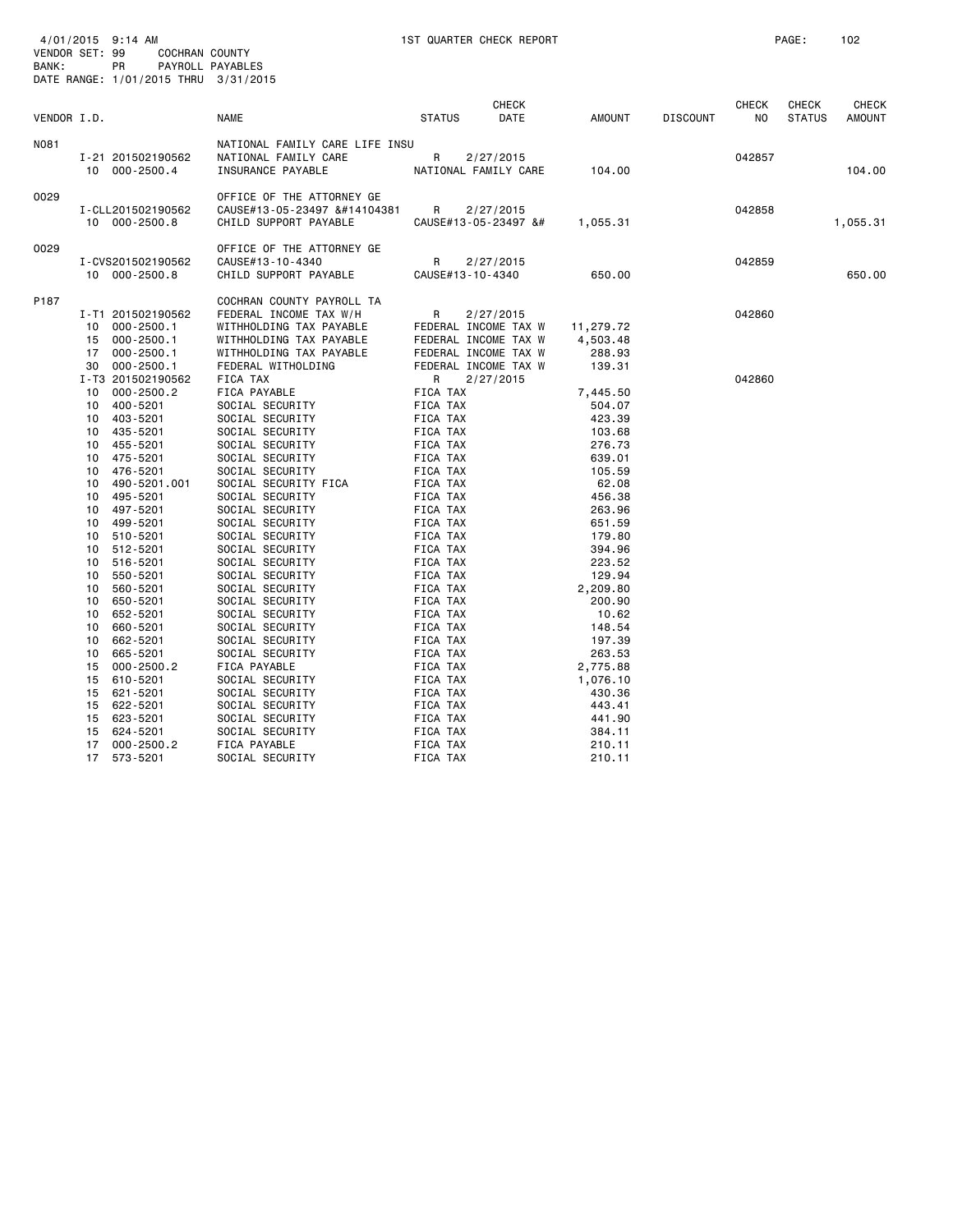4/01/2015 9:14 AM 1ST QUARTER CHECK REPORT PAGE: 102
VENDOR SET: 99 COCHRAN COUNTY
BANK: PR PAYROLL PAYABLES
DATE RANGE: 1/01/2015 THRU 3/31/2015

| VENDOR I.D. | | NAME | STATUS | CHECK DATE | AMOUNT | DISCOUNT | CHECK NO | CHECK STATUS | CHECK AMOUNT |
|---|---|---|---|---|---|---|---|---|---|
| N081 | | NATIONAL FAMILY CARE LIFE INSU | | | | | | | |
| | I-21 201502190562 | NATIONAL FAMILY CARE | R | 2/27/2015 | | | 042857 | | |
| | 10 000-2500.4 | INSURANCE PAYABLE | NATIONAL FAMILY CARE | | 104.00 | | | | 104.00 |
| O029 | | OFFICE OF THE ATTORNEY GE | | | | | | | |
| | I-CLL201502190562 | CAUSE#13-05-23497 &#14104381 | R | 2/27/2015 | | | 042858 | | |
| | 10 000-2500.8 | CHILD SUPPORT PAYABLE | CAUSE#13-05-23497 &# | | 1,055.31 | | | | 1,055.31 |
| O029 | | OFFICE OF THE ATTORNEY GE | | | | | | | |
| | I-CVS201502190562 | CAUSE#13-10-4340 | R | 2/27/2015 | | | 042859 | | |
| | 10 000-2500.8 | CHILD SUPPORT PAYABLE | CAUSE#13-10-4340 | | 650.00 | | | | 650.00 |
| P187 | | COCHRAN COUNTY PAYROLL TA | | | | | | | |
| | I-T1 201502190562 | FEDERAL INCOME TAX W/H | R | 2/27/2015 | | | 042860 | | |
| | 10 000-2500.1 | WITHHOLDING TAX PAYABLE | FEDERAL INCOME TAX W | | 11,279.72 | | | | |
| | 15 000-2500.1 | WITHHOLDING TAX PAYABLE | FEDERAL INCOME TAX W | | 4,503.48 | | | | |
| | 17 000-2500.1 | WITHHOLDING TAX PAYABLE | FEDERAL INCOME TAX W | | 288.93 | | | | |
| | 30 000-2500.1 | FEDERAL WITHOLDING | FEDERAL INCOME TAX W | | 139.31 | | | | |
| | I-T3 201502190562 | FICA TAX | R | 2/27/2015 | | | 042860 | | |
| | 10 000-2500.2 | FICA PAYABLE | FICA TAX | | 7,445.50 | | | | |
| | 10 400-5201 | SOCIAL SECURITY | FICA TAX | | 504.07 | | | | |
| | 10 403-5201 | SOCIAL SECURITY | FICA TAX | | 423.39 | | | | |
| | 10 435-5201 | SOCIAL SECURITY | FICA TAX | | 103.68 | | | | |
| | 10 455-5201 | SOCIAL SECURITY | FICA TAX | | 276.73 | | | | |
| | 10 475-5201 | SOCIAL SECURITY | FICA TAX | | 639.01 | | | | |
| | 10 476-5201 | SOCIAL SECURITY | FICA TAX | | 105.59 | | | | |
| | 10 490-5201.001 | SOCIAL SECURITY FICA | FICA TAX | | 62.08 | | | | |
| | 10 495-5201 | SOCIAL SECURITY | FICA TAX | | 456.38 | | | | |
| | 10 497-5201 | SOCIAL SECURITY | FICA TAX | | 263.96 | | | | |
| | 10 499-5201 | SOCIAL SECURITY | FICA TAX | | 651.59 | | | | |
| | 10 510-5201 | SOCIAL SECURITY | FICA TAX | | 179.80 | | | | |
| | 10 512-5201 | SOCIAL SECURITY | FICA TAX | | 394.96 | | | | |
| | 10 516-5201 | SOCIAL SECURITY | FICA TAX | | 223.52 | | | | |
| | 10 550-5201 | SOCIAL SECURITY | FICA TAX | | 129.94 | | | | |
| | 10 560-5201 | SOCIAL SECURITY | FICA TAX | | 2,209.80 | | | | |
| | 10 650-5201 | SOCIAL SECURITY | FICA TAX | | 200.90 | | | | |
| | 10 652-5201 | SOCIAL SECURITY | FICA TAX | | 10.62 | | | | |
| | 10 660-5201 | SOCIAL SECURITY | FICA TAX | | 148.54 | | | | |
| | 10 662-5201 | SOCIAL SECURITY | FICA TAX | | 197.39 | | | | |
| | 10 665-5201 | SOCIAL SECURITY | FICA TAX | | 263.53 | | | | |
| | 15 000-2500.2 | FICA PAYABLE | FICA TAX | | 2,775.88 | | | | |
| | 15 610-5201 | SOCIAL SECURITY | FICA TAX | | 1,076.10 | | | | |
| | 15 621-5201 | SOCIAL SECURITY | FICA TAX | | 430.36 | | | | |
| | 15 622-5201 | SOCIAL SECURITY | FICA TAX | | 443.41 | | | | |
| | 15 623-5201 | SOCIAL SECURITY | FICA TAX | | 441.90 | | | | |
| | 15 624-5201 | SOCIAL SECURITY | FICA TAX | | 384.11 | | | | |
| | 17 000-2500.2 | FICA PAYABLE | FICA TAX | | 210.11 | | | | |
| | 17 573-5201 | SOCIAL SECURITY | FICA TAX | | 210.11 | | | | |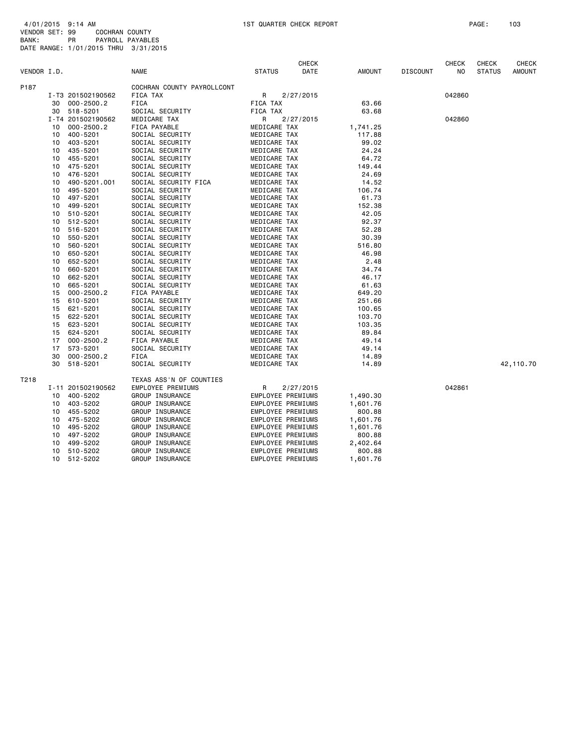4/01/2015 9:14 AM 1ST QUARTER CHECK REPORT

VENDOR SET: 99 COCHRAN COUNTY
BANK: PR PAYROLL PAYABLES
DATE RANGE: 1/01/2015 THRU 3/31/2015

| VENDOR I.D. | | NAME | STATUS | CHECK DATE | AMOUNT | DISCOUNT | CHECK NO | CHECK STATUS | CHECK AMOUNT |
|---|---|---|---|---|---|---|---|---|---|
| P187 | | COCHRAN COUNTY PAYROLLCONT | | | | | | | |
| | I-T3 201502190562 | FICA TAX | R | 2/27/2015 | | | 042860 | | |
| 30 | 000-2500.2 | FICA | FICA TAX | | 63.66 | | | | |
| 30 | 518-5201 | SOCIAL SECURITY | FICA TAX | | 63.68 | | | | |
| | I-T4 201502190562 | MEDICARE TAX | R | 2/27/2015 | | | 042860 | | |
| 10 | 000-2500.2 | FICA PAYABLE | MEDICARE TAX | | 1,741.25 | | | | |
| 10 | 400-5201 | SOCIAL SECURITY | MEDICARE TAX | | 117.88 | | | | |
| 10 | 403-5201 | SOCIAL SECURITY | MEDICARE TAX | | 99.02 | | | | |
| 10 | 435-5201 | SOCIAL SECURITY | MEDICARE TAX | | 24.24 | | | | |
| 10 | 455-5201 | SOCIAL SECURITY | MEDICARE TAX | | 64.72 | | | | |
| 10 | 475-5201 | SOCIAL SECURITY | MEDICARE TAX | | 149.44 | | | | |
| 10 | 476-5201 | SOCIAL SECURITY | MEDICARE TAX | | 24.69 | | | | |
| 10 | 490-5201.001 | SOCIAL SECURITY FICA | MEDICARE TAX | | 14.52 | | | | |
| 10 | 495-5201 | SOCIAL SECURITY | MEDICARE TAX | | 106.74 | | | | |
| 10 | 497-5201 | SOCIAL SECURITY | MEDICARE TAX | | 61.73 | | | | |
| 10 | 499-5201 | SOCIAL SECURITY | MEDICARE TAX | | 152.38 | | | | |
| 10 | 510-5201 | SOCIAL SECURITY | MEDICARE TAX | | 42.05 | | | | |
| 10 | 512-5201 | SOCIAL SECURITY | MEDICARE TAX | | 92.37 | | | | |
| 10 | 516-5201 | SOCIAL SECURITY | MEDICARE TAX | | 52.28 | | | | |
| 10 | 550-5201 | SOCIAL SECURITY | MEDICARE TAX | | 30.39 | | | | |
| 10 | 560-5201 | SOCIAL SECURITY | MEDICARE TAX | | 516.80 | | | | |
| 10 | 650-5201 | SOCIAL SECURITY | MEDICARE TAX | | 46.98 | | | | |
| 10 | 652-5201 | SOCIAL SECURITY | MEDICARE TAX | | 2.48 | | | | |
| 10 | 660-5201 | SOCIAL SECURITY | MEDICARE TAX | | 34.74 | | | | |
| 10 | 662-5201 | SOCIAL SECURITY | MEDICARE TAX | | 46.17 | | | | |
| 10 | 665-5201 | SOCIAL SECURITY | MEDICARE TAX | | 61.63 | | | | |
| 15 | 000-2500.2 | FICA PAYABLE | MEDICARE TAX | | 649.20 | | | | |
| 15 | 610-5201 | SOCIAL SECURITY | MEDICARE TAX | | 251.66 | | | | |
| 15 | 621-5201 | SOCIAL SECURITY | MEDICARE TAX | | 100.65 | | | | |
| 15 | 622-5201 | SOCIAL SECURITY | MEDICARE TAX | | 103.70 | | | | |
| 15 | 623-5201 | SOCIAL SECURITY | MEDICARE TAX | | 103.35 | | | | |
| 15 | 624-5201 | SOCIAL SECURITY | MEDICARE TAX | | 89.84 | | | | |
| 17 | 000-2500.2 | FICA PAYABLE | MEDICARE TAX | | 49.14 | | | | |
| 17 | 573-5201 | SOCIAL SECURITY | MEDICARE TAX | | 49.14 | | | | |
| 30 | 000-2500.2 | FICA | MEDICARE TAX | | 14.89 | | | | |
| 30 | 518-5201 | SOCIAL SECURITY | MEDICARE TAX | | 14.89 | | | | 42,110.70 |
| T218 | | TEXAS ASS'N OF COUNTIES | | | | | | | |
| | I-11 201502190562 | EMPLOYEE PREMIUMS | R | 2/27/2015 | | | 042861 | | |
| 10 | 400-5202 | GROUP INSURANCE | EMPLOYEE PREMIUMS | | 1,490.30 | | | | |
| 10 | 403-5202 | GROUP INSURANCE | EMPLOYEE PREMIUMS | | 1,601.76 | | | | |
| 10 | 455-5202 | GROUP INSURANCE | EMPLOYEE PREMIUMS | | 800.88 | | | | |
| 10 | 475-5202 | GROUP INSURANCE | EMPLOYEE PREMIUMS | | 1,601.76 | | | | |
| 10 | 495-5202 | GROUP INSURANCE | EMPLOYEE PREMIUMS | | 1,601.76 | | | | |
| 10 | 497-5202 | GROUP INSURANCE | EMPLOYEE PREMIUMS | | 800.88 | | | | |
| 10 | 499-5202 | GROUP INSURANCE | EMPLOYEE PREMIUMS | | 2,402.64 | | | | |
| 10 | 510-5202 | GROUP INSURANCE | EMPLOYEE PREMIUMS | | 800.88 | | | | |
| 10 | 512-5202 | GROUP INSURANCE | EMPLOYEE PREMIUMS | | 1,601.76 | | | | |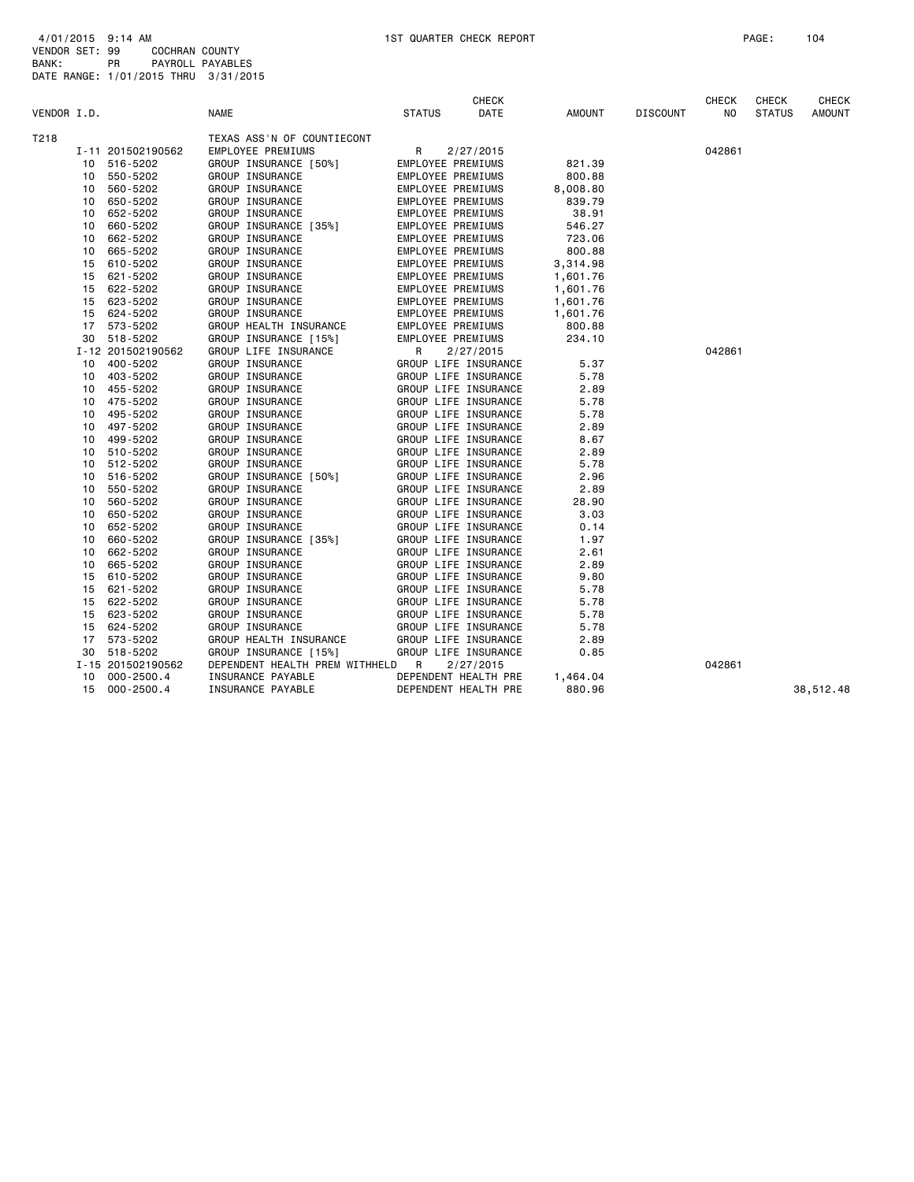4/01/2015 9:14 AM 1ST QUARTER CHECK REPORT PAGE: 104
VENDOR SET: 99 COCHRAN COUNTY
BANK: PR PAYROLL PAYABLES
DATE RANGE: 1/01/2015 THRU 3/31/2015

| VENDOR I.D. | | NAME | STATUS | CHECK DATE | AMOUNT | DISCOUNT | CHECK NO | CHECK STATUS | CHECK AMOUNT |
|---|---|---|---|---|---|---|---|---|---|
| T218 | | TEXAS ASS'N OF COUNTIECONT | | | | | | | |
| I-11 | 201502190562 | EMPLOYEE PREMIUMS | R | 2/27/2015 | | | 042861 | | |
| 10 | 516-5202 | GROUP INSURANCE [50%] | EMPLOYEE PREMIUMS | | 821.39 | | | | |
| 10 | 550-5202 | GROUP INSURANCE | EMPLOYEE PREMIUMS | | 800.88 | | | | |
| 10 | 560-5202 | GROUP INSURANCE | EMPLOYEE PREMIUMS | | 8,008.80 | | | | |
| 10 | 650-5202 | GROUP INSURANCE | EMPLOYEE PREMIUMS | | 839.79 | | | | |
| 10 | 652-5202 | GROUP INSURANCE | EMPLOYEE PREMIUMS | | 38.91 | | | | |
| 10 | 660-5202 | GROUP INSURANCE [35%] | EMPLOYEE PREMIUMS | | 546.27 | | | | |
| 10 | 662-5202 | GROUP INSURANCE | EMPLOYEE PREMIUMS | | 723.06 | | | | |
| 10 | 665-5202 | GROUP INSURANCE | EMPLOYEE PREMIUMS | | 800.88 | | | | |
| 15 | 610-5202 | GROUP INSURANCE | EMPLOYEE PREMIUMS | | 3,314.98 | | | | |
| 15 | 621-5202 | GROUP INSURANCE | EMPLOYEE PREMIUMS | | 1,601.76 | | | | |
| 15 | 622-5202 | GROUP INSURANCE | EMPLOYEE PREMIUMS | | 1,601.76 | | | | |
| 15 | 623-5202 | GROUP INSURANCE | EMPLOYEE PREMIUMS | | 1,601.76 | | | | |
| 15 | 624-5202 | GROUP INSURANCE | EMPLOYEE PREMIUMS | | 1,601.76 | | | | |
| 17 | 573-5202 | GROUP HEALTH INSURANCE | EMPLOYEE PREMIUMS | | 800.88 | | | | |
| 30 | 518-5202 | GROUP INSURANCE [15%] | EMPLOYEE PREMIUMS | | 234.10 | | | | |
| I-12 | 201502190562 | GROUP LIFE INSURANCE | R | 2/27/2015 | | | 042861 | | |
| 10 | 400-5202 | GROUP INSURANCE | GROUP LIFE INSURANCE | | 5.37 | | | | |
| 10 | 403-5202 | GROUP INSURANCE | GROUP LIFE INSURANCE | | 5.78 | | | | |
| 10 | 455-5202 | GROUP INSURANCE | GROUP LIFE INSURANCE | | 2.89 | | | | |
| 10 | 475-5202 | GROUP INSURANCE | GROUP LIFE INSURANCE | | 5.78 | | | | |
| 10 | 495-5202 | GROUP INSURANCE | GROUP LIFE INSURANCE | | 5.78 | | | | |
| 10 | 497-5202 | GROUP INSURANCE | GROUP LIFE INSURANCE | | 2.89 | | | | |
| 10 | 499-5202 | GROUP INSURANCE | GROUP LIFE INSURANCE | | 8.67 | | | | |
| 10 | 510-5202 | GROUP INSURANCE | GROUP LIFE INSURANCE | | 2.89 | | | | |
| 10 | 512-5202 | GROUP INSURANCE | GROUP LIFE INSURANCE | | 5.78 | | | | |
| 10 | 516-5202 | GROUP INSURANCE [50%] | GROUP LIFE INSURANCE | | 2.96 | | | | |
| 10 | 550-5202 | GROUP INSURANCE | GROUP LIFE INSURANCE | | 2.89 | | | | |
| 10 | 560-5202 | GROUP INSURANCE | GROUP LIFE INSURANCE | | 28.90 | | | | |
| 10 | 650-5202 | GROUP INSURANCE | GROUP LIFE INSURANCE | | 3.03 | | | | |
| 10 | 652-5202 | GROUP INSURANCE | GROUP LIFE INSURANCE | | 0.14 | | | | |
| 10 | 660-5202 | GROUP INSURANCE [35%] | GROUP LIFE INSURANCE | | 1.97 | | | | |
| 10 | 662-5202 | GROUP INSURANCE | GROUP LIFE INSURANCE | | 2.61 | | | | |
| 10 | 665-5202 | GROUP INSURANCE | GROUP LIFE INSURANCE | | 2.89 | | | | |
| 15 | 610-5202 | GROUP INSURANCE | GROUP LIFE INSURANCE | | 9.80 | | | | |
| 15 | 621-5202 | GROUP INSURANCE | GROUP LIFE INSURANCE | | 5.78 | | | | |
| 15 | 622-5202 | GROUP INSURANCE | GROUP LIFE INSURANCE | | 5.78 | | | | |
| 15 | 623-5202 | GROUP INSURANCE | GROUP LIFE INSURANCE | | 5.78 | | | | |
| 15 | 624-5202 | GROUP INSURANCE | GROUP LIFE INSURANCE | | 5.78 | | | | |
| 17 | 573-5202 | GROUP HEALTH INSURANCE | GROUP LIFE INSURANCE | | 2.89 | | | | |
| 30 | 518-5202 | GROUP INSURANCE [15%] | GROUP LIFE INSURANCE | | 0.85 | | | | |
| I-15 | 201502190562 | DEPENDENT HEALTH PREM WITHHELD | R | 2/27/2015 | | | 042861 | | |
| 10 | 000-2500.4 | INSURANCE PAYABLE | DEPENDENT HEALTH PRE | | 1,464.04 | | | | |
| 15 | 000-2500.4 | INSURANCE PAYABLE | DEPENDENT HEALTH PRE | | 880.96 | | | | 38,512.48 |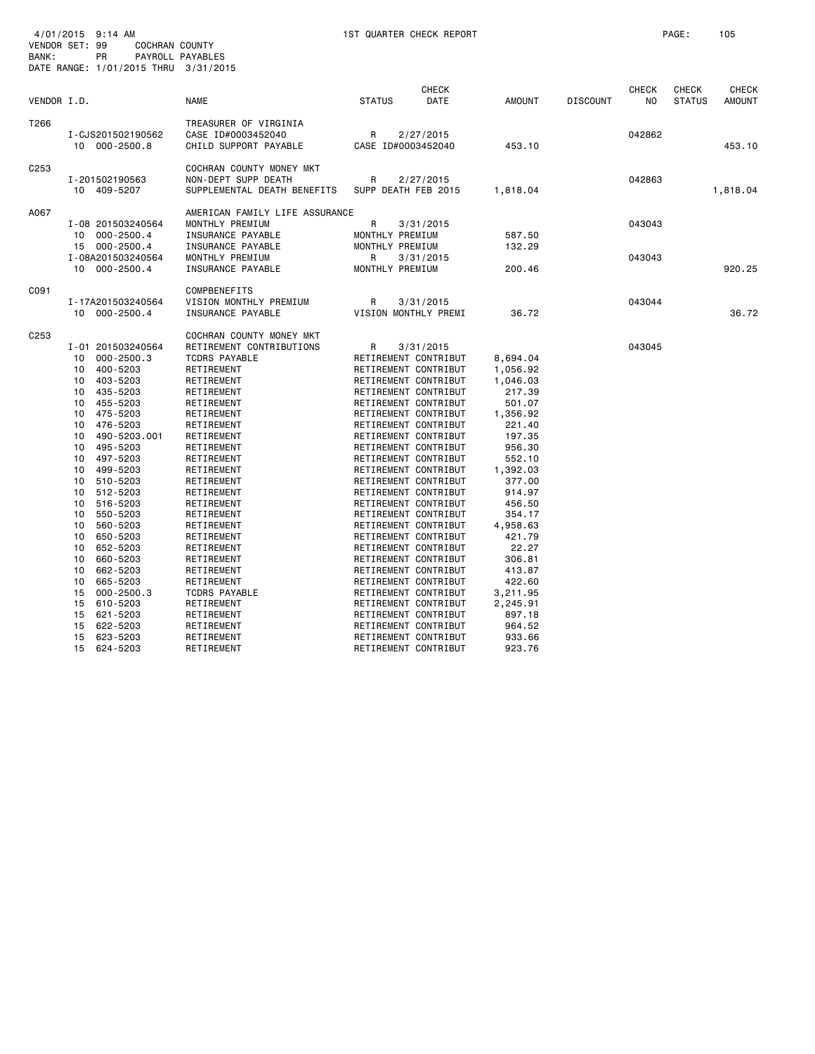4/01/2015 9:14 AM 1ST QUARTER CHECK REPORT

VENDOR SET: 99 COCHRAN COUNTY
BANK: PR PAYROLL PAYABLES
DATE RANGE: 1/01/2015 THRU 3/31/2015

| VENDOR I.D. | NAME | STATUS | CHECK DATE | AMOUNT | DISCOUNT | CHECK NO | CHECK STATUS | CHECK AMOUNT |
|---|---|---|---|---|---|---|---|---|
| T266 | TREASURER OF VIRGINIA | | | | | | | |
| I-CJS201502190562 | CASE ID#0003452040 | R | 2/27/2015 | | | 042862 | | |
| 10 000-2500.8 | CHILD SUPPORT PAYABLE | CASE ID#0003452040 | | 453.10 | | | | 453.10 |
| C253 | COCHRAN COUNTY MONEY MKT | | | | | | | |
| I-201502190563 | NON-DEPT SUPP DEATH | R | 2/27/2015 | | | 042863 | | |
| 10 409-5207 | SUPPLEMENTAL DEATH BENEFITS | SUPP DEATH FEB 2015 | | 1,818.04 | | | | 1,818.04 |
| A067 | AMERICAN FAMILY LIFE ASSURANCE | | | | | | | |
| I-08 201503240564 | MONTHLY PREMIUM | R | 3/31/2015 | | | 043043 | | |
| 10 000-2500.4 | INSURANCE PAYABLE | MONTHLY PREMIUM | | 587.50 | | | | |
| 15 000-2500.4 | INSURANCE PAYABLE | MONTHLY PREMIUM | | 132.29 | | | | |
| I-08A201503240564 | MONTHLY PREMIUM | R | 3/31/2015 | | | 043043 | | |
| 10 000-2500.4 | INSURANCE PAYABLE | MONTHLY PREMIUM | | 200.46 | | | | 920.25 |
| C091 | COMPBENEFITS | | | | | | | |
| I-17A201503240564 | VISION MONTHLY PREMIUM | R | 3/31/2015 | | | 043044 | | |
| 10 000-2500.4 | INSURANCE PAYABLE | VISION MONTHLY PREMI | | 36.72 | | | | 36.72 |
| C253 | COCHRAN COUNTY MONEY MKT | | | | | | | |
| I-01 201503240564 | RETIREMENT CONTRIBUTIONS | R | 3/31/2015 | | | 043045 | | |
| 10 000-2500.3 | TCDRS PAYABLE | RETIREMENT CONTRIBUT | | 8,694.04 | | | | |
| 10 400-5203 | RETIREMENT | RETIREMENT CONTRIBUT | | 1,056.92 | | | | |
| 10 403-5203 | RETIREMENT | RETIREMENT CONTRIBUT | | 1,046.03 | | | | |
| 10 435-5203 | RETIREMENT | RETIREMENT CONTRIBUT | | 217.39 | | | | |
| 10 455-5203 | RETIREMENT | RETIREMENT CONTRIBUT | | 501.07 | | | | |
| 10 475-5203 | RETIREMENT | RETIREMENT CONTRIBUT | | 1,356.92 | | | | |
| 10 476-5203 | RETIREMENT | RETIREMENT CONTRIBUT | | 221.40 | | | | |
| 10 490-5203.001 | RETIREMENT | RETIREMENT CONTRIBUT | | 197.35 | | | | |
| 10 495-5203 | RETIREMENT | RETIREMENT CONTRIBUT | | 956.30 | | | | |
| 10 497-5203 | RETIREMENT | RETIREMENT CONTRIBUT | | 552.10 | | | | |
| 10 499-5203 | RETIREMENT | RETIREMENT CONTRIBUT | | 1,392.03 | | | | |
| 10 510-5203 | RETIREMENT | RETIREMENT CONTRIBUT | | 377.00 | | | | |
| 10 512-5203 | RETIREMENT | RETIREMENT CONTRIBUT | | 914.97 | | | | |
| 10 516-5203 | RETIREMENT | RETIREMENT CONTRIBUT | | 456.50 | | | | |
| 10 550-5203 | RETIREMENT | RETIREMENT CONTRIBUT | | 354.17 | | | | |
| 10 560-5203 | RETIREMENT | RETIREMENT CONTRIBUT | | 4,958.63 | | | | |
| 10 650-5203 | RETIREMENT | RETIREMENT CONTRIBUT | | 421.79 | | | | |
| 10 652-5203 | RETIREMENT | RETIREMENT CONTRIBUT | | 22.27 | | | | |
| 10 660-5203 | RETIREMENT | RETIREMENT CONTRIBUT | | 306.81 | | | | |
| 10 662-5203 | RETIREMENT | RETIREMENT CONTRIBUT | | 413.87 | | | | |
| 10 665-5203 | RETIREMENT | RETIREMENT CONTRIBUT | | 422.60 | | | | |
| 15 000-2500.3 | TCDRS PAYABLE | RETIREMENT CONTRIBUT | | 3,211.95 | | | | |
| 15 610-5203 | RETIREMENT | RETIREMENT CONTRIBUT | | 2,245.91 | | | | |
| 15 621-5203 | RETIREMENT | RETIREMENT CONTRIBUT | | 897.18 | | | | |
| 15 622-5203 | RETIREMENT | RETIREMENT CONTRIBUT | | 964.52 | | | | |
| 15 623-5203 | RETIREMENT | RETIREMENT CONTRIBUT | | 933.66 | | | | |
| 15 624-5203 | RETIREMENT | RETIREMENT CONTRIBUT | | 923.76 | | | | |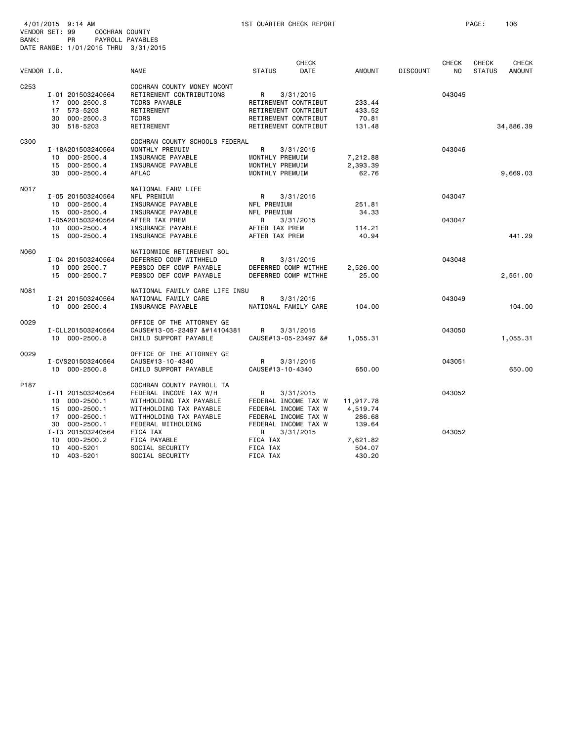4/01/2015 9:14 AM 1ST QUARTER CHECK REPORT

VENDOR SET: 99 COCHRAN COUNTY
BANK: PR PAYROLL PAYABLES
DATE RANGE: 1/01/2015 THRU 3/31/2015

| VENDOR I.D. | | NAME | STATUS | CHECK DATE | AMOUNT | DISCOUNT | CHECK NO | CHECK STATUS | CHECK AMOUNT |
|---|---|---|---|---|---|---|---|---|---|
| C253 | | COCHRAN COUNTY MONEY MCONT | | | | | | | |
| | I-01 201503240564 | RETIREMENT CONTRIBUTIONS | R | 3/31/2015 | | | 043045 | | |
| | 17 000-2500.3 | TCDRS PAYABLE | RETIREMENT CONTRIBUT | | 233.44 | | | | |
| | 17 573-5203 | RETIREMENT | RETIREMENT CONTRIBUT | | 433.52 | | | | |
| | 30 000-2500.3 | TCDRS | RETIREMENT CONTRIBUT | | 70.81 | | | | |
| | 30 518-5203 | RETIREMENT | RETIREMENT CONTRIBUT | | 131.48 | | | | 34,886.39 |
| C300 | | COCHRAN COUNTY SCHOOLS FEDERAL | | | | | | | |
| | I-18A201503240564 | MONTHLY PREMUIM | R | 3/31/2015 | | | 043046 | | |
| | 10 000-2500.4 | INSURANCE PAYABLE | MONTHLY PREMUIM | | 7,212.88 | | | | |
| | 15 000-2500.4 | INSURANCE PAYABLE | MONTHLY PREMUIM | | 2,393.39 | | | | |
| | 30 000-2500.4 | AFLAC | MONTHLY PREMUIM | | 62.76 | | | | 9,669.03 |
| N017 | | NATIONAL FARM LIFE | | | | | | | |
| | I-05 201503240564 | NFL PREMIUM | R | 3/31/2015 | | | 043047 | | |
| | 10 000-2500.4 | INSURANCE PAYABLE | NFL PREMIUM | | 251.81 | | | | |
| | 15 000-2500.4 | INSURANCE PAYABLE | NFL PREMIUM | | 34.33 | | | | |
| | I-05A201503240564 | AFTER TAX PREM | R | 3/31/2015 | | | 043047 | | |
| | 10 000-2500.4 | INSURANCE PAYABLE | AFTER TAX PREM | | 114.21 | | | | |
| | 15 000-2500.4 | INSURANCE PAYABLE | AFTER TAX PREM | | 40.94 | | | | 441.29 |
| N060 | | NATIONWIDE RETIREMENT SOL | | | | | | | |
| | I-04 201503240564 | DEFERRED COMP WITHHELD | R | 3/31/2015 | | | 043048 | | |
| | 10 000-2500.7 | PEBSCO DEF COMP PAYABLE | DEFERRED COMP WITHHE | | 2,526.00 | | | | |
| | 15 000-2500.7 | PEBSCO DEF COMP PAYABLE | DEFERRED COMP WITHHE | | 25.00 | | | | 2,551.00 |
| N081 | | NATIONAL FAMILY CARE LIFE INSU | | | | | | | |
| | I-21 201503240564 | NATIONAL FAMILY CARE | R | 3/31/2015 | | | 043049 | | |
| | 10 000-2500.4 | INSURANCE PAYABLE | NATIONAL FAMILY CARE | | 104.00 | | | | 104.00 |
| O029 | | OFFICE OF THE ATTORNEY GE | | | | | | | |
| | I-CLL201503240564 | CAUSE#13-05-23497 &#14104381 | R | 3/31/2015 | | | 043050 | | |
| | 10 000-2500.8 | CHILD SUPPORT PAYABLE | CAUSE#13-05-23497 &# | | 1,055.31 | | | | 1,055.31 |
| O029 | | OFFICE OF THE ATTORNEY GE | | | | | | | |
| | I-CVS201503240564 | CAUSE#13-10-4340 | R | 3/31/2015 | | | 043051 | | |
| | 10 000-2500.8 | CHILD SUPPORT PAYABLE | CAUSE#13-10-4340 | | 650.00 | | | | 650.00 |
| P187 | | COCHRAN COUNTY PAYROLL TA | | | | | | | |
| | I-T1 201503240564 | FEDERAL INCOME TAX W/H | R | 3/31/2015 | | | 043052 | | |
| | 10 000-2500.1 | WITHHOLDING TAX PAYABLE | FEDERAL INCOME TAX W | | 11,917.78 | | | | |
| | 15 000-2500.1 | WITHHOLDING TAX PAYABLE | FEDERAL INCOME TAX W | | 4,519.74 | | | | |
| | 17 000-2500.1 | WITHHOLDING TAX PAYABLE | FEDERAL INCOME TAX W | | 286.68 | | | | |
| | 30 000-2500.1 | FEDERAL WITHOLDING | FEDERAL INCOME TAX W | | 139.64 | | | | |
| | I-T3 201503240564 | FICA TAX | R | 3/31/2015 | | | 043052 | | |
| | 10 000-2500.2 | FICA PAYABLE | FICA TAX | | 7,621.82 | | | | |
| | 10 400-5201 | SOCIAL SECURITY | FICA TAX | | 504.07 | | | | |
| | 10 403-5201 | SOCIAL SECURITY | FICA TAX | | 430.20 | | | | |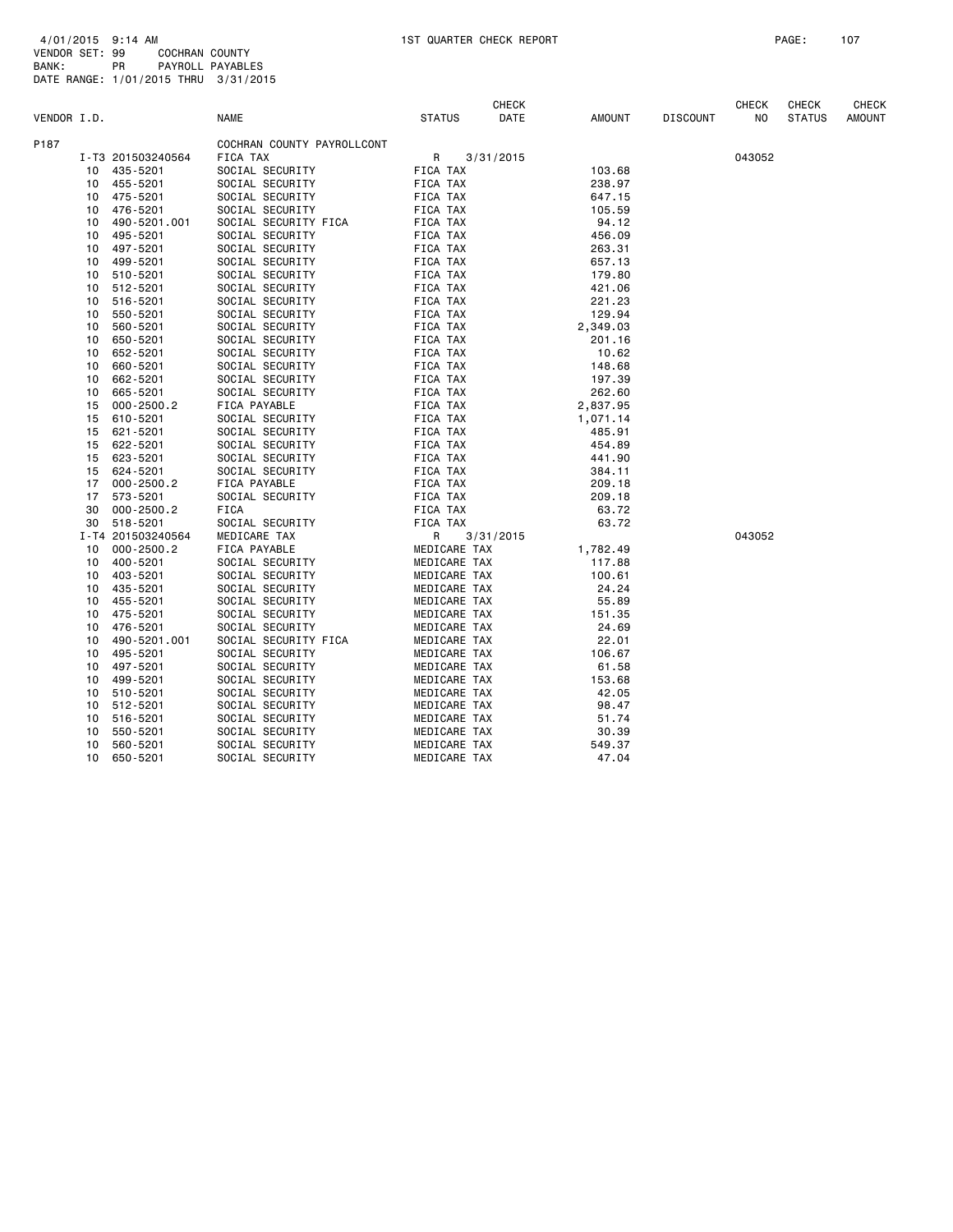4/01/2015 9:14 AM 1ST QUARTER CHECK REPORT
VENDOR SET: 99 COCHRAN COUNTY
BANK: PR PAYROLL PAYABLES
DATE RANGE: 1/01/2015 THRU 3/31/2015

| VENDOR I.D. | | NAME | STATUS | CHECK DATE | AMOUNT | DISCOUNT | CHECK NO | CHECK STATUS | CHECK AMOUNT |
|---|---|---|---|---|---|---|---|---|---|
| P187 | | COCHRAN COUNTY PAYROLLCONT | | | | | | | |
| | I-T3 201503240564 | FICA TAX | R | 3/31/2015 | | | 043052 | | |
| | 10 435-5201 | SOCIAL SECURITY | FICA TAX | | 103.68 | | | | |
| | 10 455-5201 | SOCIAL SECURITY | FICA TAX | | 238.97 | | | | |
| | 10 475-5201 | SOCIAL SECURITY | FICA TAX | | 647.15 | | | | |
| | 10 476-5201 | SOCIAL SECURITY | FICA TAX | | 105.59 | | | | |
| | 10 490-5201.001 | SOCIAL SECURITY FICA | FICA TAX | | 94.12 | | | | |
| | 10 495-5201 | SOCIAL SECURITY | FICA TAX | | 456.09 | | | | |
| | 10 497-5201 | SOCIAL SECURITY | FICA TAX | | 263.31 | | | | |
| | 10 499-5201 | SOCIAL SECURITY | FICA TAX | | 657.13 | | | | |
| | 10 510-5201 | SOCIAL SECURITY | FICA TAX | | 179.80 | | | | |
| | 10 512-5201 | SOCIAL SECURITY | FICA TAX | | 421.06 | | | | |
| | 10 516-5201 | SOCIAL SECURITY | FICA TAX | | 221.23 | | | | |
| | 10 550-5201 | SOCIAL SECURITY | FICA TAX | | 129.94 | | | | |
| | 10 560-5201 | SOCIAL SECURITY | FICA TAX | | 2,349.03 | | | | |
| | 10 650-5201 | SOCIAL SECURITY | FICA TAX | | 201.16 | | | | |
| | 10 652-5201 | SOCIAL SECURITY | FICA TAX | | 10.62 | | | | |
| | 10 660-5201 | SOCIAL SECURITY | FICA TAX | | 148.68 | | | | |
| | 10 662-5201 | SOCIAL SECURITY | FICA TAX | | 197.39 | | | | |
| | 10 665-5201 | SOCIAL SECURITY | FICA TAX | | 262.60 | | | | |
| | 15 000-2500.2 | FICA PAYABLE | FICA TAX | | 2,837.95 | | | | |
| | 15 610-5201 | SOCIAL SECURITY | FICA TAX | | 1,071.14 | | | | |
| | 15 621-5201 | SOCIAL SECURITY | FICA TAX | | 485.91 | | | | |
| | 15 622-5201 | SOCIAL SECURITY | FICA TAX | | 454.89 | | | | |
| | 15 623-5201 | SOCIAL SECURITY | FICA TAX | | 441.90 | | | | |
| | 15 624-5201 | SOCIAL SECURITY | FICA TAX | | 384.11 | | | | |
| | 17 000-2500.2 | FICA PAYABLE | FICA TAX | | 209.18 | | | | |
| | 17 573-5201 | SOCIAL SECURITY | FICA TAX | | 209.18 | | | | |
| | 30 000-2500.2 | FICA | FICA TAX | | 63.72 | | | | |
| | 30 518-5201 | SOCIAL SECURITY | FICA TAX | | 63.72 | | | | |
| | I-T4 201503240564 | MEDICARE TAX | R | 3/31/2015 | | | 043052 | | |
| | 10 000-2500.2 | FICA PAYABLE | MEDICARE TAX | | 1,782.49 | | | | |
| | 10 400-5201 | SOCIAL SECURITY | MEDICARE TAX | | 117.88 | | | | |
| | 10 403-5201 | SOCIAL SECURITY | MEDICARE TAX | | 100.61 | | | | |
| | 10 435-5201 | SOCIAL SECURITY | MEDICARE TAX | | 24.24 | | | | |
| | 10 455-5201 | SOCIAL SECURITY | MEDICARE TAX | | 55.89 | | | | |
| | 10 475-5201 | SOCIAL SECURITY | MEDICARE TAX | | 151.35 | | | | |
| | 10 476-5201 | SOCIAL SECURITY | MEDICARE TAX | | 24.69 | | | | |
| | 10 490-5201.001 | SOCIAL SECURITY FICA | MEDICARE TAX | | 22.01 | | | | |
| | 10 495-5201 | SOCIAL SECURITY | MEDICARE TAX | | 106.67 | | | | |
| | 10 497-5201 | SOCIAL SECURITY | MEDICARE TAX | | 61.58 | | | | |
| | 10 499-5201 | SOCIAL SECURITY | MEDICARE TAX | | 153.68 | | | | |
| | 10 510-5201 | SOCIAL SECURITY | MEDICARE TAX | | 42.05 | | | | |
| | 10 512-5201 | SOCIAL SECURITY | MEDICARE TAX | | 98.47 | | | | |
| | 10 516-5201 | SOCIAL SECURITY | MEDICARE TAX | | 51.74 | | | | |
| | 10 550-5201 | SOCIAL SECURITY | MEDICARE TAX | | 30.39 | | | | |
| | 10 560-5201 | SOCIAL SECURITY | MEDICARE TAX | | 549.37 | | | | |
| | 10 650-5201 | SOCIAL SECURITY | MEDICARE TAX | | 47.04 | | | | |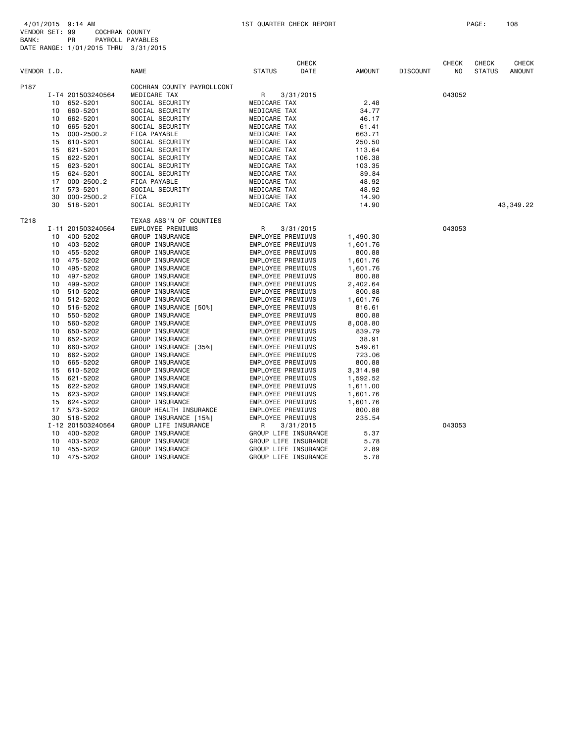4/01/2015 9:14 AM 1ST QUARTER CHECK REPORT PAGE: 108
VENDOR SET: 99 COCHRAN COUNTY
BANK: PR PAYROLL PAYABLES
DATE RANGE: 1/01/2015 THRU 3/31/2015

| VENDOR I.D. | | NAME | STATUS | CHECK DATE | AMOUNT | DISCOUNT | CHECK NO | CHECK STATUS | CHECK AMOUNT |
|---|---|---|---|---|---|---|---|---|---|
| P187 | | COCHRAN COUNTY PAYROLLCONT | | | | | | | |
| | I-T4 201503240564 | MEDICARE TAX | R | 3/31/2015 | | | 043052 | | |
| | 10 652-5201 | SOCIAL SECURITY | MEDICARE TAX | | 2.48 | | | | |
| | 10 660-5201 | SOCIAL SECURITY | MEDICARE TAX | | 34.77 | | | | |
| | 10 662-5201 | SOCIAL SECURITY | MEDICARE TAX | | 46.17 | | | | |
| | 10 665-5201 | SOCIAL SECURITY | MEDICARE TAX | | 61.41 | | | | |
| | 15 000-2500.2 | FICA PAYABLE | MEDICARE TAX | | 663.71 | | | | |
| | 15 610-5201 | SOCIAL SECURITY | MEDICARE TAX | | 250.50 | | | | |
| | 15 621-5201 | SOCIAL SECURITY | MEDICARE TAX | | 113.64 | | | | |
| | 15 622-5201 | SOCIAL SECURITY | MEDICARE TAX | | 106.38 | | | | |
| | 15 623-5201 | SOCIAL SECURITY | MEDICARE TAX | | 103.35 | | | | |
| | 15 624-5201 | SOCIAL SECURITY | MEDICARE TAX | | 89.84 | | | | |
| | 17 000-2500.2 | FICA PAYABLE | MEDICARE TAX | | 48.92 | | | | |
| | 17 573-5201 | SOCIAL SECURITY | MEDICARE TAX | | 48.92 | | | | |
| | 30 000-2500.2 | FICA | MEDICARE TAX | | 14.90 | | | | |
| | 30 518-5201 | SOCIAL SECURITY | MEDICARE TAX | | 14.90 | | | | 43,349.22 |
| T218 | | TEXAS ASS'N OF COUNTIES | | | | | | | |
| | I-11 201503240564 | EMPLOYEE PREMIUMS | R | 3/31/2015 | | | 043053 | | |
| | 10 400-5202 | GROUP INSURANCE | EMPLOYEE PREMIUMS | | 1,490.30 | | | | |
| | 10 403-5202 | GROUP INSURANCE | EMPLOYEE PREMIUMS | | 1,601.76 | | | | |
| | 10 455-5202 | GROUP INSURANCE | EMPLOYEE PREMIUMS | | 800.88 | | | | |
| | 10 475-5202 | GROUP INSURANCE | EMPLOYEE PREMIUMS | | 1,601.76 | | | | |
| | 10 495-5202 | GROUP INSURANCE | EMPLOYEE PREMIUMS | | 1,601.76 | | | | |
| | 10 497-5202 | GROUP INSURANCE | EMPLOYEE PREMIUMS | | 800.88 | | | | |
| | 10 499-5202 | GROUP INSURANCE | EMPLOYEE PREMIUMS | | 2,402.64 | | | | |
| | 10 510-5202 | GROUP INSURANCE | EMPLOYEE PREMIUMS | | 800.88 | | | | |
| | 10 512-5202 | GROUP INSURANCE | EMPLOYEE PREMIUMS | | 1,601.76 | | | | |
| | 10 516-5202 | GROUP INSURANCE [50%] | EMPLOYEE PREMIUMS | | 816.61 | | | | |
| | 10 550-5202 | GROUP INSURANCE | EMPLOYEE PREMIUMS | | 800.88 | | | | |
| | 10 560-5202 | GROUP INSURANCE | EMPLOYEE PREMIUMS | | 8,008.80 | | | | |
| | 10 650-5202 | GROUP INSURANCE | EMPLOYEE PREMIUMS | | 839.79 | | | | |
| | 10 652-5202 | GROUP INSURANCE | EMPLOYEE PREMIUMS | | 38.91 | | | | |
| | 10 660-5202 | GROUP INSURANCE [35%] | EMPLOYEE PREMIUMS | | 549.61 | | | | |
| | 10 662-5202 | GROUP INSURANCE | EMPLOYEE PREMIUMS | | 723.06 | | | | |
| | 10 665-5202 | GROUP INSURANCE | EMPLOYEE PREMIUMS | | 800.88 | | | | |
| | 15 610-5202 | GROUP INSURANCE | EMPLOYEE PREMIUMS | | 3,314.98 | | | | |
| | 15 621-5202 | GROUP INSURANCE | EMPLOYEE PREMIUMS | | 1,592.52 | | | | |
| | 15 622-5202 | GROUP INSURANCE | EMPLOYEE PREMIUMS | | 1,611.00 | | | | |
| | 15 623-5202 | GROUP INSURANCE | EMPLOYEE PREMIUMS | | 1,601.76 | | | | |
| | 15 624-5202 | GROUP INSURANCE | EMPLOYEE PREMIUMS | | 1,601.76 | | | | |
| | 17 573-5202 | GROUP HEALTH INSURANCE | EMPLOYEE PREMIUMS | | 800.88 | | | | |
| | 30 518-5202 | GROUP INSURANCE [15%] | EMPLOYEE PREMIUMS | | 235.54 | | | | |
| | I-12 201503240564 | GROUP LIFE INSURANCE | R | 3/31/2015 | | | 043053 | | |
| | 10 400-5202 | GROUP INSURANCE | GROUP LIFE INSURANCE | | 5.37 | | | | |
| | 10 403-5202 | GROUP INSURANCE | GROUP LIFE INSURANCE | | 5.78 | | | | |
| | 10 455-5202 | GROUP INSURANCE | GROUP LIFE INSURANCE | | 2.89 | | | | |
| | 10 475-5202 | GROUP INSURANCE | GROUP LIFE INSURANCE | | 5.78 | | | | |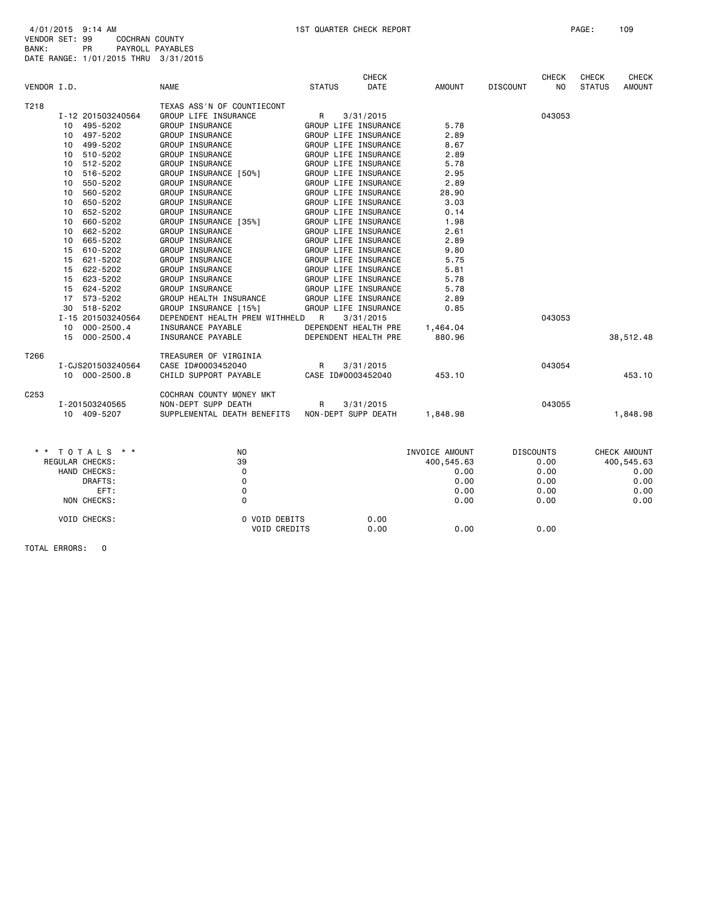4/01/2015 9:14 AM 1ST QUARTER CHECK REPORT

VENDOR SET: 99 COCHRAN COUNTY
BANK: PR PAYROLL PAYABLES
DATE RANGE: 1/01/2015 THRU 3/31/2015

| VENDOR I.D. | NAME | STATUS | CHECK DATE | AMOUNT | DISCOUNT | CHECK NO | CHECK STATUS | CHECK AMOUNT |
|---|---|---|---|---|---|---|---|---|
| T218 | TEXAS ASS'N OF COUNTIECONT | | | | | | | |
| I-12 201503240564 | GROUP LIFE INSURANCE | R | 3/31/2015 | | | 043053 | | |
| 10 495-5202 | GROUP INSURANCE | GROUP LIFE INSURANCE | | 5.78 | | | | |
| 10 497-5202 | GROUP INSURANCE | GROUP LIFE INSURANCE | | 2.89 | | | | |
| 10 499-5202 | GROUP INSURANCE | GROUP LIFE INSURANCE | | 8.67 | | | | |
| 10 510-5202 | GROUP INSURANCE | GROUP LIFE INSURANCE | | 2.89 | | | | |
| 10 512-5202 | GROUP INSURANCE | GROUP LIFE INSURANCE | | 5.78 | | | | |
| 10 516-5202 | GROUP INSURANCE [50%] | GROUP LIFE INSURANCE | | 2.95 | | | | |
| 10 550-5202 | GROUP INSURANCE | GROUP LIFE INSURANCE | | 2.89 | | | | |
| 10 560-5202 | GROUP INSURANCE | GROUP LIFE INSURANCE | | 28.90 | | | | |
| 10 650-5202 | GROUP INSURANCE | GROUP LIFE INSURANCE | | 3.03 | | | | |
| 10 652-5202 | GROUP INSURANCE | GROUP LIFE INSURANCE | | 0.14 | | | | |
| 10 660-5202 | GROUP INSURANCE [35%] | GROUP LIFE INSURANCE | | 1.98 | | | | |
| 10 662-5202 | GROUP INSURANCE | GROUP LIFE INSURANCE | | 2.61 | | | | |
| 10 665-5202 | GROUP INSURANCE | GROUP LIFE INSURANCE | | 2.89 | | | | |
| 15 610-5202 | GROUP INSURANCE | GROUP LIFE INSURANCE | | 9.80 | | | | |
| 15 621-5202 | GROUP INSURANCE | GROUP LIFE INSURANCE | | 5.75 | | | | |
| 15 622-5202 | GROUP INSURANCE | GROUP LIFE INSURANCE | | 5.81 | | | | |
| 15 623-5202 | GROUP INSURANCE | GROUP LIFE INSURANCE | | 5.78 | | | | |
| 15 624-5202 | GROUP INSURANCE | GROUP LIFE INSURANCE | | 5.78 | | | | |
| 17 573-5202 | GROUP HEALTH INSURANCE | GROUP LIFE INSURANCE | | 2.89 | | | | |
| 30 518-5202 | GROUP INSURANCE [15%] | GROUP LIFE INSURANCE | | 0.85 | | | | |
| I-15 201503240564 | DEPENDENT HEALTH PREM WITHHELD | R | 3/31/2015 | | | 043053 | | |
| 10 000-2500.4 | INSURANCE PAYABLE | DEPENDENT HEALTH PRE | | 1,464.04 | | | | |
| 15 000-2500.4 | INSURANCE PAYABLE | DEPENDENT HEALTH PRE | | 880.96 | | | | 38,512.48 |
| T266 | TREASURER OF VIRGINIA | | | | | | | |
| I-CJS201503240564 | CASE ID#0003452040 | R | 3/31/2015 | | | 043054 | | |
| 10 000-2500.8 | CHILD SUPPORT PAYABLE | CASE ID#0003452040 | | 453.10 | | | | 453.10 |
| C253 | COCHRAN COUNTY MONEY MKT | | | | | | | |
| I-201503240565 | NON-DEPT SUPP DEATH | R | 3/31/2015 | | | 043055 | | |
| 10 409-5207 | SUPPLEMENTAL DEATH BENEFITS | NON-DEPT SUPP DEATH | | 1,848.98 | | | | 1,848.98 |

| * * TOTALS * * | NO | | INVOICE AMOUNT | DISCOUNTS | CHECK AMOUNT |
|---|---|---|---|---|---|
| REGULAR CHECKS: | 39 | | 400,545.63 | 0.00 | 400,545.63 |
| HAND CHECKS: | 0 | | 0.00 | 0.00 | 0.00 |
| DRAFTS: | 0 | | 0.00 | 0.00 | 0.00 |
| EFT: | 0 | | 0.00 | 0.00 | 0.00 |
| NON CHECKS: | 0 | | 0.00 | 0.00 | 0.00 |
| VOID CHECKS: | 0 VOID DEBITS | 0.00 | | | |
| | VOID CREDITS | 0.00 | 0.00 | 0.00 | |

TOTAL ERRORS: 0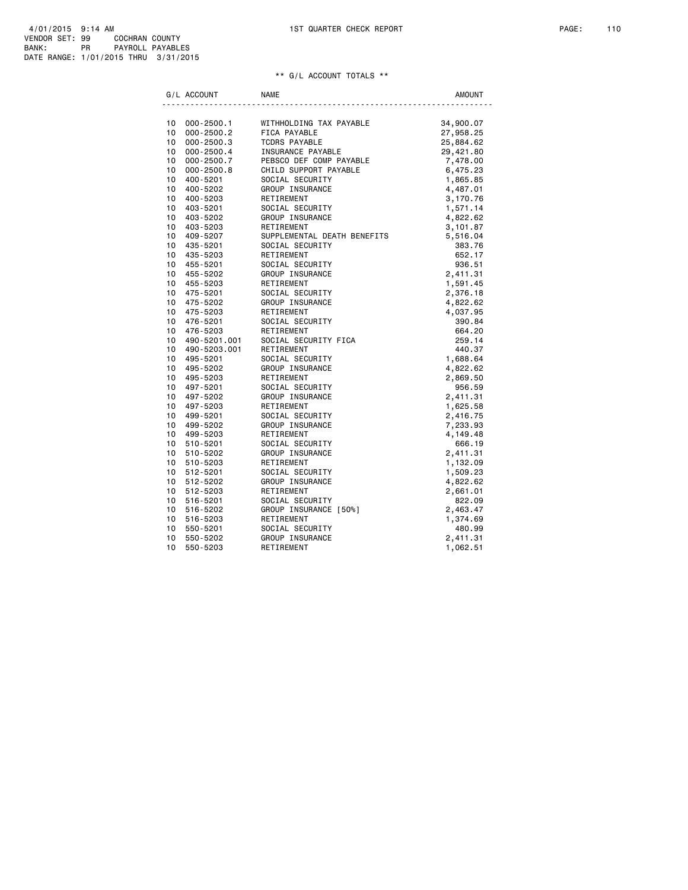4/01/2015 9:14 AM
VENDOR SET: 99 COCHRAN COUNTY
BANK: PR PAYROLL PAYABLES
DATE RANGE: 1/01/2015 THRU 3/31/2015

1ST QUARTER CHECK REPORT

## ** G/L ACCOUNT TOTALS **

| G/L ACCOUNT | | NAME | AMOUNT |
|---|---|---|---|
| 10 | 000-2500.1 | WITHHOLDING TAX PAYABLE | 34,900.07 |
| 10 | 000-2500.2 | FICA PAYABLE | 27,958.25 |
| 10 | 000-2500.3 | TCDRS PAYABLE | 25,884.62 |
| 10 | 000-2500.4 | INSURANCE PAYABLE | 29,421.80 |
| 10 | 000-2500.7 | PEBSCO DEF COMP PAYABLE | 7,478.00 |
| 10 | 000-2500.8 | CHILD SUPPORT PAYABLE | 6,475.23 |
| 10 | 400-5201 | SOCIAL SECURITY | 1,865.85 |
| 10 | 400-5202 | GROUP INSURANCE | 4,487.01 |
| 10 | 400-5203 | RETIREMENT | 3,170.76 |
| 10 | 403-5201 | SOCIAL SECURITY | 1,571.14 |
| 10 | 403-5202 | GROUP INSURANCE | 4,822.62 |
| 10 | 403-5203 | RETIREMENT | 3,101.87 |
| 10 | 409-5207 | SUPPLEMENTAL DEATH BENEFITS | 5,516.04 |
| 10 | 435-5201 | SOCIAL SECURITY | 383.76 |
| 10 | 435-5203 | RETIREMENT | 652.17 |
| 10 | 455-5201 | SOCIAL SECURITY | 936.51 |
| 10 | 455-5202 | GROUP INSURANCE | 2,411.31 |
| 10 | 455-5203 | RETIREMENT | 1,591.45 |
| 10 | 475-5201 | SOCIAL SECURITY | 2,376.18 |
| 10 | 475-5202 | GROUP INSURANCE | 4,822.62 |
| 10 | 475-5203 | RETIREMENT | 4,037.95 |
| 10 | 476-5201 | SOCIAL SECURITY | 390.84 |
| 10 | 476-5203 | RETIREMENT | 664.20 |
| 10 | 490-5201.001 | SOCIAL SECURITY FICA | 259.14 |
| 10 | 490-5203.001 | RETIREMENT | 440.37 |
| 10 | 495-5201 | SOCIAL SECURITY | 1,688.64 |
| 10 | 495-5202 | GROUP INSURANCE | 4,822.62 |
| 10 | 495-5203 | RETIREMENT | 2,869.50 |
| 10 | 497-5201 | SOCIAL SECURITY | 956.59 |
| 10 | 497-5202 | GROUP INSURANCE | 2,411.31 |
| 10 | 497-5203 | RETIREMENT | 1,625.58 |
| 10 | 499-5201 | SOCIAL SECURITY | 2,416.75 |
| 10 | 499-5202 | GROUP INSURANCE | 7,233.93 |
| 10 | 499-5203 | RETIREMENT | 4,149.48 |
| 10 | 510-5201 | SOCIAL SECURITY | 666.19 |
| 10 | 510-5202 | GROUP INSURANCE | 2,411.31 |
| 10 | 510-5203 | RETIREMENT | 1,132.09 |
| 10 | 512-5201 | SOCIAL SECURITY | 1,509.23 |
| 10 | 512-5202 | GROUP INSURANCE | 4,822.62 |
| 10 | 512-5203 | RETIREMENT | 2,661.01 |
| 10 | 516-5201 | SOCIAL SECURITY | 822.09 |
| 10 | 516-5202 | GROUP INSURANCE [50%] | 2,463.47 |
| 10 | 516-5203 | RETIREMENT | 1,374.69 |
| 10 | 550-5201 | SOCIAL SECURITY | 480.99 |
| 10 | 550-5202 | GROUP INSURANCE | 2,411.31 |
| 10 | 550-5203 | RETIREMENT | 1,062.51 |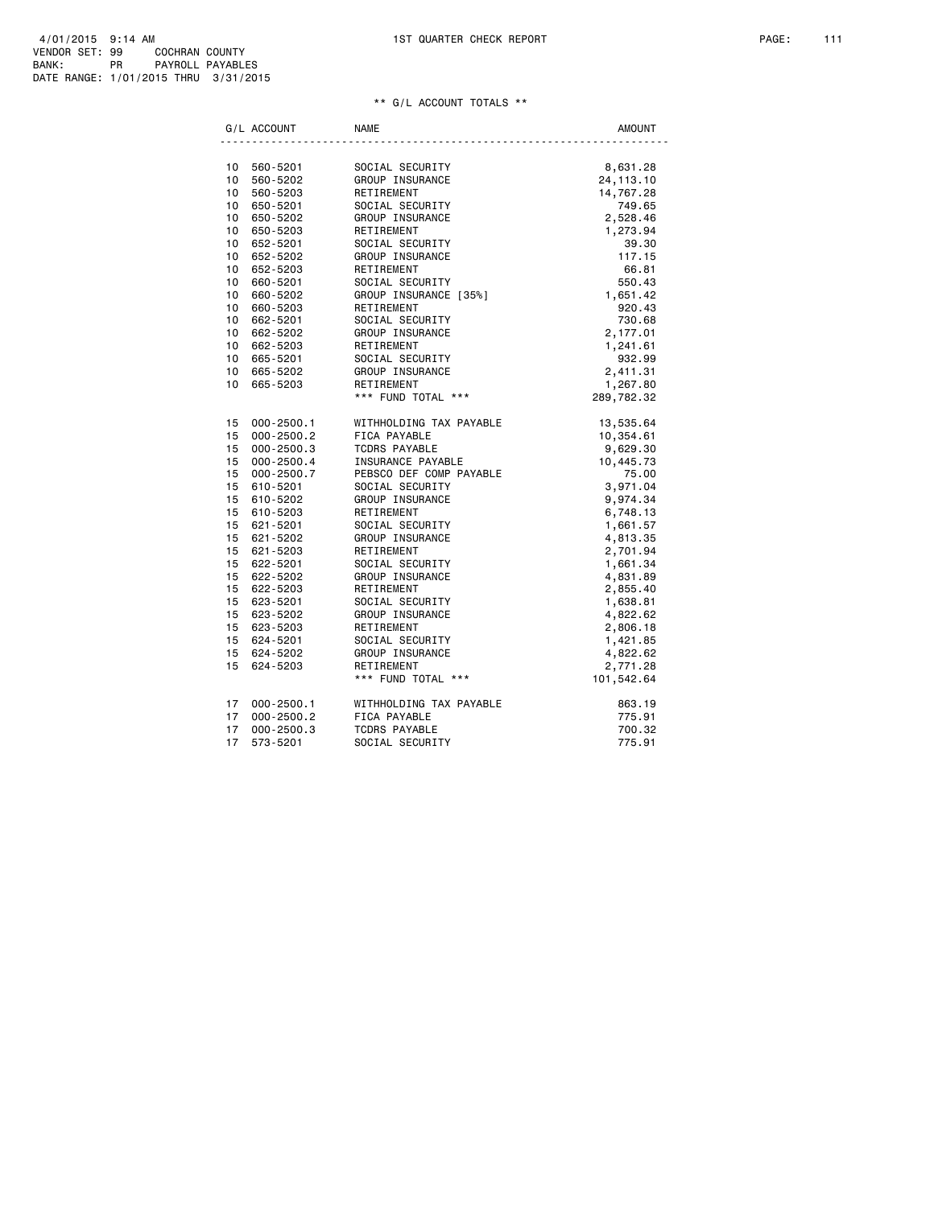4/01/2015 9:14 AM
VENDOR SET: 99 COCHRAN COUNTY
BANK: PR PAYROLL PAYABLES
DATE RANGE: 1/01/2015 THRU 3/31/2015

1ST QUARTER CHECK REPORT

## ** G/L ACCOUNT TOTALS **

| G/L ACCOUNT | | NAME | AMOUNT |
|---|---|---|---|
| 10 | 560-5201 | SOCIAL SECURITY | 8,631.28 |
| 10 | 560-5202 | GROUP INSURANCE | 24,113.10 |
| 10 | 560-5203 | RETIREMENT | 14,767.28 |
| 10 | 650-5201 | SOCIAL SECURITY | 749.65 |
| 10 | 650-5202 | GROUP INSURANCE | 2,528.46 |
| 10 | 650-5203 | RETIREMENT | 1,273.94 |
| 10 | 652-5201 | SOCIAL SECURITY | 39.30 |
| 10 | 652-5202 | GROUP INSURANCE | 117.15 |
| 10 | 652-5203 | RETIREMENT | 66.81 |
| 10 | 660-5201 | SOCIAL SECURITY | 550.43 |
| 10 | 660-5202 | GROUP INSURANCE [35%] | 1,651.42 |
| 10 | 660-5203 | RETIREMENT | 920.43 |
| 10 | 662-5201 | SOCIAL SECURITY | 730.68 |
| 10 | 662-5202 | GROUP INSURANCE | 2,177.01 |
| 10 | 662-5203 | RETIREMENT | 1,241.61 |
| 10 | 665-5201 | SOCIAL SECURITY | 932.99 |
| 10 | 665-5202 | GROUP INSURANCE | 2,411.31 |
| 10 | 665-5203 | RETIREMENT | 1,267.80 |
| | | *** FUND TOTAL *** | 289,782.32 |
| 15 | 000-2500.1 | WITHHOLDING TAX PAYABLE | 13,535.64 |
| 15 | 000-2500.2 | FICA PAYABLE | 10,354.61 |
| 15 | 000-2500.3 | TCDRS PAYABLE | 9,629.30 |
| 15 | 000-2500.4 | INSURANCE PAYABLE | 10,445.73 |
| 15 | 000-2500.7 | PEBSCO DEF COMP PAYABLE | 75.00 |
| 15 | 610-5201 | SOCIAL SECURITY | 3,971.04 |
| 15 | 610-5202 | GROUP INSURANCE | 9,974.34 |
| 15 | 610-5203 | RETIREMENT | 6,748.13 |
| 15 | 621-5201 | SOCIAL SECURITY | 1,661.57 |
| 15 | 621-5202 | GROUP INSURANCE | 4,813.35 |
| 15 | 621-5203 | RETIREMENT | 2,701.94 |
| 15 | 622-5201 | SOCIAL SECURITY | 1,661.34 |
| 15 | 622-5202 | GROUP INSURANCE | 4,831.89 |
| 15 | 622-5203 | RETIREMENT | 2,855.40 |
| 15 | 623-5201 | SOCIAL SECURITY | 1,638.81 |
| 15 | 623-5202 | GROUP INSURANCE | 4,822.62 |
| 15 | 623-5203 | RETIREMENT | 2,806.18 |
| 15 | 624-5201 | SOCIAL SECURITY | 1,421.85 |
| 15 | 624-5202 | GROUP INSURANCE | 4,822.62 |
| 15 | 624-5203 | RETIREMENT | 2,771.28 |
| | | *** FUND TOTAL *** | 101,542.64 |
| 17 | 000-2500.1 | WITHHOLDING TAX PAYABLE | 863.19 |
| 17 | 000-2500.2 | FICA PAYABLE | 775.91 |
| 17 | 000-2500.3 | TCDRS PAYABLE | 700.32 |
| 17 | 573-5201 | SOCIAL SECURITY | 775.91 |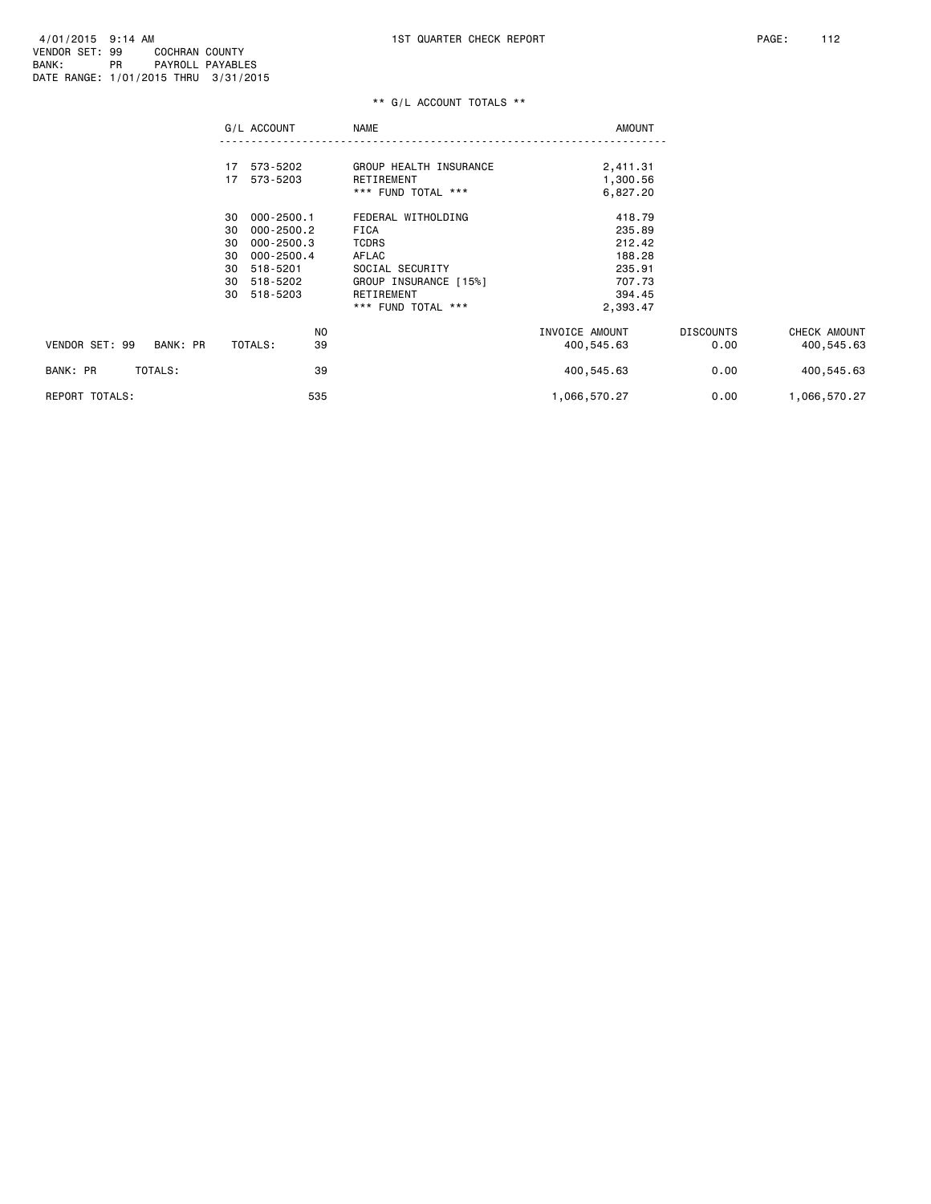4/01/2015 9:14 AM 1ST QUARTER CHECK REPORT
VENDOR SET: 99 COCHRAN COUNTY
BANK: PR PAYROLL PAYABLES
DATE RANGE: 1/01/2015 THRU 3/31/2015

## ** G/L ACCOUNT TOTALS **

| G/L ACCOUNT | | NAME | AMOUNT |
|---|---|---|---|
| 17 | 573-5202 | GROUP HEALTH INSURANCE | 2,411.31 |
| 17 | 573-5203 | RETIREMENT | 1,300.56 |
| | | *** FUND TOTAL *** | 6,827.20 |
| 30 | 000-2500.1 | FEDERAL WITHOLDING | 418.79 |
| 30 | 000-2500.2 | FICA | 235.89 |
| 30 | 000-2500.3 | TCDRS | 212.42 |
| 30 | 000-2500.4 | AFLAC | 188.28 |
| 30 | 518-5201 | SOCIAL SECURITY | 235.91 |
| 30 | 518-5202 | GROUP INSURANCE [15%] | 707.73 |
| 30 | 518-5203 | RETIREMENT | 394.45 |
| | | *** FUND TOTAL *** | 2,393.47 |

| | NO | INVOICE AMOUNT | DISCOUNTS | CHECK AMOUNT |
|---|---|---|---|---|
| VENDOR SET: 99 BANK: PR TOTALS: | 39 | 400,545.63 | 0.00 | 400,545.63 |
| BANK: PR TOTALS: | 39 | 400,545.63 | 0.00 | 400,545.63 |
| REPORT TOTALS: | 535 | 1,066,570.27 | 0.00 | 1,066,570.27 |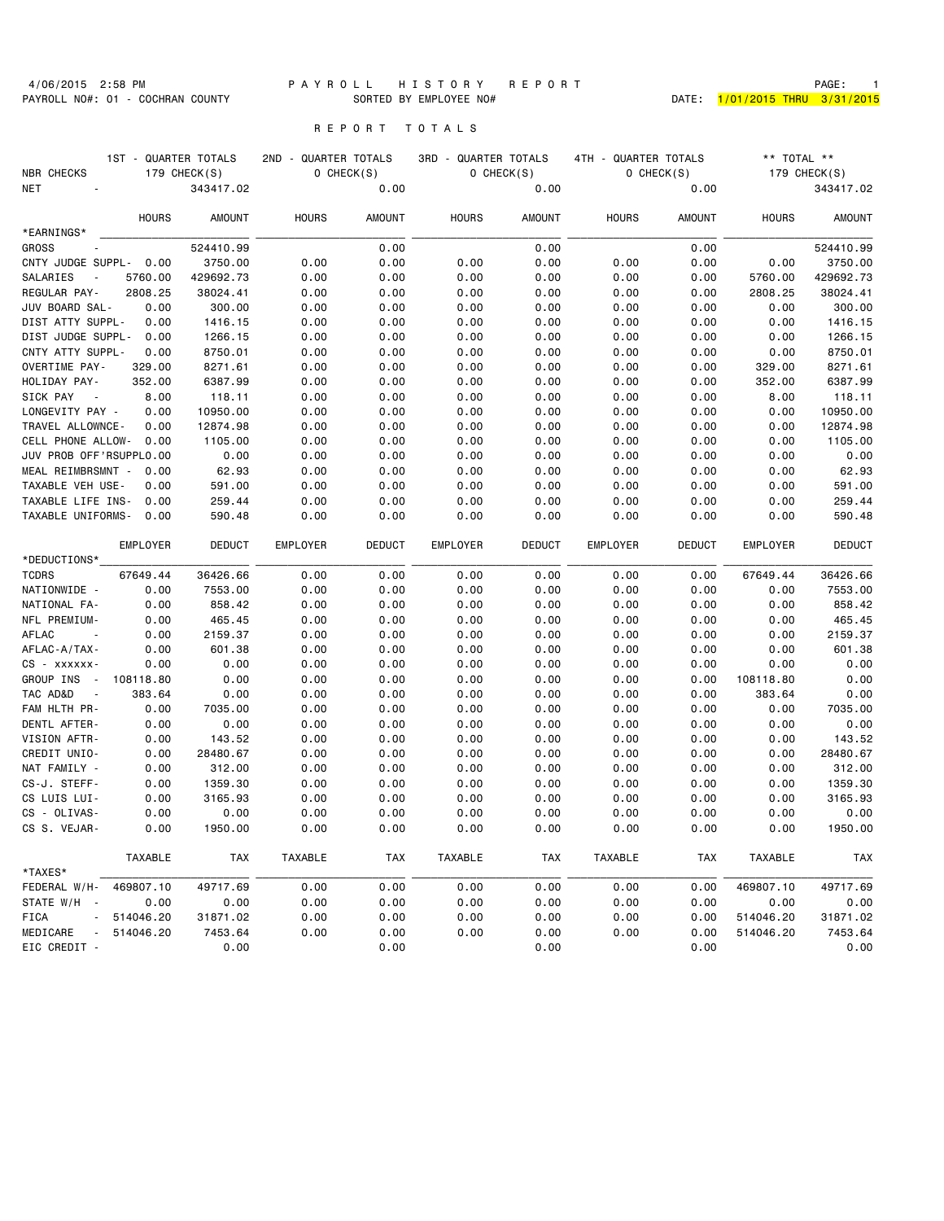4/06/2015 2:58 PM PAYROLL HISTORY REPORT PAGE: 1

PAYROLL NO#: 01 - COCHRAN COUNTY SORTED BY EMPLOYEE NO# DATE: 1/01/2015 THRU 3/31/2015

# REPORT TOTALS

| | 1ST - QUARTER TOTALS | | 2ND - QUARTER TOTALS | | 3RD - QUARTER TOTALS | | 4TH - QUARTER TOTALS | | ** TOTAL ** | |
|---|---|---|---|---|---|---|---|---|---|---|
| NBR CHECKS | 179 CHECK(S) | | 0 CHECK(S) | | 0 CHECK(S) | | 0 CHECK(S) | | 179 CHECK(S) | |
| NET - | | 343417.02 | | 0.00 | | 0.00 | | 0.00 | | 343417.02 |

| *EARNINGS* | HOURS | AMOUNT | HOURS | AMOUNT | HOURS | AMOUNT | HOURS | AMOUNT | HOURS | AMOUNT |
|---|---|---|---|---|---|---|---|---|---|---|
| GROSS - | | 524410.99 | | 0.00 | | 0.00 | | 0.00 | | 524410.99 |
| CNTY JUDGE SUPPL- | 0.00 | 3750.00 | 0.00 | 0.00 | 0.00 | 0.00 | 0.00 | 0.00 | 0.00 | 3750.00 |
| SALARIES - | 5760.00 | 429692.73 | 0.00 | 0.00 | 0.00 | 0.00 | 0.00 | 0.00 | 5760.00 | 429692.73 |
| REGULAR PAY- | 2808.25 | 38024.41 | 0.00 | 0.00 | 0.00 | 0.00 | 0.00 | 0.00 | 2808.25 | 38024.41 |
| JUV BOARD SAL- | 0.00 | 300.00 | 0.00 | 0.00 | 0.00 | 0.00 | 0.00 | 0.00 | 0.00 | 300.00 |
| DIST ATTY SUPPL- | 0.00 | 1416.15 | 0.00 | 0.00 | 0.00 | 0.00 | 0.00 | 0.00 | 0.00 | 1416.15 |
| DIST JUDGE SUPPL- | 0.00 | 1266.15 | 0.00 | 0.00 | 0.00 | 0.00 | 0.00 | 0.00 | 0.00 | 1266.15 |
| CNTY ATTY SUPPL- | 0.00 | 8750.01 | 0.00 | 0.00 | 0.00 | 0.00 | 0.00 | 0.00 | 0.00 | 8750.01 |
| OVERTIME PAY- | 329.00 | 8271.61 | 0.00 | 0.00 | 0.00 | 0.00 | 0.00 | 0.00 | 329.00 | 8271.61 |
| HOLIDAY PAY- | 352.00 | 6387.99 | 0.00 | 0.00 | 0.00 | 0.00 | 0.00 | 0.00 | 352.00 | 6387.99 |
| SICK PAY - | 8.00 | 118.11 | 0.00 | 0.00 | 0.00 | 0.00 | 0.00 | 0.00 | 8.00 | 118.11 |
| LONGEVITY PAY - | 0.00 | 10950.00 | 0.00 | 0.00 | 0.00 | 0.00 | 0.00 | 0.00 | 0.00 | 10950.00 |
| TRAVEL ALLOWNCE- | 0.00 | 12874.98 | 0.00 | 0.00 | 0.00 | 0.00 | 0.00 | 0.00 | 0.00 | 12874.98 |
| CELL PHONE ALLOW- | 0.00 | 1105.00 | 0.00 | 0.00 | 0.00 | 0.00 | 0.00 | 0.00 | 0.00 | 1105.00 |
| JUV PROB OFF'RSUPPL | 0.00 | 0.00 | 0.00 | 0.00 | 0.00 | 0.00 | 0.00 | 0.00 | 0.00 | 0.00 |
| MEAL REIMBRSMNT - | 0.00 | 62.93 | 0.00 | 0.00 | 0.00 | 0.00 | 0.00 | 0.00 | 0.00 | 62.93 |
| TAXABLE VEH USE- | 0.00 | 591.00 | 0.00 | 0.00 | 0.00 | 0.00 | 0.00 | 0.00 | 0.00 | 591.00 |
| TAXABLE LIFE INS- | 0.00 | 259.44 | 0.00 | 0.00 | 0.00 | 0.00 | 0.00 | 0.00 | 0.00 | 259.44 |
| TAXABLE UNIFORMS- | 0.00 | 590.48 | 0.00 | 0.00 | 0.00 | 0.00 | 0.00 | 0.00 | 0.00 | 590.48 |

| *DEDUCTIONS* | EMPLOYER | DEDUCT | EMPLOYER | DEDUCT | EMPLOYER | DEDUCT | EMPLOYER | DEDUCT | EMPLOYER | DEDUCT |
|---|---|---|---|---|---|---|---|---|---|---|
| TCDRS | 67649.44 | 36426.66 | 0.00 | 0.00 | 0.00 | 0.00 | 0.00 | 0.00 | 67649.44 | 36426.66 |
| NATIONWIDE - | 0.00 | 7553.00 | 0.00 | 0.00 | 0.00 | 0.00 | 0.00 | 0.00 | 0.00 | 7553.00 |
| NATIONAL FA- | 0.00 | 858.42 | 0.00 | 0.00 | 0.00 | 0.00 | 0.00 | 0.00 | 0.00 | 858.42 |
| NFL PREMIUM- | 0.00 | 465.45 | 0.00 | 0.00 | 0.00 | 0.00 | 0.00 | 0.00 | 0.00 | 465.45 |
| AFLAC - | 0.00 | 2159.37 | 0.00 | 0.00 | 0.00 | 0.00 | 0.00 | 0.00 | 0.00 | 2159.37 |
| AFLAC-A/TAX- | 0.00 | 601.38 | 0.00 | 0.00 | 0.00 | 0.00 | 0.00 | 0.00 | 0.00 | 601.38 |
| CS - xxxxxx- | 0.00 | 0.00 | 0.00 | 0.00 | 0.00 | 0.00 | 0.00 | 0.00 | 0.00 | 0.00 |
| GROUP INS - | 108118.80 | 0.00 | 0.00 | 0.00 | 0.00 | 0.00 | 0.00 | 0.00 | 108118.80 | 0.00 |
| TAC AD&D - | 383.64 | 0.00 | 0.00 | 0.00 | 0.00 | 0.00 | 0.00 | 0.00 | 383.64 | 0.00 |
| FAM HLTH PR- | 0.00 | 7035.00 | 0.00 | 0.00 | 0.00 | 0.00 | 0.00 | 0.00 | 0.00 | 7035.00 |
| DENTL AFTER- | 0.00 | 0.00 | 0.00 | 0.00 | 0.00 | 0.00 | 0.00 | 0.00 | 0.00 | 0.00 |
| VISION AFTR- | 0.00 | 143.52 | 0.00 | 0.00 | 0.00 | 0.00 | 0.00 | 0.00 | 0.00 | 143.52 |
| CREDIT UNIO- | 0.00 | 28480.67 | 0.00 | 0.00 | 0.00 | 0.00 | 0.00 | 0.00 | 0.00 | 28480.67 |
| NAT FAMILY - | 0.00 | 312.00 | 0.00 | 0.00 | 0.00 | 0.00 | 0.00 | 0.00 | 0.00 | 312.00 |
| CS-J. STEFF- | 0.00 | 1359.30 | 0.00 | 0.00 | 0.00 | 0.00 | 0.00 | 0.00 | 0.00 | 1359.30 |
| CS LUIS LUI- | 0.00 | 3165.93 | 0.00 | 0.00 | 0.00 | 0.00 | 0.00 | 0.00 | 0.00 | 3165.93 |
| CS - OLIVAS- | 0.00 | 0.00 | 0.00 | 0.00 | 0.00 | 0.00 | 0.00 | 0.00 | 0.00 | 0.00 |
| CS S. VEJAR- | 0.00 | 1950.00 | 0.00 | 0.00 | 0.00 | 0.00 | 0.00 | 0.00 | 0.00 | 1950.00 |

| *TAXES* | TAXABLE | TAX | TAXABLE | TAX | TAXABLE | TAX | TAXABLE | TAX | TAXABLE | TAX |
|---|---|---|---|---|---|---|---|---|---|---|
| FEDERAL W/H- | 469807.10 | 49717.69 | 0.00 | 0.00 | 0.00 | 0.00 | 0.00 | 0.00 | 469807.10 | 49717.69 |
| STATE W/H - | 0.00 | 0.00 | 0.00 | 0.00 | 0.00 | 0.00 | 0.00 | 0.00 | 0.00 | 0.00 |
| FICA - | 514046.20 | 31871.02 | 0.00 | 0.00 | 0.00 | 0.00 | 0.00 | 0.00 | 514046.20 | 31871.02 |
| MEDICARE - | 514046.20 | 7453.64 | 0.00 | 0.00 | 0.00 | 0.00 | 0.00 | 0.00 | 514046.20 | 7453.64 |
| EIC CREDIT - | | 0.00 | | 0.00 | | 0.00 | | 0.00 | | 0.00 |